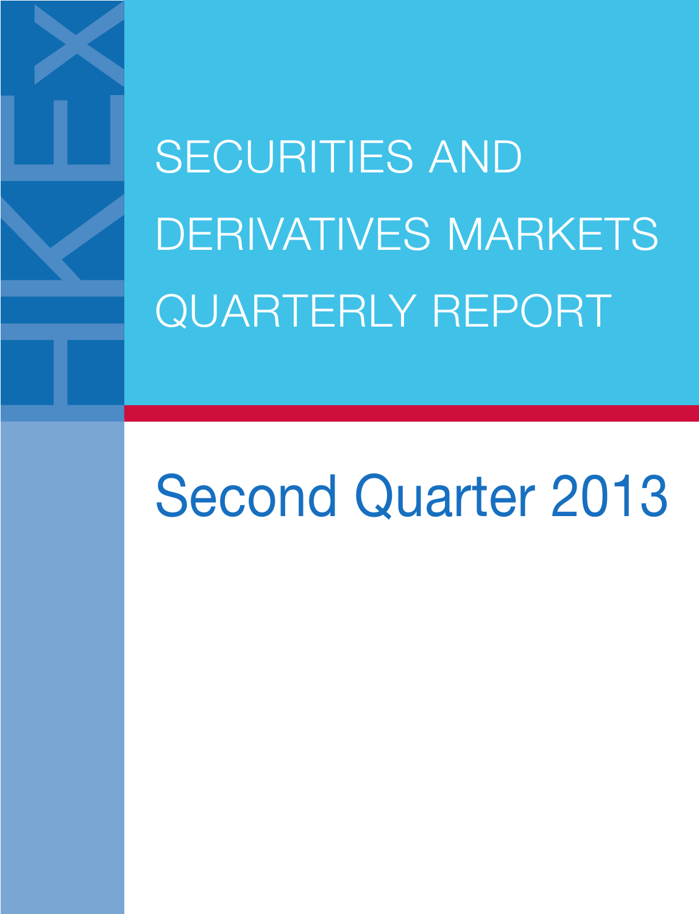# SECURITIES AND DERIVATIVES MARKETS QUARTERLY REPORT

## Second Quarter 2013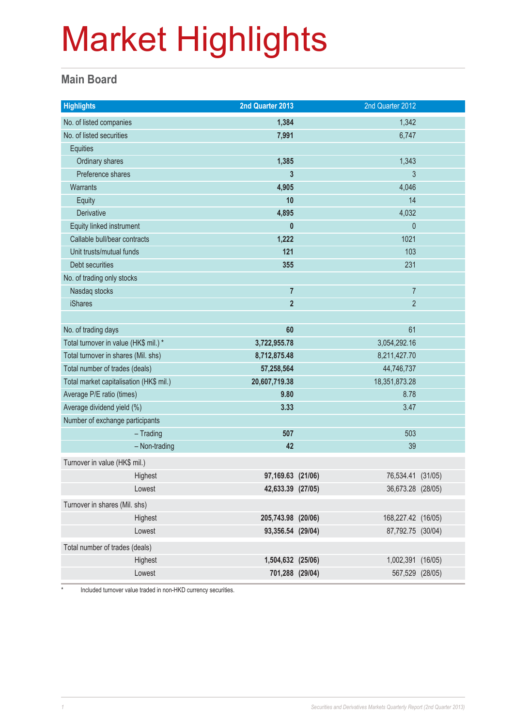# Market Highlights

## Main Board

| Highlights | 2nd Quarter 2013 | | 2nd Quarter 2012 | |
|---|---|---|---|---|
| No. of listed companies | **1,384** | | 1,342 | |
| No. of listed securities | **7,991** | | 6,747 | |
| Equities | | | | |
| Ordinary shares | **1,385** | | 1,343 | |
| Preference shares | **3** | | 3 | |
| Warrants | **4,905** | | 4,046 | |
| Equity | **10** | | 14 | |
| Derivative | **4,895** | | 4,032 | |
| Equity linked instrument | **0** | | 0 | |
| Callable bull/bear contracts | **1,222** | | 1021 | |
| Unit trusts/mutual funds | **121** | | 103 | |
| Debt securities | **355** | | 231 | |
| No. of trading only stocks | | | | |
| Nasdaq stocks | **7** | | 7 | |
| iShares | **2** | | 2 | |
| | | | | |
| No. of trading days | **60** | | 61 | |
| Total turnover in value (HK$ mil.) * | **3,722,955.78** | | 3,054,292.16 | |
| Total turnover in shares (Mil. shs) | **8,712,875.48** | | 8,211,427.70 | |
| Total number of trades (deals) | **57,258,564** | | 44,746,737 | |
| Total market capitalisation (HK$ mil.) | **20,607,719.38** | | 18,351,873.28 | |
| Average P/E ratio (times) | **9.80** | | 8.78 | |
| Average dividend yield (%) | **3.33** | | 3.47 | |
| Number of exchange participants | | | | |
| – Trading | **507** | | 503 | |
| – Non-trading | **42** | | 39 | |
| Turnover in value (HK$ mil.) | | | | |
| Highest | **97,169.63** | **(21/06)** | 76,534.41 | (31/05) |
| Lowest | **42,633.39** | **(27/05)** | 36,673.28 | (28/05) |
| Turnover in shares (Mil. shs) | | | | |
| Highest | **205,743.98** | **(20/06)** | 168,227.42 | (16/05) |
| Lowest | **93,356.54** | **(29/04)** | 87,792.75 | (30/04) |
| Total number of trades (deals) | | | | |
| Highest | **1,504,632** | **(25/06)** | 1,002,391 | (16/05) |
| Lowest | **701,288** | **(29/04)** | 567,529 | (28/05) |

* Included turnover value traded in non-HKD currency securities.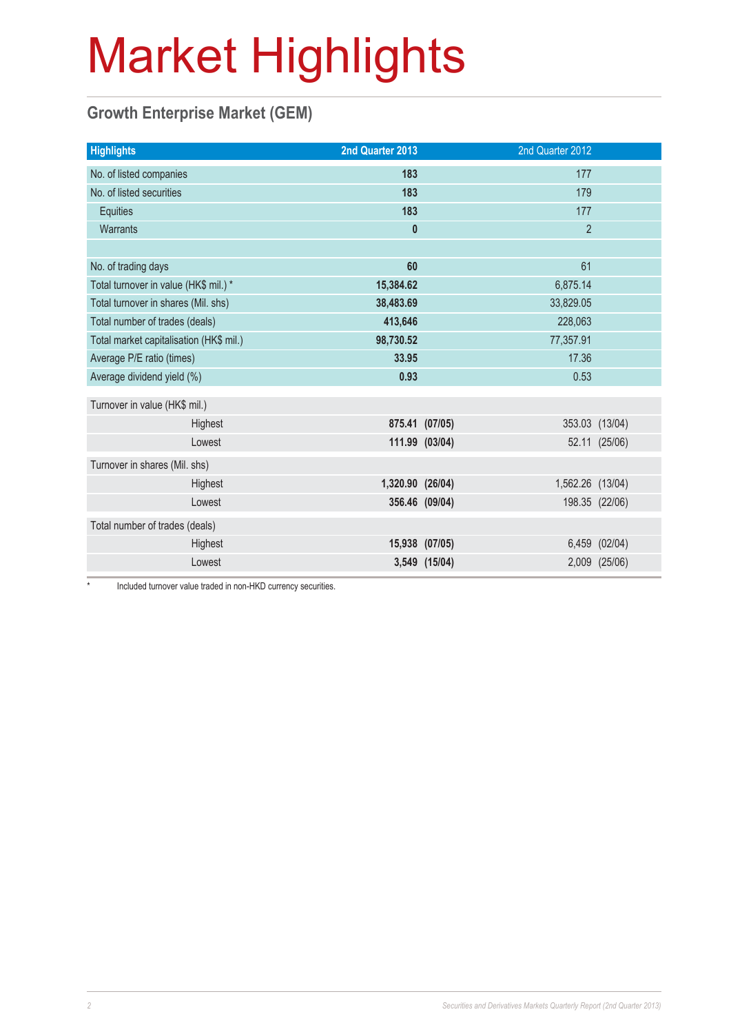# Market Highlights

## Growth Enterprise Market (GEM)

| Highlights | 2nd Quarter 2013 | | 2nd Quarter 2012 | |
|---|---|---|---|---|
| No. of listed companies | **183** | | 177 | |
| No. of listed securities | **183** | | 179 | |
| Equities | **183** | | 177 | |
| Warrants | **0** | | 2 | |
| | | | | |
| No. of trading days | **60** | | 61 | |
| Total turnover in value (HK$ mil.) * | **15,384.62** | | 6,875.14 | |
| Total turnover in shares (Mil. shs) | **38,483.69** | | 33,829.05 | |
| Total number of trades (deals) | **413,646** | | 228,063 | |
| Total market capitalisation (HK$ mil.) | **98,730.52** | | 77,357.91 | |
| Average P/E ratio (times) | **33.95** | | 17.36 | |
| Average dividend yield (%) | **0.93** | | 0.53 | |
| Turnover in value (HK$ mil.) | | | | |
| Highest | **875.41** | **(07/05)** | 353.03 | (13/04) |
| Lowest | **111.99** | **(03/04)** | 52.11 | (25/06) |
| Turnover in shares (Mil. shs) | | | | |
| Highest | **1,320.90** | **(26/04)** | 1,562.26 | (13/04) |
| Lowest | **356.46** | **(09/04)** | 198.35 | (22/06) |
| Total number of trades (deals) | | | | |
| Highest | **15,938** | **(07/05)** | 6,459 | (02/04) |
| Lowest | **3,549** | **(15/04)** | 2,009 | (25/06) |

* Included turnover value traded in non-HKD currency securities.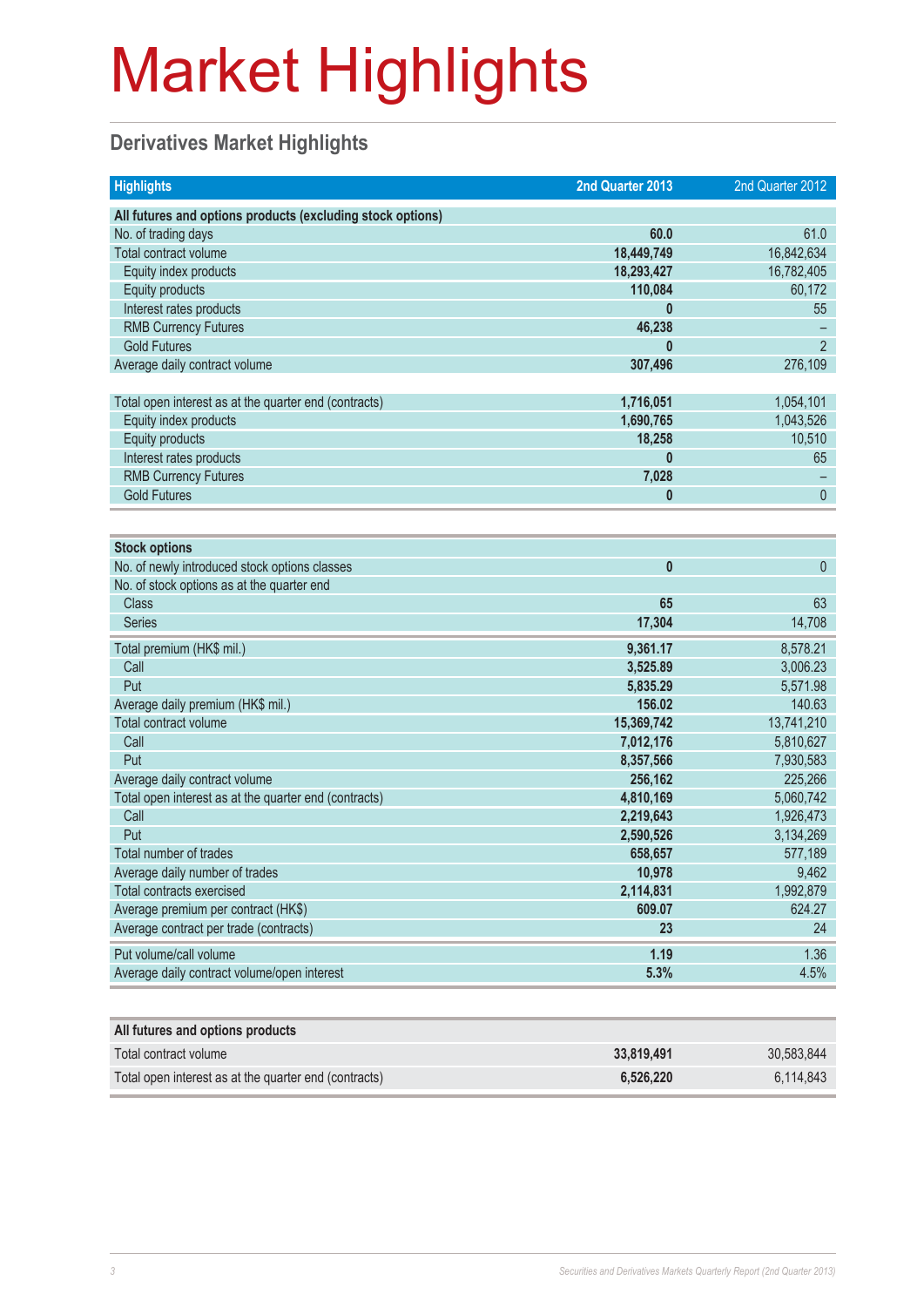# Market Highlights

## Derivatives Market Highlights

| Highlights | 2nd Quarter 2013 | 2nd Quarter 2012 |
|---|---|---|
| **All futures and options products (excluding stock options)** | | |
| No. of trading days | **60.0** | 61.0 |
| Total contract volume | **18,449,749** | 16,842,634 |
| Equity index products | **18,293,427** | 16,782,405 |
| Equity products | **110,084** | 60,172 |
| Interest rates products | **0** | 55 |
| RMB Currency Futures | **46,238** | – |
| Gold Futures | **0** | 2 |
| Average daily contract volume | **307,496** | 276,109 |
| | | |
| Total open interest as at the quarter end (contracts) | **1,716,051** | 1,054,101 |
| Equity index products | **1,690,765** | 1,043,526 |
| Equity products | **18,258** | 10,510 |
| Interest rates products | **0** | 65 |
| RMB Currency Futures | **7,028** | – |
| Gold Futures | **0** | 0 |

| Highlights | 2nd Quarter 2013 | 2nd Quarter 2012 |
|---|---|---|
| **Stock options** | | |
| No. of newly introduced stock options classes | **0** | 0 |
| No. of stock options as at the quarter end | | |
| Class | **65** | 63 |
| Series | **17,304** | 14,708 |
| Total premium (HK$ mil.) | **9,361.17** | 8,578.21 |
| Call | **3,525.89** | 3,006.23 |
| Put | **5,835.29** | 5,571.98 |
| Average daily premium (HK$ mil.) | **156.02** | 140.63 |
| Total contract volume | **15,369,742** | 13,741,210 |
| Call | **7,012,176** | 5,810,627 |
| Put | **8,357,566** | 7,930,583 |
| Average daily contract volume | **256,162** | 225,266 |
| Total open interest as at the quarter end (contracts) | **4,810,169** | 5,060,742 |
| Call | **2,219,643** | 1,926,473 |
| Put | **2,590,526** | 3,134,269 |
| Total number of trades | **658,657** | 577,189 |
| Average daily number of trades | **10,978** | 9,462 |
| Total contracts exercised | **2,114,831** | 1,992,879 |
| Average premium per contract (HK$) | **609.07** | 624.27 |
| Average contract per trade (contracts) | **23** | 24 |
| Put volume/call volume | **1.19** | 1.36 |
| Average daily contract volume/open interest | **5.3%** | 4.5% |

| Highlights | 2nd Quarter 2013 | 2nd Quarter 2012 |
|---|---|---|
| **All futures and options products** | | |
| Total contract volume | **33,819,491** | 30,583,844 |
| Total open interest as at the quarter end (contracts) | **6,526,220** | 6,114,843 |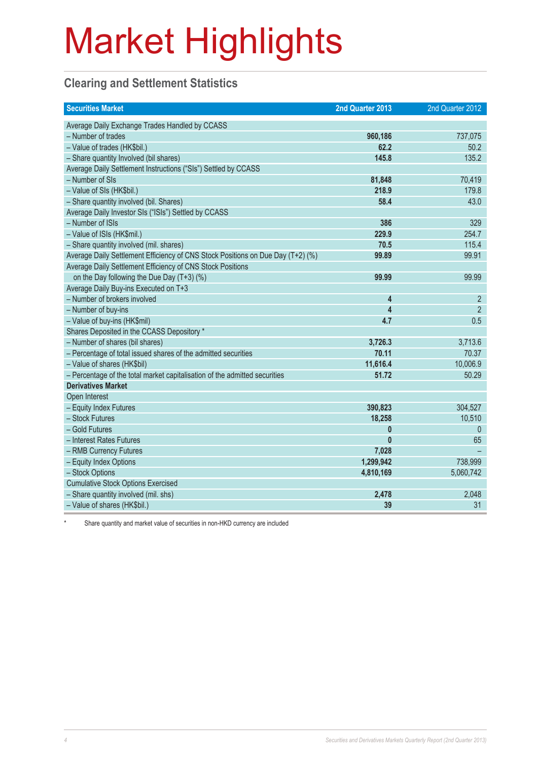# Market Highlights

## Clearing and Settlement Statistics

| Securities Market | 2nd Quarter 2013 | 2nd Quarter 2012 |
|---|---|---|
| Average Daily Exchange Trades Handled by CCASS | | |
| – Number of trades | **960,186** | 737,075 |
| – Value of trades (HK$bil.) | **62.2** | 50.2 |
| – Share quantity Involved (bil shares) | **145.8** | 135.2 |
| Average Daily Settlement Instructions ("SIs") Settled by CCASS | | |
| – Number of SIs | **81,848** | 70,419 |
| – Value of SIs (HK$bil.) | **218.9** | 179.8 |
| – Share quantity involved (bil. Shares) | **58.4** | 43.0 |
| Average Daily Investor SIs ("ISIs") Settled by CCASS | | |
| – Number of ISIs | **386** | 329 |
| – Value of ISIs (HK$mil.) | **229.9** | 254.7 |
| – Share quantity involved (mil. shares) | **70.5** | 115.4 |
| Average Daily Settlement Efficiency of CNS Stock Positions on Due Day (T+2) (%) | **99.89** | 99.91 |
| Average Daily Settlement Efficiency of CNS Stock Positions on the Day following the Due Day (T+3) (%) | **99.99** | 99.99 |
| Average Daily Buy-ins Executed on T+3 | | |
| – Number of brokers involved | **4** | 2 |
| – Number of buy-ins | **4** | 2 |
| – Value of buy-ins (HK$mil) | **4.7** | 0.5 |
| Shares Deposited in the CCASS Depository * | | |
| – Number of shares (bil shares) | **3,726.3** | 3,713.6 |
| – Percentage of total issued shares of the admitted securities | **70.11** | 70.37 |
| – Value of shares (HK$bil) | **11,616.4** | 10,006.9 |
| – Percentage of the total market capitalisation of the admitted securities | **51.72** | 50.29 |
| **Derivatives Market** | | |
| Open Interest | | |
| – Equity Index Futures | **390,823** | 304,527 |
| – Stock Futures | **18,258** | 10,510 |
| – Gold Futures | **0** | 0 |
| – Interest Rates Futures | **0** | 65 |
| – RMB Currency Futures | **7,028** | – |
| – Equity Index Options | **1,299,942** | 738,999 |
| – Stock Options | **4,810,169** | 5,060,742 |
| Cumulative Stock Options Exercised | | |
| – Share quantity involved (mil. shs) | **2,478** | 2,048 |
| – Value of shares (HK$bil.) | **39** | 31 |

\* Share quantity and market value of securities in non-HKD currency are included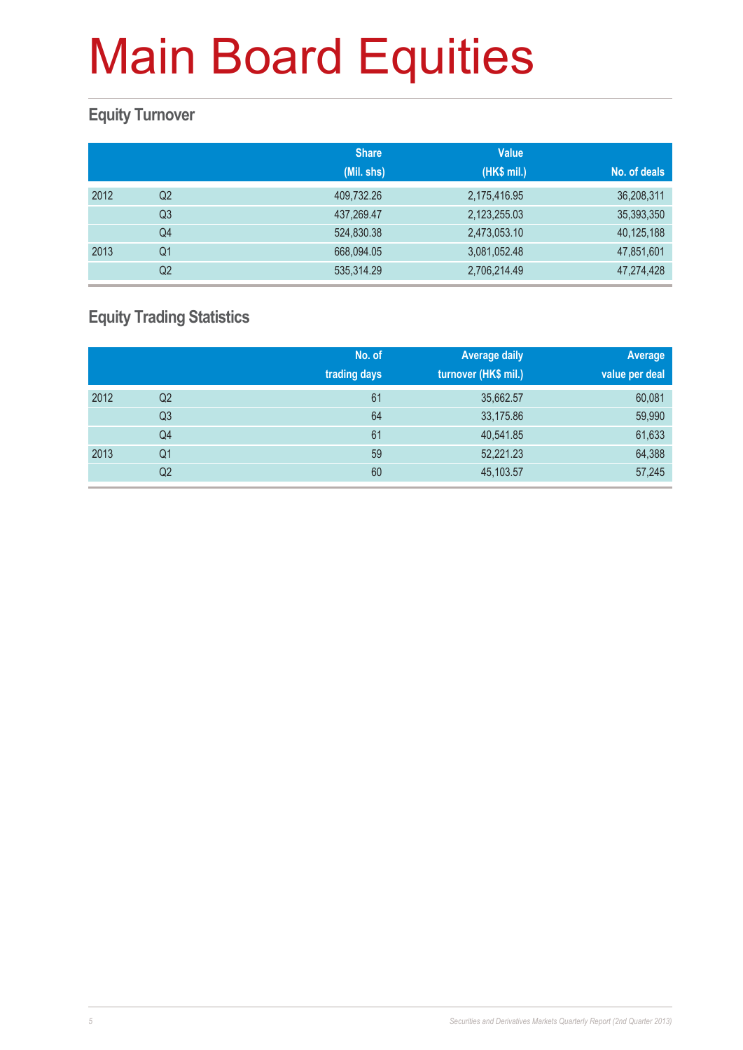# Main Board Equities

## Equity Turnover

| | | Share (Mil. shs) | Value (HK$ mil.) | No. of deals |
|---|---|---|---|---|
| 2012 | Q2 | 409,732.26 | 2,175,416.95 | 36,208,311 |
| | Q3 | 437,269.47 | 2,123,255.03 | 35,393,350 |
| | Q4 | 524,830.38 | 2,473,053.10 | 40,125,188 |
| 2013 | Q1 | 668,094.05 | 3,081,052.48 | 47,851,601 |
| | Q2 | 535,314.29 | 2,706,214.49 | 47,274,428 |

## Equity Trading Statistics

| | | No. of trading days | Average daily turnover (HK$ mil.) | Average value per deal |
|---|---|---|---|---|
| 2012 | Q2 | 61 | 35,662.57 | 60,081 |
| | Q3 | 64 | 33,175.86 | 59,990 |
| | Q4 | 61 | 40,541.85 | 61,633 |
| 2013 | Q1 | 59 | 52,221.23 | 64,388 |
| | Q2 | 60 | 45,103.57 | 57,245 |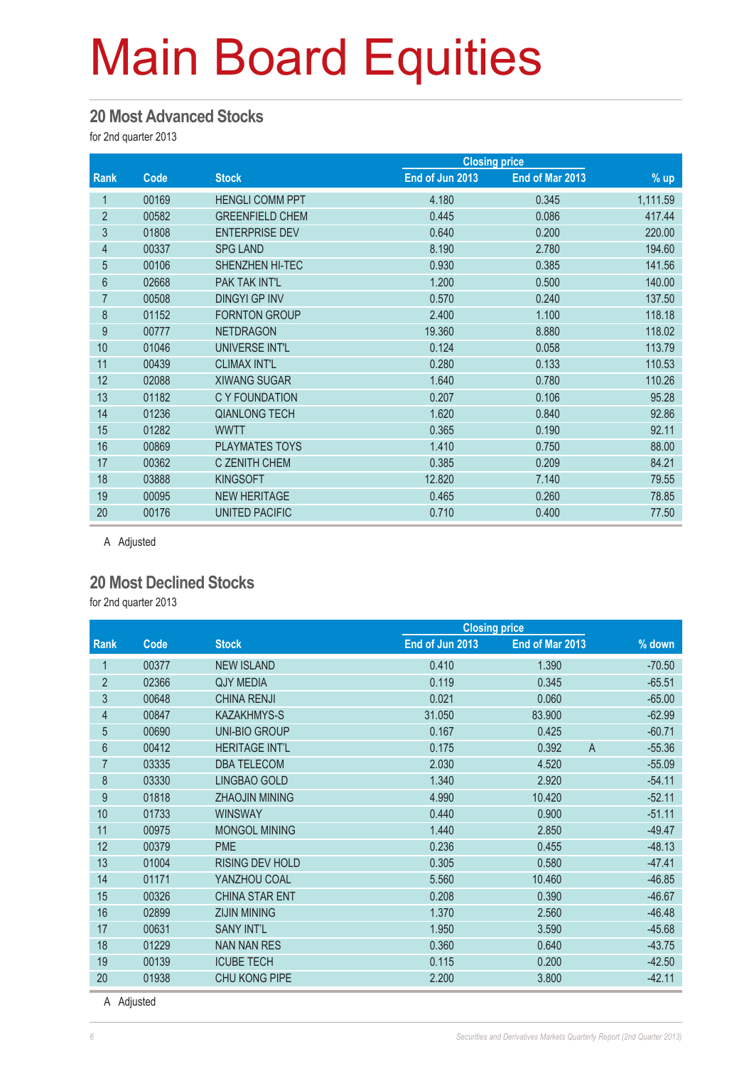# Main Board Equities

## 20 Most Advanced Stocks

for 2nd quarter 2013

| Rank | Code | Stock | Closing price | | % up |
|---|---|---|---|---|---|
| | | | End of Jun 2013 | End of Mar 2013 | |
| 1 | 00169 | HENGLI COMM PPT | 4.180 | 0.345 | 1,111.59 |
| 2 | 00582 | GREENFIELD CHEM | 0.445 | 0.086 | 417.44 |
| 3 | 01808 | ENTERPRISE DEV | 0.640 | 0.200 | 220.00 |
| 4 | 00337 | SPG LAND | 8.190 | 2.780 | 194.60 |
| 5 | 00106 | SHENZHEN HI-TEC | 0.930 | 0.385 | 141.56 |
| 6 | 02668 | PAK TAK INT'L | 1.200 | 0.500 | 140.00 |
| 7 | 00508 | DINGYI GP INV | 0.570 | 0.240 | 137.50 |
| 8 | 01152 | FORNTON GROUP | 2.400 | 1.100 | 118.18 |
| 9 | 00777 | NETDRAGON | 19.360 | 8.880 | 118.02 |
| 10 | 01046 | UNIVERSE INT'L | 0.124 | 0.058 | 113.79 |
| 11 | 00439 | CLIMAX INT'L | 0.280 | 0.133 | 110.53 |
| 12 | 02088 | XIWANG SUGAR | 1.640 | 0.780 | 110.26 |
| 13 | 01182 | C Y FOUNDATION | 0.207 | 0.106 | 95.28 |
| 14 | 01236 | QIANLONG TECH | 1.620 | 0.840 | 92.86 |
| 15 | 01282 | WWTT | 0.365 | 0.190 | 92.11 |
| 16 | 00869 | PLAYMATES TOYS | 1.410 | 0.750 | 88.00 |
| 17 | 00362 | C ZENITH CHEM | 0.385 | 0.209 | 84.21 |
| 18 | 03888 | KINGSOFT | 12.820 | 7.140 | 79.55 |
| 19 | 00095 | NEW HERITAGE | 0.465 | 0.260 | 78.85 |
| 20 | 00176 | UNITED PACIFIC | 0.710 | 0.400 | 77.50 |

A Adjusted

## 20 Most Declined Stocks

for 2nd quarter 2013

| Rank | Code | Stock | Closing price | | | % down |
|---|---|---|---|---|---|---|
| | | | End of Jun 2013 | End of Mar 2013 | | |
| 1 | 00377 | NEW ISLAND | 0.410 | 1.390 | | -70.50 |
| 2 | 02366 | QJY MEDIA | 0.119 | 0.345 | | -65.51 |
| 3 | 00648 | CHINA RENJI | 0.021 | 0.060 | | -65.00 |
| 4 | 00847 | KAZAKHMYS-S | 31.050 | 83.900 | | -62.99 |
| 5 | 00690 | UNI-BIO GROUP | 0.167 | 0.425 | | -60.71 |
| 6 | 00412 | HERITAGE INT'L | 0.175 | 0.392 | A | -55.36 |
| 7 | 03335 | DBA TELECOM | 2.030 | 4.520 | | -55.09 |
| 8 | 03330 | LINGBAO GOLD | 1.340 | 2.920 | | -54.11 |
| 9 | 01818 | ZHAOJIN MINING | 4.990 | 10.420 | | -52.11 |
| 10 | 01733 | WINSWAY | 0.440 | 0.900 | | -51.11 |
| 11 | 00975 | MONGOL MINING | 1.440 | 2.850 | | -49.47 |
| 12 | 00379 | PME | 0.236 | 0.455 | | -48.13 |
| 13 | 01004 | RISING DEV HOLD | 0.305 | 0.580 | | -47.41 |
| 14 | 01171 | YANZHOU COAL | 5.560 | 10.460 | | -46.85 |
| 15 | 00326 | CHINA STAR ENT | 0.208 | 0.390 | | -46.67 |
| 16 | 02899 | ZIJIN MINING | 1.370 | 2.560 | | -46.48 |
| 17 | 00631 | SANY INT'L | 1.950 | 3.590 | | -45.68 |
| 18 | 01229 | NAN NAN RES | 0.360 | 0.640 | | -43.75 |
| 19 | 00139 | ICUBE TECH | 0.115 | 0.200 | | -42.50 |
| 20 | 01938 | CHU KONG PIPE | 2.200 | 3.800 | | -42.11 |

A Adjusted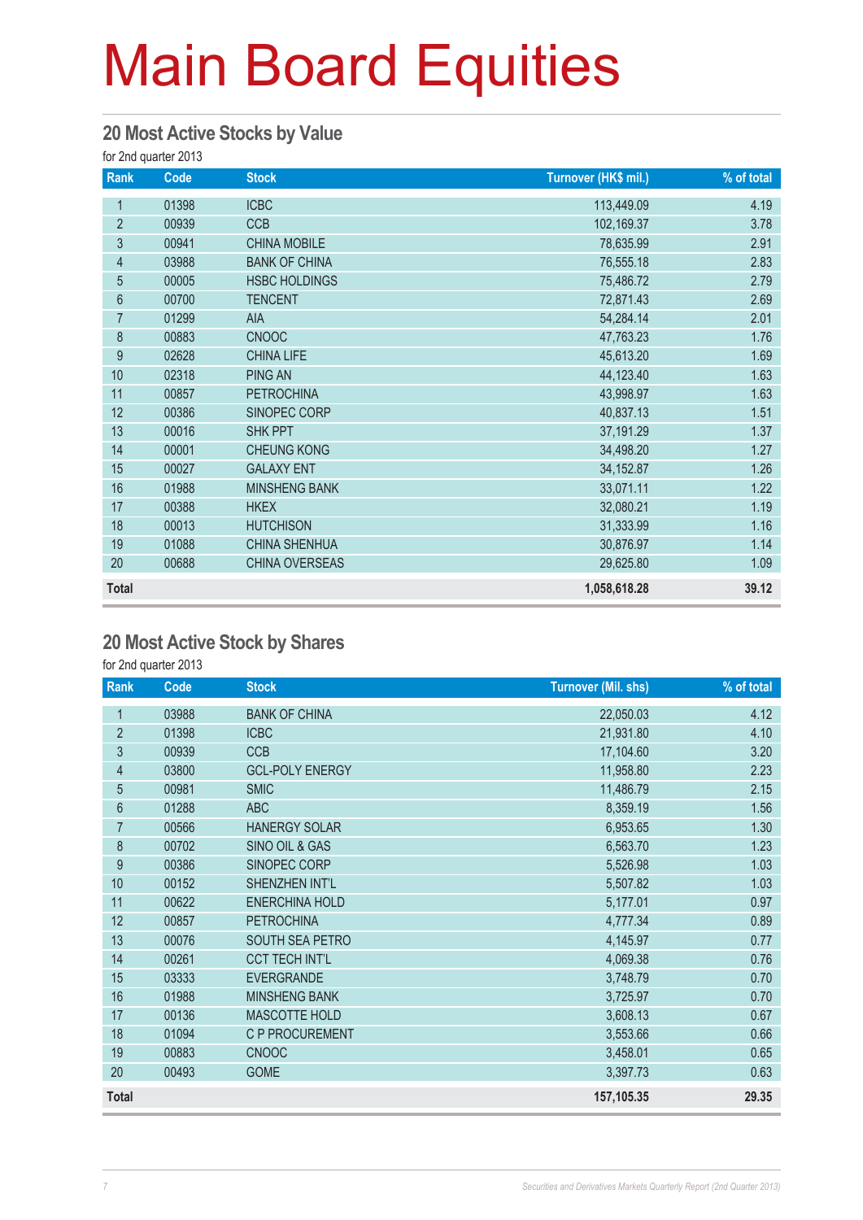# Main Board Equities

## 20 Most Active Stocks by Value

for 2nd quarter 2013

| Rank | Code | Stock | Turnover (HK$ mil.) | % of total |
|---|---|---|---|---|
| 1 | 01398 | ICBC | 113,449.09 | 4.19 |
| 2 | 00939 | CCB | 102,169.37 | 3.78 |
| 3 | 00941 | CHINA MOBILE | 78,635.99 | 2.91 |
| 4 | 03988 | BANK OF CHINA | 76,555.18 | 2.83 |
| 5 | 00005 | HSBC HOLDINGS | 75,486.72 | 2.79 |
| 6 | 00700 | TENCENT | 72,871.43 | 2.69 |
| 7 | 01299 | AIA | 54,284.14 | 2.01 |
| 8 | 00883 | CNOOC | 47,763.23 | 1.76 |
| 9 | 02628 | CHINA LIFE | 45,613.20 | 1.69 |
| 10 | 02318 | PING AN | 44,123.40 | 1.63 |
| 11 | 00857 | PETROCHINA | 43,998.97 | 1.63 |
| 12 | 00386 | SINOPEC CORP | 40,837.13 | 1.51 |
| 13 | 00016 | SHK PPT | 37,191.29 | 1.37 |
| 14 | 00001 | CHEUNG KONG | 34,498.20 | 1.27 |
| 15 | 00027 | GALAXY ENT | 34,152.87 | 1.26 |
| 16 | 01988 | MINSHENG BANK | 33,071.11 | 1.22 |
| 17 | 00388 | HKEX | 32,080.21 | 1.19 |
| 18 | 00013 | HUTCHISON | 31,333.99 | 1.16 |
| 19 | 01088 | CHINA SHENHUA | 30,876.97 | 1.14 |
| 20 | 00688 | CHINA OVERSEAS | 29,625.80 | 1.09 |
| **Total** | | | **1,058,618.28** | **39.12** |

## 20 Most Active Stock by Shares

for 2nd quarter 2013

| Rank | Code | Stock | Turnover (Mil. shs) | % of total |
|---|---|---|---|---|
| 1 | 03988 | BANK OF CHINA | 22,050.03 | 4.12 |
| 2 | 01398 | ICBC | 21,931.80 | 4.10 |
| 3 | 00939 | CCB | 17,104.60 | 3.20 |
| 4 | 03800 | GCL-POLY ENERGY | 11,958.80 | 2.23 |
| 5 | 00981 | SMIC | 11,486.79 | 2.15 |
| 6 | 01288 | ABC | 8,359.19 | 1.56 |
| 7 | 00566 | HANERGY SOLAR | 6,953.65 | 1.30 |
| 8 | 00702 | SINO OIL & GAS | 6,563.70 | 1.23 |
| 9 | 00386 | SINOPEC CORP | 5,526.98 | 1.03 |
| 10 | 00152 | SHENZHEN INT'L | 5,507.82 | 1.03 |
| 11 | 00622 | ENERCHINA HOLD | 5,177.01 | 0.97 |
| 12 | 00857 | PETROCHINA | 4,777.34 | 0.89 |
| 13 | 00076 | SOUTH SEA PETRO | 4,145.97 | 0.77 |
| 14 | 00261 | CCT TECH INT'L | 4,069.38 | 0.76 |
| 15 | 03333 | EVERGRANDE | 3,748.79 | 0.70 |
| 16 | 01988 | MINSHENG BANK | 3,725.97 | 0.70 |
| 17 | 00136 | MASCOTTE HOLD | 3,608.13 | 0.67 |
| 18 | 01094 | C P PROCUREMENT | 3,553.66 | 0.66 |
| 19 | 00883 | CNOOC | 3,458.01 | 0.65 |
| 20 | 00493 | GOME | 3,397.73 | 0.63 |
| **Total** | | | **157,105.35** | **29.35** |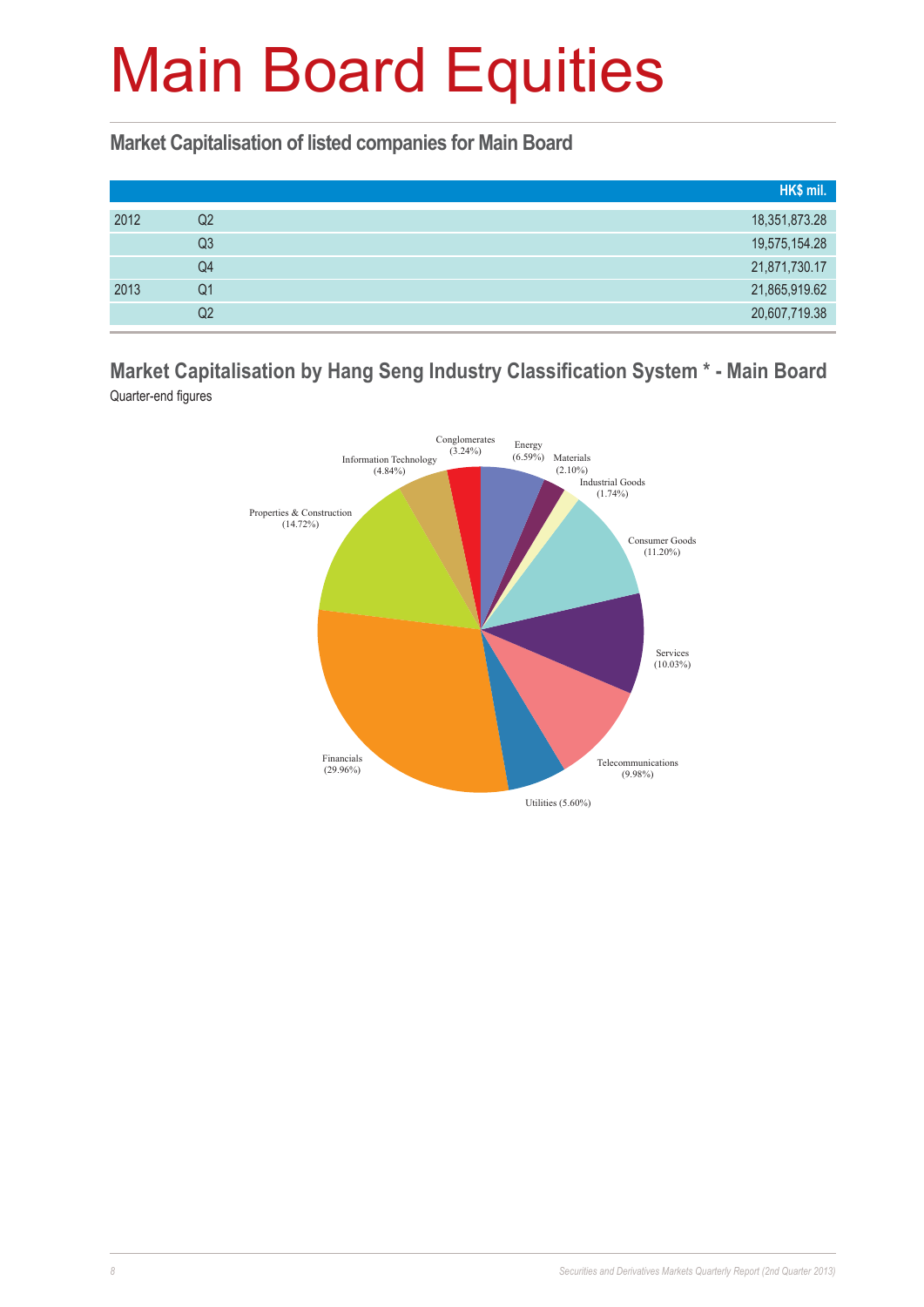# Main Board Equities

## Market Capitalisation of listed companies for Main Board

| | | HK$ mil. |
|---|---|---|
| 2012 | Q2 | 18,351,873.28 |
| | Q3 | 19,575,154.28 |
| | Q4 | 21,871,730.17 |
| 2013 | Q1 | 21,865,919.62 |
| | Q2 | 20,607,719.38 |

## Market Capitalisation by Hang Seng Industry Classification System * - Main Board

Quarter-end figures

Conglomerates (3.24%)
Energy (6.59%)
Materials (2.10%)
Industrial Goods (1.74%)
Consumer Goods (11.20%)
Services (10.03%)
Telecommunications (9.98%)
Utilities (5.60%)
Financials (29.96%)
Properties & Construction (14.72%)
Information Technology (4.84%)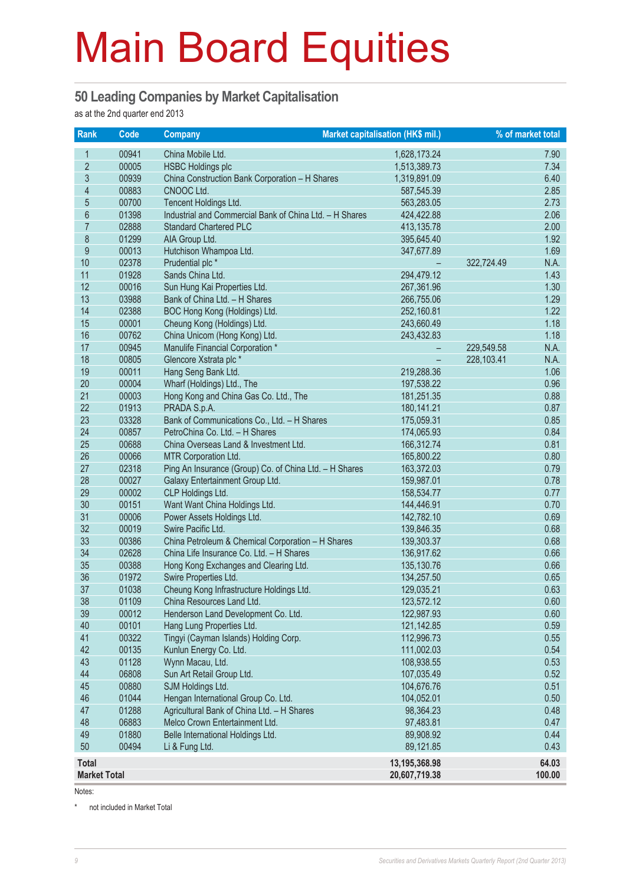# Main Board Equities

## 50 Leading Companies by Market Capitalisation

as at the 2nd quarter end 2013

| Rank | Code | Company | Market capitalisation (HK$ mil.) | | % of market total |
|---|---|---|---|---|---|
| 1 | 00941 | China Mobile Ltd. | 1,628,173.24 | | 7.90 |
| 2 | 00005 | HSBC Holdings plc | 1,513,389.73 | | 7.34 |
| 3 | 00939 | China Construction Bank Corporation – H Shares | 1,319,891.09 | | 6.40 |
| 4 | 00883 | CNOOC Ltd. | 587,545.39 | | 2.85 |
| 5 | 00700 | Tencent Holdings Ltd. | 563,283.05 | | 2.73 |
| 6 | 01398 | Industrial and Commercial Bank of China Ltd. – H Shares | 424,422.88 | | 2.06 |
| 7 | 02888 | Standard Chartered PLC | 413,135.78 | | 2.00 |
| 8 | 01299 | AIA Group Ltd. | 395,645.40 | | 1.92 |
| 9 | 00013 | Hutchison Whampoa Ltd. | 347,677.89 | | 1.69 |
| 10 | 02378 | Prudential plc * | – | 322,724.49 | N.A. |
| 11 | 01928 | Sands China Ltd. | 294,479.12 | | 1.43 |
| 12 | 00016 | Sun Hung Kai Properties Ltd. | 267,361.96 | | 1.30 |
| 13 | 03988 | Bank of China Ltd. – H Shares | 266,755.06 | | 1.29 |
| 14 | 02388 | BOC Hong Kong (Holdings) Ltd. | 252,160.81 | | 1.22 |
| 15 | 00001 | Cheung Kong (Holdings) Ltd. | 243,660.49 | | 1.18 |
| 16 | 00762 | China Unicom (Hong Kong) Ltd. | 243,432.83 | | 1.18 |
| 17 | 00945 | Manulife Financial Corporation * | – | 229,549.58 | N.A. |
| 18 | 00805 | Glencore Xstrata plc * | – | 228,103.41 | N.A. |
| 19 | 00011 | Hang Seng Bank Ltd. | 219,288.36 | | 1.06 |
| 20 | 00004 | Wharf (Holdings) Ltd., The | 197,538.22 | | 0.96 |
| 21 | 00003 | Hong Kong and China Gas Co. Ltd., The | 181,251.35 | | 0.88 |
| 22 | 01913 | PRADA S.p.A. | 180,141.21 | | 0.87 |
| 23 | 03328 | Bank of Communications Co., Ltd. – H Shares | 175,059.31 | | 0.85 |
| 24 | 00857 | PetroChina Co. Ltd. – H Shares | 174,065.93 | | 0.84 |
| 25 | 00688 | China Overseas Land & Investment Ltd. | 166,312.74 | | 0.81 |
| 26 | 00066 | MTR Corporation Ltd. | 165,800.22 | | 0.80 |
| 27 | 02318 | Ping An Insurance (Group) Co. of China Ltd. – H Shares | 163,372.03 | | 0.79 |
| 28 | 00027 | Galaxy Entertainment Group Ltd. | 159,987.01 | | 0.78 |
| 29 | 00002 | CLP Holdings Ltd. | 158,534.77 | | 0.77 |
| 30 | 00151 | Want Want China Holdings Ltd. | 144,446.91 | | 0.70 |
| 31 | 00006 | Power Assets Holdings Ltd. | 142,782.10 | | 0.69 |
| 32 | 00019 | Swire Pacific Ltd. | 139,846.35 | | 0.68 |
| 33 | 00386 | China Petroleum & Chemical Corporation – H Shares | 139,303.37 | | 0.68 |
| 34 | 02628 | China Life Insurance Co. Ltd. – H Shares | 136,917.62 | | 0.66 |
| 35 | 00388 | Hong Kong Exchanges and Clearing Ltd. | 135,130.76 | | 0.66 |
| 36 | 01972 | Swire Properties Ltd. | 134,257.50 | | 0.65 |
| 37 | 01038 | Cheung Kong Infrastructure Holdings Ltd. | 129,035.21 | | 0.63 |
| 38 | 01109 | China Resources Land Ltd. | 123,572.12 | | 0.60 |
| 39 | 00012 | Henderson Land Development Co. Ltd. | 122,987.93 | | 0.60 |
| 40 | 00101 | Hang Lung Properties Ltd. | 121,142.85 | | 0.59 |
| 41 | 00322 | Tingyi (Cayman Islands) Holding Corp. | 112,996.73 | | 0.55 |
| 42 | 00135 | Kunlun Energy Co. Ltd. | 111,002.03 | | 0.54 |
| 43 | 01128 | Wynn Macau, Ltd. | 108,938.55 | | 0.53 |
| 44 | 06808 | Sun Art Retail Group Ltd. | 107,035.49 | | 0.52 |
| 45 | 00880 | SJM Holdings Ltd. | 104,676.76 | | 0.51 |
| 46 | 01044 | Hengan International Group Co. Ltd. | 104,052.01 | | 0.50 |
| 47 | 01288 | Agricultural Bank of China Ltd. – H Shares | 98,364.23 | | 0.48 |
| 48 | 06883 | Melco Crown Entertainment Ltd. | 97,483.81 | | 0.47 |
| 49 | 01880 | Belle International Holdings Ltd. | 89,908.92 | | 0.44 |
| 50 | 00494 | Li & Fung Ltd. | 89,121.85 | | 0.43 |
| **Total** | | | **13,195,368.98** | | **64.03** |
| **Market Total** | | | **20,607,719.38** | | **100.00** |

Notes:

* not included in Market Total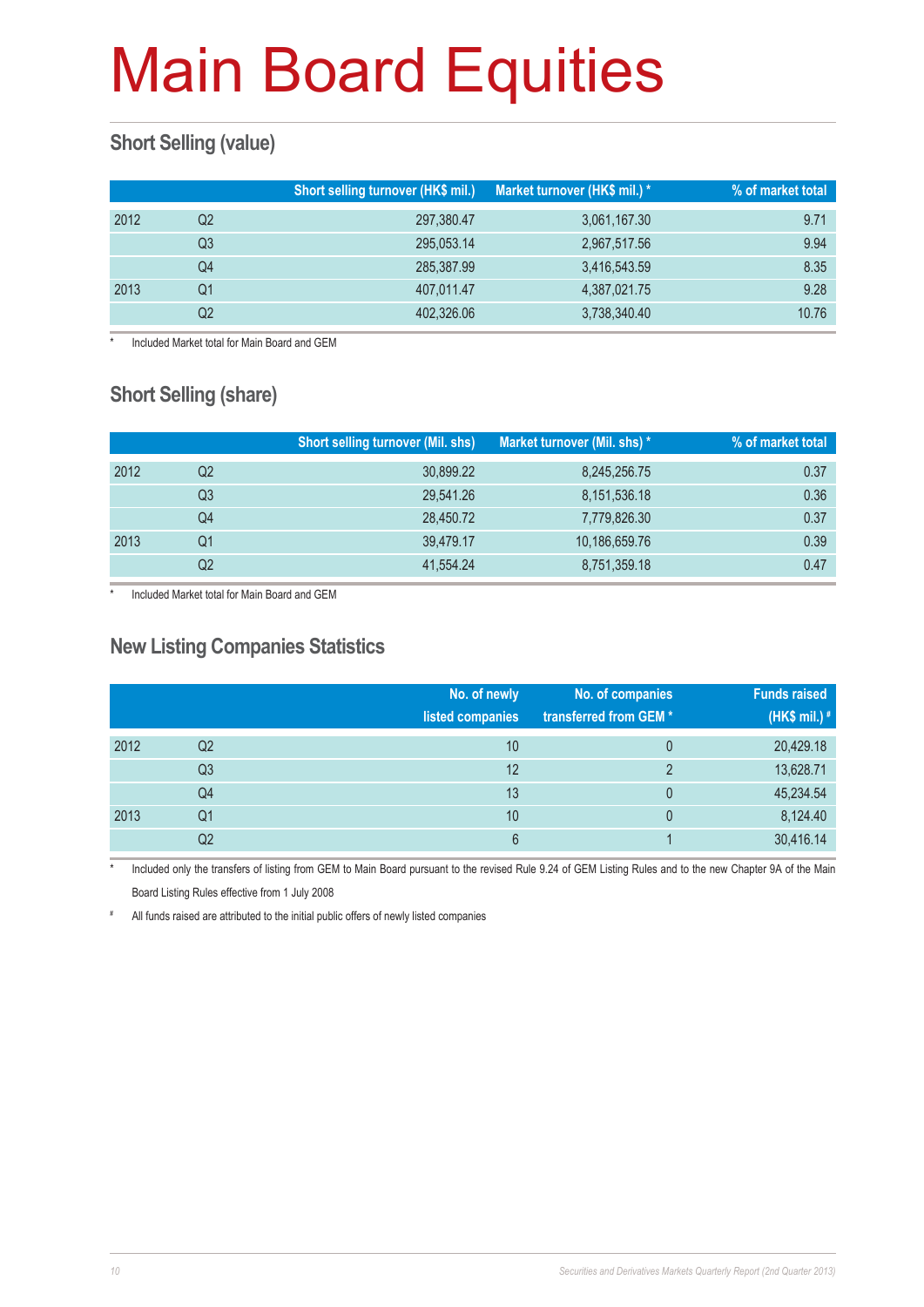# Main Board Equities

## Short Selling (value)

| | | Short selling turnover (HK$ mil.) | Market turnover (HK$ mil.) * | % of market total |
|---|---|---|---|---|
| 2012 | Q2 | 297,380.47 | 3,061,167.30 | 9.71 |
| | Q3 | 295,053.14 | 2,967,517.56 | 9.94 |
| | Q4 | 285,387.99 | 3,416,543.59 | 8.35 |
| 2013 | Q1 | 407,011.47 | 4,387,021.75 | 9.28 |
| | Q2 | 402,326.06 | 3,738,340.40 | 10.76 |

\* Included Market total for Main Board and GEM

## Short Selling (share)

| | | Short selling turnover (Mil. shs) | Market turnover (Mil. shs) * | % of market total |
|---|---|---|---|---|
| 2012 | Q2 | 30,899.22 | 8,245,256.75 | 0.37 |
| | Q3 | 29,541.26 | 8,151,536.18 | 0.36 |
| | Q4 | 28,450.72 | 7,779,826.30 | 0.37 |
| 2013 | Q1 | 39,479.17 | 10,186,659.76 | 0.39 |
| | Q2 | 41,554.24 | 8,751,359.18 | 0.47 |

\* Included Market total for Main Board and GEM

## New Listing Companies Statistics

| | | No. of newly listed companies | No. of companies transferred from GEM * | Funds raised (HK$ mil.) # |
|---|---|---|---|---|
| 2012 | Q2 | 10 | 0 | 20,429.18 |
| | Q3 | 12 | 2 | 13,628.71 |
| | Q4 | 13 | 0 | 45,234.54 |
| 2013 | Q1 | 10 | 0 | 8,124.40 |
| | Q2 | 6 | 1 | 30,416.14 |

\* Included only the transfers of listing from GEM to Main Board pursuant to the revised Rule 9.24 of GEM Listing Rules and to the new Chapter 9A of the Main Board Listing Rules effective from 1 July 2008

\# All funds raised are attributed to the initial public offers of newly listed companies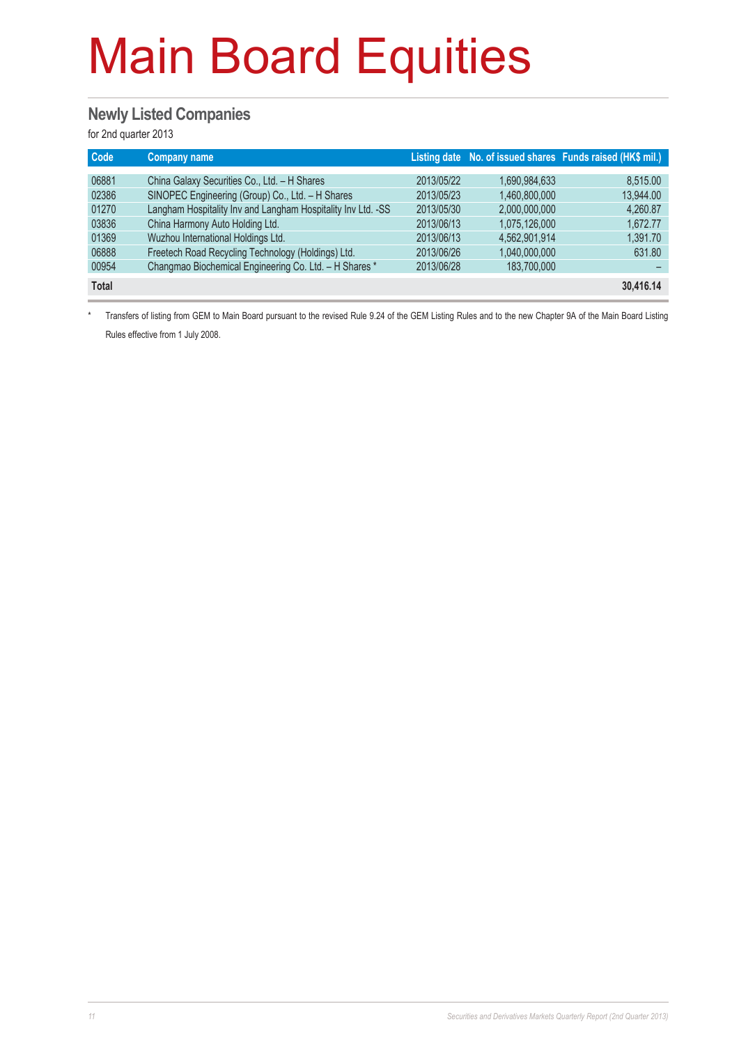# Main Board Equities

## Newly Listed Companies

for 2nd quarter 2013

| Code | Company name | Listing date | No. of issued shares | Funds raised (HK$ mil.) |
|---|---|---|---|---|
| 06881 | China Galaxy Securities Co., Ltd. – H Shares | 2013/05/22 | 1,690,984,633 | 8,515.00 |
| 02386 | SINOPEC Engineering (Group) Co., Ltd. – H Shares | 2013/05/23 | 1,460,800,000 | 13,944.00 |
| 01270 | Langham Hospitality Inv and Langham Hospitality Inv Ltd. -SS | 2013/05/30 | 2,000,000,000 | 4,260.87 |
| 03836 | China Harmony Auto Holding Ltd. | 2013/06/13 | 1,075,126,000 | 1,672.77 |
| 01369 | Wuzhou International Holdings Ltd. | 2013/06/13 | 4,562,901,914 | 1,391.70 |
| 06888 | Freetech Road Recycling Technology (Holdings) Ltd. | 2013/06/26 | 1,040,000,000 | 631.80 |
| 00954 | Changmao Biochemical Engineering Co. Ltd. – H Shares * | 2013/06/28 | 183,700,000 | – |
| **Total** | | | | **30,416.14** |

\* Transfers of listing from GEM to Main Board pursuant to the revised Rule 9.24 of the GEM Listing Rules and to the new Chapter 9A of the Main Board Listing Rules effective from 1 July 2008.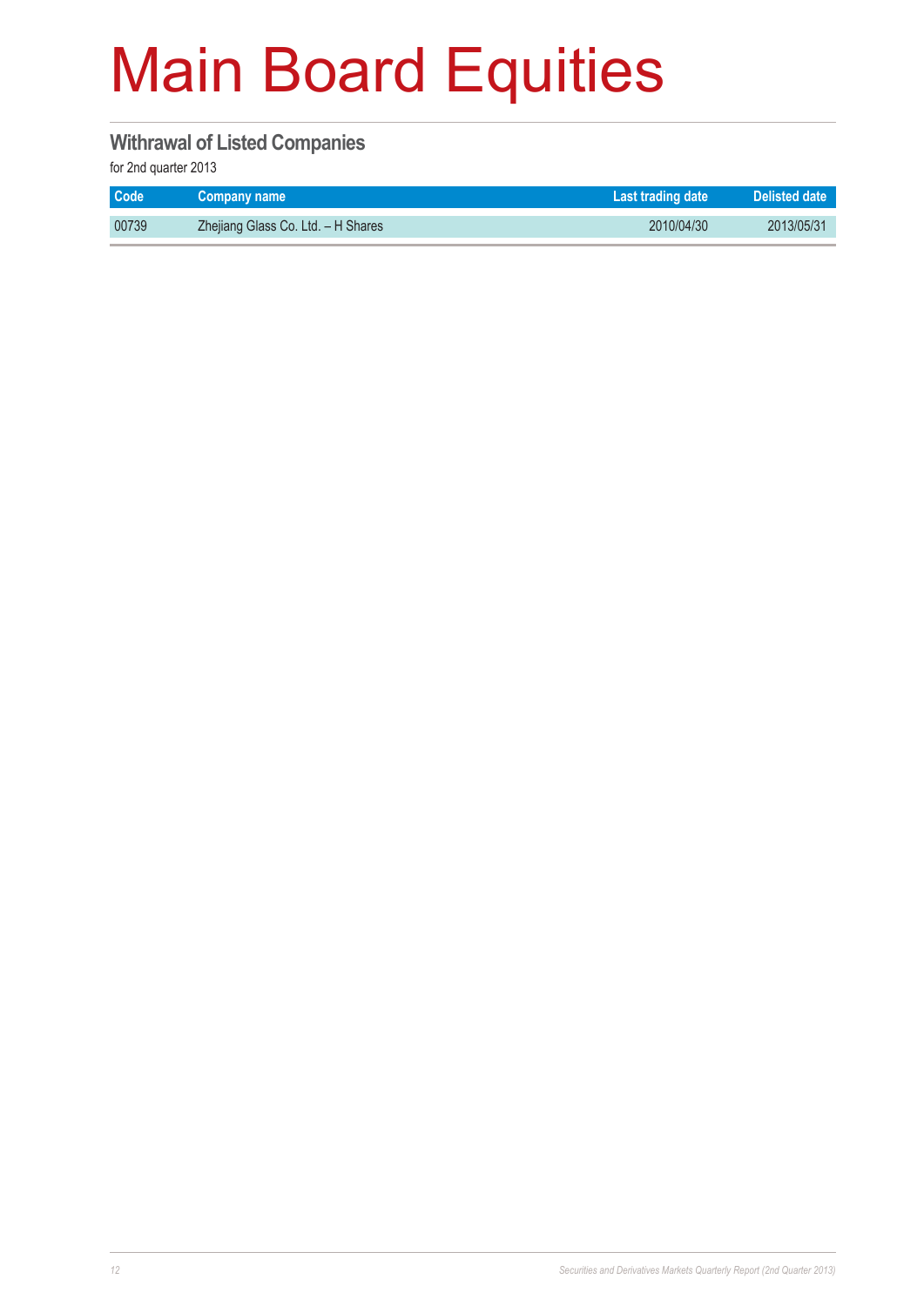# Main Board Equities

## Withrawal of Listed Companies

for 2nd quarter 2013

| Code | Company name | Last trading date | Delisted date |
|---|---|---|---|
| 00739 | Zhejiang Glass Co. Ltd. – H Shares | 2010/04/30 | 2013/05/31 |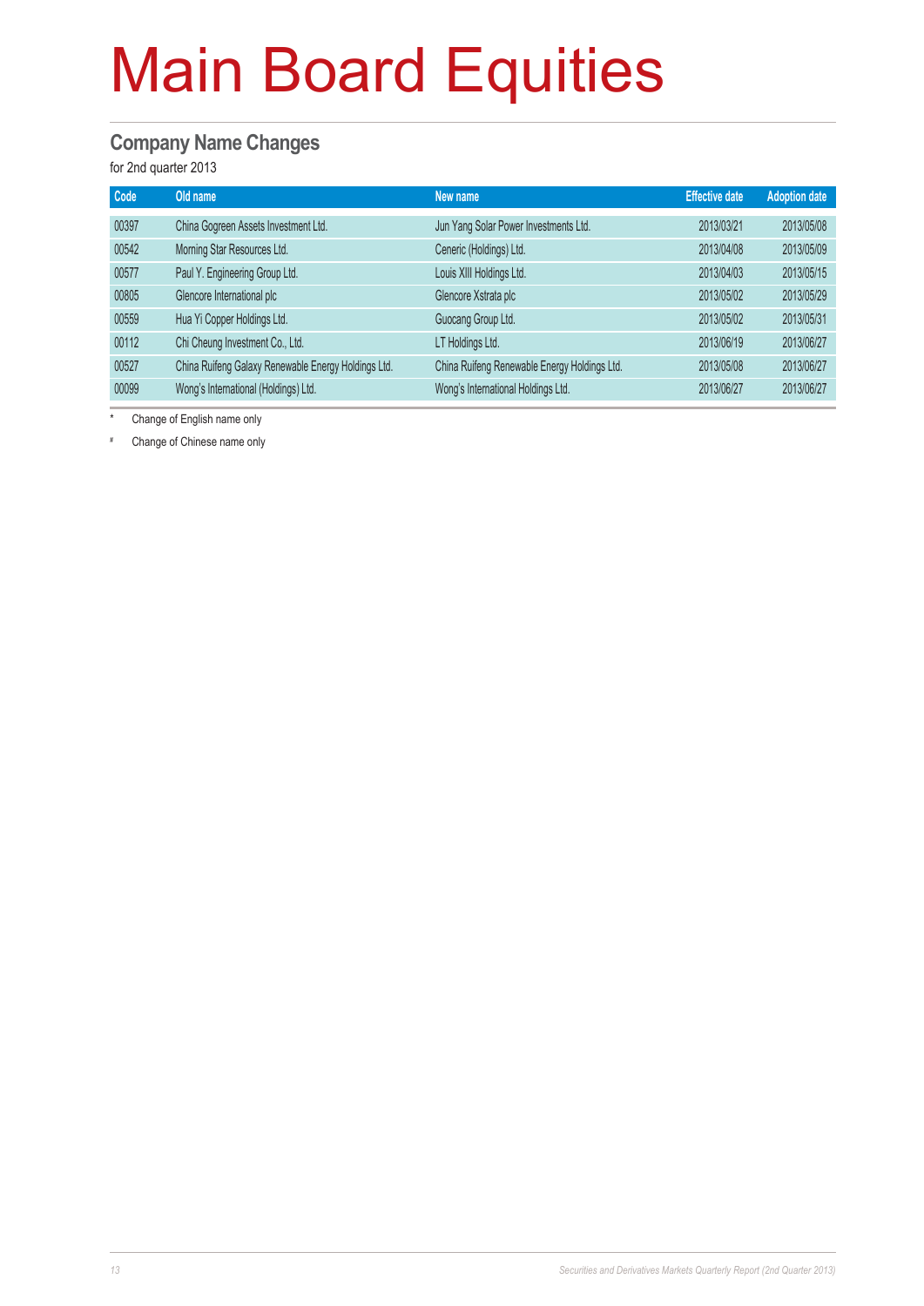# Main Board Equities

## Company Name Changes

for 2nd quarter 2013

| Code | Old name | New name | Effective date | Adoption date |
|---|---|---|---|---|
| 00397 | China Gogreen Assets Investment Ltd. | Jun Yang Solar Power Investments Ltd. | 2013/03/21 | 2013/05/08 |
| 00542 | Morning Star Resources Ltd. | Ceneric (Holdings) Ltd. | 2013/04/08 | 2013/05/09 |
| 00577 | Paul Y. Engineering Group Ltd. | Louis XIII Holdings Ltd. | 2013/04/03 | 2013/05/15 |
| 00805 | Glencore International plc | Glencore Xstrata plc | 2013/05/02 | 2013/05/29 |
| 00559 | Hua Yi Copper Holdings Ltd. | Guocang Group Ltd. | 2013/05/02 | 2013/05/31 |
| 00112 | Chi Cheung Investment Co., Ltd. | LT Holdings Ltd. | 2013/06/19 | 2013/06/27 |
| 00527 | China Ruifeng Galaxy Renewable Energy Holdings Ltd. | China Ruifeng Renewable Energy Holdings Ltd. | 2013/05/08 | 2013/06/27 |
| 00099 | Wong's International (Holdings) Ltd. | Wong's International Holdings Ltd. | 2013/06/27 | 2013/06/27 |

\* Change of English name only

\# Change of Chinese name only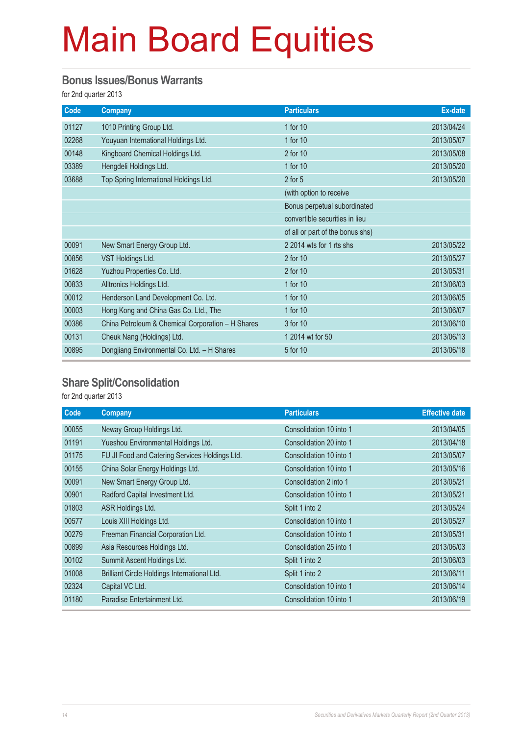# Main Board Equities

## Bonus Issues/Bonus Warrants

for 2nd quarter 2013

| Code | Company | Particulars | Ex-date |
|---|---|---|---|
| 01127 | 1010 Printing Group Ltd. | 1 for 10 | 2013/04/24 |
| 02268 | Youyuan International Holdings Ltd. | 1 for 10 | 2013/05/07 |
| 00148 | Kingboard Chemical Holdings Ltd. | 2 for 10 | 2013/05/08 |
| 03389 | Hengdeli Holdings Ltd. | 1 for 10 | 2013/05/20 |
| 03688 | Top Spring International Holdings Ltd. | 2 for 5 | 2013/05/20 |
| | | (with option to receive | |
| | | Bonus perpetual subordinated | |
| | | convertible securities in lieu | |
| | | of all or part of the bonus shs) | |
| 00091 | New Smart Energy Group Ltd. | 2 2014 wts for 1 rts shs | 2013/05/22 |
| 00856 | VST Holdings Ltd. | 2 for 10 | 2013/05/27 |
| 01628 | Yuzhou Properties Co. Ltd. | 2 for 10 | 2013/05/31 |
| 00833 | Alltronics Holdings Ltd. | 1 for 10 | 2013/06/03 |
| 00012 | Henderson Land Development Co. Ltd. | 1 for 10 | 2013/06/05 |
| 00003 | Hong Kong and China Gas Co. Ltd., The | 1 for 10 | 2013/06/07 |
| 00386 | China Petroleum & Chemical Corporation – H Shares | 3 for 10 | 2013/06/10 |
| 00131 | Cheuk Nang (Holdings) Ltd. | 1 2014 wt for 50 | 2013/06/13 |
| 00895 | Dongjiang Environmental Co. Ltd. – H Shares | 5 for 10 | 2013/06/18 |

## Share Split/Consolidation

for 2nd quarter 2013

| Code | Company | Particulars | Effective date |
|---|---|---|---|
| 00055 | Neway Group Holdings Ltd. | Consolidation 10 into 1 | 2013/04/05 |
| 01191 | Yueshou Environmental Holdings Ltd. | Consolidation 20 into 1 | 2013/04/18 |
| 01175 | FU JI Food and Catering Services Holdings Ltd. | Consolidation 10 into 1 | 2013/05/07 |
| 00155 | China Solar Energy Holdings Ltd. | Consolidation 10 into 1 | 2013/05/16 |
| 00091 | New Smart Energy Group Ltd. | Consolidation 2 into 1 | 2013/05/21 |
| 00901 | Radford Capital Investment Ltd. | Consolidation 10 into 1 | 2013/05/21 |
| 01803 | ASR Holdings Ltd. | Split 1 into 2 | 2013/05/24 |
| 00577 | Louis XIII Holdings Ltd. | Consolidation 10 into 1 | 2013/05/27 |
| 00279 | Freeman Financial Corporation Ltd. | Consolidation 10 into 1 | 2013/05/31 |
| 00899 | Asia Resources Holdings Ltd. | Consolidation 25 into 1 | 2013/06/03 |
| 00102 | Summit Ascent Holdings Ltd. | Split 1 into 2 | 2013/06/03 |
| 01008 | Brilliant Circle Holdings International Ltd. | Split 1 into 2 | 2013/06/11 |
| 02324 | Capital VC Ltd. | Consolidation 10 into 1 | 2013/06/14 |
| 01180 | Paradise Entertainment Ltd. | Consolidation 10 into 1 | 2013/06/19 |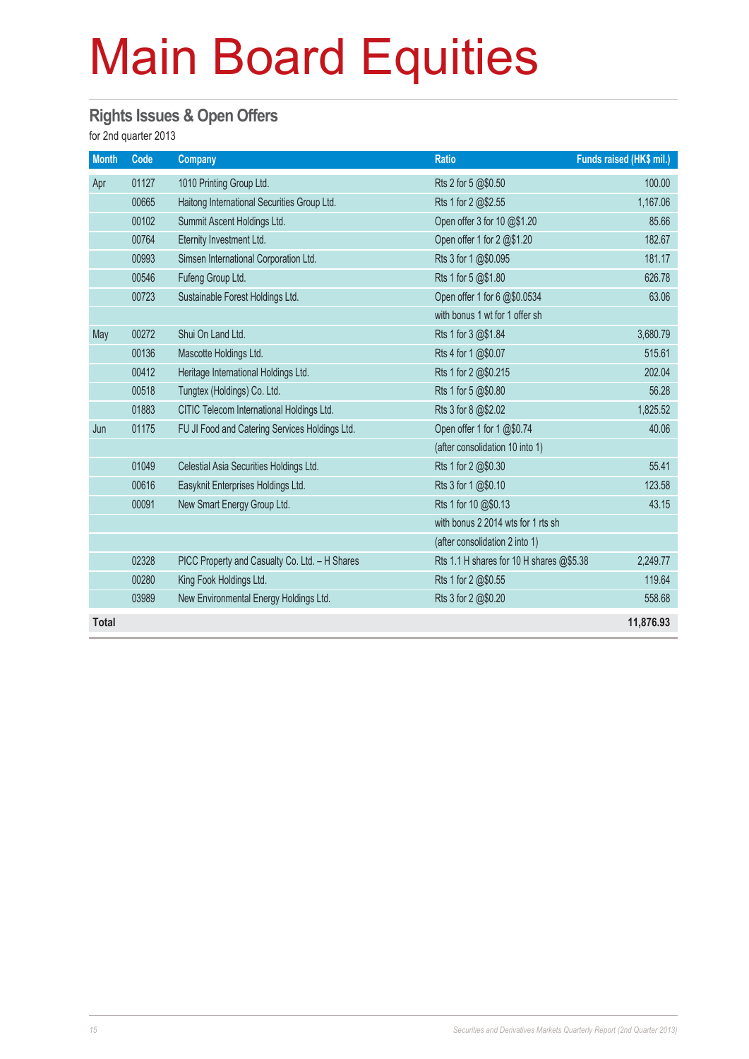# Main Board Equities

## Rights Issues & Open Offers

for 2nd quarter 2013

| Month | Code | Company | Ratio | Funds raised (HK$ mil.) |
|---|---|---|---|---|
| Apr | 01127 | 1010 Printing Group Ltd. | Rts 2 for 5 @$0.50 | 100.00 |
| | 00665 | Haitong International Securities Group Ltd. | Rts 1 for 2 @$2.55 | 1,167.06 |
| | 00102 | Summit Ascent Holdings Ltd. | Open offer 3 for 10 @$1.20 | 85.66 |
| | 00764 | Eternity Investment Ltd. | Open offer 1 for 2 @$1.20 | 182.67 |
| | 00993 | Simsen International Corporation Ltd. | Rts 3 for 1 @$0.095 | 181.17 |
| | 00546 | Fufeng Group Ltd. | Rts 1 for 5 @$1.80 | 626.78 |
| | 00723 | Sustainable Forest Holdings Ltd. | Open offer 1 for 6 @$0.0534 | 63.06 |
| | | | with bonus 1 wt for 1 offer sh | |
| May | 00272 | Shui On Land Ltd. | Rts 1 for 3 @$1.84 | 3,680.79 |
| | 00136 | Mascotte Holdings Ltd. | Rts 4 for 1 @$0.07 | 515.61 |
| | 00412 | Heritage International Holdings Ltd. | Rts 1 for 2 @$0.215 | 202.04 |
| | 00518 | Tungtex (Holdings) Co. Ltd. | Rts 1 for 5 @$0.80 | 56.28 |
| | 01883 | CITIC Telecom International Holdings Ltd. | Rts 3 for 8 @$2.02 | 1,825.52 |
| Jun | 01175 | FU JI Food and Catering Services Holdings Ltd. | Open offer 1 for 1 @$0.74 | 40.06 |
| | | | (after consolidation 10 into 1) | |
| | 01049 | Celestial Asia Securities Holdings Ltd. | Rts 1 for 2 @$0.30 | 55.41 |
| | 00616 | Easyknit Enterprises Holdings Ltd. | Rts 3 for 1 @$0.10 | 123.58 |
| | 00091 | New Smart Energy Group Ltd. | Rts 1 for 10 @$0.13 | 43.15 |
| | | | with bonus 2 2014 wts for 1 rts sh | |
| | | | (after consolidation 2 into 1) | |
| | 02328 | PICC Property and Casualty Co. Ltd. – H Shares | Rts 1.1 H shares for 10 H shares @$5.38 | 2,249.77 |
| | 00280 | King Fook Holdings Ltd. | Rts 1 for 2 @$0.55 | 119.64 |
| | 03989 | New Environmental Energy Holdings Ltd. | Rts 3 for 2 @$0.20 | 558.68 |
| **Total** | | | | **11,876.93** |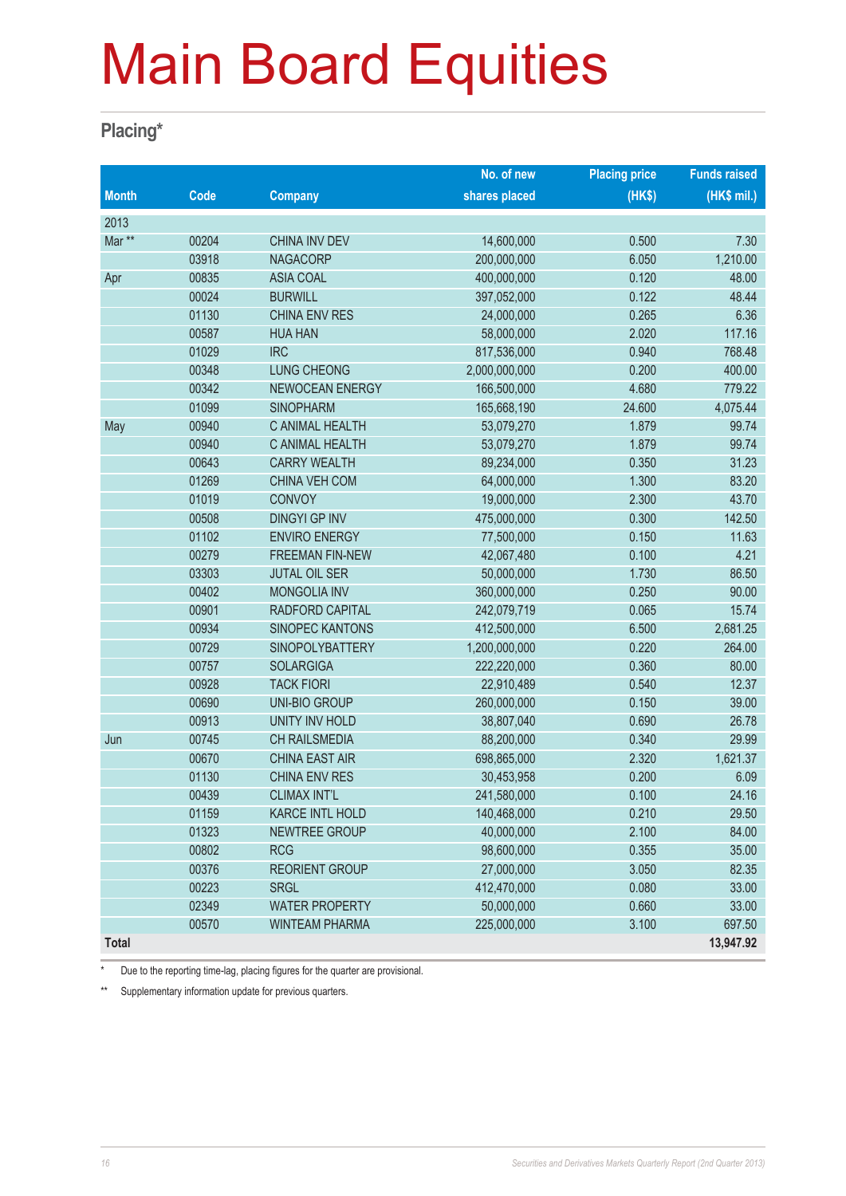# Main Board Equities

## Placing*

| Month | Code | Company | No. of new shares placed | Placing price (HK$) | Funds raised (HK$ mil.) |
|---|---|---|---|---|---|
| 2013 | | | | | |
| Mar ** | 00204 | CHINA INV DEV | 14,600,000 | 0.500 | 7.30 |
| | 03918 | NAGACORP | 200,000,000 | 6.050 | 1,210.00 |
| Apr | 00835 | ASIA COAL | 400,000,000 | 0.120 | 48.00 |
| | 00024 | BURWILL | 397,052,000 | 0.122 | 48.44 |
| | 01130 | CHINA ENV RES | 24,000,000 | 0.265 | 6.36 |
| | 00587 | HUA HAN | 58,000,000 | 2.020 | 117.16 |
| | 01029 | IRC | 817,536,000 | 0.940 | 768.48 |
| | 00348 | LUNG CHEONG | 2,000,000,000 | 0.200 | 400.00 |
| | 00342 | NEWOCEAN ENERGY | 166,500,000 | 4.680 | 779.22 |
| | 01099 | SINOPHARM | 165,668,190 | 24.600 | 4,075.44 |
| May | 00940 | C ANIMAL HEALTH | 53,079,270 | 1.879 | 99.74 |
| | 00940 | C ANIMAL HEALTH | 53,079,270 | 1.879 | 99.74 |
| | 00643 | CARRY WEALTH | 89,234,000 | 0.350 | 31.23 |
| | 01269 | CHINA VEH COM | 64,000,000 | 1.300 | 83.20 |
| | 01019 | CONVOY | 19,000,000 | 2.300 | 43.70 |
| | 00508 | DINGYI GP INV | 475,000,000 | 0.300 | 142.50 |
| | 01102 | ENVIRO ENERGY | 77,500,000 | 0.150 | 11.63 |
| | 00279 | FREEMAN FIN-NEW | 42,067,480 | 0.100 | 4.21 |
| | 03303 | JUTAL OIL SER | 50,000,000 | 1.730 | 86.50 |
| | 00402 | MONGOLIA INV | 360,000,000 | 0.250 | 90.00 |
| | 00901 | RADFORD CAPITAL | 242,079,719 | 0.065 | 15.74 |
| | 00934 | SINOPEC KANTONS | 412,500,000 | 6.500 | 2,681.25 |
| | 00729 | SINOPOLYBATTERY | 1,200,000,000 | 0.220 | 264.00 |
| | 00757 | SOLARGIGA | 222,220,000 | 0.360 | 80.00 |
| | 00928 | TACK FIORI | 22,910,489 | 0.540 | 12.37 |
| | 00690 | UNI-BIO GROUP | 260,000,000 | 0.150 | 39.00 |
| | 00913 | UNITY INV HOLD | 38,807,040 | 0.690 | 26.78 |
| Jun | 00745 | CH RAILSMEDIA | 88,200,000 | 0.340 | 29.99 |
| | 00670 | CHINA EAST AIR | 698,865,000 | 2.320 | 1,621.37 |
| | 01130 | CHINA ENV RES | 30,453,958 | 0.200 | 6.09 |
| | 00439 | CLIMAX INT'L | 241,580,000 | 0.100 | 24.16 |
| | 01159 | KARCE INTL HOLD | 140,468,000 | 0.210 | 29.50 |
| | 01323 | NEWTREE GROUP | 40,000,000 | 2.100 | 84.00 |
| | 00802 | RCG | 98,600,000 | 0.355 | 35.00 |
| | 00376 | REORIENT GROUP | 27,000,000 | 3.050 | 82.35 |
| | 00223 | SRGL | 412,470,000 | 0.080 | 33.00 |
| | 02349 | WATER PROPERTY | 50,000,000 | 0.660 | 33.00 |
| | 00570 | WINTEAM PHARMA | 225,000,000 | 3.100 | 697.50 |
| **Total** | | | | | **13,947.92** |

\* Due to the reporting time-lag, placing figures for the quarter are provisional.

** Supplementary information update for previous quarters.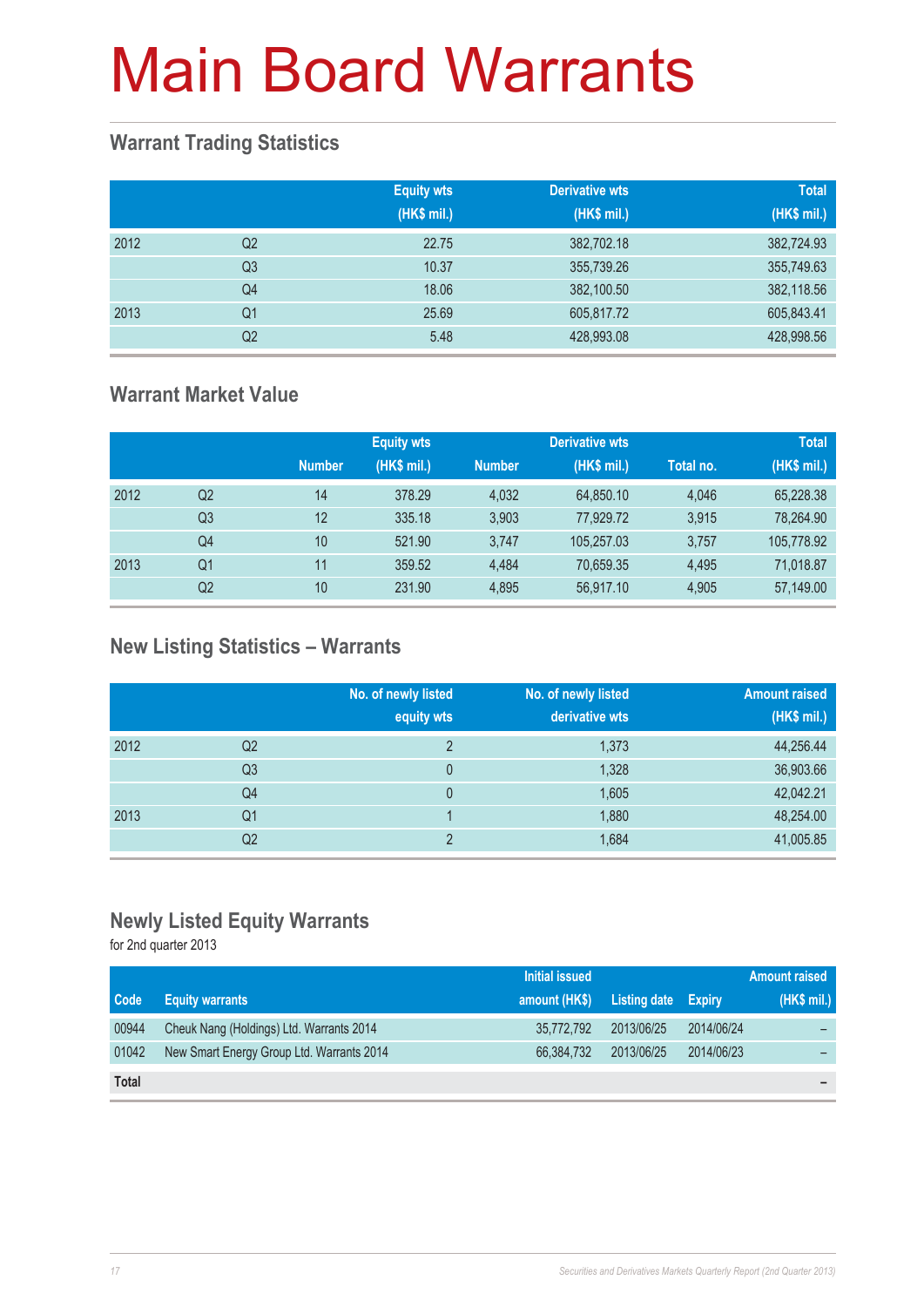# Main Board Warrants

## Warrant Trading Statistics

| | | Equity wts (HK$ mil.) | Derivative wts (HK$ mil.) | Total (HK$ mil.) |
|---|---|---|---|---|
| 2012 | Q2 | 22.75 | 382,702.18 | 382,724.93 |
| | Q3 | 10.37 | 355,739.26 | 355,749.63 |
| | Q4 | 18.06 | 382,100.50 | 382,118.56 |
| 2013 | Q1 | 25.69 | 605,817.72 | 605,843.41 |
| | Q2 | 5.48 | 428,993.08 | 428,998.56 |

## Warrant Market Value

| | | Equity wts | | Derivative wts | | Total | |
|---|---|---|---|---|---|---|---|
| | | Number | (HK$ mil.) | Number | (HK$ mil.) | Total no. | (HK$ mil.) |
| 2012 | Q2 | 14 | 378.29 | 4,032 | 64,850.10 | 4,046 | 65,228.38 |
| | Q3 | 12 | 335.18 | 3,903 | 77,929.72 | 3,915 | 78,264.90 |
| | Q4 | 10 | 521.90 | 3,747 | 105,257.03 | 3,757 | 105,778.92 |
| 2013 | Q1 | 11 | 359.52 | 4,484 | 70,659.35 | 4,495 | 71,018.87 |
| | Q2 | 10 | 231.90 | 4,895 | 56,917.10 | 4,905 | 57,149.00 |

## New Listing Statistics – Warrants

| | | No. of newly listed equity wts | No. of newly listed derivative wts | Amount raised (HK$ mil.) |
|---|---|---|---|---|
| 2012 | Q2 | 2 | 1,373 | 44,256.44 |
| | Q3 | 0 | 1,328 | 36,903.66 |
| | Q4 | 0 | 1,605 | 42,042.21 |
| 2013 | Q1 | 1 | 1,880 | 48,254.00 |
| | Q2 | 2 | 1,684 | 41,005.85 |

## Newly Listed Equity Warrants

for 2nd quarter 2013

| Code | Equity warrants | Initial issued amount (HK$) | Listing date | Expiry | Amount raised (HK$ mil.) |
|---|---|---|---|---|---|
| 00944 | Cheuk Nang (Holdings) Ltd. Warrants 2014 | 35,772,792 | 2013/06/25 | 2014/06/24 | – |
| 01042 | New Smart Energy Group Ltd. Warrants 2014 | 66,384,732 | 2013/06/25 | 2014/06/23 | – |
| **Total** | | | | | – |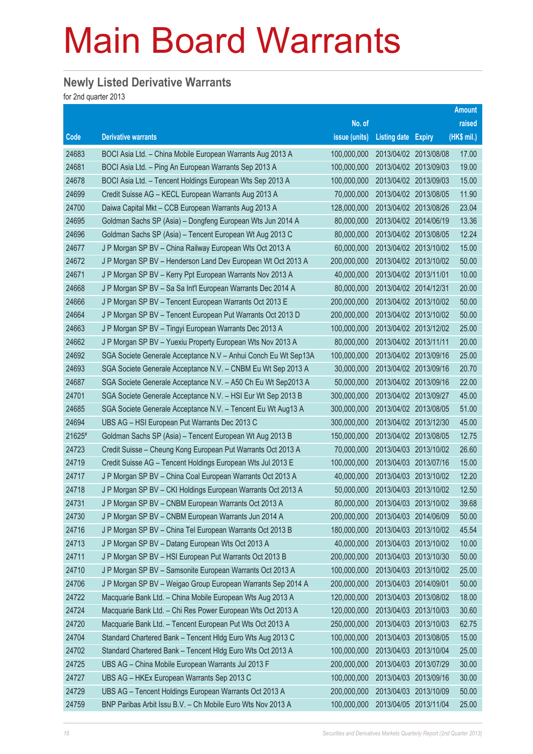# Main Board Warrants

## Newly Listed Derivative Warrants

for 2nd quarter 2013

| Code | Derivative warrants | No. of issue (units) | Listing date | Expiry | Amount raised (HK$ mil.) |
|---|---|---|---|---|---|
| 24683 | BOCI Asia Ltd. – China Mobile European Warrants Aug 2013 A | 100,000,000 | 2013/04/02 | 2013/08/08 | 17.00 |
| 24681 | BOCI Asia Ltd. – Ping An European Warrants Sep 2013 A | 100,000,000 | 2013/04/02 | 2013/09/03 | 19.00 |
| 24678 | BOCI Asia Ltd. – Tencent Holdings European Wts Sep 2013 A | 100,000,000 | 2013/04/02 | 2013/09/03 | 15.00 |
| 24699 | Credit Suisse AG – KECL European Warrants Aug 2013 A | 70,000,000 | 2013/04/02 | 2013/08/05 | 11.90 |
| 24700 | Daiwa Capital Mkt – CCB European Warrants Aug 2013 A | 128,000,000 | 2013/04/02 | 2013/08/26 | 23.04 |
| 24695 | Goldman Sachs SP (Asia) – Dongfeng European Wts Jun 2014 A | 80,000,000 | 2013/04/02 | 2014/06/19 | 13.36 |
| 24696 | Goldman Sachs SP (Asia) – Tencent European Wt Aug 2013 C | 80,000,000 | 2013/04/02 | 2013/08/05 | 12.24 |
| 24677 | J P Morgan SP BV – China Railway European Wts Oct 2013 A | 60,000,000 | 2013/04/02 | 2013/10/02 | 15.00 |
| 24672 | J P Morgan SP BV – Henderson Land Dev European Wt Oct 2013 A | 200,000,000 | 2013/04/02 | 2013/10/02 | 50.00 |
| 24671 | J P Morgan SP BV – Kerry Ppt European Warrants Nov 2013 A | 40,000,000 | 2013/04/02 | 2013/11/01 | 10.00 |
| 24668 | J P Morgan SP BV – Sa Sa Int'l European Warrants Dec 2014 A | 80,000,000 | 2013/04/02 | 2014/12/31 | 20.00 |
| 24666 | J P Morgan SP BV – Tencent European Warrants Oct 2013 E | 200,000,000 | 2013/04/02 | 2013/10/02 | 50.00 |
| 24664 | J P Morgan SP BV – Tencent European Put Warrants Oct 2013 D | 200,000,000 | 2013/04/02 | 2013/10/02 | 50.00 |
| 24663 | J P Morgan SP BV – Tingyi European Warrants Dec 2013 A | 100,000,000 | 2013/04/02 | 2013/12/02 | 25.00 |
| 24662 | J P Morgan SP BV – Yuexiu Property European Wts Nov 2013 A | 80,000,000 | 2013/04/02 | 2013/11/11 | 20.00 |
| 24692 | SGA Societe Generale Acceptance N.V – Anhui Conch Eu Wt Sep13A | 100,000,000 | 2013/04/02 | 2013/09/16 | 25.00 |
| 24693 | SGA Societe Generale Acceptance N.V. – CNBM Eu Wt Sep 2013 A | 30,000,000 | 2013/04/02 | 2013/09/16 | 20.70 |
| 24687 | SGA Societe Generale Acceptance N.V. – A50 Ch Eu Wt Sep2013 A | 50,000,000 | 2013/04/02 | 2013/09/16 | 22.00 |
| 24701 | SGA Societe Generale Acceptance N.V. – HSI Eur Wt Sep 2013 B | 300,000,000 | 2013/04/02 | 2013/09/27 | 45.00 |
| 24685 | SGA Societe Generale Acceptance N.V. – Tencent Eu Wt Aug13 A | 300,000,000 | 2013/04/02 | 2013/08/05 | 51.00 |
| 24694 | UBS AG – HSI European Put Warrants Dec 2013 C | 300,000,000 | 2013/04/02 | 2013/12/30 | 45.00 |
| 21625# | Goldman Sachs SP (Asia) – Tencent European Wt Aug 2013 B | 150,000,000 | 2013/04/02 | 2013/08/05 | 12.75 |
| 24723 | Credit Suisse – Cheung Kong European Put Warrants Oct 2013 A | 70,000,000 | 2013/04/03 | 2013/10/02 | 26.60 |
| 24719 | Credit Suisse AG – Tencent Holdings European Wts Jul 2013 E | 100,000,000 | 2013/04/03 | 2013/07/16 | 15.00 |
| 24717 | J P Morgan SP BV – China Coal European Warrants Oct 2013 A | 40,000,000 | 2013/04/03 | 2013/10/02 | 12.20 |
| 24718 | J P Morgan SP BV – CKI Holdings European Warrants Oct 2013 A | 50,000,000 | 2013/04/03 | 2013/10/02 | 12.50 |
| 24731 | J P Morgan SP BV – CNBM European Warrants Oct 2013 A | 80,000,000 | 2013/04/03 | 2013/10/02 | 39.68 |
| 24730 | J P Morgan SP BV – CNBM European Warrants Jun 2014 A | 200,000,000 | 2013/04/03 | 2014/06/09 | 50.00 |
| 24716 | J P Morgan SP BV – China Tel European Warrants Oct 2013 B | 180,000,000 | 2013/04/03 | 2013/10/02 | 45.54 |
| 24713 | J P Morgan SP BV – Datang European Wts Oct 2013 A | 40,000,000 | 2013/04/03 | 2013/10/02 | 10.00 |
| 24711 | J P Morgan SP BV – HSI European Put Warrants Oct 2013 B | 200,000,000 | 2013/04/03 | 2013/10/30 | 50.00 |
| 24710 | J P Morgan SP BV – Samsonite European Warrants Oct 2013 A | 100,000,000 | 2013/04/03 | 2013/10/02 | 25.00 |
| 24706 | J P Morgan SP BV – Weigao Group European Warrants Sep 2014 A | 200,000,000 | 2013/04/03 | 2014/09/01 | 50.00 |
| 24722 | Macquarie Bank Ltd. – China Mobile European Wts Aug 2013 A | 120,000,000 | 2013/04/03 | 2013/08/02 | 18.00 |
| 24724 | Macquarie Bank Ltd. – Chi Res Power European Wts Oct 2013 A | 120,000,000 | 2013/04/03 | 2013/10/03 | 30.60 |
| 24720 | Macquarie Bank Ltd. – Tencent European Put Wts Oct 2013 A | 250,000,000 | 2013/04/03 | 2013/10/03 | 62.75 |
| 24704 | Standard Chartered Bank – Tencent Hldg Euro Wts Aug 2013 C | 100,000,000 | 2013/04/03 | 2013/08/05 | 15.00 |
| 24702 | Standard Chartered Bank – Tencent Hldg Euro Wts Oct 2013 A | 100,000,000 | 2013/04/03 | 2013/10/04 | 25.00 |
| 24725 | UBS AG – China Mobile European Warrants Jul 2013 F | 200,000,000 | 2013/04/03 | 2013/07/29 | 30.00 |
| 24727 | UBS AG – HKEx European Warrants Sep 2013 C | 100,000,000 | 2013/04/03 | 2013/09/16 | 30.00 |
| 24729 | UBS AG – Tencent Holdings European Warrants Oct 2013 A | 200,000,000 | 2013/04/03 | 2013/10/09 | 50.00 |
| 24759 | BNP Paribas Arbit Issu B.V. – Ch Mobile Euro Wts Nov 2013 A | 100,000,000 | 2013/04/05 | 2013/11/04 | 25.00 |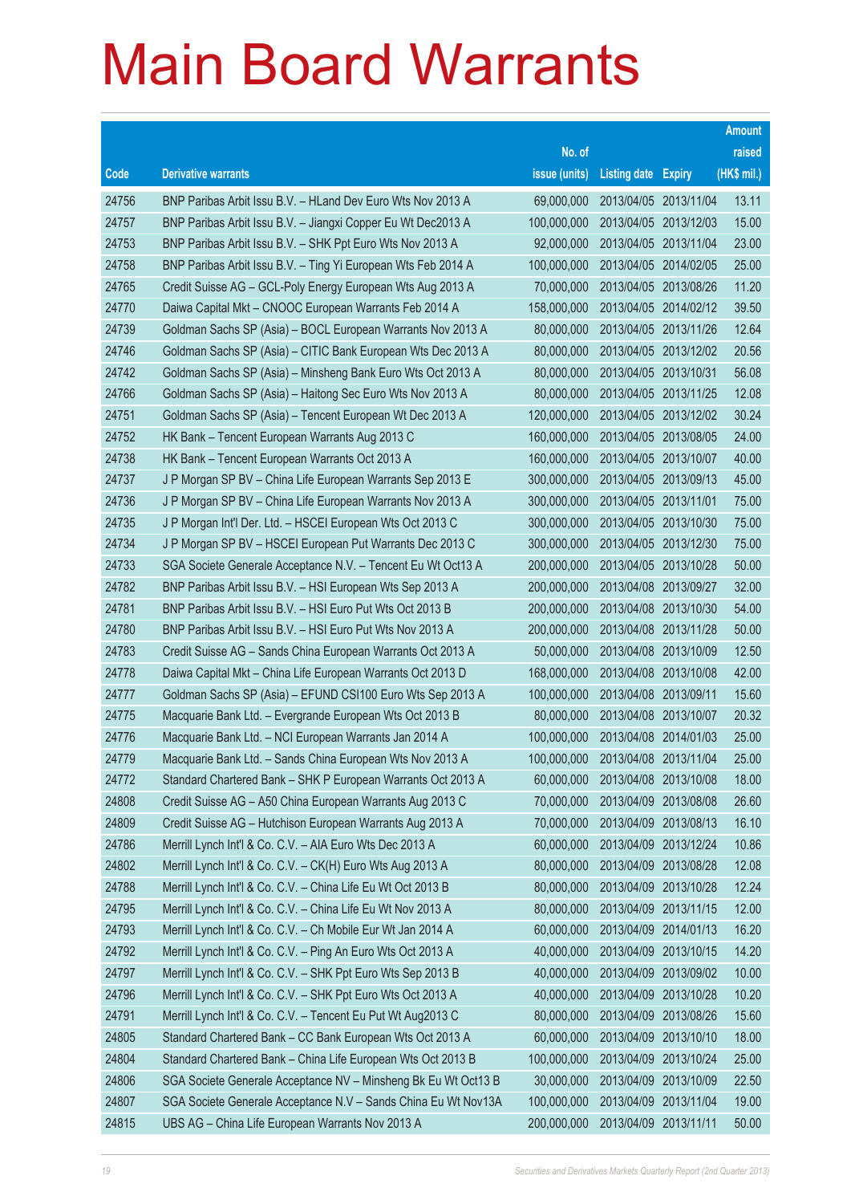# Main Board Warrants

| Code | Derivative warrants | No. of issue (units) | Listing date | Expiry | Amount raised (HK$ mil.) |
|---|---|---|---|---|---|
| 24756 | BNP Paribas Arbit Issu B.V. – HLand Dev Euro Wts Nov 2013 A | 69,000,000 | 2013/04/05 | 2013/11/04 | 13.11 |
| 24757 | BNP Paribas Arbit Issu B.V. – Jiangxi Copper Eu Wt Dec2013 A | 100,000,000 | 2013/04/05 | 2013/12/03 | 15.00 |
| 24753 | BNP Paribas Arbit Issu B.V. – SHK Ppt Euro Wts Nov 2013 A | 92,000,000 | 2013/04/05 | 2013/11/04 | 23.00 |
| 24758 | BNP Paribas Arbit Issu B.V. – Ting Yi European Wts Feb 2014 A | 100,000,000 | 2013/04/05 | 2014/02/05 | 25.00 |
| 24765 | Credit Suisse AG – GCL-Poly Energy European Wts Aug 2013 A | 70,000,000 | 2013/04/05 | 2013/08/26 | 11.20 |
| 24770 | Daiwa Capital Mkt – CNOOC European Warrants Feb 2014 A | 158,000,000 | 2013/04/05 | 2014/02/12 | 39.50 |
| 24739 | Goldman Sachs SP (Asia) – BOCL European Warrants Nov 2013 A | 80,000,000 | 2013/04/05 | 2013/11/26 | 12.64 |
| 24746 | Goldman Sachs SP (Asia) – CITIC Bank European Wts Dec 2013 A | 80,000,000 | 2013/04/05 | 2013/12/02 | 20.56 |
| 24742 | Goldman Sachs SP (Asia) – Minsheng Bank Euro Wts Oct 2013 A | 80,000,000 | 2013/04/05 | 2013/10/31 | 56.08 |
| 24766 | Goldman Sachs SP (Asia) – Haitong Sec Euro Wts Nov 2013 A | 80,000,000 | 2013/04/05 | 2013/11/25 | 12.08 |
| 24751 | Goldman Sachs SP (Asia) – Tencent European Wt Dec 2013 A | 120,000,000 | 2013/04/05 | 2013/12/02 | 30.24 |
| 24752 | HK Bank – Tencent European Warrants Aug 2013 C | 160,000,000 | 2013/04/05 | 2013/08/05 | 24.00 |
| 24738 | HK Bank – Tencent European Warrants Oct 2013 A | 160,000,000 | 2013/04/05 | 2013/10/07 | 40.00 |
| 24737 | J P Morgan SP BV – China Life European Warrants Sep 2013 E | 300,000,000 | 2013/04/05 | 2013/09/13 | 45.00 |
| 24736 | J P Morgan SP BV – China Life European Warrants Nov 2013 A | 300,000,000 | 2013/04/05 | 2013/11/01 | 75.00 |
| 24735 | J P Morgan Int'l Der. Ltd. – HSCEI European Wts Oct 2013 C | 300,000,000 | 2013/04/05 | 2013/10/30 | 75.00 |
| 24734 | J P Morgan SP BV – HSCEI European Put Warrants Dec 2013 C | 300,000,000 | 2013/04/05 | 2013/12/30 | 75.00 |
| 24733 | SGA Societe Generale Acceptance N.V. – Tencent Eu Wt Oct13 A | 200,000,000 | 2013/04/05 | 2013/10/28 | 50.00 |
| 24782 | BNP Paribas Arbit Issu B.V. – HSI European Wts Sep 2013 A | 200,000,000 | 2013/04/08 | 2013/09/27 | 32.00 |
| 24781 | BNP Paribas Arbit Issu B.V. – HSI Euro Put Wts Oct 2013 B | 200,000,000 | 2013/04/08 | 2013/10/30 | 54.00 |
| 24780 | BNP Paribas Arbit Issu B.V. – HSI Euro Put Wts Nov 2013 A | 200,000,000 | 2013/04/08 | 2013/11/28 | 50.00 |
| 24783 | Credit Suisse AG – Sands China European Warrants Oct 2013 A | 50,000,000 | 2013/04/08 | 2013/10/09 | 12.50 |
| 24778 | Daiwa Capital Mkt – China Life European Warrants Oct 2013 D | 168,000,000 | 2013/04/08 | 2013/10/08 | 42.00 |
| 24777 | Goldman Sachs SP (Asia) – EFUND CSI100 Euro Wts Sep 2013 A | 100,000,000 | 2013/04/08 | 2013/09/11 | 15.60 |
| 24775 | Macquarie Bank Ltd. – Evergrande European Wts Oct 2013 B | 80,000,000 | 2013/04/08 | 2013/10/07 | 20.32 |
| 24776 | Macquarie Bank Ltd. – NCI European Warrants Jan 2014 A | 100,000,000 | 2013/04/08 | 2014/01/03 | 25.00 |
| 24779 | Macquarie Bank Ltd. – Sands China European Wts Nov 2013 A | 100,000,000 | 2013/04/08 | 2013/11/04 | 25.00 |
| 24772 | Standard Chartered Bank – SHK P European Warrants Oct 2013 A | 60,000,000 | 2013/04/08 | 2013/10/08 | 18.00 |
| 24808 | Credit Suisse AG – A50 China European Warrants Aug 2013 C | 70,000,000 | 2013/04/09 | 2013/08/08 | 26.60 |
| 24809 | Credit Suisse AG – Hutchison European Warrants Aug 2013 A | 70,000,000 | 2013/04/09 | 2013/08/13 | 16.10 |
| 24786 | Merrill Lynch Int'l & Co. C.V. – AIA Euro Wts Dec 2013 A | 60,000,000 | 2013/04/09 | 2013/12/24 | 10.86 |
| 24802 | Merrill Lynch Int'l & Co. C.V. – CK(H) Euro Wts Aug 2013 A | 80,000,000 | 2013/04/09 | 2013/08/28 | 12.08 |
| 24788 | Merrill Lynch Int'l & Co. C.V. – China Life Eu Wt Oct 2013 B | 80,000,000 | 2013/04/09 | 2013/10/28 | 12.24 |
| 24795 | Merrill Lynch Int'l & Co. C.V. – China Life Eu Wt Nov 2013 A | 80,000,000 | 2013/04/09 | 2013/11/15 | 12.00 |
| 24793 | Merrill Lynch Int'l & Co. C.V. – Ch Mobile Eur Wt Jan 2014 A | 60,000,000 | 2013/04/09 | 2014/01/13 | 16.20 |
| 24792 | Merrill Lynch Int'l & Co. C.V. – Ping An Euro Wts Oct 2013 A | 40,000,000 | 2013/04/09 | 2013/10/15 | 14.20 |
| 24797 | Merrill Lynch Int'l & Co. C.V. – SHK Ppt Euro Wts Sep 2013 B | 40,000,000 | 2013/04/09 | 2013/09/02 | 10.00 |
| 24796 | Merrill Lynch Int'l & Co. C.V. – SHK Ppt Euro Wts Oct 2013 A | 40,000,000 | 2013/04/09 | 2013/10/28 | 10.20 |
| 24791 | Merrill Lynch Int'l & Co. C.V. – Tencent Eu Put Wt Aug2013 C | 80,000,000 | 2013/04/09 | 2013/08/26 | 15.60 |
| 24805 | Standard Chartered Bank – CC Bank European Wts Oct 2013 A | 60,000,000 | 2013/04/09 | 2013/10/10 | 18.00 |
| 24804 | Standard Chartered Bank – China Life European Wts Oct 2013 B | 100,000,000 | 2013/04/09 | 2013/10/24 | 25.00 |
| 24806 | SGA Societe Generale Acceptance NV – Minsheng Bk Eu Wt Oct13 B | 30,000,000 | 2013/04/09 | 2013/10/09 | 22.50 |
| 24807 | SGA Societe Generale Acceptance N.V – Sands China Eu Wt Nov13A | 100,000,000 | 2013/04/09 | 2013/11/04 | 19.00 |
| 24815 | UBS AG – China Life European Warrants Nov 2013 A | 200,000,000 | 2013/04/09 | 2013/11/11 | 50.00 |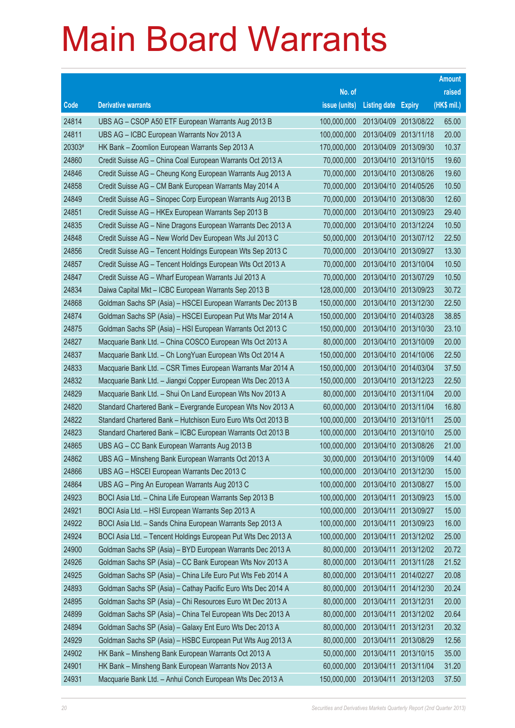# Main Board Warrants

| Code | Derivative warrants | No. of issue (units) | Listing date | Expiry | Amount raised (HK$ mil.) |
|---|---|---|---|---|---|
| 24814 | UBS AG – CSOP A50 ETF European Warrants Aug 2013 B | 100,000,000 | 2013/04/09 | 2013/08/22 | 65.00 |
| 24811 | UBS AG – ICBC European Warrants Nov 2013 A | 100,000,000 | 2013/04/09 | 2013/11/18 | 20.00 |
| 20303# | HK Bank – Zoomlion European Warrants Sep 2013 A | 170,000,000 | 2013/04/09 | 2013/09/30 | 10.37 |
| 24860 | Credit Suisse AG – China Coal European Warrants Oct 2013 A | 70,000,000 | 2013/04/10 | 2013/10/15 | 19.60 |
| 24846 | Credit Suisse AG – Cheung Kong European Warrants Aug 2013 A | 70,000,000 | 2013/04/10 | 2013/08/26 | 19.60 |
| 24858 | Credit Suisse AG – CM Bank European Warrants May 2014 A | 70,000,000 | 2013/04/10 | 2014/05/26 | 10.50 |
| 24849 | Credit Suisse AG – Sinopec Corp European Warrants Aug 2013 B | 70,000,000 | 2013/04/10 | 2013/08/30 | 12.60 |
| 24851 | Credit Suisse AG – HKEx European Warrants Sep 2013 B | 70,000,000 | 2013/04/10 | 2013/09/23 | 29.40 |
| 24835 | Credit Suisse AG – Nine Dragons European Warrants Dec 2013 A | 70,000,000 | 2013/04/10 | 2013/12/24 | 10.50 |
| 24848 | Credit Suisse AG – New World Dev European Wts Jul 2013 C | 50,000,000 | 2013/04/10 | 2013/07/12 | 22.50 |
| 24856 | Credit Suisse AG – Tencent Holdings European Wts Sep 2013 C | 70,000,000 | 2013/04/10 | 2013/09/27 | 13.30 |
| 24857 | Credit Suisse AG – Tencent Holdings European Wts Oct 2013 A | 70,000,000 | 2013/04/10 | 2013/10/04 | 10.50 |
| 24847 | Credit Suisse AG – Wharf European Warrants Jul 2013 A | 70,000,000 | 2013/04/10 | 2013/07/29 | 10.50 |
| 24834 | Daiwa Capital Mkt – ICBC European Warrants Sep 2013 B | 128,000,000 | 2013/04/10 | 2013/09/23 | 30.72 |
| 24868 | Goldman Sachs SP (Asia) – HSCEI European Warrants Dec 2013 B | 150,000,000 | 2013/04/10 | 2013/12/30 | 22.50 |
| 24874 | Goldman Sachs SP (Asia) – HSCEI European Put Wts Mar 2014 A | 150,000,000 | 2013/04/10 | 2014/03/28 | 38.85 |
| 24875 | Goldman Sachs SP (Asia) – HSI European Warrants Oct 2013 C | 150,000,000 | 2013/04/10 | 2013/10/30 | 23.10 |
| 24827 | Macquarie Bank Ltd. – China COSCO European Wts Oct 2013 A | 80,000,000 | 2013/04/10 | 2013/10/09 | 20.00 |
| 24837 | Macquarie Bank Ltd. – Ch LongYuan European Wts Oct 2014 A | 150,000,000 | 2013/04/10 | 2014/10/06 | 22.50 |
| 24833 | Macquarie Bank Ltd. – CSR Times European Warrants Mar 2014 A | 150,000,000 | 2013/04/10 | 2014/03/04 | 37.50 |
| 24832 | Macquarie Bank Ltd. – Jiangxi Copper European Wts Dec 2013 A | 150,000,000 | 2013/04/10 | 2013/12/23 | 22.50 |
| 24829 | Macquarie Bank Ltd. – Shui On Land European Wts Nov 2013 A | 80,000,000 | 2013/04/10 | 2013/11/04 | 20.00 |
| 24820 | Standard Chartered Bank – Evergrande European Wts Nov 2013 A | 60,000,000 | 2013/04/10 | 2013/11/04 | 16.80 |
| 24822 | Standard Chartered Bank – Hutchison Euro Euro Wts Oct 2013 B | 100,000,000 | 2013/04/10 | 2013/10/11 | 25.00 |
| 24823 | Standard Chartered Bank – ICBC European Warrants Oct 2013 B | 100,000,000 | 2013/04/10 | 2013/10/10 | 25.00 |
| 24865 | UBS AG – CC Bank European Warrants Aug 2013 B | 100,000,000 | 2013/04/10 | 2013/08/26 | 21.00 |
| 24862 | UBS AG – Minsheng Bank European Warrants Oct 2013 A | 30,000,000 | 2013/04/10 | 2013/10/09 | 14.40 |
| 24866 | UBS AG – HSCEI European Warrants Dec 2013 C | 100,000,000 | 2013/04/10 | 2013/12/30 | 15.00 |
| 24864 | UBS AG – Ping An European Warrants Aug 2013 C | 100,000,000 | 2013/04/10 | 2013/08/27 | 15.00 |
| 24923 | BOCI Asia Ltd. – China Life European Warrants Sep 2013 B | 100,000,000 | 2013/04/11 | 2013/09/23 | 15.00 |
| 24921 | BOCI Asia Ltd. – HSI European Warrants Sep 2013 A | 100,000,000 | 2013/04/11 | 2013/09/27 | 15.00 |
| 24922 | BOCI Asia Ltd. – Sands China European Warrants Sep 2013 A | 100,000,000 | 2013/04/11 | 2013/09/23 | 16.00 |
| 24924 | BOCI Asia Ltd. – Tencent Holdings European Put Wts Dec 2013 A | 100,000,000 | 2013/04/11 | 2013/12/02 | 25.00 |
| 24900 | Goldman Sachs SP (Asia) – BYD European Warrants Dec 2013 A | 80,000,000 | 2013/04/11 | 2013/12/02 | 20.72 |
| 24926 | Goldman Sachs SP (Asia) – CC Bank European Wts Nov 2013 A | 80,000,000 | 2013/04/11 | 2013/11/28 | 21.52 |
| 24925 | Goldman Sachs SP (Asia) – China Life Euro Put Wts Feb 2014 A | 80,000,000 | 2013/04/11 | 2014/02/27 | 20.08 |
| 24893 | Goldman Sachs SP (Asia) – Cathay Pacific Euro Wts Dec 2014 A | 80,000,000 | 2013/04/11 | 2014/12/30 | 20.24 |
| 24895 | Goldman Sachs SP (Asia) – Chi Resources Euro Wt Dec 2013 A | 80,000,000 | 2013/04/11 | 2013/12/31 | 20.00 |
| 24899 | Goldman Sachs SP (Asia) – China Tel European Wts Dec 2013 A | 80,000,000 | 2013/04/11 | 2013/12/02 | 20.64 |
| 24894 | Goldman Sachs SP (Asia) – Galaxy Ent Euro Wts Dec 2013 A | 80,000,000 | 2013/04/11 | 2013/12/31 | 20.32 |
| 24929 | Goldman Sachs SP (Asia) – HSBC European Put Wts Aug 2013 A | 80,000,000 | 2013/04/11 | 2013/08/29 | 12.56 |
| 24902 | HK Bank – Minsheng Bank European Warrants Oct 2013 A | 50,000,000 | 2013/04/11 | 2013/10/15 | 35.00 |
| 24901 | HK Bank – Minsheng Bank European Warrants Nov 2013 A | 60,000,000 | 2013/04/11 | 2013/11/04 | 31.20 |
| 24931 | Macquarie Bank Ltd. – Anhui Conch European Wts Dec 2013 A | 150,000,000 | 2013/04/11 | 2013/12/03 | 37.50 |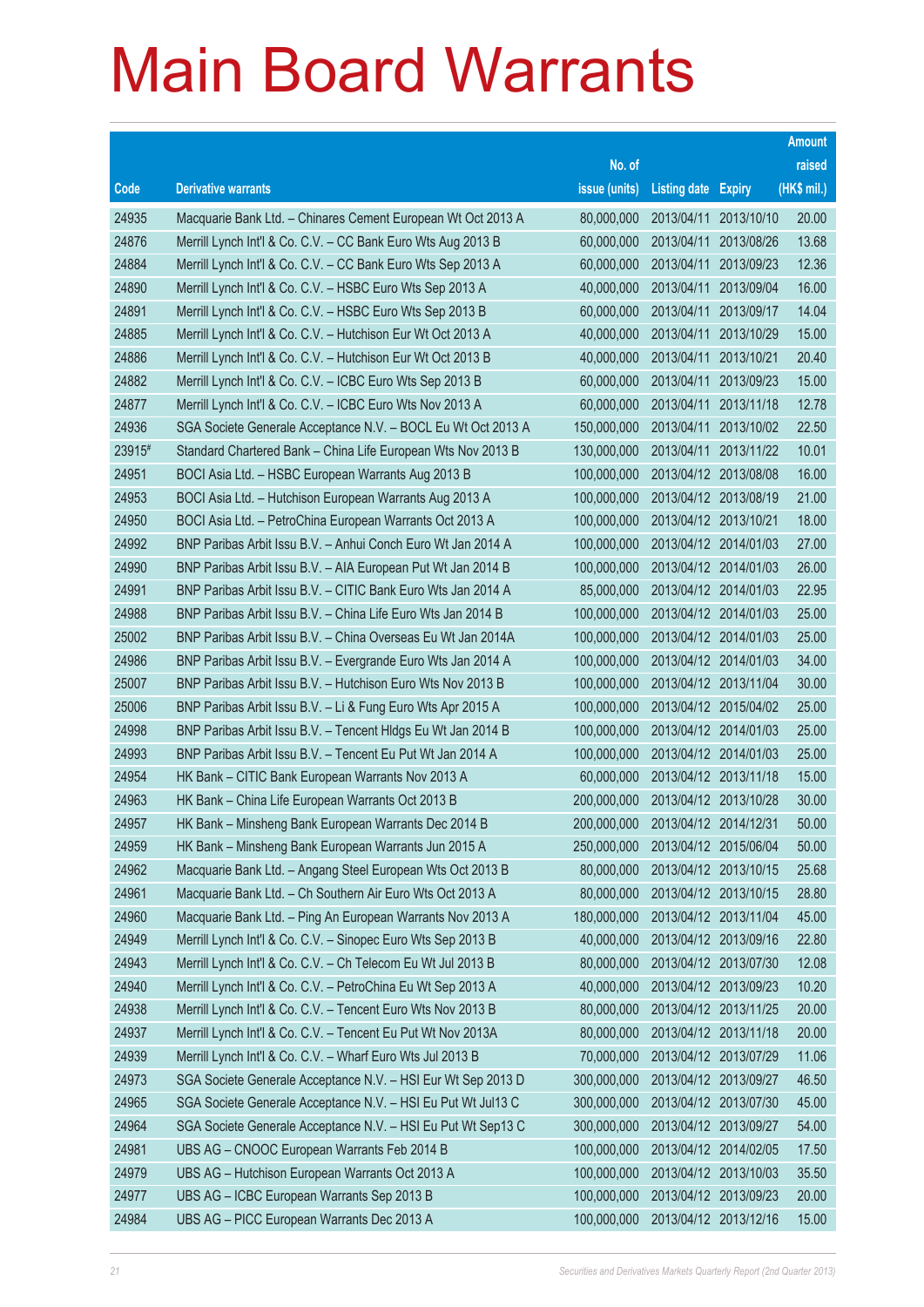# Main Board Warrants

| Code | Derivative warrants | No. of issue (units) | Listing date | Expiry | Amount raised (HK$ mil.) |
|---|---|---|---|---|---|
| 24935 | Macquarie Bank Ltd. – Chinares Cement European Wt Oct 2013 A | 80,000,000 | 2013/04/11 | 2013/10/10 | 20.00 |
| 24876 | Merrill Lynch Int'l & Co. C.V. – CC Bank Euro Wts Aug 2013 B | 60,000,000 | 2013/04/11 | 2013/08/26 | 13.68 |
| 24884 | Merrill Lynch Int'l & Co. C.V. – CC Bank Euro Wts Sep 2013 A | 60,000,000 | 2013/04/11 | 2013/09/23 | 12.36 |
| 24890 | Merrill Lynch Int'l & Co. C.V. – HSBC Euro Wts Sep 2013 A | 40,000,000 | 2013/04/11 | 2013/09/04 | 16.00 |
| 24891 | Merrill Lynch Int'l & Co. C.V. – HSBC Euro Wts Sep 2013 B | 60,000,000 | 2013/04/11 | 2013/09/17 | 14.04 |
| 24885 | Merrill Lynch Int'l & Co. C.V. – Hutchison Eur Wt Oct 2013 A | 40,000,000 | 2013/04/11 | 2013/10/29 | 15.00 |
| 24886 | Merrill Lynch Int'l & Co. C.V. – Hutchison Eur Wt Oct 2013 B | 40,000,000 | 2013/04/11 | 2013/10/21 | 20.40 |
| 24882 | Merrill Lynch Int'l & Co. C.V. – ICBC Euro Wts Sep 2013 B | 60,000,000 | 2013/04/11 | 2013/09/23 | 15.00 |
| 24877 | Merrill Lynch Int'l & Co. C.V. – ICBC Euro Wts Nov 2013 A | 60,000,000 | 2013/04/11 | 2013/11/18 | 12.78 |
| 24936 | SGA Societe Generale Acceptance N.V. – BOCL Eu Wt Oct 2013 A | 150,000,000 | 2013/04/11 | 2013/10/02 | 22.50 |
| 23915# | Standard Chartered Bank – China Life European Wts Nov 2013 B | 130,000,000 | 2013/04/11 | 2013/11/22 | 10.01 |
| 24951 | BOCI Asia Ltd. – HSBC European Warrants Aug 2013 B | 100,000,000 | 2013/04/12 | 2013/08/08 | 16.00 |
| 24953 | BOCI Asia Ltd. – Hutchison European Warrants Aug 2013 A | 100,000,000 | 2013/04/12 | 2013/08/19 | 21.00 |
| 24950 | BOCI Asia Ltd. – PetroChina European Warrants Oct 2013 A | 100,000,000 | 2013/04/12 | 2013/10/21 | 18.00 |
| 24992 | BNP Paribas Arbit Issu B.V. – Anhui Conch Euro Wt Jan 2014 A | 100,000,000 | 2013/04/12 | 2014/01/03 | 27.00 |
| 24990 | BNP Paribas Arbit Issu B.V. – AIA European Put Wt Jan 2014 B | 100,000,000 | 2013/04/12 | 2014/01/03 | 26.00 |
| 24991 | BNP Paribas Arbit Issu B.V. – CITIC Bank Euro Wts Jan 2014 A | 85,000,000 | 2013/04/12 | 2014/01/03 | 22.95 |
| 24988 | BNP Paribas Arbit Issu B.V. – China Life Euro Wts Jan 2014 B | 100,000,000 | 2013/04/12 | 2014/01/03 | 25.00 |
| 25002 | BNP Paribas Arbit Issu B.V. – China Overseas Eu Wt Jan 2014A | 100,000,000 | 2013/04/12 | 2014/01/03 | 25.00 |
| 24986 | BNP Paribas Arbit Issu B.V. – Evergrande Euro Wts Jan 2014 A | 100,000,000 | 2013/04/12 | 2014/01/03 | 34.00 |
| 25007 | BNP Paribas Arbit Issu B.V. – Hutchison Euro Wts Nov 2013 B | 100,000,000 | 2013/04/12 | 2013/11/04 | 30.00 |
| 25006 | BNP Paribas Arbit Issu B.V. – Li & Fung Euro Wts Apr 2015 A | 100,000,000 | 2013/04/12 | 2015/04/02 | 25.00 |
| 24998 | BNP Paribas Arbit Issu B.V. – Tencent Hldgs Eu Wt Jan 2014 B | 100,000,000 | 2013/04/12 | 2014/01/03 | 25.00 |
| 24993 | BNP Paribas Arbit Issu B.V. – Tencent Eu Put Wt Jan 2014 A | 100,000,000 | 2013/04/12 | 2014/01/03 | 25.00 |
| 24954 | HK Bank – CITIC Bank European Warrants Nov 2013 A | 60,000,000 | 2013/04/12 | 2013/11/18 | 15.00 |
| 24963 | HK Bank – China Life European Warrants Oct 2013 B | 200,000,000 | 2013/04/12 | 2013/10/28 | 30.00 |
| 24957 | HK Bank – Minsheng Bank European Warrants Dec 2014 B | 200,000,000 | 2013/04/12 | 2014/12/31 | 50.00 |
| 24959 | HK Bank – Minsheng Bank European Warrants Jun 2015 A | 250,000,000 | 2013/04/12 | 2015/06/04 | 50.00 |
| 24962 | Macquarie Bank Ltd. – Angang Steel European Wts Oct 2013 B | 80,000,000 | 2013/04/12 | 2013/10/15 | 25.68 |
| 24961 | Macquarie Bank Ltd. – Ch Southern Air Euro Wts Oct 2013 A | 80,000,000 | 2013/04/12 | 2013/10/15 | 28.80 |
| 24960 | Macquarie Bank Ltd. – Ping An European Warrants Nov 2013 A | 180,000,000 | 2013/04/12 | 2013/11/04 | 45.00 |
| 24949 | Merrill Lynch Int'l & Co. C.V. – Sinopec Euro Wts Sep 2013 B | 40,000,000 | 2013/04/12 | 2013/09/16 | 22.80 |
| 24943 | Merrill Lynch Int'l & Co. C.V. – Ch Telecom Eu Wt Jul 2013 B | 80,000,000 | 2013/04/12 | 2013/07/30 | 12.08 |
| 24940 | Merrill Lynch Int'l & Co. C.V. – PetroChina Eu Wt Sep 2013 A | 40,000,000 | 2013/04/12 | 2013/09/23 | 10.20 |
| 24938 | Merrill Lynch Int'l & Co. C.V. – Tencent Euro Wts Nov 2013 B | 80,000,000 | 2013/04/12 | 2013/11/25 | 20.00 |
| 24937 | Merrill Lynch Int'l & Co. C.V. – Tencent Eu Put Wt Nov 2013A | 80,000,000 | 2013/04/12 | 2013/11/18 | 20.00 |
| 24939 | Merrill Lynch Int'l & Co. C.V. – Wharf Euro Wts Jul 2013 B | 70,000,000 | 2013/04/12 | 2013/07/29 | 11.06 |
| 24973 | SGA Societe Generale Acceptance N.V. – HSI Eur Wt Sep 2013 D | 300,000,000 | 2013/04/12 | 2013/09/27 | 46.50 |
| 24965 | SGA Societe Generale Acceptance N.V. – HSI Eu Put Wt Jul13 C | 300,000,000 | 2013/04/12 | 2013/07/30 | 45.00 |
| 24964 | SGA Societe Generale Acceptance N.V. – HSI Eu Put Wt Sep13 C | 300,000,000 | 2013/04/12 | 2013/09/27 | 54.00 |
| 24981 | UBS AG – CNOOC European Warrants Feb 2014 B | 100,000,000 | 2013/04/12 | 2014/02/05 | 17.50 |
| 24979 | UBS AG – Hutchison European Warrants Oct 2013 A | 100,000,000 | 2013/04/12 | 2013/10/03 | 35.50 |
| 24977 | UBS AG – ICBC European Warrants Sep 2013 B | 100,000,000 | 2013/04/12 | 2013/09/23 | 20.00 |
| 24984 | UBS AG – PICC European Warrants Dec 2013 A | 100,000,000 | 2013/04/12 | 2013/12/16 | 15.00 |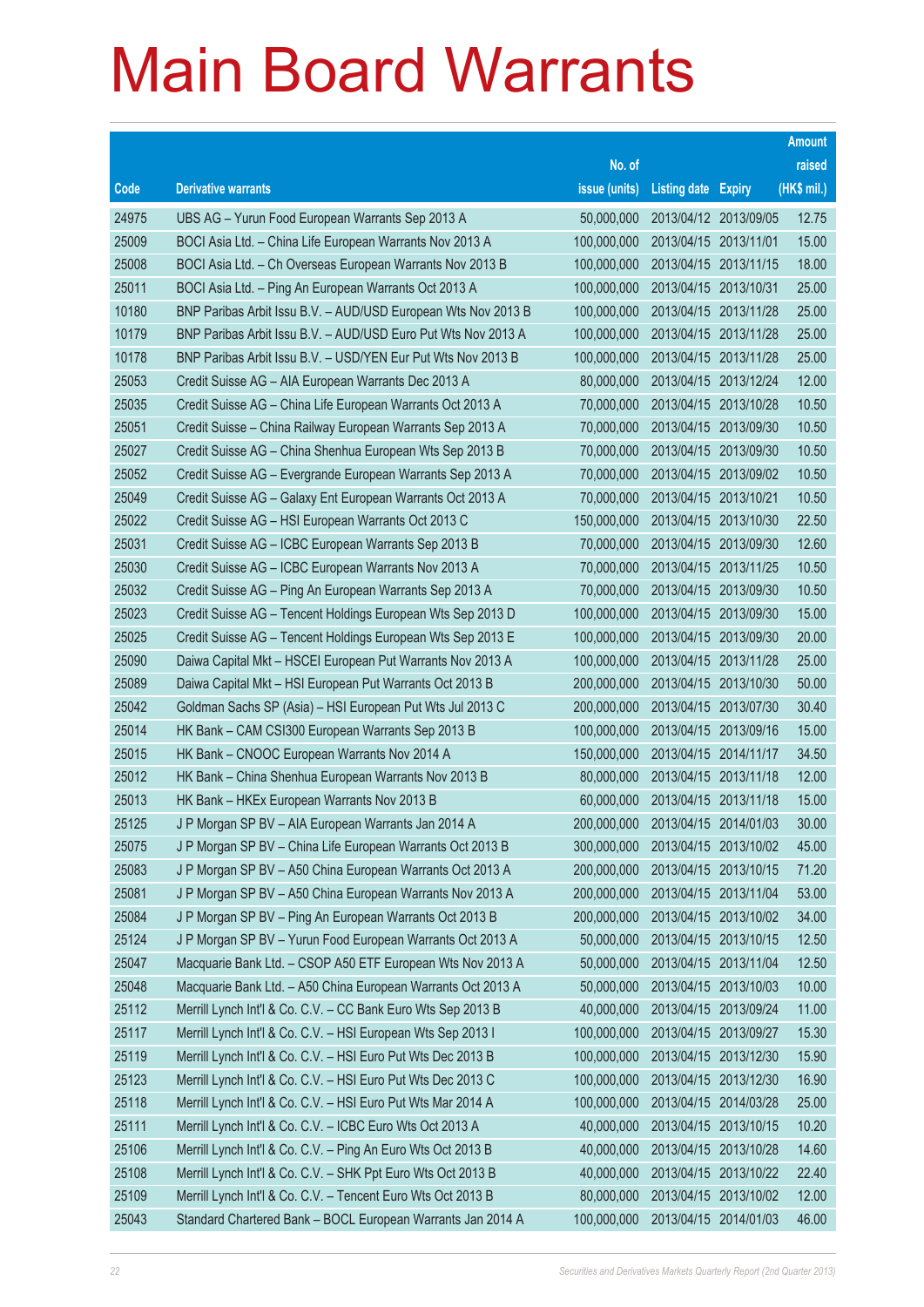# Main Board Warrants

| Code | Derivative warrants | No. of issue (units) | Listing date | Expiry | Amount raised (HK$ mil.) |
|---|---|---|---|---|---|
| 24975 | UBS AG – Yurun Food European Warrants Sep 2013 A | 50,000,000 | 2013/04/12 | 2013/09/05 | 12.75 |
| 25009 | BOCI Asia Ltd. – China Life European Warrants Nov 2013 A | 100,000,000 | 2013/04/15 | 2013/11/01 | 15.00 |
| 25008 | BOCI Asia Ltd. – Ch Overseas European Warrants Nov 2013 B | 100,000,000 | 2013/04/15 | 2013/11/15 | 18.00 |
| 25011 | BOCI Asia Ltd. – Ping An European Warrants Oct 2013 A | 100,000,000 | 2013/04/15 | 2013/10/31 | 25.00 |
| 10180 | BNP Paribas Arbit Issu B.V. – AUD/USD European Wts Nov 2013 B | 100,000,000 | 2013/04/15 | 2013/11/28 | 25.00 |
| 10179 | BNP Paribas Arbit Issu B.V. – AUD/USD Euro Put Wts Nov 2013 A | 100,000,000 | 2013/04/15 | 2013/11/28 | 25.00 |
| 10178 | BNP Paribas Arbit Issu B.V. – USD/YEN Eur Put Wts Nov 2013 B | 100,000,000 | 2013/04/15 | 2013/11/28 | 25.00 |
| 25053 | Credit Suisse AG – AIA European Warrants Dec 2013 A | 80,000,000 | 2013/04/15 | 2013/12/24 | 12.00 |
| 25035 | Credit Suisse AG – China Life European Warrants Oct 2013 A | 70,000,000 | 2013/04/15 | 2013/10/28 | 10.50 |
| 25051 | Credit Suisse – China Railway European Warrants Sep 2013 A | 70,000,000 | 2013/04/15 | 2013/09/30 | 10.50 |
| 25027 | Credit Suisse AG – China Shenhua European Wts Sep 2013 B | 70,000,000 | 2013/04/15 | 2013/09/30 | 10.50 |
| 25052 | Credit Suisse AG – Evergrande European Warrants Sep 2013 A | 70,000,000 | 2013/04/15 | 2013/09/02 | 10.50 |
| 25049 | Credit Suisse AG – Galaxy Ent European Warrants Oct 2013 A | 70,000,000 | 2013/04/15 | 2013/10/21 | 10.50 |
| 25022 | Credit Suisse AG – HSI European Warrants Oct 2013 C | 150,000,000 | 2013/04/15 | 2013/10/30 | 22.50 |
| 25031 | Credit Suisse AG – ICBC European Warrants Sep 2013 B | 70,000,000 | 2013/04/15 | 2013/09/30 | 12.60 |
| 25030 | Credit Suisse AG – ICBC European Warrants Nov 2013 A | 70,000,000 | 2013/04/15 | 2013/11/25 | 10.50 |
| 25032 | Credit Suisse AG – Ping An European Warrants Sep 2013 A | 70,000,000 | 2013/04/15 | 2013/09/30 | 10.50 |
| 25023 | Credit Suisse AG – Tencent Holdings European Wts Sep 2013 D | 100,000,000 | 2013/04/15 | 2013/09/30 | 15.00 |
| 25025 | Credit Suisse AG – Tencent Holdings European Wts Sep 2013 E | 100,000,000 | 2013/04/15 | 2013/09/30 | 20.00 |
| 25090 | Daiwa Capital Mkt – HSCEI European Put Warrants Nov 2013 A | 100,000,000 | 2013/04/15 | 2013/11/28 | 25.00 |
| 25089 | Daiwa Capital Mkt – HSI European Put Warrants Oct 2013 B | 200,000,000 | 2013/04/15 | 2013/10/30 | 50.00 |
| 25042 | Goldman Sachs SP (Asia) – HSI European Put Wts Jul 2013 C | 200,000,000 | 2013/04/15 | 2013/07/30 | 30.40 |
| 25014 | HK Bank – CAM CSI300 European Warrants Sep 2013 B | 100,000,000 | 2013/04/15 | 2013/09/16 | 15.00 |
| 25015 | HK Bank – CNOOC European Warrants Nov 2014 A | 150,000,000 | 2013/04/15 | 2014/11/17 | 34.50 |
| 25012 | HK Bank – China Shenhua European Warrants Nov 2013 B | 80,000,000 | 2013/04/15 | 2013/11/18 | 12.00 |
| 25013 | HK Bank – HKEx European Warrants Nov 2013 B | 60,000,000 | 2013/04/15 | 2013/11/18 | 15.00 |
| 25125 | J P Morgan SP BV – AIA European Warrants Jan 2014 A | 200,000,000 | 2013/04/15 | 2014/01/03 | 30.00 |
| 25075 | J P Morgan SP BV – China Life European Warrants Oct 2013 B | 300,000,000 | 2013/04/15 | 2013/10/02 | 45.00 |
| 25083 | J P Morgan SP BV – A50 China European Warrants Oct 2013 A | 200,000,000 | 2013/04/15 | 2013/10/15 | 71.20 |
| 25081 | J P Morgan SP BV – A50 China European Warrants Nov 2013 A | 200,000,000 | 2013/04/15 | 2013/11/04 | 53.00 |
| 25084 | J P Morgan SP BV – Ping An European Warrants Oct 2013 B | 200,000,000 | 2013/04/15 | 2013/10/02 | 34.00 |
| 25124 | J P Morgan SP BV – Yurun Food European Warrants Oct 2013 A | 50,000,000 | 2013/04/15 | 2013/10/15 | 12.50 |
| 25047 | Macquarie Bank Ltd. – CSOP A50 ETF European Wts Nov 2013 A | 50,000,000 | 2013/04/15 | 2013/11/04 | 12.50 |
| 25048 | Macquarie Bank Ltd. – A50 China European Warrants Oct 2013 A | 50,000,000 | 2013/04/15 | 2013/10/03 | 10.00 |
| 25112 | Merrill Lynch Int'l & Co. C.V. – CC Bank Euro Wts Sep 2013 B | 40,000,000 | 2013/04/15 | 2013/09/24 | 11.00 |
| 25117 | Merrill Lynch Int'l & Co. C.V. – HSI European Wts Sep 2013 I | 100,000,000 | 2013/04/15 | 2013/09/27 | 15.30 |
| 25119 | Merrill Lynch Int'l & Co. C.V. – HSI Euro Put Wts Dec 2013 B | 100,000,000 | 2013/04/15 | 2013/12/30 | 15.90 |
| 25123 | Merrill Lynch Int'l & Co. C.V. – HSI Euro Put Wts Dec 2013 C | 100,000,000 | 2013/04/15 | 2013/12/30 | 16.90 |
| 25118 | Merrill Lynch Int'l & Co. C.V. – HSI Euro Put Wts Mar 2014 A | 100,000,000 | 2013/04/15 | 2014/03/28 | 25.00 |
| 25111 | Merrill Lynch Int'l & Co. C.V. – ICBC Euro Wts Oct 2013 A | 40,000,000 | 2013/04/15 | 2013/10/15 | 10.20 |
| 25106 | Merrill Lynch Int'l & Co. C.V. – Ping An Euro Wts Oct 2013 B | 40,000,000 | 2013/04/15 | 2013/10/28 | 14.60 |
| 25108 | Merrill Lynch Int'l & Co. C.V. – SHK Ppt Euro Wts Oct 2013 B | 40,000,000 | 2013/04/15 | 2013/10/22 | 22.40 |
| 25109 | Merrill Lynch Int'l & Co. C.V. – Tencent Euro Wts Oct 2013 B | 80,000,000 | 2013/04/15 | 2013/10/02 | 12.00 |
| 25043 | Standard Chartered Bank – BOCL European Warrants Jan 2014 A | 100,000,000 | 2013/04/15 | 2014/01/03 | 46.00 |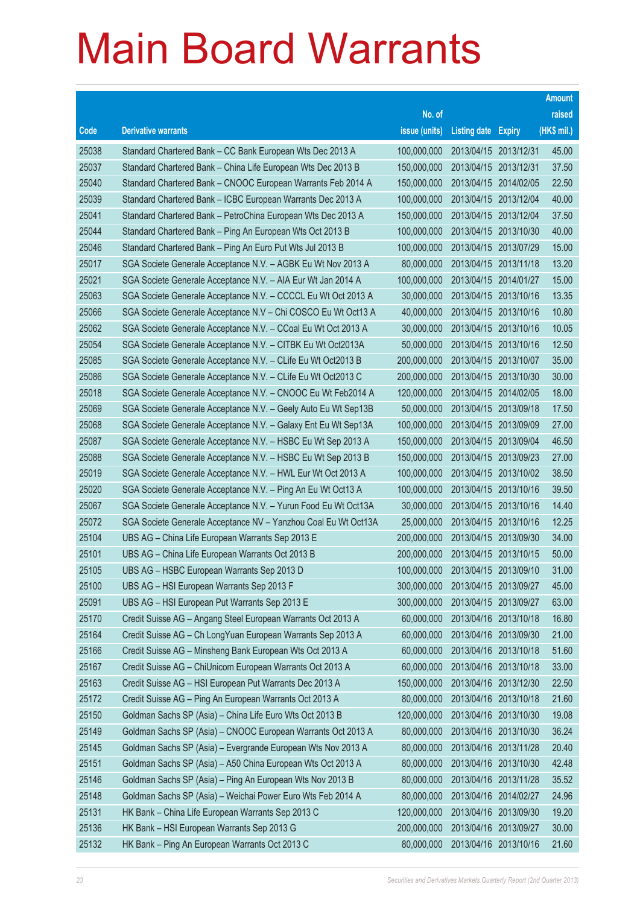# Main Board Warrants

| Code | Derivative warrants | No. of issue (units) | Listing date | Expiry | Amount raised (HK$ mil.) |
|---|---|---|---|---|---|
| 25038 | Standard Chartered Bank – CC Bank European Wts Dec 2013 A | 100,000,000 | 2013/04/15 | 2013/12/31 | 45.00 |
| 25037 | Standard Chartered Bank – China Life European Wts Dec 2013 B | 150,000,000 | 2013/04/15 | 2013/12/31 | 37.50 |
| 25040 | Standard Chartered Bank – CNOOC European Warrants Feb 2014 A | 150,000,000 | 2013/04/15 | 2014/02/05 | 22.50 |
| 25039 | Standard Chartered Bank – ICBC European Warrants Dec 2013 A | 100,000,000 | 2013/04/15 | 2013/12/04 | 40.00 |
| 25041 | Standard Chartered Bank – PetroChina European Wts Dec 2013 A | 150,000,000 | 2013/04/15 | 2013/12/04 | 37.50 |
| 25044 | Standard Chartered Bank – Ping An European Wts Oct 2013 B | 100,000,000 | 2013/04/15 | 2013/10/30 | 40.00 |
| 25046 | Standard Chartered Bank – Ping An Euro Put Wts Jul 2013 B | 100,000,000 | 2013/04/15 | 2013/07/29 | 15.00 |
| 25017 | SGA Societe Generale Acceptance N.V. – AGBK Eu Wt Nov 2013 A | 80,000,000 | 2013/04/15 | 2013/11/18 | 13.20 |
| 25021 | SGA Societe Generale Acceptance N.V. – AIA Eur Wt Jan 2014 A | 100,000,000 | 2013/04/15 | 2014/01/27 | 15.00 |
| 25063 | SGA Societe Generale Acceptance N.V. – CCCCL Eu Wt Oct 2013 A | 30,000,000 | 2013/04/15 | 2013/10/16 | 13.35 |
| 25066 | SGA Societe Generale Acceptance N.V – Chi COSCO Eu Wt Oct13 A | 40,000,000 | 2013/04/15 | 2013/10/16 | 10.80 |
| 25062 | SGA Societe Generale Acceptance N.V. – CCoal Eu Wt Oct 2013 A | 30,000,000 | 2013/04/15 | 2013/10/16 | 10.05 |
| 25054 | SGA Societe Generale Acceptance N.V. – CITBK Eu Wt Oct2013A | 50,000,000 | 2013/04/15 | 2013/10/16 | 12.50 |
| 25085 | SGA Societe Generale Acceptance N.V. – CLife Eu Wt Oct2013 B | 200,000,000 | 2013/04/15 | 2013/10/07 | 35.00 |
| 25086 | SGA Societe Generale Acceptance N.V. – CLife Eu Wt Oct2013 C | 200,000,000 | 2013/04/15 | 2013/10/30 | 30.00 |
| 25018 | SGA Societe Generale Acceptance N.V. – CNOOC Eu Wt Feb2014 A | 120,000,000 | 2013/04/15 | 2014/02/05 | 18.00 |
| 25069 | SGA Societe Generale Acceptance N.V. – Geely Auto Eu Wt Sep13B | 50,000,000 | 2013/04/15 | 2013/09/18 | 17.50 |
| 25068 | SGA Societe Generale Acceptance N.V. – Galaxy Ent Eu Wt Sep13A | 100,000,000 | 2013/04/15 | 2013/09/09 | 27.00 |
| 25087 | SGA Societe Generale Acceptance N.V. – HSBC Eu Wt Sep 2013 A | 150,000,000 | 2013/04/15 | 2013/09/04 | 46.50 |
| 25088 | SGA Societe Generale Acceptance N.V. – HSBC Eu Wt Sep 2013 B | 150,000,000 | 2013/04/15 | 2013/09/23 | 27.00 |
| 25019 | SGA Societe Generale Acceptance N.V. – HWL Eur Wt Oct 2013 A | 100,000,000 | 2013/04/15 | 2013/10/02 | 38.50 |
| 25020 | SGA Societe Generale Acceptance N.V. – Ping An Eu Wt Oct13 A | 100,000,000 | 2013/04/15 | 2013/10/16 | 39.50 |
| 25067 | SGA Societe Generale Acceptance N.V. – Yurun Food Eu Wt Oct13A | 30,000,000 | 2013/04/15 | 2013/10/16 | 14.40 |
| 25072 | SGA Societe Generale Acceptance NV – Yanzhou Coal Eu Wt Oct13A | 25,000,000 | 2013/04/15 | 2013/10/16 | 12.25 |
| 25104 | UBS AG – China Life European Warrants Sep 2013 E | 200,000,000 | 2013/04/15 | 2013/09/30 | 34.00 |
| 25101 | UBS AG – China Life European Warrants Oct 2013 B | 200,000,000 | 2013/04/15 | 2013/10/15 | 50.00 |
| 25105 | UBS AG – HSBC European Warrants Sep 2013 D | 100,000,000 | 2013/04/15 | 2013/09/10 | 31.00 |
| 25100 | UBS AG – HSI European Warrants Sep 2013 F | 300,000,000 | 2013/04/15 | 2013/09/27 | 45.00 |
| 25091 | UBS AG – HSI European Put Warrants Sep 2013 E | 300,000,000 | 2013/04/15 | 2013/09/27 | 63.00 |
| 25170 | Credit Suisse AG – Angang Steel European Warrants Oct 2013 A | 60,000,000 | 2013/04/16 | 2013/10/18 | 16.80 |
| 25164 | Credit Suisse AG – Ch LongYuan European Warrants Sep 2013 A | 60,000,000 | 2013/04/16 | 2013/09/30 | 21.00 |
| 25166 | Credit Suisse AG – Minsheng Bank European Wts Oct 2013 A | 60,000,000 | 2013/04/16 | 2013/10/18 | 51.60 |
| 25167 | Credit Suisse AG – ChiUnicom European Warrants Oct 2013 A | 60,000,000 | 2013/04/16 | 2013/10/18 | 33.00 |
| 25163 | Credit Suisse AG – HSI European Put Warrants Dec 2013 A | 150,000,000 | 2013/04/16 | 2013/12/30 | 22.50 |
| 25172 | Credit Suisse AG – Ping An European Warrants Oct 2013 A | 80,000,000 | 2013/04/16 | 2013/10/18 | 21.60 |
| 25150 | Goldman Sachs SP (Asia) – China Life Euro Wts Oct 2013 B | 120,000,000 | 2013/04/16 | 2013/10/30 | 19.08 |
| 25149 | Goldman Sachs SP (Asia) – CNOOC European Warrants Oct 2013 A | 80,000,000 | 2013/04/16 | 2013/10/30 | 36.24 |
| 25145 | Goldman Sachs SP (Asia) – Evergrande European Wts Nov 2013 A | 80,000,000 | 2013/04/16 | 2013/11/28 | 20.40 |
| 25151 | Goldman Sachs SP (Asia) – A50 China European Wts Oct 2013 A | 80,000,000 | 2013/04/16 | 2013/10/30 | 42.48 |
| 25146 | Goldman Sachs SP (Asia) – Ping An European Wts Nov 2013 B | 80,000,000 | 2013/04/16 | 2013/11/28 | 35.52 |
| 25148 | Goldman Sachs SP (Asia) – Weichai Power Euro Wts Feb 2014 A | 80,000,000 | 2013/04/16 | 2014/02/27 | 24.96 |
| 25131 | HK Bank – China Life European Warrants Sep 2013 C | 120,000,000 | 2013/04/16 | 2013/09/30 | 19.20 |
| 25136 | HK Bank – HSI European Warrants Sep 2013 G | 200,000,000 | 2013/04/16 | 2013/09/27 | 30.00 |
| 25132 | HK Bank – Ping An European Warrants Oct 2013 C | 80,000,000 | 2013/04/16 | 2013/10/16 | 21.60 |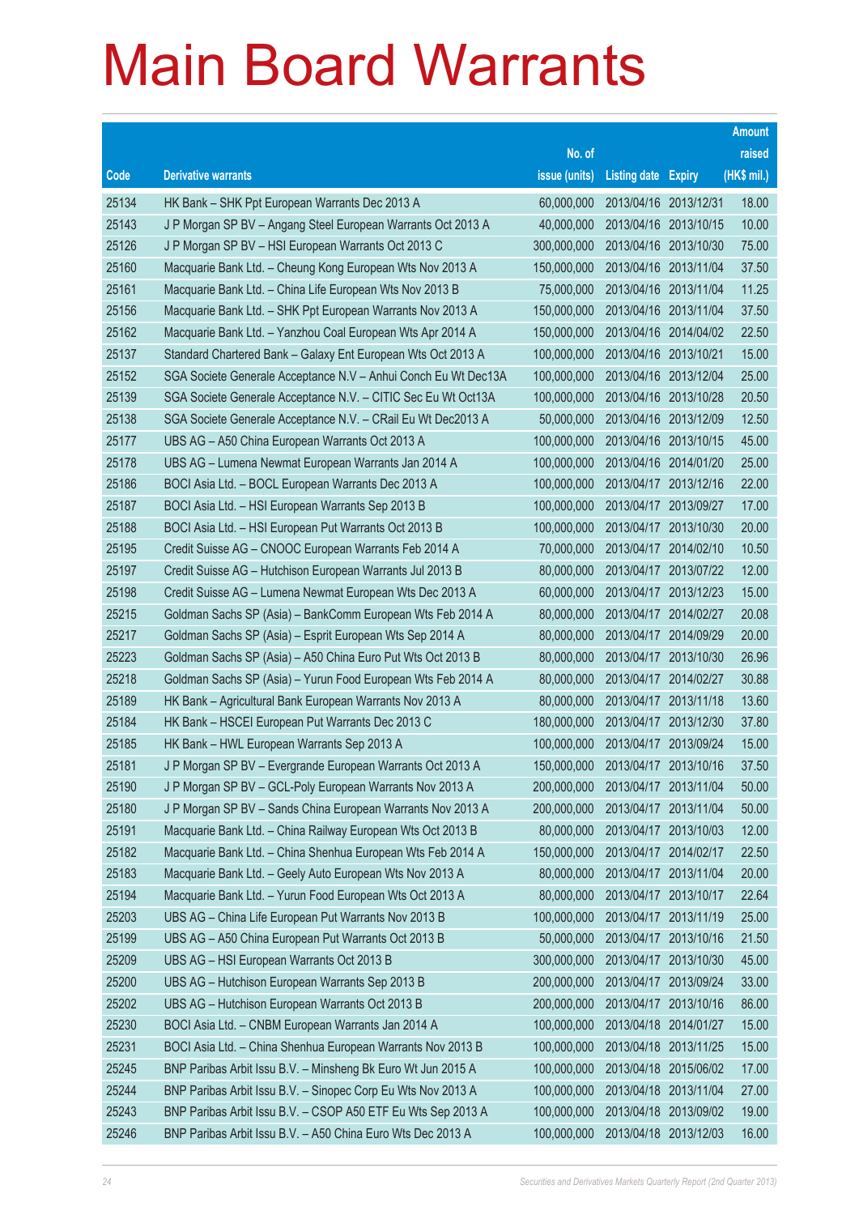# Main Board Warrants

| Code | Derivative warrants | No. of issue (units) | Listing date | Expiry | Amount raised (HK$ mil.) |
|---|---|---|---|---|---|
| 25134 | HK Bank – SHK Ppt European Warrants Dec 2013 A | 60,000,000 | 2013/04/16 | 2013/12/31 | 18.00 |
| 25143 | J P Morgan SP BV – Angang Steel European Warrants Oct 2013 A | 40,000,000 | 2013/04/16 | 2013/10/15 | 10.00 |
| 25126 | J P Morgan SP BV – HSI European Warrants Oct 2013 C | 300,000,000 | 2013/04/16 | 2013/10/30 | 75.00 |
| 25160 | Macquarie Bank Ltd. – Cheung Kong European Wts Nov 2013 A | 150,000,000 | 2013/04/16 | 2013/11/04 | 37.50 |
| 25161 | Macquarie Bank Ltd. – China Life European Wts Nov 2013 B | 75,000,000 | 2013/04/16 | 2013/11/04 | 11.25 |
| 25156 | Macquarie Bank Ltd. – SHK Ppt European Warrants Nov 2013 A | 150,000,000 | 2013/04/16 | 2013/11/04 | 37.50 |
| 25162 | Macquarie Bank Ltd. – Yanzhou Coal European Wts Apr 2014 A | 150,000,000 | 2013/04/16 | 2014/04/02 | 22.50 |
| 25137 | Standard Chartered Bank – Galaxy Ent European Wts Oct 2013 A | 100,000,000 | 2013/04/16 | 2013/10/21 | 15.00 |
| 25152 | SGA Societe Generale Acceptance N.V – Anhui Conch Eu Wt Dec13A | 100,000,000 | 2013/04/16 | 2013/12/04 | 25.00 |
| 25139 | SGA Societe Generale Acceptance N.V. – CITIC Sec Eu Wt Oct13A | 100,000,000 | 2013/04/16 | 2013/10/28 | 20.50 |
| 25138 | SGA Societe Generale Acceptance N.V. – CRail Eu Wt Dec2013 A | 50,000,000 | 2013/04/16 | 2013/12/09 | 12.50 |
| 25177 | UBS AG – A50 China European Warrants Oct 2013 A | 100,000,000 | 2013/04/16 | 2013/10/15 | 45.00 |
| 25178 | UBS AG – Lumena Newmat European Warrants Jan 2014 A | 100,000,000 | 2013/04/16 | 2014/01/20 | 25.00 |
| 25186 | BOCI Asia Ltd. – BOCL European Warrants Dec 2013 A | 100,000,000 | 2013/04/17 | 2013/12/16 | 22.00 |
| 25187 | BOCI Asia Ltd. – HSI European Warrants Sep 2013 B | 100,000,000 | 2013/04/17 | 2013/09/27 | 17.00 |
| 25188 | BOCI Asia Ltd. – HSI European Put Warrants Oct 2013 B | 100,000,000 | 2013/04/17 | 2013/10/30 | 20.00 |
| 25195 | Credit Suisse AG – CNOOC European Warrants Feb 2014 A | 70,000,000 | 2013/04/17 | 2014/02/10 | 10.50 |
| 25197 | Credit Suisse AG – Hutchison European Warrants Jul 2013 B | 80,000,000 | 2013/04/17 | 2013/07/22 | 12.00 |
| 25198 | Credit Suisse AG – Lumena Newmat European Wts Dec 2013 A | 60,000,000 | 2013/04/17 | 2013/12/23 | 15.00 |
| 25215 | Goldman Sachs SP (Asia) – BankComm European Wts Feb 2014 A | 80,000,000 | 2013/04/17 | 2014/02/27 | 20.08 |
| 25217 | Goldman Sachs SP (Asia) – Esprit European Wts Sep 2014 A | 80,000,000 | 2013/04/17 | 2014/09/29 | 20.00 |
| 25223 | Goldman Sachs SP (Asia) – A50 China Euro Put Wts Oct 2013 B | 80,000,000 | 2013/04/17 | 2013/10/30 | 26.96 |
| 25218 | Goldman Sachs SP (Asia) – Yurun Food European Wts Feb 2014 A | 80,000,000 | 2013/04/17 | 2014/02/27 | 30.88 |
| 25189 | HK Bank – Agricultural Bank European Warrants Nov 2013 A | 80,000,000 | 2013/04/17 | 2013/11/18 | 13.60 |
| 25184 | HK Bank – HSCEI European Put Warrants Dec 2013 C | 180,000,000 | 2013/04/17 | 2013/12/30 | 37.80 |
| 25185 | HK Bank – HWL European Warrants Sep 2013 A | 100,000,000 | 2013/04/17 | 2013/09/24 | 15.00 |
| 25181 | J P Morgan SP BV – Evergrande European Warrants Oct 2013 A | 150,000,000 | 2013/04/17 | 2013/10/16 | 37.50 |
| 25190 | J P Morgan SP BV – GCL-Poly European Warrants Nov 2013 A | 200,000,000 | 2013/04/17 | 2013/11/04 | 50.00 |
| 25180 | J P Morgan SP BV – Sands China European Warrants Nov 2013 A | 200,000,000 | 2013/04/17 | 2013/11/04 | 50.00 |
| 25191 | Macquarie Bank Ltd. – China Railway European Wts Oct 2013 B | 80,000,000 | 2013/04/17 | 2013/10/03 | 12.00 |
| 25182 | Macquarie Bank Ltd. – China Shenhua European Wts Feb 2014 A | 150,000,000 | 2013/04/17 | 2014/02/17 | 22.50 |
| 25183 | Macquarie Bank Ltd. – Geely Auto European Wts Nov 2013 A | 80,000,000 | 2013/04/17 | 2013/11/04 | 20.00 |
| 25194 | Macquarie Bank Ltd. – Yurun Food European Wts Oct 2013 A | 80,000,000 | 2013/04/17 | 2013/10/17 | 22.64 |
| 25203 | UBS AG – China Life European Put Warrants Nov 2013 B | 100,000,000 | 2013/04/17 | 2013/11/19 | 25.00 |
| 25199 | UBS AG – A50 China European Put Warrants Oct 2013 B | 50,000,000 | 2013/04/17 | 2013/10/16 | 21.50 |
| 25209 | UBS AG – HSI European Warrants Oct 2013 B | 300,000,000 | 2013/04/17 | 2013/10/30 | 45.00 |
| 25200 | UBS AG – Hutchison European Warrants Sep 2013 B | 200,000,000 | 2013/04/17 | 2013/09/24 | 33.00 |
| 25202 | UBS AG – Hutchison European Warrants Oct 2013 B | 200,000,000 | 2013/04/17 | 2013/10/16 | 86.00 |
| 25230 | BOCI Asia Ltd. – CNBM European Warrants Jan 2014 A | 100,000,000 | 2013/04/18 | 2014/01/27 | 15.00 |
| 25231 | BOCI Asia Ltd. – China Shenhua European Warrants Nov 2013 B | 100,000,000 | 2013/04/18 | 2013/11/25 | 15.00 |
| 25245 | BNP Paribas Arbit Issu B.V. – Minsheng Bk Euro Wt Jun 2015 A | 100,000,000 | 2013/04/18 | 2015/06/02 | 17.00 |
| 25244 | BNP Paribas Arbit Issu B.V. – Sinopec Corp Eu Wts Nov 2013 A | 100,000,000 | 2013/04/18 | 2013/11/04 | 27.00 |
| 25243 | BNP Paribas Arbit Issu B.V. – CSOP A50 ETF Eu Wts Sep 2013 A | 100,000,000 | 2013/04/18 | 2013/09/02 | 19.00 |
| 25246 | BNP Paribas Arbit Issu B.V. – A50 China Euro Wts Dec 2013 A | 100,000,000 | 2013/04/18 | 2013/12/03 | 16.00 |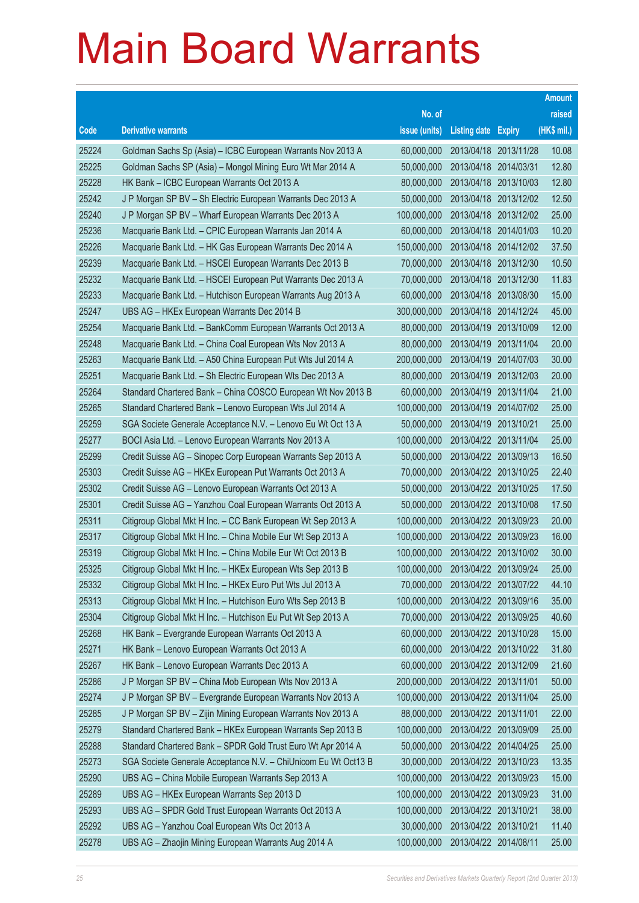# Main Board Warrants

| Code | Derivative warrants | No. of issue (units) | Listing date | Expiry | Amount raised (HK$ mil.) |
|---|---|---|---|---|---|
| 25224 | Goldman Sachs Sp (Asia) – ICBC European Warrants Nov 2013 A | 60,000,000 | 2013/04/18 | 2013/11/28 | 10.08 |
| 25225 | Goldman Sachs SP (Asia) – Mongol Mining Euro Wt Mar 2014 A | 50,000,000 | 2013/04/18 | 2014/03/31 | 12.80 |
| 25228 | HK Bank – ICBC European Warrants Oct 2013 A | 80,000,000 | 2013/04/18 | 2013/10/03 | 12.80 |
| 25242 | J P Morgan SP BV – Sh Electric European Warrants Dec 2013 A | 50,000,000 | 2013/04/18 | 2013/12/02 | 12.50 |
| 25240 | J P Morgan SP BV – Wharf European Warrants Dec 2013 A | 100,000,000 | 2013/04/18 | 2013/12/02 | 25.00 |
| 25236 | Macquarie Bank Ltd. – CPIC European Warrants Jan 2014 A | 60,000,000 | 2013/04/18 | 2014/01/03 | 10.20 |
| 25226 | Macquarie Bank Ltd. – HK Gas European Warrants Dec 2014 A | 150,000,000 | 2013/04/18 | 2014/12/02 | 37.50 |
| 25239 | Macquarie Bank Ltd. – HSCEI European Warrants Dec 2013 B | 70,000,000 | 2013/04/18 | 2013/12/30 | 10.50 |
| 25232 | Macquarie Bank Ltd. – HSCEI European Put Warrants Dec 2013 A | 70,000,000 | 2013/04/18 | 2013/12/30 | 11.83 |
| 25233 | Macquarie Bank Ltd. – Hutchison European Warrants Aug 2013 A | 60,000,000 | 2013/04/18 | 2013/08/30 | 15.00 |
| 25247 | UBS AG – HKEx European Warrants Dec 2014 B | 300,000,000 | 2013/04/18 | 2014/12/24 | 45.00 |
| 25254 | Macquarie Bank Ltd. – BankComm European Warrants Oct 2013 A | 80,000,000 | 2013/04/19 | 2013/10/09 | 12.00 |
| 25248 | Macquarie Bank Ltd. – China Coal European Wts Nov 2013 A | 80,000,000 | 2013/04/19 | 2013/11/04 | 20.00 |
| 25263 | Macquarie Bank Ltd. – A50 China European Put Wts Jul 2014 A | 200,000,000 | 2013/04/19 | 2014/07/03 | 30.00 |
| 25251 | Macquarie Bank Ltd. – Sh Electric European Wts Dec 2013 A | 80,000,000 | 2013/04/19 | 2013/12/03 | 20.00 |
| 25264 | Standard Chartered Bank – China COSCO European Wt Nov 2013 B | 60,000,000 | 2013/04/19 | 2013/11/04 | 21.00 |
| 25265 | Standard Chartered Bank – Lenovo European Wts Jul 2014 A | 100,000,000 | 2013/04/19 | 2014/07/02 | 25.00 |
| 25259 | SGA Societe Generale Acceptance N.V. – Lenovo Eu Wt Oct 13 A | 50,000,000 | 2013/04/19 | 2013/10/21 | 25.00 |
| 25277 | BOCI Asia Ltd. – Lenovo European Warrants Nov 2013 A | 100,000,000 | 2013/04/22 | 2013/11/04 | 25.00 |
| 25299 | Credit Suisse AG – Sinopec Corp European Warrants Sep 2013 A | 50,000,000 | 2013/04/22 | 2013/09/13 | 16.50 |
| 25303 | Credit Suisse AG – HKEx European Put Warrants Oct 2013 A | 70,000,000 | 2013/04/22 | 2013/10/25 | 22.40 |
| 25302 | Credit Suisse AG – Lenovo European Warrants Oct 2013 A | 50,000,000 | 2013/04/22 | 2013/10/25 | 17.50 |
| 25301 | Credit Suisse AG – Yanzhou Coal European Warrants Oct 2013 A | 50,000,000 | 2013/04/22 | 2013/10/08 | 17.50 |
| 25311 | Citigroup Global Mkt H Inc. – CC Bank European Wt Sep 2013 A | 100,000,000 | 2013/04/22 | 2013/09/23 | 20.00 |
| 25317 | Citigroup Global Mkt H Inc. – China Mobile Eur Wt Sep 2013 A | 100,000,000 | 2013/04/22 | 2013/09/23 | 16.00 |
| 25319 | Citigroup Global Mkt H Inc. – China Mobile Eur Wt Oct 2013 B | 100,000,000 | 2013/04/22 | 2013/10/02 | 30.00 |
| 25325 | Citigroup Global Mkt H Inc. – HKEx European Wts Sep 2013 B | 100,000,000 | 2013/04/22 | 2013/09/24 | 25.00 |
| 25332 | Citigroup Global Mkt H Inc. – HKEx Euro Put Wts Jul 2013 A | 70,000,000 | 2013/04/22 | 2013/07/22 | 44.10 |
| 25313 | Citigroup Global Mkt H Inc. – Hutchison Euro Wts Sep 2013 B | 100,000,000 | 2013/04/22 | 2013/09/16 | 35.00 |
| 25304 | Citigroup Global Mkt H Inc. – Hutchison Eu Put Wt Sep 2013 A | 70,000,000 | 2013/04/22 | 2013/09/25 | 40.60 |
| 25268 | HK Bank – Evergrande European Warrants Oct 2013 A | 60,000,000 | 2013/04/22 | 2013/10/28 | 15.00 |
| 25271 | HK Bank – Lenovo European Warrants Oct 2013 A | 60,000,000 | 2013/04/22 | 2013/10/22 | 31.80 |
| 25267 | HK Bank – Lenovo European Warrants Dec 2013 A | 60,000,000 | 2013/04/22 | 2013/12/09 | 21.60 |
| 25286 | J P Morgan SP BV – China Mob European Wts Nov 2013 A | 200,000,000 | 2013/04/22 | 2013/11/01 | 50.00 |
| 25274 | J P Morgan SP BV – Evergrande European Warrants Nov 2013 A | 100,000,000 | 2013/04/22 | 2013/11/04 | 25.00 |
| 25285 | J P Morgan SP BV – Zijin Mining European Warrants Nov 2013 A | 88,000,000 | 2013/04/22 | 2013/11/01 | 22.00 |
| 25279 | Standard Chartered Bank – HKEx European Warrants Sep 2013 B | 100,000,000 | 2013/04/22 | 2013/09/09 | 25.00 |
| 25288 | Standard Chartered Bank – SPDR Gold Trust Euro Wt Apr 2014 A | 50,000,000 | 2013/04/22 | 2014/04/25 | 25.00 |
| 25273 | SGA Societe Generale Acceptance N.V. – ChiUnicom Eu Wt Oct13 B | 30,000,000 | 2013/04/22 | 2013/10/23 | 13.35 |
| 25290 | UBS AG – China Mobile European Warrants Sep 2013 A | 100,000,000 | 2013/04/22 | 2013/09/23 | 15.00 |
| 25289 | UBS AG – HKEx European Warrants Sep 2013 D | 100,000,000 | 2013/04/22 | 2013/09/23 | 31.00 |
| 25293 | UBS AG – SPDR Gold Trust European Warrants Oct 2013 A | 100,000,000 | 2013/04/22 | 2013/10/21 | 38.00 |
| 25292 | UBS AG – Yanzhou Coal European Wts Oct 2013 A | 30,000,000 | 2013/04/22 | 2013/10/21 | 11.40 |
| 25278 | UBS AG – Zhaojin Mining European Warrants Aug 2014 A | 100,000,000 | 2013/04/22 | 2014/08/11 | 25.00 |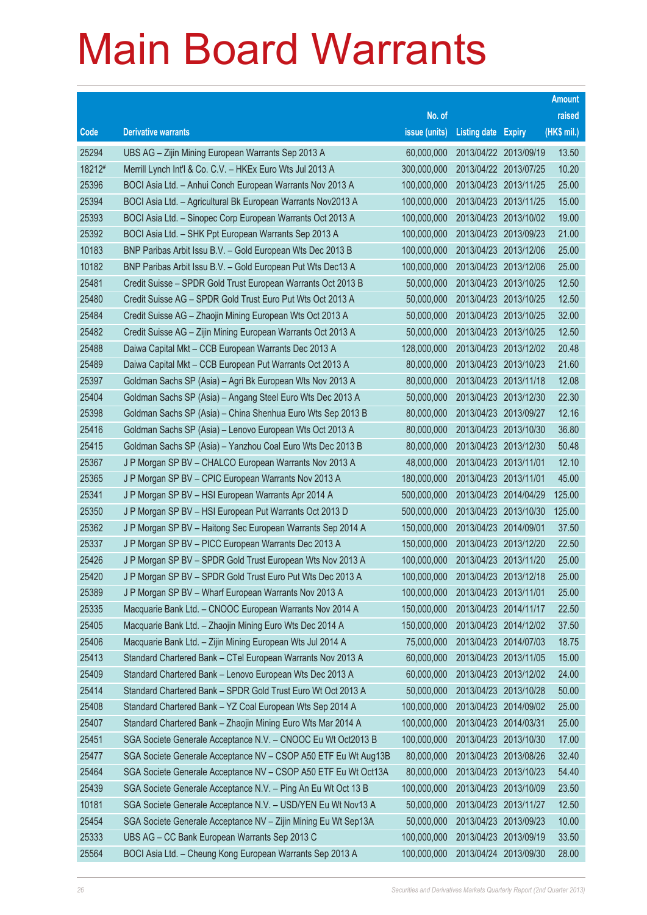# Main Board Warrants

| Code | Derivative warrants | No. of issue (units) | Listing date | Expiry | Amount raised (HK$ mil.) |
|---|---|---|---|---|---|
| 25294 | UBS AG – Zijin Mining European Warrants Sep 2013 A | 60,000,000 | 2013/04/22 | 2013/09/19 | 13.50 |
| 18212# | Merrill Lynch Int'l & Co. C.V. – HKEx Euro Wts Jul 2013 A | 300,000,000 | 2013/04/22 | 2013/07/25 | 10.20 |
| 25396 | BOCI Asia Ltd. – Anhui Conch European Warrants Nov 2013 A | 100,000,000 | 2013/04/23 | 2013/11/25 | 25.00 |
| 25394 | BOCI Asia Ltd. – Agricultural Bk European Warrants Nov2013 A | 100,000,000 | 2013/04/23 | 2013/11/25 | 15.00 |
| 25393 | BOCI Asia Ltd. – Sinopec Corp European Warrants Oct 2013 A | 100,000,000 | 2013/04/23 | 2013/10/02 | 19.00 |
| 25392 | BOCI Asia Ltd. – SHK Ppt European Warrants Sep 2013 A | 100,000,000 | 2013/04/23 | 2013/09/23 | 21.00 |
| 10183 | BNP Paribas Arbit Issu B.V. – Gold European Wts Dec 2013 B | 100,000,000 | 2013/04/23 | 2013/12/06 | 25.00 |
| 10182 | BNP Paribas Arbit Issu B.V. – Gold European Put Wts Dec13 A | 100,000,000 | 2013/04/23 | 2013/12/06 | 25.00 |
| 25481 | Credit Suisse – SPDR Gold Trust European Warrants Oct 2013 B | 50,000,000 | 2013/04/23 | 2013/10/25 | 12.50 |
| 25480 | Credit Suisse AG – SPDR Gold Trust Euro Put Wts Oct 2013 A | 50,000,000 | 2013/04/23 | 2013/10/25 | 12.50 |
| 25484 | Credit Suisse AG – Zhaojin Mining European Wts Oct 2013 A | 50,000,000 | 2013/04/23 | 2013/10/25 | 32.00 |
| 25482 | Credit Suisse AG – Zijin Mining European Warrants Oct 2013 A | 50,000,000 | 2013/04/23 | 2013/10/25 | 12.50 |
| 25488 | Daiwa Capital Mkt – CCB European Warrants Dec 2013 A | 128,000,000 | 2013/04/23 | 2013/12/02 | 20.48 |
| 25489 | Daiwa Capital Mkt – CCB European Put Warrants Oct 2013 A | 80,000,000 | 2013/04/23 | 2013/10/23 | 21.60 |
| 25397 | Goldman Sachs SP (Asia) – Agri Bk European Wts Nov 2013 A | 80,000,000 | 2013/04/23 | 2013/11/18 | 12.08 |
| 25404 | Goldman Sachs SP (Asia) – Angang Steel Euro Wts Dec 2013 A | 50,000,000 | 2013/04/23 | 2013/12/30 | 22.30 |
| 25398 | Goldman Sachs SP (Asia) – China Shenhua Euro Wts Sep 2013 B | 80,000,000 | 2013/04/23 | 2013/09/27 | 12.16 |
| 25416 | Goldman Sachs SP (Asia) – Lenovo European Wts Oct 2013 A | 80,000,000 | 2013/04/23 | 2013/10/30 | 36.80 |
| 25415 | Goldman Sachs SP (Asia) – Yanzhou Coal Euro Wts Dec 2013 B | 80,000,000 | 2013/04/23 | 2013/12/30 | 50.48 |
| 25367 | J P Morgan SP BV – CHALCO European Warrants Nov 2013 A | 48,000,000 | 2013/04/23 | 2013/11/01 | 12.10 |
| 25365 | J P Morgan SP BV – CPIC European Warrants Nov 2013 A | 180,000,000 | 2013/04/23 | 2013/11/01 | 45.00 |
| 25341 | J P Morgan SP BV – HSI European Warrants Apr 2014 A | 500,000,000 | 2013/04/23 | 2014/04/29 | 125.00 |
| 25350 | J P Morgan SP BV – HSI European Put Warrants Oct 2013 D | 500,000,000 | 2013/04/23 | 2013/10/30 | 125.00 |
| 25362 | J P Morgan SP BV – Haitong Sec European Warrants Sep 2014 A | 150,000,000 | 2013/04/23 | 2014/09/01 | 37.50 |
| 25337 | J P Morgan SP BV – PICC European Warrants Dec 2013 A | 150,000,000 | 2013/04/23 | 2013/12/20 | 22.50 |
| 25426 | J P Morgan SP BV – SPDR Gold Trust European Wts Nov 2013 A | 100,000,000 | 2013/04/23 | 2013/11/20 | 25.00 |
| 25420 | J P Morgan SP BV – SPDR Gold Trust Euro Put Wts Dec 2013 A | 100,000,000 | 2013/04/23 | 2013/12/18 | 25.00 |
| 25389 | J P Morgan SP BV – Wharf European Warrants Nov 2013 A | 100,000,000 | 2013/04/23 | 2013/11/01 | 25.00 |
| 25335 | Macquarie Bank Ltd. – CNOOC European Warrants Nov 2014 A | 150,000,000 | 2013/04/23 | 2014/11/17 | 22.50 |
| 25405 | Macquarie Bank Ltd. – Zhaojin Mining Euro Wts Dec 2014 A | 150,000,000 | 2013/04/23 | 2014/12/02 | 37.50 |
| 25406 | Macquarie Bank Ltd. – Zijin Mining European Wts Jul 2014 A | 75,000,000 | 2013/04/23 | 2014/07/03 | 18.75 |
| 25413 | Standard Chartered Bank – CTel European Warrants Nov 2013 A | 60,000,000 | 2013/04/23 | 2013/11/05 | 15.00 |
| 25409 | Standard Chartered Bank – Lenovo European Wts Dec 2013 A | 60,000,000 | 2013/04/23 | 2013/12/02 | 24.00 |
| 25414 | Standard Chartered Bank – SPDR Gold Trust Euro Wt Oct 2013 A | 50,000,000 | 2013/04/23 | 2013/10/28 | 50.00 |
| 25408 | Standard Chartered Bank – YZ Coal European Wts Sep 2014 A | 100,000,000 | 2013/04/23 | 2014/09/02 | 25.00 |
| 25407 | Standard Chartered Bank – Zhaojin Mining Euro Wts Mar 2014 A | 100,000,000 | 2013/04/23 | 2014/03/31 | 25.00 |
| 25451 | SGA Societe Generale Acceptance N.V. – CNOOC Eu Wt Oct2013 B | 100,000,000 | 2013/04/23 | 2013/10/30 | 17.00 |
| 25477 | SGA Societe Generale Acceptance NV – CSOP A50 ETF Eu Wt Aug13B | 80,000,000 | 2013/04/23 | 2013/08/26 | 32.40 |
| 25464 | SGA Societe Generale Acceptance NV – CSOP A50 ETF Eu Wt Oct13A | 80,000,000 | 2013/04/23 | 2013/10/23 | 54.40 |
| 25439 | SGA Societe Generale Acceptance N.V. – Ping An Eu Wt Oct 13 B | 100,000,000 | 2013/04/23 | 2013/10/09 | 23.50 |
| 10181 | SGA Societe Generale Acceptance N.V. – USD/YEN Eu Wt Nov13 A | 50,000,000 | 2013/04/23 | 2013/11/27 | 12.50 |
| 25454 | SGA Societe Generale Acceptance NV – Zijin Mining Eu Wt Sep13A | 50,000,000 | 2013/04/23 | 2013/09/23 | 10.00 |
| 25333 | UBS AG – CC Bank European Warrants Sep 2013 C | 100,000,000 | 2013/04/23 | 2013/09/19 | 33.50 |
| 25564 | BOCI Asia Ltd. – Cheung Kong European Warrants Sep 2013 A | 100,000,000 | 2013/04/24 | 2013/09/30 | 28.00 |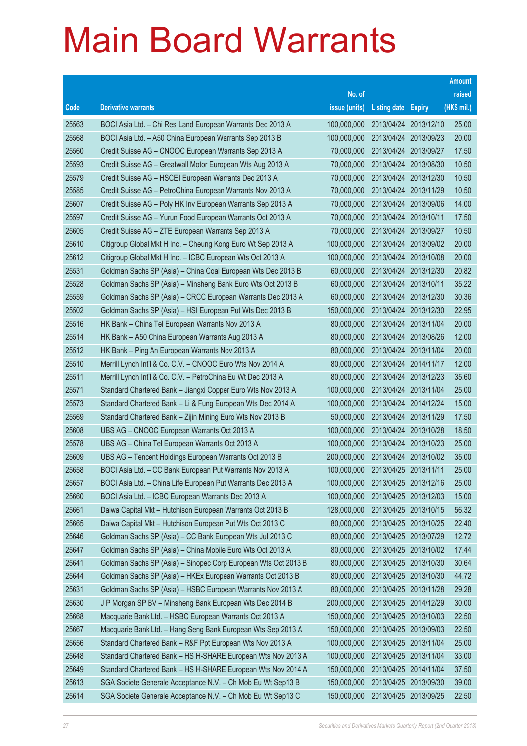# Main Board Warrants

| Code | Derivative warrants | No. of issue (units) | Listing date | Expiry | Amount raised (HK$ mil.) |
|---|---|---|---|---|---|
| 25563 | BOCI Asia Ltd. – Chi Res Land European Warrants Dec 2013 A | 100,000,000 | 2013/04/24 | 2013/12/10 | 25.00 |
| 25568 | BOCI Asia Ltd. – A50 China European Warrants Sep 2013 B | 100,000,000 | 2013/04/24 | 2013/09/23 | 20.00 |
| 25560 | Credit Suisse AG – CNOOC European Warrants Sep 2013 A | 70,000,000 | 2013/04/24 | 2013/09/27 | 17.50 |
| 25593 | Credit Suisse AG – Greatwall Motor European Wts Aug 2013 A | 70,000,000 | 2013/04/24 | 2013/08/30 | 10.50 |
| 25579 | Credit Suisse AG – HSCEI European Warrants Dec 2013 A | 70,000,000 | 2013/04/24 | 2013/12/30 | 10.50 |
| 25585 | Credit Suisse AG – PetroChina European Warrants Nov 2013 A | 70,000,000 | 2013/04/24 | 2013/11/29 | 10.50 |
| 25607 | Credit Suisse AG – Poly HK Inv European Warrants Sep 2013 A | 70,000,000 | 2013/04/24 | 2013/09/06 | 14.00 |
| 25597 | Credit Suisse AG – Yurun Food European Warrants Oct 2013 A | 70,000,000 | 2013/04/24 | 2013/10/11 | 17.50 |
| 25605 | Credit Suisse AG – ZTE European Warrants Sep 2013 A | 70,000,000 | 2013/04/24 | 2013/09/27 | 10.50 |
| 25610 | Citigroup Global Mkt H Inc. – Cheung Kong Euro Wt Sep 2013 A | 100,000,000 | 2013/04/24 | 2013/09/02 | 20.00 |
| 25612 | Citigroup Global Mkt H Inc. – ICBC European Wts Oct 2013 A | 100,000,000 | 2013/04/24 | 2013/10/08 | 20.00 |
| 25531 | Goldman Sachs SP (Asia) – China Coal European Wts Dec 2013 B | 60,000,000 | 2013/04/24 | 2013/12/30 | 20.82 |
| 25528 | Goldman Sachs SP (Asia) – Minsheng Bank Euro Wts Oct 2013 B | 60,000,000 | 2013/04/24 | 2013/10/11 | 35.22 |
| 25559 | Goldman Sachs SP (Asia) – CRCC European Warrants Dec 2013 A | 60,000,000 | 2013/04/24 | 2013/12/30 | 30.36 |
| 25502 | Goldman Sachs SP (Asia) – HSI European Put Wts Dec 2013 B | 150,000,000 | 2013/04/24 | 2013/12/30 | 22.95 |
| 25516 | HK Bank – China Tel European Warrants Nov 2013 A | 80,000,000 | 2013/04/24 | 2013/11/04 | 20.00 |
| 25514 | HK Bank – A50 China European Warrants Aug 2013 A | 80,000,000 | 2013/04/24 | 2013/08/26 | 12.00 |
| 25512 | HK Bank – Ping An European Warrants Nov 2013 A | 80,000,000 | 2013/04/24 | 2013/11/04 | 20.00 |
| 25510 | Merrill Lynch Int'l & Co. C.V. – CNOOC Euro Wts Nov 2014 A | 80,000,000 | 2013/04/24 | 2014/11/17 | 12.00 |
| 25511 | Merrill Lynch Int'l & Co. C.V. – PetroChina Eu Wt Dec 2013 A | 80,000,000 | 2013/04/24 | 2013/12/23 | 35.60 |
| 25571 | Standard Chartered Bank – Jiangxi Copper Euro Wts Nov 2013 A | 100,000,000 | 2013/04/24 | 2013/11/04 | 25.00 |
| 25573 | Standard Chartered Bank – Li & Fung European Wts Dec 2014 A | 100,000,000 | 2013/04/24 | 2014/12/24 | 15.00 |
| 25569 | Standard Chartered Bank – Zijin Mining Euro Wts Nov 2013 B | 50,000,000 | 2013/04/24 | 2013/11/29 | 17.50 |
| 25608 | UBS AG – CNOOC European Warrants Oct 2013 A | 100,000,000 | 2013/04/24 | 2013/10/28 | 18.50 |
| 25578 | UBS AG – China Tel European Warrants Oct 2013 A | 100,000,000 | 2013/04/24 | 2013/10/23 | 25.00 |
| 25609 | UBS AG – Tencent Holdings European Warrants Oct 2013 B | 200,000,000 | 2013/04/24 | 2013/10/02 | 35.00 |
| 25658 | BOCI Asia Ltd. – CC Bank European Put Warrants Nov 2013 A | 100,000,000 | 2013/04/25 | 2013/11/11 | 25.00 |
| 25657 | BOCI Asia Ltd. – China Life European Put Warrants Dec 2013 A | 100,000,000 | 2013/04/25 | 2013/12/16 | 25.00 |
| 25660 | BOCI Asia Ltd. – ICBC European Warrants Dec 2013 A | 100,000,000 | 2013/04/25 | 2013/12/03 | 15.00 |
| 25661 | Daiwa Capital Mkt – Hutchison European Warrants Oct 2013 B | 128,000,000 | 2013/04/25 | 2013/10/15 | 56.32 |
| 25665 | Daiwa Capital Mkt – Hutchison European Put Wts Oct 2013 C | 80,000,000 | 2013/04/25 | 2013/10/25 | 22.40 |
| 25646 | Goldman Sachs SP (Asia) – CC Bank European Wts Jul 2013 C | 80,000,000 | 2013/04/25 | 2013/07/29 | 12.72 |
| 25647 | Goldman Sachs SP (Asia) – China Mobile Euro Wts Oct 2013 A | 80,000,000 | 2013/04/25 | 2013/10/02 | 17.44 |
| 25641 | Goldman Sachs SP (Asia) – Sinopec Corp European Wts Oct 2013 B | 80,000,000 | 2013/04/25 | 2013/10/30 | 30.64 |
| 25644 | Goldman Sachs SP (Asia) – HKEx European Warrants Oct 2013 B | 80,000,000 | 2013/04/25 | 2013/10/30 | 44.72 |
| 25631 | Goldman Sachs SP (Asia) – HSBC European Warrants Nov 2013 A | 80,000,000 | 2013/04/25 | 2013/11/28 | 29.28 |
| 25630 | J P Morgan SP BV – Minsheng Bank European Wts Dec 2014 B | 200,000,000 | 2013/04/25 | 2014/12/29 | 30.00 |
| 25668 | Macquarie Bank Ltd. – HSBC European Warrants Oct 2013 A | 150,000,000 | 2013/04/25 | 2013/10/03 | 22.50 |
| 25667 | Macquarie Bank Ltd. – Hang Seng Bank European Wts Sep 2013 A | 150,000,000 | 2013/04/25 | 2013/09/03 | 22.50 |
| 25656 | Standard Chartered Bank – R&F Ppt European Wts Nov 2013 A | 100,000,000 | 2013/04/25 | 2013/11/04 | 25.00 |
| 25648 | Standard Chartered Bank – HS H-SHARE European Wts Nov 2013 A | 100,000,000 | 2013/04/25 | 2013/11/04 | 33.00 |
| 25649 | Standard Chartered Bank – HS H-SHARE European Wts Nov 2014 A | 150,000,000 | 2013/04/25 | 2014/11/04 | 37.50 |
| 25613 | SGA Societe Generale Acceptance N.V. – Ch Mob Eu Wt Sep13 B | 150,000,000 | 2013/04/25 | 2013/09/30 | 39.00 |
| 25614 | SGA Societe Generale Acceptance N.V. – Ch Mob Eu Wt Sep13 C | 150,000,000 | 2013/04/25 | 2013/09/25 | 22.50 |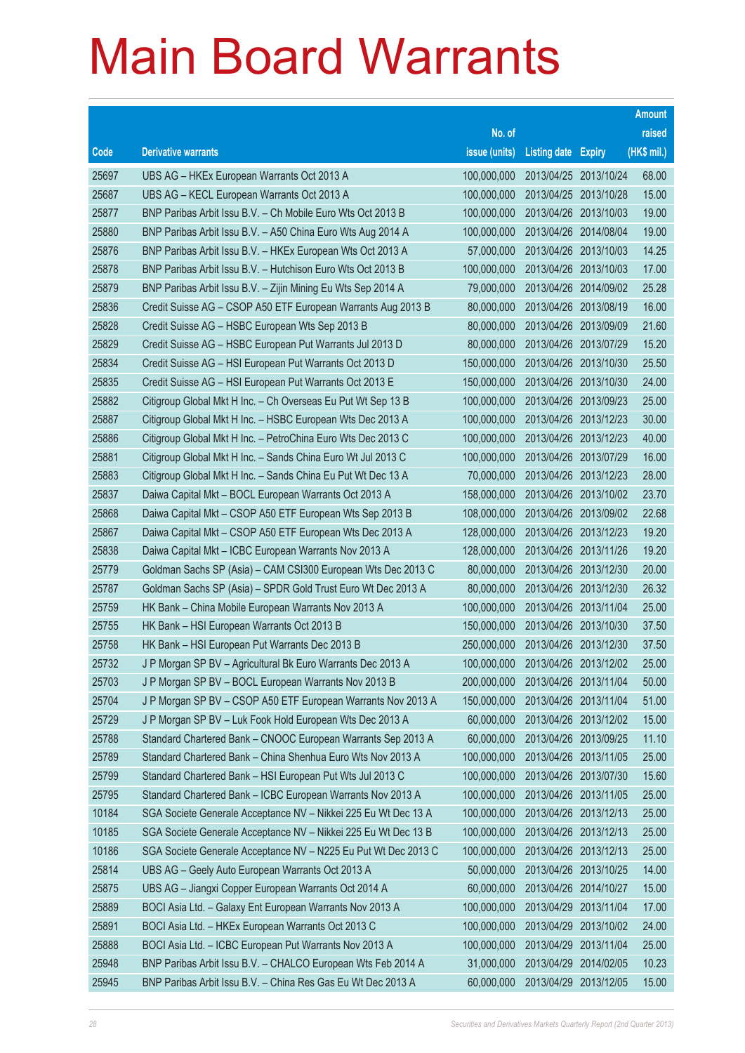# Main Board Warrants

| Code | Derivative warrants | No. of issue (units) | Listing date | Expiry | Amount raised (HK$ mil.) |
|---|---|---|---|---|---|
| 25697 | UBS AG – HKEx European Warrants Oct 2013 A | 100,000,000 | 2013/04/25 | 2013/10/24 | 68.00 |
| 25687 | UBS AG – KECL European Warrants Oct 2013 A | 100,000,000 | 2013/04/25 | 2013/10/28 | 15.00 |
| 25877 | BNP Paribas Arbit Issu B.V. – Ch Mobile Euro Wts Oct 2013 B | 100,000,000 | 2013/04/26 | 2013/10/03 | 19.00 |
| 25880 | BNP Paribas Arbit Issu B.V. – A50 China Euro Wts Aug 2014 A | 100,000,000 | 2013/04/26 | 2014/08/04 | 19.00 |
| 25876 | BNP Paribas Arbit Issu B.V. – HKEx European Wts Oct 2013 A | 57,000,000 | 2013/04/26 | 2013/10/03 | 14.25 |
| 25878 | BNP Paribas Arbit Issu B.V. – Hutchison Euro Wts Oct 2013 B | 100,000,000 | 2013/04/26 | 2013/10/03 | 17.00 |
| 25879 | BNP Paribas Arbit Issu B.V. – Zijin Mining Eu Wts Sep 2014 A | 79,000,000 | 2013/04/26 | 2014/09/02 | 25.28 |
| 25836 | Credit Suisse AG – CSOP A50 ETF European Warrants Aug 2013 B | 80,000,000 | 2013/04/26 | 2013/08/19 | 16.00 |
| 25828 | Credit Suisse AG – HSBC European Wts Sep 2013 B | 80,000,000 | 2013/04/26 | 2013/09/09 | 21.60 |
| 25829 | Credit Suisse AG – HSBC European Put Warrants Jul 2013 D | 80,000,000 | 2013/04/26 | 2013/07/29 | 15.20 |
| 25834 | Credit Suisse AG – HSI European Put Warrants Oct 2013 D | 150,000,000 | 2013/04/26 | 2013/10/30 | 25.50 |
| 25835 | Credit Suisse AG – HSI European Put Warrants Oct 2013 E | 150,000,000 | 2013/04/26 | 2013/10/30 | 24.00 |
| 25882 | Citigroup Global Mkt H Inc. – Ch Overseas Eu Put Wt Sep 13 B | 100,000,000 | 2013/04/26 | 2013/09/23 | 25.00 |
| 25887 | Citigroup Global Mkt H Inc. – HSBC European Wts Dec 2013 A | 100,000,000 | 2013/04/26 | 2013/12/23 | 30.00 |
| 25886 | Citigroup Global Mkt H Inc. – PetroChina Euro Wts Dec 2013 C | 100,000,000 | 2013/04/26 | 2013/12/23 | 40.00 |
| 25881 | Citigroup Global Mkt H Inc. – Sands China Euro Wt Jul 2013 C | 100,000,000 | 2013/04/26 | 2013/07/29 | 16.00 |
| 25883 | Citigroup Global Mkt H Inc. – Sands China Eu Put Wt Dec 13 A | 70,000,000 | 2013/04/26 | 2013/12/23 | 28.00 |
| 25837 | Daiwa Capital Mkt – BOCL European Warrants Oct 2013 A | 158,000,000 | 2013/04/26 | 2013/10/02 | 23.70 |
| 25868 | Daiwa Capital Mkt – CSOP A50 ETF European Wts Sep 2013 B | 108,000,000 | 2013/04/26 | 2013/09/02 | 22.68 |
| 25867 | Daiwa Capital Mkt – CSOP A50 ETF European Wts Dec 2013 A | 128,000,000 | 2013/04/26 | 2013/12/23 | 19.20 |
| 25838 | Daiwa Capital Mkt – ICBC European Warrants Nov 2013 A | 128,000,000 | 2013/04/26 | 2013/11/26 | 19.20 |
| 25779 | Goldman Sachs SP (Asia) – CAM CSI300 European Wts Dec 2013 C | 80,000,000 | 2013/04/26 | 2013/12/30 | 20.00 |
| 25787 | Goldman Sachs SP (Asia) – SPDR Gold Trust Euro Wt Dec 2013 A | 80,000,000 | 2013/04/26 | 2013/12/30 | 26.32 |
| 25759 | HK Bank – China Mobile European Warrants Nov 2013 A | 100,000,000 | 2013/04/26 | 2013/11/04 | 25.00 |
| 25755 | HK Bank – HSI European Warrants Oct 2013 B | 150,000,000 | 2013/04/26 | 2013/10/30 | 37.50 |
| 25758 | HK Bank – HSI European Put Warrants Dec 2013 B | 250,000,000 | 2013/04/26 | 2013/12/30 | 37.50 |
| 25732 | J P Morgan SP BV – Agricultural Bk Euro Warrants Dec 2013 A | 100,000,000 | 2013/04/26 | 2013/12/02 | 25.00 |
| 25703 | J P Morgan SP BV – BOCL European Warrants Nov 2013 B | 200,000,000 | 2013/04/26 | 2013/11/04 | 50.00 |
| 25704 | J P Morgan SP BV – CSOP A50 ETF European Warrants Nov 2013 A | 150,000,000 | 2013/04/26 | 2013/11/04 | 51.00 |
| 25729 | J P Morgan SP BV – Luk Fook Hold European Wts Dec 2013 A | 60,000,000 | 2013/04/26 | 2013/12/02 | 15.00 |
| 25788 | Standard Chartered Bank – CNOOC European Warrants Sep 2013 A | 60,000,000 | 2013/04/26 | 2013/09/25 | 11.10 |
| 25789 | Standard Chartered Bank – China Shenhua Euro Wts Nov 2013 A | 100,000,000 | 2013/04/26 | 2013/11/05 | 25.00 |
| 25799 | Standard Chartered Bank – HSI European Put Wts Jul 2013 C | 100,000,000 | 2013/04/26 | 2013/07/30 | 15.60 |
| 25795 | Standard Chartered Bank – ICBC European Warrants Nov 2013 A | 100,000,000 | 2013/04/26 | 2013/11/05 | 25.00 |
| 10184 | SGA Societe Generale Acceptance NV – Nikkei 225 Eu Wt Dec 13 A | 100,000,000 | 2013/04/26 | 2013/12/13 | 25.00 |
| 10185 | SGA Societe Generale Acceptance NV – Nikkei 225 Eu Wt Dec 13 B | 100,000,000 | 2013/04/26 | 2013/12/13 | 25.00 |
| 10186 | SGA Societe Generale Acceptance NV – N225 Eu Put Wt Dec 2013 C | 100,000,000 | 2013/04/26 | 2013/12/13 | 25.00 |
| 25814 | UBS AG – Geely Auto European Warrants Oct 2013 A | 50,000,000 | 2013/04/26 | 2013/10/25 | 14.00 |
| 25875 | UBS AG – Jiangxi Copper European Warrants Oct 2014 A | 60,000,000 | 2013/04/26 | 2014/10/27 | 15.00 |
| 25889 | BOCI Asia Ltd. – Galaxy Ent European Warrants Nov 2013 A | 100,000,000 | 2013/04/29 | 2013/11/04 | 17.00 |
| 25891 | BOCI Asia Ltd. – HKEx European Warrants Oct 2013 C | 100,000,000 | 2013/04/29 | 2013/10/02 | 24.00 |
| 25888 | BOCI Asia Ltd. – ICBC European Put Warrants Nov 2013 A | 100,000,000 | 2013/04/29 | 2013/11/04 | 25.00 |
| 25948 | BNP Paribas Arbit Issu B.V. – CHALCO European Wts Feb 2014 A | 31,000,000 | 2013/04/29 | 2014/02/05 | 10.23 |
| 25945 | BNP Paribas Arbit Issu B.V. – China Res Gas Eu Wt Dec 2013 A | 60,000,000 | 2013/04/29 | 2013/12/05 | 15.00 |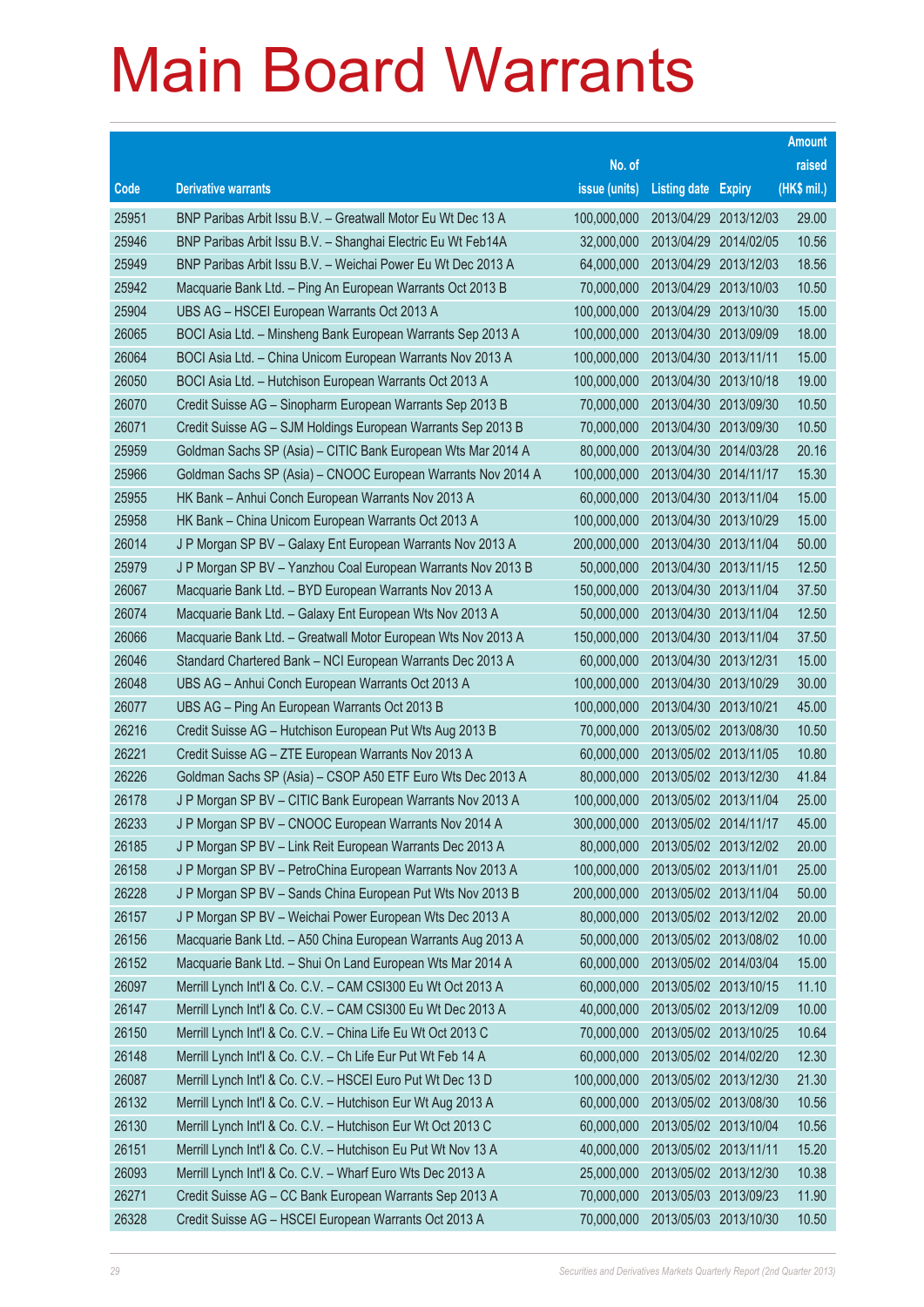# Main Board Warrants

| Code | Derivative warrants | No. of issue (units) | Listing date | Expiry | Amount raised (HK$ mil.) |
|---|---|---|---|---|---|
| 25951 | BNP Paribas Arbit Issu B.V. – Greatwall Motor Eu Wt Dec 13 A | 100,000,000 | 2013/04/29 | 2013/12/03 | 29.00 |
| 25946 | BNP Paribas Arbit Issu B.V. – Shanghai Electric Eu Wt Feb14A | 32,000,000 | 2013/04/29 | 2014/02/05 | 10.56 |
| 25949 | BNP Paribas Arbit Issu B.V. – Weichai Power Eu Wt Dec 2013 A | 64,000,000 | 2013/04/29 | 2013/12/03 | 18.56 |
| 25942 | Macquarie Bank Ltd. – Ping An European Warrants Oct 2013 B | 70,000,000 | 2013/04/29 | 2013/10/03 | 10.50 |
| 25904 | UBS AG – HSCEI European Warrants Oct 2013 A | 100,000,000 | 2013/04/29 | 2013/10/30 | 15.00 |
| 26065 | BOCI Asia Ltd. – Minsheng Bank European Warrants Sep 2013 A | 100,000,000 | 2013/04/30 | 2013/09/09 | 18.00 |
| 26064 | BOCI Asia Ltd. – China Unicom European Warrants Nov 2013 A | 100,000,000 | 2013/04/30 | 2013/11/11 | 15.00 |
| 26050 | BOCI Asia Ltd. – Hutchison European Warrants Oct 2013 A | 100,000,000 | 2013/04/30 | 2013/10/18 | 19.00 |
| 26070 | Credit Suisse AG – Sinopharm European Warrants Sep 2013 B | 70,000,000 | 2013/04/30 | 2013/09/30 | 10.50 |
| 26071 | Credit Suisse AG – SJM Holdings European Warrants Sep 2013 B | 70,000,000 | 2013/04/30 | 2013/09/30 | 10.50 |
| 25959 | Goldman Sachs SP (Asia) – CITIC Bank European Wts Mar 2014 A | 80,000,000 | 2013/04/30 | 2014/03/28 | 20.16 |
| 25966 | Goldman Sachs SP (Asia) – CNOOC European Warrants Nov 2014 A | 100,000,000 | 2013/04/30 | 2014/11/17 | 15.30 |
| 25955 | HK Bank – Anhui Conch European Warrants Nov 2013 A | 60,000,000 | 2013/04/30 | 2013/11/04 | 15.00 |
| 25958 | HK Bank – China Unicom European Warrants Oct 2013 A | 100,000,000 | 2013/04/30 | 2013/10/29 | 15.00 |
| 26014 | J P Morgan SP BV – Galaxy Ent European Warrants Nov 2013 A | 200,000,000 | 2013/04/30 | 2013/11/04 | 50.00 |
| 25979 | J P Morgan SP BV – Yanzhou Coal European Warrants Nov 2013 B | 50,000,000 | 2013/04/30 | 2013/11/15 | 12.50 |
| 26067 | Macquarie Bank Ltd. – BYD European Warrants Nov 2013 A | 150,000,000 | 2013/04/30 | 2013/11/04 | 37.50 |
| 26074 | Macquarie Bank Ltd. – Galaxy Ent European Wts Nov 2013 A | 50,000,000 | 2013/04/30 | 2013/11/04 | 12.50 |
| 26066 | Macquarie Bank Ltd. – Greatwall Motor European Wts Nov 2013 A | 150,000,000 | 2013/04/30 | 2013/11/04 | 37.50 |
| 26046 | Standard Chartered Bank – NCI European Warrants Dec 2013 A | 60,000,000 | 2013/04/30 | 2013/12/31 | 15.00 |
| 26048 | UBS AG – Anhui Conch European Warrants Oct 2013 A | 100,000,000 | 2013/04/30 | 2013/10/29 | 30.00 |
| 26077 | UBS AG – Ping An European Warrants Oct 2013 B | 100,000,000 | 2013/04/30 | 2013/10/21 | 45.00 |
| 26216 | Credit Suisse AG – Hutchison European Put Wts Aug 2013 B | 70,000,000 | 2013/05/02 | 2013/08/30 | 10.50 |
| 26221 | Credit Suisse AG – ZTE European Warrants Nov 2013 A | 60,000,000 | 2013/05/02 | 2013/11/05 | 10.80 |
| 26226 | Goldman Sachs SP (Asia) – CSOP A50 ETF Euro Wts Dec 2013 A | 80,000,000 | 2013/05/02 | 2013/12/30 | 41.84 |
| 26178 | J P Morgan SP BV – CITIC Bank European Warrants Nov 2013 A | 100,000,000 | 2013/05/02 | 2013/11/04 | 25.00 |
| 26233 | J P Morgan SP BV – CNOOC European Warrants Nov 2014 A | 300,000,000 | 2013/05/02 | 2014/11/17 | 45.00 |
| 26185 | J P Morgan SP BV – Link Reit European Warrants Dec 2013 A | 80,000,000 | 2013/05/02 | 2013/12/02 | 20.00 |
| 26158 | J P Morgan SP BV – PetroChina European Warrants Nov 2013 A | 100,000,000 | 2013/05/02 | 2013/11/01 | 25.00 |
| 26228 | J P Morgan SP BV – Sands China European Put Wts Nov 2013 B | 200,000,000 | 2013/05/02 | 2013/11/04 | 50.00 |
| 26157 | J P Morgan SP BV – Weichai Power European Wts Dec 2013 A | 80,000,000 | 2013/05/02 | 2013/12/02 | 20.00 |
| 26156 | Macquarie Bank Ltd. – A50 China European Warrants Aug 2013 A | 50,000,000 | 2013/05/02 | 2013/08/02 | 10.00 |
| 26152 | Macquarie Bank Ltd. – Shui On Land European Wts Mar 2014 A | 60,000,000 | 2013/05/02 | 2014/03/04 | 15.00 |
| 26097 | Merrill Lynch Int'l & Co. C.V. – CAM CSI300 Eu Wt Oct 2013 A | 60,000,000 | 2013/05/02 | 2013/10/15 | 11.10 |
| 26147 | Merrill Lynch Int'l & Co. C.V. – CAM CSI300 Eu Wt Dec 2013 A | 40,000,000 | 2013/05/02 | 2013/12/09 | 10.00 |
| 26150 | Merrill Lynch Int'l & Co. C.V. – China Life Eu Wt Oct 2013 C | 70,000,000 | 2013/05/02 | 2013/10/25 | 10.64 |
| 26148 | Merrill Lynch Int'l & Co. C.V. – Ch Life Eur Put Wt Feb 14 A | 60,000,000 | 2013/05/02 | 2014/02/20 | 12.30 |
| 26087 | Merrill Lynch Int'l & Co. C.V. – HSCEI Euro Put Wt Dec 13 D | 100,000,000 | 2013/05/02 | 2013/12/30 | 21.30 |
| 26132 | Merrill Lynch Int'l & Co. C.V. – Hutchison Eur Wt Aug 2013 A | 60,000,000 | 2013/05/02 | 2013/08/30 | 10.56 |
| 26130 | Merrill Lynch Int'l & Co. C.V. – Hutchison Eur Wt Oct 2013 C | 60,000,000 | 2013/05/02 | 2013/10/04 | 10.56 |
| 26151 | Merrill Lynch Int'l & Co. C.V. – Hutchison Eu Put Wt Nov 13 A | 40,000,000 | 2013/05/02 | 2013/11/11 | 15.20 |
| 26093 | Merrill Lynch Int'l & Co. C.V. – Wharf Euro Wts Dec 2013 A | 25,000,000 | 2013/05/02 | 2013/12/30 | 10.38 |
| 26271 | Credit Suisse AG – CC Bank European Warrants Sep 2013 A | 70,000,000 | 2013/05/03 | 2013/09/23 | 11.90 |
| 26328 | Credit Suisse AG – HSCEI European Warrants Oct 2013 A | 70,000,000 | 2013/05/03 | 2013/10/30 | 10.50 |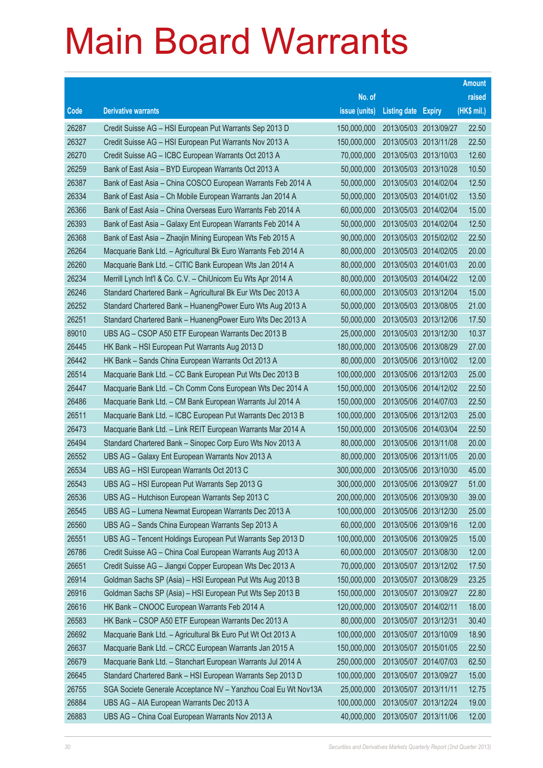# Main Board Warrants

| Code | Derivative warrants | No. of issue (units) | Listing date | Expiry | Amount raised (HK$ mil.) |
|---|---|---|---|---|---|
| 26287 | Credit Suisse AG – HSI European Put Warrants Sep 2013 D | 150,000,000 | 2013/05/03 | 2013/09/27 | 22.50 |
| 26327 | Credit Suisse AG – HSI European Put Warrants Nov 2013 A | 150,000,000 | 2013/05/03 | 2013/11/28 | 22.50 |
| 26270 | Credit Suisse AG – ICBC European Warrants Oct 2013 A | 70,000,000 | 2013/05/03 | 2013/10/03 | 12.60 |
| 26259 | Bank of East Asia – BYD European Warrants Oct 2013 A | 50,000,000 | 2013/05/03 | 2013/10/28 | 10.50 |
| 26387 | Bank of East Asia – China COSCO European Warrants Feb 2014 A | 50,000,000 | 2013/05/03 | 2014/02/04 | 12.50 |
| 26334 | Bank of East Asia – Ch Mobile European Warrants Jan 2014 A | 50,000,000 | 2013/05/03 | 2014/01/02 | 13.50 |
| 26366 | Bank of East Asia – China Overseas Euro Warrants Feb 2014 A | 60,000,000 | 2013/05/03 | 2014/02/04 | 15.00 |
| 26393 | Bank of East Asia – Galaxy Ent European Warrants Feb 2014 A | 50,000,000 | 2013/05/03 | 2014/02/04 | 12.50 |
| 26368 | Bank of East Asia – Zhaojin Mining European Wts Feb 2015 A | 90,000,000 | 2013/05/03 | 2015/02/02 | 22.50 |
| 26264 | Macquarie Bank Ltd. – Agricultural Bk Euro Warrants Feb 2014 A | 80,000,000 | 2013/05/03 | 2014/02/05 | 20.00 |
| 26260 | Macquarie Bank Ltd. – CITIC Bank European Wts Jan 2014 A | 80,000,000 | 2013/05/03 | 2014/01/03 | 20.00 |
| 26234 | Merrill Lynch Int'l & Co. C.V. – ChiUnicom Eu Wts Apr 2014 A | 80,000,000 | 2013/05/03 | 2014/04/22 | 12.00 |
| 26246 | Standard Chartered Bank – Agricultural Bk Eur Wts Dec 2013 A | 60,000,000 | 2013/05/03 | 2013/12/04 | 15.00 |
| 26252 | Standard Chartered Bank – HuanengPower Euro Wts Aug 2013 A | 50,000,000 | 2013/05/03 | 2013/08/05 | 21.00 |
| 26251 | Standard Chartered Bank – HuanengPower Euro Wts Dec 2013 A | 50,000,000 | 2013/05/03 | 2013/12/06 | 17.50 |
| 89010 | UBS AG – CSOP A50 ETF European Warrants Dec 2013 B | 25,000,000 | 2013/05/03 | 2013/12/30 | 10.37 |
| 26445 | HK Bank – HSI European Put Warrants Aug 2013 D | 180,000,000 | 2013/05/06 | 2013/08/29 | 27.00 |
| 26442 | HK Bank – Sands China European Warrants Oct 2013 A | 80,000,000 | 2013/05/06 | 2013/10/02 | 12.00 |
| 26514 | Macquarie Bank Ltd. – CC Bank European Put Wts Dec 2013 B | 100,000,000 | 2013/05/06 | 2013/12/03 | 25.00 |
| 26447 | Macquarie Bank Ltd. – Ch Comm Cons European Wts Dec 2014 A | 150,000,000 | 2013/05/06 | 2014/12/02 | 22.50 |
| 26486 | Macquarie Bank Ltd. – CM Bank European Warrants Jul 2014 A | 150,000,000 | 2013/05/06 | 2014/07/03 | 22.50 |
| 26511 | Macquarie Bank Ltd. – ICBC European Put Warrants Dec 2013 B | 100,000,000 | 2013/05/06 | 2013/12/03 | 25.00 |
| 26473 | Macquarie Bank Ltd. – Link REIT European Warrants Mar 2014 A | 150,000,000 | 2013/05/06 | 2014/03/04 | 22.50 |
| 26494 | Standard Chartered Bank – Sinopec Corp Euro Wts Nov 2013 A | 80,000,000 | 2013/05/06 | 2013/11/08 | 20.00 |
| 26552 | UBS AG – Galaxy Ent European Warrants Nov 2013 A | 80,000,000 | 2013/05/06 | 2013/11/05 | 20.00 |
| 26534 | UBS AG – HSI European Warrants Oct 2013 C | 300,000,000 | 2013/05/06 | 2013/10/30 | 45.00 |
| 26543 | UBS AG – HSI European Put Warrants Sep 2013 G | 300,000,000 | 2013/05/06 | 2013/09/27 | 51.00 |
| 26536 | UBS AG – Hutchison European Warrants Sep 2013 C | 200,000,000 | 2013/05/06 | 2013/09/30 | 39.00 |
| 26545 | UBS AG – Lumena Newmat European Warrants Dec 2013 A | 100,000,000 | 2013/05/06 | 2013/12/30 | 25.00 |
| 26560 | UBS AG – Sands China European Warrants Sep 2013 A | 60,000,000 | 2013/05/06 | 2013/09/16 | 12.00 |
| 26551 | UBS AG – Tencent Holdings European Put Warrants Sep 2013 D | 100,000,000 | 2013/05/06 | 2013/09/25 | 15.00 |
| 26786 | Credit Suisse AG – China Coal European Warrants Aug 2013 A | 60,000,000 | 2013/05/07 | 2013/08/30 | 12.00 |
| 26651 | Credit Suisse AG – Jiangxi Copper European Wts Dec 2013 A | 70,000,000 | 2013/05/07 | 2013/12/02 | 17.50 |
| 26914 | Goldman Sachs SP (Asia) – HSI European Put Wts Aug 2013 B | 150,000,000 | 2013/05/07 | 2013/08/29 | 23.25 |
| 26916 | Goldman Sachs SP (Asia) – HSI European Put Wts Sep 2013 B | 150,000,000 | 2013/05/07 | 2013/09/27 | 22.80 |
| 26616 | HK Bank – CNOOC European Warrants Feb 2014 A | 120,000,000 | 2013/05/07 | 2014/02/11 | 18.00 |
| 26583 | HK Bank – CSOP A50 ETF European Warrants Dec 2013 A | 80,000,000 | 2013/05/07 | 2013/12/31 | 30.40 |
| 26692 | Macquarie Bank Ltd. – Agricultural Bk Euro Put Wt Oct 2013 A | 100,000,000 | 2013/05/07 | 2013/10/09 | 18.90 |
| 26637 | Macquarie Bank Ltd. – CRCC European Warrants Jan 2015 A | 150,000,000 | 2013/05/07 | 2015/01/05 | 22.50 |
| 26679 | Macquarie Bank Ltd. – Stanchart European Warrants Jul 2014 A | 250,000,000 | 2013/05/07 | 2014/07/03 | 62.50 |
| 26645 | Standard Chartered Bank – HSI European Warrants Sep 2013 D | 100,000,000 | 2013/05/07 | 2013/09/27 | 15.00 |
| 26755 | SGA Societe Generale Acceptance NV – Yanzhou Coal Eu Wt Nov13A | 25,000,000 | 2013/05/07 | 2013/11/11 | 12.75 |
| 26884 | UBS AG – AIA European Warrants Dec 2013 A | 100,000,000 | 2013/05/07 | 2013/12/24 | 19.00 |
| 26883 | UBS AG – China Coal European Warrants Nov 2013 A | 40,000,000 | 2013/05/07 | 2013/11/06 | 12.00 |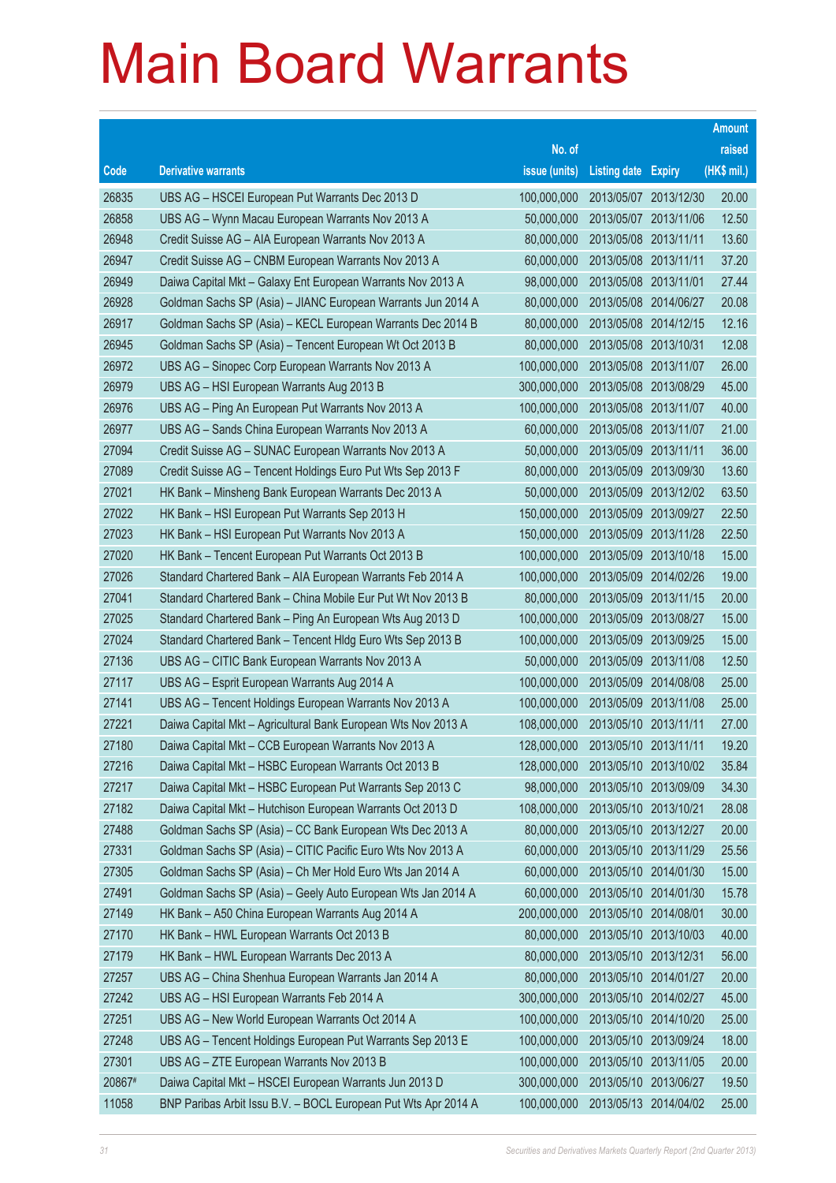# Main Board Warrants

| Code | Derivative warrants | No. of issue (units) | Listing date | Expiry | Amount raised (HK$ mil.) |
|---|---|---|---|---|---|
| 26835 | UBS AG – HSCEI European Put Warrants Dec 2013 D | 100,000,000 | 2013/05/07 | 2013/12/30 | 20.00 |
| 26858 | UBS AG – Wynn Macau European Warrants Nov 2013 A | 50,000,000 | 2013/05/07 | 2013/11/06 | 12.50 |
| 26948 | Credit Suisse AG – AIA European Warrants Nov 2013 A | 80,000,000 | 2013/05/08 | 2013/11/11 | 13.60 |
| 26947 | Credit Suisse AG – CNBM European Warrants Nov 2013 A | 60,000,000 | 2013/05/08 | 2013/11/11 | 37.20 |
| 26949 | Daiwa Capital Mkt – Galaxy Ent European Warrants Nov 2013 A | 98,000,000 | 2013/05/08 | 2013/11/01 | 27.44 |
| 26928 | Goldman Sachs SP (Asia) – JIANC European Warrants Jun 2014 A | 80,000,000 | 2013/05/08 | 2014/06/27 | 20.08 |
| 26917 | Goldman Sachs SP (Asia) – KECL European Warrants Dec 2014 B | 80,000,000 | 2013/05/08 | 2014/12/15 | 12.16 |
| 26945 | Goldman Sachs SP (Asia) – Tencent European Wt Oct 2013 B | 80,000,000 | 2013/05/08 | 2013/10/31 | 12.08 |
| 26972 | UBS AG – Sinopec Corp European Warrants Nov 2013 A | 100,000,000 | 2013/05/08 | 2013/11/07 | 26.00 |
| 26979 | UBS AG – HSI European Warrants Aug 2013 B | 300,000,000 | 2013/05/08 | 2013/08/29 | 45.00 |
| 26976 | UBS AG – Ping An European Put Warrants Nov 2013 A | 100,000,000 | 2013/05/08 | 2013/11/07 | 40.00 |
| 26977 | UBS AG – Sands China European Warrants Nov 2013 A | 60,000,000 | 2013/05/08 | 2013/11/07 | 21.00 |
| 27094 | Credit Suisse AG – SUNAC European Warrants Nov 2013 A | 50,000,000 | 2013/05/09 | 2013/11/11 | 36.00 |
| 27089 | Credit Suisse AG – Tencent Holdings Euro Put Wts Sep 2013 F | 80,000,000 | 2013/05/09 | 2013/09/30 | 13.60 |
| 27021 | HK Bank – Minsheng Bank European Warrants Dec 2013 A | 50,000,000 | 2013/05/09 | 2013/12/02 | 63.50 |
| 27022 | HK Bank – HSI European Put Warrants Sep 2013 H | 150,000,000 | 2013/05/09 | 2013/09/27 | 22.50 |
| 27023 | HK Bank – HSI European Put Warrants Nov 2013 A | 150,000,000 | 2013/05/09 | 2013/11/28 | 22.50 |
| 27020 | HK Bank – Tencent European Put Warrants Oct 2013 B | 100,000,000 | 2013/05/09 | 2013/10/18 | 15.00 |
| 27026 | Standard Chartered Bank – AIA European Warrants Feb 2014 A | 100,000,000 | 2013/05/09 | 2014/02/26 | 19.00 |
| 27041 | Standard Chartered Bank – China Mobile Eur Put Wt Nov 2013 B | 80,000,000 | 2013/05/09 | 2013/11/15 | 20.00 |
| 27025 | Standard Chartered Bank – Ping An European Wts Aug 2013 D | 100,000,000 | 2013/05/09 | 2013/08/27 | 15.00 |
| 27024 | Standard Chartered Bank – Tencent Hldg Euro Wts Sep 2013 B | 100,000,000 | 2013/05/09 | 2013/09/25 | 15.00 |
| 27136 | UBS AG – CITIC Bank European Warrants Nov 2013 A | 50,000,000 | 2013/05/09 | 2013/11/08 | 12.50 |
| 27117 | UBS AG – Esprit European Warrants Aug 2014 A | 100,000,000 | 2013/05/09 | 2014/08/08 | 25.00 |
| 27141 | UBS AG – Tencent Holdings European Warrants Nov 2013 A | 100,000,000 | 2013/05/09 | 2013/11/08 | 25.00 |
| 27221 | Daiwa Capital Mkt – Agricultural Bank European Wts Nov 2013 A | 108,000,000 | 2013/05/10 | 2013/11/11 | 27.00 |
| 27180 | Daiwa Capital Mkt – CCB European Warrants Nov 2013 A | 128,000,000 | 2013/05/10 | 2013/11/11 | 19.20 |
| 27216 | Daiwa Capital Mkt – HSBC European Warrants Oct 2013 B | 128,000,000 | 2013/05/10 | 2013/10/02 | 35.84 |
| 27217 | Daiwa Capital Mkt – HSBC European Put Warrants Sep 2013 C | 98,000,000 | 2013/05/10 | 2013/09/09 | 34.30 |
| 27182 | Daiwa Capital Mkt – Hutchison European Warrants Oct 2013 D | 108,000,000 | 2013/05/10 | 2013/10/21 | 28.08 |
| 27488 | Goldman Sachs SP (Asia) – CC Bank European Wts Dec 2013 A | 80,000,000 | 2013/05/10 | 2013/12/27 | 20.00 |
| 27331 | Goldman Sachs SP (Asia) – CITIC Pacific Euro Wts Nov 2013 A | 60,000,000 | 2013/05/10 | 2013/11/29 | 25.56 |
| 27305 | Goldman Sachs SP (Asia) – Ch Mer Hold Euro Wts Jan 2014 A | 60,000,000 | 2013/05/10 | 2014/01/30 | 15.00 |
| 27491 | Goldman Sachs SP (Asia) – Geely Auto European Wts Jan 2014 A | 60,000,000 | 2013/05/10 | 2014/01/30 | 15.78 |
| 27149 | HK Bank – A50 China European Warrants Aug 2014 A | 200,000,000 | 2013/05/10 | 2014/08/01 | 30.00 |
| 27170 | HK Bank – HWL European Warrants Oct 2013 B | 80,000,000 | 2013/05/10 | 2013/10/03 | 40.00 |
| 27179 | HK Bank – HWL European Warrants Dec 2013 A | 80,000,000 | 2013/05/10 | 2013/12/31 | 56.00 |
| 27257 | UBS AG – China Shenhua European Warrants Jan 2014 A | 80,000,000 | 2013/05/10 | 2014/01/27 | 20.00 |
| 27242 | UBS AG – HSI European Warrants Feb 2014 A | 300,000,000 | 2013/05/10 | 2014/02/27 | 45.00 |
| 27251 | UBS AG – New World European Warrants Oct 2014 A | 100,000,000 | 2013/05/10 | 2014/10/20 | 25.00 |
| 27248 | UBS AG – Tencent Holdings European Put Warrants Sep 2013 E | 100,000,000 | 2013/05/10 | 2013/09/24 | 18.00 |
| 27301 | UBS AG – ZTE European Warrants Nov 2013 B | 100,000,000 | 2013/05/10 | 2013/11/05 | 20.00 |
| 20867# | Daiwa Capital Mkt – HSCEI European Warrants Jun 2013 D | 300,000,000 | 2013/05/10 | 2013/06/27 | 19.50 |
| 11058 | BNP Paribas Arbit Issu B.V. – BOCL European Put Wts Apr 2014 A | 100,000,000 | 2013/05/13 | 2014/04/02 | 25.00 |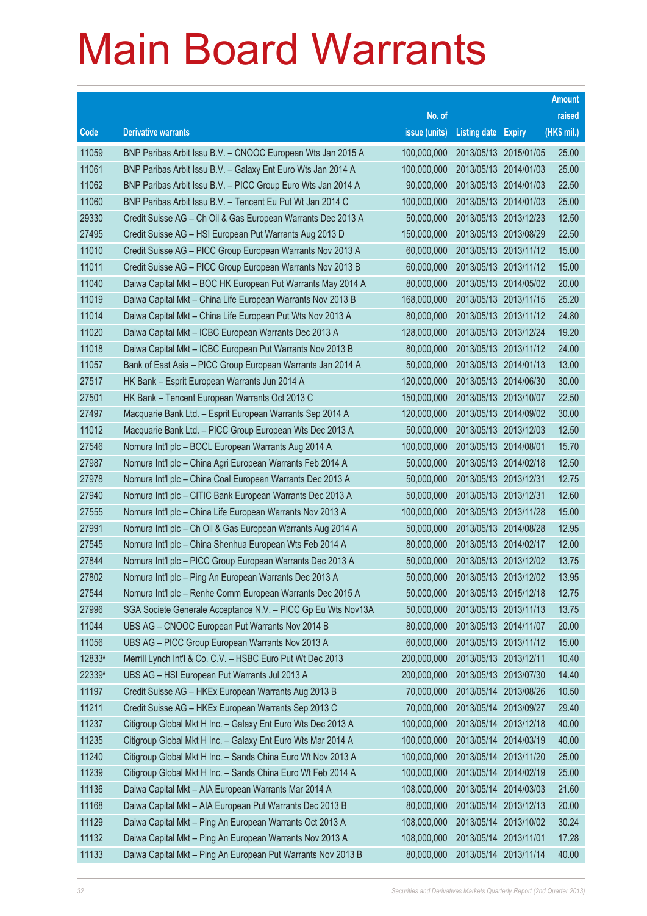# Main Board Warrants

| Code | Derivative warrants | No. of issue (units) | Listing date | Expiry | Amount raised (HK$ mil.) |
|---|---|---|---|---|---|
| 11059 | BNP Paribas Arbit Issu B.V. – CNOOC European Wts Jan 2015 A | 100,000,000 | 2013/05/13 | 2015/01/05 | 25.00 |
| 11061 | BNP Paribas Arbit Issu B.V. – Galaxy Ent Euro Wts Jan 2014 A | 100,000,000 | 2013/05/13 | 2014/01/03 | 25.00 |
| 11062 | BNP Paribas Arbit Issu B.V. – PICC Group Euro Wts Jan 2014 A | 90,000,000 | 2013/05/13 | 2014/01/03 | 22.50 |
| 11060 | BNP Paribas Arbit Issu B.V. – Tencent Eu Put Wt Jan 2014 C | 100,000,000 | 2013/05/13 | 2014/01/03 | 25.00 |
| 29330 | Credit Suisse AG – Ch Oil & Gas European Warrants Dec 2013 A | 50,000,000 | 2013/05/13 | 2013/12/23 | 12.50 |
| 27495 | Credit Suisse AG – HSI European Put Warrants Aug 2013 D | 150,000,000 | 2013/05/13 | 2013/08/29 | 22.50 |
| 11010 | Credit Suisse AG – PICC Group European Warrants Nov 2013 A | 60,000,000 | 2013/05/13 | 2013/11/12 | 15.00 |
| 11011 | Credit Suisse AG – PICC Group European Warrants Nov 2013 B | 60,000,000 | 2013/05/13 | 2013/11/12 | 15.00 |
| 11040 | Daiwa Capital Mkt – BOC HK European Put Warrants May 2014 A | 80,000,000 | 2013/05/13 | 2014/05/02 | 20.00 |
| 11019 | Daiwa Capital Mkt – China Life European Warrants Nov 2013 B | 168,000,000 | 2013/05/13 | 2013/11/15 | 25.20 |
| 11014 | Daiwa Capital Mkt – China Life European Put Wts Nov 2013 A | 80,000,000 | 2013/05/13 | 2013/11/12 | 24.80 |
| 11020 | Daiwa Capital Mkt – ICBC European Warrants Dec 2013 A | 128,000,000 | 2013/05/13 | 2013/12/24 | 19.20 |
| 11018 | Daiwa Capital Mkt – ICBC European Put Warrants Nov 2013 B | 80,000,000 | 2013/05/13 | 2013/11/12 | 24.00 |
| 11057 | Bank of East Asia – PICC Group European Warrants Jan 2014 A | 50,000,000 | 2013/05/13 | 2014/01/13 | 13.00 |
| 27517 | HK Bank – Esprit European Warrants Jun 2014 A | 120,000,000 | 2013/05/13 | 2014/06/30 | 30.00 |
| 27501 | HK Bank – Tencent European Warrants Oct 2013 C | 150,000,000 | 2013/05/13 | 2013/10/07 | 22.50 |
| 27497 | Macquarie Bank Ltd. – Esprit European Warrants Sep 2014 A | 120,000,000 | 2013/05/13 | 2014/09/02 | 30.00 |
| 11012 | Macquarie Bank Ltd. – PICC Group European Wts Dec 2013 A | 50,000,000 | 2013/05/13 | 2013/12/03 | 12.50 |
| 27546 | Nomura Int'l plc – BOCL European Warrants Aug 2014 A | 100,000,000 | 2013/05/13 | 2014/08/01 | 15.70 |
| 27987 | Nomura Int'l plc – China Agri European Warrants Feb 2014 A | 50,000,000 | 2013/05/13 | 2014/02/18 | 12.50 |
| 27978 | Nomura Int'l plc – China Coal European Warrants Dec 2013 A | 50,000,000 | 2013/05/13 | 2013/12/31 | 12.75 |
| 27940 | Nomura Int'l plc – CITIC Bank European Warrants Dec 2013 A | 50,000,000 | 2013/05/13 | 2013/12/31 | 12.60 |
| 27555 | Nomura Int'l plc – China Life European Warrants Nov 2013 A | 100,000,000 | 2013/05/13 | 2013/11/28 | 15.00 |
| 27991 | Nomura Int'l plc – Ch Oil & Gas European Warrants Aug 2014 A | 50,000,000 | 2013/05/13 | 2014/08/28 | 12.95 |
| 27545 | Nomura Int'l plc – China Shenhua European Wts Feb 2014 A | 80,000,000 | 2013/05/13 | 2014/02/17 | 12.00 |
| 27844 | Nomura Int'l plc – PICC Group European Warrants Dec 2013 A | 50,000,000 | 2013/05/13 | 2013/12/02 | 13.75 |
| 27802 | Nomura Int'l plc – Ping An European Warrants Dec 2013 A | 50,000,000 | 2013/05/13 | 2013/12/02 | 13.95 |
| 27544 | Nomura Int'l plc – Renhe Comm European Warrants Dec 2015 A | 50,000,000 | 2013/05/13 | 2015/12/18 | 12.75 |
| 27996 | SGA Societe Generale Acceptance N.V. – PICC Gp Eu Wts Nov13A | 50,000,000 | 2013/05/13 | 2013/11/13 | 13.75 |
| 11044 | UBS AG – CNOOC European Put Warrants Nov 2014 B | 80,000,000 | 2013/05/13 | 2014/11/07 | 20.00 |
| 11056 | UBS AG – PICC Group European Warrants Nov 2013 A | 60,000,000 | 2013/05/13 | 2013/11/12 | 15.00 |
| 12833# | Merrill Lynch Int'l & Co. C.V. – HSBC Euro Put Wt Dec 2013 | 200,000,000 | 2013/05/13 | 2013/12/11 | 10.40 |
| 22339# | UBS AG – HSI European Put Warrants Jul 2013 A | 200,000,000 | 2013/05/13 | 2013/07/30 | 14.40 |
| 11197 | Credit Suisse AG – HKEx European Warrants Aug 2013 B | 70,000,000 | 2013/05/14 | 2013/08/26 | 10.50 |
| 11211 | Credit Suisse AG – HKEx European Warrants Sep 2013 C | 70,000,000 | 2013/05/14 | 2013/09/27 | 29.40 |
| 11237 | Citigroup Global Mkt H Inc. – Galaxy Ent Euro Wts Dec 2013 A | 100,000,000 | 2013/05/14 | 2013/12/18 | 40.00 |
| 11235 | Citigroup Global Mkt H Inc. – Galaxy Ent Euro Wts Mar 2014 A | 100,000,000 | 2013/05/14 | 2014/03/19 | 40.00 |
| 11240 | Citigroup Global Mkt H Inc. – Sands China Euro Wt Nov 2013 A | 100,000,000 | 2013/05/14 | 2013/11/20 | 25.00 |
| 11239 | Citigroup Global Mkt H Inc. – Sands China Euro Wt Feb 2014 A | 100,000,000 | 2013/05/14 | 2014/02/19 | 25.00 |
| 11136 | Daiwa Capital Mkt – AIA European Warrants Mar 2014 A | 108,000,000 | 2013/05/14 | 2014/03/03 | 21.60 |
| 11168 | Daiwa Capital Mkt – AIA European Put Warrants Dec 2013 B | 80,000,000 | 2013/05/14 | 2013/12/13 | 20.00 |
| 11129 | Daiwa Capital Mkt – Ping An European Warrants Oct 2013 A | 108,000,000 | 2013/05/14 | 2013/10/02 | 30.24 |
| 11132 | Daiwa Capital Mkt – Ping An European Warrants Nov 2013 A | 108,000,000 | 2013/05/14 | 2013/11/01 | 17.28 |
| 11133 | Daiwa Capital Mkt – Ping An European Put Warrants Nov 2013 B | 80,000,000 | 2013/05/14 | 2013/11/14 | 40.00 |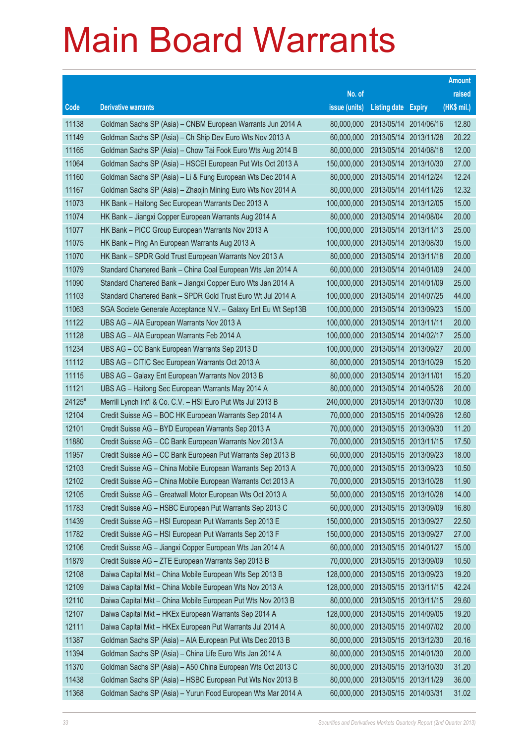# Main Board Warrants

| Code | Derivative warrants | No. of issue (units) | Listing date | Expiry | Amount raised (HK$ mil.) |
|---|---|---|---|---|---|
| 11138 | Goldman Sachs SP (Asia) – CNBM European Warrants Jun 2014 A | 80,000,000 | 2013/05/14 | 2014/06/16 | 12.80 |
| 11149 | Goldman Sachs SP (Asia) – Ch Ship Dev Euro Wts Nov 2013 A | 60,000,000 | 2013/05/14 | 2013/11/28 | 20.22 |
| 11165 | Goldman Sachs SP (Asia) – Chow Tai Fook Euro Wts Aug 2014 B | 80,000,000 | 2013/05/14 | 2014/08/18 | 12.00 |
| 11064 | Goldman Sachs SP (Asia) – HSCEI European Put Wts Oct 2013 A | 150,000,000 | 2013/05/14 | 2013/10/30 | 27.00 |
| 11160 | Goldman Sachs SP (Asia) – Li & Fung European Wts Dec 2014 A | 80,000,000 | 2013/05/14 | 2014/12/24 | 12.24 |
| 11167 | Goldman Sachs SP (Asia) – Zhaojin Mining Euro Wts Nov 2014 A | 80,000,000 | 2013/05/14 | 2014/11/26 | 12.32 |
| 11073 | HK Bank – Haitong Sec European Warrants Dec 2013 A | 100,000,000 | 2013/05/14 | 2013/12/05 | 15.00 |
| 11074 | HK Bank – Jiangxi Copper European Warrants Aug 2014 A | 80,000,000 | 2013/05/14 | 2014/08/04 | 20.00 |
| 11077 | HK Bank – PICC Group European Warrants Nov 2013 A | 100,000,000 | 2013/05/14 | 2013/11/13 | 25.00 |
| 11075 | HK Bank – Ping An European Warrants Aug 2013 A | 100,000,000 | 2013/05/14 | 2013/08/30 | 15.00 |
| 11070 | HK Bank – SPDR Gold Trust European Warrants Nov 2013 A | 80,000,000 | 2013/05/14 | 2013/11/18 | 20.00 |
| 11079 | Standard Chartered Bank – China Coal European Wts Jan 2014 A | 60,000,000 | 2013/05/14 | 2014/01/09 | 24.00 |
| 11090 | Standard Chartered Bank – Jiangxi Copper Euro Wts Jan 2014 A | 100,000,000 | 2013/05/14 | 2014/01/09 | 25.00 |
| 11103 | Standard Chartered Bank – SPDR Gold Trust Euro Wt Jul 2014 A | 100,000,000 | 2013/05/14 | 2014/07/25 | 44.00 |
| 11063 | SGA Societe Generale Acceptance N.V. – Galaxy Ent Eu Wt Sep13B | 100,000,000 | 2013/05/14 | 2013/09/23 | 15.00 |
| 11122 | UBS AG – AIA European Warrants Nov 2013 A | 100,000,000 | 2013/05/14 | 2013/11/11 | 20.00 |
| 11128 | UBS AG – AIA European Warrants Feb 2014 A | 100,000,000 | 2013/05/14 | 2014/02/17 | 25.00 |
| 11234 | UBS AG – CC Bank European Warrants Sep 2013 D | 100,000,000 | 2013/05/14 | 2013/09/27 | 20.00 |
| 11112 | UBS AG – CITIC Sec European Warrants Oct 2013 A | 80,000,000 | 2013/05/14 | 2013/10/29 | 15.20 |
| 11115 | UBS AG – Galaxy Ent European Warrants Nov 2013 B | 80,000,000 | 2013/05/14 | 2013/11/01 | 15.20 |
| 11121 | UBS AG – Haitong Sec European Warrants May 2014 A | 80,000,000 | 2013/05/14 | 2014/05/26 | 20.00 |
| 24125# | Merrill Lynch Int'l & Co. C.V. – HSI Euro Put Wts Jul 2013 B | 240,000,000 | 2013/05/14 | 2013/07/30 | 10.08 |
| 12104 | Credit Suisse AG – BOC HK European Warrants Sep 2014 A | 70,000,000 | 2013/05/15 | 2014/09/26 | 12.60 |
| 12101 | Credit Suisse AG – BYD European Warrants Sep 2013 A | 70,000,000 | 2013/05/15 | 2013/09/30 | 11.20 |
| 11880 | Credit Suisse AG – CC Bank European Warrants Nov 2013 A | 70,000,000 | 2013/05/15 | 2013/11/15 | 17.50 |
| 11957 | Credit Suisse AG – CC Bank European Put Warrants Sep 2013 B | 60,000,000 | 2013/05/15 | 2013/09/23 | 18.00 |
| 12103 | Credit Suisse AG – China Mobile European Warrants Sep 2013 A | 70,000,000 | 2013/05/15 | 2013/09/23 | 10.50 |
| 12102 | Credit Suisse AG – China Mobile European Warrants Oct 2013 A | 70,000,000 | 2013/05/15 | 2013/10/28 | 11.90 |
| 12105 | Credit Suisse AG – Greatwall Motor European Wts Oct 2013 A | 50,000,000 | 2013/05/15 | 2013/10/28 | 14.00 |
| 11783 | Credit Suisse AG – HSBC European Put Warrants Sep 2013 C | 60,000,000 | 2013/05/15 | 2013/09/09 | 16.80 |
| 11439 | Credit Suisse AG – HSI European Put Warrants Sep 2013 E | 150,000,000 | 2013/05/15 | 2013/09/27 | 22.50 |
| 11782 | Credit Suisse AG – HSI European Put Warrants Sep 2013 F | 150,000,000 | 2013/05/15 | 2013/09/27 | 27.00 |
| 12106 | Credit Suisse AG – Jiangxi Copper European Wts Jan 2014 A | 60,000,000 | 2013/05/15 | 2014/01/27 | 15.00 |
| 11879 | Credit Suisse AG – ZTE European Warrants Sep 2013 B | 70,000,000 | 2013/05/15 | 2013/09/09 | 10.50 |
| 12108 | Daiwa Capital Mkt – China Mobile European Wts Sep 2013 B | 128,000,000 | 2013/05/15 | 2013/09/23 | 19.20 |
| 12109 | Daiwa Capital Mkt – China Mobile European Wts Nov 2013 A | 128,000,000 | 2013/05/15 | 2013/11/15 | 42.24 |
| 12110 | Daiwa Capital Mkt – China Mobile European Put Wts Nov 2013 B | 80,000,000 | 2013/05/15 | 2013/11/15 | 29.60 |
| 12107 | Daiwa Capital Mkt – HKEx European Warrants Sep 2014 A | 128,000,000 | 2013/05/15 | 2014/09/05 | 19.20 |
| 12111 | Daiwa Capital Mkt – HKEx European Put Warrants Jul 2014 A | 80,000,000 | 2013/05/15 | 2014/07/02 | 20.00 |
| 11387 | Goldman Sachs SP (Asia) – AIA European Put Wts Dec 2013 B | 80,000,000 | 2013/05/15 | 2013/12/30 | 20.16 |
| 11394 | Goldman Sachs SP (Asia) – China Life Euro Wts Jan 2014 A | 80,000,000 | 2013/05/15 | 2014/01/30 | 20.00 |
| 11370 | Goldman Sachs SP (Asia) – A50 China European Wts Oct 2013 C | 80,000,000 | 2013/05/15 | 2013/10/30 | 31.20 |
| 11438 | Goldman Sachs SP (Asia) – HSBC European Put Wts Nov 2013 B | 80,000,000 | 2013/05/15 | 2013/11/29 | 36.00 |
| 11368 | Goldman Sachs SP (Asia) – Yurun Food European Wts Mar 2014 A | 60,000,000 | 2013/05/15 | 2014/03/31 | 31.02 |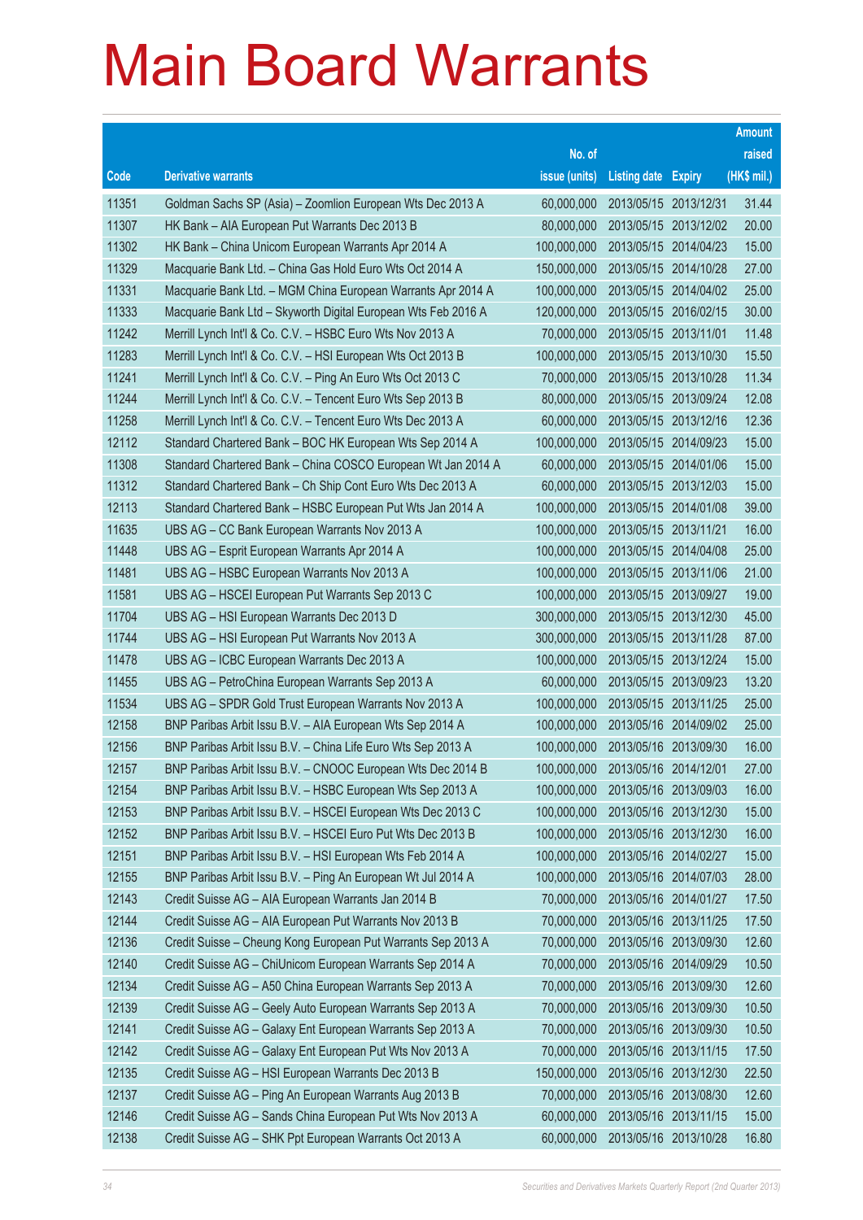# Main Board Warrants

| Code | Derivative warrants | No. of issue (units) | Listing date | Expiry | Amount raised (HK$ mil.) |
|---|---|---|---|---|---|
| 11351 | Goldman Sachs SP (Asia) – Zoomlion European Wts Dec 2013 A | 60,000,000 | 2013/05/15 | 2013/12/31 | 31.44 |
| 11307 | HK Bank – AIA European Put Warrants Dec 2013 B | 80,000,000 | 2013/05/15 | 2013/12/02 | 20.00 |
| 11302 | HK Bank – China Unicom European Warrants Apr 2014 A | 100,000,000 | 2013/05/15 | 2014/04/23 | 15.00 |
| 11329 | Macquarie Bank Ltd. – China Gas Hold Euro Wts Oct 2014 A | 150,000,000 | 2013/05/15 | 2014/10/28 | 27.00 |
| 11331 | Macquarie Bank Ltd. – MGM China European Warrants Apr 2014 A | 100,000,000 | 2013/05/15 | 2014/04/02 | 25.00 |
| 11333 | Macquarie Bank Ltd – Skyworth Digital European Wts Feb 2016 A | 120,000,000 | 2013/05/15 | 2016/02/15 | 30.00 |
| 11242 | Merrill Lynch Int'l & Co. C.V. – HSBC Euro Wts Nov 2013 A | 70,000,000 | 2013/05/15 | 2013/11/01 | 11.48 |
| 11283 | Merrill Lynch Int'l & Co. C.V. – HSI European Wts Oct 2013 B | 100,000,000 | 2013/05/15 | 2013/10/30 | 15.50 |
| 11241 | Merrill Lynch Int'l & Co. C.V. – Ping An Euro Wts Oct 2013 C | 70,000,000 | 2013/05/15 | 2013/10/28 | 11.34 |
| 11244 | Merrill Lynch Int'l & Co. C.V. – Tencent Euro Wts Sep 2013 B | 80,000,000 | 2013/05/15 | 2013/09/24 | 12.08 |
| 11258 | Merrill Lynch Int'l & Co. C.V. – Tencent Euro Wts Dec 2013 A | 60,000,000 | 2013/05/15 | 2013/12/16 | 12.36 |
| 12112 | Standard Chartered Bank – BOC HK European Wts Sep 2014 A | 100,000,000 | 2013/05/15 | 2014/09/23 | 15.00 |
| 11308 | Standard Chartered Bank – China COSCO European Wt Jan 2014 A | 60,000,000 | 2013/05/15 | 2014/01/06 | 15.00 |
| 11312 | Standard Chartered Bank – Ch Ship Cont Euro Wts Dec 2013 A | 60,000,000 | 2013/05/15 | 2013/12/03 | 15.00 |
| 12113 | Standard Chartered Bank – HSBC European Put Wts Jan 2014 A | 100,000,000 | 2013/05/15 | 2014/01/08 | 39.00 |
| 11635 | UBS AG – CC Bank European Warrants Nov 2013 A | 100,000,000 | 2013/05/15 | 2013/11/21 | 16.00 |
| 11448 | UBS AG – Esprit European Warrants Apr 2014 A | 100,000,000 | 2013/05/15 | 2014/04/08 | 25.00 |
| 11481 | UBS AG – HSBC European Warrants Nov 2013 A | 100,000,000 | 2013/05/15 | 2013/11/06 | 21.00 |
| 11581 | UBS AG – HSCEI European Put Warrants Sep 2013 C | 100,000,000 | 2013/05/15 | 2013/09/27 | 19.00 |
| 11704 | UBS AG – HSI European Warrants Dec 2013 D | 300,000,000 | 2013/05/15 | 2013/12/30 | 45.00 |
| 11744 | UBS AG – HSI European Put Warrants Nov 2013 A | 300,000,000 | 2013/05/15 | 2013/11/28 | 87.00 |
| 11478 | UBS AG – ICBC European Warrants Dec 2013 A | 100,000,000 | 2013/05/15 | 2013/12/24 | 15.00 |
| 11455 | UBS AG – PetroChina European Warrants Sep 2013 A | 60,000,000 | 2013/05/15 | 2013/09/23 | 13.20 |
| 11534 | UBS AG – SPDR Gold Trust European Warrants Nov 2013 A | 100,000,000 | 2013/05/15 | 2013/11/25 | 25.00 |
| 12158 | BNP Paribas Arbit Issu B.V. – AIA European Wts Sep 2014 A | 100,000,000 | 2013/05/16 | 2014/09/02 | 25.00 |
| 12156 | BNP Paribas Arbit Issu B.V. – China Life Euro Wts Sep 2013 A | 100,000,000 | 2013/05/16 | 2013/09/30 | 16.00 |
| 12157 | BNP Paribas Arbit Issu B.V. – CNOOC European Wts Dec 2014 B | 100,000,000 | 2013/05/16 | 2014/12/01 | 27.00 |
| 12154 | BNP Paribas Arbit Issu B.V. – HSBC European Wts Sep 2013 A | 100,000,000 | 2013/05/16 | 2013/09/03 | 16.00 |
| 12153 | BNP Paribas Arbit Issu B.V. – HSCEI European Wts Dec 2013 C | 100,000,000 | 2013/05/16 | 2013/12/30 | 15.00 |
| 12152 | BNP Paribas Arbit Issu B.V. – HSCEI Euro Put Wts Dec 2013 B | 100,000,000 | 2013/05/16 | 2013/12/30 | 16.00 |
| 12151 | BNP Paribas Arbit Issu B.V. – HSI European Wts Feb 2014 A | 100,000,000 | 2013/05/16 | 2014/02/27 | 15.00 |
| 12155 | BNP Paribas Arbit Issu B.V. – Ping An European Wt Jul 2014 A | 100,000,000 | 2013/05/16 | 2014/07/03 | 28.00 |
| 12143 | Credit Suisse AG – AIA European Warrants Jan 2014 B | 70,000,000 | 2013/05/16 | 2014/01/27 | 17.50 |
| 12144 | Credit Suisse AG – AIA European Put Warrants Nov 2013 B | 70,000,000 | 2013/05/16 | 2013/11/25 | 17.50 |
| 12136 | Credit Suisse – Cheung Kong European Put Warrants Sep 2013 A | 70,000,000 | 2013/05/16 | 2013/09/30 | 12.60 |
| 12140 | Credit Suisse AG – ChiUnicom European Warrants Sep 2014 A | 70,000,000 | 2013/05/16 | 2014/09/29 | 10.50 |
| 12134 | Credit Suisse AG – A50 China European Warrants Sep 2013 A | 70,000,000 | 2013/05/16 | 2013/09/30 | 12.60 |
| 12139 | Credit Suisse AG – Geely Auto European Warrants Sep 2013 A | 70,000,000 | 2013/05/16 | 2013/09/30 | 10.50 |
| 12141 | Credit Suisse AG – Galaxy Ent European Warrants Sep 2013 A | 70,000,000 | 2013/05/16 | 2013/09/30 | 10.50 |
| 12142 | Credit Suisse AG – Galaxy Ent European Put Wts Nov 2013 A | 70,000,000 | 2013/05/16 | 2013/11/15 | 17.50 |
| 12135 | Credit Suisse AG – HSI European Warrants Dec 2013 B | 150,000,000 | 2013/05/16 | 2013/12/30 | 22.50 |
| 12137 | Credit Suisse AG – Ping An European Warrants Aug 2013 B | 70,000,000 | 2013/05/16 | 2013/08/30 | 12.60 |
| 12146 | Credit Suisse AG – Sands China European Put Wts Nov 2013 A | 60,000,000 | 2013/05/16 | 2013/11/15 | 15.00 |
| 12138 | Credit Suisse AG – SHK Ppt European Warrants Oct 2013 A | 60,000,000 | 2013/05/16 | 2013/10/28 | 16.80 |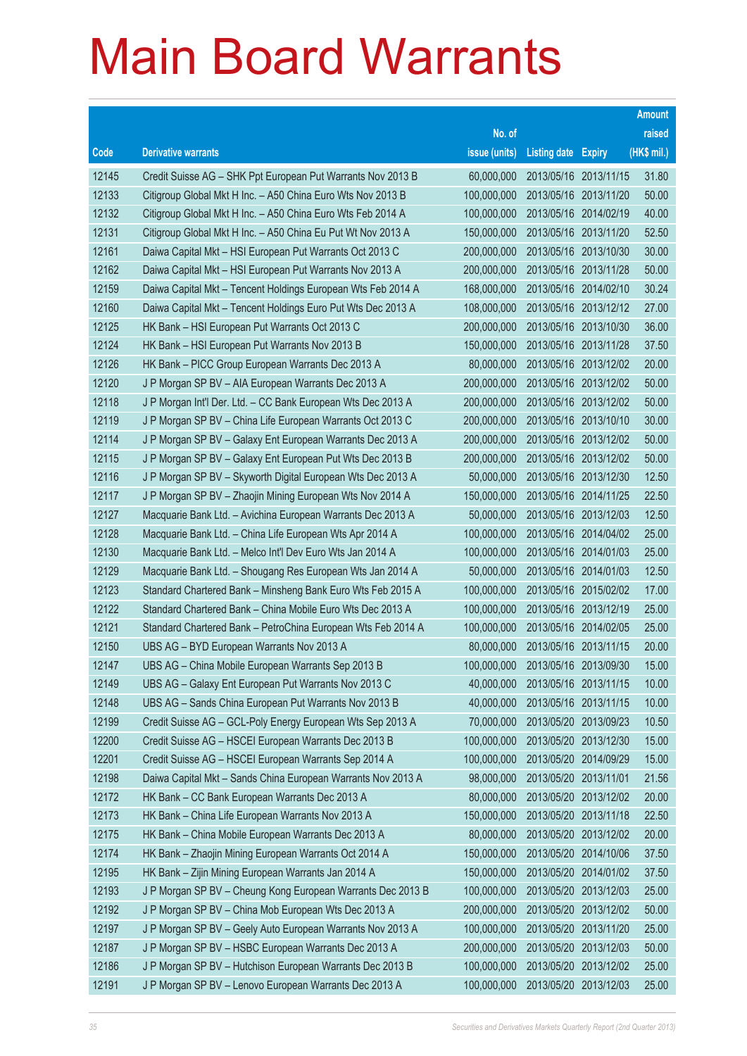# Main Board Warrants

| Code | Derivative warrants | No. of issue (units) | Listing date | Expiry | Amount raised (HK$ mil.) |
|---|---|---|---|---|---|
| 12145 | Credit Suisse AG – SHK Ppt European Put Warrants Nov 2013 B | 60,000,000 | 2013/05/16 | 2013/11/15 | 31.80 |
| 12133 | Citigroup Global Mkt H Inc. – A50 China Euro Wts Nov 2013 B | 100,000,000 | 2013/05/16 | 2013/11/20 | 50.00 |
| 12132 | Citigroup Global Mkt H Inc. – A50 China Euro Wts Feb 2014 A | 100,000,000 | 2013/05/16 | 2014/02/19 | 40.00 |
| 12131 | Citigroup Global Mkt H Inc. – A50 China Eu Put Wt Nov 2013 A | 150,000,000 | 2013/05/16 | 2013/11/20 | 52.50 |
| 12161 | Daiwa Capital Mkt – HSI European Put Warrants Oct 2013 C | 200,000,000 | 2013/05/16 | 2013/10/30 | 30.00 |
| 12162 | Daiwa Capital Mkt – HSI European Put Warrants Nov 2013 A | 200,000,000 | 2013/05/16 | 2013/11/28 | 50.00 |
| 12159 | Daiwa Capital Mkt – Tencent Holdings European Wts Feb 2014 A | 168,000,000 | 2013/05/16 | 2014/02/10 | 30.24 |
| 12160 | Daiwa Capital Mkt – Tencent Holdings Euro Put Wts Dec 2013 A | 108,000,000 | 2013/05/16 | 2013/12/12 | 27.00 |
| 12125 | HK Bank – HSI European Put Warrants Oct 2013 C | 200,000,000 | 2013/05/16 | 2013/10/30 | 36.00 |
| 12124 | HK Bank – HSI European Put Warrants Nov 2013 B | 150,000,000 | 2013/05/16 | 2013/11/28 | 37.50 |
| 12126 | HK Bank – PICC Group European Warrants Dec 2013 A | 80,000,000 | 2013/05/16 | 2013/12/02 | 20.00 |
| 12120 | J P Morgan SP BV – AIA European Warrants Dec 2013 A | 200,000,000 | 2013/05/16 | 2013/12/02 | 50.00 |
| 12118 | J P Morgan Int'l Der. Ltd. – CC Bank European Wts Dec 2013 A | 200,000,000 | 2013/05/16 | 2013/12/02 | 50.00 |
| 12119 | J P Morgan SP BV – China Life European Warrants Oct 2013 C | 200,000,000 | 2013/05/16 | 2013/10/10 | 30.00 |
| 12114 | J P Morgan SP BV – Galaxy Ent European Warrants Dec 2013 A | 200,000,000 | 2013/05/16 | 2013/12/02 | 50.00 |
| 12115 | J P Morgan SP BV – Galaxy Ent European Put Wts Dec 2013 B | 200,000,000 | 2013/05/16 | 2013/12/02 | 50.00 |
| 12116 | J P Morgan SP BV – Skyworth Digital European Wts Dec 2013 A | 50,000,000 | 2013/05/16 | 2013/12/30 | 12.50 |
| 12117 | J P Morgan SP BV – Zhaojin Mining European Wts Nov 2014 A | 150,000,000 | 2013/05/16 | 2014/11/25 | 22.50 |
| 12127 | Macquarie Bank Ltd. – Avichina European Warrants Dec 2013 A | 50,000,000 | 2013/05/16 | 2013/12/03 | 12.50 |
| 12128 | Macquarie Bank Ltd. – China Life European Wts Apr 2014 A | 100,000,000 | 2013/05/16 | 2014/04/02 | 25.00 |
| 12130 | Macquarie Bank Ltd. – Melco Int'l Dev Euro Wts Jan 2014 A | 100,000,000 | 2013/05/16 | 2014/01/03 | 25.00 |
| 12129 | Macquarie Bank Ltd. – Shougang Res European Wts Jan 2014 A | 50,000,000 | 2013/05/16 | 2014/01/03 | 12.50 |
| 12123 | Standard Chartered Bank – Minsheng Bank Euro Wts Feb 2015 A | 100,000,000 | 2013/05/16 | 2015/02/02 | 17.00 |
| 12122 | Standard Chartered Bank – China Mobile Euro Wts Dec 2013 A | 100,000,000 | 2013/05/16 | 2013/12/19 | 25.00 |
| 12121 | Standard Chartered Bank – PetroChina European Wts Feb 2014 A | 100,000,000 | 2013/05/16 | 2014/02/05 | 25.00 |
| 12150 | UBS AG – BYD European Warrants Nov 2013 A | 80,000,000 | 2013/05/16 | 2013/11/15 | 20.00 |
| 12147 | UBS AG – China Mobile European Warrants Sep 2013 B | 100,000,000 | 2013/05/16 | 2013/09/30 | 15.00 |
| 12149 | UBS AG – Galaxy Ent European Put Warrants Nov 2013 C | 40,000,000 | 2013/05/16 | 2013/11/15 | 10.00 |
| 12148 | UBS AG – Sands China European Put Warrants Nov 2013 B | 40,000,000 | 2013/05/16 | 2013/11/15 | 10.00 |
| 12199 | Credit Suisse AG – GCL-Poly Energy European Wts Sep 2013 A | 70,000,000 | 2013/05/20 | 2013/09/23 | 10.50 |
| 12200 | Credit Suisse AG – HSCEI European Warrants Dec 2013 B | 100,000,000 | 2013/05/20 | 2013/12/30 | 15.00 |
| 12201 | Credit Suisse AG – HSCEI European Warrants Sep 2014 A | 100,000,000 | 2013/05/20 | 2014/09/29 | 15.00 |
| 12198 | Daiwa Capital Mkt – Sands China European Warrants Nov 2013 A | 98,000,000 | 2013/05/20 | 2013/11/01 | 21.56 |
| 12172 | HK Bank – CC Bank European Warrants Dec 2013 A | 80,000,000 | 2013/05/20 | 2013/12/02 | 20.00 |
| 12173 | HK Bank – China Life European Warrants Nov 2013 A | 150,000,000 | 2013/05/20 | 2013/11/18 | 22.50 |
| 12175 | HK Bank – China Mobile European Warrants Dec 2013 A | 80,000,000 | 2013/05/20 | 2013/12/02 | 20.00 |
| 12174 | HK Bank – Zhaojin Mining European Warrants Oct 2014 A | 150,000,000 | 2013/05/20 | 2014/10/06 | 37.50 |
| 12195 | HK Bank – Zijin Mining European Warrants Jan 2014 A | 150,000,000 | 2013/05/20 | 2014/01/02 | 37.50 |
| 12193 | J P Morgan SP BV – Cheung Kong European Warrants Dec 2013 B | 100,000,000 | 2013/05/20 | 2013/12/03 | 25.00 |
| 12192 | J P Morgan SP BV – China Mob European Wts Dec 2013 A | 200,000,000 | 2013/05/20 | 2013/12/02 | 50.00 |
| 12197 | J P Morgan SP BV – Geely Auto European Warrants Nov 2013 A | 100,000,000 | 2013/05/20 | 2013/11/20 | 25.00 |
| 12187 | J P Morgan SP BV – HSBC European Warrants Dec 2013 A | 200,000,000 | 2013/05/20 | 2013/12/03 | 50.00 |
| 12186 | J P Morgan SP BV – Hutchison European Warrants Dec 2013 B | 100,000,000 | 2013/05/20 | 2013/12/02 | 25.00 |
| 12191 | J P Morgan SP BV – Lenovo European Warrants Dec 2013 A | 100,000,000 | 2013/05/20 | 2013/12/03 | 25.00 |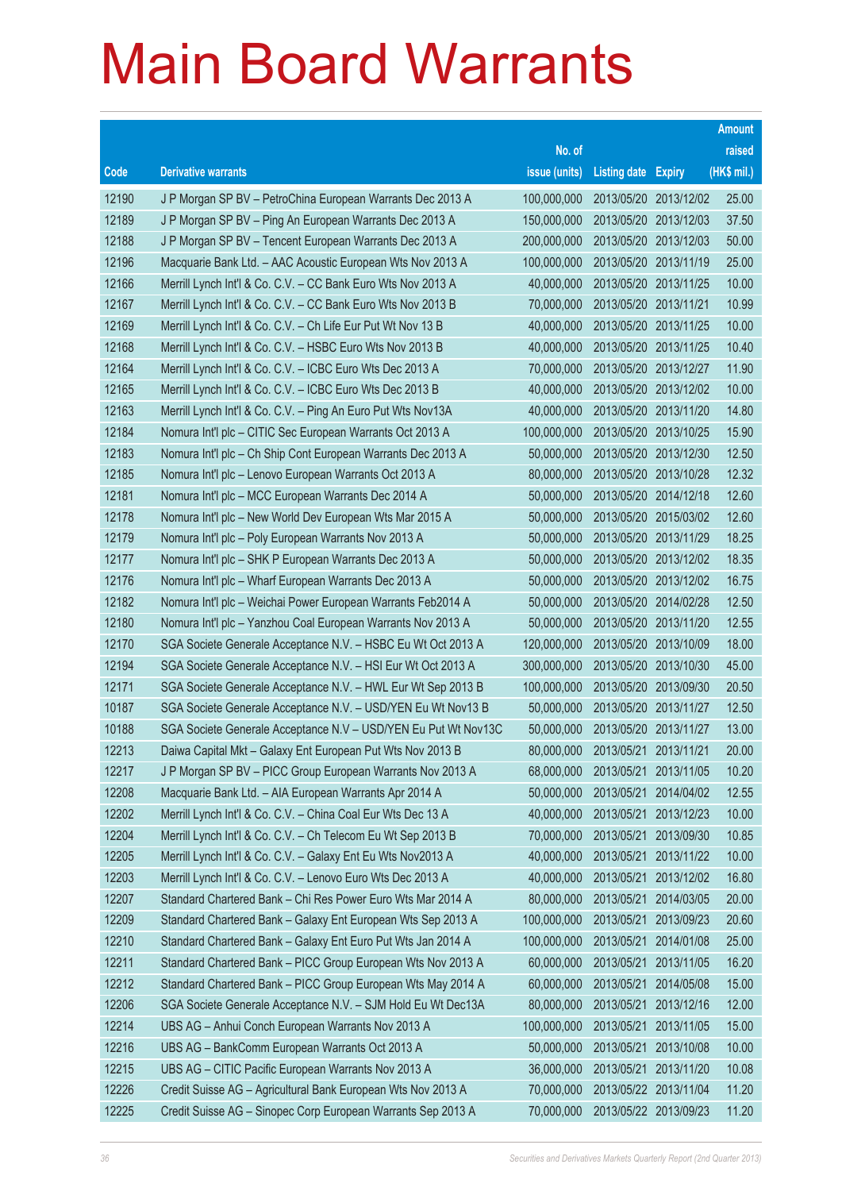# Main Board Warrants

| Code | Derivative warrants | No. of issue (units) | Listing date | Expiry | Amount raised (HK$ mil.) |
|---|---|---|---|---|---|
| 12190 | J P Morgan SP BV – PetroChina European Warrants Dec 2013 A | 100,000,000 | 2013/05/20 | 2013/12/02 | 25.00 |
| 12189 | J P Morgan SP BV – Ping An European Warrants Dec 2013 A | 150,000,000 | 2013/05/20 | 2013/12/03 | 37.50 |
| 12188 | J P Morgan SP BV – Tencent European Warrants Dec 2013 A | 200,000,000 | 2013/05/20 | 2013/12/03 | 50.00 |
| 12196 | Macquarie Bank Ltd. – AAC Acoustic European Wts Nov 2013 A | 100,000,000 | 2013/05/20 | 2013/11/19 | 25.00 |
| 12166 | Merrill Lynch Int'l & Co. C.V. – CC Bank Euro Wts Nov 2013 A | 40,000,000 | 2013/05/20 | 2013/11/25 | 10.00 |
| 12167 | Merrill Lynch Int'l & Co. C.V. – CC Bank Euro Wts Nov 2013 B | 70,000,000 | 2013/05/20 | 2013/11/21 | 10.99 |
| 12169 | Merrill Lynch Int'l & Co. C.V. – Ch Life Eur Put Wt Nov 13 B | 40,000,000 | 2013/05/20 | 2013/11/25 | 10.00 |
| 12168 | Merrill Lynch Int'l & Co. C.V. – HSBC Euro Wts Nov 2013 B | 40,000,000 | 2013/05/20 | 2013/11/25 | 10.40 |
| 12164 | Merrill Lynch Int'l & Co. C.V. – ICBC Euro Wts Dec 2013 A | 70,000,000 | 2013/05/20 | 2013/12/27 | 11.90 |
| 12165 | Merrill Lynch Int'l & Co. C.V. – ICBC Euro Wts Dec 2013 B | 40,000,000 | 2013/05/20 | 2013/12/02 | 10.00 |
| 12163 | Merrill Lynch Int'l & Co. C.V. – Ping An Euro Put Wts Nov13A | 40,000,000 | 2013/05/20 | 2013/11/20 | 14.80 |
| 12184 | Nomura Int'l plc – CITIC Sec European Warrants Oct 2013 A | 100,000,000 | 2013/05/20 | 2013/10/25 | 15.90 |
| 12183 | Nomura Int'l plc – Ch Ship Cont European Warrants Dec 2013 A | 50,000,000 | 2013/05/20 | 2013/12/30 | 12.50 |
| 12185 | Nomura Int'l plc – Lenovo European Warrants Oct 2013 A | 80,000,000 | 2013/05/20 | 2013/10/28 | 12.32 |
| 12181 | Nomura Int'l plc – MCC European Warrants Dec 2014 A | 50,000,000 | 2013/05/20 | 2014/12/18 | 12.60 |
| 12178 | Nomura Int'l plc – New World Dev European Wts Mar 2015 A | 50,000,000 | 2013/05/20 | 2015/03/02 | 12.60 |
| 12179 | Nomura Int'l plc – Poly European Warrants Nov 2013 A | 50,000,000 | 2013/05/20 | 2013/11/29 | 18.25 |
| 12177 | Nomura Int'l plc – SHK P European Warrants Dec 2013 A | 50,000,000 | 2013/05/20 | 2013/12/02 | 18.35 |
| 12176 | Nomura Int'l plc – Wharf European Warrants Dec 2013 A | 50,000,000 | 2013/05/20 | 2013/12/02 | 16.75 |
| 12182 | Nomura Int'l plc – Weichai Power European Warrants Feb2014 A | 50,000,000 | 2013/05/20 | 2014/02/28 | 12.50 |
| 12180 | Nomura Int'l plc – Yanzhou Coal European Warrants Nov 2013 A | 50,000,000 | 2013/05/20 | 2013/11/20 | 12.55 |
| 12170 | SGA Societe Generale Acceptance N.V. – HSBC Eu Wt Oct 2013 A | 120,000,000 | 2013/05/20 | 2013/10/09 | 18.00 |
| 12194 | SGA Societe Generale Acceptance N.V. – HSI Eur Wt Oct 2013 A | 300,000,000 | 2013/05/20 | 2013/10/30 | 45.00 |
| 12171 | SGA Societe Generale Acceptance N.V. – HWL Eur Wt Sep 2013 B | 100,000,000 | 2013/05/20 | 2013/09/30 | 20.50 |
| 10187 | SGA Societe Generale Acceptance N.V. – USD/YEN Eu Wt Nov13 B | 50,000,000 | 2013/05/20 | 2013/11/27 | 12.50 |
| 10188 | SGA Societe Generale Acceptance N.V – USD/YEN Eu Put Wt Nov13C | 50,000,000 | 2013/05/20 | 2013/11/27 | 13.00 |
| 12213 | Daiwa Capital Mkt – Galaxy Ent European Put Wts Nov 2013 B | 80,000,000 | 2013/05/21 | 2013/11/21 | 20.00 |
| 12217 | J P Morgan SP BV – PICC Group European Warrants Nov 2013 A | 68,000,000 | 2013/05/21 | 2013/11/05 | 10.20 |
| 12208 | Macquarie Bank Ltd. – AIA European Warrants Apr 2014 A | 50,000,000 | 2013/05/21 | 2014/04/02 | 12.55 |
| 12202 | Merrill Lynch Int'l & Co. C.V. – China Coal Eur Wts Dec 13 A | 40,000,000 | 2013/05/21 | 2013/12/23 | 10.00 |
| 12204 | Merrill Lynch Int'l & Co. C.V. – Ch Telecom Eu Wt Sep 2013 B | 70,000,000 | 2013/05/21 | 2013/09/30 | 10.85 |
| 12205 | Merrill Lynch Int'l & Co. C.V. – Galaxy Ent Eu Wts Nov2013 A | 40,000,000 | 2013/05/21 | 2013/11/22 | 10.00 |
| 12203 | Merrill Lynch Int'l & Co. C.V. – Lenovo Euro Wts Dec 2013 A | 40,000,000 | 2013/05/21 | 2013/12/02 | 16.80 |
| 12207 | Standard Chartered Bank – Chi Res Power Euro Wts Mar 2014 A | 80,000,000 | 2013/05/21 | 2014/03/05 | 20.00 |
| 12209 | Standard Chartered Bank – Galaxy Ent European Wts Sep 2013 A | 100,000,000 | 2013/05/21 | 2013/09/23 | 20.60 |
| 12210 | Standard Chartered Bank – Galaxy Ent Euro Put Wts Jan 2014 A | 100,000,000 | 2013/05/21 | 2014/01/08 | 25.00 |
| 12211 | Standard Chartered Bank – PICC Group European Wts Nov 2013 A | 60,000,000 | 2013/05/21 | 2013/11/05 | 16.20 |
| 12212 | Standard Chartered Bank – PICC Group European Wts May 2014 A | 60,000,000 | 2013/05/21 | 2014/05/08 | 15.00 |
| 12206 | SGA Societe Generale Acceptance N.V. – SJM Hold Eu Wt Dec13A | 80,000,000 | 2013/05/21 | 2013/12/16 | 12.00 |
| 12214 | UBS AG – Anhui Conch European Warrants Nov 2013 A | 100,000,000 | 2013/05/21 | 2013/11/05 | 15.00 |
| 12216 | UBS AG – BankComm European Warrants Oct 2013 A | 50,000,000 | 2013/05/21 | 2013/10/08 | 10.00 |
| 12215 | UBS AG – CITIC Pacific European Warrants Nov 2013 A | 36,000,000 | 2013/05/21 | 2013/11/20 | 10.08 |
| 12226 | Credit Suisse AG – Agricultural Bank European Wts Nov 2013 A | 70,000,000 | 2013/05/22 | 2013/11/04 | 11.20 |
| 12225 | Credit Suisse AG – Sinopec Corp European Warrants Sep 2013 A | 70,000,000 | 2013/05/22 | 2013/09/23 | 11.20 |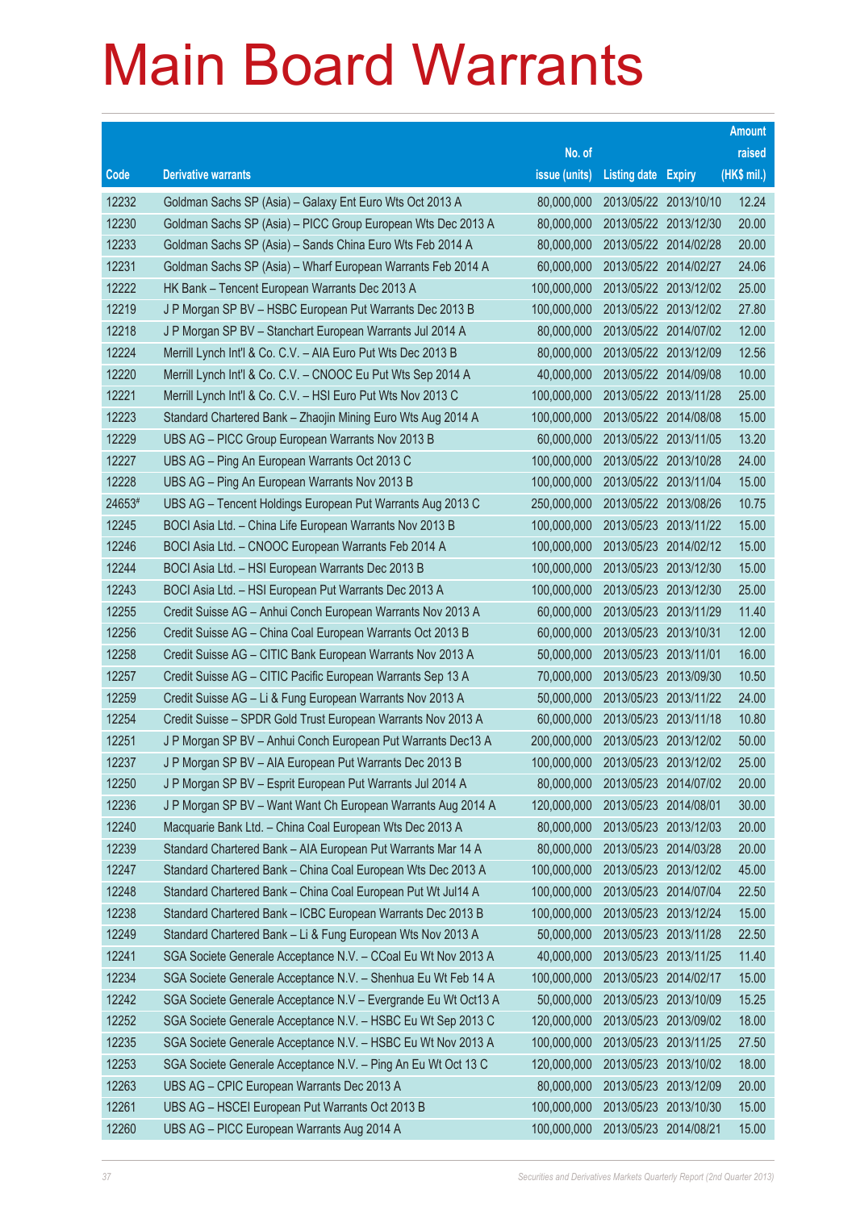# Main Board Warrants

| Code | Derivative warrants | No. of issue (units) | Listing date | Expiry | Amount raised (HK$ mil.) |
|---|---|---|---|---|---|
| 12232 | Goldman Sachs SP (Asia) – Galaxy Ent Euro Wts Oct 2013 A | 80,000,000 | 2013/05/22 | 2013/10/10 | 12.24 |
| 12230 | Goldman Sachs SP (Asia) – PICC Group European Wts Dec 2013 A | 80,000,000 | 2013/05/22 | 2013/12/30 | 20.00 |
| 12233 | Goldman Sachs SP (Asia) – Sands China Euro Wts Feb 2014 A | 80,000,000 | 2013/05/22 | 2014/02/28 | 20.00 |
| 12231 | Goldman Sachs SP (Asia) – Wharf European Warrants Feb 2014 A | 60,000,000 | 2013/05/22 | 2014/02/27 | 24.06 |
| 12222 | HK Bank – Tencent European Warrants Dec 2013 A | 100,000,000 | 2013/05/22 | 2013/12/02 | 25.00 |
| 12219 | J P Morgan SP BV – HSBC European Put Warrants Dec 2013 B | 100,000,000 | 2013/05/22 | 2013/12/02 | 27.80 |
| 12218 | J P Morgan SP BV – Stanchart European Warrants Jul 2014 A | 80,000,000 | 2013/05/22 | 2014/07/02 | 12.00 |
| 12224 | Merrill Lynch Int'l & Co. C.V. – AIA Euro Put Wts Dec 2013 B | 80,000,000 | 2013/05/22 | 2013/12/09 | 12.56 |
| 12220 | Merrill Lynch Int'l & Co. C.V. – CNOOC Eu Put Wts Sep 2014 A | 40,000,000 | 2013/05/22 | 2014/09/08 | 10.00 |
| 12221 | Merrill Lynch Int'l & Co. C.V. – HSI Euro Put Wts Nov 2013 C | 100,000,000 | 2013/05/22 | 2013/11/28 | 25.00 |
| 12223 | Standard Chartered Bank – Zhaojin Mining Euro Wts Aug 2014 A | 100,000,000 | 2013/05/22 | 2014/08/08 | 15.00 |
| 12229 | UBS AG – PICC Group European Warrants Nov 2013 B | 60,000,000 | 2013/05/22 | 2013/11/05 | 13.20 |
| 12227 | UBS AG – Ping An European Warrants Oct 2013 C | 100,000,000 | 2013/05/22 | 2013/10/28 | 24.00 |
| 12228 | UBS AG – Ping An European Warrants Nov 2013 B | 100,000,000 | 2013/05/22 | 2013/11/04 | 15.00 |
| 24653# | UBS AG – Tencent Holdings European Put Warrants Aug 2013 C | 250,000,000 | 2013/05/22 | 2013/08/26 | 10.75 |
| 12245 | BOCI Asia Ltd. – China Life European Warrants Nov 2013 B | 100,000,000 | 2013/05/23 | 2013/11/22 | 15.00 |
| 12246 | BOCI Asia Ltd. – CNOOC European Warrants Feb 2014 A | 100,000,000 | 2013/05/23 | 2014/02/12 | 15.00 |
| 12244 | BOCI Asia Ltd. – HSI European Warrants Dec 2013 B | 100,000,000 | 2013/05/23 | 2013/12/30 | 15.00 |
| 12243 | BOCI Asia Ltd. – HSI European Put Warrants Dec 2013 A | 100,000,000 | 2013/05/23 | 2013/12/30 | 25.00 |
| 12255 | Credit Suisse AG – Anhui Conch European Warrants Nov 2013 A | 60,000,000 | 2013/05/23 | 2013/11/29 | 11.40 |
| 12256 | Credit Suisse AG – China Coal European Warrants Oct 2013 B | 60,000,000 | 2013/05/23 | 2013/10/31 | 12.00 |
| 12258 | Credit Suisse AG – CITIC Bank European Warrants Nov 2013 A | 50,000,000 | 2013/05/23 | 2013/11/01 | 16.00 |
| 12257 | Credit Suisse AG – CITIC Pacific European Warrants Sep 13 A | 70,000,000 | 2013/05/23 | 2013/09/30 | 10.50 |
| 12259 | Credit Suisse AG – Li & Fung European Warrants Nov 2013 A | 50,000,000 | 2013/05/23 | 2013/11/22 | 24.00 |
| 12254 | Credit Suisse – SPDR Gold Trust European Warrants Nov 2013 A | 60,000,000 | 2013/05/23 | 2013/11/18 | 10.80 |
| 12251 | J P Morgan SP BV – Anhui Conch European Put Warrants Dec13 A | 200,000,000 | 2013/05/23 | 2013/12/02 | 50.00 |
| 12237 | J P Morgan SP BV – AIA European Put Warrants Dec 2013 B | 100,000,000 | 2013/05/23 | 2013/12/02 | 25.00 |
| 12250 | J P Morgan SP BV – Esprit European Put Warrants Jul 2014 A | 80,000,000 | 2013/05/23 | 2014/07/02 | 20.00 |
| 12236 | J P Morgan SP BV – Want Want Ch European Warrants Aug 2014 A | 120,000,000 | 2013/05/23 | 2014/08/01 | 30.00 |
| 12240 | Macquarie Bank Ltd. – China Coal European Wts Dec 2013 A | 80,000,000 | 2013/05/23 | 2013/12/03 | 20.00 |
| 12239 | Standard Chartered Bank – AIA European Put Warrants Mar 14 A | 80,000,000 | 2013/05/23 | 2014/03/28 | 20.00 |
| 12247 | Standard Chartered Bank – China Coal European Wts Dec 2013 A | 100,000,000 | 2013/05/23 | 2013/12/02 | 45.00 |
| 12248 | Standard Chartered Bank – China Coal European Put Wt Jul14 A | 100,000,000 | 2013/05/23 | 2014/07/04 | 22.50 |
| 12238 | Standard Chartered Bank – ICBC European Warrants Dec 2013 B | 100,000,000 | 2013/05/23 | 2013/12/24 | 15.00 |
| 12249 | Standard Chartered Bank – Li & Fung European Wts Nov 2013 A | 50,000,000 | 2013/05/23 | 2013/11/28 | 22.50 |
| 12241 | SGA Societe Generale Acceptance N.V. – CCoal Eu Wt Nov 2013 A | 40,000,000 | 2013/05/23 | 2013/11/25 | 11.40 |
| 12234 | SGA Societe Generale Acceptance N.V. – Shenhua Eu Wt Feb 14 A | 100,000,000 | 2013/05/23 | 2014/02/17 | 15.00 |
| 12242 | SGA Societe Generale Acceptance N.V – Evergrande Eu Wt Oct13 A | 50,000,000 | 2013/05/23 | 2013/10/09 | 15.25 |
| 12252 | SGA Societe Generale Acceptance N.V. – HSBC Eu Wt Sep 2013 C | 120,000,000 | 2013/05/23 | 2013/09/02 | 18.00 |
| 12235 | SGA Societe Generale Acceptance N.V. – HSBC Eu Wt Nov 2013 A | 100,000,000 | 2013/05/23 | 2013/11/25 | 27.50 |
| 12253 | SGA Societe Generale Acceptance N.V. – Ping An Eu Wt Oct 13 C | 120,000,000 | 2013/05/23 | 2013/10/02 | 18.00 |
| 12263 | UBS AG – CPIC European Warrants Dec 2013 A | 80,000,000 | 2013/05/23 | 2013/12/09 | 20.00 |
| 12261 | UBS AG – HSCEI European Put Warrants Oct 2013 B | 100,000,000 | 2013/05/23 | 2013/10/30 | 15.00 |
| 12260 | UBS AG – PICC European Warrants Aug 2014 A | 100,000,000 | 2013/05/23 | 2014/08/21 | 15.00 |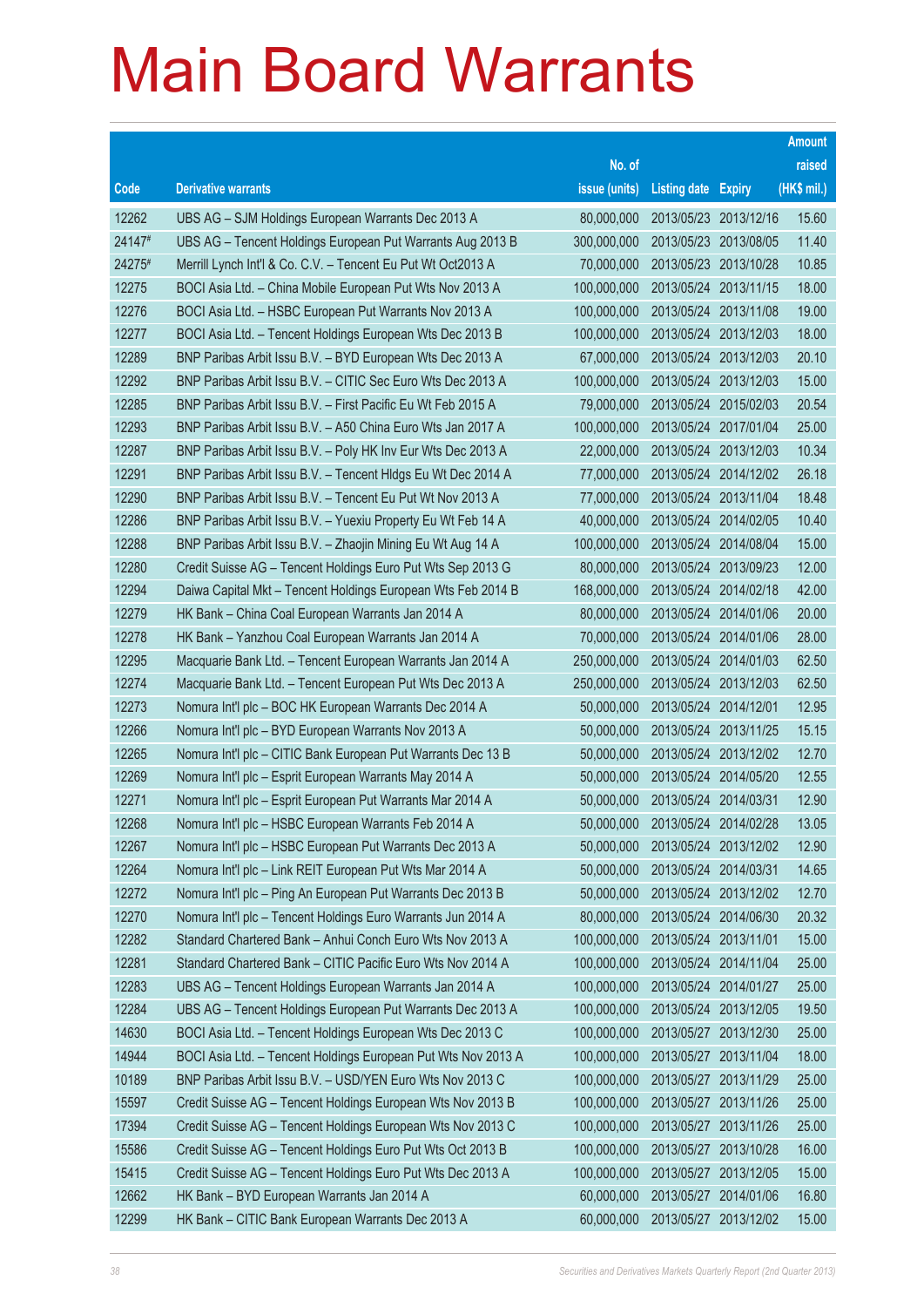# Main Board Warrants

| Code | Derivative warrants | No. of issue (units) | Listing date | Expiry | Amount raised (HK$ mil.) |
|---|---|---|---|---|---|
| 12262 | UBS AG – SJM Holdings European Warrants Dec 2013 A | 80,000,000 | 2013/05/23 | 2013/12/16 | 15.60 |
| 24147# | UBS AG – Tencent Holdings European Put Warrants Aug 2013 B | 300,000,000 | 2013/05/23 | 2013/08/05 | 11.40 |
| 24275# | Merrill Lynch Int'l & Co. C.V. – Tencent Eu Put Wt Oct2013 A | 70,000,000 | 2013/05/23 | 2013/10/28 | 10.85 |
| 12275 | BOCI Asia Ltd. – China Mobile European Put Wts Nov 2013 A | 100,000,000 | 2013/05/24 | 2013/11/15 | 18.00 |
| 12276 | BOCI Asia Ltd. – HSBC European Put Warrants Nov 2013 A | 100,000,000 | 2013/05/24 | 2013/11/08 | 19.00 |
| 12277 | BOCI Asia Ltd. – Tencent Holdings European Wts Dec 2013 B | 100,000,000 | 2013/05/24 | 2013/12/03 | 18.00 |
| 12289 | BNP Paribas Arbit Issu B.V. – BYD European Wts Dec 2013 A | 67,000,000 | 2013/05/24 | 2013/12/03 | 20.10 |
| 12292 | BNP Paribas Arbit Issu B.V. – CITIC Sec Euro Wts Dec 2013 A | 100,000,000 | 2013/05/24 | 2013/12/03 | 15.00 |
| 12285 | BNP Paribas Arbit Issu B.V. – First Pacific Eu Wt Feb 2015 A | 79,000,000 | 2013/05/24 | 2015/02/03 | 20.54 |
| 12293 | BNP Paribas Arbit Issu B.V. – A50 China Euro Wts Jan 2017 A | 100,000,000 | 2013/05/24 | 2017/01/04 | 25.00 |
| 12287 | BNP Paribas Arbit Issu B.V. – Poly HK Inv Eur Wts Dec 2013 A | 22,000,000 | 2013/05/24 | 2013/12/03 | 10.34 |
| 12291 | BNP Paribas Arbit Issu B.V. – Tencent Hldgs Eu Wt Dec 2014 A | 77,000,000 | 2013/05/24 | 2014/12/02 | 26.18 |
| 12290 | BNP Paribas Arbit Issu B.V. – Tencent Eu Put Wt Nov 2013 A | 77,000,000 | 2013/05/24 | 2013/11/04 | 18.48 |
| 12286 | BNP Paribas Arbit Issu B.V. – Yuexiu Property Eu Wt Feb 14 A | 40,000,000 | 2013/05/24 | 2014/02/05 | 10.40 |
| 12288 | BNP Paribas Arbit Issu B.V. – Zhaojin Mining Eu Wt Aug 14 A | 100,000,000 | 2013/05/24 | 2014/08/04 | 15.00 |
| 12280 | Credit Suisse AG – Tencent Holdings Euro Put Wts Sep 2013 G | 80,000,000 | 2013/05/24 | 2013/09/23 | 12.00 |
| 12294 | Daiwa Capital Mkt – Tencent Holdings European Wts Feb 2014 B | 168,000,000 | 2013/05/24 | 2014/02/18 | 42.00 |
| 12279 | HK Bank – China Coal European Warrants Jan 2014 A | 80,000,000 | 2013/05/24 | 2014/01/06 | 20.00 |
| 12278 | HK Bank – Yanzhou Coal European Warrants Jan 2014 A | 70,000,000 | 2013/05/24 | 2014/01/06 | 28.00 |
| 12295 | Macquarie Bank Ltd. – Tencent European Warrants Jan 2014 A | 250,000,000 | 2013/05/24 | 2014/01/03 | 62.50 |
| 12274 | Macquarie Bank Ltd. – Tencent European Put Wts Dec 2013 A | 250,000,000 | 2013/05/24 | 2013/12/03 | 62.50 |
| 12273 | Nomura Int'l plc – BOC HK European Warrants Dec 2014 A | 50,000,000 | 2013/05/24 | 2014/12/01 | 12.95 |
| 12266 | Nomura Int'l plc – BYD European Warrants Nov 2013 A | 50,000,000 | 2013/05/24 | 2013/11/25 | 15.15 |
| 12265 | Nomura Int'l plc – CITIC Bank European Put Warrants Dec 13 B | 50,000,000 | 2013/05/24 | 2013/12/02 | 12.70 |
| 12269 | Nomura Int'l plc – Esprit European Warrants May 2014 A | 50,000,000 | 2013/05/24 | 2014/05/20 | 12.55 |
| 12271 | Nomura Int'l plc – Esprit European Put Warrants Mar 2014 A | 50,000,000 | 2013/05/24 | 2014/03/31 | 12.90 |
| 12268 | Nomura Int'l plc – HSBC European Warrants Feb 2014 A | 50,000,000 | 2013/05/24 | 2014/02/28 | 13.05 |
| 12267 | Nomura Int'l plc – HSBC European Put Warrants Dec 2013 A | 50,000,000 | 2013/05/24 | 2013/12/02 | 12.90 |
| 12264 | Nomura Int'l plc – Link REIT European Put Wts Mar 2014 A | 50,000,000 | 2013/05/24 | 2014/03/31 | 14.65 |
| 12272 | Nomura Int'l plc – Ping An European Put Warrants Dec 2013 B | 50,000,000 | 2013/05/24 | 2013/12/02 | 12.70 |
| 12270 | Nomura Int'l plc – Tencent Holdings Euro Warrants Jun 2014 A | 80,000,000 | 2013/05/24 | 2014/06/30 | 20.32 |
| 12282 | Standard Chartered Bank – Anhui Conch Euro Wts Nov 2013 A | 100,000,000 | 2013/05/24 | 2013/11/01 | 15.00 |
| 12281 | Standard Chartered Bank – CITIC Pacific Euro Wts Nov 2014 A | 100,000,000 | 2013/05/24 | 2014/11/04 | 25.00 |
| 12283 | UBS AG – Tencent Holdings European Warrants Jan 2014 A | 100,000,000 | 2013/05/24 | 2014/01/27 | 25.00 |
| 12284 | UBS AG – Tencent Holdings European Put Warrants Dec 2013 A | 100,000,000 | 2013/05/24 | 2013/12/05 | 19.50 |
| 14630 | BOCI Asia Ltd. – Tencent Holdings European Wts Dec 2013 C | 100,000,000 | 2013/05/27 | 2013/12/30 | 25.00 |
| 14944 | BOCI Asia Ltd. – Tencent Holdings European Put Wts Nov 2013 A | 100,000,000 | 2013/05/27 | 2013/11/04 | 18.00 |
| 10189 | BNP Paribas Arbit Issu B.V. – USD/YEN Euro Wts Nov 2013 C | 100,000,000 | 2013/05/27 | 2013/11/29 | 25.00 |
| 15597 | Credit Suisse AG – Tencent Holdings European Wts Nov 2013 B | 100,000,000 | 2013/05/27 | 2013/11/26 | 25.00 |
| 17394 | Credit Suisse AG – Tencent Holdings European Wts Nov 2013 C | 100,000,000 | 2013/05/27 | 2013/11/26 | 25.00 |
| 15586 | Credit Suisse AG – Tencent Holdings Euro Put Wts Oct 2013 B | 100,000,000 | 2013/05/27 | 2013/10/28 | 16.00 |
| 15415 | Credit Suisse AG – Tencent Holdings Euro Put Wts Dec 2013 A | 100,000,000 | 2013/05/27 | 2013/12/05 | 15.00 |
| 12662 | HK Bank – BYD European Warrants Jan 2014 A | 60,000,000 | 2013/05/27 | 2014/01/06 | 16.80 |
| 12299 | HK Bank – CITIC Bank European Warrants Dec 2013 A | 60,000,000 | 2013/05/27 | 2013/12/02 | 15.00 |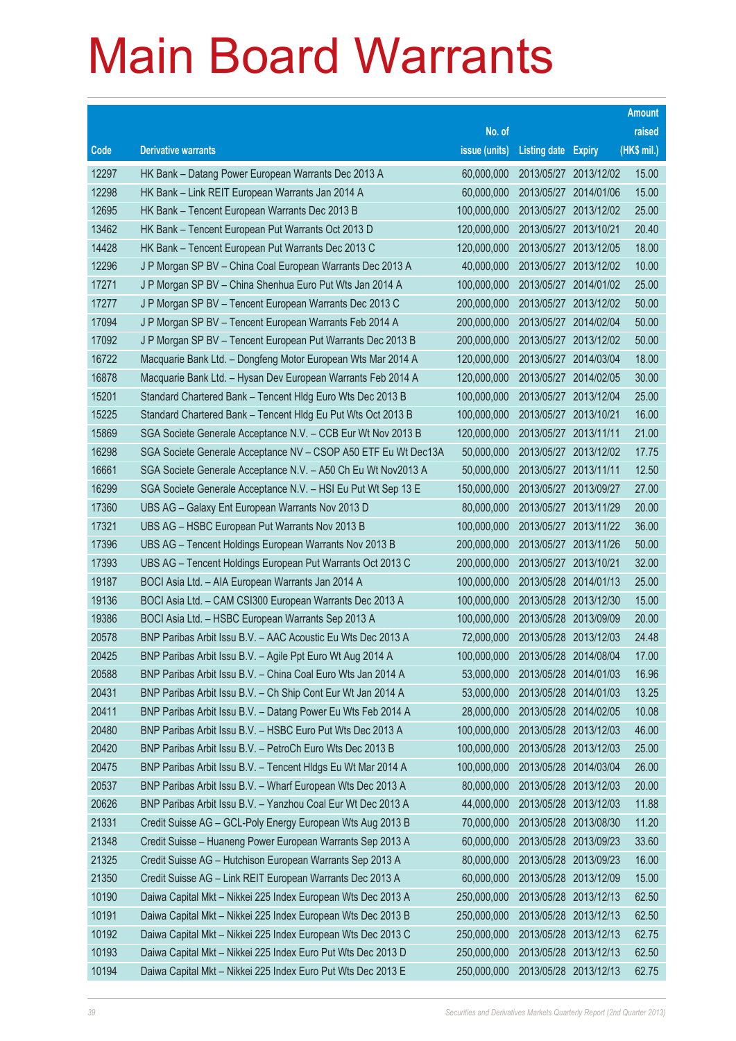# Main Board Warrants

| Code | Derivative warrants | No. of issue (units) | Listing date | Expiry | Amount raised (HK$ mil.) |
|---|---|---|---|---|---|
| 12297 | HK Bank – Datang Power European Warrants Dec 2013 A | 60,000,000 | 2013/05/27 | 2013/12/02 | 15.00 |
| 12298 | HK Bank – Link REIT European Warrants Jan 2014 A | 60,000,000 | 2013/05/27 | 2014/01/06 | 15.00 |
| 12695 | HK Bank – Tencent European Warrants Dec 2013 B | 100,000,000 | 2013/05/27 | 2013/12/02 | 25.00 |
| 13462 | HK Bank – Tencent European Put Warrants Oct 2013 D | 120,000,000 | 2013/05/27 | 2013/10/21 | 20.40 |
| 14428 | HK Bank – Tencent European Put Warrants Dec 2013 C | 120,000,000 | 2013/05/27 | 2013/12/05 | 18.00 |
| 12296 | J P Morgan SP BV – China Coal European Warrants Dec 2013 A | 40,000,000 | 2013/05/27 | 2013/12/02 | 10.00 |
| 17271 | J P Morgan SP BV – China Shenhua Euro Put Wts Jan 2014 A | 100,000,000 | 2013/05/27 | 2014/01/02 | 25.00 |
| 17277 | J P Morgan SP BV – Tencent European Warrants Dec 2013 C | 200,000,000 | 2013/05/27 | 2013/12/02 | 50.00 |
| 17094 | J P Morgan SP BV – Tencent European Warrants Feb 2014 A | 200,000,000 | 2013/05/27 | 2014/02/04 | 50.00 |
| 17092 | J P Morgan SP BV – Tencent European Put Warrants Dec 2013 B | 200,000,000 | 2013/05/27 | 2013/12/02 | 50.00 |
| 16722 | Macquarie Bank Ltd. – Dongfeng Motor European Wts Mar 2014 A | 120,000,000 | 2013/05/27 | 2014/03/04 | 18.00 |
| 16878 | Macquarie Bank Ltd. – Hysan Dev European Warrants Feb 2014 A | 120,000,000 | 2013/05/27 | 2014/02/05 | 30.00 |
| 15201 | Standard Chartered Bank – Tencent Hldg Euro Wts Dec 2013 B | 100,000,000 | 2013/05/27 | 2013/12/04 | 25.00 |
| 15225 | Standard Chartered Bank – Tencent Hldg Eu Put Wts Oct 2013 B | 100,000,000 | 2013/05/27 | 2013/10/21 | 16.00 |
| 15869 | SGA Societe Generale Acceptance N.V. – CCB Eur Wt Nov 2013 B | 120,000,000 | 2013/05/27 | 2013/11/11 | 21.00 |
| 16298 | SGA Societe Generale Acceptance NV – CSOP A50 ETF Eu Wt Dec13A | 50,000,000 | 2013/05/27 | 2013/12/02 | 17.75 |
| 16661 | SGA Societe Generale Acceptance N.V. – A50 Ch Eu Wt Nov2013 A | 50,000,000 | 2013/05/27 | 2013/11/11 | 12.50 |
| 16299 | SGA Societe Generale Acceptance N.V. – HSI Eu Put Wt Sep 13 E | 150,000,000 | 2013/05/27 | 2013/09/27 | 27.00 |
| 17360 | UBS AG – Galaxy Ent European Warrants Nov 2013 D | 80,000,000 | 2013/05/27 | 2013/11/29 | 20.00 |
| 17321 | UBS AG – HSBC European Put Warrants Nov 2013 B | 100,000,000 | 2013/05/27 | 2013/11/22 | 36.00 |
| 17396 | UBS AG – Tencent Holdings European Warrants Nov 2013 B | 200,000,000 | 2013/05/27 | 2013/11/26 | 50.00 |
| 17393 | UBS AG – Tencent Holdings European Put Warrants Oct 2013 C | 200,000,000 | 2013/05/27 | 2013/10/21 | 32.00 |
| 19187 | BOCI Asia Ltd. – AIA European Warrants Jan 2014 A | 100,000,000 | 2013/05/28 | 2014/01/13 | 25.00 |
| 19136 | BOCI Asia Ltd. – CAM CSI300 European Warrants Dec 2013 A | 100,000,000 | 2013/05/28 | 2013/12/30 | 15.00 |
| 19386 | BOCI Asia Ltd. – HSBC European Warrants Sep 2013 A | 100,000,000 | 2013/05/28 | 2013/09/09 | 20.00 |
| 20578 | BNP Paribas Arbit Issu B.V. – AAC Acoustic Eu Wts Dec 2013 A | 72,000,000 | 2013/05/28 | 2013/12/03 | 24.48 |
| 20425 | BNP Paribas Arbit Issu B.V. – Agile Ppt Euro Wt Aug 2014 A | 100,000,000 | 2013/05/28 | 2014/08/04 | 17.00 |
| 20588 | BNP Paribas Arbit Issu B.V. – China Coal Euro Wts Jan 2014 A | 53,000,000 | 2013/05/28 | 2014/01/03 | 16.96 |
| 20431 | BNP Paribas Arbit Issu B.V. – Ch Ship Cont Eur Wt Jan 2014 A | 53,000,000 | 2013/05/28 | 2014/01/03 | 13.25 |
| 20411 | BNP Paribas Arbit Issu B.V. – Datang Power Eu Wts Feb 2014 A | 28,000,000 | 2013/05/28 | 2014/02/05 | 10.08 |
| 20480 | BNP Paribas Arbit Issu B.V. – HSBC Euro Put Wts Dec 2013 A | 100,000,000 | 2013/05/28 | 2013/12/03 | 46.00 |
| 20420 | BNP Paribas Arbit Issu B.V. – PetroCh Euro Wts Dec 2013 B | 100,000,000 | 2013/05/28 | 2013/12/03 | 25.00 |
| 20475 | BNP Paribas Arbit Issu B.V. – Tencent Hldgs Eu Wt Mar 2014 A | 100,000,000 | 2013/05/28 | 2014/03/04 | 26.00 |
| 20537 | BNP Paribas Arbit Issu B.V. – Wharf European Wts Dec 2013 A | 80,000,000 | 2013/05/28 | 2013/12/03 | 20.00 |
| 20626 | BNP Paribas Arbit Issu B.V. – Yanzhou Coal Eur Wt Dec 2013 A | 44,000,000 | 2013/05/28 | 2013/12/03 | 11.88 |
| 21331 | Credit Suisse AG – GCL-Poly Energy European Wts Aug 2013 B | 70,000,000 | 2013/05/28 | 2013/08/30 | 11.20 |
| 21348 | Credit Suisse – Huaneng Power European Warrants Sep 2013 A | 60,000,000 | 2013/05/28 | 2013/09/23 | 33.60 |
| 21325 | Credit Suisse AG – Hutchison European Warrants Sep 2013 A | 80,000,000 | 2013/05/28 | 2013/09/23 | 16.00 |
| 21350 | Credit Suisse AG – Link REIT European Warrants Dec 2013 A | 60,000,000 | 2013/05/28 | 2013/12/09 | 15.00 |
| 10190 | Daiwa Capital Mkt – Nikkei 225 Index European Wts Dec 2013 A | 250,000,000 | 2013/05/28 | 2013/12/13 | 62.50 |
| 10191 | Daiwa Capital Mkt – Nikkei 225 Index European Wts Dec 2013 B | 250,000,000 | 2013/05/28 | 2013/12/13 | 62.50 |
| 10192 | Daiwa Capital Mkt – Nikkei 225 Index European Wts Dec 2013 C | 250,000,000 | 2013/05/28 | 2013/12/13 | 62.75 |
| 10193 | Daiwa Capital Mkt – Nikkei 225 Index Euro Put Wts Dec 2013 D | 250,000,000 | 2013/05/28 | 2013/12/13 | 62.50 |
| 10194 | Daiwa Capital Mkt – Nikkei 225 Index Euro Put Wts Dec 2013 E | 250,000,000 | 2013/05/28 | 2013/12/13 | 62.75 |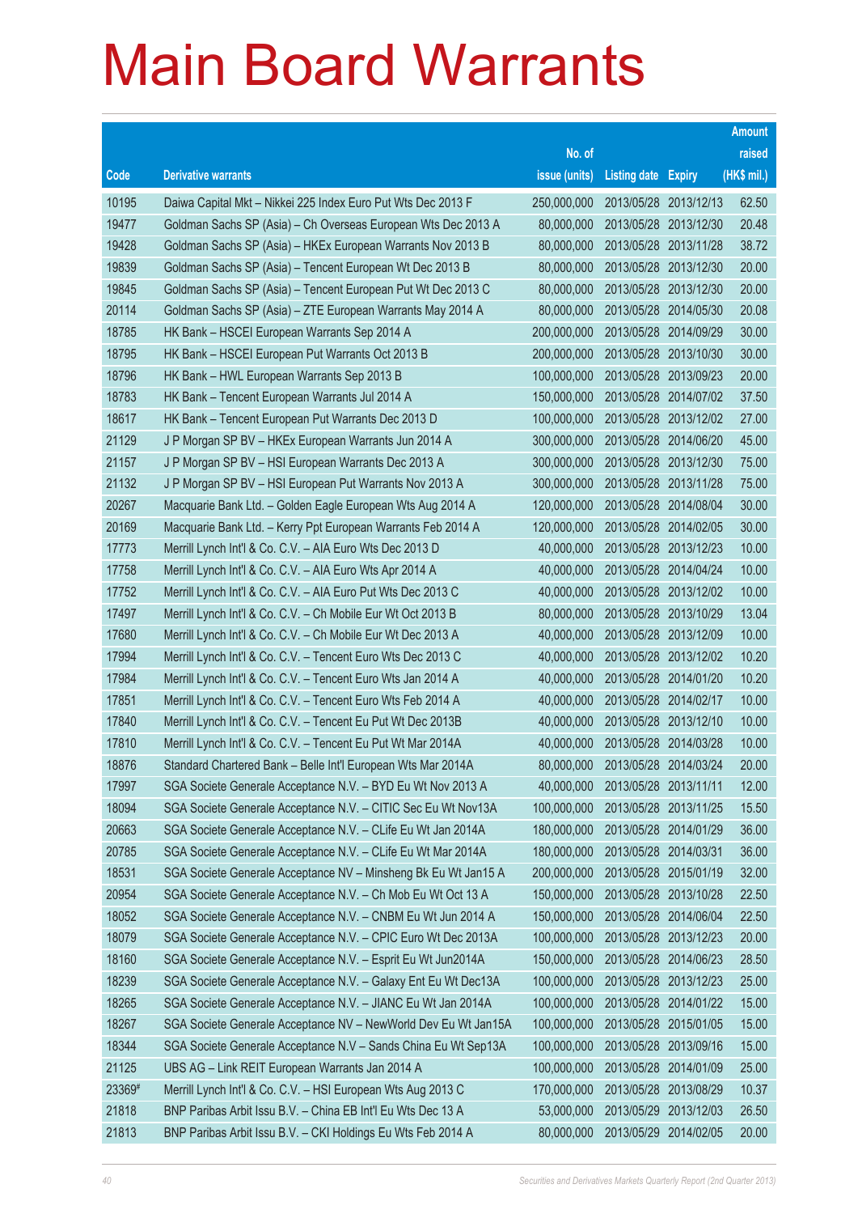# Main Board Warrants

| Code | Derivative warrants | No. of issue (units) | Listing date | Expiry | Amount raised (HK$ mil.) |
|---|---|---|---|---|---|
| 10195 | Daiwa Capital Mkt – Nikkei 225 Index Euro Put Wts Dec 2013 F | 250,000,000 | 2013/05/28 | 2013/12/13 | 62.50 |
| 19477 | Goldman Sachs SP (Asia) – Ch Overseas European Wts Dec 2013 A | 80,000,000 | 2013/05/28 | 2013/12/30 | 20.48 |
| 19428 | Goldman Sachs SP (Asia) – HKEx European Warrants Nov 2013 B | 80,000,000 | 2013/05/28 | 2013/11/28 | 38.72 |
| 19839 | Goldman Sachs SP (Asia) – Tencent European Wt Dec 2013 B | 80,000,000 | 2013/05/28 | 2013/12/30 | 20.00 |
| 19845 | Goldman Sachs SP (Asia) – Tencent European Put Wt Dec 2013 C | 80,000,000 | 2013/05/28 | 2013/12/30 | 20.00 |
| 20114 | Goldman Sachs SP (Asia) – ZTE European Warrants May 2014 A | 80,000,000 | 2013/05/28 | 2014/05/30 | 20.08 |
| 18785 | HK Bank – HSCEI European Warrants Sep 2014 A | 200,000,000 | 2013/05/28 | 2014/09/29 | 30.00 |
| 18795 | HK Bank – HSCEI European Put Warrants Oct 2013 B | 200,000,000 | 2013/05/28 | 2013/10/30 | 30.00 |
| 18796 | HK Bank – HWL European Warrants Sep 2013 B | 100,000,000 | 2013/05/28 | 2013/09/23 | 20.00 |
| 18783 | HK Bank – Tencent European Warrants Jul 2014 A | 150,000,000 | 2013/05/28 | 2014/07/02 | 37.50 |
| 18617 | HK Bank – Tencent European Put Warrants Dec 2013 D | 100,000,000 | 2013/05/28 | 2013/12/02 | 27.00 |
| 21129 | J P Morgan SP BV – HKEx European Warrants Jun 2014 A | 300,000,000 | 2013/05/28 | 2014/06/20 | 45.00 |
| 21157 | J P Morgan SP BV – HSI European Warrants Dec 2013 A | 300,000,000 | 2013/05/28 | 2013/12/30 | 75.00 |
| 21132 | J P Morgan SP BV – HSI European Put Warrants Nov 2013 A | 300,000,000 | 2013/05/28 | 2013/11/28 | 75.00 |
| 20267 | Macquarie Bank Ltd. – Golden Eagle European Wts Aug 2014 A | 120,000,000 | 2013/05/28 | 2014/08/04 | 30.00 |
| 20169 | Macquarie Bank Ltd. – Kerry Ppt European Warrants Feb 2014 A | 120,000,000 | 2013/05/28 | 2014/02/05 | 30.00 |
| 17773 | Merrill Lynch Int'l & Co. C.V. – AIA Euro Wts Dec 2013 D | 40,000,000 | 2013/05/28 | 2013/12/23 | 10.00 |
| 17758 | Merrill Lynch Int'l & Co. C.V. – AIA Euro Wts Apr 2014 A | 40,000,000 | 2013/05/28 | 2014/04/24 | 10.00 |
| 17752 | Merrill Lynch Int'l & Co. C.V. – AIA Euro Put Wts Dec 2013 C | 40,000,000 | 2013/05/28 | 2013/12/02 | 10.00 |
| 17497 | Merrill Lynch Int'l & Co. C.V. – Ch Mobile Eur Wt Oct 2013 B | 80,000,000 | 2013/05/28 | 2013/10/29 | 13.04 |
| 17680 | Merrill Lynch Int'l & Co. C.V. – Ch Mobile Eur Wt Dec 2013 A | 40,000,000 | 2013/05/28 | 2013/12/09 | 10.00 |
| 17994 | Merrill Lynch Int'l & Co. C.V. – Tencent Euro Wts Dec 2013 C | 40,000,000 | 2013/05/28 | 2013/12/02 | 10.20 |
| 17984 | Merrill Lynch Int'l & Co. C.V. – Tencent Euro Wts Jan 2014 A | 40,000,000 | 2013/05/28 | 2014/01/20 | 10.20 |
| 17851 | Merrill Lynch Int'l & Co. C.V. – Tencent Euro Wts Feb 2014 A | 40,000,000 | 2013/05/28 | 2014/02/17 | 10.00 |
| 17840 | Merrill Lynch Int'l & Co. C.V. – Tencent Eu Put Wt Dec 2013B | 40,000,000 | 2013/05/28 | 2013/12/10 | 10.00 |
| 17810 | Merrill Lynch Int'l & Co. C.V. – Tencent Eu Put Wt Mar 2014A | 40,000,000 | 2013/05/28 | 2014/03/28 | 10.00 |
| 18876 | Standard Chartered Bank – Belle Int'l European Wts Mar 2014A | 80,000,000 | 2013/05/28 | 2014/03/24 | 20.00 |
| 17997 | SGA Societe Generale Acceptance N.V. – BYD Eu Wt Nov 2013 A | 40,000,000 | 2013/05/28 | 2013/11/11 | 12.00 |
| 18094 | SGA Societe Generale Acceptance N.V. – CITIC Sec Eu Wt Nov13A | 100,000,000 | 2013/05/28 | 2013/11/25 | 15.50 |
| 20663 | SGA Societe Generale Acceptance N.V. – CLife Eu Wt Jan 2014A | 180,000,000 | 2013/05/28 | 2014/01/29 | 36.00 |
| 20785 | SGA Societe Generale Acceptance N.V. – CLife Eu Wt Mar 2014A | 180,000,000 | 2013/05/28 | 2014/03/31 | 36.00 |
| 18531 | SGA Societe Generale Acceptance NV – Minsheng Bk Eu Wt Jan15 A | 200,000,000 | 2013/05/28 | 2015/01/19 | 32.00 |
| 20954 | SGA Societe Generale Acceptance N.V. – Ch Mob Eu Wt Oct 13 A | 150,000,000 | 2013/05/28 | 2013/10/28 | 22.50 |
| 18052 | SGA Societe Generale Acceptance N.V. – CNBM Eu Wt Jun 2014 A | 150,000,000 | 2013/05/28 | 2014/06/04 | 22.50 |
| 18079 | SGA Societe Generale Acceptance N.V. – CPIC Euro Wt Dec 2013A | 100,000,000 | 2013/05/28 | 2013/12/23 | 20.00 |
| 18160 | SGA Societe Generale Acceptance N.V. – Esprit Eu Wt Jun2014A | 150,000,000 | 2013/05/28 | 2014/06/23 | 28.50 |
| 18239 | SGA Societe Generale Acceptance N.V. – Galaxy Ent Eu Wt Dec13A | 100,000,000 | 2013/05/28 | 2013/12/23 | 25.00 |
| 18265 | SGA Societe Generale Acceptance N.V. – JIANC Eu Wt Jan 2014A | 100,000,000 | 2013/05/28 | 2014/01/22 | 15.00 |
| 18267 | SGA Societe Generale Acceptance NV – NewWorld Dev Eu Wt Jan15A | 100,000,000 | 2013/05/28 | 2015/01/05 | 15.00 |
| 18344 | SGA Societe Generale Acceptance N.V – Sands China Eu Wt Sep13A | 100,000,000 | 2013/05/28 | 2013/09/16 | 15.00 |
| 21125 | UBS AG – Link REIT European Warrants Jan 2014 A | 100,000,000 | 2013/05/28 | 2014/01/09 | 25.00 |
| 23369# | Merrill Lynch Int'l & Co. C.V. – HSI European Wts Aug 2013 C | 170,000,000 | 2013/05/28 | 2013/08/29 | 10.37 |
| 21818 | BNP Paribas Arbit Issu B.V. – China EB Int'l Eu Wts Dec 13 A | 53,000,000 | 2013/05/29 | 2013/12/03 | 26.50 |
| 21813 | BNP Paribas Arbit Issu B.V. – CKI Holdings Eu Wts Feb 2014 A | 80,000,000 | 2013/05/29 | 2014/02/05 | 20.00 |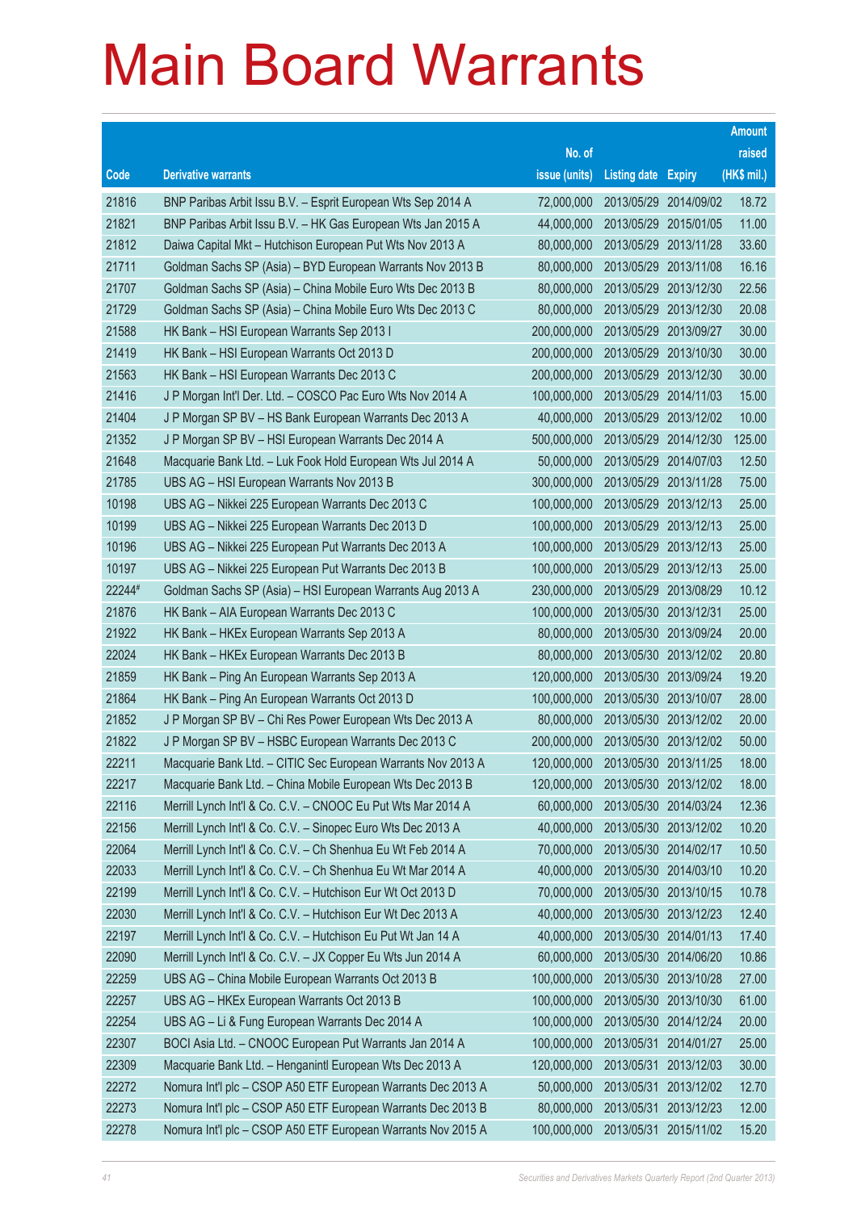# Main Board Warrants

| Code | Derivative warrants | No. of issue (units) | Listing date | Expiry | Amount raised (HK$ mil.) |
|---|---|---|---|---|---|
| 21816 | BNP Paribas Arbit Issu B.V. – Esprit European Wts Sep 2014 A | 72,000,000 | 2013/05/29 | 2014/09/02 | 18.72 |
| 21821 | BNP Paribas Arbit Issu B.V. – HK Gas European Wts Jan 2015 A | 44,000,000 | 2013/05/29 | 2015/01/05 | 11.00 |
| 21812 | Daiwa Capital Mkt – Hutchison European Put Wts Nov 2013 A | 80,000,000 | 2013/05/29 | 2013/11/28 | 33.60 |
| 21711 | Goldman Sachs SP (Asia) – BYD European Warrants Nov 2013 B | 80,000,000 | 2013/05/29 | 2013/11/08 | 16.16 |
| 21707 | Goldman Sachs SP (Asia) – China Mobile Euro Wts Dec 2013 B | 80,000,000 | 2013/05/29 | 2013/12/30 | 22.56 |
| 21729 | Goldman Sachs SP (Asia) – China Mobile Euro Wts Dec 2013 C | 80,000,000 | 2013/05/29 | 2013/12/30 | 20.08 |
| 21588 | HK Bank – HSI European Warrants Sep 2013 I | 200,000,000 | 2013/05/29 | 2013/09/27 | 30.00 |
| 21419 | HK Bank – HSI European Warrants Oct 2013 D | 200,000,000 | 2013/05/29 | 2013/10/30 | 30.00 |
| 21563 | HK Bank – HSI European Warrants Dec 2013 C | 200,000,000 | 2013/05/29 | 2013/12/30 | 30.00 |
| 21416 | J P Morgan Int'l Der. Ltd. – COSCO Pac Euro Wts Nov 2014 A | 100,000,000 | 2013/05/29 | 2014/11/03 | 15.00 |
| 21404 | J P Morgan SP BV – HS Bank European Warrants Dec 2013 A | 40,000,000 | 2013/05/29 | 2013/12/02 | 10.00 |
| 21352 | J P Morgan SP BV – HSI European Warrants Dec 2014 A | 500,000,000 | 2013/05/29 | 2014/12/30 | 125.00 |
| 21648 | Macquarie Bank Ltd. – Luk Fook Hold European Wts Jul 2014 A | 50,000,000 | 2013/05/29 | 2014/07/03 | 12.50 |
| 21785 | UBS AG – HSI European Warrants Nov 2013 B | 300,000,000 | 2013/05/29 | 2013/11/28 | 75.00 |
| 10198 | UBS AG – Nikkei 225 European Warrants Dec 2013 C | 100,000,000 | 2013/05/29 | 2013/12/13 | 25.00 |
| 10199 | UBS AG – Nikkei 225 European Warrants Dec 2013 D | 100,000,000 | 2013/05/29 | 2013/12/13 | 25.00 |
| 10196 | UBS AG – Nikkei 225 European Put Warrants Dec 2013 A | 100,000,000 | 2013/05/29 | 2013/12/13 | 25.00 |
| 10197 | UBS AG – Nikkei 225 European Put Warrants Dec 2013 B | 100,000,000 | 2013/05/29 | 2013/12/13 | 25.00 |
| 22244# | Goldman Sachs SP (Asia) – HSI European Warrants Aug 2013 A | 230,000,000 | 2013/05/29 | 2013/08/29 | 10.12 |
| 21876 | HK Bank – AIA European Warrants Dec 2013 C | 100,000,000 | 2013/05/30 | 2013/12/31 | 25.00 |
| 21922 | HK Bank – HKEx European Warrants Sep 2013 A | 80,000,000 | 2013/05/30 | 2013/09/24 | 20.00 |
| 22024 | HK Bank – HKEx European Warrants Dec 2013 B | 80,000,000 | 2013/05/30 | 2013/12/02 | 20.80 |
| 21859 | HK Bank – Ping An European Warrants Sep 2013 A | 120,000,000 | 2013/05/30 | 2013/09/24 | 19.20 |
| 21864 | HK Bank – Ping An European Warrants Oct 2013 D | 100,000,000 | 2013/05/30 | 2013/10/07 | 28.00 |
| 21852 | J P Morgan SP BV – Chi Res Power European Wts Dec 2013 A | 80,000,000 | 2013/05/30 | 2013/12/02 | 20.00 |
| 21822 | J P Morgan SP BV – HSBC European Warrants Dec 2013 C | 200,000,000 | 2013/05/30 | 2013/12/02 | 50.00 |
| 22211 | Macquarie Bank Ltd. – CITIC Sec European Warrants Nov 2013 A | 120,000,000 | 2013/05/30 | 2013/11/25 | 18.00 |
| 22217 | Macquarie Bank Ltd. – China Mobile European Wts Dec 2013 B | 120,000,000 | 2013/05/30 | 2013/12/02 | 18.00 |
| 22116 | Merrill Lynch Int'l & Co. C.V. – CNOOC Eu Put Wts Mar 2014 A | 60,000,000 | 2013/05/30 | 2014/03/24 | 12.36 |
| 22156 | Merrill Lynch Int'l & Co. C.V. – Sinopec Euro Wts Dec 2013 A | 40,000,000 | 2013/05/30 | 2013/12/02 | 10.20 |
| 22064 | Merrill Lynch Int'l & Co. C.V. – Ch Shenhua Eu Wt Feb 2014 A | 70,000,000 | 2013/05/30 | 2014/02/17 | 10.50 |
| 22033 | Merrill Lynch Int'l & Co. C.V. – Ch Shenhua Eu Wt Mar 2014 A | 40,000,000 | 2013/05/30 | 2014/03/10 | 10.20 |
| 22199 | Merrill Lynch Int'l & Co. C.V. – Hutchison Eur Wt Oct 2013 D | 70,000,000 | 2013/05/30 | 2013/10/15 | 10.78 |
| 22030 | Merrill Lynch Int'l & Co. C.V. – Hutchison Eur Wt Dec 2013 A | 40,000,000 | 2013/05/30 | 2013/12/23 | 12.40 |
| 22197 | Merrill Lynch Int'l & Co. C.V. – Hutchison Eu Put Wt Jan 14 A | 40,000,000 | 2013/05/30 | 2014/01/13 | 17.40 |
| 22090 | Merrill Lynch Int'l & Co. C.V. – JX Copper Eu Wts Jun 2014 A | 60,000,000 | 2013/05/30 | 2014/06/20 | 10.86 |
| 22259 | UBS AG – China Mobile European Warrants Oct 2013 B | 100,000,000 | 2013/05/30 | 2013/10/28 | 27.00 |
| 22257 | UBS AG – HKEx European Warrants Oct 2013 B | 100,000,000 | 2013/05/30 | 2013/10/30 | 61.00 |
| 22254 | UBS AG – Li & Fung European Warrants Dec 2014 A | 100,000,000 | 2013/05/30 | 2014/12/24 | 20.00 |
| 22307 | BOCI Asia Ltd. – CNOOC European Put Warrants Jan 2014 A | 100,000,000 | 2013/05/31 | 2014/01/27 | 25.00 |
| 22309 | Macquarie Bank Ltd. – Henganintl European Wts Dec 2013 A | 120,000,000 | 2013/05/31 | 2013/12/03 | 30.00 |
| 22272 | Nomura Int'l plc – CSOP A50 ETF European Warrants Dec 2013 A | 50,000,000 | 2013/05/31 | 2013/12/02 | 12.70 |
| 22273 | Nomura Int'l plc – CSOP A50 ETF European Warrants Dec 2013 B | 80,000,000 | 2013/05/31 | 2013/12/23 | 12.00 |
| 22278 | Nomura Int'l plc – CSOP A50 ETF European Warrants Nov 2015 A | 100,000,000 | 2013/05/31 | 2015/11/02 | 15.20 |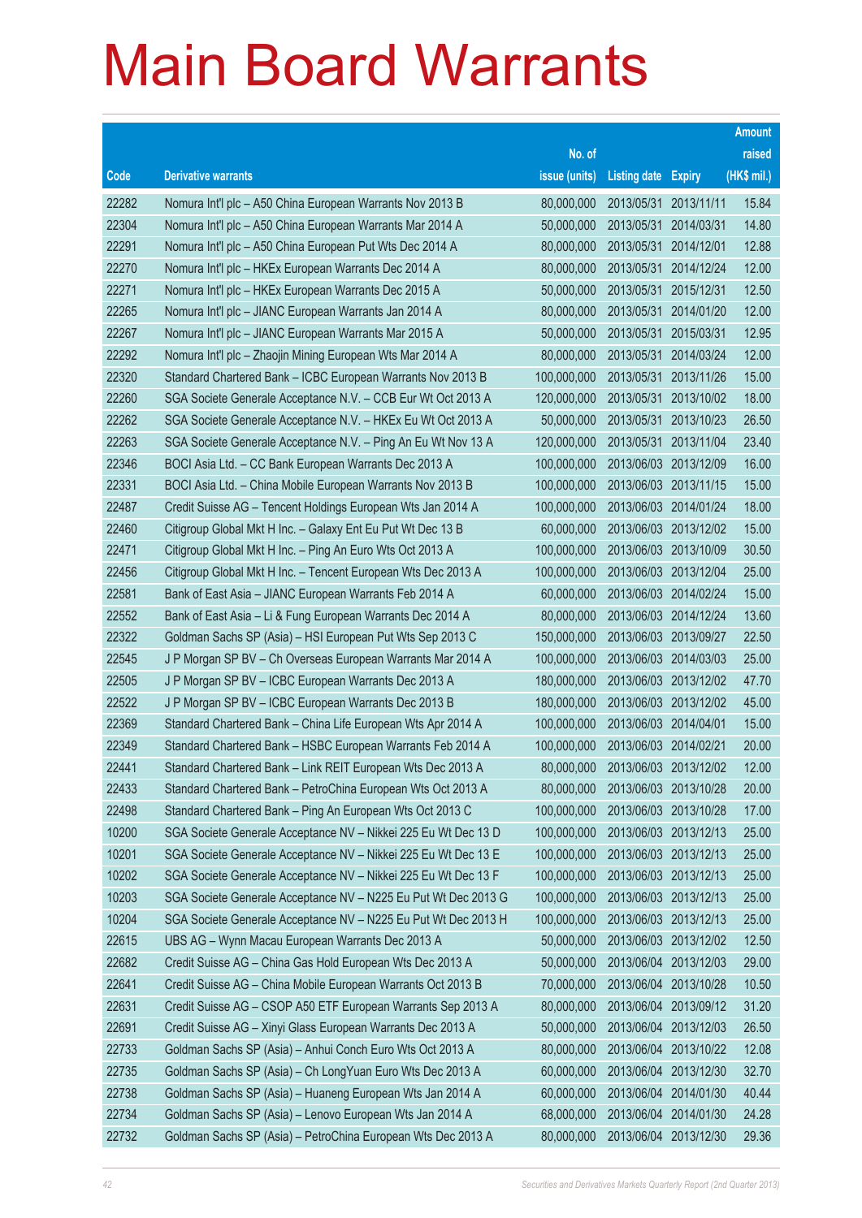# Main Board Warrants

| Code | Derivative warrants | No. of issue (units) | Listing date | Expiry | Amount raised (HK$ mil.) |
|---|---|---|---|---|---|
| 22282 | Nomura Int'l plc – A50 China European Warrants Nov 2013 B | 80,000,000 | 2013/05/31 | 2013/11/11 | 15.84 |
| 22304 | Nomura Int'l plc – A50 China European Warrants Mar 2014 A | 50,000,000 | 2013/05/31 | 2014/03/31 | 14.80 |
| 22291 | Nomura Int'l plc – A50 China European Put Wts Dec 2014 A | 80,000,000 | 2013/05/31 | 2014/12/01 | 12.88 |
| 22270 | Nomura Int'l plc – HKEx European Warrants Dec 2014 A | 80,000,000 | 2013/05/31 | 2014/12/24 | 12.00 |
| 22271 | Nomura Int'l plc – HKEx European Warrants Dec 2015 A | 50,000,000 | 2013/05/31 | 2015/12/31 | 12.50 |
| 22265 | Nomura Int'l plc – JIANC European Warrants Jan 2014 A | 80,000,000 | 2013/05/31 | 2014/01/20 | 12.00 |
| 22267 | Nomura Int'l plc – JIANC European Warrants Mar 2015 A | 50,000,000 | 2013/05/31 | 2015/03/31 | 12.95 |
| 22292 | Nomura Int'l plc – Zhaojin Mining European Wts Mar 2014 A | 80,000,000 | 2013/05/31 | 2014/03/24 | 12.00 |
| 22320 | Standard Chartered Bank – ICBC European Warrants Nov 2013 B | 100,000,000 | 2013/05/31 | 2013/11/26 | 15.00 |
| 22260 | SGA Societe Generale Acceptance N.V. – CCB Eur Wt Oct 2013 A | 120,000,000 | 2013/05/31 | 2013/10/02 | 18.00 |
| 22262 | SGA Societe Generale Acceptance N.V. – HKEx Eu Wt Oct 2013 A | 50,000,000 | 2013/05/31 | 2013/10/23 | 26.50 |
| 22263 | SGA Societe Generale Acceptance N.V. – Ping An Eu Wt Nov 13 A | 120,000,000 | 2013/05/31 | 2013/11/04 | 23.40 |
| 22346 | BOCI Asia Ltd. – CC Bank European Warrants Dec 2013 A | 100,000,000 | 2013/06/03 | 2013/12/09 | 16.00 |
| 22331 | BOCI Asia Ltd. – China Mobile European Warrants Nov 2013 B | 100,000,000 | 2013/06/03 | 2013/11/15 | 15.00 |
| 22487 | Credit Suisse AG – Tencent Holdings European Wts Jan 2014 A | 100,000,000 | 2013/06/03 | 2014/01/24 | 18.00 |
| 22460 | Citigroup Global Mkt H Inc. – Galaxy Ent Eu Put Wt Dec 13 B | 60,000,000 | 2013/06/03 | 2013/12/02 | 15.00 |
| 22471 | Citigroup Global Mkt H Inc. – Ping An Euro Wts Oct 2013 A | 100,000,000 | 2013/06/03 | 2013/10/09 | 30.50 |
| 22456 | Citigroup Global Mkt H Inc. – Tencent European Wts Dec 2013 A | 100,000,000 | 2013/06/03 | 2013/12/04 | 25.00 |
| 22581 | Bank of East Asia – JIANC European Warrants Feb 2014 A | 60,000,000 | 2013/06/03 | 2014/02/24 | 15.00 |
| 22552 | Bank of East Asia – Li & Fung European Warrants Dec 2014 A | 80,000,000 | 2013/06/03 | 2014/12/24 | 13.60 |
| 22322 | Goldman Sachs SP (Asia) – HSI European Put Wts Sep 2013 C | 150,000,000 | 2013/06/03 | 2013/09/27 | 22.50 |
| 22545 | J P Morgan SP BV – Ch Overseas European Warrants Mar 2014 A | 100,000,000 | 2013/06/03 | 2014/03/03 | 25.00 |
| 22505 | J P Morgan SP BV – ICBC European Warrants Dec 2013 A | 180,000,000 | 2013/06/03 | 2013/12/02 | 47.70 |
| 22522 | J P Morgan SP BV – ICBC European Warrants Dec 2013 B | 180,000,000 | 2013/06/03 | 2013/12/02 | 45.00 |
| 22369 | Standard Chartered Bank – China Life European Wts Apr 2014 A | 100,000,000 | 2013/06/03 | 2014/04/01 | 15.00 |
| 22349 | Standard Chartered Bank – HSBC European Warrants Feb 2014 A | 100,000,000 | 2013/06/03 | 2014/02/21 | 20.00 |
| 22441 | Standard Chartered Bank – Link REIT European Wts Dec 2013 A | 80,000,000 | 2013/06/03 | 2013/12/02 | 12.00 |
| 22433 | Standard Chartered Bank – PetroChina European Wts Oct 2013 A | 80,000,000 | 2013/06/03 | 2013/10/28 | 20.00 |
| 22498 | Standard Chartered Bank – Ping An European Wts Oct 2013 C | 100,000,000 | 2013/06/03 | 2013/10/28 | 17.00 |
| 10200 | SGA Societe Generale Acceptance NV – Nikkei 225 Eu Wt Dec 13 D | 100,000,000 | 2013/06/03 | 2013/12/13 | 25.00 |
| 10201 | SGA Societe Generale Acceptance NV – Nikkei 225 Eu Wt Dec 13 E | 100,000,000 | 2013/06/03 | 2013/12/13 | 25.00 |
| 10202 | SGA Societe Generale Acceptance NV – Nikkei 225 Eu Wt Dec 13 F | 100,000,000 | 2013/06/03 | 2013/12/13 | 25.00 |
| 10203 | SGA Societe Generale Acceptance NV – N225 Eu Put Wt Dec 2013 G | 100,000,000 | 2013/06/03 | 2013/12/13 | 25.00 |
| 10204 | SGA Societe Generale Acceptance NV – N225 Eu Put Wt Dec 2013 H | 100,000,000 | 2013/06/03 | 2013/12/13 | 25.00 |
| 22615 | UBS AG – Wynn Macau European Warrants Dec 2013 A | 50,000,000 | 2013/06/03 | 2013/12/02 | 12.50 |
| 22682 | Credit Suisse AG – China Gas Hold European Wts Dec 2013 A | 50,000,000 | 2013/06/04 | 2013/12/03 | 29.00 |
| 22641 | Credit Suisse AG – China Mobile European Warrants Oct 2013 B | 70,000,000 | 2013/06/04 | 2013/10/28 | 10.50 |
| 22631 | Credit Suisse AG – CSOP A50 ETF European Warrants Sep 2013 A | 80,000,000 | 2013/06/04 | 2013/09/12 | 31.20 |
| 22691 | Credit Suisse AG – Xinyi Glass European Warrants Dec 2013 A | 50,000,000 | 2013/06/04 | 2013/12/03 | 26.50 |
| 22733 | Goldman Sachs SP (Asia) – Anhui Conch Euro Wts Oct 2013 A | 80,000,000 | 2013/06/04 | 2013/10/22 | 12.08 |
| 22735 | Goldman Sachs SP (Asia) – Ch LongYuan Euro Wts Dec 2013 A | 60,000,000 | 2013/06/04 | 2013/12/30 | 32.70 |
| 22738 | Goldman Sachs SP (Asia) – Huaneng European Wts Jan 2014 A | 60,000,000 | 2013/06/04 | 2014/01/30 | 40.44 |
| 22734 | Goldman Sachs SP (Asia) – Lenovo European Wts Jan 2014 A | 68,000,000 | 2013/06/04 | 2014/01/30 | 24.28 |
| 22732 | Goldman Sachs SP (Asia) – PetroChina European Wts Dec 2013 A | 80,000,000 | 2013/06/04 | 2013/12/30 | 29.36 |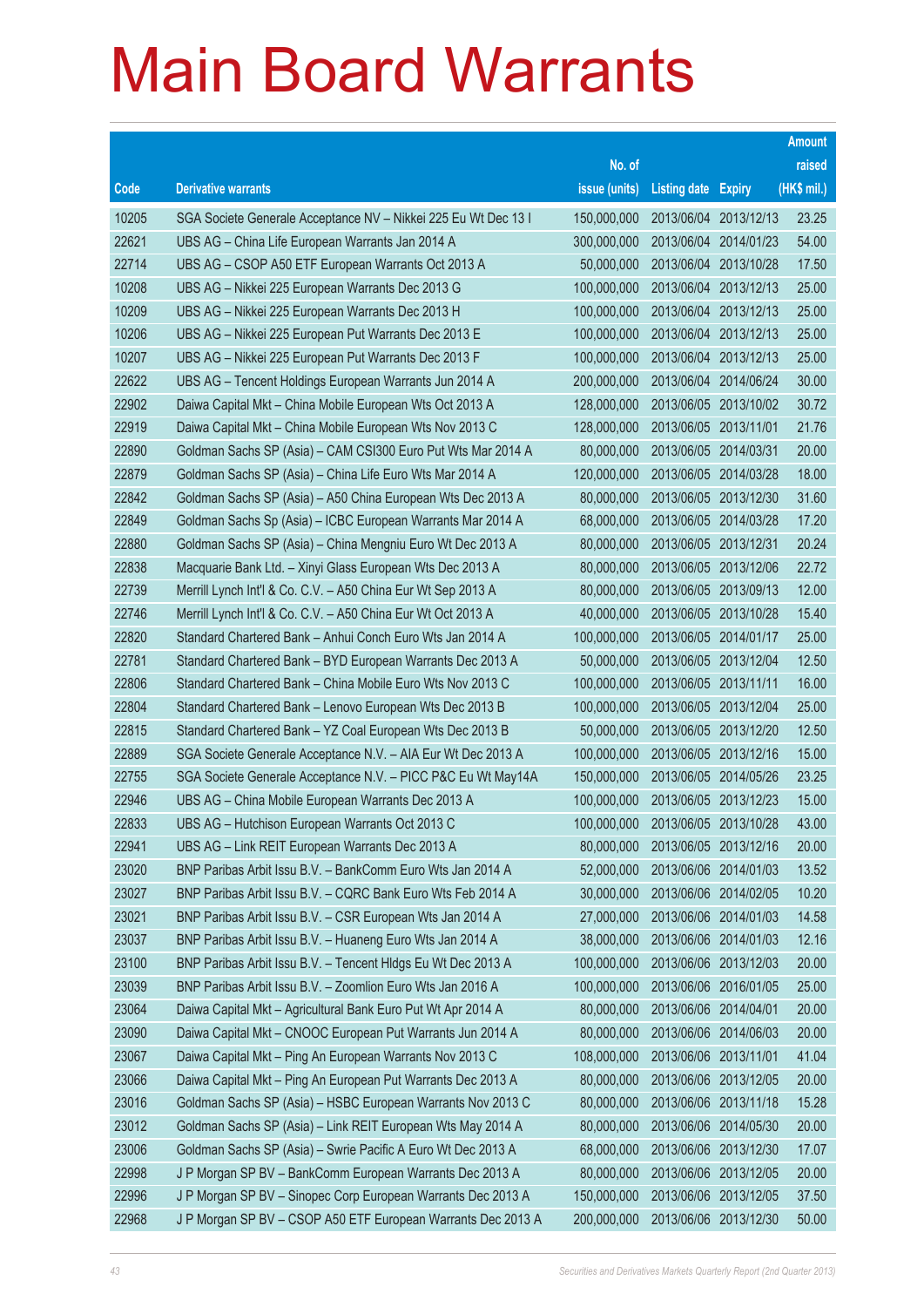# Main Board Warrants

| Code | Derivative warrants | No. of issue (units) | Listing date | Expiry | Amount raised (HK$ mil.) |
|---|---|---|---|---|---|
| 10205 | SGA Societe Generale Acceptance NV – Nikkei 225 Eu Wt Dec 13 I | 150,000,000 | 2013/06/04 | 2013/12/13 | 23.25 |
| 22621 | UBS AG – China Life European Warrants Jan 2014 A | 300,000,000 | 2013/06/04 | 2014/01/23 | 54.00 |
| 22714 | UBS AG – CSOP A50 ETF European Warrants Oct 2013 A | 50,000,000 | 2013/06/04 | 2013/10/28 | 17.50 |
| 10208 | UBS AG – Nikkei 225 European Warrants Dec 2013 G | 100,000,000 | 2013/06/04 | 2013/12/13 | 25.00 |
| 10209 | UBS AG – Nikkei 225 European Warrants Dec 2013 H | 100,000,000 | 2013/06/04 | 2013/12/13 | 25.00 |
| 10206 | UBS AG – Nikkei 225 European Put Warrants Dec 2013 E | 100,000,000 | 2013/06/04 | 2013/12/13 | 25.00 |
| 10207 | UBS AG – Nikkei 225 European Put Warrants Dec 2013 F | 100,000,000 | 2013/06/04 | 2013/12/13 | 25.00 |
| 22622 | UBS AG – Tencent Holdings European Warrants Jun 2014 A | 200,000,000 | 2013/06/04 | 2014/06/24 | 30.00 |
| 22902 | Daiwa Capital Mkt – China Mobile European Wts Oct 2013 A | 128,000,000 | 2013/06/05 | 2013/10/02 | 30.72 |
| 22919 | Daiwa Capital Mkt – China Mobile European Wts Nov 2013 C | 128,000,000 | 2013/06/05 | 2013/11/01 | 21.76 |
| 22890 | Goldman Sachs SP (Asia) – CAM CSI300 Euro Put Wts Mar 2014 A | 80,000,000 | 2013/06/05 | 2014/03/31 | 20.00 |
| 22879 | Goldman Sachs SP (Asia) – China Life Euro Wts Mar 2014 A | 120,000,000 | 2013/06/05 | 2014/03/28 | 18.00 |
| 22842 | Goldman Sachs SP (Asia) – A50 China European Wts Dec 2013 A | 80,000,000 | 2013/06/05 | 2013/12/30 | 31.60 |
| 22849 | Goldman Sachs Sp (Asia) – ICBC European Warrants Mar 2014 A | 68,000,000 | 2013/06/05 | 2014/03/28 | 17.20 |
| 22880 | Goldman Sachs SP (Asia) – China Mengniu Euro Wt Dec 2013 A | 80,000,000 | 2013/06/05 | 2013/12/31 | 20.24 |
| 22838 | Macquarie Bank Ltd. – Xinyi Glass European Wts Dec 2013 A | 80,000,000 | 2013/06/05 | 2013/12/06 | 22.72 |
| 22739 | Merrill Lynch Int'l & Co. C.V. – A50 China Eur Wt Sep 2013 A | 80,000,000 | 2013/06/05 | 2013/09/13 | 12.00 |
| 22746 | Merrill Lynch Int'l & Co. C.V. – A50 China Eur Wt Oct 2013 A | 40,000,000 | 2013/06/05 | 2013/10/28 | 15.40 |
| 22820 | Standard Chartered Bank – Anhui Conch Euro Wts Jan 2014 A | 100,000,000 | 2013/06/05 | 2014/01/17 | 25.00 |
| 22781 | Standard Chartered Bank – BYD European Warrants Dec 2013 A | 50,000,000 | 2013/06/05 | 2013/12/04 | 12.50 |
| 22806 | Standard Chartered Bank – China Mobile Euro Wts Nov 2013 C | 100,000,000 | 2013/06/05 | 2013/11/11 | 16.00 |
| 22804 | Standard Chartered Bank – Lenovo European Wts Dec 2013 B | 100,000,000 | 2013/06/05 | 2013/12/04 | 25.00 |
| 22815 | Standard Chartered Bank – YZ Coal European Wts Dec 2013 B | 50,000,000 | 2013/06/05 | 2013/12/20 | 12.50 |
| 22889 | SGA Societe Generale Acceptance N.V. – AIA Eur Wt Dec 2013 A | 100,000,000 | 2013/06/05 | 2013/12/16 | 15.00 |
| 22755 | SGA Societe Generale Acceptance N.V. – PICC P&C Eu Wt May14A | 150,000,000 | 2013/06/05 | 2014/05/26 | 23.25 |
| 22946 | UBS AG – China Mobile European Warrants Dec 2013 A | 100,000,000 | 2013/06/05 | 2013/12/23 | 15.00 |
| 22833 | UBS AG – Hutchison European Warrants Oct 2013 C | 100,000,000 | 2013/06/05 | 2013/10/28 | 43.00 |
| 22941 | UBS AG – Link REIT European Warrants Dec 2013 A | 80,000,000 | 2013/06/05 | 2013/12/16 | 20.00 |
| 23020 | BNP Paribas Arbit Issu B.V. – BankComm Euro Wts Jan 2014 A | 52,000,000 | 2013/06/06 | 2014/01/03 | 13.52 |
| 23027 | BNP Paribas Arbit Issu B.V. – CQRC Bank Euro Wts Feb 2014 A | 30,000,000 | 2013/06/06 | 2014/02/05 | 10.20 |
| 23021 | BNP Paribas Arbit Issu B.V. – CSR European Wts Jan 2014 A | 27,000,000 | 2013/06/06 | 2014/01/03 | 14.58 |
| 23037 | BNP Paribas Arbit Issu B.V. – Huaneng Euro Wts Jan 2014 A | 38,000,000 | 2013/06/06 | 2014/01/03 | 12.16 |
| 23100 | BNP Paribas Arbit Issu B.V. – Tencent Hldgs Eu Wt Dec 2013 A | 100,000,000 | 2013/06/06 | 2013/12/03 | 20.00 |
| 23039 | BNP Paribas Arbit Issu B.V. – Zoomlion Euro Wts Jan 2016 A | 100,000,000 | 2013/06/06 | 2016/01/05 | 25.00 |
| 23064 | Daiwa Capital Mkt – Agricultural Bank Euro Put Wt Apr 2014 A | 80,000,000 | 2013/06/06 | 2014/04/01 | 20.00 |
| 23090 | Daiwa Capital Mkt – CNOOC European Put Warrants Jun 2014 A | 80,000,000 | 2013/06/06 | 2014/06/03 | 20.00 |
| 23067 | Daiwa Capital Mkt – Ping An European Warrants Nov 2013 C | 108,000,000 | 2013/06/06 | 2013/11/01 | 41.04 |
| 23066 | Daiwa Capital Mkt – Ping An European Put Warrants Dec 2013 A | 80,000,000 | 2013/06/06 | 2013/12/05 | 20.00 |
| 23016 | Goldman Sachs SP (Asia) – HSBC European Warrants Nov 2013 C | 80,000,000 | 2013/06/06 | 2013/11/18 | 15.28 |
| 23012 | Goldman Sachs SP (Asia) – Link REIT European Wts May 2014 A | 80,000,000 | 2013/06/06 | 2014/05/30 | 20.00 |
| 23006 | Goldman Sachs SP (Asia) – Swrie Pacific A Euro Wt Dec 2013 A | 68,000,000 | 2013/06/06 | 2013/12/30 | 17.07 |
| 22998 | J P Morgan SP BV – BankComm European Warrants Dec 2013 A | 80,000,000 | 2013/06/06 | 2013/12/05 | 20.00 |
| 22996 | J P Morgan SP BV – Sinopec Corp European Warrants Dec 2013 A | 150,000,000 | 2013/06/06 | 2013/12/05 | 37.50 |
| 22968 | J P Morgan SP BV – CSOP A50 ETF European Warrants Dec 2013 A | 200,000,000 | 2013/06/06 | 2013/12/30 | 50.00 |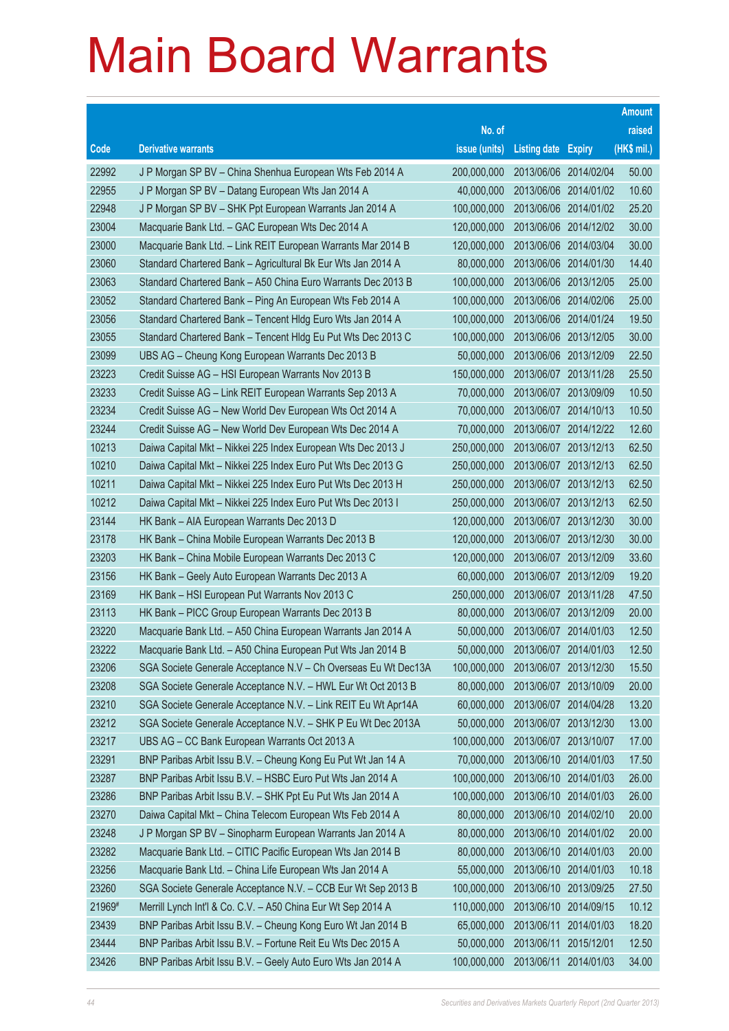# Main Board Warrants

| Code | Derivative warrants | No. of issue (units) | Listing date | Expiry | Amount raised (HK$ mil.) |
|---|---|---|---|---|---|
| 22992 | J P Morgan SP BV – China Shenhua European Wts Feb 2014 A | 200,000,000 | 2013/06/06 | 2014/02/04 | 50.00 |
| 22955 | J P Morgan SP BV – Datang European Wts Jan 2014 A | 40,000,000 | 2013/06/06 | 2014/01/02 | 10.60 |
| 22948 | J P Morgan SP BV – SHK Ppt European Warrants Jan 2014 A | 100,000,000 | 2013/06/06 | 2014/01/02 | 25.20 |
| 23004 | Macquarie Bank Ltd. – GAC European Wts Dec 2014 A | 120,000,000 | 2013/06/06 | 2014/12/02 | 30.00 |
| 23000 | Macquarie Bank Ltd. – Link REIT European Warrants Mar 2014 B | 120,000,000 | 2013/06/06 | 2014/03/04 | 30.00 |
| 23060 | Standard Chartered Bank – Agricultural Bk Eur Wts Jan 2014 A | 80,000,000 | 2013/06/06 | 2014/01/30 | 14.40 |
| 23063 | Standard Chartered Bank – A50 China Euro Warrants Dec 2013 B | 100,000,000 | 2013/06/06 | 2013/12/05 | 25.00 |
| 23052 | Standard Chartered Bank – Ping An European Wts Feb 2014 A | 100,000,000 | 2013/06/06 | 2014/02/06 | 25.00 |
| 23056 | Standard Chartered Bank – Tencent Hldg Euro Wts Jan 2014 A | 100,000,000 | 2013/06/06 | 2014/01/24 | 19.50 |
| 23055 | Standard Chartered Bank – Tencent Hldg Eu Put Wts Dec 2013 C | 100,000,000 | 2013/06/06 | 2013/12/05 | 30.00 |
| 23099 | UBS AG – Cheung Kong European Warrants Dec 2013 B | 50,000,000 | 2013/06/06 | 2013/12/09 | 22.50 |
| 23223 | Credit Suisse AG – HSI European Warrants Nov 2013 B | 150,000,000 | 2013/06/07 | 2013/11/28 | 25.50 |
| 23233 | Credit Suisse AG – Link REIT European Warrants Sep 2013 A | 70,000,000 | 2013/06/07 | 2013/09/09 | 10.50 |
| 23234 | Credit Suisse AG – New World Dev European Wts Oct 2014 A | 70,000,000 | 2013/06/07 | 2014/10/13 | 10.50 |
| 23244 | Credit Suisse AG – New World Dev European Wts Dec 2014 A | 70,000,000 | 2013/06/07 | 2014/12/22 | 12.60 |
| 10213 | Daiwa Capital Mkt – Nikkei 225 Index European Wts Dec 2013 J | 250,000,000 | 2013/06/07 | 2013/12/13 | 62.50 |
| 10210 | Daiwa Capital Mkt – Nikkei 225 Index Euro Put Wts Dec 2013 G | 250,000,000 | 2013/06/07 | 2013/12/13 | 62.50 |
| 10211 | Daiwa Capital Mkt – Nikkei 225 Index Euro Put Wts Dec 2013 H | 250,000,000 | 2013/06/07 | 2013/12/13 | 62.50 |
| 10212 | Daiwa Capital Mkt – Nikkei 225 Index Euro Put Wts Dec 2013 I | 250,000,000 | 2013/06/07 | 2013/12/13 | 62.50 |
| 23144 | HK Bank – AIA European Warrants Dec 2013 D | 120,000,000 | 2013/06/07 | 2013/12/30 | 30.00 |
| 23178 | HK Bank – China Mobile European Warrants Dec 2013 B | 120,000,000 | 2013/06/07 | 2013/12/30 | 30.00 |
| 23203 | HK Bank – China Mobile European Warrants Dec 2013 C | 120,000,000 | 2013/06/07 | 2013/12/09 | 33.60 |
| 23156 | HK Bank – Geely Auto European Warrants Dec 2013 A | 60,000,000 | 2013/06/07 | 2013/12/09 | 19.20 |
| 23169 | HK Bank – HSI European Put Warrants Nov 2013 C | 250,000,000 | 2013/06/07 | 2013/11/28 | 47.50 |
| 23113 | HK Bank – PICC Group European Warrants Dec 2013 B | 80,000,000 | 2013/06/07 | 2013/12/09 | 20.00 |
| 23220 | Macquarie Bank Ltd. – A50 China European Warrants Jan 2014 A | 50,000,000 | 2013/06/07 | 2014/01/03 | 12.50 |
| 23222 | Macquarie Bank Ltd. – A50 China European Put Wts Jan 2014 B | 50,000,000 | 2013/06/07 | 2014/01/03 | 12.50 |
| 23206 | SGA Societe Generale Acceptance N.V – Ch Overseas Eu Wt Dec13A | 100,000,000 | 2013/06/07 | 2013/12/30 | 15.50 |
| 23208 | SGA Societe Generale Acceptance N.V. – HWL Eur Wt Oct 2013 B | 80,000,000 | 2013/06/07 | 2013/10/09 | 20.00 |
| 23210 | SGA Societe Generale Acceptance N.V. – Link REIT Eu Wt Apr14A | 60,000,000 | 2013/06/07 | 2014/04/28 | 13.20 |
| 23212 | SGA Societe Generale Acceptance N.V. – SHK P Eu Wt Dec 2013A | 50,000,000 | 2013/06/07 | 2013/12/30 | 13.00 |
| 23217 | UBS AG – CC Bank European Warrants Oct 2013 A | 100,000,000 | 2013/06/07 | 2013/10/07 | 17.00 |
| 23291 | BNP Paribas Arbit Issu B.V. – Cheung Kong Eu Put Wt Jan 14 A | 70,000,000 | 2013/06/10 | 2014/01/03 | 17.50 |
| 23287 | BNP Paribas Arbit Issu B.V. – HSBC Euro Put Wts Jan 2014 A | 100,000,000 | 2013/06/10 | 2014/01/03 | 26.00 |
| 23286 | BNP Paribas Arbit Issu B.V. – SHK Ppt Eu Put Wts Jan 2014 A | 100,000,000 | 2013/06/10 | 2014/01/03 | 26.00 |
| 23270 | Daiwa Capital Mkt – China Telecom European Wts Feb 2014 A | 80,000,000 | 2013/06/10 | 2014/02/10 | 20.00 |
| 23248 | J P Morgan SP BV – Sinopharm European Warrants Jan 2014 A | 80,000,000 | 2013/06/10 | 2014/01/02 | 20.00 |
| 23282 | Macquarie Bank Ltd. – CITIC Pacific European Wts Jan 2014 B | 80,000,000 | 2013/06/10 | 2014/01/03 | 20.00 |
| 23256 | Macquarie Bank Ltd. – China Life European Wts Jan 2014 A | 55,000,000 | 2013/06/10 | 2014/01/03 | 10.18 |
| 23260 | SGA Societe Generale Acceptance N.V. – CCB Eur Wt Sep 2013 B | 100,000,000 | 2013/06/10 | 2013/09/25 | 27.50 |
| 21969# | Merrill Lynch Int'l & Co. C.V. – A50 China Eur Wt Sep 2014 A | 110,000,000 | 2013/06/10 | 2014/09/15 | 10.12 |
| 23439 | BNP Paribas Arbit Issu B.V. – Cheung Kong Euro Wt Jan 2014 B | 65,000,000 | 2013/06/11 | 2014/01/03 | 18.20 |
| 23444 | BNP Paribas Arbit Issu B.V. – Fortune Reit Eu Wts Dec 2015 A | 50,000,000 | 2013/06/11 | 2015/12/01 | 12.50 |
| 23426 | BNP Paribas Arbit Issu B.V. – Geely Auto Euro Wts Jan 2014 A | 100,000,000 | 2013/06/11 | 2014/01/03 | 34.00 |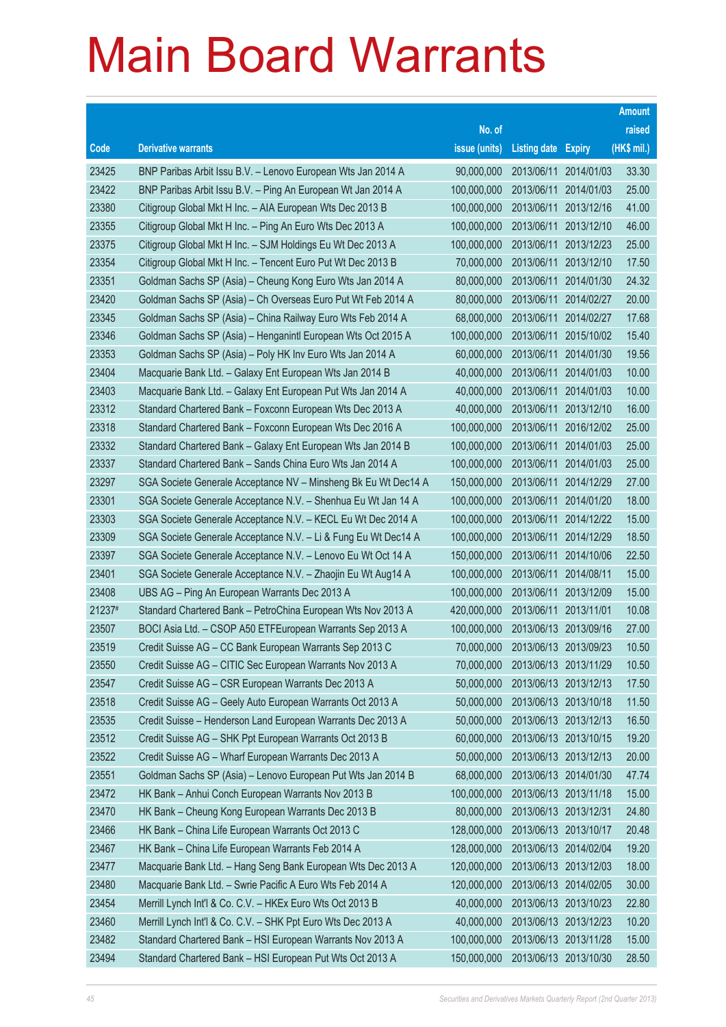# Main Board Warrants

| Code | Derivative warrants | No. of issue (units) | Listing date | Expiry | Amount raised (HK$ mil.) |
|---|---|---|---|---|---|
| 23425 | BNP Paribas Arbit Issu B.V. – Lenovo European Wts Jan 2014 A | 90,000,000 | 2013/06/11 | 2014/01/03 | 33.30 |
| 23422 | BNP Paribas Arbit Issu B.V. – Ping An European Wt Jan 2014 A | 100,000,000 | 2013/06/11 | 2014/01/03 | 25.00 |
| 23380 | Citigroup Global Mkt H Inc. – AIA European Wts Dec 2013 B | 100,000,000 | 2013/06/11 | 2013/12/16 | 41.00 |
| 23355 | Citigroup Global Mkt H Inc. – Ping An Euro Wts Dec 2013 A | 100,000,000 | 2013/06/11 | 2013/12/10 | 46.00 |
| 23375 | Citigroup Global Mkt H Inc. – SJM Holdings Eu Wt Dec 2013 A | 100,000,000 | 2013/06/11 | 2013/12/23 | 25.00 |
| 23354 | Citigroup Global Mkt H Inc. – Tencent Euro Put Wt Dec 2013 B | 70,000,000 | 2013/06/11 | 2013/12/10 | 17.50 |
| 23351 | Goldman Sachs SP (Asia) – Cheung Kong Euro Wts Jan 2014 A | 80,000,000 | 2013/06/11 | 2014/01/30 | 24.32 |
| 23420 | Goldman Sachs SP (Asia) – Ch Overseas Euro Put Wt Feb 2014 A | 80,000,000 | 2013/06/11 | 2014/02/27 | 20.00 |
| 23345 | Goldman Sachs SP (Asia) – China Railway Euro Wts Feb 2014 A | 68,000,000 | 2013/06/11 | 2014/02/27 | 17.68 |
| 23346 | Goldman Sachs SP (Asia) – Henganintl European Wts Oct 2015 A | 100,000,000 | 2013/06/11 | 2015/10/02 | 15.40 |
| 23353 | Goldman Sachs SP (Asia) – Poly HK Inv Euro Wts Jan 2014 A | 60,000,000 | 2013/06/11 | 2014/01/30 | 19.56 |
| 23404 | Macquarie Bank Ltd. – Galaxy Ent European Wts Jan 2014 B | 40,000,000 | 2013/06/11 | 2014/01/03 | 10.00 |
| 23403 | Macquarie Bank Ltd. – Galaxy Ent European Put Wts Jan 2014 A | 40,000,000 | 2013/06/11 | 2014/01/03 | 10.00 |
| 23312 | Standard Chartered Bank – Foxconn European Wts Dec 2013 A | 40,000,000 | 2013/06/11 | 2013/12/10 | 16.00 |
| 23318 | Standard Chartered Bank – Foxconn European Wts Dec 2016 A | 100,000,000 | 2013/06/11 | 2016/12/02 | 25.00 |
| 23332 | Standard Chartered Bank – Galaxy Ent European Wts Jan 2014 B | 100,000,000 | 2013/06/11 | 2014/01/03 | 25.00 |
| 23337 | Standard Chartered Bank – Sands China Euro Wts Jan 2014 A | 100,000,000 | 2013/06/11 | 2014/01/03 | 25.00 |
| 23297 | SGA Societe Generale Acceptance NV – Minsheng Bk Eu Wt Dec14 A | 150,000,000 | 2013/06/11 | 2014/12/29 | 27.00 |
| 23301 | SGA Societe Generale Acceptance N.V. – Shenhua Eu Wt Jan 14 A | 100,000,000 | 2013/06/11 | 2014/01/20 | 18.00 |
| 23303 | SGA Societe Generale Acceptance N.V. – KECL Eu Wt Dec 2014 A | 100,000,000 | 2013/06/11 | 2014/12/22 | 15.00 |
| 23309 | SGA Societe Generale Acceptance N.V. – Li & Fung Eu Wt Dec14 A | 100,000,000 | 2013/06/11 | 2014/12/29 | 18.50 |
| 23397 | SGA Societe Generale Acceptance N.V. – Lenovo Eu Wt Oct 14 A | 150,000,000 | 2013/06/11 | 2014/10/06 | 22.50 |
| 23401 | SGA Societe Generale Acceptance N.V. – Zhaojin Eu Wt Aug14 A | 100,000,000 | 2013/06/11 | 2014/08/11 | 15.00 |
| 23408 | UBS AG – Ping An European Warrants Dec 2013 A | 100,000,000 | 2013/06/11 | 2013/12/09 | 15.00 |
| 21237# | Standard Chartered Bank – PetroChina European Wts Nov 2013 A | 420,000,000 | 2013/06/11 | 2013/11/01 | 10.08 |
| 23507 | BOCI Asia Ltd. – CSOP A50 ETFEuropean Warrants Sep 2013 A | 100,000,000 | 2013/06/13 | 2013/09/16 | 27.00 |
| 23519 | Credit Suisse AG – CC Bank European Warrants Sep 2013 C | 70,000,000 | 2013/06/13 | 2013/09/23 | 10.50 |
| 23550 | Credit Suisse AG – CITIC Sec European Warrants Nov 2013 A | 70,000,000 | 2013/06/13 | 2013/11/29 | 10.50 |
| 23547 | Credit Suisse AG – CSR European Warrants Dec 2013 A | 50,000,000 | 2013/06/13 | 2013/12/13 | 17.50 |
| 23518 | Credit Suisse AG – Geely Auto European Warrants Oct 2013 A | 50,000,000 | 2013/06/13 | 2013/10/18 | 11.50 |
| 23535 | Credit Suisse – Henderson Land European Warrants Dec 2013 A | 50,000,000 | 2013/06/13 | 2013/12/13 | 16.50 |
| 23512 | Credit Suisse AG – SHK Ppt European Warrants Oct 2013 B | 60,000,000 | 2013/06/13 | 2013/10/15 | 19.20 |
| 23522 | Credit Suisse AG – Wharf European Warrants Dec 2013 A | 50,000,000 | 2013/06/13 | 2013/12/13 | 20.00 |
| 23551 | Goldman Sachs SP (Asia) – Lenovo European Put Wts Jan 2014 B | 68,000,000 | 2013/06/13 | 2014/01/30 | 47.74 |
| 23472 | HK Bank – Anhui Conch European Warrants Nov 2013 B | 100,000,000 | 2013/06/13 | 2013/11/18 | 15.00 |
| 23470 | HK Bank – Cheung Kong European Warrants Dec 2013 B | 80,000,000 | 2013/06/13 | 2013/12/31 | 24.80 |
| 23466 | HK Bank – China Life European Warrants Oct 2013 C | 128,000,000 | 2013/06/13 | 2013/10/17 | 20.48 |
| 23467 | HK Bank – China Life European Warrants Feb 2014 A | 128,000,000 | 2013/06/13 | 2014/02/04 | 19.20 |
| 23477 | Macquarie Bank Ltd. – Hang Seng Bank European Wts Dec 2013 A | 120,000,000 | 2013/06/13 | 2013/12/03 | 18.00 |
| 23480 | Macquarie Bank Ltd. – Swrie Pacific A Euro Wts Feb 2014 A | 120,000,000 | 2013/06/13 | 2014/02/05 | 30.00 |
| 23454 | Merrill Lynch Int'l & Co. C.V. – HKEx Euro Wts Oct 2013 B | 40,000,000 | 2013/06/13 | 2013/10/23 | 22.80 |
| 23460 | Merrill Lynch Int'l & Co. C.V. – SHK Ppt Euro Wts Dec 2013 A | 40,000,000 | 2013/06/13 | 2013/12/23 | 10.20 |
| 23482 | Standard Chartered Bank – HSI European Warrants Nov 2013 A | 100,000,000 | 2013/06/13 | 2013/11/28 | 15.00 |
| 23494 | Standard Chartered Bank – HSI European Put Wts Oct 2013 A | 150,000,000 | 2013/06/13 | 2013/10/30 | 28.50 |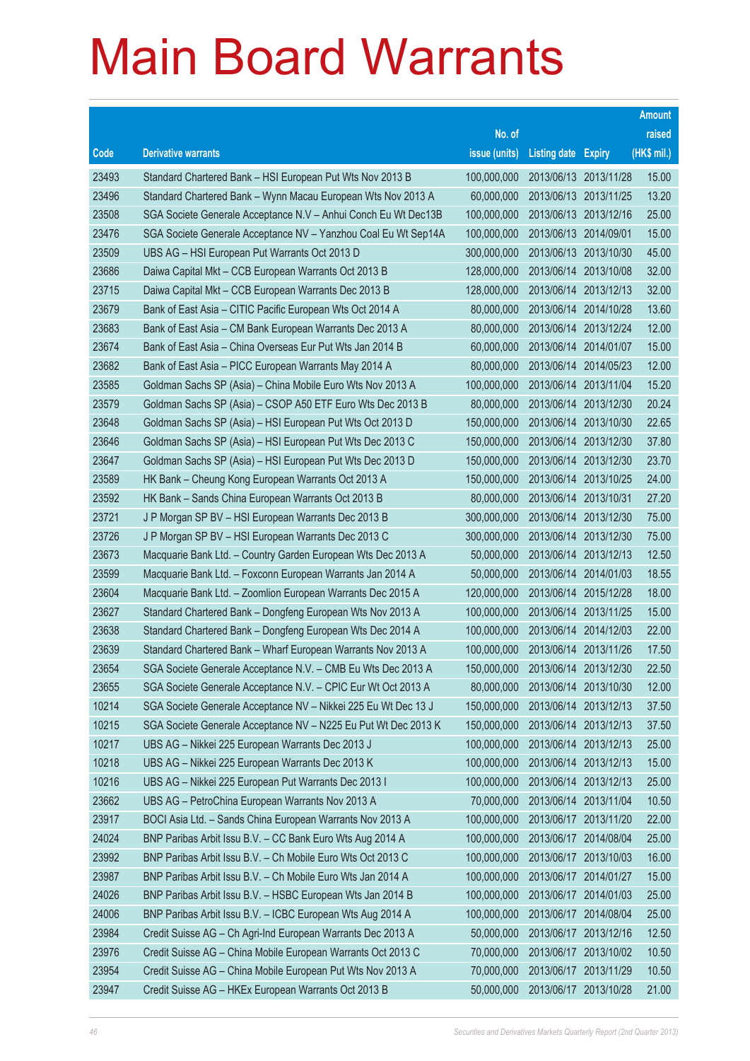# Main Board Warrants

| Code | Derivative warrants | No. of issue (units) | Listing date | Expiry | Amount raised (HK$ mil.) |
|---|---|---|---|---|---|
| 23493 | Standard Chartered Bank – HSI European Put Wts Nov 2013 B | 100,000,000 | 2013/06/13 | 2013/11/28 | 15.00 |
| 23496 | Standard Chartered Bank – Wynn Macau European Wts Nov 2013 A | 60,000,000 | 2013/06/13 | 2013/11/25 | 13.20 |
| 23508 | SGA Societe Generale Acceptance N.V – Anhui Conch Eu Wt Dec13B | 100,000,000 | 2013/06/13 | 2013/12/16 | 25.00 |
| 23476 | SGA Societe Generale Acceptance NV – Yanzhou Coal Eu Wt Sep14A | 100,000,000 | 2013/06/13 | 2014/09/01 | 15.00 |
| 23509 | UBS AG – HSI European Put Warrants Oct 2013 D | 300,000,000 | 2013/06/13 | 2013/10/30 | 45.00 |
| 23686 | Daiwa Capital Mkt – CCB European Warrants Oct 2013 B | 128,000,000 | 2013/06/14 | 2013/10/08 | 32.00 |
| 23715 | Daiwa Capital Mkt – CCB European Warrants Dec 2013 B | 128,000,000 | 2013/06/14 | 2013/12/13 | 32.00 |
| 23679 | Bank of East Asia – CITIC Pacific European Wts Oct 2014 A | 80,000,000 | 2013/06/14 | 2014/10/28 | 13.60 |
| 23683 | Bank of East Asia – CM Bank European Warrants Dec 2013 A | 80,000,000 | 2013/06/14 | 2013/12/24 | 12.00 |
| 23674 | Bank of East Asia – China Overseas Eur Put Wts Jan 2014 B | 60,000,000 | 2013/06/14 | 2014/01/07 | 15.00 |
| 23682 | Bank of East Asia – PICC European Warrants May 2014 A | 80,000,000 | 2013/06/14 | 2014/05/23 | 12.00 |
| 23585 | Goldman Sachs SP (Asia) – China Mobile Euro Wts Nov 2013 A | 100,000,000 | 2013/06/14 | 2013/11/04 | 15.20 |
| 23579 | Goldman Sachs SP (Asia) – CSOP A50 ETF Euro Wts Dec 2013 B | 80,000,000 | 2013/06/14 | 2013/12/30 | 20.24 |
| 23648 | Goldman Sachs SP (Asia) – HSI European Put Wts Oct 2013 D | 150,000,000 | 2013/06/14 | 2013/10/30 | 22.65 |
| 23646 | Goldman Sachs SP (Asia) – HSI European Put Wts Dec 2013 C | 150,000,000 | 2013/06/14 | 2013/12/30 | 37.80 |
| 23647 | Goldman Sachs SP (Asia) – HSI European Put Wts Dec 2013 D | 150,000,000 | 2013/06/14 | 2013/12/30 | 23.70 |
| 23589 | HK Bank – Cheung Kong European Warrants Oct 2013 A | 150,000,000 | 2013/06/14 | 2013/10/25 | 24.00 |
| 23592 | HK Bank – Sands China European Warrants Oct 2013 B | 80,000,000 | 2013/06/14 | 2013/10/31 | 27.20 |
| 23721 | J P Morgan SP BV – HSI European Warrants Dec 2013 B | 300,000,000 | 2013/06/14 | 2013/12/30 | 75.00 |
| 23726 | J P Morgan SP BV – HSI European Warrants Dec 2013 C | 300,000,000 | 2013/06/14 | 2013/12/30 | 75.00 |
| 23673 | Macquarie Bank Ltd. – Country Garden European Wts Dec 2013 A | 50,000,000 | 2013/06/14 | 2013/12/13 | 12.50 |
| 23599 | Macquarie Bank Ltd. – Foxconn European Warrants Jan 2014 A | 50,000,000 | 2013/06/14 | 2014/01/03 | 18.55 |
| 23604 | Macquarie Bank Ltd. – Zoomlion European Warrants Dec 2015 A | 120,000,000 | 2013/06/14 | 2015/12/28 | 18.00 |
| 23627 | Standard Chartered Bank – Dongfeng European Wts Nov 2013 A | 100,000,000 | 2013/06/14 | 2013/11/25 | 15.00 |
| 23638 | Standard Chartered Bank – Dongfeng European Wts Dec 2014 A | 100,000,000 | 2013/06/14 | 2014/12/03 | 22.00 |
| 23639 | Standard Chartered Bank – Wharf European Warrants Nov 2013 A | 100,000,000 | 2013/06/14 | 2013/11/26 | 17.50 |
| 23654 | SGA Societe Generale Acceptance N.V. – CMB Eu Wts Dec 2013 A | 150,000,000 | 2013/06/14 | 2013/12/30 | 22.50 |
| 23655 | SGA Societe Generale Acceptance N.V. – CPIC Eur Wt Oct 2013 A | 80,000,000 | 2013/06/14 | 2013/10/30 | 12.00 |
| 10214 | SGA Societe Generale Acceptance NV – Nikkei 225 Eu Wt Dec 13 J | 150,000,000 | 2013/06/14 | 2013/12/13 | 37.50 |
| 10215 | SGA Societe Generale Acceptance NV – N225 Eu Put Wt Dec 2013 K | 150,000,000 | 2013/06/14 | 2013/12/13 | 37.50 |
| 10217 | UBS AG – Nikkei 225 European Warrants Dec 2013 J | 100,000,000 | 2013/06/14 | 2013/12/13 | 25.00 |
| 10218 | UBS AG – Nikkei 225 European Warrants Dec 2013 K | 100,000,000 | 2013/06/14 | 2013/12/13 | 15.00 |
| 10216 | UBS AG – Nikkei 225 European Put Warrants Dec 2013 I | 100,000,000 | 2013/06/14 | 2013/12/13 | 25.00 |
| 23662 | UBS AG – PetroChina European Warrants Nov 2013 A | 70,000,000 | 2013/06/14 | 2013/11/04 | 10.50 |
| 23917 | BOCI Asia Ltd. – Sands China European Warrants Nov 2013 A | 100,000,000 | 2013/06/17 | 2013/11/20 | 22.00 |
| 24024 | BNP Paribas Arbit Issu B.V. – CC Bank Euro Wts Aug 2014 A | 100,000,000 | 2013/06/17 | 2014/08/04 | 25.00 |
| 23992 | BNP Paribas Arbit Issu B.V. – Ch Mobile Euro Wts Oct 2013 C | 100,000,000 | 2013/06/17 | 2013/10/03 | 16.00 |
| 23987 | BNP Paribas Arbit Issu B.V. – Ch Mobile Euro Wts Jan 2014 A | 100,000,000 | 2013/06/17 | 2014/01/27 | 15.00 |
| 24026 | BNP Paribas Arbit Issu B.V. – HSBC European Wts Jan 2014 B | 100,000,000 | 2013/06/17 | 2014/01/03 | 25.00 |
| 24006 | BNP Paribas Arbit Issu B.V. – ICBC European Wts Aug 2014 A | 100,000,000 | 2013/06/17 | 2014/08/04 | 25.00 |
| 23984 | Credit Suisse AG – Ch Agri-Ind European Warrants Dec 2013 A | 50,000,000 | 2013/06/17 | 2013/12/16 | 12.50 |
| 23976 | Credit Suisse AG – China Mobile European Warrants Oct 2013 C | 70,000,000 | 2013/06/17 | 2013/10/02 | 10.50 |
| 23954 | Credit Suisse AG – China Mobile European Put Wts Nov 2013 A | 70,000,000 | 2013/06/17 | 2013/11/29 | 10.50 |
| 23947 | Credit Suisse AG – HKEx European Warrants Oct 2013 B | 50,000,000 | 2013/06/17 | 2013/10/28 | 21.00 |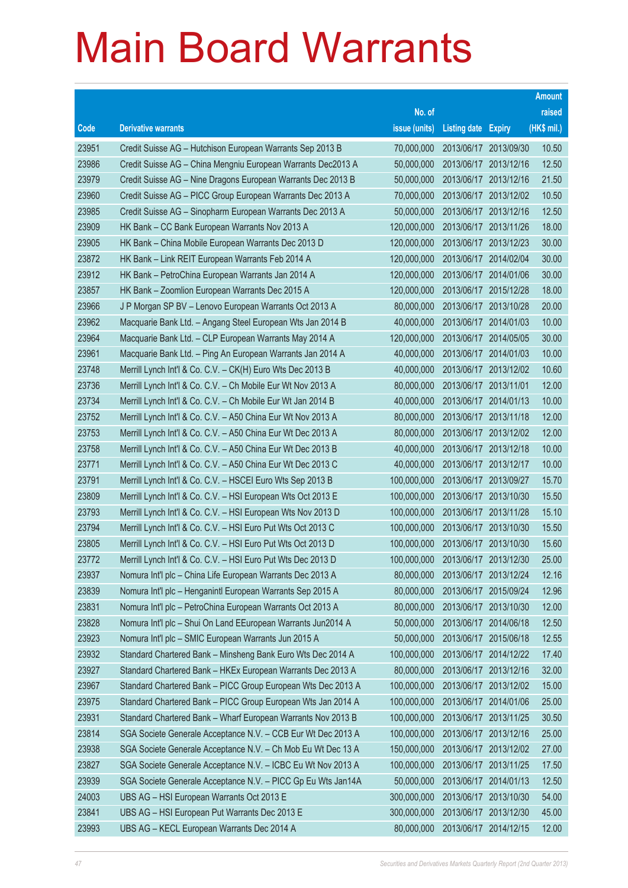# Main Board Warrants

| Code | Derivative warrants | No. of issue (units) | Listing date | Expiry | Amount raised (HK$ mil.) |
|---|---|---|---|---|---|
| 23951 | Credit Suisse AG – Hutchison European Warrants Sep 2013 B | 70,000,000 | 2013/06/17 | 2013/09/30 | 10.50 |
| 23986 | Credit Suisse AG – China Mengniu European Warrants Dec2013 A | 50,000,000 | 2013/06/17 | 2013/12/16 | 12.50 |
| 23979 | Credit Suisse AG – Nine Dragons European Warrants Dec 2013 B | 50,000,000 | 2013/06/17 | 2013/12/16 | 21.50 |
| 23960 | Credit Suisse AG – PICC Group European Warrants Dec 2013 A | 70,000,000 | 2013/06/17 | 2013/12/02 | 10.50 |
| 23985 | Credit Suisse AG – Sinopharm European Warrants Dec 2013 A | 50,000,000 | 2013/06/17 | 2013/12/16 | 12.50 |
| 23909 | HK Bank – CC Bank European Warrants Nov 2013 A | 120,000,000 | 2013/06/17 | 2013/11/26 | 18.00 |
| 23905 | HK Bank – China Mobile European Warrants Dec 2013 D | 120,000,000 | 2013/06/17 | 2013/12/23 | 30.00 |
| 23872 | HK Bank – Link REIT European Warrants Feb 2014 A | 120,000,000 | 2013/06/17 | 2014/02/04 | 30.00 |
| 23912 | HK Bank – PetroChina European Warrants Jan 2014 A | 120,000,000 | 2013/06/17 | 2014/01/06 | 30.00 |
| 23857 | HK Bank – Zoomlion European Warrants Dec 2015 A | 120,000,000 | 2013/06/17 | 2015/12/28 | 18.00 |
| 23966 | J P Morgan SP BV – Lenovo European Warrants Oct 2013 A | 80,000,000 | 2013/06/17 | 2013/10/28 | 20.00 |
| 23962 | Macquarie Bank Ltd. – Angang Steel European Wts Jan 2014 B | 40,000,000 | 2013/06/17 | 2014/01/03 | 10.00 |
| 23964 | Macquarie Bank Ltd. – CLP European Warrants May 2014 A | 120,000,000 | 2013/06/17 | 2014/05/05 | 30.00 |
| 23961 | Macquarie Bank Ltd. – Ping An European Warrants Jan 2014 A | 40,000,000 | 2013/06/17 | 2014/01/03 | 10.00 |
| 23748 | Merrill Lynch Int'l & Co. C.V. – CK(H) Euro Wts Dec 2013 B | 40,000,000 | 2013/06/17 | 2013/12/02 | 10.60 |
| 23736 | Merrill Lynch Int'l & Co. C.V. – Ch Mobile Eur Wt Nov 2013 A | 80,000,000 | 2013/06/17 | 2013/11/01 | 12.00 |
| 23734 | Merrill Lynch Int'l & Co. C.V. – Ch Mobile Eur Wt Jan 2014 B | 40,000,000 | 2013/06/17 | 2014/01/13 | 10.00 |
| 23752 | Merrill Lynch Int'l & Co. C.V. – A50 China Eur Wt Nov 2013 A | 80,000,000 | 2013/06/17 | 2013/11/18 | 12.00 |
| 23753 | Merrill Lynch Int'l & Co. C.V. – A50 China Eur Wt Dec 2013 A | 80,000,000 | 2013/06/17 | 2013/12/02 | 12.00 |
| 23758 | Merrill Lynch Int'l & Co. C.V. – A50 China Eur Wt Dec 2013 B | 40,000,000 | 2013/06/17 | 2013/12/18 | 10.00 |
| 23771 | Merrill Lynch Int'l & Co. C.V. – A50 China Eur Wt Dec 2013 C | 40,000,000 | 2013/06/17 | 2013/12/17 | 10.00 |
| 23791 | Merrill Lynch Int'l & Co. C.V. – HSCEI Euro Wts Sep 2013 B | 100,000,000 | 2013/06/17 | 2013/09/27 | 15.70 |
| 23809 | Merrill Lynch Int'l & Co. C.V. – HSI European Wts Oct 2013 E | 100,000,000 | 2013/06/17 | 2013/10/30 | 15.50 |
| 23793 | Merrill Lynch Int'l & Co. C.V. – HSI European Wts Nov 2013 D | 100,000,000 | 2013/06/17 | 2013/11/28 | 15.10 |
| 23794 | Merrill Lynch Int'l & Co. C.V. – HSI Euro Put Wts Oct 2013 C | 100,000,000 | 2013/06/17 | 2013/10/30 | 15.50 |
| 23805 | Merrill Lynch Int'l & Co. C.V. – HSI Euro Put Wts Oct 2013 D | 100,000,000 | 2013/06/17 | 2013/10/30 | 15.60 |
| 23772 | Merrill Lynch Int'l & Co. C.V. – HSI Euro Put Wts Dec 2013 D | 100,000,000 | 2013/06/17 | 2013/12/30 | 25.00 |
| 23937 | Nomura Int'l plc – China Life European Warrants Dec 2013 A | 80,000,000 | 2013/06/17 | 2013/12/24 | 12.16 |
| 23839 | Nomura Int'l plc – Henganintl European Warrants Sep 2015 A | 80,000,000 | 2013/06/17 | 2015/09/24 | 12.96 |
| 23831 | Nomura Int'l plc – PetroChina European Warrants Oct 2013 A | 80,000,000 | 2013/06/17 | 2013/10/30 | 12.00 |
| 23828 | Nomura Int'l plc – Shui On Land EEuropean Warrants Jun2014 A | 50,000,000 | 2013/06/17 | 2014/06/18 | 12.50 |
| 23923 | Nomura Int'l plc – SMIC European Warrants Jun 2015 A | 50,000,000 | 2013/06/17 | 2015/06/18 | 12.55 |
| 23932 | Standard Chartered Bank – Minsheng Bank Euro Wts Dec 2014 A | 100,000,000 | 2013/06/17 | 2014/12/22 | 17.40 |
| 23927 | Standard Chartered Bank – HKEx European Warrants Dec 2013 A | 80,000,000 | 2013/06/17 | 2013/12/16 | 32.00 |
| 23967 | Standard Chartered Bank – PICC Group European Wts Dec 2013 A | 100,000,000 | 2013/06/17 | 2013/12/02 | 15.00 |
| 23975 | Standard Chartered Bank – PICC Group European Wts Jan 2014 A | 100,000,000 | 2013/06/17 | 2014/01/06 | 25.00 |
| 23931 | Standard Chartered Bank – Wharf European Warrants Nov 2013 B | 100,000,000 | 2013/06/17 | 2013/11/25 | 30.50 |
| 23814 | SGA Societe Generale Acceptance N.V. – CCB Eur Wt Dec 2013 A | 100,000,000 | 2013/06/17 | 2013/12/16 | 25.00 |
| 23938 | SGA Societe Generale Acceptance N.V. – Ch Mob Eu Wt Dec 13 A | 150,000,000 | 2013/06/17 | 2013/12/02 | 27.00 |
| 23827 | SGA Societe Generale Acceptance N.V. – ICBC Eu Wt Nov 2013 A | 100,000,000 | 2013/06/17 | 2013/11/25 | 17.50 |
| 23939 | SGA Societe Generale Acceptance N.V. – PICC Gp Eu Wts Jan14A | 50,000,000 | 2013/06/17 | 2014/01/13 | 12.50 |
| 24003 | UBS AG – HSI European Warrants Oct 2013 E | 300,000,000 | 2013/06/17 | 2013/10/30 | 54.00 |
| 23841 | UBS AG – HSI European Put Warrants Dec 2013 E | 300,000,000 | 2013/06/17 | 2013/12/30 | 45.00 |
| 23993 | UBS AG – KECL European Warrants Dec 2014 A | 80,000,000 | 2013/06/17 | 2014/12/15 | 12.00 |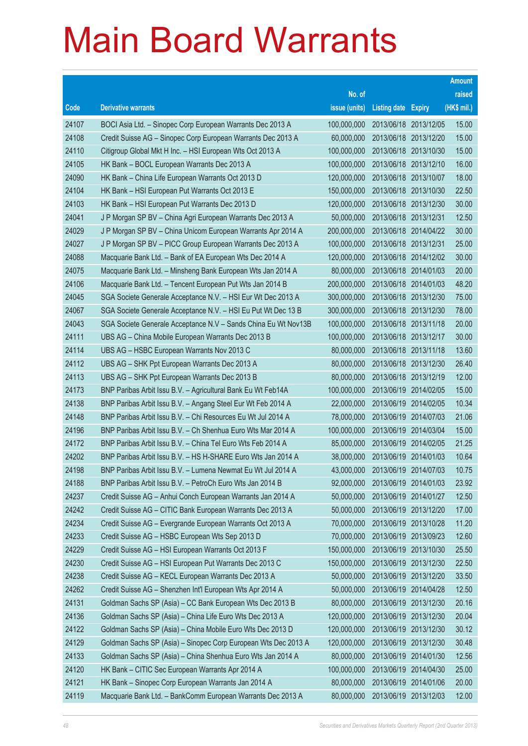# Main Board Warrants

| Code | Derivative warrants | No. of issue (units) | Listing date | Expiry | Amount raised (HK$ mil.) |
|---|---|---|---|---|---|
| 24107 | BOCI Asia Ltd. – Sinopec Corp European Warrants Dec 2013 A | 100,000,000 | 2013/06/18 | 2013/12/05 | 15.00 |
| 24108 | Credit Suisse AG – Sinopec Corp European Warrants Dec 2013 A | 60,000,000 | 2013/06/18 | 2013/12/20 | 15.00 |
| 24110 | Citigroup Global Mkt H Inc. – HSI European Wts Oct 2013 A | 100,000,000 | 2013/06/18 | 2013/10/30 | 15.00 |
| 24105 | HK Bank – BOCL European Warrants Dec 2013 A | 100,000,000 | 2013/06/18 | 2013/12/10 | 16.00 |
| 24090 | HK Bank – China Life European Warrants Oct 2013 D | 120,000,000 | 2013/06/18 | 2013/10/07 | 18.00 |
| 24104 | HK Bank – HSI European Put Warrants Oct 2013 E | 150,000,000 | 2013/06/18 | 2013/10/30 | 22.50 |
| 24103 | HK Bank – HSI European Put Warrants Dec 2013 D | 120,000,000 | 2013/06/18 | 2013/12/30 | 30.00 |
| 24041 | J P Morgan SP BV – China Agri European Warrants Dec 2013 A | 50,000,000 | 2013/06/18 | 2013/12/31 | 12.50 |
| 24029 | J P Morgan SP BV – China Unicom European Warrants Apr 2014 A | 200,000,000 | 2013/06/18 | 2014/04/22 | 30.00 |
| 24027 | J P Morgan SP BV – PICC Group European Warrants Dec 2013 A | 100,000,000 | 2013/06/18 | 2013/12/31 | 25.00 |
| 24088 | Macquarie Bank Ltd. – Bank of EA European Wts Dec 2014 A | 120,000,000 | 2013/06/18 | 2014/12/02 | 30.00 |
| 24075 | Macquarie Bank Ltd. – Minsheng Bank European Wts Jan 2014 A | 80,000,000 | 2013/06/18 | 2014/01/03 | 20.00 |
| 24106 | Macquarie Bank Ltd. – Tencent European Put Wts Jan 2014 B | 200,000,000 | 2013/06/18 | 2014/01/03 | 48.20 |
| 24045 | SGA Societe Generale Acceptance N.V. – HSI Eur Wt Dec 2013 A | 300,000,000 | 2013/06/18 | 2013/12/30 | 75.00 |
| 24067 | SGA Societe Generale Acceptance N.V. – HSI Eu Put Wt Dec 13 B | 300,000,000 | 2013/06/18 | 2013/12/30 | 78.00 |
| 24043 | SGA Societe Generale Acceptance N.V – Sands China Eu Wt Nov13B | 100,000,000 | 2013/06/18 | 2013/11/18 | 20.00 |
| 24111 | UBS AG – China Mobile European Warrants Dec 2013 B | 100,000,000 | 2013/06/18 | 2013/12/17 | 30.00 |
| 24114 | UBS AG – HSBC European Warrants Nov 2013 C | 80,000,000 | 2013/06/18 | 2013/11/18 | 13.60 |
| 24112 | UBS AG – SHK Ppt European Warrants Dec 2013 A | 80,000,000 | 2013/06/18 | 2013/12/30 | 26.40 |
| 24113 | UBS AG – SHK Ppt European Warrants Dec 2013 B | 80,000,000 | 2013/06/18 | 2013/12/19 | 12.00 |
| 24173 | BNP Paribas Arbit Issu B.V. – Agricultural Bank Eu Wt Feb14A | 100,000,000 | 2013/06/19 | 2014/02/05 | 15.00 |
| 24138 | BNP Paribas Arbit Issu B.V. – Angang Steel Eur Wt Feb 2014 A | 22,000,000 | 2013/06/19 | 2014/02/05 | 10.34 |
| 24148 | BNP Paribas Arbit Issu B.V. – Chi Resources Eu Wt Jul 2014 A | 78,000,000 | 2013/06/19 | 2014/07/03 | 21.06 |
| 24196 | BNP Paribas Arbit Issu B.V. – Ch Shenhua Euro Wts Mar 2014 A | 100,000,000 | 2013/06/19 | 2014/03/04 | 15.00 |
| 24172 | BNP Paribas Arbit Issu B.V. – China Tel Euro Wts Feb 2014 A | 85,000,000 | 2013/06/19 | 2014/02/05 | 21.25 |
| 24202 | BNP Paribas Arbit Issu B.V. – HS H-SHARE Euro Wts Jan 2014 A | 38,000,000 | 2013/06/19 | 2014/01/03 | 10.64 |
| 24198 | BNP Paribas Arbit Issu B.V. – Lumena Newmat Eu Wt Jul 2014 A | 43,000,000 | 2013/06/19 | 2014/07/03 | 10.75 |
| 24188 | BNP Paribas Arbit Issu B.V. – PetroCh Euro Wts Jan 2014 B | 92,000,000 | 2013/06/19 | 2014/01/03 | 23.92 |
| 24237 | Credit Suisse AG – Anhui Conch European Warrants Jan 2014 A | 50,000,000 | 2013/06/19 | 2014/01/27 | 12.50 |
| 24242 | Credit Suisse AG – CITIC Bank European Warrants Dec 2013 A | 50,000,000 | 2013/06/19 | 2013/12/20 | 17.00 |
| 24234 | Credit Suisse AG – Evergrande European Warrants Oct 2013 A | 70,000,000 | 2013/06/19 | 2013/10/28 | 11.20 |
| 24233 | Credit Suisse AG – HSBC European Wts Sep 2013 D | 70,000,000 | 2013/06/19 | 2013/09/23 | 12.60 |
| 24229 | Credit Suisse AG – HSI European Warrants Oct 2013 F | 150,000,000 | 2013/06/19 | 2013/10/30 | 25.50 |
| 24230 | Credit Suisse AG – HSI European Put Warrants Dec 2013 C | 150,000,000 | 2013/06/19 | 2013/12/30 | 22.50 |
| 24238 | Credit Suisse AG – KECL European Warrants Dec 2013 A | 50,000,000 | 2013/06/19 | 2013/12/20 | 33.50 |
| 24262 | Credit Suisse AG – Shenzhen Int'l European Wts Apr 2014 A | 50,000,000 | 2013/06/19 | 2014/04/28 | 12.50 |
| 24131 | Goldman Sachs SP (Asia) – CC Bank European Wts Dec 2013 B | 80,000,000 | 2013/06/19 | 2013/12/30 | 20.16 |
| 24136 | Goldman Sachs SP (Asia) – China Life Euro Wts Dec 2013 A | 120,000,000 | 2013/06/19 | 2013/12/30 | 20.04 |
| 24122 | Goldman Sachs SP (Asia) – China Mobile Euro Wts Dec 2013 D | 120,000,000 | 2013/06/19 | 2013/12/30 | 30.12 |
| 24129 | Goldman Sachs SP (Asia) – Sinopec Corp European Wts Dec 2013 A | 120,000,000 | 2013/06/19 | 2013/12/30 | 30.48 |
| 24133 | Goldman Sachs SP (Asia) – China Shenhua Euro Wts Jan 2014 A | 80,000,000 | 2013/06/19 | 2014/01/30 | 12.56 |
| 24120 | HK Bank – CITIC Sec European Warrants Apr 2014 A | 100,000,000 | 2013/06/19 | 2014/04/30 | 25.00 |
| 24121 | HK Bank – Sinopec Corp European Warrants Jan 2014 A | 80,000,000 | 2013/06/19 | 2014/01/06 | 20.00 |
| 24119 | Macquarie Bank Ltd. – BankComm European Warrants Dec 2013 A | 80,000,000 | 2013/06/19 | 2013/12/03 | 12.00 |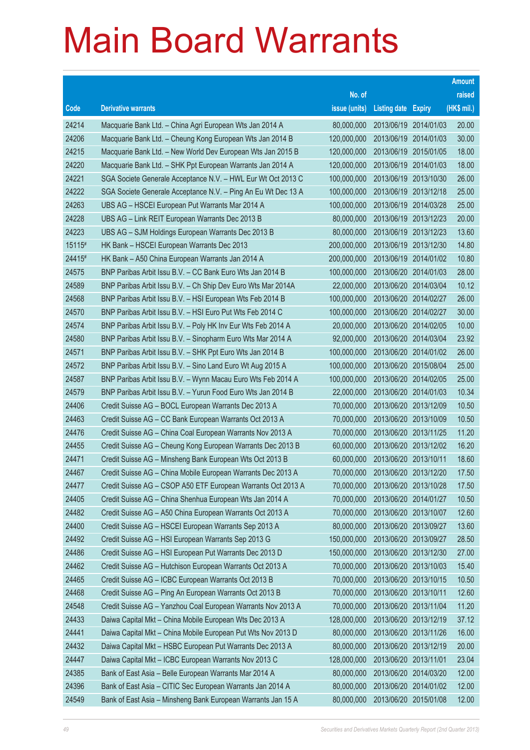# Main Board Warrants

| Code | Derivative warrants | No. of issue (units) | Listing date | Expiry | Amount raised (HK$ mil.) |
|---|---|---|---|---|---|
| 24214 | Macquarie Bank Ltd. – China Agri European Wts Jan 2014 A | 80,000,000 | 2013/06/19 | 2014/01/03 | 20.00 |
| 24206 | Macquarie Bank Ltd. – Cheung Kong European Wts Jan 2014 B | 120,000,000 | 2013/06/19 | 2014/01/03 | 30.00 |
| 24215 | Macquarie Bank Ltd. – New World Dev European Wts Jan 2015 B | 120,000,000 | 2013/06/19 | 2015/01/05 | 18.00 |
| 24220 | Macquarie Bank Ltd. – SHK Ppt European Warrants Jan 2014 A | 120,000,000 | 2013/06/19 | 2014/01/03 | 18.00 |
| 24221 | SGA Societe Generale Acceptance N.V. – HWL Eur Wt Oct 2013 C | 100,000,000 | 2013/06/19 | 2013/10/30 | 26.00 |
| 24222 | SGA Societe Generale Acceptance N.V. – Ping An Eu Wt Dec 13 A | 100,000,000 | 2013/06/19 | 2013/12/18 | 25.00 |
| 24263 | UBS AG – HSCEI European Put Warrants Mar 2014 A | 100,000,000 | 2013/06/19 | 2014/03/28 | 25.00 |
| 24228 | UBS AG – Link REIT European Warrants Dec 2013 B | 80,000,000 | 2013/06/19 | 2013/12/23 | 20.00 |
| 24223 | UBS AG – SJM Holdings European Warrants Dec 2013 B | 80,000,000 | 2013/06/19 | 2013/12/23 | 13.60 |
| 15115# | HK Bank – HSCEI European Warrants Dec 2013 | 200,000,000 | 2013/06/19 | 2013/12/30 | 14.80 |
| 24415# | HK Bank – A50 China European Warrants Jan 2014 A | 200,000,000 | 2013/06/19 | 2014/01/02 | 10.80 |
| 24575 | BNP Paribas Arbit Issu B.V. – CC Bank Euro Wts Jan 2014 B | 100,000,000 | 2013/06/20 | 2014/01/03 | 28.00 |
| 24589 | BNP Paribas Arbit Issu B.V. – Ch Ship Dev Euro Wts Mar 2014A | 22,000,000 | 2013/06/20 | 2014/03/04 | 10.12 |
| 24568 | BNP Paribas Arbit Issu B.V. – HSI European Wts Feb 2014 B | 100,000,000 | 2013/06/20 | 2014/02/27 | 26.00 |
| 24570 | BNP Paribas Arbit Issu B.V. – HSI Euro Put Wts Feb 2014 C | 100,000,000 | 2013/06/20 | 2014/02/27 | 30.00 |
| 24574 | BNP Paribas Arbit Issu B.V. – Poly HK Inv Eur Wts Feb 2014 A | 20,000,000 | 2013/06/20 | 2014/02/05 | 10.00 |
| 24580 | BNP Paribas Arbit Issu B.V. – Sinopharm Euro Wts Mar 2014 A | 92,000,000 | 2013/06/20 | 2014/03/04 | 23.92 |
| 24571 | BNP Paribas Arbit Issu B.V. – SHK Ppt Euro Wts Jan 2014 B | 100,000,000 | 2013/06/20 | 2014/01/02 | 26.00 |
| 24572 | BNP Paribas Arbit Issu B.V. – Sino Land Euro Wt Aug 2015 A | 100,000,000 | 2013/06/20 | 2015/08/04 | 25.00 |
| 24587 | BNP Paribas Arbit Issu B.V. – Wynn Macau Euro Wts Feb 2014 A | 100,000,000 | 2013/06/20 | 2014/02/05 | 25.00 |
| 24579 | BNP Paribas Arbit Issu B.V. – Yurun Food Euro Wts Jan 2014 B | 22,000,000 | 2013/06/20 | 2014/01/03 | 10.34 |
| 24406 | Credit Suisse AG – BOCL European Warrants Dec 2013 A | 70,000,000 | 2013/06/20 | 2013/12/09 | 10.50 |
| 24463 | Credit Suisse AG – CC Bank European Warrants Oct 2013 A | 70,000,000 | 2013/06/20 | 2013/10/09 | 10.50 |
| 24476 | Credit Suisse AG – China Coal European Warrants Nov 2013 A | 70,000,000 | 2013/06/20 | 2013/11/25 | 11.20 |
| 24455 | Credit Suisse AG – Cheung Kong European Warrants Dec 2013 B | 60,000,000 | 2013/06/20 | 2013/12/02 | 16.20 |
| 24471 | Credit Suisse AG – Minsheng Bank European Wts Oct 2013 B | 60,000,000 | 2013/06/20 | 2013/10/11 | 18.60 |
| 24467 | Credit Suisse AG – China Mobile European Warrants Dec 2013 A | 70,000,000 | 2013/06/20 | 2013/12/20 | 17.50 |
| 24477 | Credit Suisse AG – CSOP A50 ETF European Warrants Oct 2013 A | 70,000,000 | 2013/06/20 | 2013/10/28 | 17.50 |
| 24405 | Credit Suisse AG – China Shenhua European Wts Jan 2014 A | 70,000,000 | 2013/06/20 | 2014/01/27 | 10.50 |
| 24482 | Credit Suisse AG – A50 China European Warrants Oct 2013 A | 70,000,000 | 2013/06/20 | 2013/10/07 | 12.60 |
| 24400 | Credit Suisse AG – HSCEI European Warrants Sep 2013 A | 80,000,000 | 2013/06/20 | 2013/09/27 | 13.60 |
| 24492 | Credit Suisse AG – HSI European Warrants Sep 2013 G | 150,000,000 | 2013/06/20 | 2013/09/27 | 28.50 |
| 24486 | Credit Suisse AG – HSI European Put Warrants Dec 2013 D | 150,000,000 | 2013/06/20 | 2013/12/30 | 27.00 |
| 24462 | Credit Suisse AG – Hutchison European Warrants Oct 2013 A | 70,000,000 | 2013/06/20 | 2013/10/03 | 15.40 |
| 24465 | Credit Suisse AG – ICBC European Warrants Oct 2013 B | 70,000,000 | 2013/06/20 | 2013/10/15 | 10.50 |
| 24468 | Credit Suisse AG – Ping An European Warrants Oct 2013 B | 70,000,000 | 2013/06/20 | 2013/10/11 | 12.60 |
| 24548 | Credit Suisse AG – Yanzhou Coal European Warrants Nov 2013 A | 70,000,000 | 2013/06/20 | 2013/11/04 | 11.20 |
| 24433 | Daiwa Capital Mkt – China Mobile European Wts Dec 2013 A | 128,000,000 | 2013/06/20 | 2013/12/19 | 37.12 |
| 24441 | Daiwa Capital Mkt – China Mobile European Put Wts Nov 2013 D | 80,000,000 | 2013/06/20 | 2013/11/26 | 16.00 |
| 24432 | Daiwa Capital Mkt – HSBC European Put Warrants Dec 2013 A | 80,000,000 | 2013/06/20 | 2013/12/19 | 20.00 |
| 24447 | Daiwa Capital Mkt – ICBC European Warrants Nov 2013 C | 128,000,000 | 2013/06/20 | 2013/11/01 | 23.04 |
| 24385 | Bank of East Asia – Belle European Warrants Mar 2014 A | 80,000,000 | 2013/06/20 | 2014/03/20 | 12.00 |
| 24396 | Bank of East Asia – CITIC Sec European Warrants Jan 2014 A | 80,000,000 | 2013/06/20 | 2014/01/02 | 12.00 |
| 24549 | Bank of East Asia – Minsheng Bank European Warrants Jan 15 A | 80,000,000 | 2013/06/20 | 2015/01/08 | 12.00 |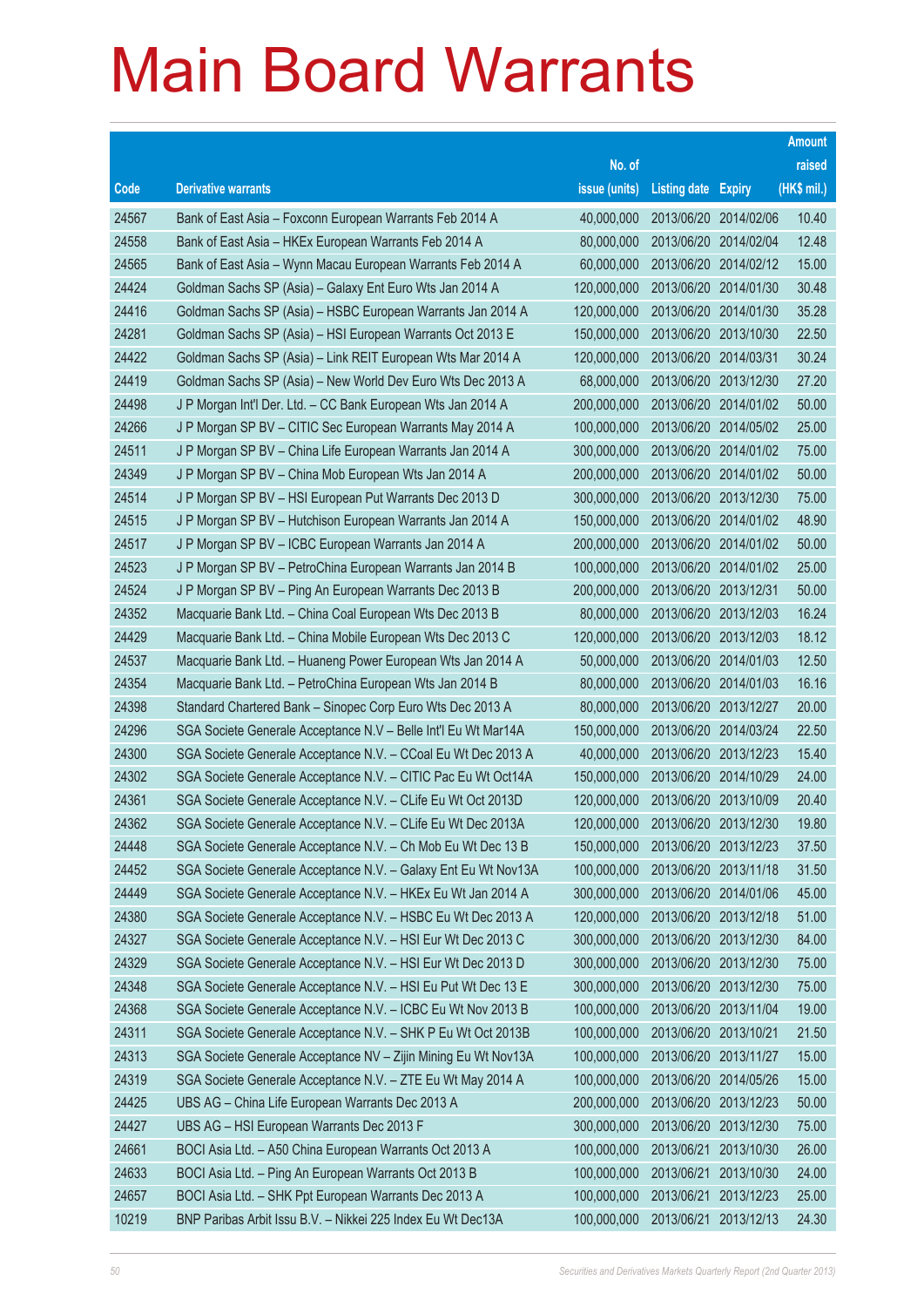# Main Board Warrants

| Code | Derivative warrants | No. of issue (units) | Listing date | Expiry | Amount raised (HK$ mil.) |
|---|---|---|---|---|---|
| 24567 | Bank of East Asia – Foxconn European Warrants Feb 2014 A | 40,000,000 | 2013/06/20 | 2014/02/06 | 10.40 |
| 24558 | Bank of East Asia – HKEx European Warrants Feb 2014 A | 80,000,000 | 2013/06/20 | 2014/02/04 | 12.48 |
| 24565 | Bank of East Asia – Wynn Macau European Warrants Feb 2014 A | 60,000,000 | 2013/06/20 | 2014/02/12 | 15.00 |
| 24424 | Goldman Sachs SP (Asia) – Galaxy Ent Euro Wts Jan 2014 A | 120,000,000 | 2013/06/20 | 2014/01/30 | 30.48 |
| 24416 | Goldman Sachs SP (Asia) – HSBC European Warrants Jan 2014 A | 120,000,000 | 2013/06/20 | 2014/01/30 | 35.28 |
| 24281 | Goldman Sachs SP (Asia) – HSI European Warrants Oct 2013 E | 150,000,000 | 2013/06/20 | 2013/10/30 | 22.50 |
| 24422 | Goldman Sachs SP (Asia) – Link REIT European Wts Mar 2014 A | 120,000,000 | 2013/06/20 | 2014/03/31 | 30.24 |
| 24419 | Goldman Sachs SP (Asia) – New World Dev Euro Wts Dec 2013 A | 68,000,000 | 2013/06/20 | 2013/12/30 | 27.20 |
| 24498 | J P Morgan Int'l Der. Ltd. – CC Bank European Wts Jan 2014 A | 200,000,000 | 2013/06/20 | 2014/01/02 | 50.00 |
| 24266 | J P Morgan SP BV – CITIC Sec European Warrants May 2014 A | 100,000,000 | 2013/06/20 | 2014/05/02 | 25.00 |
| 24511 | J P Morgan SP BV – China Life European Warrants Jan 2014 A | 300,000,000 | 2013/06/20 | 2014/01/02 | 75.00 |
| 24349 | J P Morgan SP BV – China Mob European Wts Jan 2014 A | 200,000,000 | 2013/06/20 | 2014/01/02 | 50.00 |
| 24514 | J P Morgan SP BV – HSI European Put Warrants Dec 2013 D | 300,000,000 | 2013/06/20 | 2013/12/30 | 75.00 |
| 24515 | J P Morgan SP BV – Hutchison European Warrants Jan 2014 A | 150,000,000 | 2013/06/20 | 2014/01/02 | 48.90 |
| 24517 | J P Morgan SP BV – ICBC European Warrants Jan 2014 A | 200,000,000 | 2013/06/20 | 2014/01/02 | 50.00 |
| 24523 | J P Morgan SP BV – PetroChina European Warrants Jan 2014 B | 100,000,000 | 2013/06/20 | 2014/01/02 | 25.00 |
| 24524 | J P Morgan SP BV – Ping An European Warrants Dec 2013 B | 200,000,000 | 2013/06/20 | 2013/12/31 | 50.00 |
| 24352 | Macquarie Bank Ltd. – China Coal European Wts Dec 2013 B | 80,000,000 | 2013/06/20 | 2013/12/03 | 16.24 |
| 24429 | Macquarie Bank Ltd. – China Mobile European Wts Dec 2013 C | 120,000,000 | 2013/06/20 | 2013/12/03 | 18.12 |
| 24537 | Macquarie Bank Ltd. – Huaneng Power European Wts Jan 2014 A | 50,000,000 | 2013/06/20 | 2014/01/03 | 12.50 |
| 24354 | Macquarie Bank Ltd. – PetroChina European Wts Jan 2014 B | 80,000,000 | 2013/06/20 | 2014/01/03 | 16.16 |
| 24398 | Standard Chartered Bank – Sinopec Corp Euro Wts Dec 2013 A | 80,000,000 | 2013/06/20 | 2013/12/27 | 20.00 |
| 24296 | SGA Societe Generale Acceptance N.V – Belle Int'l Eu Wt Mar14A | 150,000,000 | 2013/06/20 | 2014/03/24 | 22.50 |
| 24300 | SGA Societe Generale Acceptance N.V. – CCoal Eu Wt Dec 2013 A | 40,000,000 | 2013/06/20 | 2013/12/23 | 15.40 |
| 24302 | SGA Societe Generale Acceptance N.V. – CITIC Pac Eu Wt Oct14A | 150,000,000 | 2013/06/20 | 2014/10/29 | 24.00 |
| 24361 | SGA Societe Generale Acceptance N.V. – CLife Eu Wt Oct 2013D | 120,000,000 | 2013/06/20 | 2013/10/09 | 20.40 |
| 24362 | SGA Societe Generale Acceptance N.V. – CLife Eu Wt Dec 2013A | 120,000,000 | 2013/06/20 | 2013/12/30 | 19.80 |
| 24448 | SGA Societe Generale Acceptance N.V. – Ch Mob Eu Wt Dec 13 B | 150,000,000 | 2013/06/20 | 2013/12/23 | 37.50 |
| 24452 | SGA Societe Generale Acceptance N.V. – Galaxy Ent Eu Wt Nov13A | 100,000,000 | 2013/06/20 | 2013/11/18 | 31.50 |
| 24449 | SGA Societe Generale Acceptance N.V. – HKEx Eu Wt Jan 2014 A | 300,000,000 | 2013/06/20 | 2014/01/06 | 45.00 |
| 24380 | SGA Societe Generale Acceptance N.V. – HSBC Eu Wt Dec 2013 A | 120,000,000 | 2013/06/20 | 2013/12/18 | 51.00 |
| 24327 | SGA Societe Generale Acceptance N.V. – HSI Eur Wt Dec 2013 C | 300,000,000 | 2013/06/20 | 2013/12/30 | 84.00 |
| 24329 | SGA Societe Generale Acceptance N.V. – HSI Eur Wt Dec 2013 D | 300,000,000 | 2013/06/20 | 2013/12/30 | 75.00 |
| 24348 | SGA Societe Generale Acceptance N.V. – HSI Eu Put Wt Dec 13 E | 300,000,000 | 2013/06/20 | 2013/12/30 | 75.00 |
| 24368 | SGA Societe Generale Acceptance N.V. – ICBC Eu Wt Nov 2013 B | 100,000,000 | 2013/06/20 | 2013/11/04 | 19.00 |
| 24311 | SGA Societe Generale Acceptance N.V. – SHK P Eu Wt Oct 2013B | 100,000,000 | 2013/06/20 | 2013/10/21 | 21.50 |
| 24313 | SGA Societe Generale Acceptance NV – Zijin Mining Eu Wt Nov13A | 100,000,000 | 2013/06/20 | 2013/11/27 | 15.00 |
| 24319 | SGA Societe Generale Acceptance N.V. – ZTE Eu Wt May 2014 A | 100,000,000 | 2013/06/20 | 2014/05/26 | 15.00 |
| 24425 | UBS AG – China Life European Warrants Dec 2013 A | 200,000,000 | 2013/06/20 | 2013/12/23 | 50.00 |
| 24427 | UBS AG – HSI European Warrants Dec 2013 F | 300,000,000 | 2013/06/20 | 2013/12/30 | 75.00 |
| 24661 | BOCI Asia Ltd. – A50 China European Warrants Oct 2013 A | 100,000,000 | 2013/06/21 | 2013/10/30 | 26.00 |
| 24633 | BOCI Asia Ltd. – Ping An European Warrants Oct 2013 B | 100,000,000 | 2013/06/21 | 2013/10/30 | 24.00 |
| 24657 | BOCI Asia Ltd. – SHK Ppt European Warrants Dec 2013 A | 100,000,000 | 2013/06/21 | 2013/12/23 | 25.00 |
| 10219 | BNP Paribas Arbit Issu B.V. – Nikkei 225 Index Eu Wt Dec13A | 100,000,000 | 2013/06/21 | 2013/12/13 | 24.30 |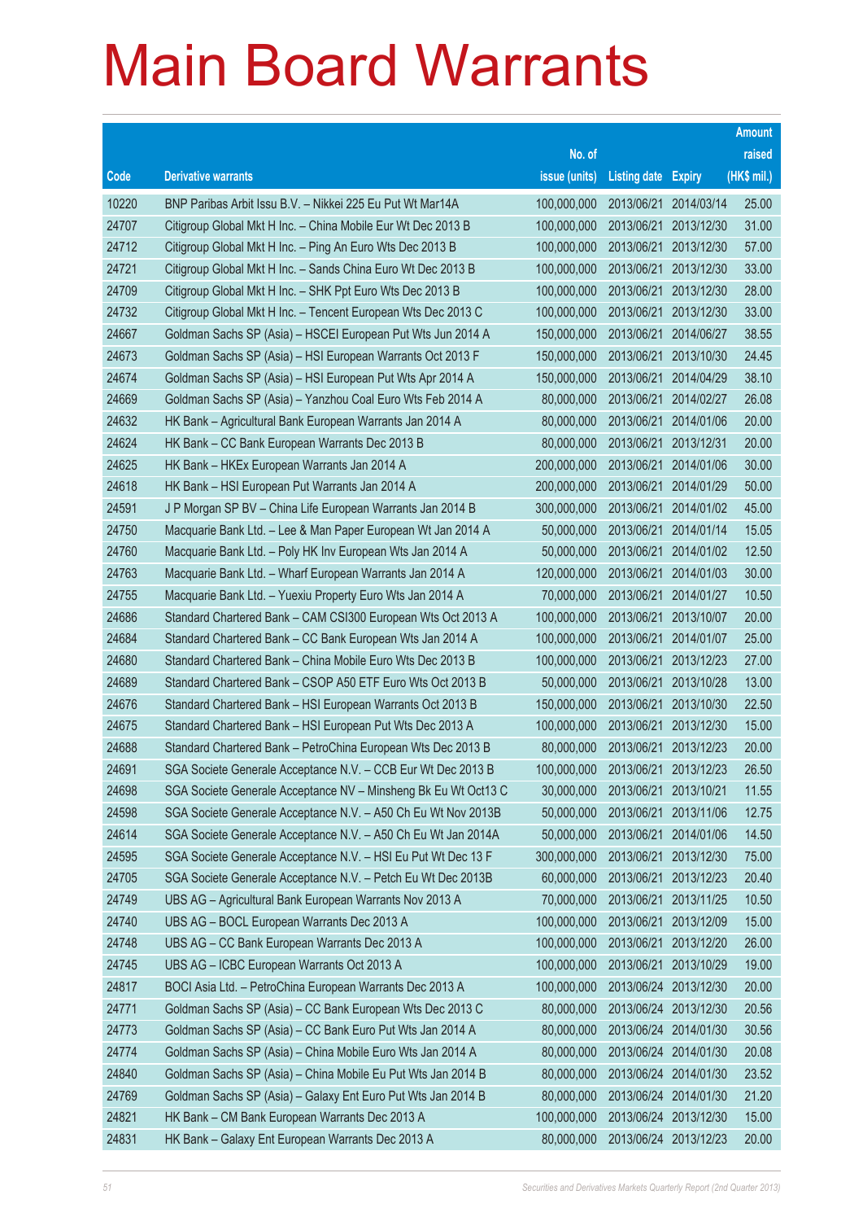# Main Board Warrants

| Code | Derivative warrants | No. of issue (units) | Listing date | Expiry | Amount raised (HK$ mil.) |
|---|---|---|---|---|---|
| 10220 | BNP Paribas Arbit Issu B.V. – Nikkei 225 Eu Put Wt Mar14A | 100,000,000 | 2013/06/21 | 2014/03/14 | 25.00 |
| 24707 | Citigroup Global Mkt H Inc. – China Mobile Eur Wt Dec 2013 B | 100,000,000 | 2013/06/21 | 2013/12/30 | 31.00 |
| 24712 | Citigroup Global Mkt H Inc. – Ping An Euro Wts Dec 2013 B | 100,000,000 | 2013/06/21 | 2013/12/30 | 57.00 |
| 24721 | Citigroup Global Mkt H Inc. – Sands China Euro Wt Dec 2013 B | 100,000,000 | 2013/06/21 | 2013/12/30 | 33.00 |
| 24709 | Citigroup Global Mkt H Inc. – SHK Ppt Euro Wts Dec 2013 B | 100,000,000 | 2013/06/21 | 2013/12/30 | 28.00 |
| 24732 | Citigroup Global Mkt H Inc. – Tencent European Wts Dec 2013 C | 100,000,000 | 2013/06/21 | 2013/12/30 | 33.00 |
| 24667 | Goldman Sachs SP (Asia) – HSCEI European Put Wts Jun 2014 A | 150,000,000 | 2013/06/21 | 2014/06/27 | 38.55 |
| 24673 | Goldman Sachs SP (Asia) – HSI European Warrants Oct 2013 F | 150,000,000 | 2013/06/21 | 2013/10/30 | 24.45 |
| 24674 | Goldman Sachs SP (Asia) – HSI European Put Wts Apr 2014 A | 150,000,000 | 2013/06/21 | 2014/04/29 | 38.10 |
| 24669 | Goldman Sachs SP (Asia) – Yanzhou Coal Euro Wts Feb 2014 A | 80,000,000 | 2013/06/21 | 2014/02/27 | 26.08 |
| 24632 | HK Bank – Agricultural Bank European Warrants Jan 2014 A | 80,000,000 | 2013/06/21 | 2014/01/06 | 20.00 |
| 24624 | HK Bank – CC Bank European Warrants Dec 2013 B | 80,000,000 | 2013/06/21 | 2013/12/31 | 20.00 |
| 24625 | HK Bank – HKEx European Warrants Jan 2014 A | 200,000,000 | 2013/06/21 | 2014/01/06 | 30.00 |
| 24618 | HK Bank – HSI European Put Warrants Jan 2014 A | 200,000,000 | 2013/06/21 | 2014/01/29 | 50.00 |
| 24591 | J P Morgan SP BV – China Life European Warrants Jan 2014 B | 300,000,000 | 2013/06/21 | 2014/01/02 | 45.00 |
| 24750 | Macquarie Bank Ltd. – Lee & Man Paper European Wt Jan 2014 A | 50,000,000 | 2013/06/21 | 2014/01/14 | 15.05 |
| 24760 | Macquarie Bank Ltd. – Poly HK Inv European Wts Jan 2014 A | 50,000,000 | 2013/06/21 | 2014/01/02 | 12.50 |
| 24763 | Macquarie Bank Ltd. – Wharf European Warrants Jan 2014 A | 120,000,000 | 2013/06/21 | 2014/01/03 | 30.00 |
| 24755 | Macquarie Bank Ltd. – Yuexiu Property Euro Wts Jan 2014 A | 70,000,000 | 2013/06/21 | 2014/01/27 | 10.50 |
| 24686 | Standard Chartered Bank – CAM CSI300 European Wts Oct 2013 A | 100,000,000 | 2013/06/21 | 2013/10/07 | 20.00 |
| 24684 | Standard Chartered Bank – CC Bank European Wts Jan 2014 A | 100,000,000 | 2013/06/21 | 2014/01/07 | 25.00 |
| 24680 | Standard Chartered Bank – China Mobile Euro Wts Dec 2013 B | 100,000,000 | 2013/06/21 | 2013/12/23 | 27.00 |
| 24689 | Standard Chartered Bank – CSOP A50 ETF Euro Wts Oct 2013 B | 50,000,000 | 2013/06/21 | 2013/10/28 | 13.00 |
| 24676 | Standard Chartered Bank – HSI European Warrants Oct 2013 B | 150,000,000 | 2013/06/21 | 2013/10/30 | 22.50 |
| 24675 | Standard Chartered Bank – HSI European Put Wts Dec 2013 A | 100,000,000 | 2013/06/21 | 2013/12/30 | 15.00 |
| 24688 | Standard Chartered Bank – PetroChina European Wts Dec 2013 B | 80,000,000 | 2013/06/21 | 2013/12/23 | 20.00 |
| 24691 | SGA Societe Generale Acceptance N.V. – CCB Eur Wt Dec 2013 B | 100,000,000 | 2013/06/21 | 2013/12/23 | 26.50 |
| 24698 | SGA Societe Generale Acceptance NV – Minsheng Bk Eu Wt Oct13 C | 30,000,000 | 2013/06/21 | 2013/10/21 | 11.55 |
| 24598 | SGA Societe Generale Acceptance N.V. – A50 Ch Eu Wt Nov 2013B | 50,000,000 | 2013/06/21 | 2013/11/06 | 12.75 |
| 24614 | SGA Societe Generale Acceptance N.V. – A50 Ch Eu Wt Jan 2014A | 50,000,000 | 2013/06/21 | 2014/01/06 | 14.50 |
| 24595 | SGA Societe Generale Acceptance N.V. – HSI Eu Put Wt Dec 13 F | 300,000,000 | 2013/06/21 | 2013/12/30 | 75.00 |
| 24705 | SGA Societe Generale Acceptance N.V. – Petch Eu Wt Dec 2013B | 60,000,000 | 2013/06/21 | 2013/12/23 | 20.40 |
| 24749 | UBS AG – Agricultural Bank European Warrants Nov 2013 A | 70,000,000 | 2013/06/21 | 2013/11/25 | 10.50 |
| 24740 | UBS AG – BOCL European Warrants Dec 2013 A | 100,000,000 | 2013/06/21 | 2013/12/09 | 15.00 |
| 24748 | UBS AG – CC Bank European Warrants Dec 2013 A | 100,000,000 | 2013/06/21 | 2013/12/20 | 26.00 |
| 24745 | UBS AG – ICBC European Warrants Oct 2013 A | 100,000,000 | 2013/06/21 | 2013/10/29 | 19.00 |
| 24817 | BOCI Asia Ltd. – PetroChina European Warrants Dec 2013 A | 100,000,000 | 2013/06/24 | 2013/12/30 | 20.00 |
| 24771 | Goldman Sachs SP (Asia) – CC Bank European Wts Dec 2013 C | 80,000,000 | 2013/06/24 | 2013/12/30 | 20.56 |
| 24773 | Goldman Sachs SP (Asia) – CC Bank Euro Put Wts Jan 2014 A | 80,000,000 | 2013/06/24 | 2014/01/30 | 30.56 |
| 24774 | Goldman Sachs SP (Asia) – China Mobile Euro Wts Jan 2014 A | 80,000,000 | 2013/06/24 | 2014/01/30 | 20.08 |
| 24840 | Goldman Sachs SP (Asia) – China Mobile Eu Put Wts Jan 2014 B | 80,000,000 | 2013/06/24 | 2014/01/30 | 23.52 |
| 24769 | Goldman Sachs SP (Asia) – Galaxy Ent Euro Put Wts Jan 2014 B | 80,000,000 | 2013/06/24 | 2014/01/30 | 21.20 |
| 24821 | HK Bank – CM Bank European Warrants Dec 2013 A | 100,000,000 | 2013/06/24 | 2013/12/30 | 15.00 |
| 24831 | HK Bank – Galaxy Ent European Warrants Dec 2013 A | 80,000,000 | 2013/06/24 | 2013/12/23 | 20.00 |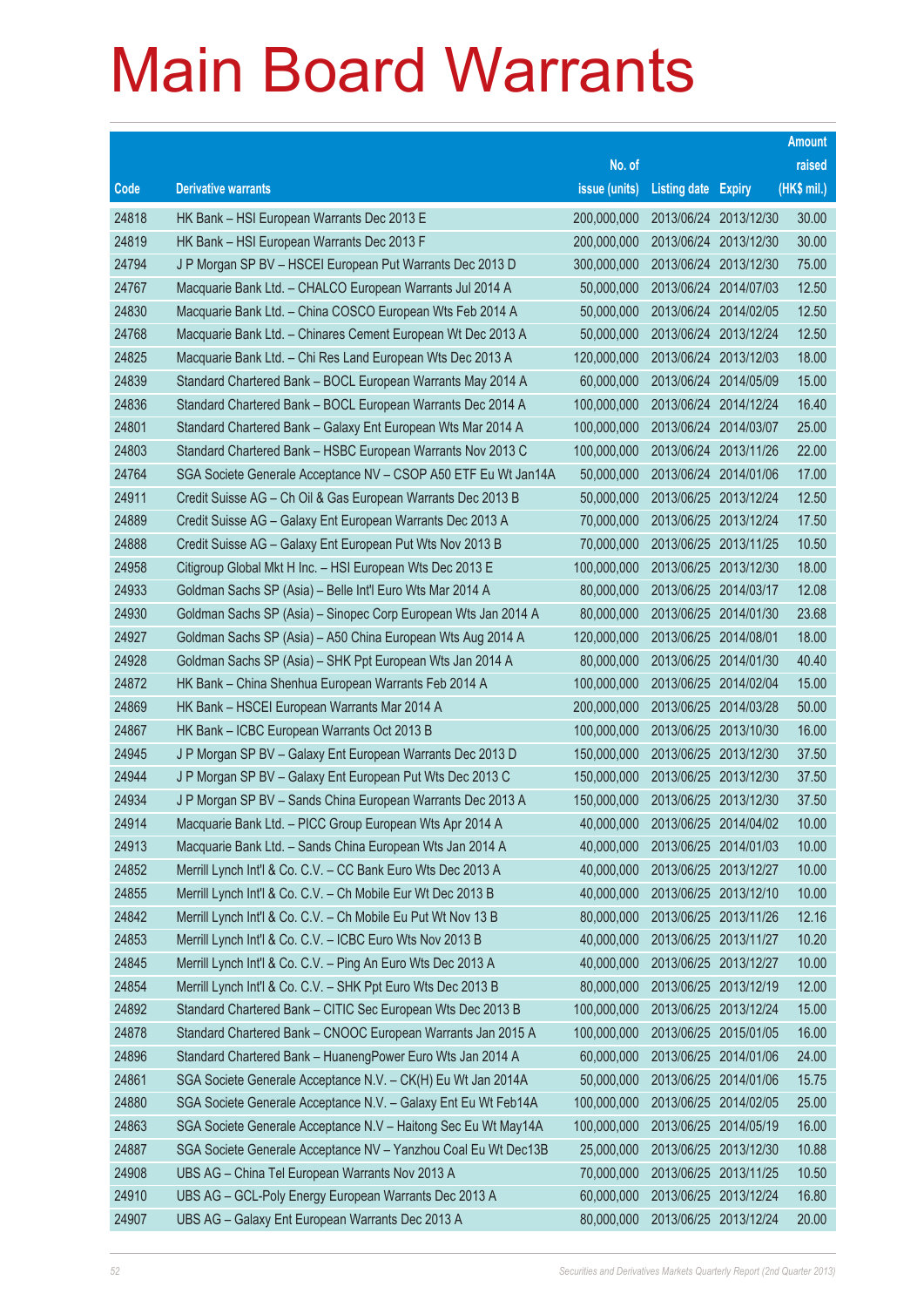# Main Board Warrants

| Code | Derivative warrants | No. of issue (units) | Listing date | Expiry | Amount raised (HK$ mil.) |
|---|---|---|---|---|---|
| 24818 | HK Bank – HSI European Warrants Dec 2013 E | 200,000,000 | 2013/06/24 | 2013/12/30 | 30.00 |
| 24819 | HK Bank – HSI European Warrants Dec 2013 F | 200,000,000 | 2013/06/24 | 2013/12/30 | 30.00 |
| 24794 | J P Morgan SP BV – HSCEI European Put Warrants Dec 2013 D | 300,000,000 | 2013/06/24 | 2013/12/30 | 75.00 |
| 24767 | Macquarie Bank Ltd. – CHALCO European Warrants Jul 2014 A | 50,000,000 | 2013/06/24 | 2014/07/03 | 12.50 |
| 24830 | Macquarie Bank Ltd. – China COSCO European Wts Feb 2014 A | 50,000,000 | 2013/06/24 | 2014/02/05 | 12.50 |
| 24768 | Macquarie Bank Ltd. – Chinares Cement European Wt Dec 2013 A | 50,000,000 | 2013/06/24 | 2013/12/24 | 12.50 |
| 24825 | Macquarie Bank Ltd. – Chi Res Land European Wts Dec 2013 A | 120,000,000 | 2013/06/24 | 2013/12/03 | 18.00 |
| 24839 | Standard Chartered Bank – BOCL European Warrants May 2014 A | 60,000,000 | 2013/06/24 | 2014/05/09 | 15.00 |
| 24836 | Standard Chartered Bank – BOCL European Warrants Dec 2014 A | 100,000,000 | 2013/06/24 | 2014/12/24 | 16.40 |
| 24801 | Standard Chartered Bank – Galaxy Ent European Wts Mar 2014 A | 100,000,000 | 2013/06/24 | 2014/03/07 | 25.00 |
| 24803 | Standard Chartered Bank – HSBC European Warrants Nov 2013 C | 100,000,000 | 2013/06/24 | 2013/11/26 | 22.00 |
| 24764 | SGA Societe Generale Acceptance NV – CSOP A50 ETF Eu Wt Jan14A | 50,000,000 | 2013/06/24 | 2014/01/06 | 17.00 |
| 24911 | Credit Suisse AG – Ch Oil & Gas European Warrants Dec 2013 B | 50,000,000 | 2013/06/25 | 2013/12/24 | 12.50 |
| 24889 | Credit Suisse AG – Galaxy Ent European Warrants Dec 2013 A | 70,000,000 | 2013/06/25 | 2013/12/24 | 17.50 |
| 24888 | Credit Suisse AG – Galaxy Ent European Put Wts Nov 2013 B | 70,000,000 | 2013/06/25 | 2013/11/25 | 10.50 |
| 24958 | Citigroup Global Mkt H Inc. – HSI European Wts Dec 2013 E | 100,000,000 | 2013/06/25 | 2013/12/30 | 18.00 |
| 24933 | Goldman Sachs SP (Asia) – Belle Int'l Euro Wts Mar 2014 A | 80,000,000 | 2013/06/25 | 2014/03/17 | 12.08 |
| 24930 | Goldman Sachs SP (Asia) – Sinopec Corp European Wts Jan 2014 A | 80,000,000 | 2013/06/25 | 2014/01/30 | 23.68 |
| 24927 | Goldman Sachs SP (Asia) – A50 China European Wts Aug 2014 A | 120,000,000 | 2013/06/25 | 2014/08/01 | 18.00 |
| 24928 | Goldman Sachs SP (Asia) – SHK Ppt European Wts Jan 2014 A | 80,000,000 | 2013/06/25 | 2014/01/30 | 40.40 |
| 24872 | HK Bank – China Shenhua European Warrants Feb 2014 A | 100,000,000 | 2013/06/25 | 2014/02/04 | 15.00 |
| 24869 | HK Bank – HSCEI European Warrants Mar 2014 A | 200,000,000 | 2013/06/25 | 2014/03/28 | 50.00 |
| 24867 | HK Bank – ICBC European Warrants Oct 2013 B | 100,000,000 | 2013/06/25 | 2013/10/30 | 16.00 |
| 24945 | J P Morgan SP BV – Galaxy Ent European Warrants Dec 2013 D | 150,000,000 | 2013/06/25 | 2013/12/30 | 37.50 |
| 24944 | J P Morgan SP BV – Galaxy Ent European Put Wts Dec 2013 C | 150,000,000 | 2013/06/25 | 2013/12/30 | 37.50 |
| 24934 | J P Morgan SP BV – Sands China European Warrants Dec 2013 A | 150,000,000 | 2013/06/25 | 2013/12/30 | 37.50 |
| 24914 | Macquarie Bank Ltd. – PICC Group European Wts Apr 2014 A | 40,000,000 | 2013/06/25 | 2014/04/02 | 10.00 |
| 24913 | Macquarie Bank Ltd. – Sands China European Wts Jan 2014 A | 40,000,000 | 2013/06/25 | 2014/01/03 | 10.00 |
| 24852 | Merrill Lynch Int'l & Co. C.V. – CC Bank Euro Wts Dec 2013 A | 40,000,000 | 2013/06/25 | 2013/12/27 | 10.00 |
| 24855 | Merrill Lynch Int'l & Co. C.V. – Ch Mobile Eur Wt Dec 2013 B | 40,000,000 | 2013/06/25 | 2013/12/10 | 10.00 |
| 24842 | Merrill Lynch Int'l & Co. C.V. – Ch Mobile Eu Put Wt Nov 13 B | 80,000,000 | 2013/06/25 | 2013/11/26 | 12.16 |
| 24853 | Merrill Lynch Int'l & Co. C.V. – ICBC Euro Wts Nov 2013 B | 40,000,000 | 2013/06/25 | 2013/11/27 | 10.20 |
| 24845 | Merrill Lynch Int'l & Co. C.V. – Ping An Euro Wts Dec 2013 A | 40,000,000 | 2013/06/25 | 2013/12/27 | 10.00 |
| 24854 | Merrill Lynch Int'l & Co. C.V. – SHK Ppt Euro Wts Dec 2013 B | 80,000,000 | 2013/06/25 | 2013/12/19 | 12.00 |
| 24892 | Standard Chartered Bank – CITIC Sec European Wts Dec 2013 B | 100,000,000 | 2013/06/25 | 2013/12/24 | 15.00 |
| 24878 | Standard Chartered Bank – CNOOC European Warrants Jan 2015 A | 100,000,000 | 2013/06/25 | 2015/01/05 | 16.00 |
| 24896 | Standard Chartered Bank – HuanengPower Euro Wts Jan 2014 A | 60,000,000 | 2013/06/25 | 2014/01/06 | 24.00 |
| 24861 | SGA Societe Generale Acceptance N.V. – CK(H) Eu Wt Jan 2014A | 50,000,000 | 2013/06/25 | 2014/01/06 | 15.75 |
| 24880 | SGA Societe Generale Acceptance N.V. – Galaxy Ent Eu Wt Feb14A | 100,000,000 | 2013/06/25 | 2014/02/05 | 25.00 |
| 24863 | SGA Societe Generale Acceptance N.V – Haitong Sec Eu Wt May14A | 100,000,000 | 2013/06/25 | 2014/05/19 | 16.00 |
| 24887 | SGA Societe Generale Acceptance NV – Yanzhou Coal Eu Wt Dec13B | 25,000,000 | 2013/06/25 | 2013/12/30 | 10.88 |
| 24908 | UBS AG – China Tel European Warrants Nov 2013 A | 70,000,000 | 2013/06/25 | 2013/11/25 | 10.50 |
| 24910 | UBS AG – GCL-Poly Energy European Warrants Dec 2013 A | 60,000,000 | 2013/06/25 | 2013/12/24 | 16.80 |
| 24907 | UBS AG – Galaxy Ent European Warrants Dec 2013 A | 80,000,000 | 2013/06/25 | 2013/12/24 | 20.00 |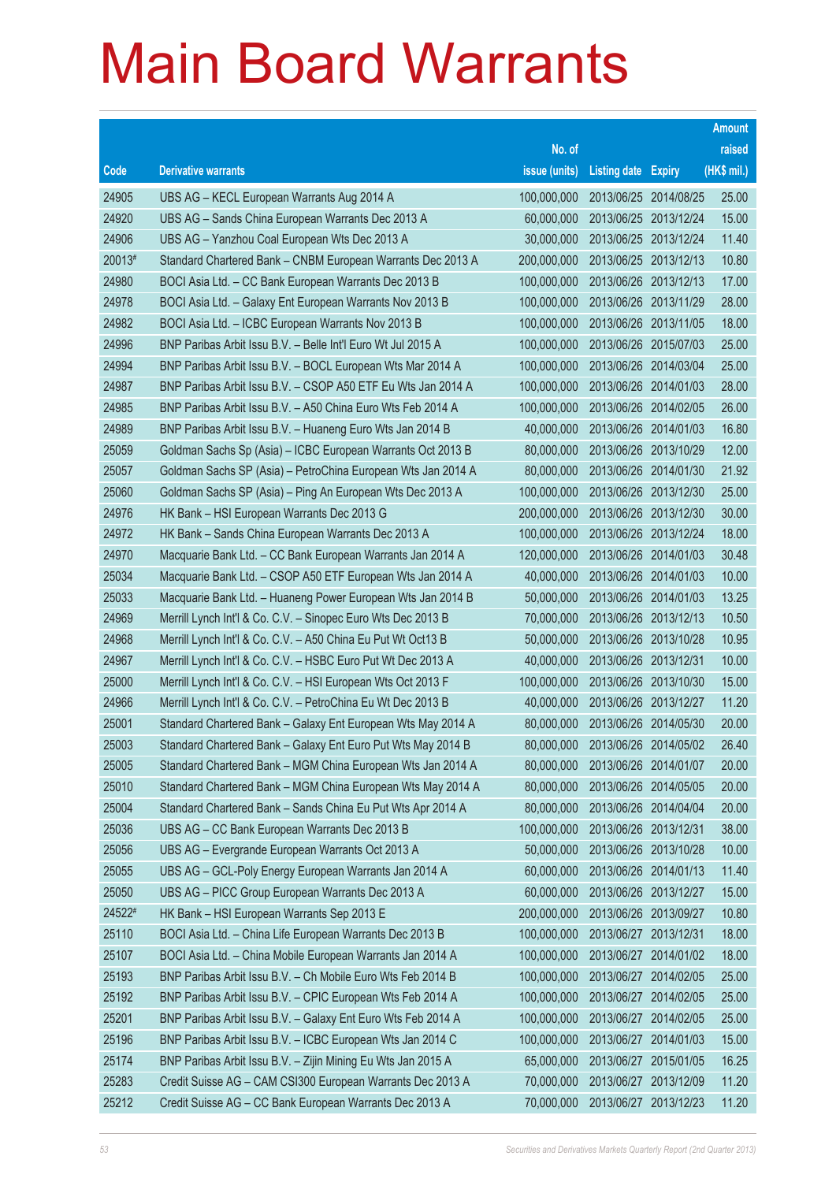# Main Board Warrants

| Code | Derivative warrants | No. of issue (units) | Listing date | Expiry | Amount raised (HK$ mil.) |
|---|---|---|---|---|---|
| 24905 | UBS AG – KECL European Warrants Aug 2014 A | 100,000,000 | 2013/06/25 | 2014/08/25 | 25.00 |
| 24920 | UBS AG – Sands China European Warrants Dec 2013 A | 60,000,000 | 2013/06/25 | 2013/12/24 | 15.00 |
| 24906 | UBS AG – Yanzhou Coal European Wts Dec 2013 A | 30,000,000 | 2013/06/25 | 2013/12/24 | 11.40 |
| 20013# | Standard Chartered Bank – CNBM European Warrants Dec 2013 A | 200,000,000 | 2013/06/25 | 2013/12/13 | 10.80 |
| 24980 | BOCI Asia Ltd. – CC Bank European Warrants Dec 2013 B | 100,000,000 | 2013/06/26 | 2013/12/13 | 17.00 |
| 24978 | BOCI Asia Ltd. – Galaxy Ent European Warrants Nov 2013 B | 100,000,000 | 2013/06/26 | 2013/11/29 | 28.00 |
| 24982 | BOCI Asia Ltd. – ICBC European Warrants Nov 2013 B | 100,000,000 | 2013/06/26 | 2013/11/05 | 18.00 |
| 24996 | BNP Paribas Arbit Issu B.V. – Belle Int'l Euro Wt Jul 2015 A | 100,000,000 | 2013/06/26 | 2015/07/03 | 25.00 |
| 24994 | BNP Paribas Arbit Issu B.V. – BOCL European Wts Mar 2014 A | 100,000,000 | 2013/06/26 | 2014/03/04 | 25.00 |
| 24987 | BNP Paribas Arbit Issu B.V. – CSOP A50 ETF Eu Wts Jan 2014 A | 100,000,000 | 2013/06/26 | 2014/01/03 | 28.00 |
| 24985 | BNP Paribas Arbit Issu B.V. – A50 China Euro Wts Feb 2014 A | 100,000,000 | 2013/06/26 | 2014/02/05 | 26.00 |
| 24989 | BNP Paribas Arbit Issu B.V. – Huaneng Euro Wts Jan 2014 B | 40,000,000 | 2013/06/26 | 2014/01/03 | 16.80 |
| 25059 | Goldman Sachs Sp (Asia) – ICBC European Warrants Oct 2013 B | 80,000,000 | 2013/06/26 | 2013/10/29 | 12.00 |
| 25057 | Goldman Sachs SP (Asia) – PetroChina European Wts Jan 2014 A | 80,000,000 | 2013/06/26 | 2014/01/30 | 21.92 |
| 25060 | Goldman Sachs SP (Asia) – Ping An European Wts Dec 2013 A | 100,000,000 | 2013/06/26 | 2013/12/30 | 25.00 |
| 24976 | HK Bank – HSI European Warrants Dec 2013 G | 200,000,000 | 2013/06/26 | 2013/12/30 | 30.00 |
| 24972 | HK Bank – Sands China European Warrants Dec 2013 A | 100,000,000 | 2013/06/26 | 2013/12/24 | 18.00 |
| 24970 | Macquarie Bank Ltd. – CC Bank European Warrants Jan 2014 A | 120,000,000 | 2013/06/26 | 2014/01/03 | 30.48 |
| 25034 | Macquarie Bank Ltd. – CSOP A50 ETF European Wts Jan 2014 A | 40,000,000 | 2013/06/26 | 2014/01/03 | 10.00 |
| 25033 | Macquarie Bank Ltd. – Huaneng Power European Wts Jan 2014 B | 50,000,000 | 2013/06/26 | 2014/01/03 | 13.25 |
| 24969 | Merrill Lynch Int'l & Co. C.V. – Sinopec Euro Wts Dec 2013 B | 70,000,000 | 2013/06/26 | 2013/12/13 | 10.50 |
| 24968 | Merrill Lynch Int'l & Co. C.V. – A50 China Eu Put Wt Oct13 B | 50,000,000 | 2013/06/26 | 2013/10/28 | 10.95 |
| 24967 | Merrill Lynch Int'l & Co. C.V. – HSBC Euro Put Wt Dec 2013 A | 40,000,000 | 2013/06/26 | 2013/12/31 | 10.00 |
| 25000 | Merrill Lynch Int'l & Co. C.V. – HSI European Wts Oct 2013 F | 100,000,000 | 2013/06/26 | 2013/10/30 | 15.00 |
| 24966 | Merrill Lynch Int'l & Co. C.V. – PetroChina Eu Wt Dec 2013 B | 40,000,000 | 2013/06/26 | 2013/12/27 | 11.20 |
| 25001 | Standard Chartered Bank – Galaxy Ent European Wts May 2014 A | 80,000,000 | 2013/06/26 | 2014/05/30 | 20.00 |
| 25003 | Standard Chartered Bank – Galaxy Ent Euro Put Wts May 2014 B | 80,000,000 | 2013/06/26 | 2014/05/02 | 26.40 |
| 25005 | Standard Chartered Bank – MGM China European Wts Jan 2014 A | 80,000,000 | 2013/06/26 | 2014/01/07 | 20.00 |
| 25010 | Standard Chartered Bank – MGM China European Wts May 2014 A | 80,000,000 | 2013/06/26 | 2014/05/05 | 20.00 |
| 25004 | Standard Chartered Bank – Sands China Eu Put Wts Apr 2014 A | 80,000,000 | 2013/06/26 | 2014/04/04 | 20.00 |
| 25036 | UBS AG – CC Bank European Warrants Dec 2013 B | 100,000,000 | 2013/06/26 | 2013/12/31 | 38.00 |
| 25056 | UBS AG – Evergrande European Warrants Oct 2013 A | 50,000,000 | 2013/06/26 | 2013/10/28 | 10.00 |
| 25055 | UBS AG – GCL-Poly Energy European Warrants Jan 2014 A | 60,000,000 | 2013/06/26 | 2014/01/13 | 11.40 |
| 25050 | UBS AG – PICC Group European Warrants Dec 2013 A | 60,000,000 | 2013/06/26 | 2013/12/27 | 15.00 |
| 24522# | HK Bank – HSI European Warrants Sep 2013 E | 200,000,000 | 2013/06/26 | 2013/09/27 | 10.80 |
| 25110 | BOCI Asia Ltd. – China Life European Warrants Dec 2013 B | 100,000,000 | 2013/06/27 | 2013/12/31 | 18.00 |
| 25107 | BOCI Asia Ltd. – China Mobile European Warrants Jan 2014 A | 100,000,000 | 2013/06/27 | 2014/01/02 | 18.00 |
| 25193 | BNP Paribas Arbit Issu B.V. – Ch Mobile Euro Wts Feb 2014 B | 100,000,000 | 2013/06/27 | 2014/02/05 | 25.00 |
| 25192 | BNP Paribas Arbit Issu B.V. – CPIC European Wts Feb 2014 A | 100,000,000 | 2013/06/27 | 2014/02/05 | 25.00 |
| 25201 | BNP Paribas Arbit Issu B.V. – Galaxy Ent Euro Wts Feb 2014 A | 100,000,000 | 2013/06/27 | 2014/02/05 | 25.00 |
| 25196 | BNP Paribas Arbit Issu B.V. – ICBC European Wts Jan 2014 C | 100,000,000 | 2013/06/27 | 2014/01/03 | 15.00 |
| 25174 | BNP Paribas Arbit Issu B.V. – Zijin Mining Eu Wts Jan 2015 A | 65,000,000 | 2013/06/27 | 2015/01/05 | 16.25 |
| 25283 | Credit Suisse AG – CAM CSI300 European Warrants Dec 2013 A | 70,000,000 | 2013/06/27 | 2013/12/09 | 11.20 |
| 25212 | Credit Suisse AG – CC Bank European Warrants Dec 2013 A | 70,000,000 | 2013/06/27 | 2013/12/23 | 11.20 |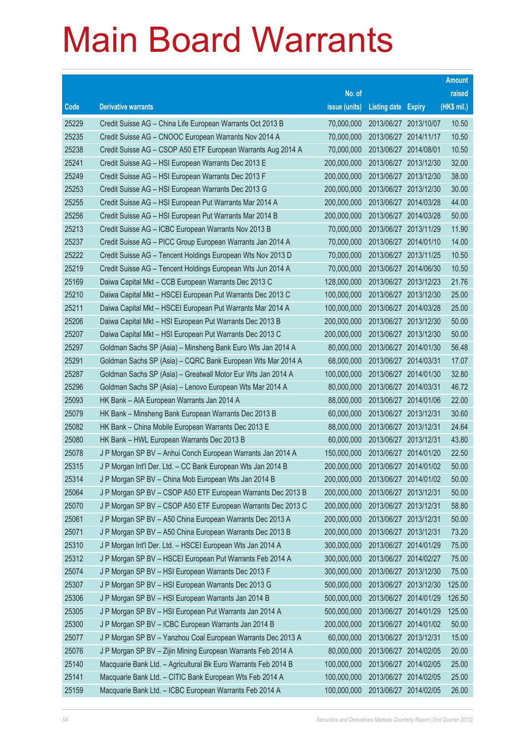# Main Board Warrants

| Code | Derivative warrants | No. of issue (units) | Listing date | Expiry | Amount raised (HK$ mil.) |
|---|---|---|---|---|---|
| 25229 | Credit Suisse AG – China Life European Warrants Oct 2013 B | 70,000,000 | 2013/06/27 | 2013/10/07 | 10.50 |
| 25235 | Credit Suisse AG – CNOOC European Warrants Nov 2014 A | 70,000,000 | 2013/06/27 | 2014/11/17 | 10.50 |
| 25238 | Credit Suisse AG – CSOP A50 ETF European Warrants Aug 2014 A | 70,000,000 | 2013/06/27 | 2014/08/01 | 10.50 |
| 25241 | Credit Suisse AG – HSI European Warrants Dec 2013 E | 200,000,000 | 2013/06/27 | 2013/12/30 | 32.00 |
| 25249 | Credit Suisse AG – HSI European Warrants Dec 2013 F | 200,000,000 | 2013/06/27 | 2013/12/30 | 38.00 |
| 25253 | Credit Suisse AG – HSI European Warrants Dec 2013 G | 200,000,000 | 2013/06/27 | 2013/12/30 | 30.00 |
| 25255 | Credit Suisse AG – HSI European Put Warrants Mar 2014 A | 200,000,000 | 2013/06/27 | 2014/03/28 | 44.00 |
| 25256 | Credit Suisse AG – HSI European Put Warrants Mar 2014 B | 200,000,000 | 2013/06/27 | 2014/03/28 | 50.00 |
| 25213 | Credit Suisse AG – ICBC European Warrants Nov 2013 B | 70,000,000 | 2013/06/27 | 2013/11/29 | 11.90 |
| 25237 | Credit Suisse AG – PICC Group European Warrants Jan 2014 A | 70,000,000 | 2013/06/27 | 2014/01/10 | 14.00 |
| 25222 | Credit Suisse AG – Tencent Holdings European Wts Nov 2013 D | 70,000,000 | 2013/06/27 | 2013/11/25 | 10.50 |
| 25219 | Credit Suisse AG – Tencent Holdings European Wts Jun 2014 A | 70,000,000 | 2013/06/27 | 2014/06/30 | 10.50 |
| 25169 | Daiwa Capital Mkt – CCB European Warrants Dec 2013 C | 128,000,000 | 2013/06/27 | 2013/12/23 | 21.76 |
| 25210 | Daiwa Capital Mkt – HSCEI European Put Warrants Dec 2013 C | 100,000,000 | 2013/06/27 | 2013/12/30 | 25.00 |
| 25211 | Daiwa Capital Mkt – HSCEI European Put Warrants Mar 2014 A | 100,000,000 | 2013/06/27 | 2014/03/28 | 25.00 |
| 25206 | Daiwa Capital Mkt – HSI European Put Warrants Dec 2013 B | 200,000,000 | 2013/06/27 | 2013/12/30 | 50.00 |
| 25207 | Daiwa Capital Mkt – HSI European Put Warrants Dec 2013 C | 200,000,000 | 2013/06/27 | 2013/12/30 | 50.00 |
| 25297 | Goldman Sachs SP (Asia) – Minsheng Bank Euro Wts Jan 2014 A | 80,000,000 | 2013/06/27 | 2014/01/30 | 56.48 |
| 25291 | Goldman Sachs SP (Asia) – CQRC Bank European Wts Mar 2014 A | 68,000,000 | 2013/06/27 | 2014/03/31 | 17.07 |
| 25287 | Goldman Sachs SP (Asia) – Greatwall Motor Eur Wts Jan 2014 A | 100,000,000 | 2013/06/27 | 2014/01/30 | 32.80 |
| 25296 | Goldman Sachs SP (Asia) – Lenovo European Wts Mar 2014 A | 80,000,000 | 2013/06/27 | 2014/03/31 | 46.72 |
| 25093 | HK Bank – AIA European Warrants Jan 2014 A | 88,000,000 | 2013/06/27 | 2014/01/06 | 22.00 |
| 25079 | HK Bank – Minsheng Bank European Warrants Dec 2013 B | 60,000,000 | 2013/06/27 | 2013/12/31 | 30.60 |
| 25082 | HK Bank – China Mobile European Warrants Dec 2013 E | 88,000,000 | 2013/06/27 | 2013/12/31 | 24.64 |
| 25080 | HK Bank – HWL European Warrants Dec 2013 B | 60,000,000 | 2013/06/27 | 2013/12/31 | 43.80 |
| 25078 | J P Morgan SP BV – Anhui Conch European Warrants Jan 2014 A | 150,000,000 | 2013/06/27 | 2014/01/20 | 22.50 |
| 25315 | J P Morgan Int'l Der. Ltd. – CC Bank European Wts Jan 2014 B | 200,000,000 | 2013/06/27 | 2014/01/02 | 50.00 |
| 25314 | J P Morgan SP BV – China Mob European Wts Jan 2014 B | 200,000,000 | 2013/06/27 | 2014/01/02 | 50.00 |
| 25064 | J P Morgan SP BV – CSOP A50 ETF European Warrants Dec 2013 B | 200,000,000 | 2013/06/27 | 2013/12/31 | 50.00 |
| 25070 | J P Morgan SP BV – CSOP A50 ETF European Warrants Dec 2013 C | 200,000,000 | 2013/06/27 | 2013/12/31 | 58.80 |
| 25061 | J P Morgan SP BV – A50 China European Warrants Dec 2013 A | 200,000,000 | 2013/06/27 | 2013/12/31 | 50.00 |
| 25071 | J P Morgan SP BV – A50 China European Warrants Dec 2013 B | 200,000,000 | 2013/06/27 | 2013/12/31 | 73.20 |
| 25310 | J P Morgan Int'l Der. Ltd. – HSCEI European Wts Jan 2014 A | 300,000,000 | 2013/06/27 | 2014/01/29 | 75.00 |
| 25312 | J P Morgan SP BV – HSCEI European Put Warrants Feb 2014 A | 300,000,000 | 2013/06/27 | 2014/02/27 | 75.00 |
| 25074 | J P Morgan SP BV – HSI European Warrants Dec 2013 F | 300,000,000 | 2013/06/27 | 2013/12/30 | 75.00 |
| 25307 | J P Morgan SP BV – HSI European Warrants Dec 2013 G | 500,000,000 | 2013/06/27 | 2013/12/30 | 125.00 |
| 25306 | J P Morgan SP BV – HSI European Warrants Jan 2014 B | 500,000,000 | 2013/06/27 | 2014/01/29 | 126.50 |
| 25305 | J P Morgan SP BV – HSI European Put Warrants Jan 2014 A | 500,000,000 | 2013/06/27 | 2014/01/29 | 125.00 |
| 25300 | J P Morgan SP BV – ICBC European Warrants Jan 2014 B | 200,000,000 | 2013/06/27 | 2014/01/02 | 50.00 |
| 25077 | J P Morgan SP BV – Yanzhou Coal European Warrants Dec 2013 A | 60,000,000 | 2013/06/27 | 2013/12/31 | 15.00 |
| 25076 | J P Morgan SP BV – Zijin Mining European Warrants Feb 2014 A | 80,000,000 | 2013/06/27 | 2014/02/05 | 20.00 |
| 25140 | Macquarie Bank Ltd. – Agricultural Bk Euro Warrants Feb 2014 B | 100,000,000 | 2013/06/27 | 2014/02/05 | 25.00 |
| 25141 | Macquarie Bank Ltd. – CITIC Bank European Wts Feb 2014 A | 100,000,000 | 2013/06/27 | 2014/02/05 | 25.00 |
| 25159 | Macquarie Bank Ltd. – ICBC European Warrants Feb 2014 A | 100,000,000 | 2013/06/27 | 2014/02/05 | 26.00 |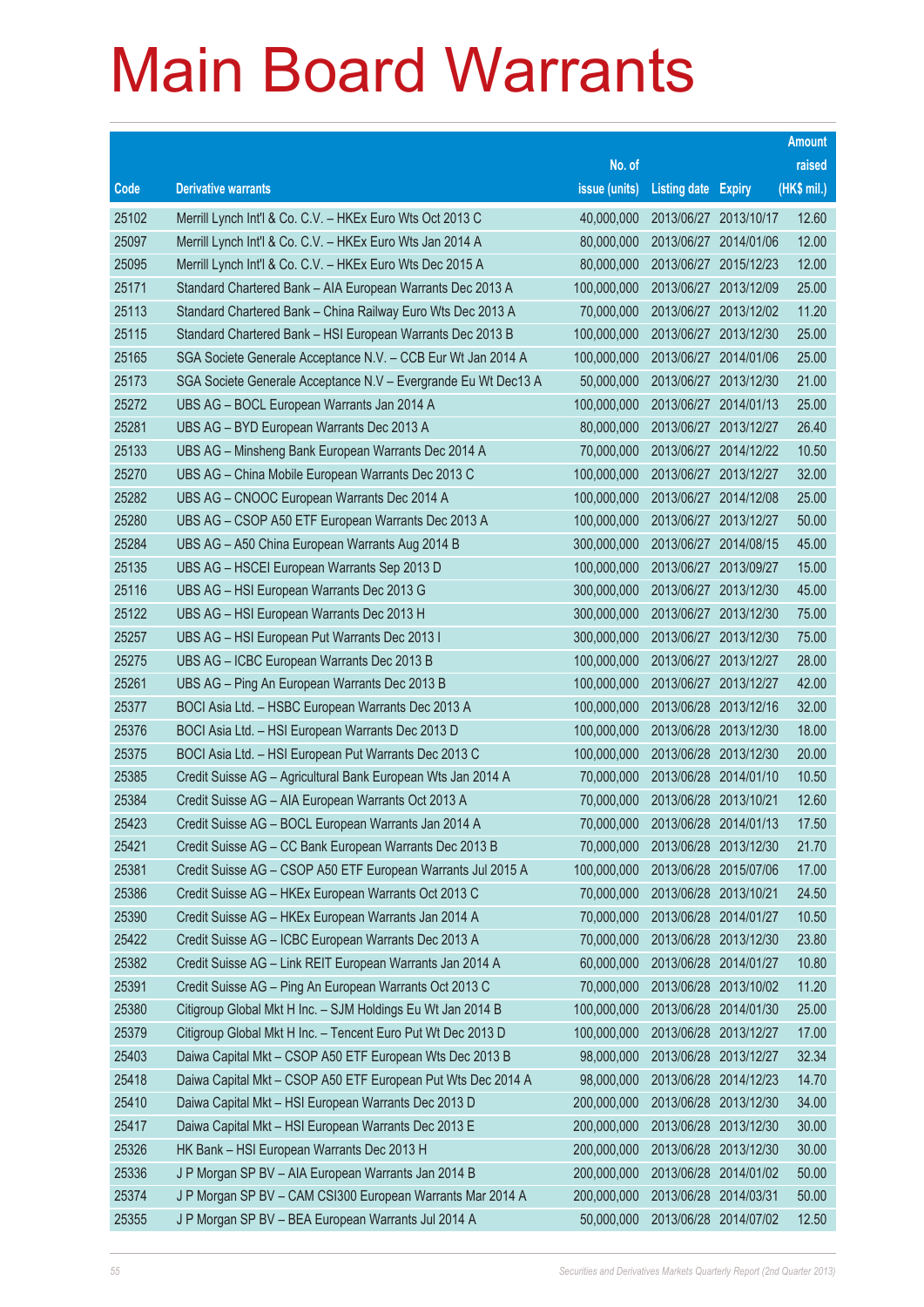# Main Board Warrants

| Code | Derivative warrants | No. of issue (units) | Listing date | Expiry | Amount raised (HK$ mil.) |
|---|---|---|---|---|---|
| 25102 | Merrill Lynch Int'l & Co. C.V. – HKEx Euro Wts Oct 2013 C | 40,000,000 | 2013/06/27 | 2013/10/17 | 12.60 |
| 25097 | Merrill Lynch Int'l & Co. C.V. – HKEx Euro Wts Jan 2014 A | 80,000,000 | 2013/06/27 | 2014/01/06 | 12.00 |
| 25095 | Merrill Lynch Int'l & Co. C.V. – HKEx Euro Wts Dec 2015 A | 80,000,000 | 2013/06/27 | 2015/12/23 | 12.00 |
| 25171 | Standard Chartered Bank – AIA European Warrants Dec 2013 A | 100,000,000 | 2013/06/27 | 2013/12/09 | 25.00 |
| 25113 | Standard Chartered Bank – China Railway Euro Wts Dec 2013 A | 70,000,000 | 2013/06/27 | 2013/12/02 | 11.20 |
| 25115 | Standard Chartered Bank – HSI European Warrants Dec 2013 B | 100,000,000 | 2013/06/27 | 2013/12/30 | 25.00 |
| 25165 | SGA Societe Generale Acceptance N.V. – CCB Eur Wt Jan 2014 A | 100,000,000 | 2013/06/27 | 2014/01/06 | 25.00 |
| 25173 | SGA Societe Generale Acceptance N.V – Evergrande Eu Wt Dec13 A | 50,000,000 | 2013/06/27 | 2013/12/30 | 21.00 |
| 25272 | UBS AG – BOCL European Warrants Jan 2014 A | 100,000,000 | 2013/06/27 | 2014/01/13 | 25.00 |
| 25281 | UBS AG – BYD European Warrants Dec 2013 A | 80,000,000 | 2013/06/27 | 2013/12/27 | 26.40 |
| 25133 | UBS AG – Minsheng Bank European Warrants Dec 2014 A | 70,000,000 | 2013/06/27 | 2014/12/22 | 10.50 |
| 25270 | UBS AG – China Mobile European Warrants Dec 2013 C | 100,000,000 | 2013/06/27 | 2013/12/27 | 32.00 |
| 25282 | UBS AG – CNOOC European Warrants Dec 2014 A | 100,000,000 | 2013/06/27 | 2014/12/08 | 25.00 |
| 25280 | UBS AG – CSOP A50 ETF European Warrants Dec 2013 A | 100,000,000 | 2013/06/27 | 2013/12/27 | 50.00 |
| 25284 | UBS AG – A50 China European Warrants Aug 2014 B | 300,000,000 | 2013/06/27 | 2014/08/15 | 45.00 |
| 25135 | UBS AG – HSCEI European Warrants Sep 2013 D | 100,000,000 | 2013/06/27 | 2013/09/27 | 15.00 |
| 25116 | UBS AG – HSI European Warrants Dec 2013 G | 300,000,000 | 2013/06/27 | 2013/12/30 | 45.00 |
| 25122 | UBS AG – HSI European Warrants Dec 2013 H | 300,000,000 | 2013/06/27 | 2013/12/30 | 75.00 |
| 25257 | UBS AG – HSI European Put Warrants Dec 2013 I | 300,000,000 | 2013/06/27 | 2013/12/30 | 75.00 |
| 25275 | UBS AG – ICBC European Warrants Dec 2013 B | 100,000,000 | 2013/06/27 | 2013/12/27 | 28.00 |
| 25261 | UBS AG – Ping An European Warrants Dec 2013 B | 100,000,000 | 2013/06/27 | 2013/12/27 | 42.00 |
| 25377 | BOCI Asia Ltd. – HSBC European Warrants Dec 2013 A | 100,000,000 | 2013/06/28 | 2013/12/16 | 32.00 |
| 25376 | BOCI Asia Ltd. – HSI European Warrants Dec 2013 D | 100,000,000 | 2013/06/28 | 2013/12/30 | 18.00 |
| 25375 | BOCI Asia Ltd. – HSI European Put Warrants Dec 2013 C | 100,000,000 | 2013/06/28 | 2013/12/30 | 20.00 |
| 25385 | Credit Suisse AG – Agricultural Bank European Wts Jan 2014 A | 70,000,000 | 2013/06/28 | 2014/01/10 | 10.50 |
| 25384 | Credit Suisse AG – AIA European Warrants Oct 2013 A | 70,000,000 | 2013/06/28 | 2013/10/21 | 12.60 |
| 25423 | Credit Suisse AG – BOCL European Warrants Jan 2014 A | 70,000,000 | 2013/06/28 | 2014/01/13 | 17.50 |
| 25421 | Credit Suisse AG – CC Bank European Warrants Dec 2013 B | 70,000,000 | 2013/06/28 | 2013/12/30 | 21.70 |
| 25381 | Credit Suisse AG – CSOP A50 ETF European Warrants Jul 2015 A | 100,000,000 | 2013/06/28 | 2015/07/06 | 17.00 |
| 25386 | Credit Suisse AG – HKEx European Warrants Oct 2013 C | 70,000,000 | 2013/06/28 | 2013/10/21 | 24.50 |
| 25390 | Credit Suisse AG – HKEx European Warrants Jan 2014 A | 70,000,000 | 2013/06/28 | 2014/01/27 | 10.50 |
| 25422 | Credit Suisse AG – ICBC European Warrants Dec 2013 A | 70,000,000 | 2013/06/28 | 2013/12/30 | 23.80 |
| 25382 | Credit Suisse AG – Link REIT European Warrants Jan 2014 A | 60,000,000 | 2013/06/28 | 2014/01/27 | 10.80 |
| 25391 | Credit Suisse AG – Ping An European Warrants Oct 2013 C | 70,000,000 | 2013/06/28 | 2013/10/02 | 11.20 |
| 25380 | Citigroup Global Mkt H Inc. – SJM Holdings Eu Wt Jan 2014 B | 100,000,000 | 2013/06/28 | 2014/01/30 | 25.00 |
| 25379 | Citigroup Global Mkt H Inc. – Tencent Euro Put Wt Dec 2013 D | 100,000,000 | 2013/06/28 | 2013/12/27 | 17.00 |
| 25403 | Daiwa Capital Mkt – CSOP A50 ETF European Wts Dec 2013 B | 98,000,000 | 2013/06/28 | 2013/12/27 | 32.34 |
| 25418 | Daiwa Capital Mkt – CSOP A50 ETF European Put Wts Dec 2014 A | 98,000,000 | 2013/06/28 | 2014/12/23 | 14.70 |
| 25410 | Daiwa Capital Mkt – HSI European Warrants Dec 2013 D | 200,000,000 | 2013/06/28 | 2013/12/30 | 34.00 |
| 25417 | Daiwa Capital Mkt – HSI European Warrants Dec 2013 E | 200,000,000 | 2013/06/28 | 2013/12/30 | 30.00 |
| 25326 | HK Bank – HSI European Warrants Dec 2013 H | 200,000,000 | 2013/06/28 | 2013/12/30 | 30.00 |
| 25336 | J P Morgan SP BV – AIA European Warrants Jan 2014 B | 200,000,000 | 2013/06/28 | 2014/01/02 | 50.00 |
| 25374 | J P Morgan SP BV – CAM CSI300 European Warrants Mar 2014 A | 200,000,000 | 2013/06/28 | 2014/03/31 | 50.00 |
| 25355 | J P Morgan SP BV – BEA European Warrants Jul 2014 A | 50,000,000 | 2013/06/28 | 2014/07/02 | 12.50 |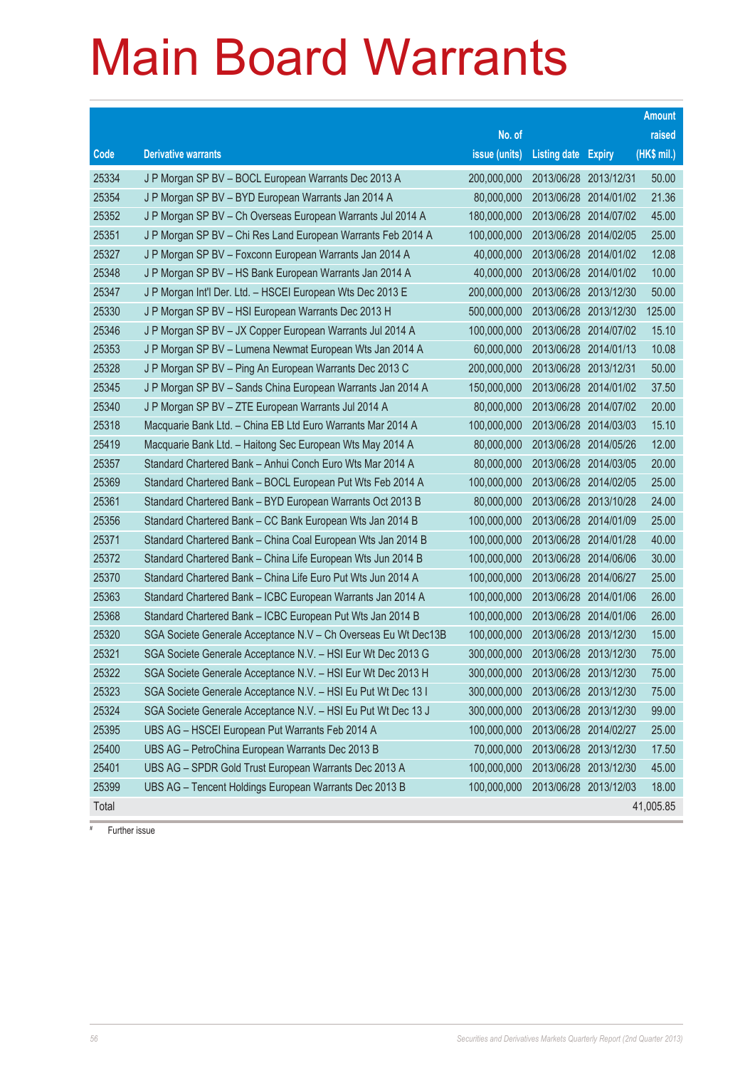# Main Board Warrants

| Code | Derivative warrants | No. of issue (units) | Listing date | Expiry | Amount raised (HK$ mil.) |
|---|---|---|---|---|---|
| 25334 | J P Morgan SP BV – BOCL European Warrants Dec 2013 A | 200,000,000 | 2013/06/28 | 2013/12/31 | 50.00 |
| 25354 | J P Morgan SP BV – BYD European Warrants Jan 2014 A | 80,000,000 | 2013/06/28 | 2014/01/02 | 21.36 |
| 25352 | J P Morgan SP BV – Ch Overseas European Warrants Jul 2014 A | 180,000,000 | 2013/06/28 | 2014/07/02 | 45.00 |
| 25351 | J P Morgan SP BV – Chi Res Land European Warrants Feb 2014 A | 100,000,000 | 2013/06/28 | 2014/02/05 | 25.00 |
| 25327 | J P Morgan SP BV – Foxconn European Warrants Jan 2014 A | 40,000,000 | 2013/06/28 | 2014/01/02 | 12.08 |
| 25348 | J P Morgan SP BV – HS Bank European Warrants Jan 2014 A | 40,000,000 | 2013/06/28 | 2014/01/02 | 10.00 |
| 25347 | J P Morgan Int'l Der. Ltd. – HSCEI European Wts Dec 2013 E | 200,000,000 | 2013/06/28 | 2013/12/30 | 50.00 |
| 25330 | J P Morgan SP BV – HSI European Warrants Dec 2013 H | 500,000,000 | 2013/06/28 | 2013/12/30 | 125.00 |
| 25346 | J P Morgan SP BV – JX Copper European Warrants Jul 2014 A | 100,000,000 | 2013/06/28 | 2014/07/02 | 15.10 |
| 25353 | J P Morgan SP BV – Lumena Newmat European Wts Jan 2014 A | 60,000,000 | 2013/06/28 | 2014/01/13 | 10.08 |
| 25328 | J P Morgan SP BV – Ping An European Warrants Dec 2013 C | 200,000,000 | 2013/06/28 | 2013/12/31 | 50.00 |
| 25345 | J P Morgan SP BV – Sands China European Warrants Jan 2014 A | 150,000,000 | 2013/06/28 | 2014/01/02 | 37.50 |
| 25340 | J P Morgan SP BV – ZTE European Warrants Jul 2014 A | 80,000,000 | 2013/06/28 | 2014/07/02 | 20.00 |
| 25318 | Macquarie Bank Ltd. – China EB Ltd Euro Warrants Mar 2014 A | 100,000,000 | 2013/06/28 | 2014/03/03 | 15.10 |
| 25419 | Macquarie Bank Ltd. – Haitong Sec European Wts May 2014 A | 80,000,000 | 2013/06/28 | 2014/05/26 | 12.00 |
| 25357 | Standard Chartered Bank – Anhui Conch Euro Wts Mar 2014 A | 80,000,000 | 2013/06/28 | 2014/03/05 | 20.00 |
| 25369 | Standard Chartered Bank – BOCL European Put Wts Feb 2014 A | 100,000,000 | 2013/06/28 | 2014/02/05 | 25.00 |
| 25361 | Standard Chartered Bank – BYD European Warrants Oct 2013 B | 80,000,000 | 2013/06/28 | 2013/10/28 | 24.00 |
| 25356 | Standard Chartered Bank – CC Bank European Wts Jan 2014 B | 100,000,000 | 2013/06/28 | 2014/01/09 | 25.00 |
| 25371 | Standard Chartered Bank – China Coal European Wts Jan 2014 B | 100,000,000 | 2013/06/28 | 2014/01/28 | 40.00 |
| 25372 | Standard Chartered Bank – China Life European Wts Jun 2014 B | 100,000,000 | 2013/06/28 | 2014/06/06 | 30.00 |
| 25370 | Standard Chartered Bank – China Life Euro Put Wts Jun 2014 A | 100,000,000 | 2013/06/28 | 2014/06/27 | 25.00 |
| 25363 | Standard Chartered Bank – ICBC European Warrants Jan 2014 A | 100,000,000 | 2013/06/28 | 2014/01/06 | 26.00 |
| 25368 | Standard Chartered Bank – ICBC European Put Wts Jan 2014 B | 100,000,000 | 2013/06/28 | 2014/01/06 | 26.00 |
| 25320 | SGA Societe Generale Acceptance N.V – Ch Overseas Eu Wt Dec13B | 100,000,000 | 2013/06/28 | 2013/12/30 | 15.00 |
| 25321 | SGA Societe Generale Acceptance N.V. – HSI Eur Wt Dec 2013 G | 300,000,000 | 2013/06/28 | 2013/12/30 | 75.00 |
| 25322 | SGA Societe Generale Acceptance N.V. – HSI Eur Wt Dec 2013 H | 300,000,000 | 2013/06/28 | 2013/12/30 | 75.00 |
| 25323 | SGA Societe Generale Acceptance N.V. – HSI Eu Put Wt Dec 13 I | 300,000,000 | 2013/06/28 | 2013/12/30 | 75.00 |
| 25324 | SGA Societe Generale Acceptance N.V. – HSI Eu Put Wt Dec 13 J | 300,000,000 | 2013/06/28 | 2013/12/30 | 99.00 |
| 25395 | UBS AG – HSCEI European Put Warrants Feb 2014 A | 100,000,000 | 2013/06/28 | 2014/02/27 | 25.00 |
| 25400 | UBS AG – PetroChina European Warrants Dec 2013 B | 70,000,000 | 2013/06/28 | 2013/12/30 | 17.50 |
| 25401 | UBS AG – SPDR Gold Trust European Warrants Dec 2013 A | 100,000,000 | 2013/06/28 | 2013/12/30 | 45.00 |
| 25399 | UBS AG – Tencent Holdings European Warrants Dec 2013 B | 100,000,000 | 2013/06/28 | 2013/12/03 | 18.00 |
| Total | | | | | 41,005.85 |

# Further issue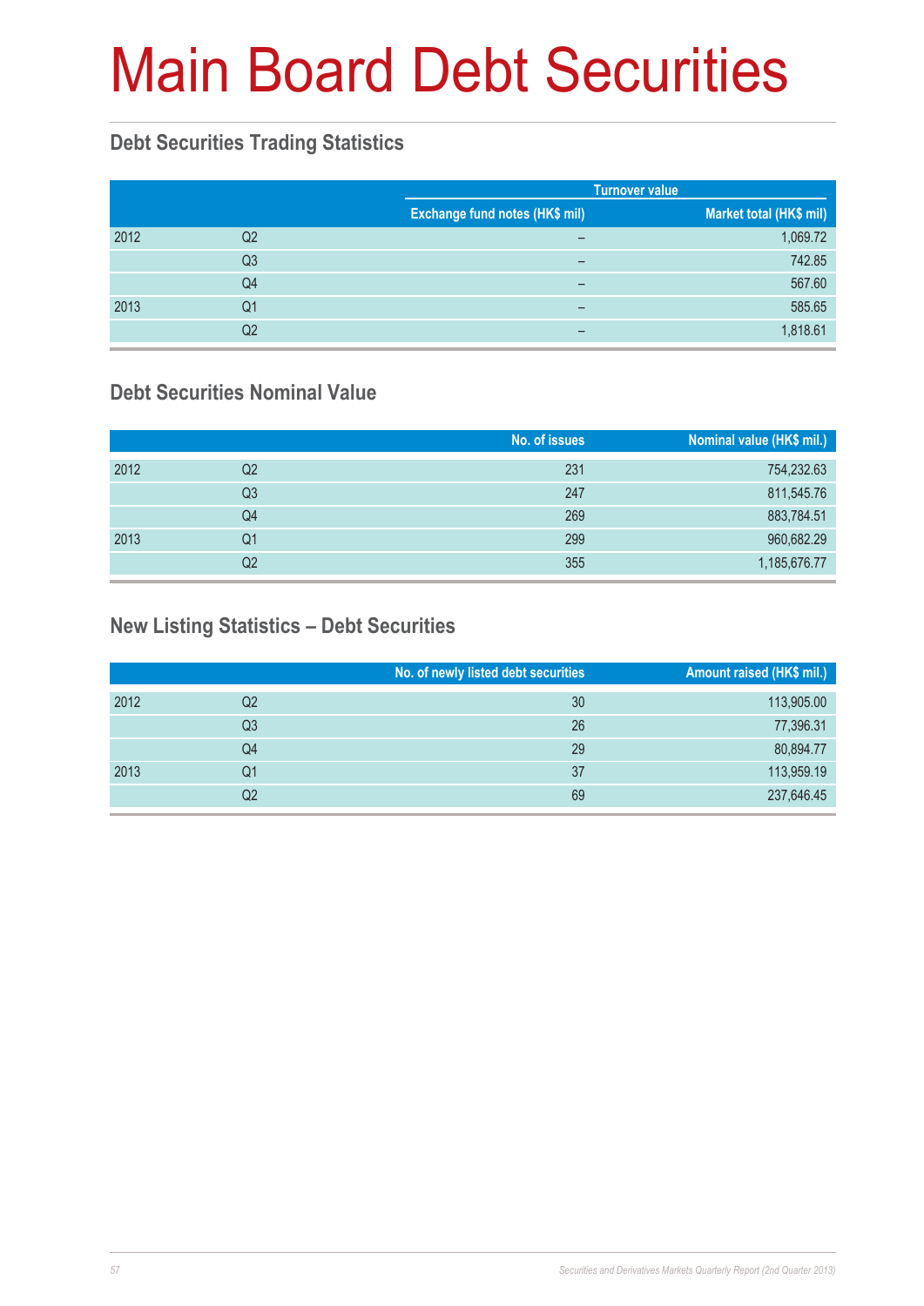# Main Board Debt Securities

## Debt Securities Trading Statistics

| | | Turnover value | |
|---|---|---|---|
| | | Exchange fund notes (HK$ mil) | Market total (HK$ mil) |
| 2012 | Q2 | – | 1,069.72 |
| | Q3 | – | 742.85 |
| | Q4 | – | 567.60 |
| 2013 | Q1 | – | 585.65 |
| | Q2 | – | 1,818.61 |

## Debt Securities Nominal Value

| | | No. of issues | Nominal value (HK$ mil.) |
|---|---|---|---|
| 2012 | Q2 | 231 | 754,232.63 |
| | Q3 | 247 | 811,545.76 |
| | Q4 | 269 | 883,784.51 |
| 2013 | Q1 | 299 | 960,682.29 |
| | Q2 | 355 | 1,185,676.77 |

## New Listing Statistics – Debt Securities

| | | No. of newly listed debt securities | Amount raised (HK$ mil.) |
|---|---|---|---|
| 2012 | Q2 | 30 | 113,905.00 |
| | Q3 | 26 | 77,396.31 |
| | Q4 | 29 | 80,894.77 |
| 2013 | Q1 | 37 | 113,959.19 |
| | Q2 | 69 | 237,646.45 |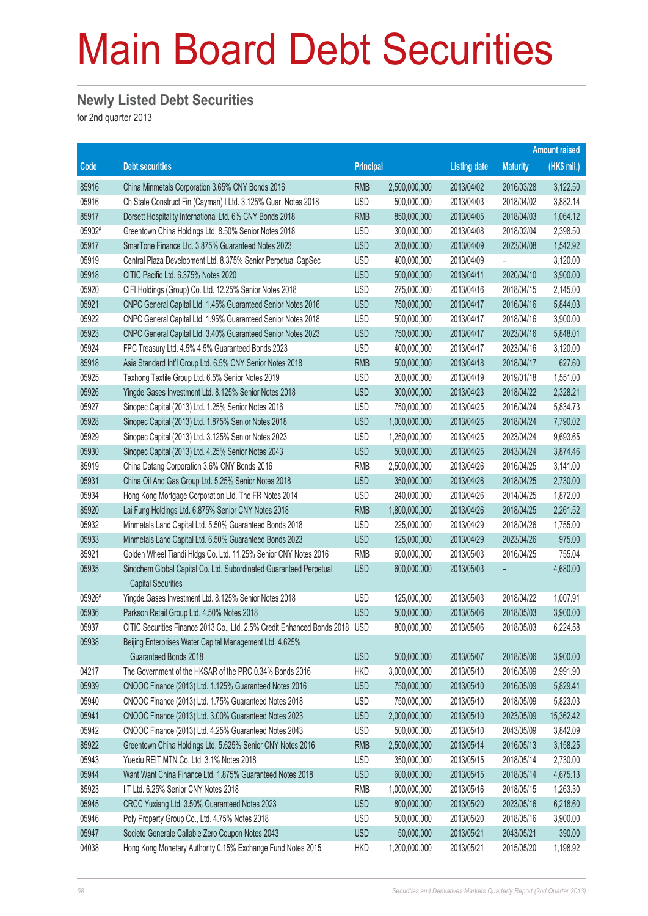# Main Board Debt Securities

## Newly Listed Debt Securities

for 2nd quarter 2013

| Code | Debt securities | Principal | | Listing date | Maturity | Amount raised (HK$ mil.) |
|---|---|---|---|---|---|---|
| 85916 | China Minmetals Corporation 3.65% CNY Bonds 2016 | RMB | 2,500,000,000 | 2013/04/02 | 2016/03/28 | 3,122.50 |
| 05916 | Ch State Construct Fin (Cayman) I Ltd. 3.125% Guar. Notes 2018 | USD | 500,000,000 | 2013/04/03 | 2018/04/02 | 3,882.14 |
| 85917 | Dorsett Hospitality International Ltd. 6% CNY Bonds 2018 | RMB | 850,000,000 | 2013/04/05 | 2018/04/03 | 1,064.12 |
| 05902# | Greentown China Holdings Ltd. 8.50% Senior Notes 2018 | USD | 300,000,000 | 2013/04/08 | 2018/02/04 | 2,398.50 |
| 05917 | SmarTone Finance Ltd. 3.875% Guaranteed Notes 2023 | USD | 200,000,000 | 2013/04/09 | 2023/04/08 | 1,542.92 |
| 05919 | Central Plaza Development Ltd. 8.375% Senior Perpetual CapSec | USD | 400,000,000 | 2013/04/09 | – | 3,120.00 |
| 05918 | CITIC Pacific Ltd. 6.375% Notes 2020 | USD | 500,000,000 | 2013/04/11 | 2020/04/10 | 3,900.00 |
| 05920 | CIFI Holdings (Group) Co. Ltd. 12.25% Senior Notes 2018 | USD | 275,000,000 | 2013/04/16 | 2018/04/15 | 2,145.00 |
| 05921 | CNPC General Capital Ltd. 1.45% Guaranteed Senior Notes 2016 | USD | 750,000,000 | 2013/04/17 | 2016/04/16 | 5,844.03 |
| 05922 | CNPC General Capital Ltd. 1.95% Guaranteed Senior Notes 2018 | USD | 500,000,000 | 2013/04/17 | 2018/04/16 | 3,900.00 |
| 05923 | CNPC General Capital Ltd. 3.40% Guaranteed Senior Notes 2023 | USD | 750,000,000 | 2013/04/17 | 2023/04/16 | 5,848.01 |
| 05924 | FPC Treasury Ltd. 4.5% 4.5% Guaranteed Bonds 2023 | USD | 400,000,000 | 2013/04/17 | 2023/04/16 | 3,120.00 |
| 85918 | Asia Standard Int'l Group Ltd. 6.5% CNY Senior Notes 2018 | RMB | 500,000,000 | 2013/04/18 | 2018/04/17 | 627.60 |
| 05925 | Texhong Textile Group Ltd. 6.5% Senior Notes 2019 | USD | 200,000,000 | 2013/04/19 | 2019/01/18 | 1,551.00 |
| 05926 | Yingde Gases Investment Ltd. 8.125% Senior Notes 2018 | USD | 300,000,000 | 2013/04/23 | 2018/04/22 | 2,328.21 |
| 05927 | Sinopec Capital (2013) Ltd. 1.25% Senior Notes 2016 | USD | 750,000,000 | 2013/04/25 | 2016/04/24 | 5,834.73 |
| 05928 | Sinopec Capital (2013) Ltd. 1.875% Senior Notes 2018 | USD | 1,000,000,000 | 2013/04/25 | 2018/04/24 | 7,790.02 |
| 05929 | Sinopec Capital (2013) Ltd. 3.125% Senior Notes 2023 | USD | 1,250,000,000 | 2013/04/25 | 2023/04/24 | 9,693.65 |
| 05930 | Sinopec Capital (2013) Ltd. 4.25% Senior Notes 2043 | USD | 500,000,000 | 2013/04/25 | 2043/04/24 | 3,874.46 |
| 85919 | China Datang Corporation 3.6% CNY Bonds 2016 | RMB | 2,500,000,000 | 2013/04/26 | 2016/04/25 | 3,141.00 |
| 05931 | China Oil And Gas Group Ltd. 5.25% Senior Notes 2018 | USD | 350,000,000 | 2013/04/26 | 2018/04/25 | 2,730.00 |
| 05934 | Hong Kong Mortgage Corporation Ltd. The FR Notes 2014 | USD | 240,000,000 | 2013/04/26 | 2014/04/25 | 1,872.00 |
| 85920 | Lai Fung Holdings Ltd. 6.875% Senior CNY Notes 2018 | RMB | 1,800,000,000 | 2013/04/26 | 2018/04/25 | 2,261.52 |
| 05932 | Minmetals Land Capital Ltd. 5.50% Guaranteed Bonds 2018 | USD | 225,000,000 | 2013/04/29 | 2018/04/26 | 1,755.00 |
| 05933 | Minmetals Land Capital Ltd. 6.50% Guaranteed Bonds 2023 | USD | 125,000,000 | 2013/04/29 | 2023/04/26 | 975.00 |
| 85921 | Golden Wheel Tiandi Hldgs Co. Ltd. 11.25% Senior CNY Notes 2016 | RMB | 600,000,000 | 2013/05/03 | 2016/04/25 | 755.04 |
| 05935 | Sinochem Global Capital Co. Ltd. Subordinated Guaranteed Perpetual Capital Securities | USD | 600,000,000 | 2013/05/03 | – | 4,680.00 |
| 05926# | Yingde Gases Investment Ltd. 8.125% Senior Notes 2018 | USD | 125,000,000 | 2013/05/03 | 2018/04/22 | 1,007.91 |
| 05936 | Parkson Retail Group Ltd. 4.50% Notes 2018 | USD | 500,000,000 | 2013/05/06 | 2018/05/03 | 3,900.00 |
| 05937 | CITIC Securities Finance 2013 Co., Ltd. 2.5% Credit Enhanced Bonds 2018 | USD | 800,000,000 | 2013/05/06 | 2018/05/03 | 6,224.58 |
| 05938 | Beijing Enterprises Water Capital Management Ltd. 4.625% Guaranteed Bonds 2018 | USD | 500,000,000 | 2013/05/07 | 2018/05/06 | 3,900.00 |
| 04217 | The Government of the HKSAR of the PRC 0.34% Bonds 2016 | HKD | 3,000,000,000 | 2013/05/10 | 2016/05/09 | 2,991.90 |
| 05939 | CNOOC Finance (2013) Ltd. 1.125% Guaranteed Notes 2016 | USD | 750,000,000 | 2013/05/10 | 2016/05/09 | 5,829.41 |
| 05940 | CNOOC Finance (2013) Ltd. 1.75% Guaranteed Notes 2018 | USD | 750,000,000 | 2013/05/10 | 2018/05/09 | 5,823.03 |
| 05941 | CNOOC Finance (2013) Ltd. 3.00% Guaranteed Notes 2023 | USD | 2,000,000,000 | 2013/05/10 | 2023/05/09 | 15,362.42 |
| 05942 | CNOOC Finance (2013) Ltd. 4.25% Guaranteed Notes 2043 | USD | 500,000,000 | 2013/05/10 | 2043/05/09 | 3,842.09 |
| 85922 | Greentown China Holdings Ltd. 5.625% Senior CNY Notes 2016 | RMB | 2,500,000,000 | 2013/05/14 | 2016/05/13 | 3,158.25 |
| 05943 | Yuexiu REIT MTN Co. Ltd. 3.1% Notes 2018 | USD | 350,000,000 | 2013/05/15 | 2018/05/14 | 2,730.00 |
| 05944 | Want Want China Finance Ltd. 1.875% Guaranteed Notes 2018 | USD | 600,000,000 | 2013/05/15 | 2018/05/14 | 4,675.13 |
| 85923 | I.T Ltd. 6.25% Senior CNY Notes 2018 | RMB | 1,000,000,000 | 2013/05/16 | 2018/05/15 | 1,263.30 |
| 05945 | CRCC Yuxiang Ltd. 3.50% Guaranteed Notes 2023 | USD | 800,000,000 | 2013/05/20 | 2023/05/16 | 6,218.60 |
| 05946 | Poly Property Group Co., Ltd. 4.75% Notes 2018 | USD | 500,000,000 | 2013/05/20 | 2018/05/16 | 3,900.00 |
| 05947 | Societe Generale Callable Zero Coupon Notes 2043 | USD | 50,000,000 | 2013/05/21 | 2043/05/21 | 390.00 |
| 04038 | Hong Kong Monetary Authority 0.15% Exchange Fund Notes 2015 | HKD | 1,200,000,000 | 2013/05/21 | 2015/05/20 | 1,198.92 |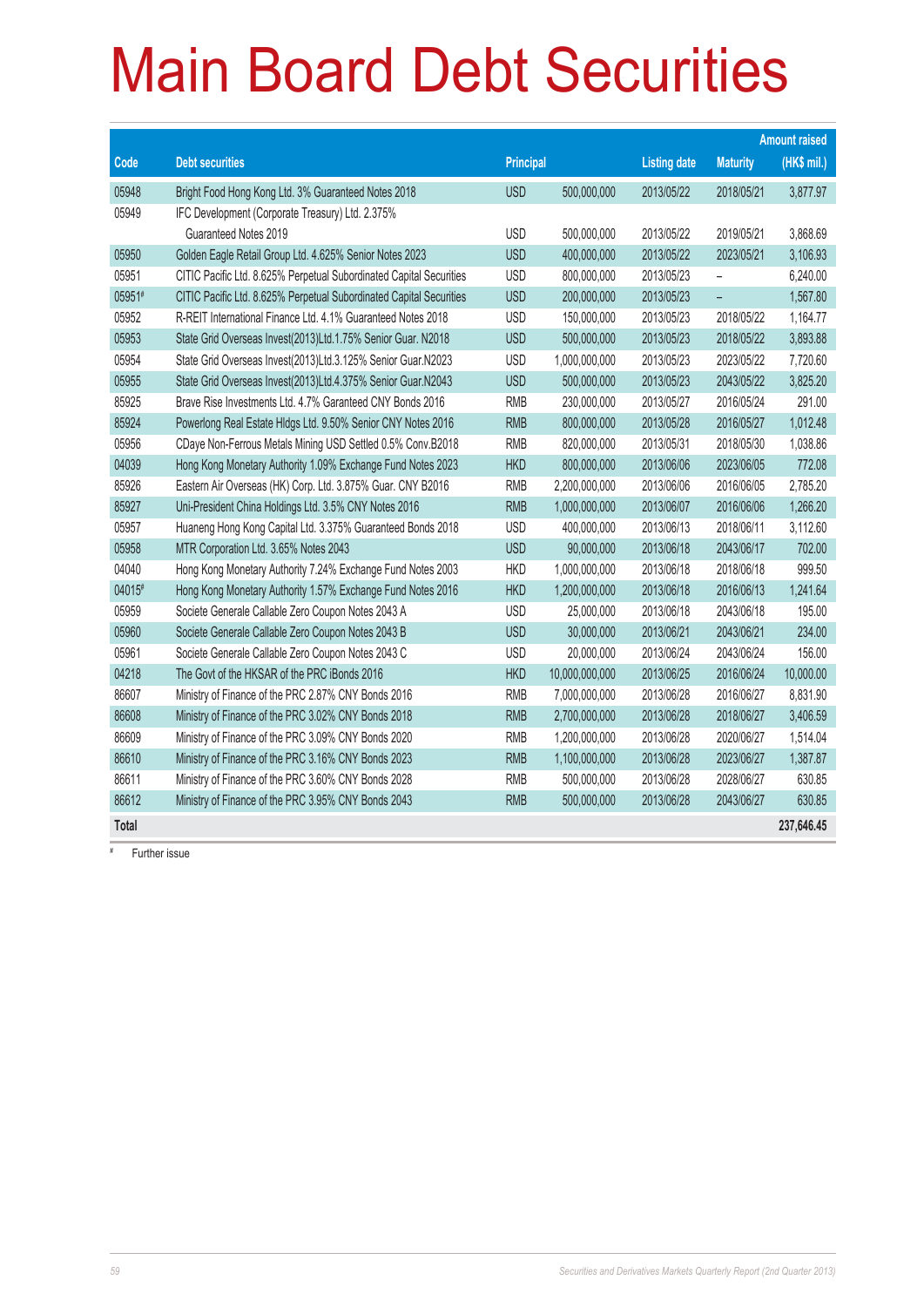# Main Board Debt Securities

| Code | Debt securities | Principal | | Listing date | Maturity | Amount raised (HK$ mil.) |
|---|---|---|---|---|---|---|
| 05948 | Bright Food Hong Kong Ltd. 3% Guaranteed Notes 2018 | USD | 500,000,000 | 2013/05/22 | 2018/05/21 | 3,877.97 |
| 05949 | IFC Development (Corporate Treasury) Ltd. 2.375% Guaranteed Notes 2019 | USD | 500,000,000 | 2013/05/22 | 2019/05/21 | 3,868.69 |
| 05950 | Golden Eagle Retail Group Ltd. 4.625% Senior Notes 2023 | USD | 400,000,000 | 2013/05/22 | 2023/05/21 | 3,106.93 |
| 05951 | CITIC Pacific Ltd. 8.625% Perpetual Subordinated Capital Securities | USD | 800,000,000 | 2013/05/23 | – | 6,240.00 |
| 05951# | CITIC Pacific Ltd. 8.625% Perpetual Subordinated Capital Securities | USD | 200,000,000 | 2013/05/23 | – | 1,567.80 |
| 05952 | R-REIT International Finance Ltd. 4.1% Guaranteed Notes 2018 | USD | 150,000,000 | 2013/05/23 | 2018/05/22 | 1,164.77 |
| 05953 | State Grid Overseas Invest(2013)Ltd.1.75% Senior Guar. N2018 | USD | 500,000,000 | 2013/05/23 | 2018/05/22 | 3,893.88 |
| 05954 | State Grid Overseas Invest(2013)Ltd.3.125% Senior Guar.N2023 | USD | 1,000,000,000 | 2013/05/23 | 2023/05/22 | 7,720.60 |
| 05955 | State Grid Overseas Invest(2013)Ltd.4.375% Senior Guar.N2043 | USD | 500,000,000 | 2013/05/23 | 2043/05/22 | 3,825.20 |
| 85925 | Brave Rise Investments Ltd. 4.7% Garanteed CNY Bonds 2016 | RMB | 230,000,000 | 2013/05/27 | 2016/05/24 | 291.00 |
| 85924 | Powerlong Real Estate Hldgs Ltd. 9.50% Senior CNY Notes 2016 | RMB | 800,000,000 | 2013/05/28 | 2016/05/27 | 1,012.48 |
| 05956 | CDaye Non-Ferrous Metals Mining USD Settled 0.5% Conv.B2018 | RMB | 820,000,000 | 2013/05/31 | 2018/05/30 | 1,038.86 |
| 04039 | Hong Kong Monetary Authority 1.09% Exchange Fund Notes 2023 | HKD | 800,000,000 | 2013/06/06 | 2023/06/05 | 772.08 |
| 85926 | Eastern Air Overseas (HK) Corp. Ltd. 3.875% Guar. CNY B2016 | RMB | 2,200,000,000 | 2013/06/06 | 2016/06/05 | 2,785.20 |
| 85927 | Uni-President China Holdings Ltd. 3.5% CNY Notes 2016 | RMB | 1,000,000,000 | 2013/06/07 | 2016/06/06 | 1,266.20 |
| 05957 | Huaneng Hong Kong Capital Ltd. 3.375% Guaranteed Bonds 2018 | USD | 400,000,000 | 2013/06/13 | 2018/06/11 | 3,112.60 |
| 05958 | MTR Corporation Ltd. 3.65% Notes 2043 | USD | 90,000,000 | 2013/06/18 | 2043/06/17 | 702.00 |
| 04040 | Hong Kong Monetary Authority 7.24% Exchange Fund Notes 2003 | HKD | 1,000,000,000 | 2013/06/18 | 2018/06/18 | 999.50 |
| 04015# | Hong Kong Monetary Authority 1.57% Exchange Fund Notes 2016 | HKD | 1,200,000,000 | 2013/06/18 | 2016/06/13 | 1,241.64 |
| 05959 | Societe Generale Callable Zero Coupon Notes 2043 A | USD | 25,000,000 | 2013/06/18 | 2043/06/18 | 195.00 |
| 05960 | Societe Generale Callable Zero Coupon Notes 2043 B | USD | 30,000,000 | 2013/06/21 | 2043/06/21 | 234.00 |
| 05961 | Societe Generale Callable Zero Coupon Notes 2043 C | USD | 20,000,000 | 2013/06/24 | 2043/06/24 | 156.00 |
| 04218 | The Govt of the HKSAR of the PRC iBonds 2016 | HKD | 10,000,000,000 | 2013/06/25 | 2016/06/24 | 10,000.00 |
| 86607 | Ministry of Finance of the PRC 2.87% CNY Bonds 2016 | RMB | 7,000,000,000 | 2013/06/28 | 2016/06/27 | 8,831.90 |
| 86608 | Ministry of Finance of the PRC 3.02% CNY Bonds 2018 | RMB | 2,700,000,000 | 2013/06/28 | 2018/06/27 | 3,406.59 |
| 86609 | Ministry of Finance of the PRC 3.09% CNY Bonds 2020 | RMB | 1,200,000,000 | 2013/06/28 | 2020/06/27 | 1,514.04 |
| 86610 | Ministry of Finance of the PRC 3.16% CNY Bonds 2023 | RMB | 1,100,000,000 | 2013/06/28 | 2023/06/27 | 1,387.87 |
| 86611 | Ministry of Finance of the PRC 3.60% CNY Bonds 2028 | RMB | 500,000,000 | 2013/06/28 | 2028/06/27 | 630.85 |
| 86612 | Ministry of Finance of the PRC 3.95% CNY Bonds 2043 | RMB | 500,000,000 | 2013/06/28 | 2043/06/27 | 630.85 |
| **Total** | | | | | | **237,646.45** |

# Further issue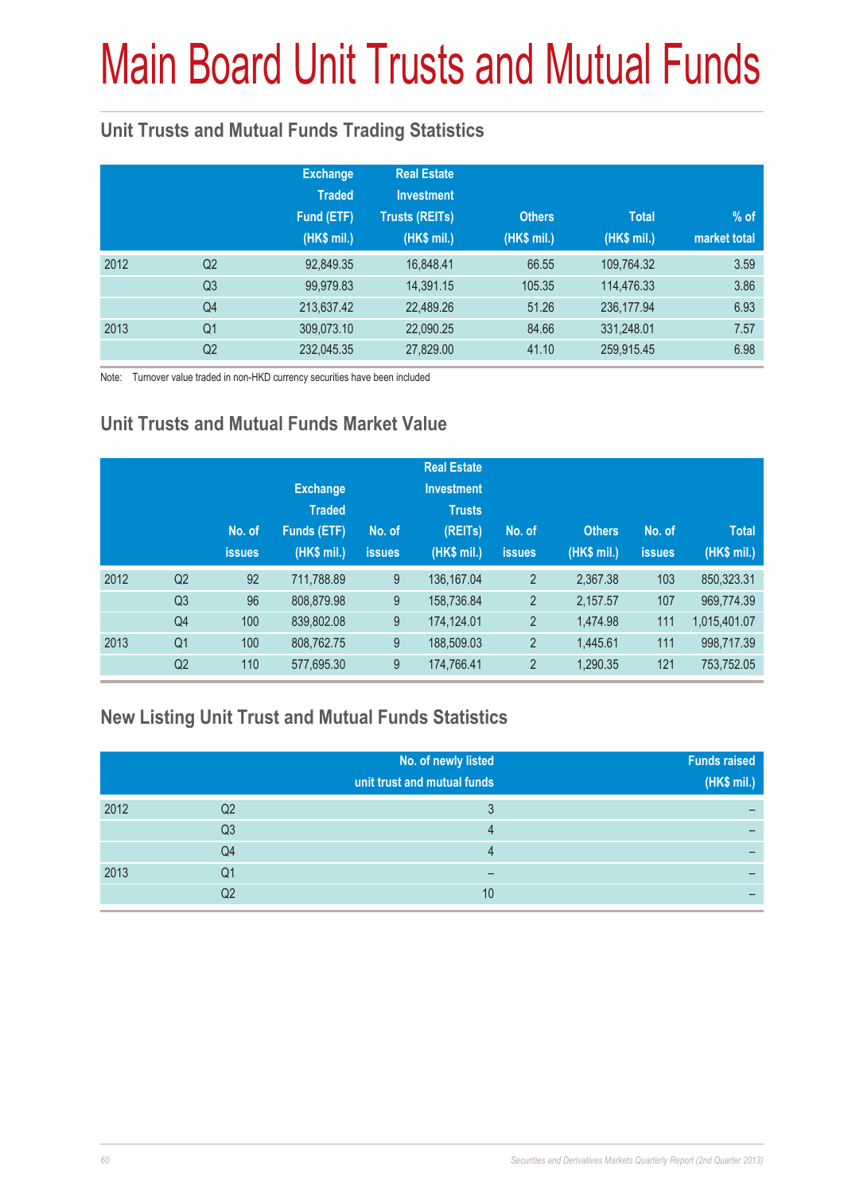# Main Board Unit Trusts and Mutual Funds

## Unit Trusts and Mutual Funds Trading Statistics

| | | Exchange Traded Fund (ETF) (HK$ mil.) | Real Estate Investment Trusts (REITs) (HK$ mil.) | Others (HK$ mil.) | Total (HK$ mil.) | % of market total |
|---|---|---|---|---|---|---|
| 2012 | Q2 | 92,849.35 | 16,848.41 | 66.55 | 109,764.32 | 3.59 |
| | Q3 | 99,979.83 | 14,391.15 | 105.35 | 114,476.33 | 3.86 |
| | Q4 | 213,637.42 | 22,489.26 | 51.26 | 236,177.94 | 6.93 |
| 2013 | Q1 | 309,073.10 | 22,090.25 | 84.66 | 331,248.01 | 7.57 |
| | Q2 | 232,045.35 | 27,829.00 | 41.10 | 259,915.45 | 6.98 |

Note: Turnover value traded in non-HKD currency securities have been included

## Unit Trusts and Mutual Funds Market Value

| | | No. of issues | Exchange Traded Funds (ETF) (HK$ mil.) | No. of issues | Real Estate Investment Trusts (REITs) (HK$ mil.) | No. of issues | Others (HK$ mil.) | No. of issues | Total (HK$ mil.) |
|---|---|---|---|---|---|---|---|---|---|
| 2012 | Q2 | 92 | 711,788.89 | 9 | 136,167.04 | 2 | 2,367.38 | 103 | 850,323.31 |
| | Q3 | 96 | 808,879.98 | 9 | 158,736.84 | 2 | 2,157.57 | 107 | 969,774.39 |
| | Q4 | 100 | 839,802.08 | 9 | 174,124.01 | 2 | 1,474.98 | 111 | 1,015,401.07 |
| 2013 | Q1 | 100 | 808,762.75 | 9 | 188,509.03 | 2 | 1,445.61 | 111 | 998,717.39 |
| | Q2 | 110 | 577,695.30 | 9 | 174,766.41 | 2 | 1,290.35 | 121 | 753,752.05 |

## New Listing Unit Trust and Mutual Funds Statistics

| | | No. of newly listed unit trust and mutual funds | Funds raised (HK$ mil.) |
|---|---|---|---|
| 2012 | Q2 | 3 | – |
| | Q3 | 4 | – |
| | Q4 | 4 | – |
| 2013 | Q1 | – | – |
| | Q2 | 10 | – |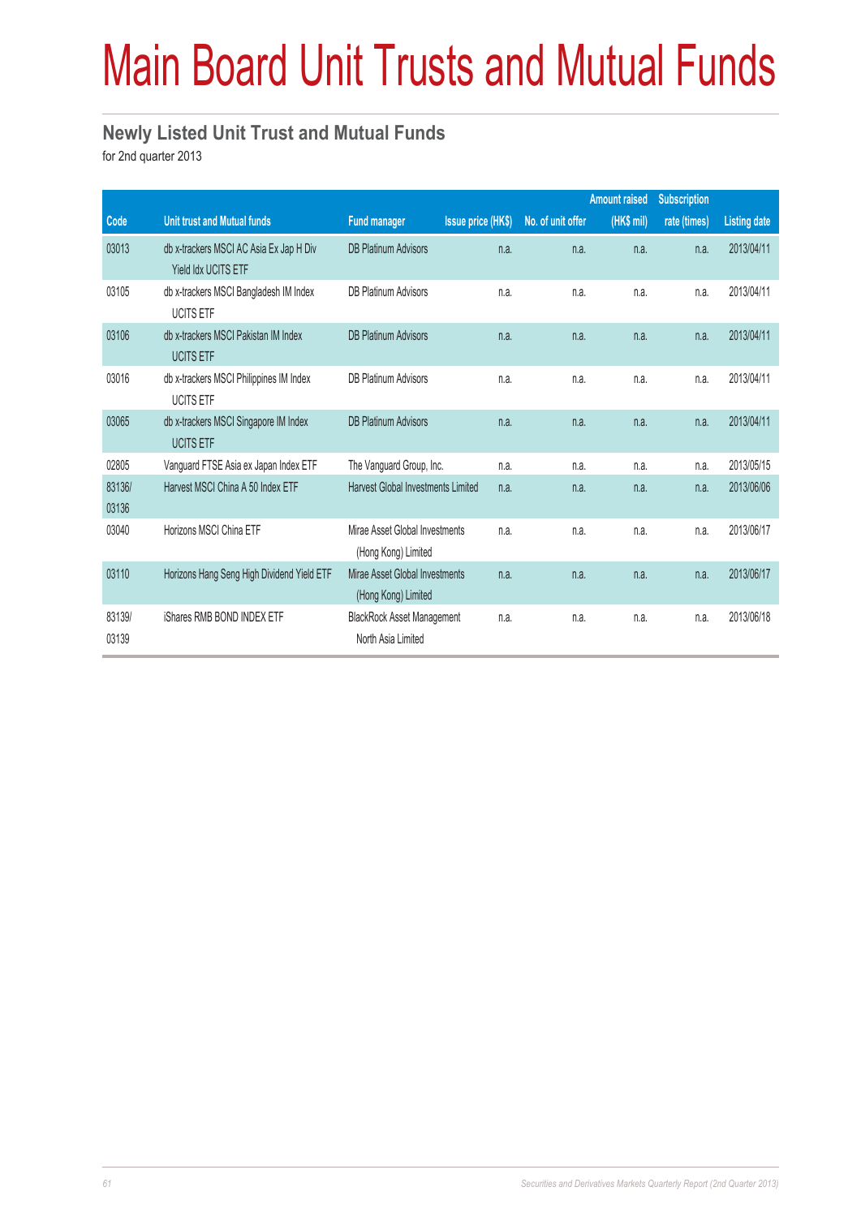# Main Board Unit Trusts and Mutual Funds

## Newly Listed Unit Trust and Mutual Funds

for 2nd quarter 2013

| Code | Unit trust and Mutual funds | Fund manager | Issue price (HK$) | No. of unit offer | Amount raised (HK$ mil) | Subscription rate (times) | Listing date |
|---|---|---|---|---|---|---|---|
| 03013 | db x-trackers MSCI AC Asia Ex Jap H Div Yield Idx UCITS ETF | DB Platinum Advisors | n.a. | n.a. | n.a. | n.a. | 2013/04/11 |
| 03105 | db x-trackers MSCI Bangladesh IM Index UCITS ETF | DB Platinum Advisors | n.a. | n.a. | n.a. | n.a. | 2013/04/11 |
| 03106 | db x-trackers MSCI Pakistan IM Index UCITS ETF | DB Platinum Advisors | n.a. | n.a. | n.a. | n.a. | 2013/04/11 |
| 03016 | db x-trackers MSCI Philippines IM Index UCITS ETF | DB Platinum Advisors | n.a. | n.a. | n.a. | n.a. | 2013/04/11 |
| 03065 | db x-trackers MSCI Singapore IM Index UCITS ETF | DB Platinum Advisors | n.a. | n.a. | n.a. | n.a. | 2013/04/11 |
| 02805 | Vanguard FTSE Asia ex Japan Index ETF | The Vanguard Group, Inc. | n.a. | n.a. | n.a. | n.a. | 2013/05/15 |
| 83136/ 03136 | Harvest MSCI China A 50 Index ETF | Harvest Global Investments Limited | n.a. | n.a. | n.a. | n.a. | 2013/06/06 |
| 03040 | Horizons MSCI China ETF | Mirae Asset Global Investments (Hong Kong) Limited | n.a. | n.a. | n.a. | n.a. | 2013/06/17 |
| 03110 | Horizons Hang Seng High Dividend Yield ETF | Mirae Asset Global Investments (Hong Kong) Limited | n.a. | n.a. | n.a. | n.a. | 2013/06/17 |
| 83139/ 03139 | iShares RMB BOND INDEX ETF | BlackRock Asset Management North Asia Limited | n.a. | n.a. | n.a. | n.a. | 2013/06/18 |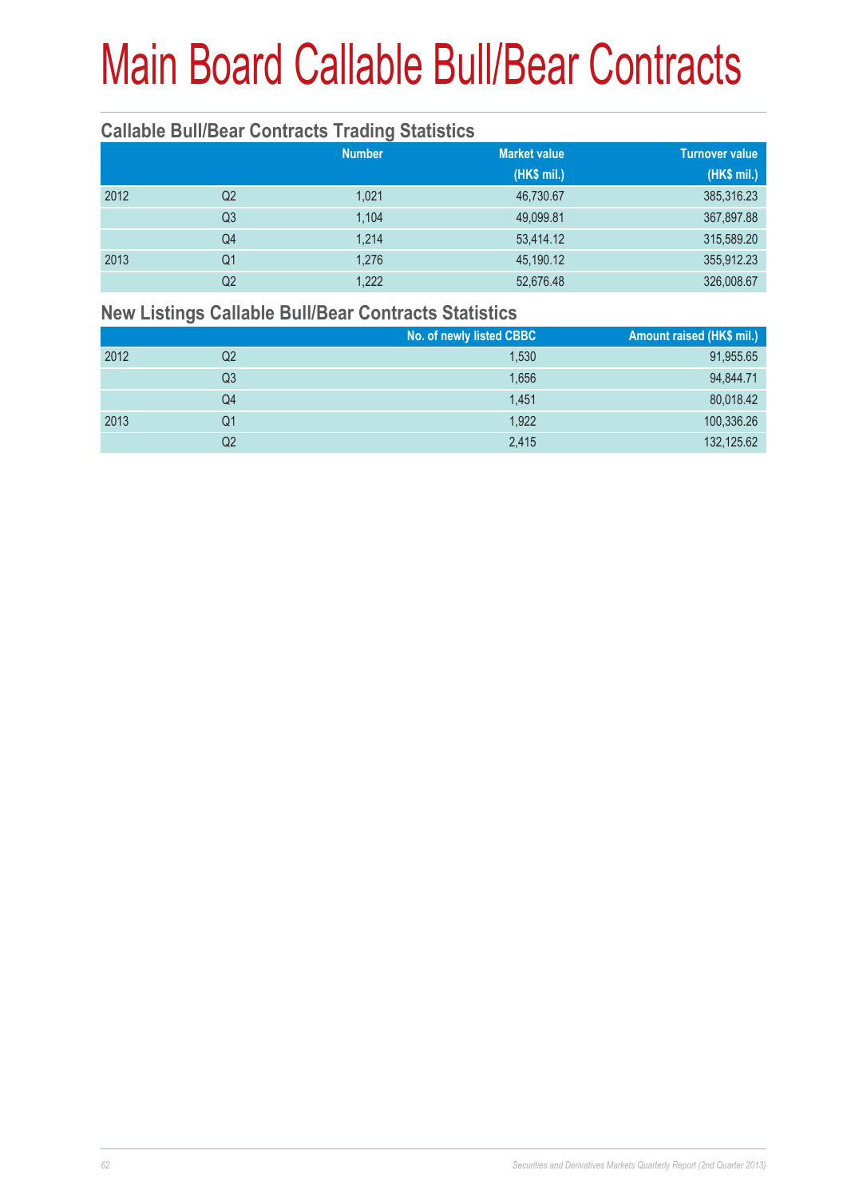# Main Board Callable Bull/Bear Contracts

## Callable Bull/Bear Contracts Trading Statistics

| | | Number | Market value (HK$ mil.) | Turnover value (HK$ mil.) |
|---|---|---|---|---|
| 2012 | Q2 | 1,021 | 46,730.67 | 385,316.23 |
| | Q3 | 1,104 | 49,099.81 | 367,897.88 |
| | Q4 | 1,214 | 53,414.12 | 315,589.20 |
| 2013 | Q1 | 1,276 | 45,190.12 | 355,912.23 |
| | Q2 | 1,222 | 52,676.48 | 326,008.67 |

## New Listings Callable Bull/Bear Contracts Statistics

| | | No. of newly listed CBBC | Amount raised (HK$ mil.) |
|---|---|---|---|
| 2012 | Q2 | 1,530 | 91,955.65 |
| | Q3 | 1,656 | 94,844.71 |
| | Q4 | 1,451 | 80,018.42 |
| 2013 | Q1 | 1,922 | 100,336.26 |
| | Q2 | 2,415 | 132,125.62 |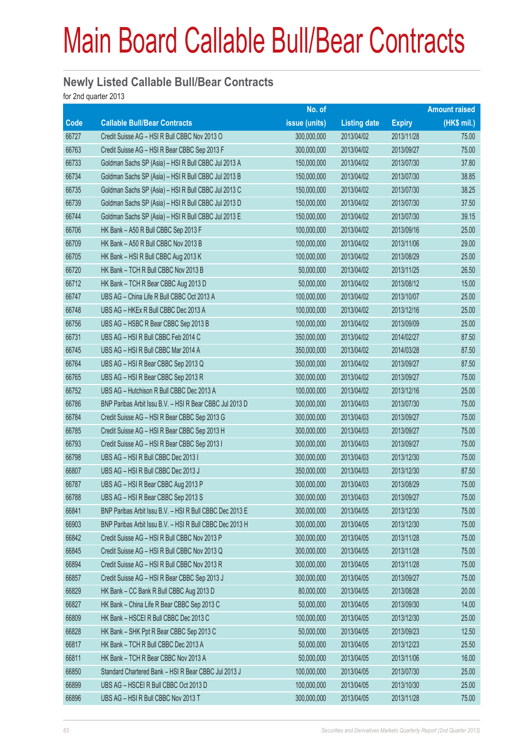# Main Board Callable Bull/Bear Contracts

## Newly Listed Callable Bull/Bear Contracts

for 2nd quarter 2013

| Code | Callable Bull/Bear Contracts | No. of issue (units) | Listing date | Expiry | Amount raised (HK$ mil.) |
|---|---|---|---|---|---|
| 66727 | Credit Suisse AG – HSI R Bull CBBC Nov 2013 O | 300,000,000 | 2013/04/02 | 2013/11/28 | 75.00 |
| 66763 | Credit Suisse AG – HSI R Bear CBBC Sep 2013 F | 300,000,000 | 2013/04/02 | 2013/09/27 | 75.00 |
| 66733 | Goldman Sachs SP (Asia) – HSI R Bull CBBC Jul 2013 A | 150,000,000 | 2013/04/02 | 2013/07/30 | 37.80 |
| 66734 | Goldman Sachs SP (Asia) – HSI R Bull CBBC Jul 2013 B | 150,000,000 | 2013/04/02 | 2013/07/30 | 38.85 |
| 66735 | Goldman Sachs SP (Asia) – HSI R Bull CBBC Jul 2013 C | 150,000,000 | 2013/04/02 | 2013/07/30 | 38.25 |
| 66739 | Goldman Sachs SP (Asia) – HSI R Bull CBBC Jul 2013 D | 150,000,000 | 2013/04/02 | 2013/07/30 | 37.50 |
| 66744 | Goldman Sachs SP (Asia) – HSI R Bull CBBC Jul 2013 E | 150,000,000 | 2013/04/02 | 2013/07/30 | 39.15 |
| 66706 | HK Bank – A50 R Bull CBBC Sep 2013 F | 100,000,000 | 2013/04/02 | 2013/09/16 | 25.00 |
| 66709 | HK Bank – A50 R Bull CBBC Nov 2013 B | 100,000,000 | 2013/04/02 | 2013/11/06 | 29.00 |
| 66705 | HK Bank – HSI R Bull CBBC Aug 2013 K | 100,000,000 | 2013/04/02 | 2013/08/29 | 25.00 |
| 66720 | HK Bank – TCH R Bull CBBC Nov 2013 B | 50,000,000 | 2013/04/02 | 2013/11/25 | 26.50 |
| 66712 | HK Bank – TCH R Bear CBBC Aug 2013 D | 50,000,000 | 2013/04/02 | 2013/08/12 | 15.00 |
| 66747 | UBS AG – China Life R Bull CBBC Oct 2013 A | 100,000,000 | 2013/04/02 | 2013/10/07 | 25.00 |
| 66748 | UBS AG – HKEx R Bull CBBC Dec 2013 A | 100,000,000 | 2013/04/02 | 2013/12/16 | 25.00 |
| 66756 | UBS AG – HSBC R Bear CBBC Sep 2013 B | 100,000,000 | 2013/04/02 | 2013/09/09 | 25.00 |
| 66731 | UBS AG – HSI R Bull CBBC Feb 2014 C | 350,000,000 | 2013/04/02 | 2014/02/27 | 87.50 |
| 66745 | UBS AG – HSI R Bull CBBC Mar 2014 A | 350,000,000 | 2013/04/02 | 2014/03/28 | 87.50 |
| 66764 | UBS AG – HSI R Bear CBBC Sep 2013 Q | 350,000,000 | 2013/04/02 | 2013/09/27 | 87.50 |
| 66765 | UBS AG – HSI R Bear CBBC Sep 2013 R | 300,000,000 | 2013/04/02 | 2013/09/27 | 75.00 |
| 66752 | UBS AG – Hutchison R Bull CBBC Dec 2013 A | 100,000,000 | 2013/04/02 | 2013/12/16 | 25.00 |
| 66786 | BNP Paribas Arbit Issu B.V. – HSI R Bear CBBC Jul 2013 D | 300,000,000 | 2013/04/03 | 2013/07/30 | 75.00 |
| 66784 | Credit Suisse AG – HSI R Bear CBBC Sep 2013 G | 300,000,000 | 2013/04/03 | 2013/09/27 | 75.00 |
| 66785 | Credit Suisse AG – HSI R Bear CBBC Sep 2013 H | 300,000,000 | 2013/04/03 | 2013/09/27 | 75.00 |
| 66793 | Credit Suisse AG – HSI R Bear CBBC Sep 2013 I | 300,000,000 | 2013/04/03 | 2013/09/27 | 75.00 |
| 66798 | UBS AG – HSI R Bull CBBC Dec 2013 I | 300,000,000 | 2013/04/03 | 2013/12/30 | 75.00 |
| 66807 | UBS AG – HSI R Bull CBBC Dec 2013 J | 350,000,000 | 2013/04/03 | 2013/12/30 | 87.50 |
| 66787 | UBS AG – HSI R Bear CBBC Aug 2013 P | 300,000,000 | 2013/04/03 | 2013/08/29 | 75.00 |
| 66788 | UBS AG – HSI R Bear CBBC Sep 2013 S | 300,000,000 | 2013/04/03 | 2013/09/27 | 75.00 |
| 66841 | BNP Paribas Arbit Issu B.V. – HSI R Bull CBBC Dec 2013 E | 300,000,000 | 2013/04/05 | 2013/12/30 | 75.00 |
| 66903 | BNP Paribas Arbit Issu B.V. – HSI R Bull CBBC Dec 2013 H | 300,000,000 | 2013/04/05 | 2013/12/30 | 75.00 |
| 66842 | Credit Suisse AG – HSI R Bull CBBC Nov 2013 P | 300,000,000 | 2013/04/05 | 2013/11/28 | 75.00 |
| 66845 | Credit Suisse AG – HSI R Bull CBBC Nov 2013 Q | 300,000,000 | 2013/04/05 | 2013/11/28 | 75.00 |
| 66894 | Credit Suisse AG – HSI R Bull CBBC Nov 2013 R | 300,000,000 | 2013/04/05 | 2013/11/28 | 75.00 |
| 66857 | Credit Suisse AG – HSI R Bear CBBC Sep 2013 J | 300,000,000 | 2013/04/05 | 2013/09/27 | 75.00 |
| 66829 | HK Bank – CC Bank R Bull CBBC Aug 2013 D | 80,000,000 | 2013/04/05 | 2013/08/28 | 20.00 |
| 66827 | HK Bank – China Life R Bear CBBC Sep 2013 C | 50,000,000 | 2013/04/05 | 2013/09/30 | 14.00 |
| 66809 | HK Bank – HSCEI R Bull CBBC Dec 2013 C | 100,000,000 | 2013/04/05 | 2013/12/30 | 25.00 |
| 66828 | HK Bank – SHK Ppt R Bear CBBC Sep 2013 C | 50,000,000 | 2013/04/05 | 2013/09/23 | 12.50 |
| 66817 | HK Bank – TCH R Bull CBBC Dec 2013 A | 50,000,000 | 2013/04/05 | 2013/12/23 | 25.50 |
| 66811 | HK Bank – TCH R Bear CBBC Nov 2013 A | 50,000,000 | 2013/04/05 | 2013/11/06 | 16.00 |
| 66850 | Standard Chartered Bank – HSI R Bear CBBC Jul 2013 J | 100,000,000 | 2013/04/05 | 2013/07/30 | 25.00 |
| 66899 | UBS AG – HSCEI R Bull CBBC Oct 2013 D | 100,000,000 | 2013/04/05 | 2013/10/30 | 25.00 |
| 66896 | UBS AG – HSI R Bull CBBC Nov 2013 T | 300,000,000 | 2013/04/05 | 2013/11/28 | 75.00 |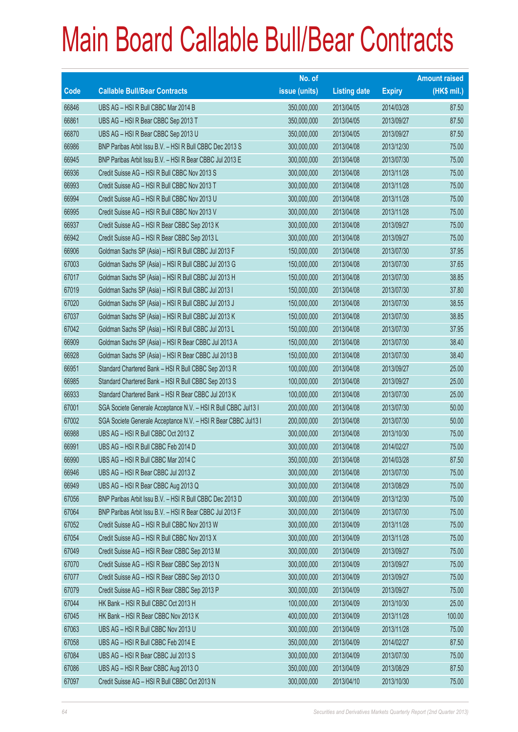# Main Board Callable Bull/Bear Contracts

| Code | Callable Bull/Bear Contracts | No. of issue (units) | Listing date | Expiry | Amount raised (HK$ mil.) |
|---|---|---|---|---|---|
| 66846 | UBS AG – HSI R Bull CBBC Mar 2014 B | 350,000,000 | 2013/04/05 | 2014/03/28 | 87.50 |
| 66861 | UBS AG – HSI R Bear CBBC Sep 2013 T | 350,000,000 | 2013/04/05 | 2013/09/27 | 87.50 |
| 66870 | UBS AG – HSI R Bear CBBC Sep 2013 U | 350,000,000 | 2013/04/05 | 2013/09/27 | 87.50 |
| 66986 | BNP Paribas Arbit Issu B.V. – HSI R Bull CBBC Dec 2013 S | 300,000,000 | 2013/04/08 | 2013/12/30 | 75.00 |
| 66945 | BNP Paribas Arbit Issu B.V. – HSI R Bear CBBC Jul 2013 E | 300,000,000 | 2013/04/08 | 2013/07/30 | 75.00 |
| 66936 | Credit Suisse AG – HSI R Bull CBBC Nov 2013 S | 300,000,000 | 2013/04/08 | 2013/11/28 | 75.00 |
| 66993 | Credit Suisse AG – HSI R Bull CBBC Nov 2013 T | 300,000,000 | 2013/04/08 | 2013/11/28 | 75.00 |
| 66994 | Credit Suisse AG – HSI R Bull CBBC Nov 2013 U | 300,000,000 | 2013/04/08 | 2013/11/28 | 75.00 |
| 66995 | Credit Suisse AG – HSI R Bull CBBC Nov 2013 V | 300,000,000 | 2013/04/08 | 2013/11/28 | 75.00 |
| 66937 | Credit Suisse AG – HSI R Bear CBBC Sep 2013 K | 300,000,000 | 2013/04/08 | 2013/09/27 | 75.00 |
| 66942 | Credit Suisse AG – HSI R Bear CBBC Sep 2013 L | 300,000,000 | 2013/04/08 | 2013/09/27 | 75.00 |
| 66906 | Goldman Sachs SP (Asia) – HSI R Bull CBBC Jul 2013 F | 150,000,000 | 2013/04/08 | 2013/07/30 | 37.95 |
| 67003 | Goldman Sachs SP (Asia) – HSI R Bull CBBC Jul 2013 G | 150,000,000 | 2013/04/08 | 2013/07/30 | 37.65 |
| 67017 | Goldman Sachs SP (Asia) – HSI R Bull CBBC Jul 2013 H | 150,000,000 | 2013/04/08 | 2013/07/30 | 38.85 |
| 67019 | Goldman Sachs SP (Asia) – HSI R Bull CBBC Jul 2013 I | 150,000,000 | 2013/04/08 | 2013/07/30 | 37.80 |
| 67020 | Goldman Sachs SP (Asia) – HSI R Bull CBBC Jul 2013 J | 150,000,000 | 2013/04/08 | 2013/07/30 | 38.55 |
| 67037 | Goldman Sachs SP (Asia) – HSI R Bull CBBC Jul 2013 K | 150,000,000 | 2013/04/08 | 2013/07/30 | 38.85 |
| 67042 | Goldman Sachs SP (Asia) – HSI R Bull CBBC Jul 2013 L | 150,000,000 | 2013/04/08 | 2013/07/30 | 37.95 |
| 66909 | Goldman Sachs SP (Asia) – HSI R Bear CBBC Jul 2013 A | 150,000,000 | 2013/04/08 | 2013/07/30 | 38.40 |
| 66928 | Goldman Sachs SP (Asia) – HSI R Bear CBBC Jul 2013 B | 150,000,000 | 2013/04/08 | 2013/07/30 | 38.40 |
| 66951 | Standard Chartered Bank – HSI R Bull CBBC Sep 2013 R | 100,000,000 | 2013/04/08 | 2013/09/27 | 25.00 |
| 66985 | Standard Chartered Bank – HSI R Bull CBBC Sep 2013 S | 100,000,000 | 2013/04/08 | 2013/09/27 | 25.00 |
| 66933 | Standard Chartered Bank – HSI R Bear CBBC Jul 2013 K | 100,000,000 | 2013/04/08 | 2013/07/30 | 25.00 |
| 67001 | SGA Societe Generale Acceptance N.V. – HSI R Bull CBBC Jul13 I | 200,000,000 | 2013/04/08 | 2013/07/30 | 50.00 |
| 67002 | SGA Societe Generale Acceptance N.V. – HSI R Bear CBBC Jul13 I | 200,000,000 | 2013/04/08 | 2013/07/30 | 50.00 |
| 66988 | UBS AG – HSI R Bull CBBC Oct 2013 Z | 300,000,000 | 2013/04/08 | 2013/10/30 | 75.00 |
| 66991 | UBS AG – HSI R Bull CBBC Feb 2014 D | 300,000,000 | 2013/04/08 | 2014/02/27 | 75.00 |
| 66990 | UBS AG – HSI R Bull CBBC Mar 2014 C | 350,000,000 | 2013/04/08 | 2014/03/28 | 87.50 |
| 66946 | UBS AG – HSI R Bear CBBC Jul 2013 Z | 300,000,000 | 2013/04/08 | 2013/07/30 | 75.00 |
| 66949 | UBS AG – HSI R Bear CBBC Aug 2013 Q | 300,000,000 | 2013/04/08 | 2013/08/29 | 75.00 |
| 67056 | BNP Paribas Arbit Issu B.V. – HSI R Bull CBBC Dec 2013 D | 300,000,000 | 2013/04/09 | 2013/12/30 | 75.00 |
| 67064 | BNP Paribas Arbit Issu B.V. – HSI R Bear CBBC Jul 2013 F | 300,000,000 | 2013/04/09 | 2013/07/30 | 75.00 |
| 67052 | Credit Suisse AG – HSI R Bull CBBC Nov 2013 W | 300,000,000 | 2013/04/09 | 2013/11/28 | 75.00 |
| 67054 | Credit Suisse AG – HSI R Bull CBBC Nov 2013 X | 300,000,000 | 2013/04/09 | 2013/11/28 | 75.00 |
| 67049 | Credit Suisse AG – HSI R Bear CBBC Sep 2013 M | 300,000,000 | 2013/04/09 | 2013/09/27 | 75.00 |
| 67070 | Credit Suisse AG – HSI R Bear CBBC Sep 2013 N | 300,000,000 | 2013/04/09 | 2013/09/27 | 75.00 |
| 67077 | Credit Suisse AG – HSI R Bear CBBC Sep 2013 O | 300,000,000 | 2013/04/09 | 2013/09/27 | 75.00 |
| 67079 | Credit Suisse AG – HSI R Bear CBBC Sep 2013 P | 300,000,000 | 2013/04/09 | 2013/09/27 | 75.00 |
| 67044 | HK Bank – HSI R Bull CBBC Oct 2013 H | 100,000,000 | 2013/04/09 | 2013/10/30 | 25.00 |
| 67045 | HK Bank – HSI R Bear CBBC Nov 2013 K | 400,000,000 | 2013/04/09 | 2013/11/28 | 100.00 |
| 67063 | UBS AG – HSI R Bull CBBC Nov 2013 U | 300,000,000 | 2013/04/09 | 2013/11/28 | 75.00 |
| 67058 | UBS AG – HSI R Bull CBBC Feb 2014 E | 350,000,000 | 2013/04/09 | 2014/02/27 | 87.50 |
| 67084 | UBS AG – HSI R Bear CBBC Jul 2013 S | 300,000,000 | 2013/04/09 | 2013/07/30 | 75.00 |
| 67086 | UBS AG – HSI R Bear CBBC Aug 2013 O | 350,000,000 | 2013/04/09 | 2013/08/29 | 87.50 |
| 67097 | Credit Suisse AG – HSI R Bull CBBC Oct 2013 N | 300,000,000 | 2013/04/10 | 2013/10/30 | 75.00 |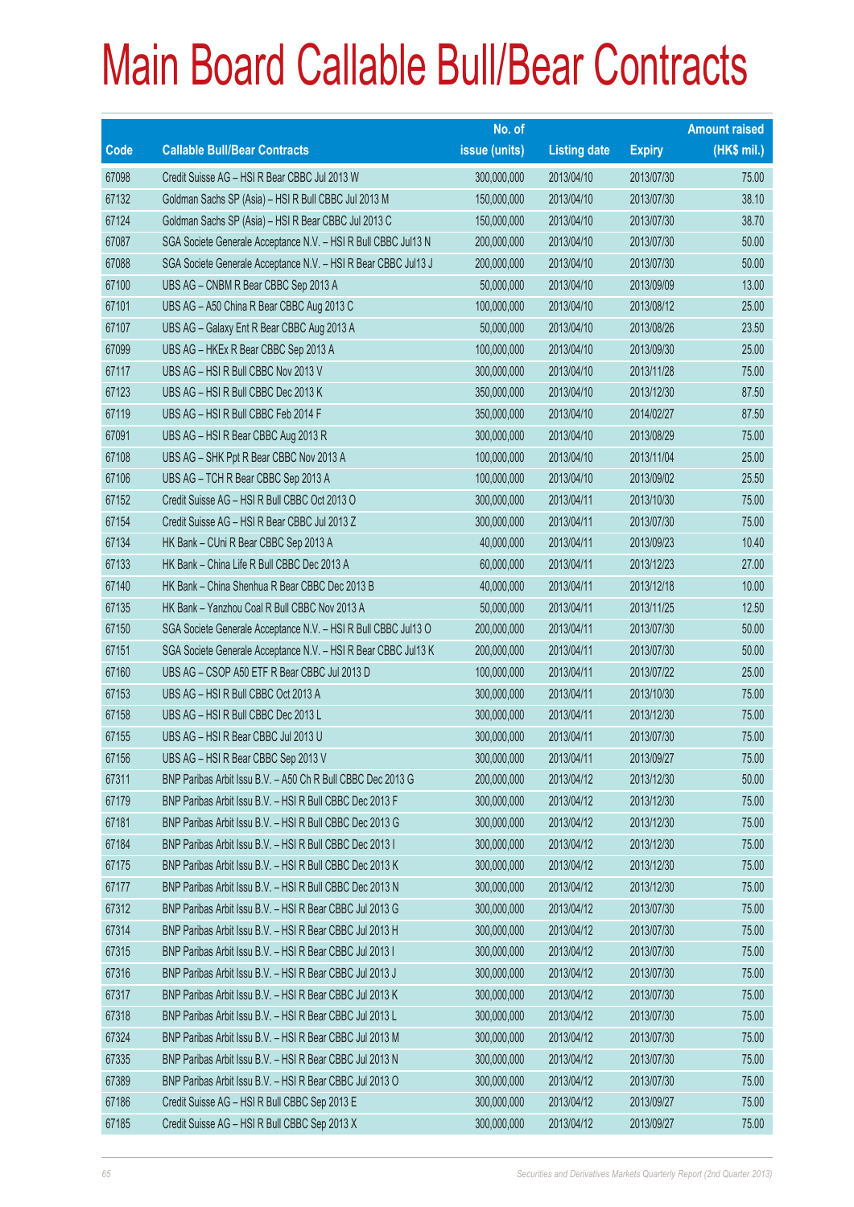# Main Board Callable Bull/Bear Contracts

| Code | Callable Bull/Bear Contracts | No. of issue (units) | Listing date | Expiry | Amount raised (HK$ mil.) |
|---|---|---|---|---|---|
| 67098 | Credit Suisse AG – HSI R Bear CBBC Jul 2013 W | 300,000,000 | 2013/04/10 | 2013/07/30 | 75.00 |
| 67132 | Goldman Sachs SP (Asia) – HSI R Bull CBBC Jul 2013 M | 150,000,000 | 2013/04/10 | 2013/07/30 | 38.10 |
| 67124 | Goldman Sachs SP (Asia) – HSI R Bear CBBC Jul 2013 C | 150,000,000 | 2013/04/10 | 2013/07/30 | 38.70 |
| 67087 | SGA Societe Generale Acceptance N.V. – HSI R Bull CBBC Jul13 N | 200,000,000 | 2013/04/10 | 2013/07/30 | 50.00 |
| 67088 | SGA Societe Generale Acceptance N.V. – HSI R Bear CBBC Jul13 J | 200,000,000 | 2013/04/10 | 2013/07/30 | 50.00 |
| 67100 | UBS AG – CNBM R Bear CBBC Sep 2013 A | 50,000,000 | 2013/04/10 | 2013/09/09 | 13.00 |
| 67101 | UBS AG – A50 China R Bear CBBC Aug 2013 C | 100,000,000 | 2013/04/10 | 2013/08/12 | 25.00 |
| 67107 | UBS AG – Galaxy Ent R Bear CBBC Aug 2013 A | 50,000,000 | 2013/04/10 | 2013/08/26 | 23.50 |
| 67099 | UBS AG – HKEx R Bear CBBC Sep 2013 A | 100,000,000 | 2013/04/10 | 2013/09/30 | 25.00 |
| 67117 | UBS AG – HSI R Bull CBBC Nov 2013 V | 300,000,000 | 2013/04/10 | 2013/11/28 | 75.00 |
| 67123 | UBS AG – HSI R Bull CBBC Dec 2013 K | 350,000,000 | 2013/04/10 | 2013/12/30 | 87.50 |
| 67119 | UBS AG – HSI R Bull CBBC Feb 2014 F | 350,000,000 | 2013/04/10 | 2014/02/27 | 87.50 |
| 67091 | UBS AG – HSI R Bear CBBC Aug 2013 R | 300,000,000 | 2013/04/10 | 2013/08/29 | 75.00 |
| 67108 | UBS AG – SHK Ppt R Bear CBBC Nov 2013 A | 100,000,000 | 2013/04/10 | 2013/11/04 | 25.00 |
| 67106 | UBS AG – TCH R Bear CBBC Sep 2013 A | 100,000,000 | 2013/04/10 | 2013/09/02 | 25.50 |
| 67152 | Credit Suisse AG – HSI R Bull CBBC Oct 2013 O | 300,000,000 | 2013/04/11 | 2013/10/30 | 75.00 |
| 67154 | Credit Suisse AG – HSI R Bear CBBC Jul 2013 Z | 300,000,000 | 2013/04/11 | 2013/07/30 | 75.00 |
| 67134 | HK Bank – CUni R Bear CBBC Sep 2013 A | 40,000,000 | 2013/04/11 | 2013/09/23 | 10.40 |
| 67133 | HK Bank – China Life R Bull CBBC Dec 2013 A | 60,000,000 | 2013/04/11 | 2013/12/23 | 27.00 |
| 67140 | HK Bank – China Shenhua R Bear CBBC Dec 2013 B | 40,000,000 | 2013/04/11 | 2013/12/18 | 10.00 |
| 67135 | HK Bank – Yanzhou Coal R Bull CBBC Nov 2013 A | 50,000,000 | 2013/04/11 | 2013/11/25 | 12.50 |
| 67150 | SGA Societe Generale Acceptance N.V. – HSI R Bull CBBC Jul13 O | 200,000,000 | 2013/04/11 | 2013/07/30 | 50.00 |
| 67151 | SGA Societe Generale Acceptance N.V. – HSI R Bear CBBC Jul13 K | 200,000,000 | 2013/04/11 | 2013/07/30 | 50.00 |
| 67160 | UBS AG – CSOP A50 ETF R Bear CBBC Jul 2013 D | 100,000,000 | 2013/04/11 | 2013/07/22 | 25.00 |
| 67153 | UBS AG – HSI R Bull CBBC Oct 2013 A | 300,000,000 | 2013/04/11 | 2013/10/30 | 75.00 |
| 67158 | UBS AG – HSI R Bull CBBC Dec 2013 L | 300,000,000 | 2013/04/11 | 2013/12/30 | 75.00 |
| 67155 | UBS AG – HSI R Bear CBBC Jul 2013 U | 300,000,000 | 2013/04/11 | 2013/07/30 | 75.00 |
| 67156 | UBS AG – HSI R Bear CBBC Sep 2013 V | 300,000,000 | 2013/04/11 | 2013/09/27 | 75.00 |
| 67311 | BNP Paribas Arbit Issu B.V. – A50 Ch R Bull CBBC Dec 2013 G | 200,000,000 | 2013/04/12 | 2013/12/30 | 50.00 |
| 67179 | BNP Paribas Arbit Issu B.V. – HSI R Bull CBBC Dec 2013 F | 300,000,000 | 2013/04/12 | 2013/12/30 | 75.00 |
| 67181 | BNP Paribas Arbit Issu B.V. – HSI R Bull CBBC Dec 2013 G | 300,000,000 | 2013/04/12 | 2013/12/30 | 75.00 |
| 67184 | BNP Paribas Arbit Issu B.V. – HSI R Bull CBBC Dec 2013 I | 300,000,000 | 2013/04/12 | 2013/12/30 | 75.00 |
| 67175 | BNP Paribas Arbit Issu B.V. – HSI R Bull CBBC Dec 2013 K | 300,000,000 | 2013/04/12 | 2013/12/30 | 75.00 |
| 67177 | BNP Paribas Arbit Issu B.V. – HSI R Bull CBBC Dec 2013 N | 300,000,000 | 2013/04/12 | 2013/12/30 | 75.00 |
| 67312 | BNP Paribas Arbit Issu B.V. – HSI R Bear CBBC Jul 2013 G | 300,000,000 | 2013/04/12 | 2013/07/30 | 75.00 |
| 67314 | BNP Paribas Arbit Issu B.V. – HSI R Bear CBBC Jul 2013 H | 300,000,000 | 2013/04/12 | 2013/07/30 | 75.00 |
| 67315 | BNP Paribas Arbit Issu B.V. – HSI R Bear CBBC Jul 2013 I | 300,000,000 | 2013/04/12 | 2013/07/30 | 75.00 |
| 67316 | BNP Paribas Arbit Issu B.V. – HSI R Bear CBBC Jul 2013 J | 300,000,000 | 2013/04/12 | 2013/07/30 | 75.00 |
| 67317 | BNP Paribas Arbit Issu B.V. – HSI R Bear CBBC Jul 2013 K | 300,000,000 | 2013/04/12 | 2013/07/30 | 75.00 |
| 67318 | BNP Paribas Arbit Issu B.V. – HSI R Bear CBBC Jul 2013 L | 300,000,000 | 2013/04/12 | 2013/07/30 | 75.00 |
| 67324 | BNP Paribas Arbit Issu B.V. – HSI R Bear CBBC Jul 2013 M | 300,000,000 | 2013/04/12 | 2013/07/30 | 75.00 |
| 67335 | BNP Paribas Arbit Issu B.V. – HSI R Bear CBBC Jul 2013 N | 300,000,000 | 2013/04/12 | 2013/07/30 | 75.00 |
| 67389 | BNP Paribas Arbit Issu B.V. – HSI R Bear CBBC Jul 2013 O | 300,000,000 | 2013/04/12 | 2013/07/30 | 75.00 |
| 67186 | Credit Suisse AG – HSI R Bull CBBC Sep 2013 E | 300,000,000 | 2013/04/12 | 2013/09/27 | 75.00 |
| 67185 | Credit Suisse AG – HSI R Bull CBBC Sep 2013 X | 300,000,000 | 2013/04/12 | 2013/09/27 | 75.00 |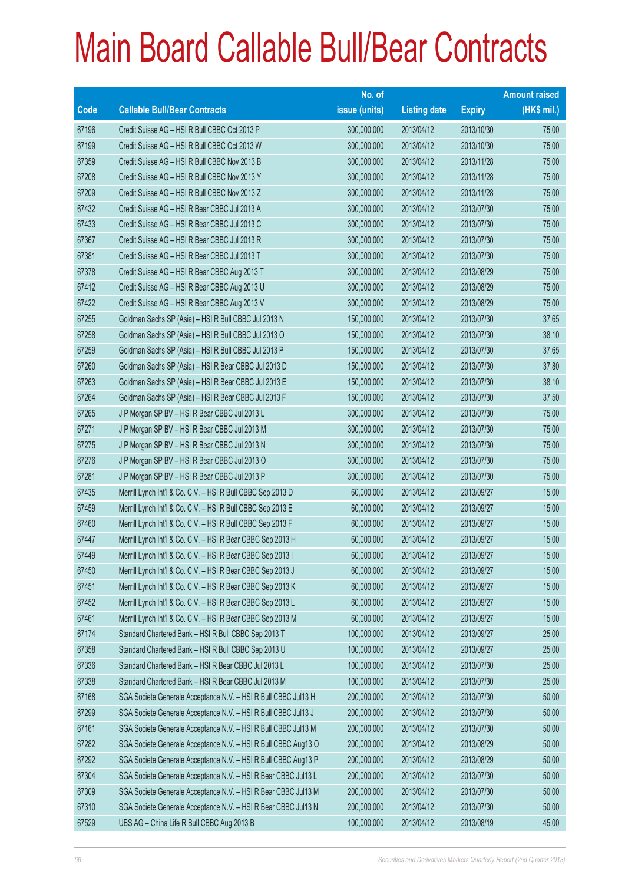# Main Board Callable Bull/Bear Contracts

| Code | Callable Bull/Bear Contracts | No. of issue (units) | Listing date | Expiry | Amount raised (HK$ mil.) |
|---|---|---|---|---|---|
| 67196 | Credit Suisse AG – HSI R Bull CBBC Oct 2013 P | 300,000,000 | 2013/04/12 | 2013/10/30 | 75.00 |
| 67199 | Credit Suisse AG – HSI R Bull CBBC Oct 2013 W | 300,000,000 | 2013/04/12 | 2013/10/30 | 75.00 |
| 67359 | Credit Suisse AG – HSI R Bull CBBC Nov 2013 B | 300,000,000 | 2013/04/12 | 2013/11/28 | 75.00 |
| 67208 | Credit Suisse AG – HSI R Bull CBBC Nov 2013 Y | 300,000,000 | 2013/04/12 | 2013/11/28 | 75.00 |
| 67209 | Credit Suisse AG – HSI R Bull CBBC Nov 2013 Z | 300,000,000 | 2013/04/12 | 2013/11/28 | 75.00 |
| 67432 | Credit Suisse AG – HSI R Bear CBBC Jul 2013 A | 300,000,000 | 2013/04/12 | 2013/07/30 | 75.00 |
| 67433 | Credit Suisse AG – HSI R Bear CBBC Jul 2013 C | 300,000,000 | 2013/04/12 | 2013/07/30 | 75.00 |
| 67367 | Credit Suisse AG – HSI R Bear CBBC Jul 2013 R | 300,000,000 | 2013/04/12 | 2013/07/30 | 75.00 |
| 67381 | Credit Suisse AG – HSI R Bear CBBC Jul 2013 T | 300,000,000 | 2013/04/12 | 2013/07/30 | 75.00 |
| 67378 | Credit Suisse AG – HSI R Bear CBBC Aug 2013 T | 300,000,000 | 2013/04/12 | 2013/08/29 | 75.00 |
| 67412 | Credit Suisse AG – HSI R Bear CBBC Aug 2013 U | 300,000,000 | 2013/04/12 | 2013/08/29 | 75.00 |
| 67422 | Credit Suisse AG – HSI R Bear CBBC Aug 2013 V | 300,000,000 | 2013/04/12 | 2013/08/29 | 75.00 |
| 67255 | Goldman Sachs SP (Asia) – HSI R Bull CBBC Jul 2013 N | 150,000,000 | 2013/04/12 | 2013/07/30 | 37.65 |
| 67258 | Goldman Sachs SP (Asia) – HSI R Bull CBBC Jul 2013 O | 150,000,000 | 2013/04/12 | 2013/07/30 | 38.10 |
| 67259 | Goldman Sachs SP (Asia) – HSI R Bull CBBC Jul 2013 P | 150,000,000 | 2013/04/12 | 2013/07/30 | 37.65 |
| 67260 | Goldman Sachs SP (Asia) – HSI R Bear CBBC Jul 2013 D | 150,000,000 | 2013/04/12 | 2013/07/30 | 37.80 |
| 67263 | Goldman Sachs SP (Asia) – HSI R Bear CBBC Jul 2013 E | 150,000,000 | 2013/04/12 | 2013/07/30 | 38.10 |
| 67264 | Goldman Sachs SP (Asia) – HSI R Bear CBBC Jul 2013 F | 150,000,000 | 2013/04/12 | 2013/07/30 | 37.50 |
| 67265 | J P Morgan SP BV – HSI R Bear CBBC Jul 2013 L | 300,000,000 | 2013/04/12 | 2013/07/30 | 75.00 |
| 67271 | J P Morgan SP BV – HSI R Bear CBBC Jul 2013 M | 300,000,000 | 2013/04/12 | 2013/07/30 | 75.00 |
| 67275 | J P Morgan SP BV – HSI R Bear CBBC Jul 2013 N | 300,000,000 | 2013/04/12 | 2013/07/30 | 75.00 |
| 67276 | J P Morgan SP BV – HSI R Bear CBBC Jul 2013 O | 300,000,000 | 2013/04/12 | 2013/07/30 | 75.00 |
| 67281 | J P Morgan SP BV – HSI R Bear CBBC Jul 2013 P | 300,000,000 | 2013/04/12 | 2013/07/30 | 75.00 |
| 67435 | Merrill Lynch Int'l & Co. C.V. – HSI R Bull CBBC Sep 2013 D | 60,000,000 | 2013/04/12 | 2013/09/27 | 15.00 |
| 67459 | Merrill Lynch Int'l & Co. C.V. – HSI R Bull CBBC Sep 2013 E | 60,000,000 | 2013/04/12 | 2013/09/27 | 15.00 |
| 67460 | Merrill Lynch Int'l & Co. C.V. – HSI R Bull CBBC Sep 2013 F | 60,000,000 | 2013/04/12 | 2013/09/27 | 15.00 |
| 67447 | Merrill Lynch Int'l & Co. C.V. – HSI R Bear CBBC Sep 2013 H | 60,000,000 | 2013/04/12 | 2013/09/27 | 15.00 |
| 67449 | Merrill Lynch Int'l & Co. C.V. – HSI R Bear CBBC Sep 2013 I | 60,000,000 | 2013/04/12 | 2013/09/27 | 15.00 |
| 67450 | Merrill Lynch Int'l & Co. C.V. – HSI R Bear CBBC Sep 2013 J | 60,000,000 | 2013/04/12 | 2013/09/27 | 15.00 |
| 67451 | Merrill Lynch Int'l & Co. C.V. – HSI R Bear CBBC Sep 2013 K | 60,000,000 | 2013/04/12 | 2013/09/27 | 15.00 |
| 67452 | Merrill Lynch Int'l & Co. C.V. – HSI R Bear CBBC Sep 2013 L | 60,000,000 | 2013/04/12 | 2013/09/27 | 15.00 |
| 67461 | Merrill Lynch Int'l & Co. C.V. – HSI R Bear CBBC Sep 2013 M | 60,000,000 | 2013/04/12 | 2013/09/27 | 15.00 |
| 67174 | Standard Chartered Bank – HSI R Bull CBBC Sep 2013 T | 100,000,000 | 2013/04/12 | 2013/09/27 | 25.00 |
| 67358 | Standard Chartered Bank – HSI R Bull CBBC Sep 2013 U | 100,000,000 | 2013/04/12 | 2013/09/27 | 25.00 |
| 67336 | Standard Chartered Bank – HSI R Bear CBBC Jul 2013 L | 100,000,000 | 2013/04/12 | 2013/07/30 | 25.00 |
| 67338 | Standard Chartered Bank – HSI R Bear CBBC Jul 2013 M | 100,000,000 | 2013/04/12 | 2013/07/30 | 25.00 |
| 67168 | SGA Societe Generale Acceptance N.V. – HSI R Bull CBBC Jul13 H | 200,000,000 | 2013/04/12 | 2013/07/30 | 50.00 |
| 67299 | SGA Societe Generale Acceptance N.V. – HSI R Bull CBBC Jul13 J | 200,000,000 | 2013/04/12 | 2013/07/30 | 50.00 |
| 67161 | SGA Societe Generale Acceptance N.V. – HSI R Bull CBBC Jul13 M | 200,000,000 | 2013/04/12 | 2013/07/30 | 50.00 |
| 67282 | SGA Societe Generale Acceptance N.V. – HSI R Bull CBBC Aug13 O | 200,000,000 | 2013/04/12 | 2013/08/29 | 50.00 |
| 67292 | SGA Societe Generale Acceptance N.V. – HSI R Bull CBBC Aug13 P | 200,000,000 | 2013/04/12 | 2013/08/29 | 50.00 |
| 67304 | SGA Societe Generale Acceptance N.V. – HSI R Bear CBBC Jul13 L | 200,000,000 | 2013/04/12 | 2013/07/30 | 50.00 |
| 67309 | SGA Societe Generale Acceptance N.V. – HSI R Bear CBBC Jul13 M | 200,000,000 | 2013/04/12 | 2013/07/30 | 50.00 |
| 67310 | SGA Societe Generale Acceptance N.V. – HSI R Bear CBBC Jul13 N | 200,000,000 | 2013/04/12 | 2013/07/30 | 50.00 |
| 67529 | UBS AG – China Life R Bull CBBC Aug 2013 B | 100,000,000 | 2013/04/12 | 2013/08/19 | 45.00 |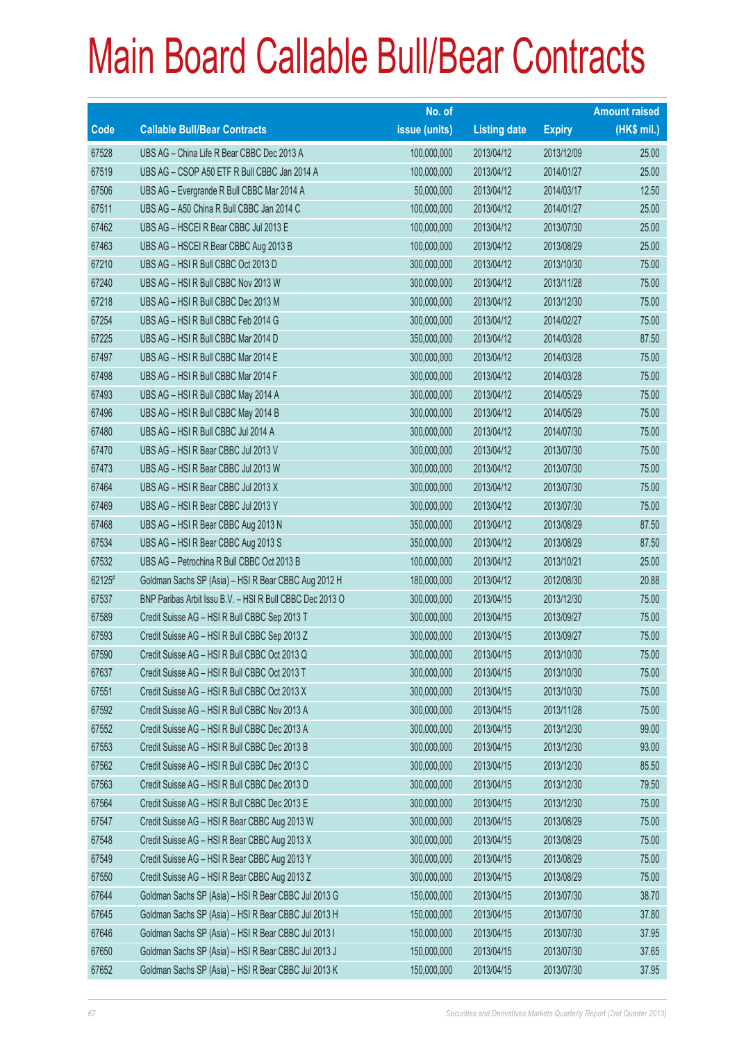# Main Board Callable Bull/Bear Contracts

| Code | Callable Bull/Bear Contracts | No. of issue (units) | Listing date | Expiry | Amount raised (HK$ mil.) |
|---|---|---|---|---|---|
| 67528 | UBS AG – China Life R Bear CBBC Dec 2013 A | 100,000,000 | 2013/04/12 | 2013/12/09 | 25.00 |
| 67519 | UBS AG – CSOP A50 ETF R Bull CBBC Jan 2014 A | 100,000,000 | 2013/04/12 | 2014/01/27 | 25.00 |
| 67506 | UBS AG – Evergrande R Bull CBBC Mar 2014 A | 50,000,000 | 2013/04/12 | 2014/03/17 | 12.50 |
| 67511 | UBS AG – A50 China R Bull CBBC Jan 2014 C | 100,000,000 | 2013/04/12 | 2014/01/27 | 25.00 |
| 67462 | UBS AG – HSCEI R Bear CBBC Jul 2013 E | 100,000,000 | 2013/04/12 | 2013/07/30 | 25.00 |
| 67463 | UBS AG – HSCEI R Bear CBBC Aug 2013 B | 100,000,000 | 2013/04/12 | 2013/08/29 | 25.00 |
| 67210 | UBS AG – HSI R Bull CBBC Oct 2013 D | 300,000,000 | 2013/04/12 | 2013/10/30 | 75.00 |
| 67240 | UBS AG – HSI R Bull CBBC Nov 2013 W | 300,000,000 | 2013/04/12 | 2013/11/28 | 75.00 |
| 67218 | UBS AG – HSI R Bull CBBC Dec 2013 M | 300,000,000 | 2013/04/12 | 2013/12/30 | 75.00 |
| 67254 | UBS AG – HSI R Bull CBBC Feb 2014 G | 300,000,000 | 2013/04/12 | 2014/02/27 | 75.00 |
| 67225 | UBS AG – HSI R Bull CBBC Mar 2014 D | 350,000,000 | 2013/04/12 | 2014/03/28 | 87.50 |
| 67497 | UBS AG – HSI R Bull CBBC Mar 2014 E | 300,000,000 | 2013/04/12 | 2014/03/28 | 75.00 |
| 67498 | UBS AG – HSI R Bull CBBC Mar 2014 F | 300,000,000 | 2013/04/12 | 2014/03/28 | 75.00 |
| 67493 | UBS AG – HSI R Bull CBBC May 2014 A | 300,000,000 | 2013/04/12 | 2014/05/29 | 75.00 |
| 67496 | UBS AG – HSI R Bull CBBC May 2014 B | 300,000,000 | 2013/04/12 | 2014/05/29 | 75.00 |
| 67480 | UBS AG – HSI R Bull CBBC Jul 2014 A | 300,000,000 | 2013/04/12 | 2014/07/30 | 75.00 |
| 67470 | UBS AG – HSI R Bear CBBC Jul 2013 V | 300,000,000 | 2013/04/12 | 2013/07/30 | 75.00 |
| 67473 | UBS AG – HSI R Bear CBBC Jul 2013 W | 300,000,000 | 2013/04/12 | 2013/07/30 | 75.00 |
| 67464 | UBS AG – HSI R Bear CBBC Jul 2013 X | 300,000,000 | 2013/04/12 | 2013/07/30 | 75.00 |
| 67469 | UBS AG – HSI R Bear CBBC Jul 2013 Y | 300,000,000 | 2013/04/12 | 2013/07/30 | 75.00 |
| 67468 | UBS AG – HSI R Bear CBBC Aug 2013 N | 350,000,000 | 2013/04/12 | 2013/08/29 | 87.50 |
| 67534 | UBS AG – HSI R Bear CBBC Aug 2013 S | 350,000,000 | 2013/04/12 | 2013/08/29 | 87.50 |
| 67532 | UBS AG – Petrochina R Bull CBBC Oct 2013 B | 100,000,000 | 2013/04/12 | 2013/10/21 | 25.00 |
| 62125# | Goldman Sachs SP (Asia) – HSI R Bear CBBC Aug 2012 H | 180,000,000 | 2013/04/12 | 2012/08/30 | 20.88 |
| 67537 | BNP Paribas Arbit Issu B.V. – HSI R Bull CBBC Dec 2013 O | 300,000,000 | 2013/04/15 | 2013/12/30 | 75.00 |
| 67589 | Credit Suisse AG – HSI R Bull CBBC Sep 2013 T | 300,000,000 | 2013/04/15 | 2013/09/27 | 75.00 |
| 67593 | Credit Suisse AG – HSI R Bull CBBC Sep 2013 Z | 300,000,000 | 2013/04/15 | 2013/09/27 | 75.00 |
| 67590 | Credit Suisse AG – HSI R Bull CBBC Oct 2013 Q | 300,000,000 | 2013/04/15 | 2013/10/30 | 75.00 |
| 67637 | Credit Suisse AG – HSI R Bull CBBC Oct 2013 T | 300,000,000 | 2013/04/15 | 2013/10/30 | 75.00 |
| 67551 | Credit Suisse AG – HSI R Bull CBBC Oct 2013 X | 300,000,000 | 2013/04/15 | 2013/10/30 | 75.00 |
| 67592 | Credit Suisse AG – HSI R Bull CBBC Nov 2013 A | 300,000,000 | 2013/04/15 | 2013/11/28 | 75.00 |
| 67552 | Credit Suisse AG – HSI R Bull CBBC Dec 2013 A | 300,000,000 | 2013/04/15 | 2013/12/30 | 99.00 |
| 67553 | Credit Suisse AG – HSI R Bull CBBC Dec 2013 B | 300,000,000 | 2013/04/15 | 2013/12/30 | 93.00 |
| 67562 | Credit Suisse AG – HSI R Bull CBBC Dec 2013 C | 300,000,000 | 2013/04/15 | 2013/12/30 | 85.50 |
| 67563 | Credit Suisse AG – HSI R Bull CBBC Dec 2013 D | 300,000,000 | 2013/04/15 | 2013/12/30 | 79.50 |
| 67564 | Credit Suisse AG – HSI R Bull CBBC Dec 2013 E | 300,000,000 | 2013/04/15 | 2013/12/30 | 75.00 |
| 67547 | Credit Suisse AG – HSI R Bear CBBC Aug 2013 W | 300,000,000 | 2013/04/15 | 2013/08/29 | 75.00 |
| 67548 | Credit Suisse AG – HSI R Bear CBBC Aug 2013 X | 300,000,000 | 2013/04/15 | 2013/08/29 | 75.00 |
| 67549 | Credit Suisse AG – HSI R Bear CBBC Aug 2013 Y | 300,000,000 | 2013/04/15 | 2013/08/29 | 75.00 |
| 67550 | Credit Suisse AG – HSI R Bear CBBC Aug 2013 Z | 300,000,000 | 2013/04/15 | 2013/08/29 | 75.00 |
| 67644 | Goldman Sachs SP (Asia) – HSI R Bear CBBC Jul 2013 G | 150,000,000 | 2013/04/15 | 2013/07/30 | 38.70 |
| 67645 | Goldman Sachs SP (Asia) – HSI R Bear CBBC Jul 2013 H | 150,000,000 | 2013/04/15 | 2013/07/30 | 37.80 |
| 67646 | Goldman Sachs SP (Asia) – HSI R Bear CBBC Jul 2013 I | 150,000,000 | 2013/04/15 | 2013/07/30 | 37.95 |
| 67650 | Goldman Sachs SP (Asia) – HSI R Bear CBBC Jul 2013 J | 150,000,000 | 2013/04/15 | 2013/07/30 | 37.65 |
| 67652 | Goldman Sachs SP (Asia) – HSI R Bear CBBC Jul 2013 K | 150,000,000 | 2013/04/15 | 2013/07/30 | 37.95 |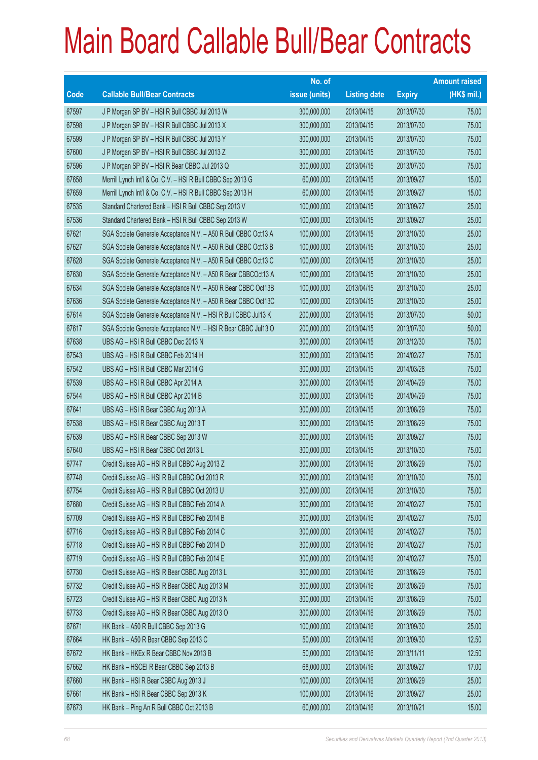# Main Board Callable Bull/Bear Contracts

| Code | Callable Bull/Bear Contracts | No. of issue (units) | Listing date | Expiry | Amount raised (HK$ mil.) |
|---|---|---|---|---|---|
| 67597 | J P Morgan SP BV – HSI R Bull CBBC Jul 2013 W | 300,000,000 | 2013/04/15 | 2013/07/30 | 75.00 |
| 67598 | J P Morgan SP BV – HSI R Bull CBBC Jul 2013 X | 300,000,000 | 2013/04/15 | 2013/07/30 | 75.00 |
| 67599 | J P Morgan SP BV – HSI R Bull CBBC Jul 2013 Y | 300,000,000 | 2013/04/15 | 2013/07/30 | 75.00 |
| 67600 | J P Morgan SP BV – HSI R Bull CBBC Jul 2013 Z | 300,000,000 | 2013/04/15 | 2013/07/30 | 75.00 |
| 67596 | J P Morgan SP BV – HSI R Bear CBBC Jul 2013 Q | 300,000,000 | 2013/04/15 | 2013/07/30 | 75.00 |
| 67658 | Merrill Lynch Int'l & Co. C.V. – HSI R Bull CBBC Sep 2013 G | 60,000,000 | 2013/04/15 | 2013/09/27 | 15.00 |
| 67659 | Merrill Lynch Int'l & Co. C.V. – HSI R Bull CBBC Sep 2013 H | 60,000,000 | 2013/04/15 | 2013/09/27 | 15.00 |
| 67535 | Standard Chartered Bank – HSI R Bull CBBC Sep 2013 V | 100,000,000 | 2013/04/15 | 2013/09/27 | 25.00 |
| 67536 | Standard Chartered Bank – HSI R Bull CBBC Sep 2013 W | 100,000,000 | 2013/04/15 | 2013/09/27 | 25.00 |
| 67621 | SGA Societe Generale Acceptance N.V. – A50 R Bull CBBC Oct13 A | 100,000,000 | 2013/04/15 | 2013/10/30 | 25.00 |
| 67627 | SGA Societe Generale Acceptance N.V. – A50 R Bull CBBC Oct13 B | 100,000,000 | 2013/04/15 | 2013/10/30 | 25.00 |
| 67628 | SGA Societe Generale Acceptance N.V. – A50 R Bull CBBC Oct13 C | 100,000,000 | 2013/04/15 | 2013/10/30 | 25.00 |
| 67630 | SGA Societe Generale Acceptance N.V. – A50 R Bear CBBCOct13 A | 100,000,000 | 2013/04/15 | 2013/10/30 | 25.00 |
| 67634 | SGA Societe Generale Acceptance N.V. – A50 R Bear CBBC Oct13B | 100,000,000 | 2013/04/15 | 2013/10/30 | 25.00 |
| 67636 | SGA Societe Generale Acceptance N.V. – A50 R Bear CBBC Oct13C | 100,000,000 | 2013/04/15 | 2013/10/30 | 25.00 |
| 67614 | SGA Societe Generale Acceptance N.V. – HSI R Bull CBBC Jul13 K | 200,000,000 | 2013/04/15 | 2013/07/30 | 50.00 |
| 67617 | SGA Societe Generale Acceptance N.V. – HSI R Bear CBBC Jul13 O | 200,000,000 | 2013/04/15 | 2013/07/30 | 50.00 |
| 67638 | UBS AG – HSI R Bull CBBC Dec 2013 N | 300,000,000 | 2013/04/15 | 2013/12/30 | 75.00 |
| 67543 | UBS AG – HSI R Bull CBBC Feb 2014 H | 300,000,000 | 2013/04/15 | 2014/02/27 | 75.00 |
| 67542 | UBS AG – HSI R Bull CBBC Mar 2014 G | 300,000,000 | 2013/04/15 | 2014/03/28 | 75.00 |
| 67539 | UBS AG – HSI R Bull CBBC Apr 2014 A | 300,000,000 | 2013/04/15 | 2014/04/29 | 75.00 |
| 67544 | UBS AG – HSI R Bull CBBC Apr 2014 B | 300,000,000 | 2013/04/15 | 2014/04/29 | 75.00 |
| 67641 | UBS AG – HSI R Bear CBBC Aug 2013 A | 300,000,000 | 2013/04/15 | 2013/08/29 | 75.00 |
| 67538 | UBS AG – HSI R Bear CBBC Aug 2013 T | 300,000,000 | 2013/04/15 | 2013/08/29 | 75.00 |
| 67639 | UBS AG – HSI R Bear CBBC Sep 2013 W | 300,000,000 | 2013/04/15 | 2013/09/27 | 75.00 |
| 67640 | UBS AG – HSI R Bear CBBC Oct 2013 L | 300,000,000 | 2013/04/15 | 2013/10/30 | 75.00 |
| 67747 | Credit Suisse AG – HSI R Bull CBBC Aug 2013 Z | 300,000,000 | 2013/04/16 | 2013/08/29 | 75.00 |
| 67748 | Credit Suisse AG – HSI R Bull CBBC Oct 2013 R | 300,000,000 | 2013/04/16 | 2013/10/30 | 75.00 |
| 67754 | Credit Suisse AG – HSI R Bull CBBC Oct 2013 U | 300,000,000 | 2013/04/16 | 2013/10/30 | 75.00 |
| 67680 | Credit Suisse AG – HSI R Bull CBBC Feb 2014 A | 300,000,000 | 2013/04/16 | 2014/02/27 | 75.00 |
| 67709 | Credit Suisse AG – HSI R Bull CBBC Feb 2014 B | 300,000,000 | 2013/04/16 | 2014/02/27 | 75.00 |
| 67716 | Credit Suisse AG – HSI R Bull CBBC Feb 2014 C | 300,000,000 | 2013/04/16 | 2014/02/27 | 75.00 |
| 67718 | Credit Suisse AG – HSI R Bull CBBC Feb 2014 D | 300,000,000 | 2013/04/16 | 2014/02/27 | 75.00 |
| 67719 | Credit Suisse AG – HSI R Bull CBBC Feb 2014 E | 300,000,000 | 2013/04/16 | 2014/02/27 | 75.00 |
| 67730 | Credit Suisse AG – HSI R Bear CBBC Aug 2013 L | 300,000,000 | 2013/04/16 | 2013/08/29 | 75.00 |
| 67732 | Credit Suisse AG – HSI R Bear CBBC Aug 2013 M | 300,000,000 | 2013/04/16 | 2013/08/29 | 75.00 |
| 67723 | Credit Suisse AG – HSI R Bear CBBC Aug 2013 N | 300,000,000 | 2013/04/16 | 2013/08/29 | 75.00 |
| 67733 | Credit Suisse AG – HSI R Bear CBBC Aug 2013 O | 300,000,000 | 2013/04/16 | 2013/08/29 | 75.00 |
| 67671 | HK Bank – A50 R Bull CBBC Sep 2013 G | 100,000,000 | 2013/04/16 | 2013/09/30 | 25.00 |
| 67664 | HK Bank – A50 R Bear CBBC Sep 2013 C | 50,000,000 | 2013/04/16 | 2013/09/30 | 12.50 |
| 67672 | HK Bank – HKEx R Bear CBBC Nov 2013 B | 50,000,000 | 2013/04/16 | 2013/11/11 | 12.50 |
| 67662 | HK Bank – HSCEI R Bear CBBC Sep 2013 B | 68,000,000 | 2013/04/16 | 2013/09/27 | 17.00 |
| 67660 | HK Bank – HSI R Bear CBBC Aug 2013 J | 100,000,000 | 2013/04/16 | 2013/08/29 | 25.00 |
| 67661 | HK Bank – HSI R Bear CBBC Sep 2013 K | 100,000,000 | 2013/04/16 | 2013/09/27 | 25.00 |
| 67673 | HK Bank – Ping An R Bull CBBC Oct 2013 B | 60,000,000 | 2013/04/16 | 2013/10/21 | 15.00 |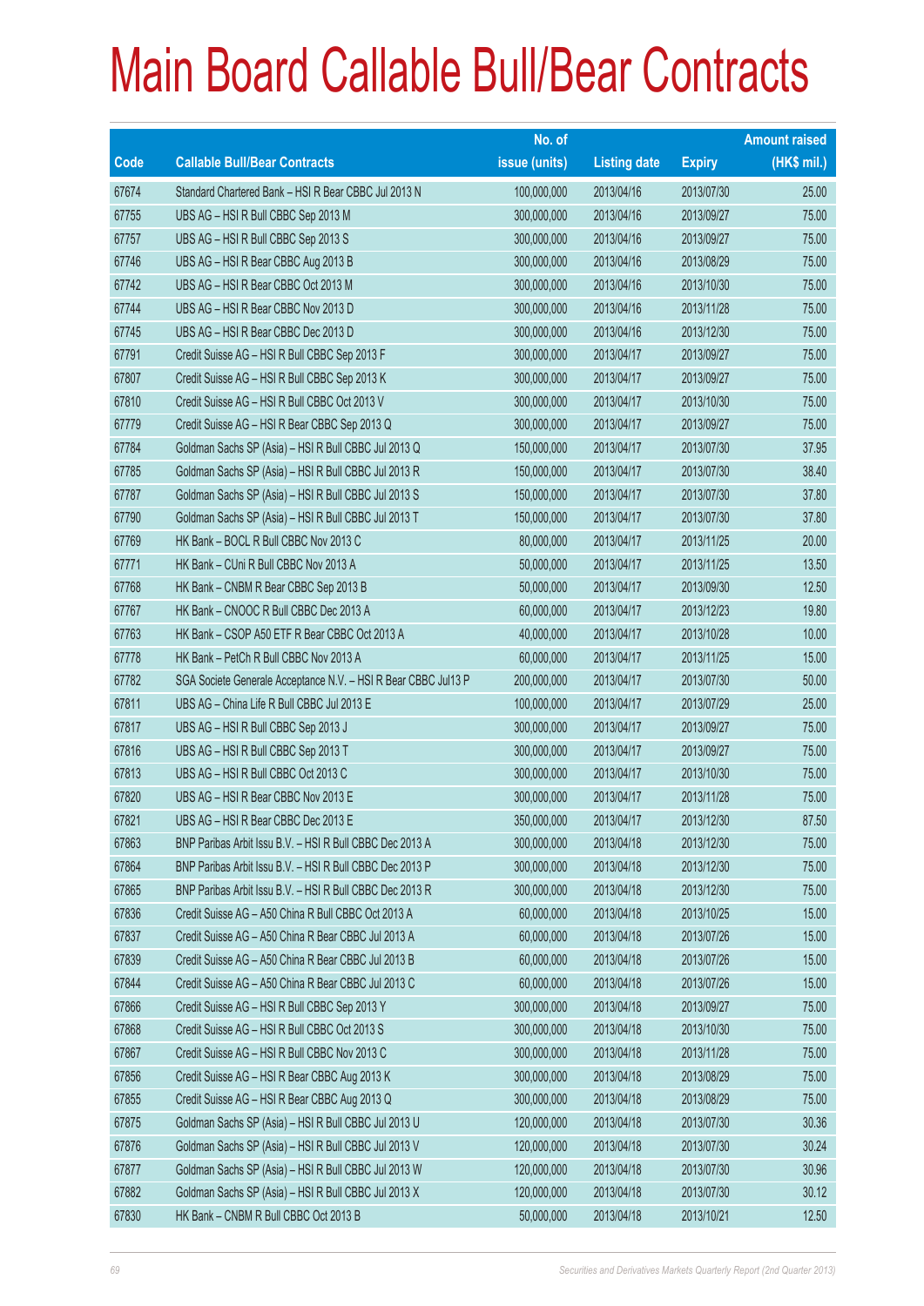# Main Board Callable Bull/Bear Contracts

| Code | Callable Bull/Bear Contracts | No. of issue (units) | Listing date | Expiry | Amount raised (HK$ mil.) |
|---|---|---|---|---|---|
| 67674 | Standard Chartered Bank – HSI R Bear CBBC Jul 2013 N | 100,000,000 | 2013/04/16 | 2013/07/30 | 25.00 |
| 67755 | UBS AG – HSI R Bull CBBC Sep 2013 M | 300,000,000 | 2013/04/16 | 2013/09/27 | 75.00 |
| 67757 | UBS AG – HSI R Bull CBBC Sep 2013 S | 300,000,000 | 2013/04/16 | 2013/09/27 | 75.00 |
| 67746 | UBS AG – HSI R Bear CBBC Aug 2013 B | 300,000,000 | 2013/04/16 | 2013/08/29 | 75.00 |
| 67742 | UBS AG – HSI R Bear CBBC Oct 2013 M | 300,000,000 | 2013/04/16 | 2013/10/30 | 75.00 |
| 67744 | UBS AG – HSI R Bear CBBC Nov 2013 D | 300,000,000 | 2013/04/16 | 2013/11/28 | 75.00 |
| 67745 | UBS AG – HSI R Bear CBBC Dec 2013 D | 300,000,000 | 2013/04/16 | 2013/12/30 | 75.00 |
| 67791 | Credit Suisse AG – HSI R Bull CBBC Sep 2013 F | 300,000,000 | 2013/04/17 | 2013/09/27 | 75.00 |
| 67807 | Credit Suisse AG – HSI R Bull CBBC Sep 2013 K | 300,000,000 | 2013/04/17 | 2013/09/27 | 75.00 |
| 67810 | Credit Suisse AG – HSI R Bull CBBC Oct 2013 V | 300,000,000 | 2013/04/17 | 2013/10/30 | 75.00 |
| 67779 | Credit Suisse AG – HSI R Bear CBBC Sep 2013 Q | 300,000,000 | 2013/04/17 | 2013/09/27 | 75.00 |
| 67784 | Goldman Sachs SP (Asia) – HSI R Bull CBBC Jul 2013 Q | 150,000,000 | 2013/04/17 | 2013/07/30 | 37.95 |
| 67785 | Goldman Sachs SP (Asia) – HSI R Bull CBBC Jul 2013 R | 150,000,000 | 2013/04/17 | 2013/07/30 | 38.40 |
| 67787 | Goldman Sachs SP (Asia) – HSI R Bull CBBC Jul 2013 S | 150,000,000 | 2013/04/17 | 2013/07/30 | 37.80 |
| 67790 | Goldman Sachs SP (Asia) – HSI R Bull CBBC Jul 2013 T | 150,000,000 | 2013/04/17 | 2013/07/30 | 37.80 |
| 67769 | HK Bank – BOCL R Bull CBBC Nov 2013 C | 80,000,000 | 2013/04/17 | 2013/11/25 | 20.00 |
| 67771 | HK Bank – CUni R Bull CBBC Nov 2013 A | 50,000,000 | 2013/04/17 | 2013/11/25 | 13.50 |
| 67768 | HK Bank – CNBM R Bear CBBC Sep 2013 B | 50,000,000 | 2013/04/17 | 2013/09/30 | 12.50 |
| 67767 | HK Bank – CNOOC R Bull CBBC Dec 2013 A | 60,000,000 | 2013/04/17 | 2013/12/23 | 19.80 |
| 67763 | HK Bank – CSOP A50 ETF R Bear CBBC Oct 2013 A | 40,000,000 | 2013/04/17 | 2013/10/28 | 10.00 |
| 67778 | HK Bank – PetCh R Bull CBBC Nov 2013 A | 60,000,000 | 2013/04/17 | 2013/11/25 | 15.00 |
| 67782 | SGA Societe Generale Acceptance N.V. – HSI R Bear CBBC Jul13 P | 200,000,000 | 2013/04/17 | 2013/07/30 | 50.00 |
| 67811 | UBS AG – China Life R Bull CBBC Jul 2013 E | 100,000,000 | 2013/04/17 | 2013/07/29 | 25.00 |
| 67817 | UBS AG – HSI R Bull CBBC Sep 2013 J | 300,000,000 | 2013/04/17 | 2013/09/27 | 75.00 |
| 67816 | UBS AG – HSI R Bull CBBC Sep 2013 T | 300,000,000 | 2013/04/17 | 2013/09/27 | 75.00 |
| 67813 | UBS AG – HSI R Bull CBBC Oct 2013 C | 300,000,000 | 2013/04/17 | 2013/10/30 | 75.00 |
| 67820 | UBS AG – HSI R Bear CBBC Nov 2013 E | 300,000,000 | 2013/04/17 | 2013/11/28 | 75.00 |
| 67821 | UBS AG – HSI R Bear CBBC Dec 2013 E | 350,000,000 | 2013/04/17 | 2013/12/30 | 87.50 |
| 67863 | BNP Paribas Arbit Issu B.V. – HSI R Bull CBBC Dec 2013 A | 300,000,000 | 2013/04/18 | 2013/12/30 | 75.00 |
| 67864 | BNP Paribas Arbit Issu B.V. – HSI R Bull CBBC Dec 2013 P | 300,000,000 | 2013/04/18 | 2013/12/30 | 75.00 |
| 67865 | BNP Paribas Arbit Issu B.V. – HSI R Bull CBBC Dec 2013 R | 300,000,000 | 2013/04/18 | 2013/12/30 | 75.00 |
| 67836 | Credit Suisse AG – A50 China R Bull CBBC Oct 2013 A | 60,000,000 | 2013/04/18 | 2013/10/25 | 15.00 |
| 67837 | Credit Suisse AG – A50 China R Bear CBBC Jul 2013 A | 60,000,000 | 2013/04/18 | 2013/07/26 | 15.00 |
| 67839 | Credit Suisse AG – A50 China R Bear CBBC Jul 2013 B | 60,000,000 | 2013/04/18 | 2013/07/26 | 15.00 |
| 67844 | Credit Suisse AG – A50 China R Bear CBBC Jul 2013 C | 60,000,000 | 2013/04/18 | 2013/07/26 | 15.00 |
| 67866 | Credit Suisse AG – HSI R Bull CBBC Sep 2013 Y | 300,000,000 | 2013/04/18 | 2013/09/27 | 75.00 |
| 67868 | Credit Suisse AG – HSI R Bull CBBC Oct 2013 S | 300,000,000 | 2013/04/18 | 2013/10/30 | 75.00 |
| 67867 | Credit Suisse AG – HSI R Bull CBBC Nov 2013 C | 300,000,000 | 2013/04/18 | 2013/11/28 | 75.00 |
| 67856 | Credit Suisse AG – HSI R Bear CBBC Aug 2013 K | 300,000,000 | 2013/04/18 | 2013/08/29 | 75.00 |
| 67855 | Credit Suisse AG – HSI R Bear CBBC Aug 2013 Q | 300,000,000 | 2013/04/18 | 2013/08/29 | 75.00 |
| 67875 | Goldman Sachs SP (Asia) – HSI R Bull CBBC Jul 2013 U | 120,000,000 | 2013/04/18 | 2013/07/30 | 30.36 |
| 67876 | Goldman Sachs SP (Asia) – HSI R Bull CBBC Jul 2013 V | 120,000,000 | 2013/04/18 | 2013/07/30 | 30.24 |
| 67877 | Goldman Sachs SP (Asia) – HSI R Bull CBBC Jul 2013 W | 120,000,000 | 2013/04/18 | 2013/07/30 | 30.96 |
| 67882 | Goldman Sachs SP (Asia) – HSI R Bull CBBC Jul 2013 X | 120,000,000 | 2013/04/18 | 2013/07/30 | 30.12 |
| 67830 | HK Bank – CNBM R Bull CBBC Oct 2013 B | 50,000,000 | 2013/04/18 | 2013/10/21 | 12.50 |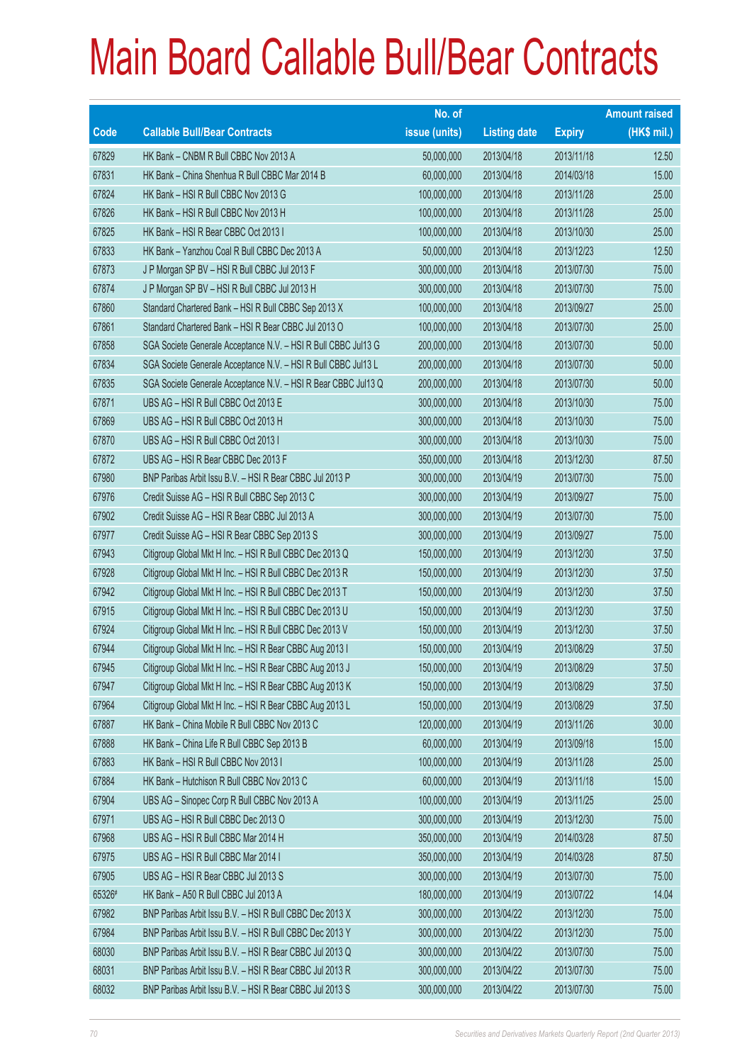# Main Board Callable Bull/Bear Contracts

| Code | Callable Bull/Bear Contracts | No. of issue (units) | Listing date | Expiry | Amount raised (HK$ mil.) |
|---|---|---|---|---|---|
| 67829 | HK Bank – CNBM R Bull CBBC Nov 2013 A | 50,000,000 | 2013/04/18 | 2013/11/18 | 12.50 |
| 67831 | HK Bank – China Shenhua R Bull CBBC Mar 2014 B | 60,000,000 | 2013/04/18 | 2014/03/18 | 15.00 |
| 67824 | HK Bank – HSI R Bull CBBC Nov 2013 G | 100,000,000 | 2013/04/18 | 2013/11/28 | 25.00 |
| 67826 | HK Bank – HSI R Bull CBBC Nov 2013 H | 100,000,000 | 2013/04/18 | 2013/11/28 | 25.00 |
| 67825 | HK Bank – HSI R Bear CBBC Oct 2013 I | 100,000,000 | 2013/04/18 | 2013/10/30 | 25.00 |
| 67833 | HK Bank – Yanzhou Coal R Bull CBBC Dec 2013 A | 50,000,000 | 2013/04/18 | 2013/12/23 | 12.50 |
| 67873 | J P Morgan SP BV – HSI R Bull CBBC Jul 2013 F | 300,000,000 | 2013/04/18 | 2013/07/30 | 75.00 |
| 67874 | J P Morgan SP BV – HSI R Bull CBBC Jul 2013 H | 300,000,000 | 2013/04/18 | 2013/07/30 | 75.00 |
| 67860 | Standard Chartered Bank – HSI R Bull CBBC Sep 2013 X | 100,000,000 | 2013/04/18 | 2013/09/27 | 25.00 |
| 67861 | Standard Chartered Bank – HSI R Bear CBBC Jul 2013 O | 100,000,000 | 2013/04/18 | 2013/07/30 | 25.00 |
| 67858 | SGA Societe Generale Acceptance N.V. – HSI R Bull CBBC Jul13 G | 200,000,000 | 2013/04/18 | 2013/07/30 | 50.00 |
| 67834 | SGA Societe Generale Acceptance N.V. – HSI R Bull CBBC Jul13 L | 200,000,000 | 2013/04/18 | 2013/07/30 | 50.00 |
| 67835 | SGA Societe Generale Acceptance N.V. – HSI R Bear CBBC Jul13 Q | 200,000,000 | 2013/04/18 | 2013/07/30 | 50.00 |
| 67871 | UBS AG – HSI R Bull CBBC Oct 2013 E | 300,000,000 | 2013/04/18 | 2013/10/30 | 75.00 |
| 67869 | UBS AG – HSI R Bull CBBC Oct 2013 H | 300,000,000 | 2013/04/18 | 2013/10/30 | 75.00 |
| 67870 | UBS AG – HSI R Bull CBBC Oct 2013 I | 300,000,000 | 2013/04/18 | 2013/10/30 | 75.00 |
| 67872 | UBS AG – HSI R Bear CBBC Dec 2013 F | 350,000,000 | 2013/04/18 | 2013/12/30 | 87.50 |
| 67980 | BNP Paribas Arbit Issu B.V. – HSI R Bear CBBC Jul 2013 P | 300,000,000 | 2013/04/19 | 2013/07/30 | 75.00 |
| 67976 | Credit Suisse AG – HSI R Bull CBBC Sep 2013 C | 300,000,000 | 2013/04/19 | 2013/09/27 | 75.00 |
| 67902 | Credit Suisse AG – HSI R Bear CBBC Jul 2013 A | 300,000,000 | 2013/04/19 | 2013/07/30 | 75.00 |
| 67977 | Credit Suisse AG – HSI R Bear CBBC Sep 2013 S | 300,000,000 | 2013/04/19 | 2013/09/27 | 75.00 |
| 67943 | Citigroup Global Mkt H Inc. – HSI R Bull CBBC Dec 2013 Q | 150,000,000 | 2013/04/19 | 2013/12/30 | 37.50 |
| 67928 | Citigroup Global Mkt H Inc. – HSI R Bull CBBC Dec 2013 R | 150,000,000 | 2013/04/19 | 2013/12/30 | 37.50 |
| 67942 | Citigroup Global Mkt H Inc. – HSI R Bull CBBC Dec 2013 T | 150,000,000 | 2013/04/19 | 2013/12/30 | 37.50 |
| 67915 | Citigroup Global Mkt H Inc. – HSI R Bull CBBC Dec 2013 U | 150,000,000 | 2013/04/19 | 2013/12/30 | 37.50 |
| 67924 | Citigroup Global Mkt H Inc. – HSI R Bull CBBC Dec 2013 V | 150,000,000 | 2013/04/19 | 2013/12/30 | 37.50 |
| 67944 | Citigroup Global Mkt H Inc. – HSI R Bear CBBC Aug 2013 I | 150,000,000 | 2013/04/19 | 2013/08/29 | 37.50 |
| 67945 | Citigroup Global Mkt H Inc. – HSI R Bear CBBC Aug 2013 J | 150,000,000 | 2013/04/19 | 2013/08/29 | 37.50 |
| 67947 | Citigroup Global Mkt H Inc. – HSI R Bear CBBC Aug 2013 K | 150,000,000 | 2013/04/19 | 2013/08/29 | 37.50 |
| 67964 | Citigroup Global Mkt H Inc. – HSI R Bear CBBC Aug 2013 L | 150,000,000 | 2013/04/19 | 2013/08/29 | 37.50 |
| 67887 | HK Bank – China Mobile R Bull CBBC Nov 2013 C | 120,000,000 | 2013/04/19 | 2013/11/26 | 30.00 |
| 67888 | HK Bank – China Life R Bull CBBC Sep 2013 B | 60,000,000 | 2013/04/19 | 2013/09/18 | 15.00 |
| 67883 | HK Bank – HSI R Bull CBBC Nov 2013 I | 100,000,000 | 2013/04/19 | 2013/11/28 | 25.00 |
| 67884 | HK Bank – Hutchison R Bull CBBC Nov 2013 C | 60,000,000 | 2013/04/19 | 2013/11/18 | 15.00 |
| 67904 | UBS AG – Sinopec Corp R Bull CBBC Nov 2013 A | 100,000,000 | 2013/04/19 | 2013/11/25 | 25.00 |
| 67971 | UBS AG – HSI R Bull CBBC Dec 2013 O | 300,000,000 | 2013/04/19 | 2013/12/30 | 75.00 |
| 67968 | UBS AG – HSI R Bull CBBC Mar 2014 H | 350,000,000 | 2013/04/19 | 2014/03/28 | 87.50 |
| 67975 | UBS AG – HSI R Bull CBBC Mar 2014 I | 350,000,000 | 2013/04/19 | 2014/03/28 | 87.50 |
| 67905 | UBS AG – HSI R Bear CBBC Jul 2013 S | 300,000,000 | 2013/04/19 | 2013/07/30 | 75.00 |
| 65326# | HK Bank – A50 R Bull CBBC Jul 2013 A | 180,000,000 | 2013/04/19 | 2013/07/22 | 14.04 |
| 67982 | BNP Paribas Arbit Issu B.V. – HSI R Bull CBBC Dec 2013 X | 300,000,000 | 2013/04/22 | 2013/12/30 | 75.00 |
| 67984 | BNP Paribas Arbit Issu B.V. – HSI R Bull CBBC Dec 2013 Y | 300,000,000 | 2013/04/22 | 2013/12/30 | 75.00 |
| 68030 | BNP Paribas Arbit Issu B.V. – HSI R Bear CBBC Jul 2013 Q | 300,000,000 | 2013/04/22 | 2013/07/30 | 75.00 |
| 68031 | BNP Paribas Arbit Issu B.V. – HSI R Bear CBBC Jul 2013 R | 300,000,000 | 2013/04/22 | 2013/07/30 | 75.00 |
| 68032 | BNP Paribas Arbit Issu B.V. – HSI R Bear CBBC Jul 2013 S | 300,000,000 | 2013/04/22 | 2013/07/30 | 75.00 |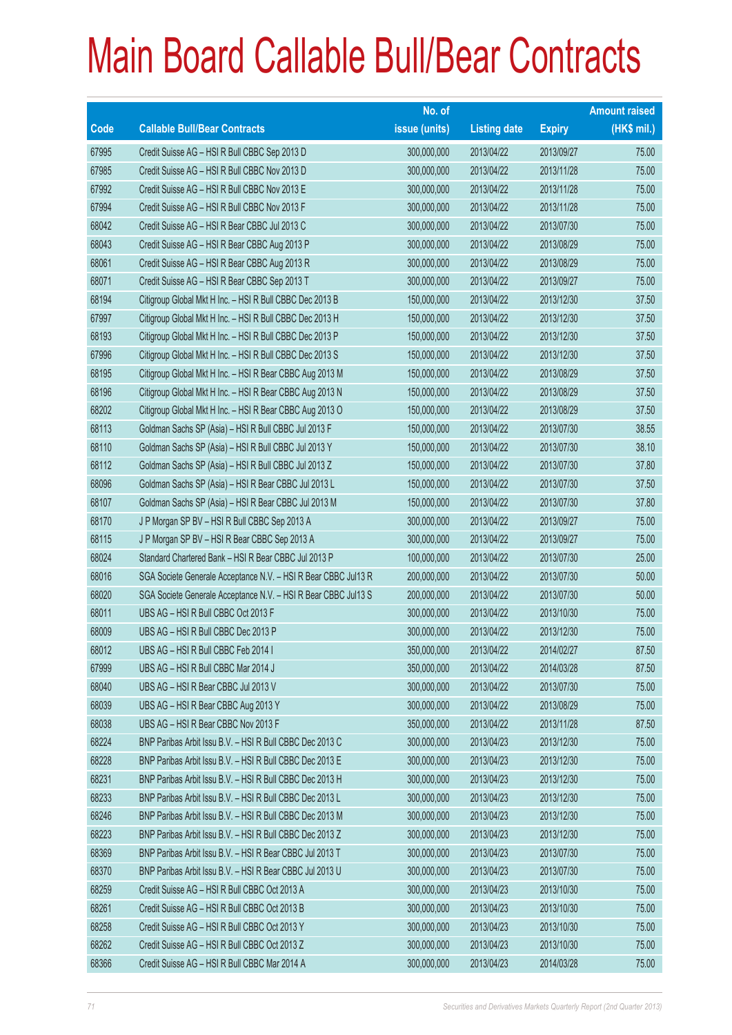# Main Board Callable Bull/Bear Contracts

| Code | Callable Bull/Bear Contracts | No. of issue (units) | Listing date | Expiry | Amount raised (HK$ mil.) |
|---|---|---|---|---|---|
| 67995 | Credit Suisse AG – HSI R Bull CBBC Sep 2013 D | 300,000,000 | 2013/04/22 | 2013/09/27 | 75.00 |
| 67985 | Credit Suisse AG – HSI R Bull CBBC Nov 2013 D | 300,000,000 | 2013/04/22 | 2013/11/28 | 75.00 |
| 67992 | Credit Suisse AG – HSI R Bull CBBC Nov 2013 E | 300,000,000 | 2013/04/22 | 2013/11/28 | 75.00 |
| 67994 | Credit Suisse AG – HSI R Bull CBBC Nov 2013 F | 300,000,000 | 2013/04/22 | 2013/11/28 | 75.00 |
| 68042 | Credit Suisse AG – HSI R Bear CBBC Jul 2013 C | 300,000,000 | 2013/04/22 | 2013/07/30 | 75.00 |
| 68043 | Credit Suisse AG – HSI R Bear CBBC Aug 2013 P | 300,000,000 | 2013/04/22 | 2013/08/29 | 75.00 |
| 68061 | Credit Suisse AG – HSI R Bear CBBC Aug 2013 R | 300,000,000 | 2013/04/22 | 2013/08/29 | 75.00 |
| 68071 | Credit Suisse AG – HSI R Bear CBBC Sep 2013 T | 300,000,000 | 2013/04/22 | 2013/09/27 | 75.00 |
| 68194 | Citigroup Global Mkt H Inc. – HSI R Bull CBBC Dec 2013 B | 150,000,000 | 2013/04/22 | 2013/12/30 | 37.50 |
| 67997 | Citigroup Global Mkt H Inc. – HSI R Bull CBBC Dec 2013 H | 150,000,000 | 2013/04/22 | 2013/12/30 | 37.50 |
| 68193 | Citigroup Global Mkt H Inc. – HSI R Bull CBBC Dec 2013 P | 150,000,000 | 2013/04/22 | 2013/12/30 | 37.50 |
| 67996 | Citigroup Global Mkt H Inc. – HSI R Bull CBBC Dec 2013 S | 150,000,000 | 2013/04/22 | 2013/12/30 | 37.50 |
| 68195 | Citigroup Global Mkt H Inc. – HSI R Bear CBBC Aug 2013 M | 150,000,000 | 2013/04/22 | 2013/08/29 | 37.50 |
| 68196 | Citigroup Global Mkt H Inc. – HSI R Bear CBBC Aug 2013 N | 150,000,000 | 2013/04/22 | 2013/08/29 | 37.50 |
| 68202 | Citigroup Global Mkt H Inc. – HSI R Bear CBBC Aug 2013 O | 150,000,000 | 2013/04/22 | 2013/08/29 | 37.50 |
| 68113 | Goldman Sachs SP (Asia) – HSI R Bull CBBC Jul 2013 F | 150,000,000 | 2013/04/22 | 2013/07/30 | 38.55 |
| 68110 | Goldman Sachs SP (Asia) – HSI R Bull CBBC Jul 2013 Y | 150,000,000 | 2013/04/22 | 2013/07/30 | 38.10 |
| 68112 | Goldman Sachs SP (Asia) – HSI R Bull CBBC Jul 2013 Z | 150,000,000 | 2013/04/22 | 2013/07/30 | 37.80 |
| 68096 | Goldman Sachs SP (Asia) – HSI R Bear CBBC Jul 2013 L | 150,000,000 | 2013/04/22 | 2013/07/30 | 37.50 |
| 68107 | Goldman Sachs SP (Asia) – HSI R Bear CBBC Jul 2013 M | 150,000,000 | 2013/04/22 | 2013/07/30 | 37.80 |
| 68170 | J P Morgan SP BV – HSI R Bull CBBC Sep 2013 A | 300,000,000 | 2013/04/22 | 2013/09/27 | 75.00 |
| 68115 | J P Morgan SP BV – HSI R Bear CBBC Sep 2013 A | 300,000,000 | 2013/04/22 | 2013/09/27 | 75.00 |
| 68024 | Standard Chartered Bank – HSI R Bear CBBC Jul 2013 P | 100,000,000 | 2013/04/22 | 2013/07/30 | 25.00 |
| 68016 | SGA Societe Generale Acceptance N.V. – HSI R Bear CBBC Jul13 R | 200,000,000 | 2013/04/22 | 2013/07/30 | 50.00 |
| 68020 | SGA Societe Generale Acceptance N.V. – HSI R Bear CBBC Jul13 S | 200,000,000 | 2013/04/22 | 2013/07/30 | 50.00 |
| 68011 | UBS AG – HSI R Bull CBBC Oct 2013 F | 300,000,000 | 2013/04/22 | 2013/10/30 | 75.00 |
| 68009 | UBS AG – HSI R Bull CBBC Dec 2013 P | 300,000,000 | 2013/04/22 | 2013/12/30 | 75.00 |
| 68012 | UBS AG – HSI R Bull CBBC Feb 2014 I | 350,000,000 | 2013/04/22 | 2014/02/27 | 87.50 |
| 67999 | UBS AG – HSI R Bull CBBC Mar 2014 J | 350,000,000 | 2013/04/22 | 2014/03/28 | 87.50 |
| 68040 | UBS AG – HSI R Bear CBBC Jul 2013 V | 300,000,000 | 2013/04/22 | 2013/07/30 | 75.00 |
| 68039 | UBS AG – HSI R Bear CBBC Aug 2013 Y | 300,000,000 | 2013/04/22 | 2013/08/29 | 75.00 |
| 68038 | UBS AG – HSI R Bear CBBC Nov 2013 F | 350,000,000 | 2013/04/22 | 2013/11/28 | 87.50 |
| 68224 | BNP Paribas Arbit Issu B.V. – HSI R Bull CBBC Dec 2013 C | 300,000,000 | 2013/04/23 | 2013/12/30 | 75.00 |
| 68228 | BNP Paribas Arbit Issu B.V. – HSI R Bull CBBC Dec 2013 E | 300,000,000 | 2013/04/23 | 2013/12/30 | 75.00 |
| 68231 | BNP Paribas Arbit Issu B.V. – HSI R Bull CBBC Dec 2013 H | 300,000,000 | 2013/04/23 | 2013/12/30 | 75.00 |
| 68233 | BNP Paribas Arbit Issu B.V. – HSI R Bull CBBC Dec 2013 L | 300,000,000 | 2013/04/23 | 2013/12/30 | 75.00 |
| 68246 | BNP Paribas Arbit Issu B.V. – HSI R Bull CBBC Dec 2013 M | 300,000,000 | 2013/04/23 | 2013/12/30 | 75.00 |
| 68223 | BNP Paribas Arbit Issu B.V. – HSI R Bull CBBC Dec 2013 Z | 300,000,000 | 2013/04/23 | 2013/12/30 | 75.00 |
| 68369 | BNP Paribas Arbit Issu B.V. – HSI R Bear CBBC Jul 2013 T | 300,000,000 | 2013/04/23 | 2013/07/30 | 75.00 |
| 68370 | BNP Paribas Arbit Issu B.V. – HSI R Bear CBBC Jul 2013 U | 300,000,000 | 2013/04/23 | 2013/07/30 | 75.00 |
| 68259 | Credit Suisse AG – HSI R Bull CBBC Oct 2013 A | 300,000,000 | 2013/04/23 | 2013/10/30 | 75.00 |
| 68261 | Credit Suisse AG – HSI R Bull CBBC Oct 2013 B | 300,000,000 | 2013/04/23 | 2013/10/30 | 75.00 |
| 68258 | Credit Suisse AG – HSI R Bull CBBC Oct 2013 Y | 300,000,000 | 2013/04/23 | 2013/10/30 | 75.00 |
| 68262 | Credit Suisse AG – HSI R Bull CBBC Oct 2013 Z | 300,000,000 | 2013/04/23 | 2013/10/30 | 75.00 |
| 68366 | Credit Suisse AG – HSI R Bull CBBC Mar 2014 A | 300,000,000 | 2013/04/23 | 2014/03/28 | 75.00 |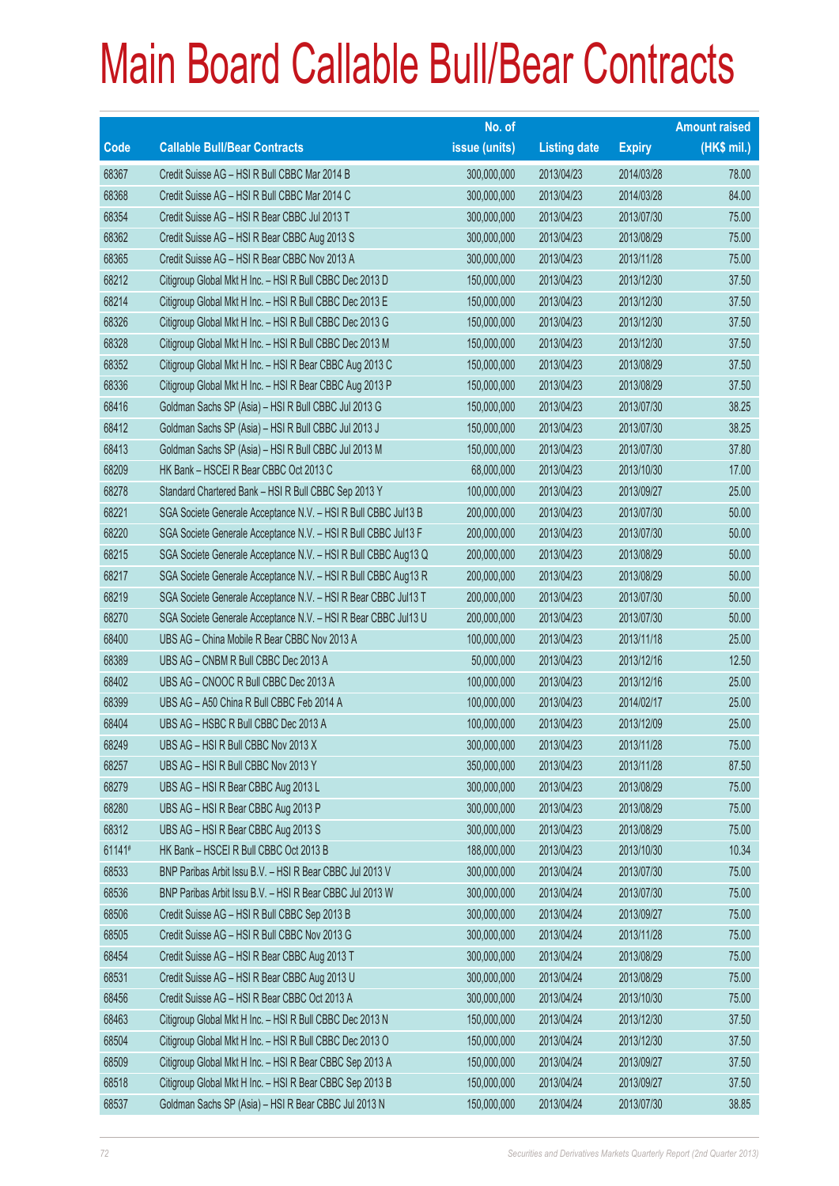# Main Board Callable Bull/Bear Contracts

| Code | Callable Bull/Bear Contracts | No. of issue (units) | Listing date | Expiry | Amount raised (HK$ mil.) |
|---|---|---|---|---|---|
| 68367 | Credit Suisse AG – HSI R Bull CBBC Mar 2014 B | 300,000,000 | 2013/04/23 | 2014/03/28 | 78.00 |
| 68368 | Credit Suisse AG – HSI R Bull CBBC Mar 2014 C | 300,000,000 | 2013/04/23 | 2014/03/28 | 84.00 |
| 68354 | Credit Suisse AG – HSI R Bear CBBC Jul 2013 T | 300,000,000 | 2013/04/23 | 2013/07/30 | 75.00 |
| 68362 | Credit Suisse AG – HSI R Bear CBBC Aug 2013 S | 300,000,000 | 2013/04/23 | 2013/08/29 | 75.00 |
| 68365 | Credit Suisse AG – HSI R Bear CBBC Nov 2013 A | 300,000,000 | 2013/04/23 | 2013/11/28 | 75.00 |
| 68212 | Citigroup Global Mkt H Inc. – HSI R Bull CBBC Dec 2013 D | 150,000,000 | 2013/04/23 | 2013/12/30 | 37.50 |
| 68214 | Citigroup Global Mkt H Inc. – HSI R Bull CBBC Dec 2013 E | 150,000,000 | 2013/04/23 | 2013/12/30 | 37.50 |
| 68326 | Citigroup Global Mkt H Inc. – HSI R Bull CBBC Dec 2013 G | 150,000,000 | 2013/04/23 | 2013/12/30 | 37.50 |
| 68328 | Citigroup Global Mkt H Inc. – HSI R Bull CBBC Dec 2013 M | 150,000,000 | 2013/04/23 | 2013/12/30 | 37.50 |
| 68352 | Citigroup Global Mkt H Inc. – HSI R Bear CBBC Aug 2013 C | 150,000,000 | 2013/04/23 | 2013/08/29 | 37.50 |
| 68336 | Citigroup Global Mkt H Inc. – HSI R Bear CBBC Aug 2013 P | 150,000,000 | 2013/04/23 | 2013/08/29 | 37.50 |
| 68416 | Goldman Sachs SP (Asia) – HSI R Bull CBBC Jul 2013 G | 150,000,000 | 2013/04/23 | 2013/07/30 | 38.25 |
| 68412 | Goldman Sachs SP (Asia) – HSI R Bull CBBC Jul 2013 J | 150,000,000 | 2013/04/23 | 2013/07/30 | 38.25 |
| 68413 | Goldman Sachs SP (Asia) – HSI R Bull CBBC Jul 2013 M | 150,000,000 | 2013/04/23 | 2013/07/30 | 37.80 |
| 68209 | HK Bank – HSCEI R Bear CBBC Oct 2013 C | 68,000,000 | 2013/04/23 | 2013/10/30 | 17.00 |
| 68278 | Standard Chartered Bank – HSI R Bull CBBC Sep 2013 Y | 100,000,000 | 2013/04/23 | 2013/09/27 | 25.00 |
| 68221 | SGA Societe Generale Acceptance N.V. – HSI R Bull CBBC Jul13 B | 200,000,000 | 2013/04/23 | 2013/07/30 | 50.00 |
| 68220 | SGA Societe Generale Acceptance N.V. – HSI R Bull CBBC Jul13 F | 200,000,000 | 2013/04/23 | 2013/07/30 | 50.00 |
| 68215 | SGA Societe Generale Acceptance N.V. – HSI R Bull CBBC Aug13 Q | 200,000,000 | 2013/04/23 | 2013/08/29 | 50.00 |
| 68217 | SGA Societe Generale Acceptance N.V. – HSI R Bull CBBC Aug13 R | 200,000,000 | 2013/04/23 | 2013/08/29 | 50.00 |
| 68219 | SGA Societe Generale Acceptance N.V. – HSI R Bear CBBC Jul13 T | 200,000,000 | 2013/04/23 | 2013/07/30 | 50.00 |
| 68270 | SGA Societe Generale Acceptance N.V. – HSI R Bear CBBC Jul13 U | 200,000,000 | 2013/04/23 | 2013/07/30 | 50.00 |
| 68400 | UBS AG – China Mobile R Bear CBBC Nov 2013 A | 100,000,000 | 2013/04/23 | 2013/11/18 | 25.00 |
| 68389 | UBS AG – CNBM R Bull CBBC Dec 2013 A | 50,000,000 | 2013/04/23 | 2013/12/16 | 12.50 |
| 68402 | UBS AG – CNOOC R Bull CBBC Dec 2013 A | 100,000,000 | 2013/04/23 | 2013/12/16 | 25.00 |
| 68399 | UBS AG – A50 China R Bull CBBC Feb 2014 A | 100,000,000 | 2013/04/23 | 2014/02/17 | 25.00 |
| 68404 | UBS AG – HSBC R Bull CBBC Dec 2013 A | 100,000,000 | 2013/04/23 | 2013/12/09 | 25.00 |
| 68249 | UBS AG – HSI R Bull CBBC Nov 2013 X | 300,000,000 | 2013/04/23 | 2013/11/28 | 75.00 |
| 68257 | UBS AG – HSI R Bull CBBC Nov 2013 Y | 350,000,000 | 2013/04/23 | 2013/11/28 | 87.50 |
| 68279 | UBS AG – HSI R Bear CBBC Aug 2013 L | 300,000,000 | 2013/04/23 | 2013/08/29 | 75.00 |
| 68280 | UBS AG – HSI R Bear CBBC Aug 2013 P | 300,000,000 | 2013/04/23 | 2013/08/29 | 75.00 |
| 68312 | UBS AG – HSI R Bear CBBC Aug 2013 S | 300,000,000 | 2013/04/23 | 2013/08/29 | 75.00 |
| 61141# | HK Bank – HSCEI R Bull CBBC Oct 2013 B | 188,000,000 | 2013/04/23 | 2013/10/30 | 10.34 |
| 68533 | BNP Paribas Arbit Issu B.V. – HSI R Bear CBBC Jul 2013 V | 300,000,000 | 2013/04/24 | 2013/07/30 | 75.00 |
| 68536 | BNP Paribas Arbit Issu B.V. – HSI R Bear CBBC Jul 2013 W | 300,000,000 | 2013/04/24 | 2013/07/30 | 75.00 |
| 68506 | Credit Suisse AG – HSI R Bull CBBC Sep 2013 B | 300,000,000 | 2013/04/24 | 2013/09/27 | 75.00 |
| 68505 | Credit Suisse AG – HSI R Bull CBBC Nov 2013 G | 300,000,000 | 2013/04/24 | 2013/11/28 | 75.00 |
| 68454 | Credit Suisse AG – HSI R Bear CBBC Aug 2013 T | 300,000,000 | 2013/04/24 | 2013/08/29 | 75.00 |
| 68531 | Credit Suisse AG – HSI R Bear CBBC Aug 2013 U | 300,000,000 | 2013/04/24 | 2013/08/29 | 75.00 |
| 68456 | Credit Suisse AG – HSI R Bear CBBC Oct 2013 A | 300,000,000 | 2013/04/24 | 2013/10/30 | 75.00 |
| 68463 | Citigroup Global Mkt H Inc. – HSI R Bull CBBC Dec 2013 N | 150,000,000 | 2013/04/24 | 2013/12/30 | 37.50 |
| 68504 | Citigroup Global Mkt H Inc. – HSI R Bull CBBC Dec 2013 O | 150,000,000 | 2013/04/24 | 2013/12/30 | 37.50 |
| 68509 | Citigroup Global Mkt H Inc. – HSI R Bear CBBC Sep 2013 A | 150,000,000 | 2013/04/24 | 2013/09/27 | 37.50 |
| 68518 | Citigroup Global Mkt H Inc. – HSI R Bear CBBC Sep 2013 B | 150,000,000 | 2013/04/24 | 2013/09/27 | 37.50 |
| 68537 | Goldman Sachs SP (Asia) – HSI R Bear CBBC Jul 2013 N | 150,000,000 | 2013/04/24 | 2013/07/30 | 38.85 |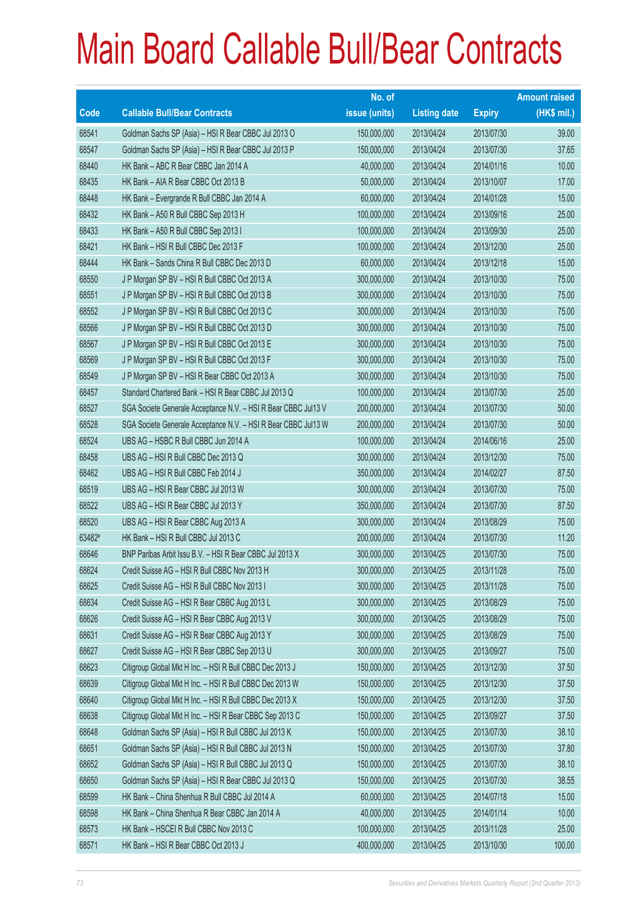# Main Board Callable Bull/Bear Contracts

| Code | Callable Bull/Bear Contracts | No. of issue (units) | Listing date | Expiry | Amount raised (HK$ mil.) |
|---|---|---|---|---|---|
| 68541 | Goldman Sachs SP (Asia) – HSI R Bear CBBC Jul 2013 O | 150,000,000 | 2013/04/24 | 2013/07/30 | 39.00 |
| 68547 | Goldman Sachs SP (Asia) – HSI R Bear CBBC Jul 2013 P | 150,000,000 | 2013/04/24 | 2013/07/30 | 37.65 |
| 68440 | HK Bank – ABC R Bear CBBC Jan 2014 A | 40,000,000 | 2013/04/24 | 2014/01/16 | 10.00 |
| 68435 | HK Bank – AIA R Bear CBBC Oct 2013 B | 50,000,000 | 2013/04/24 | 2013/10/07 | 17.00 |
| 68448 | HK Bank – Evergrande R Bull CBBC Jan 2014 A | 60,000,000 | 2013/04/24 | 2014/01/28 | 15.00 |
| 68432 | HK Bank – A50 R Bull CBBC Sep 2013 H | 100,000,000 | 2013/04/24 | 2013/09/16 | 25.00 |
| 68433 | HK Bank – A50 R Bull CBBC Sep 2013 I | 100,000,000 | 2013/04/24 | 2013/09/30 | 25.00 |
| 68421 | HK Bank – HSI R Bull CBBC Dec 2013 F | 100,000,000 | 2013/04/24 | 2013/12/30 | 25.00 |
| 68444 | HK Bank – Sands China R Bull CBBC Dec 2013 D | 60,000,000 | 2013/04/24 | 2013/12/18 | 15.00 |
| 68550 | J P Morgan SP BV – HSI R Bull CBBC Oct 2013 A | 300,000,000 | 2013/04/24 | 2013/10/30 | 75.00 |
| 68551 | J P Morgan SP BV – HSI R Bull CBBC Oct 2013 B | 300,000,000 | 2013/04/24 | 2013/10/30 | 75.00 |
| 68552 | J P Morgan SP BV – HSI R Bull CBBC Oct 2013 C | 300,000,000 | 2013/04/24 | 2013/10/30 | 75.00 |
| 68566 | J P Morgan SP BV – HSI R Bull CBBC Oct 2013 D | 300,000,000 | 2013/04/24 | 2013/10/30 | 75.00 |
| 68567 | J P Morgan SP BV – HSI R Bull CBBC Oct 2013 E | 300,000,000 | 2013/04/24 | 2013/10/30 | 75.00 |
| 68569 | J P Morgan SP BV – HSI R Bull CBBC Oct 2013 F | 300,000,000 | 2013/04/24 | 2013/10/30 | 75.00 |
| 68549 | J P Morgan SP BV – HSI R Bear CBBC Oct 2013 A | 300,000,000 | 2013/04/24 | 2013/10/30 | 75.00 |
| 68457 | Standard Chartered Bank – HSI R Bear CBBC Jul 2013 Q | 100,000,000 | 2013/04/24 | 2013/07/30 | 25.00 |
| 68527 | SGA Societe Generale Acceptance N.V. – HSI R Bear CBBC Jul13 V | 200,000,000 | 2013/04/24 | 2013/07/30 | 50.00 |
| 68528 | SGA Societe Generale Acceptance N.V. – HSI R Bear CBBC Jul13 W | 200,000,000 | 2013/04/24 | 2013/07/30 | 50.00 |
| 68524 | UBS AG – HSBC R Bull CBBC Jun 2014 A | 100,000,000 | 2013/04/24 | 2014/06/16 | 25.00 |
| 68458 | UBS AG – HSI R Bull CBBC Dec 2013 Q | 300,000,000 | 2013/04/24 | 2013/12/30 | 75.00 |
| 68462 | UBS AG – HSI R Bull CBBC Feb 2014 J | 350,000,000 | 2013/04/24 | 2014/02/27 | 87.50 |
| 68519 | UBS AG – HSI R Bear CBBC Jul 2013 W | 300,000,000 | 2013/04/24 | 2013/07/30 | 75.00 |
| 68522 | UBS AG – HSI R Bear CBBC Jul 2013 Y | 350,000,000 | 2013/04/24 | 2013/07/30 | 87.50 |
| 68520 | UBS AG – HSI R Bear CBBC Aug 2013 A | 300,000,000 | 2013/04/24 | 2013/08/29 | 75.00 |
| 63482# | HK Bank – HSI R Bull CBBC Jul 2013 C | 200,000,000 | 2013/04/24 | 2013/07/30 | 11.20 |
| 68646 | BNP Paribas Arbit Issu B.V. – HSI R Bear CBBC Jul 2013 X | 300,000,000 | 2013/04/25 | 2013/07/30 | 75.00 |
| 68624 | Credit Suisse AG – HSI R Bull CBBC Nov 2013 H | 300,000,000 | 2013/04/25 | 2013/11/28 | 75.00 |
| 68625 | Credit Suisse AG – HSI R Bull CBBC Nov 2013 I | 300,000,000 | 2013/04/25 | 2013/11/28 | 75.00 |
| 68634 | Credit Suisse AG – HSI R Bear CBBC Aug 2013 L | 300,000,000 | 2013/04/25 | 2013/08/29 | 75.00 |
| 68626 | Credit Suisse AG – HSI R Bear CBBC Aug 2013 V | 300,000,000 | 2013/04/25 | 2013/08/29 | 75.00 |
| 68631 | Credit Suisse AG – HSI R Bear CBBC Aug 2013 Y | 300,000,000 | 2013/04/25 | 2013/08/29 | 75.00 |
| 68627 | Credit Suisse AG – HSI R Bear CBBC Sep 2013 U | 300,000,000 | 2013/04/25 | 2013/09/27 | 75.00 |
| 68623 | Citigroup Global Mkt H Inc. – HSI R Bull CBBC Dec 2013 J | 150,000,000 | 2013/04/25 | 2013/12/30 | 37.50 |
| 68639 | Citigroup Global Mkt H Inc. – HSI R Bull CBBC Dec 2013 W | 150,000,000 | 2013/04/25 | 2013/12/30 | 37.50 |
| 68640 | Citigroup Global Mkt H Inc. – HSI R Bull CBBC Dec 2013 X | 150,000,000 | 2013/04/25 | 2013/12/30 | 37.50 |
| 68638 | Citigroup Global Mkt H Inc. – HSI R Bear CBBC Sep 2013 C | 150,000,000 | 2013/04/25 | 2013/09/27 | 37.50 |
| 68648 | Goldman Sachs SP (Asia) – HSI R Bull CBBC Jul 2013 K | 150,000,000 | 2013/04/25 | 2013/07/30 | 38.10 |
| 68651 | Goldman Sachs SP (Asia) – HSI R Bull CBBC Jul 2013 N | 150,000,000 | 2013/04/25 | 2013/07/30 | 37.80 |
| 68652 | Goldman Sachs SP (Asia) – HSI R Bull CBBC Jul 2013 Q | 150,000,000 | 2013/04/25 | 2013/07/30 | 38.10 |
| 68650 | Goldman Sachs SP (Asia) – HSI R Bear CBBC Jul 2013 Q | 150,000,000 | 2013/04/25 | 2013/07/30 | 38.55 |
| 68599 | HK Bank – China Shenhua R Bull CBBC Jul 2014 A | 60,000,000 | 2013/04/25 | 2014/07/18 | 15.00 |
| 68598 | HK Bank – China Shenhua R Bear CBBC Jan 2014 A | 40,000,000 | 2013/04/25 | 2014/01/14 | 10.00 |
| 68573 | HK Bank – HSCEI R Bull CBBC Nov 2013 C | 100,000,000 | 2013/04/25 | 2013/11/28 | 25.00 |
| 68571 | HK Bank – HSI R Bear CBBC Oct 2013 J | 400,000,000 | 2013/04/25 | 2013/10/30 | 100.00 |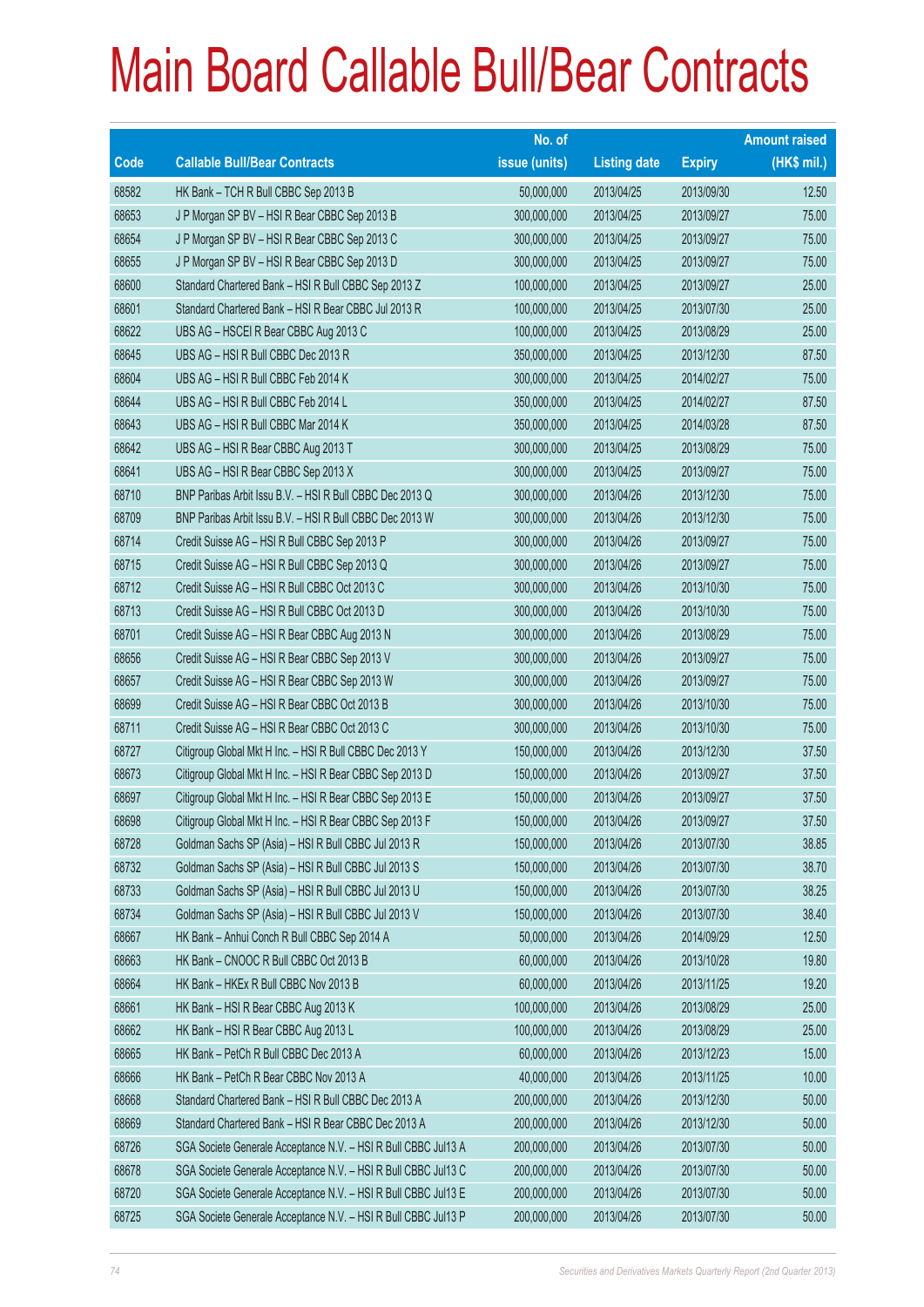# Main Board Callable Bull/Bear Contracts

| Code | Callable Bull/Bear Contracts | No. of issue (units) | Listing date | Expiry | Amount raised (HK$ mil.) |
|---|---|---|---|---|---|
| 68582 | HK Bank – TCH R Bull CBBC Sep 2013 B | 50,000,000 | 2013/04/25 | 2013/09/30 | 12.50 |
| 68653 | J P Morgan SP BV – HSI R Bear CBBC Sep 2013 B | 300,000,000 | 2013/04/25 | 2013/09/27 | 75.00 |
| 68654 | J P Morgan SP BV – HSI R Bear CBBC Sep 2013 C | 300,000,000 | 2013/04/25 | 2013/09/27 | 75.00 |
| 68655 | J P Morgan SP BV – HSI R Bear CBBC Sep 2013 D | 300,000,000 | 2013/04/25 | 2013/09/27 | 75.00 |
| 68600 | Standard Chartered Bank – HSI R Bull CBBC Sep 2013 Z | 100,000,000 | 2013/04/25 | 2013/09/27 | 25.00 |
| 68601 | Standard Chartered Bank – HSI R Bear CBBC Jul 2013 R | 100,000,000 | 2013/04/25 | 2013/07/30 | 25.00 |
| 68622 | UBS AG – HSCEI R Bear CBBC Aug 2013 C | 100,000,000 | 2013/04/25 | 2013/08/29 | 25.00 |
| 68645 | UBS AG – HSI R Bull CBBC Dec 2013 R | 350,000,000 | 2013/04/25 | 2013/12/30 | 87.50 |
| 68604 | UBS AG – HSI R Bull CBBC Feb 2014 K | 300,000,000 | 2013/04/25 | 2014/02/27 | 75.00 |
| 68644 | UBS AG – HSI R Bull CBBC Feb 2014 L | 350,000,000 | 2013/04/25 | 2014/02/27 | 87.50 |
| 68643 | UBS AG – HSI R Bull CBBC Mar 2014 K | 350,000,000 | 2013/04/25 | 2014/03/28 | 87.50 |
| 68642 | UBS AG – HSI R Bear CBBC Aug 2013 T | 300,000,000 | 2013/04/25 | 2013/08/29 | 75.00 |
| 68641 | UBS AG – HSI R Bear CBBC Sep 2013 X | 300,000,000 | 2013/04/25 | 2013/09/27 | 75.00 |
| 68710 | BNP Paribas Arbit Issu B.V. – HSI R Bull CBBC Dec 2013 Q | 300,000,000 | 2013/04/26 | 2013/12/30 | 75.00 |
| 68709 | BNP Paribas Arbit Issu B.V. – HSI R Bull CBBC Dec 2013 W | 300,000,000 | 2013/04/26 | 2013/12/30 | 75.00 |
| 68714 | Credit Suisse AG – HSI R Bull CBBC Sep 2013 P | 300,000,000 | 2013/04/26 | 2013/09/27 | 75.00 |
| 68715 | Credit Suisse AG – HSI R Bull CBBC Sep 2013 Q | 300,000,000 | 2013/04/26 | 2013/09/27 | 75.00 |
| 68712 | Credit Suisse AG – HSI R Bull CBBC Oct 2013 C | 300,000,000 | 2013/04/26 | 2013/10/30 | 75.00 |
| 68713 | Credit Suisse AG – HSI R Bull CBBC Oct 2013 D | 300,000,000 | 2013/04/26 | 2013/10/30 | 75.00 |
| 68701 | Credit Suisse AG – HSI R Bear CBBC Aug 2013 N | 300,000,000 | 2013/04/26 | 2013/08/29 | 75.00 |
| 68656 | Credit Suisse AG – HSI R Bear CBBC Sep 2013 V | 300,000,000 | 2013/04/26 | 2013/09/27 | 75.00 |
| 68657 | Credit Suisse AG – HSI R Bear CBBC Sep 2013 W | 300,000,000 | 2013/04/26 | 2013/09/27 | 75.00 |
| 68699 | Credit Suisse AG – HSI R Bear CBBC Oct 2013 B | 300,000,000 | 2013/04/26 | 2013/10/30 | 75.00 |
| 68711 | Credit Suisse AG – HSI R Bear CBBC Oct 2013 C | 300,000,000 | 2013/04/26 | 2013/10/30 | 75.00 |
| 68727 | Citigroup Global Mkt H Inc. – HSI R Bull CBBC Dec 2013 Y | 150,000,000 | 2013/04/26 | 2013/12/30 | 37.50 |
| 68673 | Citigroup Global Mkt H Inc. – HSI R Bear CBBC Sep 2013 D | 150,000,000 | 2013/04/26 | 2013/09/27 | 37.50 |
| 68697 | Citigroup Global Mkt H Inc. – HSI R Bear CBBC Sep 2013 E | 150,000,000 | 2013/04/26 | 2013/09/27 | 37.50 |
| 68698 | Citigroup Global Mkt H Inc. – HSI R Bear CBBC Sep 2013 F | 150,000,000 | 2013/04/26 | 2013/09/27 | 37.50 |
| 68728 | Goldman Sachs SP (Asia) – HSI R Bull CBBC Jul 2013 R | 150,000,000 | 2013/04/26 | 2013/07/30 | 38.85 |
| 68732 | Goldman Sachs SP (Asia) – HSI R Bull CBBC Jul 2013 S | 150,000,000 | 2013/04/26 | 2013/07/30 | 38.70 |
| 68733 | Goldman Sachs SP (Asia) – HSI R Bull CBBC Jul 2013 U | 150,000,000 | 2013/04/26 | 2013/07/30 | 38.25 |
| 68734 | Goldman Sachs SP (Asia) – HSI R Bull CBBC Jul 2013 V | 150,000,000 | 2013/04/26 | 2013/07/30 | 38.40 |
| 68667 | HK Bank – Anhui Conch R Bull CBBC Sep 2014 A | 50,000,000 | 2013/04/26 | 2014/09/29 | 12.50 |
| 68663 | HK Bank – CNOOC R Bull CBBC Oct 2013 B | 60,000,000 | 2013/04/26 | 2013/10/28 | 19.80 |
| 68664 | HK Bank – HKEx R Bull CBBC Nov 2013 B | 60,000,000 | 2013/04/26 | 2013/11/25 | 19.20 |
| 68661 | HK Bank – HSI R Bear CBBC Aug 2013 K | 100,000,000 | 2013/04/26 | 2013/08/29 | 25.00 |
| 68662 | HK Bank – HSI R Bear CBBC Aug 2013 L | 100,000,000 | 2013/04/26 | 2013/08/29 | 25.00 |
| 68665 | HK Bank – PetCh R Bull CBBC Dec 2013 A | 60,000,000 | 2013/04/26 | 2013/12/23 | 15.00 |
| 68666 | HK Bank – PetCh R Bear CBBC Nov 2013 A | 40,000,000 | 2013/04/26 | 2013/11/25 | 10.00 |
| 68668 | Standard Chartered Bank – HSI R Bull CBBC Dec 2013 A | 200,000,000 | 2013/04/26 | 2013/12/30 | 50.00 |
| 68669 | Standard Chartered Bank – HSI R Bear CBBC Dec 2013 A | 200,000,000 | 2013/04/26 | 2013/12/30 | 50.00 |
| 68726 | SGA Societe Generale Acceptance N.V. – HSI R Bull CBBC Jul13 A | 200,000,000 | 2013/04/26 | 2013/07/30 | 50.00 |
| 68678 | SGA Societe Generale Acceptance N.V. – HSI R Bull CBBC Jul13 C | 200,000,000 | 2013/04/26 | 2013/07/30 | 50.00 |
| 68720 | SGA Societe Generale Acceptance N.V. – HSI R Bull CBBC Jul13 E | 200,000,000 | 2013/04/26 | 2013/07/30 | 50.00 |
| 68725 | SGA Societe Generale Acceptance N.V. – HSI R Bull CBBC Jul13 P | 200,000,000 | 2013/04/26 | 2013/07/30 | 50.00 |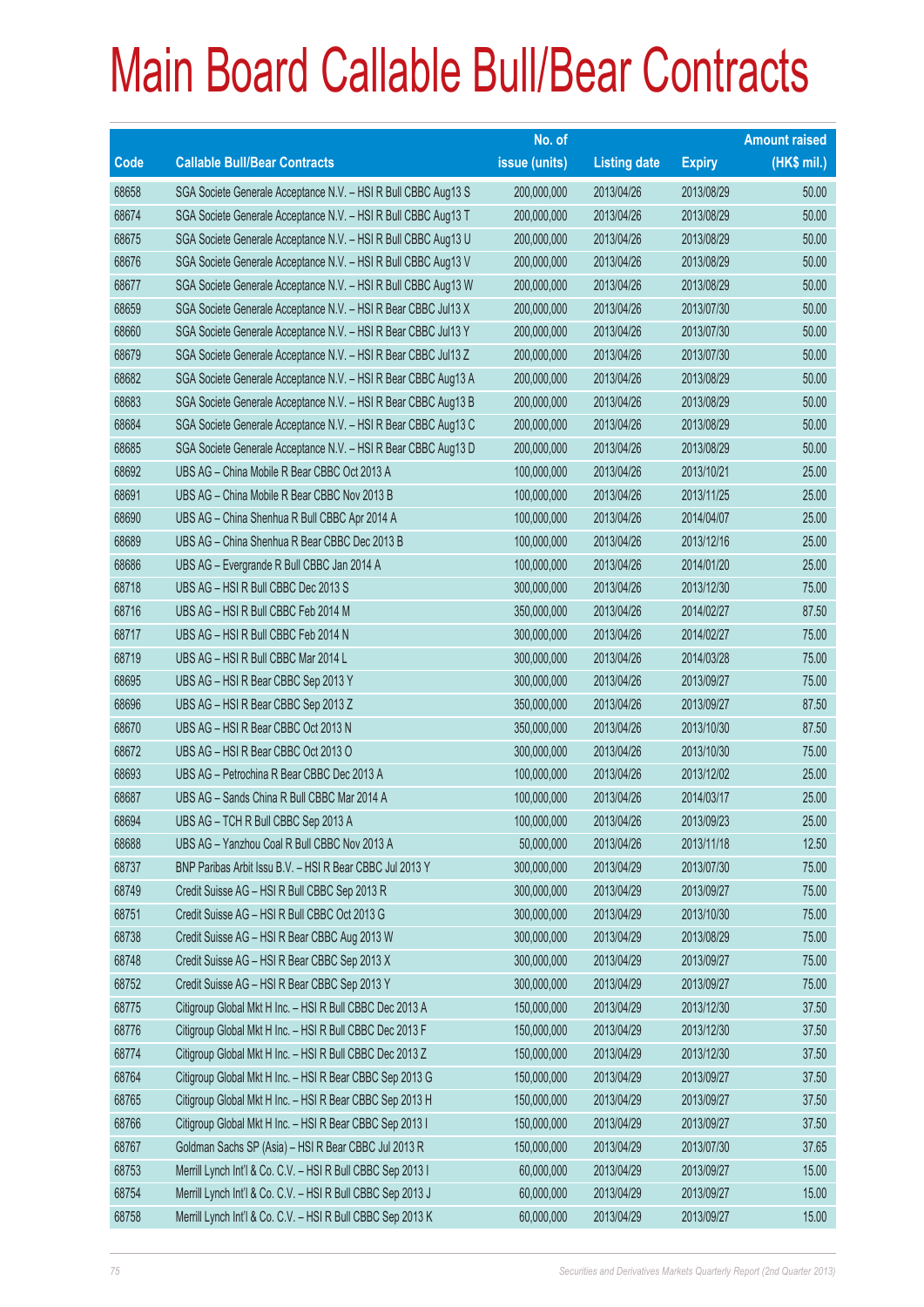# Main Board Callable Bull/Bear Contracts

| Code | Callable Bull/Bear Contracts | No. of issue (units) | Listing date | Expiry | Amount raised (HK$ mil.) |
|---|---|---|---|---|---|
| 68658 | SGA Societe Generale Acceptance N.V. – HSI R Bull CBBC Aug13 S | 200,000,000 | 2013/04/26 | 2013/08/29 | 50.00 |
| 68674 | SGA Societe Generale Acceptance N.V. – HSI R Bull CBBC Aug13 T | 200,000,000 | 2013/04/26 | 2013/08/29 | 50.00 |
| 68675 | SGA Societe Generale Acceptance N.V. – HSI R Bull CBBC Aug13 U | 200,000,000 | 2013/04/26 | 2013/08/29 | 50.00 |
| 68676 | SGA Societe Generale Acceptance N.V. – HSI R Bull CBBC Aug13 V | 200,000,000 | 2013/04/26 | 2013/08/29 | 50.00 |
| 68677 | SGA Societe Generale Acceptance N.V. – HSI R Bull CBBC Aug13 W | 200,000,000 | 2013/04/26 | 2013/08/29 | 50.00 |
| 68659 | SGA Societe Generale Acceptance N.V. – HSI R Bear CBBC Jul13 X | 200,000,000 | 2013/04/26 | 2013/07/30 | 50.00 |
| 68660 | SGA Societe Generale Acceptance N.V. – HSI R Bear CBBC Jul13 Y | 200,000,000 | 2013/04/26 | 2013/07/30 | 50.00 |
| 68679 | SGA Societe Generale Acceptance N.V. – HSI R Bear CBBC Jul13 Z | 200,000,000 | 2013/04/26 | 2013/07/30 | 50.00 |
| 68682 | SGA Societe Generale Acceptance N.V. – HSI R Bear CBBC Aug13 A | 200,000,000 | 2013/04/26 | 2013/08/29 | 50.00 |
| 68683 | SGA Societe Generale Acceptance N.V. – HSI R Bear CBBC Aug13 B | 200,000,000 | 2013/04/26 | 2013/08/29 | 50.00 |
| 68684 | SGA Societe Generale Acceptance N.V. – HSI R Bear CBBC Aug13 C | 200,000,000 | 2013/04/26 | 2013/08/29 | 50.00 |
| 68685 | SGA Societe Generale Acceptance N.V. – HSI R Bear CBBC Aug13 D | 200,000,000 | 2013/04/26 | 2013/08/29 | 50.00 |
| 68692 | UBS AG – China Mobile R Bear CBBC Oct 2013 A | 100,000,000 | 2013/04/26 | 2013/10/21 | 25.00 |
| 68691 | UBS AG – China Mobile R Bear CBBC Nov 2013 B | 100,000,000 | 2013/04/26 | 2013/11/25 | 25.00 |
| 68690 | UBS AG – China Shenhua R Bull CBBC Apr 2014 A | 100,000,000 | 2013/04/26 | 2014/04/07 | 25.00 |
| 68689 | UBS AG – China Shenhua R Bear CBBC Dec 2013 B | 100,000,000 | 2013/04/26 | 2013/12/16 | 25.00 |
| 68686 | UBS AG – Evergrande R Bull CBBC Jan 2014 A | 100,000,000 | 2013/04/26 | 2014/01/20 | 25.00 |
| 68718 | UBS AG – HSI R Bull CBBC Dec 2013 S | 300,000,000 | 2013/04/26 | 2013/12/30 | 75.00 |
| 68716 | UBS AG – HSI R Bull CBBC Feb 2014 M | 350,000,000 | 2013/04/26 | 2014/02/27 | 87.50 |
| 68717 | UBS AG – HSI R Bull CBBC Feb 2014 N | 300,000,000 | 2013/04/26 | 2014/02/27 | 75.00 |
| 68719 | UBS AG – HSI R Bull CBBC Mar 2014 L | 300,000,000 | 2013/04/26 | 2014/03/28 | 75.00 |
| 68695 | UBS AG – HSI R Bear CBBC Sep 2013 Y | 300,000,000 | 2013/04/26 | 2013/09/27 | 75.00 |
| 68696 | UBS AG – HSI R Bear CBBC Sep 2013 Z | 350,000,000 | 2013/04/26 | 2013/09/27 | 87.50 |
| 68670 | UBS AG – HSI R Bear CBBC Oct 2013 N | 350,000,000 | 2013/04/26 | 2013/10/30 | 87.50 |
| 68672 | UBS AG – HSI R Bear CBBC Oct 2013 O | 300,000,000 | 2013/04/26 | 2013/10/30 | 75.00 |
| 68693 | UBS AG – Petrochina R Bear CBBC Dec 2013 A | 100,000,000 | 2013/04/26 | 2013/12/02 | 25.00 |
| 68687 | UBS AG – Sands China R Bull CBBC Mar 2014 A | 100,000,000 | 2013/04/26 | 2014/03/17 | 25.00 |
| 68694 | UBS AG – TCH R Bull CBBC Sep 2013 A | 100,000,000 | 2013/04/26 | 2013/09/23 | 25.00 |
| 68688 | UBS AG – Yanzhou Coal R Bull CBBC Nov 2013 A | 50,000,000 | 2013/04/26 | 2013/11/18 | 12.50 |
| 68737 | BNP Paribas Arbit Issu B.V. – HSI R Bear CBBC Jul 2013 Y | 300,000,000 | 2013/04/29 | 2013/07/30 | 75.00 |
| 68749 | Credit Suisse AG – HSI R Bull CBBC Sep 2013 R | 300,000,000 | 2013/04/29 | 2013/09/27 | 75.00 |
| 68751 | Credit Suisse AG – HSI R Bull CBBC Oct 2013 G | 300,000,000 | 2013/04/29 | 2013/10/30 | 75.00 |
| 68738 | Credit Suisse AG – HSI R Bear CBBC Aug 2013 W | 300,000,000 | 2013/04/29 | 2013/08/29 | 75.00 |
| 68748 | Credit Suisse AG – HSI R Bear CBBC Sep 2013 X | 300,000,000 | 2013/04/29 | 2013/09/27 | 75.00 |
| 68752 | Credit Suisse AG – HSI R Bear CBBC Sep 2013 Y | 300,000,000 | 2013/04/29 | 2013/09/27 | 75.00 |
| 68775 | Citigroup Global Mkt H Inc. – HSI R Bull CBBC Dec 2013 A | 150,000,000 | 2013/04/29 | 2013/12/30 | 37.50 |
| 68776 | Citigroup Global Mkt H Inc. – HSI R Bull CBBC Dec 2013 F | 150,000,000 | 2013/04/29 | 2013/12/30 | 37.50 |
| 68774 | Citigroup Global Mkt H Inc. – HSI R Bull CBBC Dec 2013 Z | 150,000,000 | 2013/04/29 | 2013/12/30 | 37.50 |
| 68764 | Citigroup Global Mkt H Inc. – HSI R Bear CBBC Sep 2013 G | 150,000,000 | 2013/04/29 | 2013/09/27 | 37.50 |
| 68765 | Citigroup Global Mkt H Inc. – HSI R Bear CBBC Sep 2013 H | 150,000,000 | 2013/04/29 | 2013/09/27 | 37.50 |
| 68766 | Citigroup Global Mkt H Inc. – HSI R Bear CBBC Sep 2013 I | 150,000,000 | 2013/04/29 | 2013/09/27 | 37.50 |
| 68767 | Goldman Sachs SP (Asia) – HSI R Bear CBBC Jul 2013 R | 150,000,000 | 2013/04/29 | 2013/07/30 | 37.65 |
| 68753 | Merrill Lynch Int'l & Co. C.V. – HSI R Bull CBBC Sep 2013 I | 60,000,000 | 2013/04/29 | 2013/09/27 | 15.00 |
| 68754 | Merrill Lynch Int'l & Co. C.V. – HSI R Bull CBBC Sep 2013 J | 60,000,000 | 2013/04/29 | 2013/09/27 | 15.00 |
| 68758 | Merrill Lynch Int'l & Co. C.V. – HSI R Bull CBBC Sep 2013 K | 60,000,000 | 2013/04/29 | 2013/09/27 | 15.00 |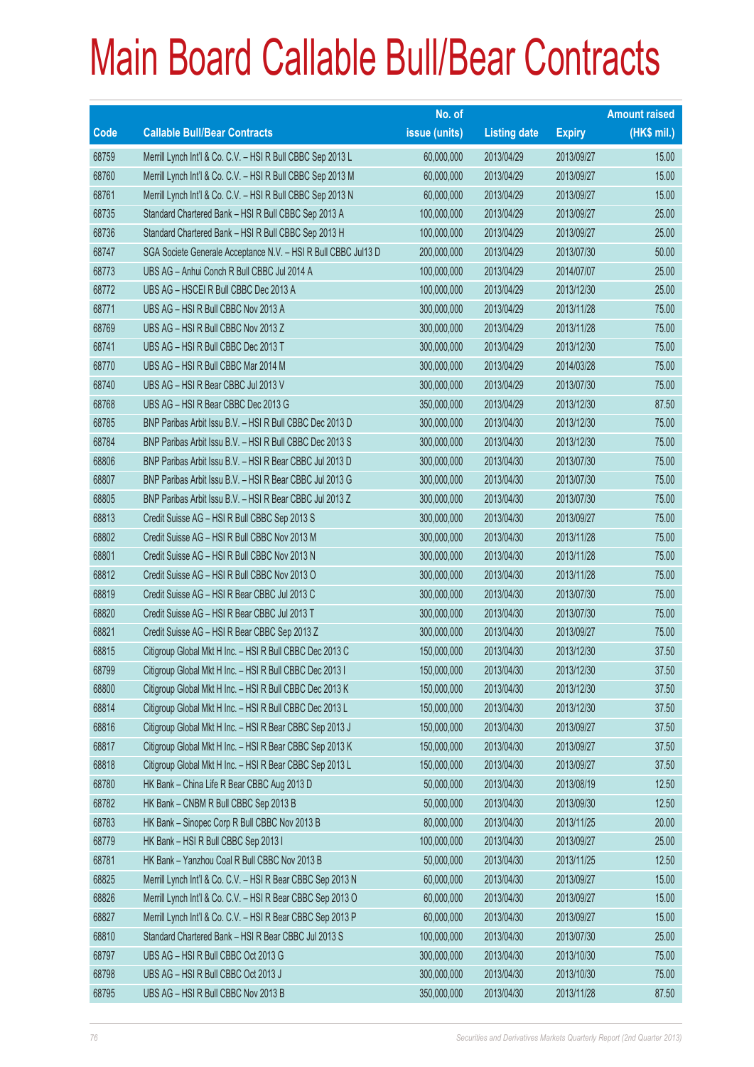# Main Board Callable Bull/Bear Contracts

| Code | Callable Bull/Bear Contracts | No. of issue (units) | Listing date | Expiry | Amount raised (HK$ mil.) |
|---|---|---|---|---|---|
| 68759 | Merrill Lynch Int'l & Co. C.V. – HSI R Bull CBBC Sep 2013 L | 60,000,000 | 2013/04/29 | 2013/09/27 | 15.00 |
| 68760 | Merrill Lynch Int'l & Co. C.V. – HSI R Bull CBBC Sep 2013 M | 60,000,000 | 2013/04/29 | 2013/09/27 | 15.00 |
| 68761 | Merrill Lynch Int'l & Co. C.V. – HSI R Bull CBBC Sep 2013 N | 60,000,000 | 2013/04/29 | 2013/09/27 | 15.00 |
| 68735 | Standard Chartered Bank – HSI R Bull CBBC Sep 2013 A | 100,000,000 | 2013/04/29 | 2013/09/27 | 25.00 |
| 68736 | Standard Chartered Bank – HSI R Bull CBBC Sep 2013 H | 100,000,000 | 2013/04/29 | 2013/09/27 | 25.00 |
| 68747 | SGA Societe Generale Acceptance N.V. – HSI R Bull CBBC Jul13 D | 200,000,000 | 2013/04/29 | 2013/07/30 | 50.00 |
| 68773 | UBS AG – Anhui Conch R Bull CBBC Jul 2014 A | 100,000,000 | 2013/04/29 | 2014/07/07 | 25.00 |
| 68772 | UBS AG – HSCEI R Bull CBBC Dec 2013 A | 100,000,000 | 2013/04/29 | 2013/12/30 | 25.00 |
| 68771 | UBS AG – HSI R Bull CBBC Nov 2013 A | 300,000,000 | 2013/04/29 | 2013/11/28 | 75.00 |
| 68769 | UBS AG – HSI R Bull CBBC Nov 2013 Z | 300,000,000 | 2013/04/29 | 2013/11/28 | 75.00 |
| 68741 | UBS AG – HSI R Bull CBBC Dec 2013 T | 300,000,000 | 2013/04/29 | 2013/12/30 | 75.00 |
| 68770 | UBS AG – HSI R Bull CBBC Mar 2014 M | 300,000,000 | 2013/04/29 | 2014/03/28 | 75.00 |
| 68740 | UBS AG – HSI R Bear CBBC Jul 2013 V | 300,000,000 | 2013/04/29 | 2013/07/30 | 75.00 |
| 68768 | UBS AG – HSI R Bear CBBC Dec 2013 G | 350,000,000 | 2013/04/29 | 2013/12/30 | 87.50 |
| 68785 | BNP Paribas Arbit Issu B.V. – HSI R Bull CBBC Dec 2013 D | 300,000,000 | 2013/04/30 | 2013/12/30 | 75.00 |
| 68784 | BNP Paribas Arbit Issu B.V. – HSI R Bull CBBC Dec 2013 S | 300,000,000 | 2013/04/30 | 2013/12/30 | 75.00 |
| 68806 | BNP Paribas Arbit Issu B.V. – HSI R Bear CBBC Jul 2013 D | 300,000,000 | 2013/04/30 | 2013/07/30 | 75.00 |
| 68807 | BNP Paribas Arbit Issu B.V. – HSI R Bear CBBC Jul 2013 G | 300,000,000 | 2013/04/30 | 2013/07/30 | 75.00 |
| 68805 | BNP Paribas Arbit Issu B.V. – HSI R Bear CBBC Jul 2013 Z | 300,000,000 | 2013/04/30 | 2013/07/30 | 75.00 |
| 68813 | Credit Suisse AG – HSI R Bull CBBC Sep 2013 S | 300,000,000 | 2013/04/30 | 2013/09/27 | 75.00 |
| 68802 | Credit Suisse AG – HSI R Bull CBBC Nov 2013 M | 300,000,000 | 2013/04/30 | 2013/11/28 | 75.00 |
| 68801 | Credit Suisse AG – HSI R Bull CBBC Nov 2013 N | 300,000,000 | 2013/04/30 | 2013/11/28 | 75.00 |
| 68812 | Credit Suisse AG – HSI R Bull CBBC Nov 2013 O | 300,000,000 | 2013/04/30 | 2013/11/28 | 75.00 |
| 68819 | Credit Suisse AG – HSI R Bear CBBC Jul 2013 C | 300,000,000 | 2013/04/30 | 2013/07/30 | 75.00 |
| 68820 | Credit Suisse AG – HSI R Bear CBBC Jul 2013 T | 300,000,000 | 2013/04/30 | 2013/07/30 | 75.00 |
| 68821 | Credit Suisse AG – HSI R Bear CBBC Sep 2013 Z | 300,000,000 | 2013/04/30 | 2013/09/27 | 75.00 |
| 68815 | Citigroup Global Mkt H Inc. – HSI R Bull CBBC Dec 2013 C | 150,000,000 | 2013/04/30 | 2013/12/30 | 37.50 |
| 68799 | Citigroup Global Mkt H Inc. – HSI R Bull CBBC Dec 2013 I | 150,000,000 | 2013/04/30 | 2013/12/30 | 37.50 |
| 68800 | Citigroup Global Mkt H Inc. – HSI R Bull CBBC Dec 2013 K | 150,000,000 | 2013/04/30 | 2013/12/30 | 37.50 |
| 68814 | Citigroup Global Mkt H Inc. – HSI R Bull CBBC Dec 2013 L | 150,000,000 | 2013/04/30 | 2013/12/30 | 37.50 |
| 68816 | Citigroup Global Mkt H Inc. – HSI R Bear CBBC Sep 2013 J | 150,000,000 | 2013/04/30 | 2013/09/27 | 37.50 |
| 68817 | Citigroup Global Mkt H Inc. – HSI R Bear CBBC Sep 2013 K | 150,000,000 | 2013/04/30 | 2013/09/27 | 37.50 |
| 68818 | Citigroup Global Mkt H Inc. – HSI R Bear CBBC Sep 2013 L | 150,000,000 | 2013/04/30 | 2013/09/27 | 37.50 |
| 68780 | HK Bank – China Life R Bear CBBC Aug 2013 D | 50,000,000 | 2013/04/30 | 2013/08/19 | 12.50 |
| 68782 | HK Bank – CNBM R Bull CBBC Sep 2013 B | 50,000,000 | 2013/04/30 | 2013/09/30 | 12.50 |
| 68783 | HK Bank – Sinopec Corp R Bull CBBC Nov 2013 B | 80,000,000 | 2013/04/30 | 2013/11/25 | 20.00 |
| 68779 | HK Bank – HSI R Bull CBBC Sep 2013 I | 100,000,000 | 2013/04/30 | 2013/09/27 | 25.00 |
| 68781 | HK Bank – Yanzhou Coal R Bull CBBC Nov 2013 B | 50,000,000 | 2013/04/30 | 2013/11/25 | 12.50 |
| 68825 | Merrill Lynch Int'l & Co. C.V. – HSI R Bear CBBC Sep 2013 N | 60,000,000 | 2013/04/30 | 2013/09/27 | 15.00 |
| 68826 | Merrill Lynch Int'l & Co. C.V. – HSI R Bear CBBC Sep 2013 O | 60,000,000 | 2013/04/30 | 2013/09/27 | 15.00 |
| 68827 | Merrill Lynch Int'l & Co. C.V. – HSI R Bear CBBC Sep 2013 P | 60,000,000 | 2013/04/30 | 2013/09/27 | 15.00 |
| 68810 | Standard Chartered Bank – HSI R Bear CBBC Jul 2013 S | 100,000,000 | 2013/04/30 | 2013/07/30 | 25.00 |
| 68797 | UBS AG – HSI R Bull CBBC Oct 2013 G | 300,000,000 | 2013/04/30 | 2013/10/30 | 75.00 |
| 68798 | UBS AG – HSI R Bull CBBC Oct 2013 J | 300,000,000 | 2013/04/30 | 2013/10/30 | 75.00 |
| 68795 | UBS AG – HSI R Bull CBBC Nov 2013 B | 350,000,000 | 2013/04/30 | 2013/11/28 | 87.50 |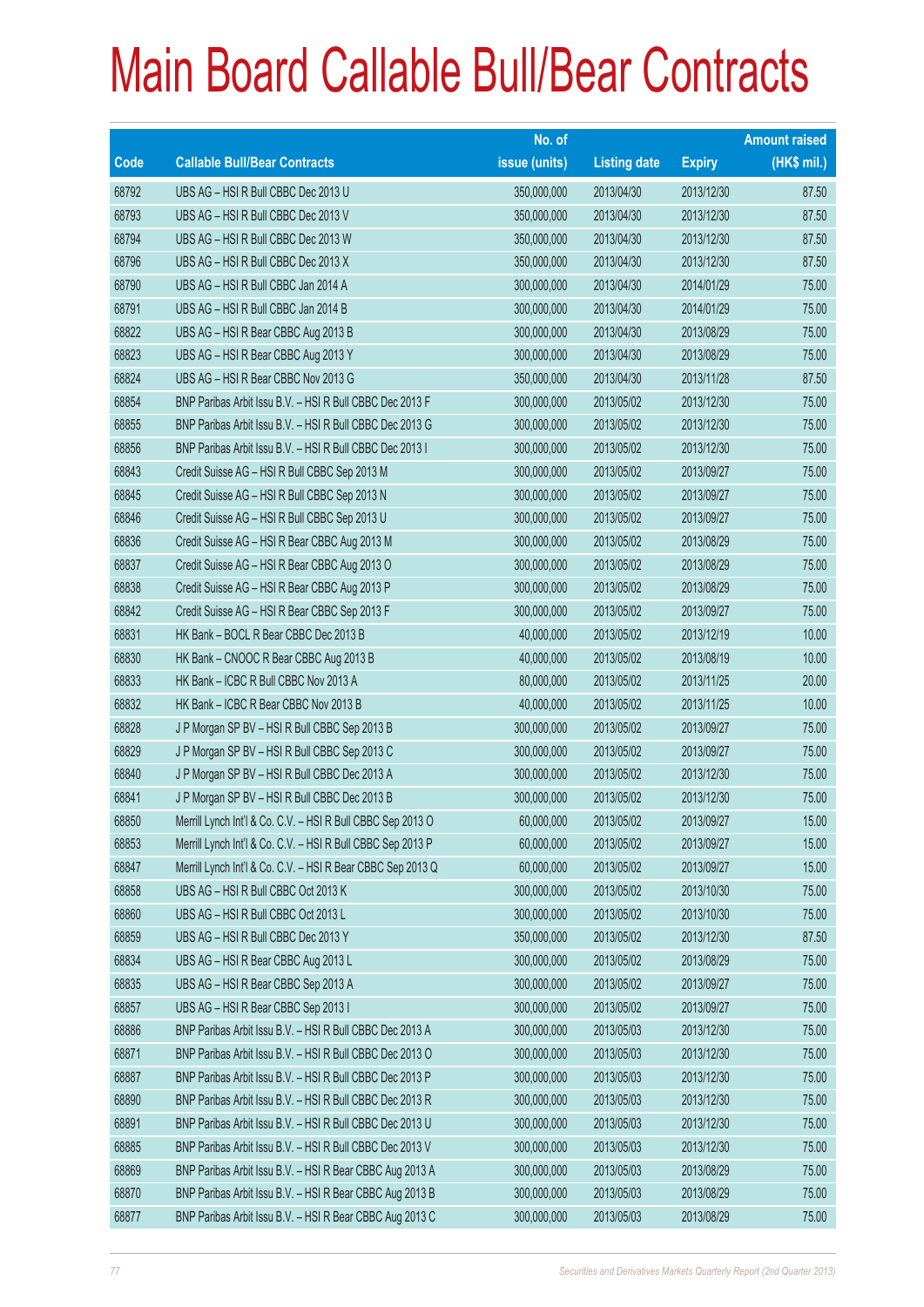# Main Board Callable Bull/Bear Contracts

| Code | Callable Bull/Bear Contracts | No. of issue (units) | Listing date | Expiry | Amount raised (HK$ mil.) |
|---|---|---|---|---|---|
| 68792 | UBS AG – HSI R Bull CBBC Dec 2013 U | 350,000,000 | 2013/04/30 | 2013/12/30 | 87.50 |
| 68793 | UBS AG – HSI R Bull CBBC Dec 2013 V | 350,000,000 | 2013/04/30 | 2013/12/30 | 87.50 |
| 68794 | UBS AG – HSI R Bull CBBC Dec 2013 W | 350,000,000 | 2013/04/30 | 2013/12/30 | 87.50 |
| 68796 | UBS AG – HSI R Bull CBBC Dec 2013 X | 350,000,000 | 2013/04/30 | 2013/12/30 | 87.50 |
| 68790 | UBS AG – HSI R Bull CBBC Jan 2014 A | 300,000,000 | 2013/04/30 | 2014/01/29 | 75.00 |
| 68791 | UBS AG – HSI R Bull CBBC Jan 2014 B | 300,000,000 | 2013/04/30 | 2014/01/29 | 75.00 |
| 68822 | UBS AG – HSI R Bear CBBC Aug 2013 B | 300,000,000 | 2013/04/30 | 2013/08/29 | 75.00 |
| 68823 | UBS AG – HSI R Bear CBBC Aug 2013 Y | 300,000,000 | 2013/04/30 | 2013/08/29 | 75.00 |
| 68824 | UBS AG – HSI R Bear CBBC Nov 2013 G | 350,000,000 | 2013/04/30 | 2013/11/28 | 87.50 |
| 68854 | BNP Paribas Arbit Issu B.V. – HSI R Bull CBBC Dec 2013 F | 300,000,000 | 2013/05/02 | 2013/12/30 | 75.00 |
| 68855 | BNP Paribas Arbit Issu B.V. – HSI R Bull CBBC Dec 2013 G | 300,000,000 | 2013/05/02 | 2013/12/30 | 75.00 |
| 68856 | BNP Paribas Arbit Issu B.V. – HSI R Bull CBBC Dec 2013 I | 300,000,000 | 2013/05/02 | 2013/12/30 | 75.00 |
| 68843 | Credit Suisse AG – HSI R Bull CBBC Sep 2013 M | 300,000,000 | 2013/05/02 | 2013/09/27 | 75.00 |
| 68845 | Credit Suisse AG – HSI R Bull CBBC Sep 2013 N | 300,000,000 | 2013/05/02 | 2013/09/27 | 75.00 |
| 68846 | Credit Suisse AG – HSI R Bull CBBC Sep 2013 U | 300,000,000 | 2013/05/02 | 2013/09/27 | 75.00 |
| 68836 | Credit Suisse AG – HSI R Bear CBBC Aug 2013 M | 300,000,000 | 2013/05/02 | 2013/08/29 | 75.00 |
| 68837 | Credit Suisse AG – HSI R Bear CBBC Aug 2013 O | 300,000,000 | 2013/05/02 | 2013/08/29 | 75.00 |
| 68838 | Credit Suisse AG – HSI R Bear CBBC Aug 2013 P | 300,000,000 | 2013/05/02 | 2013/08/29 | 75.00 |
| 68842 | Credit Suisse AG – HSI R Bear CBBC Sep 2013 F | 300,000,000 | 2013/05/02 | 2013/09/27 | 75.00 |
| 68831 | HK Bank – BOCL R Bear CBBC Dec 2013 B | 40,000,000 | 2013/05/02 | 2013/12/19 | 10.00 |
| 68830 | HK Bank – CNOOC R Bear CBBC Aug 2013 B | 40,000,000 | 2013/05/02 | 2013/08/19 | 10.00 |
| 68833 | HK Bank – ICBC R Bull CBBC Nov 2013 A | 80,000,000 | 2013/05/02 | 2013/11/25 | 20.00 |
| 68832 | HK Bank – ICBC R Bear CBBC Nov 2013 B | 40,000,000 | 2013/05/02 | 2013/11/25 | 10.00 |
| 68828 | J P Morgan SP BV – HSI R Bull CBBC Sep 2013 B | 300,000,000 | 2013/05/02 | 2013/09/27 | 75.00 |
| 68829 | J P Morgan SP BV – HSI R Bull CBBC Sep 2013 C | 300,000,000 | 2013/05/02 | 2013/09/27 | 75.00 |
| 68840 | J P Morgan SP BV – HSI R Bull CBBC Dec 2013 A | 300,000,000 | 2013/05/02 | 2013/12/30 | 75.00 |
| 68841 | J P Morgan SP BV – HSI R Bull CBBC Dec 2013 B | 300,000,000 | 2013/05/02 | 2013/12/30 | 75.00 |
| 68850 | Merrill Lynch Int'l & Co. C.V. – HSI R Bull CBBC Sep 2013 O | 60,000,000 | 2013/05/02 | 2013/09/27 | 15.00 |
| 68853 | Merrill Lynch Int'l & Co. C.V. – HSI R Bull CBBC Sep 2013 P | 60,000,000 | 2013/05/02 | 2013/09/27 | 15.00 |
| 68847 | Merrill Lynch Int'l & Co. C.V. – HSI R Bear CBBC Sep 2013 Q | 60,000,000 | 2013/05/02 | 2013/09/27 | 15.00 |
| 68858 | UBS AG – HSI R Bull CBBC Oct 2013 K | 300,000,000 | 2013/05/02 | 2013/10/30 | 75.00 |
| 68860 | UBS AG – HSI R Bull CBBC Oct 2013 L | 300,000,000 | 2013/05/02 | 2013/10/30 | 75.00 |
| 68859 | UBS AG – HSI R Bull CBBC Dec 2013 Y | 350,000,000 | 2013/05/02 | 2013/12/30 | 87.50 |
| 68834 | UBS AG – HSI R Bear CBBC Aug 2013 L | 300,000,000 | 2013/05/02 | 2013/08/29 | 75.00 |
| 68835 | UBS AG – HSI R Bear CBBC Sep 2013 A | 300,000,000 | 2013/05/02 | 2013/09/27 | 75.00 |
| 68857 | UBS AG – HSI R Bear CBBC Sep 2013 I | 300,000,000 | 2013/05/02 | 2013/09/27 | 75.00 |
| 68886 | BNP Paribas Arbit Issu B.V. – HSI R Bull CBBC Dec 2013 A | 300,000,000 | 2013/05/03 | 2013/12/30 | 75.00 |
| 68871 | BNP Paribas Arbit Issu B.V. – HSI R Bull CBBC Dec 2013 O | 300,000,000 | 2013/05/03 | 2013/12/30 | 75.00 |
| 68887 | BNP Paribas Arbit Issu B.V. – HSI R Bull CBBC Dec 2013 P | 300,000,000 | 2013/05/03 | 2013/12/30 | 75.00 |
| 68890 | BNP Paribas Arbit Issu B.V. – HSI R Bull CBBC Dec 2013 R | 300,000,000 | 2013/05/03 | 2013/12/30 | 75.00 |
| 68891 | BNP Paribas Arbit Issu B.V. – HSI R Bull CBBC Dec 2013 U | 300,000,000 | 2013/05/03 | 2013/12/30 | 75.00 |
| 68885 | BNP Paribas Arbit Issu B.V. – HSI R Bull CBBC Dec 2013 V | 300,000,000 | 2013/05/03 | 2013/12/30 | 75.00 |
| 68869 | BNP Paribas Arbit Issu B.V. – HSI R Bear CBBC Aug 2013 A | 300,000,000 | 2013/05/03 | 2013/08/29 | 75.00 |
| 68870 | BNP Paribas Arbit Issu B.V. – HSI R Bear CBBC Aug 2013 B | 300,000,000 | 2013/05/03 | 2013/08/29 | 75.00 |
| 68877 | BNP Paribas Arbit Issu B.V. – HSI R Bear CBBC Aug 2013 C | 300,000,000 | 2013/05/03 | 2013/08/29 | 75.00 |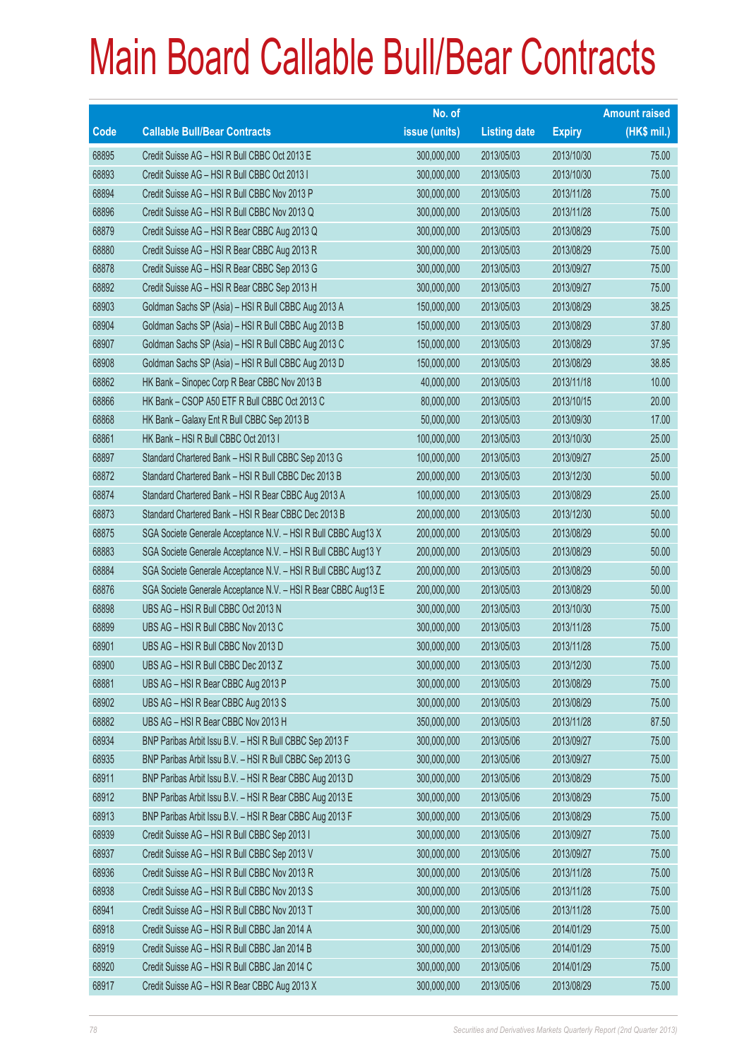# Main Board Callable Bull/Bear Contracts

| Code | Callable Bull/Bear Contracts | No. of issue (units) | Listing date | Expiry | Amount raised (HK$ mil.) |
|---|---|---|---|---|---|
| 68895 | Credit Suisse AG – HSI R Bull CBBC Oct 2013 E | 300,000,000 | 2013/05/03 | 2013/10/30 | 75.00 |
| 68893 | Credit Suisse AG – HSI R Bull CBBC Oct 2013 I | 300,000,000 | 2013/05/03 | 2013/10/30 | 75.00 |
| 68894 | Credit Suisse AG – HSI R Bull CBBC Nov 2013 P | 300,000,000 | 2013/05/03 | 2013/11/28 | 75.00 |
| 68896 | Credit Suisse AG – HSI R Bull CBBC Nov 2013 Q | 300,000,000 | 2013/05/03 | 2013/11/28 | 75.00 |
| 68879 | Credit Suisse AG – HSI R Bear CBBC Aug 2013 Q | 300,000,000 | 2013/05/03 | 2013/08/29 | 75.00 |
| 68880 | Credit Suisse AG – HSI R Bear CBBC Aug 2013 R | 300,000,000 | 2013/05/03 | 2013/08/29 | 75.00 |
| 68878 | Credit Suisse AG – HSI R Bear CBBC Sep 2013 G | 300,000,000 | 2013/05/03 | 2013/09/27 | 75.00 |
| 68892 | Credit Suisse AG – HSI R Bear CBBC Sep 2013 H | 300,000,000 | 2013/05/03 | 2013/09/27 | 75.00 |
| 68903 | Goldman Sachs SP (Asia) – HSI R Bull CBBC Aug 2013 A | 150,000,000 | 2013/05/03 | 2013/08/29 | 38.25 |
| 68904 | Goldman Sachs SP (Asia) – HSI R Bull CBBC Aug 2013 B | 150,000,000 | 2013/05/03 | 2013/08/29 | 37.80 |
| 68907 | Goldman Sachs SP (Asia) – HSI R Bull CBBC Aug 2013 C | 150,000,000 | 2013/05/03 | 2013/08/29 | 37.95 |
| 68908 | Goldman Sachs SP (Asia) – HSI R Bull CBBC Aug 2013 D | 150,000,000 | 2013/05/03 | 2013/08/29 | 38.85 |
| 68862 | HK Bank – Sinopec Corp R Bear CBBC Nov 2013 B | 40,000,000 | 2013/05/03 | 2013/11/18 | 10.00 |
| 68866 | HK Bank – CSOP A50 ETF R Bull CBBC Oct 2013 C | 80,000,000 | 2013/05/03 | 2013/10/15 | 20.00 |
| 68868 | HK Bank – Galaxy Ent R Bull CBBC Sep 2013 B | 50,000,000 | 2013/05/03 | 2013/09/30 | 17.00 |
| 68861 | HK Bank – HSI R Bull CBBC Oct 2013 I | 100,000,000 | 2013/05/03 | 2013/10/30 | 25.00 |
| 68897 | Standard Chartered Bank – HSI R Bull CBBC Sep 2013 G | 100,000,000 | 2013/05/03 | 2013/09/27 | 25.00 |
| 68872 | Standard Chartered Bank – HSI R Bull CBBC Dec 2013 B | 200,000,000 | 2013/05/03 | 2013/12/30 | 50.00 |
| 68874 | Standard Chartered Bank – HSI R Bear CBBC Aug 2013 A | 100,000,000 | 2013/05/03 | 2013/08/29 | 25.00 |
| 68873 | Standard Chartered Bank – HSI R Bear CBBC Dec 2013 B | 200,000,000 | 2013/05/03 | 2013/12/30 | 50.00 |
| 68875 | SGA Societe Generale Acceptance N.V. – HSI R Bull CBBC Aug13 X | 200,000,000 | 2013/05/03 | 2013/08/29 | 50.00 |
| 68883 | SGA Societe Generale Acceptance N.V. – HSI R Bull CBBC Aug13 Y | 200,000,000 | 2013/05/03 | 2013/08/29 | 50.00 |
| 68884 | SGA Societe Generale Acceptance N.V. – HSI R Bull CBBC Aug13 Z | 200,000,000 | 2013/05/03 | 2013/08/29 | 50.00 |
| 68876 | SGA Societe Generale Acceptance N.V. – HSI R Bear CBBC Aug13 E | 200,000,000 | 2013/05/03 | 2013/08/29 | 50.00 |
| 68898 | UBS AG – HSI R Bull CBBC Oct 2013 N | 300,000,000 | 2013/05/03 | 2013/10/30 | 75.00 |
| 68899 | UBS AG – HSI R Bull CBBC Nov 2013 C | 300,000,000 | 2013/05/03 | 2013/11/28 | 75.00 |
| 68901 | UBS AG – HSI R Bull CBBC Nov 2013 D | 300,000,000 | 2013/05/03 | 2013/11/28 | 75.00 |
| 68900 | UBS AG – HSI R Bull CBBC Dec 2013 Z | 300,000,000 | 2013/05/03 | 2013/12/30 | 75.00 |
| 68881 | UBS AG – HSI R Bear CBBC Aug 2013 P | 300,000,000 | 2013/05/03 | 2013/08/29 | 75.00 |
| 68902 | UBS AG – HSI R Bear CBBC Aug 2013 S | 300,000,000 | 2013/05/03 | 2013/08/29 | 75.00 |
| 68882 | UBS AG – HSI R Bear CBBC Nov 2013 H | 350,000,000 | 2013/05/03 | 2013/11/28 | 87.50 |
| 68934 | BNP Paribas Arbit Issu B.V. – HSI R Bull CBBC Sep 2013 F | 300,000,000 | 2013/05/06 | 2013/09/27 | 75.00 |
| 68935 | BNP Paribas Arbit Issu B.V. – HSI R Bull CBBC Sep 2013 G | 300,000,000 | 2013/05/06 | 2013/09/27 | 75.00 |
| 68911 | BNP Paribas Arbit Issu B.V. – HSI R Bear CBBC Aug 2013 D | 300,000,000 | 2013/05/06 | 2013/08/29 | 75.00 |
| 68912 | BNP Paribas Arbit Issu B.V. – HSI R Bear CBBC Aug 2013 E | 300,000,000 | 2013/05/06 | 2013/08/29 | 75.00 |
| 68913 | BNP Paribas Arbit Issu B.V. – HSI R Bear CBBC Aug 2013 F | 300,000,000 | 2013/05/06 | 2013/08/29 | 75.00 |
| 68939 | Credit Suisse AG – HSI R Bull CBBC Sep 2013 I | 300,000,000 | 2013/05/06 | 2013/09/27 | 75.00 |
| 68937 | Credit Suisse AG – HSI R Bull CBBC Sep 2013 V | 300,000,000 | 2013/05/06 | 2013/09/27 | 75.00 |
| 68936 | Credit Suisse AG – HSI R Bull CBBC Nov 2013 R | 300,000,000 | 2013/05/06 | 2013/11/28 | 75.00 |
| 68938 | Credit Suisse AG – HSI R Bull CBBC Nov 2013 S | 300,000,000 | 2013/05/06 | 2013/11/28 | 75.00 |
| 68941 | Credit Suisse AG – HSI R Bull CBBC Nov 2013 T | 300,000,000 | 2013/05/06 | 2013/11/28 | 75.00 |
| 68918 | Credit Suisse AG – HSI R Bull CBBC Jan 2014 A | 300,000,000 | 2013/05/06 | 2014/01/29 | 75.00 |
| 68919 | Credit Suisse AG – HSI R Bull CBBC Jan 2014 B | 300,000,000 | 2013/05/06 | 2014/01/29 | 75.00 |
| 68920 | Credit Suisse AG – HSI R Bull CBBC Jan 2014 C | 300,000,000 | 2013/05/06 | 2014/01/29 | 75.00 |
| 68917 | Credit Suisse AG – HSI R Bear CBBC Aug 2013 X | 300,000,000 | 2013/05/06 | 2013/08/29 | 75.00 |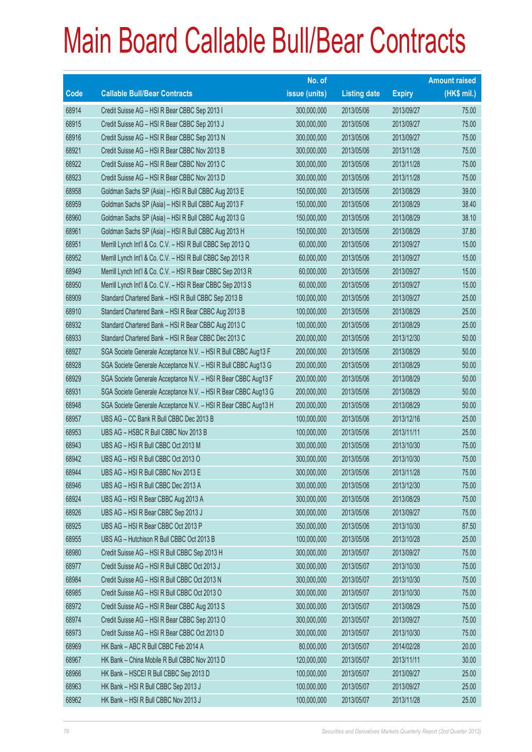# Main Board Callable Bull/Bear Contracts

| Code | Callable Bull/Bear Contracts | No. of issue (units) | Listing date | Expiry | Amount raised (HK$ mil.) |
|---|---|---|---|---|---|
| 68914 | Credit Suisse AG – HSI R Bear CBBC Sep 2013 I | 300,000,000 | 2013/05/06 | 2013/09/27 | 75.00 |
| 68915 | Credit Suisse AG – HSI R Bear CBBC Sep 2013 J | 300,000,000 | 2013/05/06 | 2013/09/27 | 75.00 |
| 68916 | Credit Suisse AG – HSI R Bear CBBC Sep 2013 N | 300,000,000 | 2013/05/06 | 2013/09/27 | 75.00 |
| 68921 | Credit Suisse AG – HSI R Bear CBBC Nov 2013 B | 300,000,000 | 2013/05/06 | 2013/11/28 | 75.00 |
| 68922 | Credit Suisse AG – HSI R Bear CBBC Nov 2013 C | 300,000,000 | 2013/05/06 | 2013/11/28 | 75.00 |
| 68923 | Credit Suisse AG – HSI R Bear CBBC Nov 2013 D | 300,000,000 | 2013/05/06 | 2013/11/28 | 75.00 |
| 68958 | Goldman Sachs SP (Asia) – HSI R Bull CBBC Aug 2013 E | 150,000,000 | 2013/05/06 | 2013/08/29 | 39.00 |
| 68959 | Goldman Sachs SP (Asia) – HSI R Bull CBBC Aug 2013 F | 150,000,000 | 2013/05/06 | 2013/08/29 | 38.40 |
| 68960 | Goldman Sachs SP (Asia) – HSI R Bull CBBC Aug 2013 G | 150,000,000 | 2013/05/06 | 2013/08/29 | 38.10 |
| 68961 | Goldman Sachs SP (Asia) – HSI R Bull CBBC Aug 2013 H | 150,000,000 | 2013/05/06 | 2013/08/29 | 37.80 |
| 68951 | Merrill Lynch Int'l & Co. C.V. – HSI R Bull CBBC Sep 2013 Q | 60,000,000 | 2013/05/06 | 2013/09/27 | 15.00 |
| 68952 | Merrill Lynch Int'l & Co. C.V. – HSI R Bull CBBC Sep 2013 R | 60,000,000 | 2013/05/06 | 2013/09/27 | 15.00 |
| 68949 | Merrill Lynch Int'l & Co. C.V. – HSI R Bear CBBC Sep 2013 R | 60,000,000 | 2013/05/06 | 2013/09/27 | 15.00 |
| 68950 | Merrill Lynch Int'l & Co. C.V. – HSI R Bear CBBC Sep 2013 S | 60,000,000 | 2013/05/06 | 2013/09/27 | 15.00 |
| 68909 | Standard Chartered Bank – HSI R Bull CBBC Sep 2013 B | 100,000,000 | 2013/05/06 | 2013/09/27 | 25.00 |
| 68910 | Standard Chartered Bank – HSI R Bear CBBC Aug 2013 B | 100,000,000 | 2013/05/06 | 2013/08/29 | 25.00 |
| 68932 | Standard Chartered Bank – HSI R Bear CBBC Aug 2013 C | 100,000,000 | 2013/05/06 | 2013/08/29 | 25.00 |
| 68933 | Standard Chartered Bank – HSI R Bear CBBC Dec 2013 C | 200,000,000 | 2013/05/06 | 2013/12/30 | 50.00 |
| 68927 | SGA Societe Generale Acceptance N.V. – HSI R Bull CBBC Aug13 F | 200,000,000 | 2013/05/06 | 2013/08/29 | 50.00 |
| 68928 | SGA Societe Generale Acceptance N.V. – HSI R Bull CBBC Aug13 G | 200,000,000 | 2013/05/06 | 2013/08/29 | 50.00 |
| 68929 | SGA Societe Generale Acceptance N.V. – HSI R Bear CBBC Aug13 F | 200,000,000 | 2013/05/06 | 2013/08/29 | 50.00 |
| 68931 | SGA Societe Generale Acceptance N.V. – HSI R Bear CBBC Aug13 G | 200,000,000 | 2013/05/06 | 2013/08/29 | 50.00 |
| 68948 | SGA Societe Generale Acceptance N.V. – HSI R Bear CBBC Aug13 H | 200,000,000 | 2013/05/06 | 2013/08/29 | 50.00 |
| 68957 | UBS AG – CC Bank R Bull CBBC Dec 2013 B | 100,000,000 | 2013/05/06 | 2013/12/16 | 25.00 |
| 68953 | UBS AG – HSBC R Bull CBBC Nov 2013 B | 100,000,000 | 2013/05/06 | 2013/11/11 | 25.00 |
| 68943 | UBS AG – HSI R Bull CBBC Oct 2013 M | 300,000,000 | 2013/05/06 | 2013/10/30 | 75.00 |
| 68942 | UBS AG – HSI R Bull CBBC Oct 2013 O | 300,000,000 | 2013/05/06 | 2013/10/30 | 75.00 |
| 68944 | UBS AG – HSI R Bull CBBC Nov 2013 E | 300,000,000 | 2013/05/06 | 2013/11/28 | 75.00 |
| 68946 | UBS AG – HSI R Bull CBBC Dec 2013 A | 300,000,000 | 2013/05/06 | 2013/12/30 | 75.00 |
| 68924 | UBS AG – HSI R Bear CBBC Aug 2013 A | 300,000,000 | 2013/05/06 | 2013/08/29 | 75.00 |
| 68926 | UBS AG – HSI R Bear CBBC Sep 2013 J | 300,000,000 | 2013/05/06 | 2013/09/27 | 75.00 |
| 68925 | UBS AG – HSI R Bear CBBC Oct 2013 P | 350,000,000 | 2013/05/06 | 2013/10/30 | 87.50 |
| 68955 | UBS AG – Hutchison R Bull CBBC Oct 2013 B | 100,000,000 | 2013/05/06 | 2013/10/28 | 25.00 |
| 68980 | Credit Suisse AG – HSI R Bull CBBC Sep 2013 H | 300,000,000 | 2013/05/07 | 2013/09/27 | 75.00 |
| 68977 | Credit Suisse AG – HSI R Bull CBBC Oct 2013 J | 300,000,000 | 2013/05/07 | 2013/10/30 | 75.00 |
| 68984 | Credit Suisse AG – HSI R Bull CBBC Oct 2013 N | 300,000,000 | 2013/05/07 | 2013/10/30 | 75.00 |
| 68985 | Credit Suisse AG – HSI R Bull CBBC Oct 2013 O | 300,000,000 | 2013/05/07 | 2013/10/30 | 75.00 |
| 68972 | Credit Suisse AG – HSI R Bear CBBC Aug 2013 S | 300,000,000 | 2013/05/07 | 2013/08/29 | 75.00 |
| 68974 | Credit Suisse AG – HSI R Bear CBBC Sep 2013 O | 300,000,000 | 2013/05/07 | 2013/09/27 | 75.00 |
| 68973 | Credit Suisse AG – HSI R Bear CBBC Oct 2013 D | 300,000,000 | 2013/05/07 | 2013/10/30 | 75.00 |
| 68969 | HK Bank – ABC R Bull CBBC Feb 2014 A | 80,000,000 | 2013/05/07 | 2014/02/28 | 20.00 |
| 68967 | HK Bank – China Mobile R Bull CBBC Nov 2013 D | 120,000,000 | 2013/05/07 | 2013/11/11 | 30.00 |
| 68966 | HK Bank – HSCEI R Bull CBBC Sep 2013 D | 100,000,000 | 2013/05/07 | 2013/09/27 | 25.00 |
| 68963 | HK Bank – HSI R Bull CBBC Sep 2013 J | 100,000,000 | 2013/05/07 | 2013/09/27 | 25.00 |
| 68962 | HK Bank – HSI R Bull CBBC Nov 2013 J | 100,000,000 | 2013/05/07 | 2013/11/28 | 25.00 |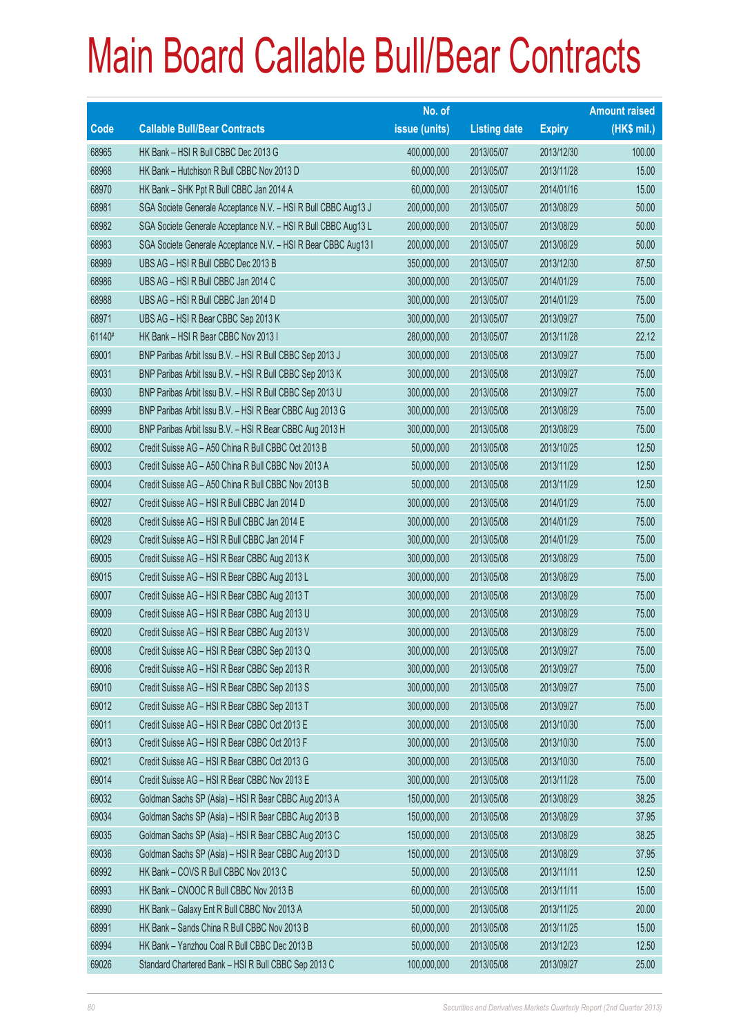# Main Board Callable Bull/Bear Contracts

| Code | Callable Bull/Bear Contracts | No. of issue (units) | Listing date | Expiry | Amount raised (HK$ mil.) |
|---|---|---|---|---|---|
| 68965 | HK Bank – HSI R Bull CBBC Dec 2013 G | 400,000,000 | 2013/05/07 | 2013/12/30 | 100.00 |
| 68968 | HK Bank – Hutchison R Bull CBBC Nov 2013 D | 60,000,000 | 2013/05/07 | 2013/11/28 | 15.00 |
| 68970 | HK Bank – SHK Ppt R Bull CBBC Jan 2014 A | 60,000,000 | 2013/05/07 | 2014/01/16 | 15.00 |
| 68981 | SGA Societe Generale Acceptance N.V. – HSI R Bull CBBC Aug13 J | 200,000,000 | 2013/05/07 | 2013/08/29 | 50.00 |
| 68982 | SGA Societe Generale Acceptance N.V. – HSI R Bull CBBC Aug13 L | 200,000,000 | 2013/05/07 | 2013/08/29 | 50.00 |
| 68983 | SGA Societe Generale Acceptance N.V. – HSI R Bear CBBC Aug13 I | 200,000,000 | 2013/05/07 | 2013/08/29 | 50.00 |
| 68989 | UBS AG – HSI R Bull CBBC Dec 2013 B | 350,000,000 | 2013/05/07 | 2013/12/30 | 87.50 |
| 68986 | UBS AG – HSI R Bull CBBC Jan 2014 C | 300,000,000 | 2013/05/07 | 2014/01/29 | 75.00 |
| 68988 | UBS AG – HSI R Bull CBBC Jan 2014 D | 300,000,000 | 2013/05/07 | 2014/01/29 | 75.00 |
| 68971 | UBS AG – HSI R Bear CBBC Sep 2013 K | 300,000,000 | 2013/05/07 | 2013/09/27 | 75.00 |
| 61140# | HK Bank – HSI R Bear CBBC Nov 2013 I | 280,000,000 | 2013/05/07 | 2013/11/28 | 22.12 |
| 69001 | BNP Paribas Arbit Issu B.V. – HSI R Bull CBBC Sep 2013 J | 300,000,000 | 2013/05/08 | 2013/09/27 | 75.00 |
| 69031 | BNP Paribas Arbit Issu B.V. – HSI R Bull CBBC Sep 2013 K | 300,000,000 | 2013/05/08 | 2013/09/27 | 75.00 |
| 69030 | BNP Paribas Arbit Issu B.V. – HSI R Bull CBBC Sep 2013 U | 300,000,000 | 2013/05/08 | 2013/09/27 | 75.00 |
| 68999 | BNP Paribas Arbit Issu B.V. – HSI R Bear CBBC Aug 2013 G | 300,000,000 | 2013/05/08 | 2013/08/29 | 75.00 |
| 69000 | BNP Paribas Arbit Issu B.V. – HSI R Bear CBBC Aug 2013 H | 300,000,000 | 2013/05/08 | 2013/08/29 | 75.00 |
| 69002 | Credit Suisse AG – A50 China R Bull CBBC Oct 2013 B | 50,000,000 | 2013/05/08 | 2013/10/25 | 12.50 |
| 69003 | Credit Suisse AG – A50 China R Bull CBBC Nov 2013 A | 50,000,000 | 2013/05/08 | 2013/11/29 | 12.50 |
| 69004 | Credit Suisse AG – A50 China R Bull CBBC Nov 2013 B | 50,000,000 | 2013/05/08 | 2013/11/29 | 12.50 |
| 69027 | Credit Suisse AG – HSI R Bull CBBC Jan 2014 D | 300,000,000 | 2013/05/08 | 2014/01/29 | 75.00 |
| 69028 | Credit Suisse AG – HSI R Bull CBBC Jan 2014 E | 300,000,000 | 2013/05/08 | 2014/01/29 | 75.00 |
| 69029 | Credit Suisse AG – HSI R Bull CBBC Jan 2014 F | 300,000,000 | 2013/05/08 | 2014/01/29 | 75.00 |
| 69005 | Credit Suisse AG – HSI R Bear CBBC Aug 2013 K | 300,000,000 | 2013/05/08 | 2013/08/29 | 75.00 |
| 69015 | Credit Suisse AG – HSI R Bear CBBC Aug 2013 L | 300,000,000 | 2013/05/08 | 2013/08/29 | 75.00 |
| 69007 | Credit Suisse AG – HSI R Bear CBBC Aug 2013 T | 300,000,000 | 2013/05/08 | 2013/08/29 | 75.00 |
| 69009 | Credit Suisse AG – HSI R Bear CBBC Aug 2013 U | 300,000,000 | 2013/05/08 | 2013/08/29 | 75.00 |
| 69020 | Credit Suisse AG – HSI R Bear CBBC Aug 2013 V | 300,000,000 | 2013/05/08 | 2013/08/29 | 75.00 |
| 69008 | Credit Suisse AG – HSI R Bear CBBC Sep 2013 Q | 300,000,000 | 2013/05/08 | 2013/09/27 | 75.00 |
| 69006 | Credit Suisse AG – HSI R Bear CBBC Sep 2013 R | 300,000,000 | 2013/05/08 | 2013/09/27 | 75.00 |
| 69010 | Credit Suisse AG – HSI R Bear CBBC Sep 2013 S | 300,000,000 | 2013/05/08 | 2013/09/27 | 75.00 |
| 69012 | Credit Suisse AG – HSI R Bear CBBC Sep 2013 T | 300,000,000 | 2013/05/08 | 2013/09/27 | 75.00 |
| 69011 | Credit Suisse AG – HSI R Bear CBBC Oct 2013 E | 300,000,000 | 2013/05/08 | 2013/10/30 | 75.00 |
| 69013 | Credit Suisse AG – HSI R Bear CBBC Oct 2013 F | 300,000,000 | 2013/05/08 | 2013/10/30 | 75.00 |
| 69021 | Credit Suisse AG – HSI R Bear CBBC Oct 2013 G | 300,000,000 | 2013/05/08 | 2013/10/30 | 75.00 |
| 69014 | Credit Suisse AG – HSI R Bear CBBC Nov 2013 E | 300,000,000 | 2013/05/08 | 2013/11/28 | 75.00 |
| 69032 | Goldman Sachs SP (Asia) – HSI R Bear CBBC Aug 2013 A | 150,000,000 | 2013/05/08 | 2013/08/29 | 38.25 |
| 69034 | Goldman Sachs SP (Asia) – HSI R Bear CBBC Aug 2013 B | 150,000,000 | 2013/05/08 | 2013/08/29 | 37.95 |
| 69035 | Goldman Sachs SP (Asia) – HSI R Bear CBBC Aug 2013 C | 150,000,000 | 2013/05/08 | 2013/08/29 | 38.25 |
| 69036 | Goldman Sachs SP (Asia) – HSI R Bear CBBC Aug 2013 D | 150,000,000 | 2013/05/08 | 2013/08/29 | 37.95 |
| 68992 | HK Bank – COVS R Bull CBBC Nov 2013 C | 50,000,000 | 2013/05/08 | 2013/11/11 | 12.50 |
| 68993 | HK Bank – CNOOC R Bull CBBC Nov 2013 B | 60,000,000 | 2013/05/08 | 2013/11/11 | 15.00 |
| 68990 | HK Bank – Galaxy Ent R Bull CBBC Nov 2013 A | 50,000,000 | 2013/05/08 | 2013/11/25 | 20.00 |
| 68991 | HK Bank – Sands China R Bull CBBC Nov 2013 B | 60,000,000 | 2013/05/08 | 2013/11/25 | 15.00 |
| 68994 | HK Bank – Yanzhou Coal R Bull CBBC Dec 2013 B | 50,000,000 | 2013/05/08 | 2013/12/23 | 12.50 |
| 69026 | Standard Chartered Bank – HSI R Bull CBBC Sep 2013 C | 100,000,000 | 2013/05/08 | 2013/09/27 | 25.00 |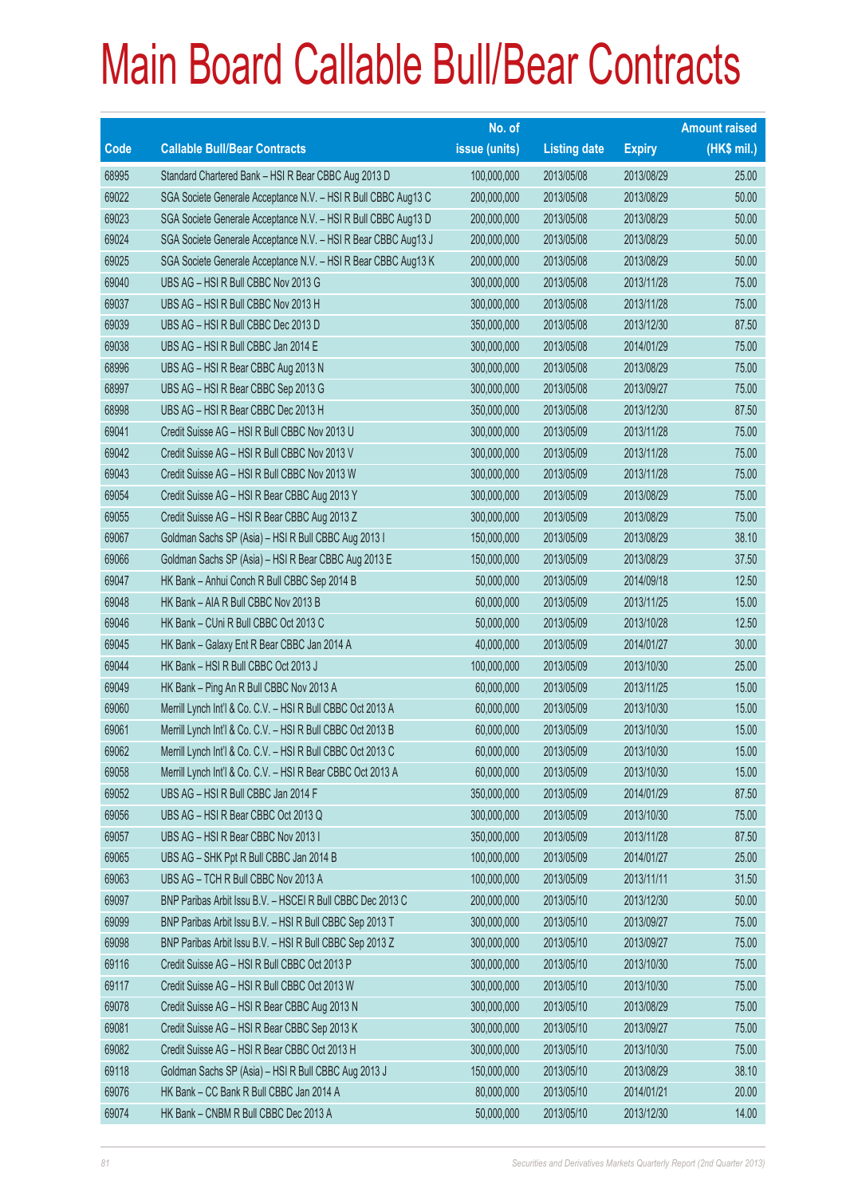# Main Board Callable Bull/Bear Contracts

| Code | Callable Bull/Bear Contracts | No. of issue (units) | Listing date | Expiry | Amount raised (HK$ mil.) |
|---|---|---|---|---|---|
| 68995 | Standard Chartered Bank – HSI R Bear CBBC Aug 2013 D | 100,000,000 | 2013/05/08 | 2013/08/29 | 25.00 |
| 69022 | SGA Societe Generale Acceptance N.V. – HSI R Bull CBBC Aug13 C | 200,000,000 | 2013/05/08 | 2013/08/29 | 50.00 |
| 69023 | SGA Societe Generale Acceptance N.V. – HSI R Bull CBBC Aug13 D | 200,000,000 | 2013/05/08 | 2013/08/29 | 50.00 |
| 69024 | SGA Societe Generale Acceptance N.V. – HSI R Bear CBBC Aug13 J | 200,000,000 | 2013/05/08 | 2013/08/29 | 50.00 |
| 69025 | SGA Societe Generale Acceptance N.V. – HSI R Bear CBBC Aug13 K | 200,000,000 | 2013/05/08 | 2013/08/29 | 50.00 |
| 69040 | UBS AG – HSI R Bull CBBC Nov 2013 G | 300,000,000 | 2013/05/08 | 2013/11/28 | 75.00 |
| 69037 | UBS AG – HSI R Bull CBBC Nov 2013 H | 300,000,000 | 2013/05/08 | 2013/11/28 | 75.00 |
| 69039 | UBS AG – HSI R Bull CBBC Dec 2013 D | 350,000,000 | 2013/05/08 | 2013/12/30 | 87.50 |
| 69038 | UBS AG – HSI R Bull CBBC Jan 2014 E | 300,000,000 | 2013/05/08 | 2014/01/29 | 75.00 |
| 68996 | UBS AG – HSI R Bear CBBC Aug 2013 N | 300,000,000 | 2013/05/08 | 2013/08/29 | 75.00 |
| 68997 | UBS AG – HSI R Bear CBBC Sep 2013 G | 300,000,000 | 2013/05/08 | 2013/09/27 | 75.00 |
| 68998 | UBS AG – HSI R Bear CBBC Dec 2013 H | 350,000,000 | 2013/05/08 | 2013/12/30 | 87.50 |
| 69041 | Credit Suisse AG – HSI R Bull CBBC Nov 2013 U | 300,000,000 | 2013/05/09 | 2013/11/28 | 75.00 |
| 69042 | Credit Suisse AG – HSI R Bull CBBC Nov 2013 V | 300,000,000 | 2013/05/09 | 2013/11/28 | 75.00 |
| 69043 | Credit Suisse AG – HSI R Bull CBBC Nov 2013 W | 300,000,000 | 2013/05/09 | 2013/11/28 | 75.00 |
| 69054 | Credit Suisse AG – HSI R Bear CBBC Aug 2013 Y | 300,000,000 | 2013/05/09 | 2013/08/29 | 75.00 |
| 69055 | Credit Suisse AG – HSI R Bear CBBC Aug 2013 Z | 300,000,000 | 2013/05/09 | 2013/08/29 | 75.00 |
| 69067 | Goldman Sachs SP (Asia) – HSI R Bull CBBC Aug 2013 I | 150,000,000 | 2013/05/09 | 2013/08/29 | 38.10 |
| 69066 | Goldman Sachs SP (Asia) – HSI R Bear CBBC Aug 2013 E | 150,000,000 | 2013/05/09 | 2013/08/29 | 37.50 |
| 69047 | HK Bank – Anhui Conch R Bull CBBC Sep 2014 B | 50,000,000 | 2013/05/09 | 2014/09/18 | 12.50 |
| 69048 | HK Bank – AIA R Bull CBBC Nov 2013 B | 60,000,000 | 2013/05/09 | 2013/11/25 | 15.00 |
| 69046 | HK Bank – CUni R Bull CBBC Oct 2013 C | 50,000,000 | 2013/05/09 | 2013/10/28 | 12.50 |
| 69045 | HK Bank – Galaxy Ent R Bear CBBC Jan 2014 A | 40,000,000 | 2013/05/09 | 2014/01/27 | 30.00 |
| 69044 | HK Bank – HSI R Bull CBBC Oct 2013 J | 100,000,000 | 2013/05/09 | 2013/10/30 | 25.00 |
| 69049 | HK Bank – Ping An R Bull CBBC Nov 2013 A | 60,000,000 | 2013/05/09 | 2013/11/25 | 15.00 |
| 69060 | Merrill Lynch Int'l & Co. C.V. – HSI R Bull CBBC Oct 2013 A | 60,000,000 | 2013/05/09 | 2013/10/30 | 15.00 |
| 69061 | Merrill Lynch Int'l & Co. C.V. – HSI R Bull CBBC Oct 2013 B | 60,000,000 | 2013/05/09 | 2013/10/30 | 15.00 |
| 69062 | Merrill Lynch Int'l & Co. C.V. – HSI R Bull CBBC Oct 2013 C | 60,000,000 | 2013/05/09 | 2013/10/30 | 15.00 |
| 69058 | Merrill Lynch Int'l & Co. C.V. – HSI R Bear CBBC Oct 2013 A | 60,000,000 | 2013/05/09 | 2013/10/30 | 15.00 |
| 69052 | UBS AG – HSI R Bull CBBC Jan 2014 F | 350,000,000 | 2013/05/09 | 2014/01/29 | 87.50 |
| 69056 | UBS AG – HSI R Bear CBBC Oct 2013 Q | 300,000,000 | 2013/05/09 | 2013/10/30 | 75.00 |
| 69057 | UBS AG – HSI R Bear CBBC Nov 2013 I | 350,000,000 | 2013/05/09 | 2013/11/28 | 87.50 |
| 69065 | UBS AG – SHK Ppt R Bull CBBC Jan 2014 B | 100,000,000 | 2013/05/09 | 2014/01/27 | 25.00 |
| 69063 | UBS AG – TCH R Bull CBBC Nov 2013 A | 100,000,000 | 2013/05/09 | 2013/11/11 | 31.50 |
| 69097 | BNP Paribas Arbit Issu B.V. – HSCEI R Bull CBBC Dec 2013 C | 200,000,000 | 2013/05/10 | 2013/12/30 | 50.00 |
| 69099 | BNP Paribas Arbit Issu B.V. – HSI R Bull CBBC Sep 2013 T | 300,000,000 | 2013/05/10 | 2013/09/27 | 75.00 |
| 69098 | BNP Paribas Arbit Issu B.V. – HSI R Bull CBBC Sep 2013 Z | 300,000,000 | 2013/05/10 | 2013/09/27 | 75.00 |
| 69116 | Credit Suisse AG – HSI R Bull CBBC Oct 2013 P | 300,000,000 | 2013/05/10 | 2013/10/30 | 75.00 |
| 69117 | Credit Suisse AG – HSI R Bull CBBC Oct 2013 W | 300,000,000 | 2013/05/10 | 2013/10/30 | 75.00 |
| 69078 | Credit Suisse AG – HSI R Bear CBBC Aug 2013 N | 300,000,000 | 2013/05/10 | 2013/08/29 | 75.00 |
| 69081 | Credit Suisse AG – HSI R Bear CBBC Sep 2013 K | 300,000,000 | 2013/05/10 | 2013/09/27 | 75.00 |
| 69082 | Credit Suisse AG – HSI R Bear CBBC Oct 2013 H | 300,000,000 | 2013/05/10 | 2013/10/30 | 75.00 |
| 69118 | Goldman Sachs SP (Asia) – HSI R Bull CBBC Aug 2013 J | 150,000,000 | 2013/05/10 | 2013/08/29 | 38.10 |
| 69076 | HK Bank – CC Bank R Bull CBBC Jan 2014 A | 80,000,000 | 2013/05/10 | 2014/01/21 | 20.00 |
| 69074 | HK Bank – CNBM R Bull CBBC Dec 2013 A | 50,000,000 | 2013/05/10 | 2013/12/30 | 14.00 |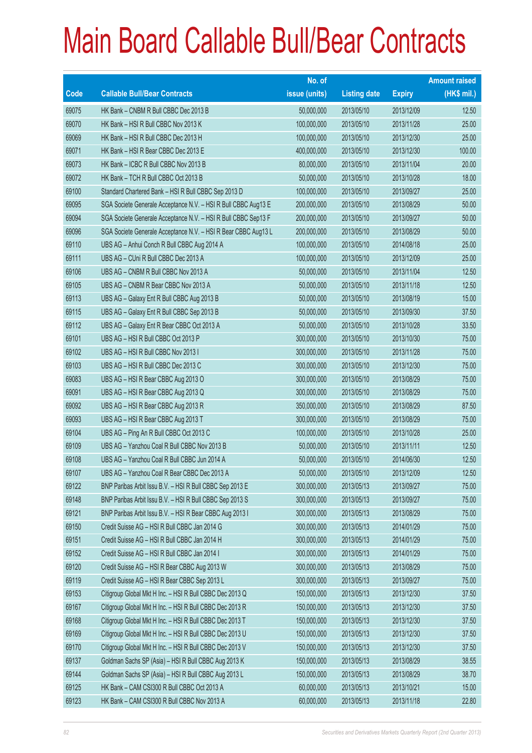# Main Board Callable Bull/Bear Contracts

| Code | Callable Bull/Bear Contracts | No. of issue (units) | Listing date | Expiry | Amount raised (HK$ mil.) |
|---|---|---|---|---|---|
| 69075 | HK Bank – CNBM R Bull CBBC Dec 2013 B | 50,000,000 | 2013/05/10 | 2013/12/09 | 12.50 |
| 69070 | HK Bank – HSI R Bull CBBC Nov 2013 K | 100,000,000 | 2013/05/10 | 2013/11/28 | 25.00 |
| 69069 | HK Bank – HSI R Bull CBBC Dec 2013 H | 100,000,000 | 2013/05/10 | 2013/12/30 | 25.00 |
| 69071 | HK Bank – HSI R Bear CBBC Dec 2013 E | 400,000,000 | 2013/05/10 | 2013/12/30 | 100.00 |
| 69073 | HK Bank – ICBC R Bull CBBC Nov 2013 B | 80,000,000 | 2013/05/10 | 2013/11/04 | 20.00 |
| 69072 | HK Bank – TCH R Bull CBBC Oct 2013 B | 50,000,000 | 2013/05/10 | 2013/10/28 | 18.00 |
| 69100 | Standard Chartered Bank – HSI R Bull CBBC Sep 2013 D | 100,000,000 | 2013/05/10 | 2013/09/27 | 25.00 |
| 69095 | SGA Societe Generale Acceptance N.V. – HSI R Bull CBBC Aug13 E | 200,000,000 | 2013/05/10 | 2013/08/29 | 50.00 |
| 69094 | SGA Societe Generale Acceptance N.V. – HSI R Bull CBBC Sep13 F | 200,000,000 | 2013/05/10 | 2013/09/27 | 50.00 |
| 69096 | SGA Societe Generale Acceptance N.V. – HSI R Bear CBBC Aug13 L | 200,000,000 | 2013/05/10 | 2013/08/29 | 50.00 |
| 69110 | UBS AG – Anhui Conch R Bull CBBC Aug 2014 A | 100,000,000 | 2013/05/10 | 2014/08/18 | 25.00 |
| 69111 | UBS AG – CUni R Bull CBBC Dec 2013 A | 100,000,000 | 2013/05/10 | 2013/12/09 | 25.00 |
| 69106 | UBS AG – CNBM R Bull CBBC Nov 2013 A | 50,000,000 | 2013/05/10 | 2013/11/04 | 12.50 |
| 69105 | UBS AG – CNBM R Bear CBBC Nov 2013 A | 50,000,000 | 2013/05/10 | 2013/11/18 | 12.50 |
| 69113 | UBS AG – Galaxy Ent R Bull CBBC Aug 2013 B | 50,000,000 | 2013/05/10 | 2013/08/19 | 15.00 |
| 69115 | UBS AG – Galaxy Ent R Bull CBBC Sep 2013 B | 50,000,000 | 2013/05/10 | 2013/09/30 | 37.50 |
| 69112 | UBS AG – Galaxy Ent R Bear CBBC Oct 2013 A | 50,000,000 | 2013/05/10 | 2013/10/28 | 33.50 |
| 69101 | UBS AG – HSI R Bull CBBC Oct 2013 P | 300,000,000 | 2013/05/10 | 2013/10/30 | 75.00 |
| 69102 | UBS AG – HSI R Bull CBBC Nov 2013 I | 300,000,000 | 2013/05/10 | 2013/11/28 | 75.00 |
| 69103 | UBS AG – HSI R Bull CBBC Dec 2013 C | 300,000,000 | 2013/05/10 | 2013/12/30 | 75.00 |
| 69083 | UBS AG – HSI R Bear CBBC Aug 2013 O | 300,000,000 | 2013/05/10 | 2013/08/29 | 75.00 |
| 69091 | UBS AG – HSI R Bear CBBC Aug 2013 Q | 300,000,000 | 2013/05/10 | 2013/08/29 | 75.00 |
| 69092 | UBS AG – HSI R Bear CBBC Aug 2013 R | 350,000,000 | 2013/05/10 | 2013/08/29 | 87.50 |
| 69093 | UBS AG – HSI R Bear CBBC Aug 2013 T | 300,000,000 | 2013/05/10 | 2013/08/29 | 75.00 |
| 69104 | UBS AG – Ping An R Bull CBBC Oct 2013 C | 100,000,000 | 2013/05/10 | 2013/10/28 | 25.00 |
| 69109 | UBS AG – Yanzhou Coal R Bull CBBC Nov 2013 B | 50,000,000 | 2013/05/10 | 2013/11/11 | 12.50 |
| 69108 | UBS AG – Yanzhou Coal R Bull CBBC Jun 2014 A | 50,000,000 | 2013/05/10 | 2014/06/30 | 12.50 |
| 69107 | UBS AG – Yanzhou Coal R Bear CBBC Dec 2013 A | 50,000,000 | 2013/05/10 | 2013/12/09 | 12.50 |
| 69122 | BNP Paribas Arbit Issu B.V. – HSI R Bull CBBC Sep 2013 E | 300,000,000 | 2013/05/13 | 2013/09/27 | 75.00 |
| 69148 | BNP Paribas Arbit Issu B.V. – HSI R Bull CBBC Sep 2013 S | 300,000,000 | 2013/05/13 | 2013/09/27 | 75.00 |
| 69121 | BNP Paribas Arbit Issu B.V. – HSI R Bear CBBC Aug 2013 I | 300,000,000 | 2013/05/13 | 2013/08/29 | 75.00 |
| 69150 | Credit Suisse AG – HSI R Bull CBBC Jan 2014 G | 300,000,000 | 2013/05/13 | 2014/01/29 | 75.00 |
| 69151 | Credit Suisse AG – HSI R Bull CBBC Jan 2014 H | 300,000,000 | 2013/05/13 | 2014/01/29 | 75.00 |
| 69152 | Credit Suisse AG – HSI R Bull CBBC Jan 2014 I | 300,000,000 | 2013/05/13 | 2014/01/29 | 75.00 |
| 69120 | Credit Suisse AG – HSI R Bear CBBC Aug 2013 W | 300,000,000 | 2013/05/13 | 2013/08/29 | 75.00 |
| 69119 | Credit Suisse AG – HSI R Bear CBBC Sep 2013 L | 300,000,000 | 2013/05/13 | 2013/09/27 | 75.00 |
| 69153 | Citigroup Global Mkt H Inc. – HSI R Bull CBBC Dec 2013 Q | 150,000,000 | 2013/05/13 | 2013/12/30 | 37.50 |
| 69167 | Citigroup Global Mkt H Inc. – HSI R Bull CBBC Dec 2013 R | 150,000,000 | 2013/05/13 | 2013/12/30 | 37.50 |
| 69168 | Citigroup Global Mkt H Inc. – HSI R Bull CBBC Dec 2013 T | 150,000,000 | 2013/05/13 | 2013/12/30 | 37.50 |
| 69169 | Citigroup Global Mkt H Inc. – HSI R Bull CBBC Dec 2013 U | 150,000,000 | 2013/05/13 | 2013/12/30 | 37.50 |
| 69170 | Citigroup Global Mkt H Inc. – HSI R Bull CBBC Dec 2013 V | 150,000,000 | 2013/05/13 | 2013/12/30 | 37.50 |
| 69137 | Goldman Sachs SP (Asia) – HSI R Bull CBBC Aug 2013 K | 150,000,000 | 2013/05/13 | 2013/08/29 | 38.55 |
| 69144 | Goldman Sachs SP (Asia) – HSI R Bull CBBC Aug 2013 L | 150,000,000 | 2013/05/13 | 2013/08/29 | 38.70 |
| 69125 | HK Bank – CAM CSI300 R Bull CBBC Oct 2013 A | 60,000,000 | 2013/05/13 | 2013/10/21 | 15.00 |
| 69123 | HK Bank – CAM CSI300 R Bull CBBC Nov 2013 A | 60,000,000 | 2013/05/13 | 2013/11/18 | 22.80 |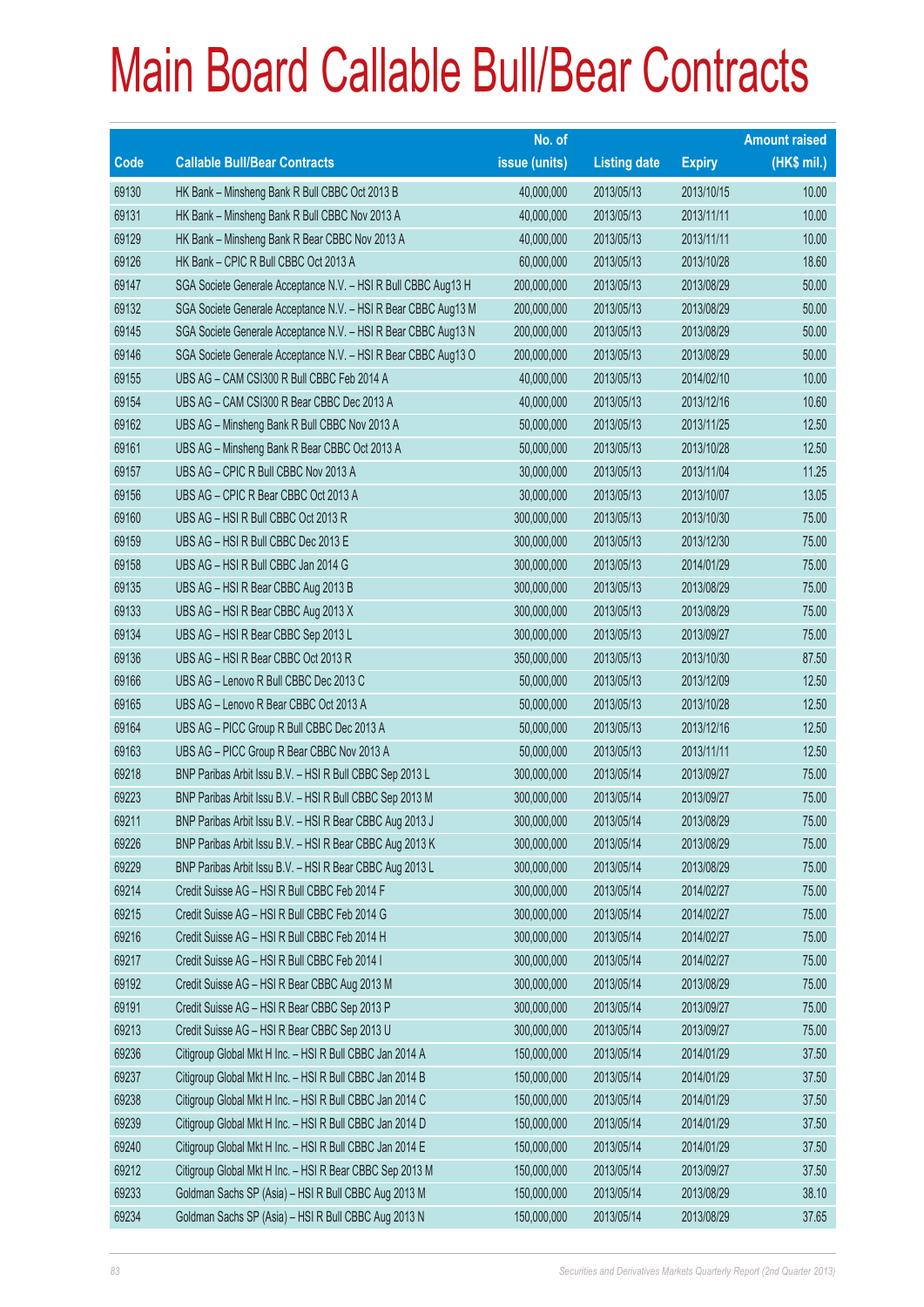# Main Board Callable Bull/Bear Contracts

| Code | Callable Bull/Bear Contracts | No. of issue (units) | Listing date | Expiry | Amount raised (HK$ mil.) |
|---|---|---|---|---|---|
| 69130 | HK Bank – Minsheng Bank R Bull CBBC Oct 2013 B | 40,000,000 | 2013/05/13 | 2013/10/15 | 10.00 |
| 69131 | HK Bank – Minsheng Bank R Bull CBBC Nov 2013 A | 40,000,000 | 2013/05/13 | 2013/11/11 | 10.00 |
| 69129 | HK Bank – Minsheng Bank R Bear CBBC Nov 2013 A | 40,000,000 | 2013/05/13 | 2013/11/11 | 10.00 |
| 69126 | HK Bank – CPIC R Bull CBBC Oct 2013 A | 60,000,000 | 2013/05/13 | 2013/10/28 | 18.60 |
| 69147 | SGA Societe Generale Acceptance N.V. – HSI R Bull CBBC Aug13 H | 200,000,000 | 2013/05/13 | 2013/08/29 | 50.00 |
| 69132 | SGA Societe Generale Acceptance N.V. – HSI R Bear CBBC Aug13 M | 200,000,000 | 2013/05/13 | 2013/08/29 | 50.00 |
| 69145 | SGA Societe Generale Acceptance N.V. – HSI R Bear CBBC Aug13 N | 200,000,000 | 2013/05/13 | 2013/08/29 | 50.00 |
| 69146 | SGA Societe Generale Acceptance N.V. – HSI R Bear CBBC Aug13 O | 200,000,000 | 2013/05/13 | 2013/08/29 | 50.00 |
| 69155 | UBS AG – CAM CSI300 R Bull CBBC Feb 2014 A | 40,000,000 | 2013/05/13 | 2014/02/10 | 10.00 |
| 69154 | UBS AG – CAM CSI300 R Bear CBBC Dec 2013 A | 40,000,000 | 2013/05/13 | 2013/12/16 | 10.60 |
| 69162 | UBS AG – Minsheng Bank R Bull CBBC Nov 2013 A | 50,000,000 | 2013/05/13 | 2013/11/25 | 12.50 |
| 69161 | UBS AG – Minsheng Bank R Bear CBBC Oct 2013 A | 50,000,000 | 2013/05/13 | 2013/10/28 | 12.50 |
| 69157 | UBS AG – CPIC R Bull CBBC Nov 2013 A | 30,000,000 | 2013/05/13 | 2013/11/04 | 11.25 |
| 69156 | UBS AG – CPIC R Bear CBBC Oct 2013 A | 30,000,000 | 2013/05/13 | 2013/10/07 | 13.05 |
| 69160 | UBS AG – HSI R Bull CBBC Oct 2013 R | 300,000,000 | 2013/05/13 | 2013/10/30 | 75.00 |
| 69159 | UBS AG – HSI R Bull CBBC Dec 2013 E | 300,000,000 | 2013/05/13 | 2013/12/30 | 75.00 |
| 69158 | UBS AG – HSI R Bull CBBC Jan 2014 G | 300,000,000 | 2013/05/13 | 2014/01/29 | 75.00 |
| 69135 | UBS AG – HSI R Bear CBBC Aug 2013 B | 300,000,000 | 2013/05/13 | 2013/08/29 | 75.00 |
| 69133 | UBS AG – HSI R Bear CBBC Aug 2013 X | 300,000,000 | 2013/05/13 | 2013/08/29 | 75.00 |
| 69134 | UBS AG – HSI R Bear CBBC Sep 2013 L | 300,000,000 | 2013/05/13 | 2013/09/27 | 75.00 |
| 69136 | UBS AG – HSI R Bear CBBC Oct 2013 R | 350,000,000 | 2013/05/13 | 2013/10/30 | 87.50 |
| 69166 | UBS AG – Lenovo R Bull CBBC Dec 2013 C | 50,000,000 | 2013/05/13 | 2013/12/09 | 12.50 |
| 69165 | UBS AG – Lenovo R Bear CBBC Oct 2013 A | 50,000,000 | 2013/05/13 | 2013/10/28 | 12.50 |
| 69164 | UBS AG – PICC Group R Bull CBBC Dec 2013 A | 50,000,000 | 2013/05/13 | 2013/12/16 | 12.50 |
| 69163 | UBS AG – PICC Group R Bear CBBC Nov 2013 A | 50,000,000 | 2013/05/13 | 2013/11/11 | 12.50 |
| 69218 | BNP Paribas Arbit Issu B.V. – HSI R Bull CBBC Sep 2013 L | 300,000,000 | 2013/05/14 | 2013/09/27 | 75.00 |
| 69223 | BNP Paribas Arbit Issu B.V. – HSI R Bull CBBC Sep 2013 M | 300,000,000 | 2013/05/14 | 2013/09/27 | 75.00 |
| 69211 | BNP Paribas Arbit Issu B.V. – HSI R Bear CBBC Aug 2013 J | 300,000,000 | 2013/05/14 | 2013/08/29 | 75.00 |
| 69226 | BNP Paribas Arbit Issu B.V. – HSI R Bear CBBC Aug 2013 K | 300,000,000 | 2013/05/14 | 2013/08/29 | 75.00 |
| 69229 | BNP Paribas Arbit Issu B.V. – HSI R Bear CBBC Aug 2013 L | 300,000,000 | 2013/05/14 | 2013/08/29 | 75.00 |
| 69214 | Credit Suisse AG – HSI R Bull CBBC Feb 2014 F | 300,000,000 | 2013/05/14 | 2014/02/27 | 75.00 |
| 69215 | Credit Suisse AG – HSI R Bull CBBC Feb 2014 G | 300,000,000 | 2013/05/14 | 2014/02/27 | 75.00 |
| 69216 | Credit Suisse AG – HSI R Bull CBBC Feb 2014 H | 300,000,000 | 2013/05/14 | 2014/02/27 | 75.00 |
| 69217 | Credit Suisse AG – HSI R Bull CBBC Feb 2014 I | 300,000,000 | 2013/05/14 | 2014/02/27 | 75.00 |
| 69192 | Credit Suisse AG – HSI R Bear CBBC Aug 2013 M | 300,000,000 | 2013/05/14 | 2013/08/29 | 75.00 |
| 69191 | Credit Suisse AG – HSI R Bear CBBC Sep 2013 P | 300,000,000 | 2013/05/14 | 2013/09/27 | 75.00 |
| 69213 | Credit Suisse AG – HSI R Bear CBBC Sep 2013 U | 300,000,000 | 2013/05/14 | 2013/09/27 | 75.00 |
| 69236 | Citigroup Global Mkt H Inc. – HSI R Bull CBBC Jan 2014 A | 150,000,000 | 2013/05/14 | 2014/01/29 | 37.50 |
| 69237 | Citigroup Global Mkt H Inc. – HSI R Bull CBBC Jan 2014 B | 150,000,000 | 2013/05/14 | 2014/01/29 | 37.50 |
| 69238 | Citigroup Global Mkt H Inc. – HSI R Bull CBBC Jan 2014 C | 150,000,000 | 2013/05/14 | 2014/01/29 | 37.50 |
| 69239 | Citigroup Global Mkt H Inc. – HSI R Bull CBBC Jan 2014 D | 150,000,000 | 2013/05/14 | 2014/01/29 | 37.50 |
| 69240 | Citigroup Global Mkt H Inc. – HSI R Bull CBBC Jan 2014 E | 150,000,000 | 2013/05/14 | 2014/01/29 | 37.50 |
| 69212 | Citigroup Global Mkt H Inc. – HSI R Bear CBBC Sep 2013 M | 150,000,000 | 2013/05/14 | 2013/09/27 | 37.50 |
| 69233 | Goldman Sachs SP (Asia) – HSI R Bull CBBC Aug 2013 M | 150,000,000 | 2013/05/14 | 2013/08/29 | 38.10 |
| 69234 | Goldman Sachs SP (Asia) – HSI R Bull CBBC Aug 2013 N | 150,000,000 | 2013/05/14 | 2013/08/29 | 37.65 |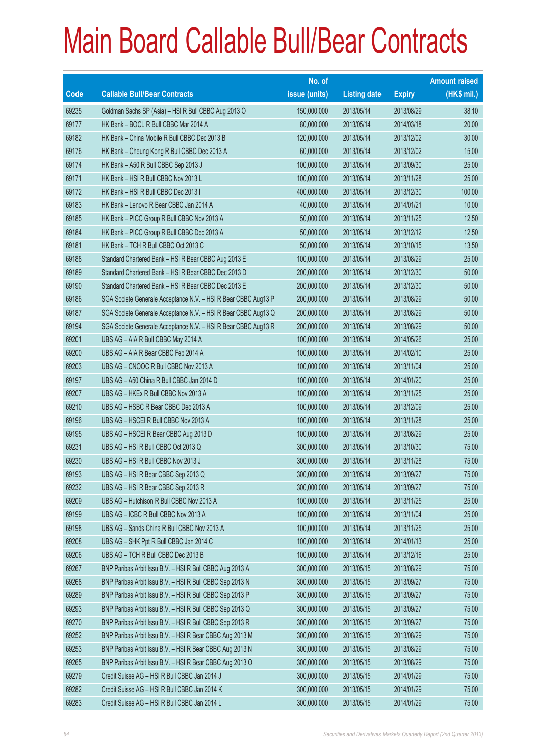# Main Board Callable Bull/Bear Contracts

| Code | Callable Bull/Bear Contracts | No. of issue (units) | Listing date | Expiry | Amount raised (HK$ mil.) |
|---|---|---|---|---|---|
| 69235 | Goldman Sachs SP (Asia) – HSI R Bull CBBC Aug 2013 O | 150,000,000 | 2013/05/14 | 2013/08/29 | 38.10 |
| 69177 | HK Bank – BOCL R Bull CBBC Mar 2014 A | 80,000,000 | 2013/05/14 | 2014/03/18 | 20.00 |
| 69182 | HK Bank – China Mobile R Bull CBBC Dec 2013 B | 120,000,000 | 2013/05/14 | 2013/12/02 | 30.00 |
| 69176 | HK Bank – Cheung Kong R Bull CBBC Dec 2013 A | 60,000,000 | 2013/05/14 | 2013/12/02 | 15.00 |
| 69174 | HK Bank – A50 R Bull CBBC Sep 2013 J | 100,000,000 | 2013/05/14 | 2013/09/30 | 25.00 |
| 69171 | HK Bank – HSI R Bull CBBC Nov 2013 L | 100,000,000 | 2013/05/14 | 2013/11/28 | 25.00 |
| 69172 | HK Bank – HSI R Bull CBBC Dec 2013 I | 400,000,000 | 2013/05/14 | 2013/12/30 | 100.00 |
| 69183 | HK Bank – Lenovo R Bear CBBC Jan 2014 A | 40,000,000 | 2013/05/14 | 2014/01/21 | 10.00 |
| 69185 | HK Bank – PICC Group R Bull CBBC Nov 2013 A | 50,000,000 | 2013/05/14 | 2013/11/25 | 12.50 |
| 69184 | HK Bank – PICC Group R Bull CBBC Dec 2013 A | 50,000,000 | 2013/05/14 | 2013/12/12 | 12.50 |
| 69181 | HK Bank – TCH R Bull CBBC Oct 2013 C | 50,000,000 | 2013/05/14 | 2013/10/15 | 13.50 |
| 69188 | Standard Chartered Bank – HSI R Bear CBBC Aug 2013 E | 100,000,000 | 2013/05/14 | 2013/08/29 | 25.00 |
| 69189 | Standard Chartered Bank – HSI R Bear CBBC Dec 2013 D | 200,000,000 | 2013/05/14 | 2013/12/30 | 50.00 |
| 69190 | Standard Chartered Bank – HSI R Bear CBBC Dec 2013 E | 200,000,000 | 2013/05/14 | 2013/12/30 | 50.00 |
| 69186 | SGA Societe Generale Acceptance N.V. – HSI R Bear CBBC Aug13 P | 200,000,000 | 2013/05/14 | 2013/08/29 | 50.00 |
| 69187 | SGA Societe Generale Acceptance N.V. – HSI R Bear CBBC Aug13 Q | 200,000,000 | 2013/05/14 | 2013/08/29 | 50.00 |
| 69194 | SGA Societe Generale Acceptance N.V. – HSI R Bear CBBC Aug13 R | 200,000,000 | 2013/05/14 | 2013/08/29 | 50.00 |
| 69201 | UBS AG – AIA R Bull CBBC May 2014 A | 100,000,000 | 2013/05/14 | 2014/05/26 | 25.00 |
| 69200 | UBS AG – AIA R Bear CBBC Feb 2014 A | 100,000,000 | 2013/05/14 | 2014/02/10 | 25.00 |
| 69203 | UBS AG – CNOOC R Bull CBBC Nov 2013 A | 100,000,000 | 2013/05/14 | 2013/11/04 | 25.00 |
| 69197 | UBS AG – A50 China R Bull CBBC Jan 2014 D | 100,000,000 | 2013/05/14 | 2014/01/20 | 25.00 |
| 69207 | UBS AG – HKEx R Bull CBBC Nov 2013 A | 100,000,000 | 2013/05/14 | 2013/11/25 | 25.00 |
| 69210 | UBS AG – HSBC R Bear CBBC Dec 2013 A | 100,000,000 | 2013/05/14 | 2013/12/09 | 25.00 |
| 69196 | UBS AG – HSCEI R Bull CBBC Nov 2013 A | 100,000,000 | 2013/05/14 | 2013/11/28 | 25.00 |
| 69195 | UBS AG – HSCEI R Bear CBBC Aug 2013 D | 100,000,000 | 2013/05/14 | 2013/08/29 | 25.00 |
| 69231 | UBS AG – HSI R Bull CBBC Oct 2013 Q | 300,000,000 | 2013/05/14 | 2013/10/30 | 75.00 |
| 69230 | UBS AG – HSI R Bull CBBC Nov 2013 J | 300,000,000 | 2013/05/14 | 2013/11/28 | 75.00 |
| 69193 | UBS AG – HSI R Bear CBBC Sep 2013 Q | 300,000,000 | 2013/05/14 | 2013/09/27 | 75.00 |
| 69232 | UBS AG – HSI R Bear CBBC Sep 2013 R | 300,000,000 | 2013/05/14 | 2013/09/27 | 75.00 |
| 69209 | UBS AG – Hutchison R Bull CBBC Nov 2013 A | 100,000,000 | 2013/05/14 | 2013/11/25 | 25.00 |
| 69199 | UBS AG – ICBC R Bull CBBC Nov 2013 A | 100,000,000 | 2013/05/14 | 2013/11/04 | 25.00 |
| 69198 | UBS AG – Sands China R Bull CBBC Nov 2013 A | 100,000,000 | 2013/05/14 | 2013/11/25 | 25.00 |
| 69208 | UBS AG – SHK Ppt R Bull CBBC Jan 2014 C | 100,000,000 | 2013/05/14 | 2014/01/13 | 25.00 |
| 69206 | UBS AG – TCH R Bull CBBC Dec 2013 B | 100,000,000 | 2013/05/14 | 2013/12/16 | 25.00 |
| 69267 | BNP Paribas Arbit Issu B.V. – HSI R Bull CBBC Aug 2013 A | 300,000,000 | 2013/05/15 | 2013/08/29 | 75.00 |
| 69268 | BNP Paribas Arbit Issu B.V. – HSI R Bull CBBC Sep 2013 N | 300,000,000 | 2013/05/15 | 2013/09/27 | 75.00 |
| 69289 | BNP Paribas Arbit Issu B.V. – HSI R Bull CBBC Sep 2013 P | 300,000,000 | 2013/05/15 | 2013/09/27 | 75.00 |
| 69293 | BNP Paribas Arbit Issu B.V. – HSI R Bull CBBC Sep 2013 Q | 300,000,000 | 2013/05/15 | 2013/09/27 | 75.00 |
| 69270 | BNP Paribas Arbit Issu B.V. – HSI R Bull CBBC Sep 2013 R | 300,000,000 | 2013/05/15 | 2013/09/27 | 75.00 |
| 69252 | BNP Paribas Arbit Issu B.V. – HSI R Bear CBBC Aug 2013 M | 300,000,000 | 2013/05/15 | 2013/08/29 | 75.00 |
| 69253 | BNP Paribas Arbit Issu B.V. – HSI R Bear CBBC Aug 2013 N | 300,000,000 | 2013/05/15 | 2013/08/29 | 75.00 |
| 69265 | BNP Paribas Arbit Issu B.V. – HSI R Bear CBBC Aug 2013 O | 300,000,000 | 2013/05/15 | 2013/08/29 | 75.00 |
| 69279 | Credit Suisse AG – HSI R Bull CBBC Jan 2014 J | 300,000,000 | 2013/05/15 | 2014/01/29 | 75.00 |
| 69282 | Credit Suisse AG – HSI R Bull CBBC Jan 2014 K | 300,000,000 | 2013/05/15 | 2014/01/29 | 75.00 |
| 69283 | Credit Suisse AG – HSI R Bull CBBC Jan 2014 L | 300,000,000 | 2013/05/15 | 2014/01/29 | 75.00 |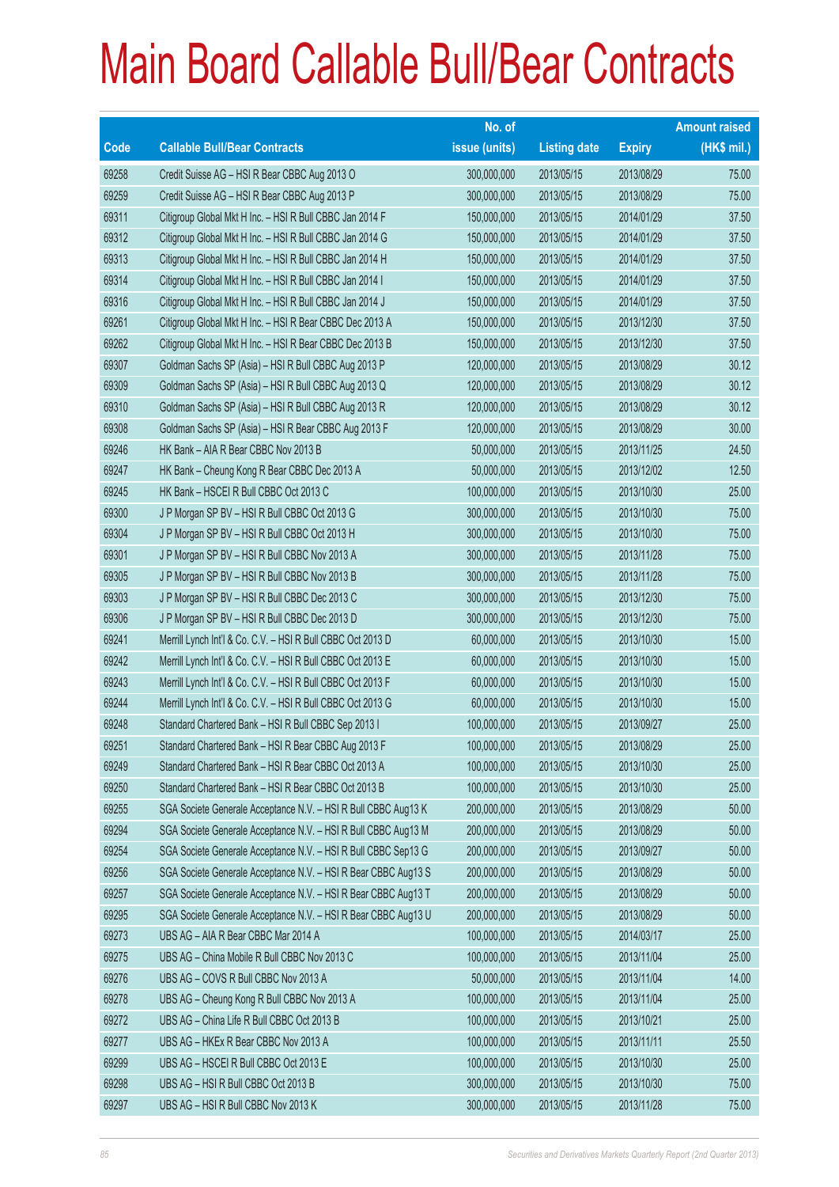# Main Board Callable Bull/Bear Contracts

| Code | Callable Bull/Bear Contracts | No. of issue (units) | Listing date | Expiry | Amount raised (HK$ mil.) |
|---|---|---|---|---|---|
| 69258 | Credit Suisse AG – HSI R Bear CBBC Aug 2013 O | 300,000,000 | 2013/05/15 | 2013/08/29 | 75.00 |
| 69259 | Credit Suisse AG – HSI R Bear CBBC Aug 2013 P | 300,000,000 | 2013/05/15 | 2013/08/29 | 75.00 |
| 69311 | Citigroup Global Mkt H Inc. – HSI R Bull CBBC Jan 2014 F | 150,000,000 | 2013/05/15 | 2014/01/29 | 37.50 |
| 69312 | Citigroup Global Mkt H Inc. – HSI R Bull CBBC Jan 2014 G | 150,000,000 | 2013/05/15 | 2014/01/29 | 37.50 |
| 69313 | Citigroup Global Mkt H Inc. – HSI R Bull CBBC Jan 2014 H | 150,000,000 | 2013/05/15 | 2014/01/29 | 37.50 |
| 69314 | Citigroup Global Mkt H Inc. – HSI R Bull CBBC Jan 2014 I | 150,000,000 | 2013/05/15 | 2014/01/29 | 37.50 |
| 69316 | Citigroup Global Mkt H Inc. – HSI R Bull CBBC Jan 2014 J | 150,000,000 | 2013/05/15 | 2014/01/29 | 37.50 |
| 69261 | Citigroup Global Mkt H Inc. – HSI R Bear CBBC Dec 2013 A | 150,000,000 | 2013/05/15 | 2013/12/30 | 37.50 |
| 69262 | Citigroup Global Mkt H Inc. – HSI R Bear CBBC Dec 2013 B | 150,000,000 | 2013/05/15 | 2013/12/30 | 37.50 |
| 69307 | Goldman Sachs SP (Asia) – HSI R Bull CBBC Aug 2013 P | 120,000,000 | 2013/05/15 | 2013/08/29 | 30.12 |
| 69309 | Goldman Sachs SP (Asia) – HSI R Bull CBBC Aug 2013 Q | 120,000,000 | 2013/05/15 | 2013/08/29 | 30.12 |
| 69310 | Goldman Sachs SP (Asia) – HSI R Bull CBBC Aug 2013 R | 120,000,000 | 2013/05/15 | 2013/08/29 | 30.12 |
| 69308 | Goldman Sachs SP (Asia) – HSI R Bear CBBC Aug 2013 F | 120,000,000 | 2013/05/15 | 2013/08/29 | 30.00 |
| 69246 | HK Bank – AIA R Bear CBBC Nov 2013 B | 50,000,000 | 2013/05/15 | 2013/11/25 | 24.50 |
| 69247 | HK Bank – Cheung Kong R Bear CBBC Dec 2013 A | 50,000,000 | 2013/05/15 | 2013/12/02 | 12.50 |
| 69245 | HK Bank – HSCEI R Bull CBBC Oct 2013 C | 100,000,000 | 2013/05/15 | 2013/10/30 | 25.00 |
| 69300 | J P Morgan SP BV – HSI R Bull CBBC Oct 2013 G | 300,000,000 | 2013/05/15 | 2013/10/30 | 75.00 |
| 69304 | J P Morgan SP BV – HSI R Bull CBBC Oct 2013 H | 300,000,000 | 2013/05/15 | 2013/10/30 | 75.00 |
| 69301 | J P Morgan SP BV – HSI R Bull CBBC Nov 2013 A | 300,000,000 | 2013/05/15 | 2013/11/28 | 75.00 |
| 69305 | J P Morgan SP BV – HSI R Bull CBBC Nov 2013 B | 300,000,000 | 2013/05/15 | 2013/11/28 | 75.00 |
| 69303 | J P Morgan SP BV – HSI R Bull CBBC Dec 2013 C | 300,000,000 | 2013/05/15 | 2013/12/30 | 75.00 |
| 69306 | J P Morgan SP BV – HSI R Bull CBBC Dec 2013 D | 300,000,000 | 2013/05/15 | 2013/12/30 | 75.00 |
| 69241 | Merrill Lynch Int'l & Co. C.V. – HSI R Bull CBBC Oct 2013 D | 60,000,000 | 2013/05/15 | 2013/10/30 | 15.00 |
| 69242 | Merrill Lynch Int'l & Co. C.V. – HSI R Bull CBBC Oct 2013 E | 60,000,000 | 2013/05/15 | 2013/10/30 | 15.00 |
| 69243 | Merrill Lynch Int'l & Co. C.V. – HSI R Bull CBBC Oct 2013 F | 60,000,000 | 2013/05/15 | 2013/10/30 | 15.00 |
| 69244 | Merrill Lynch Int'l & Co. C.V. – HSI R Bull CBBC Oct 2013 G | 60,000,000 | 2013/05/15 | 2013/10/30 | 15.00 |
| 69248 | Standard Chartered Bank – HSI R Bull CBBC Sep 2013 I | 100,000,000 | 2013/05/15 | 2013/09/27 | 25.00 |
| 69251 | Standard Chartered Bank – HSI R Bear CBBC Aug 2013 F | 100,000,000 | 2013/05/15 | 2013/08/29 | 25.00 |
| 69249 | Standard Chartered Bank – HSI R Bear CBBC Oct 2013 A | 100,000,000 | 2013/05/15 | 2013/10/30 | 25.00 |
| 69250 | Standard Chartered Bank – HSI R Bear CBBC Oct 2013 B | 100,000,000 | 2013/05/15 | 2013/10/30 | 25.00 |
| 69255 | SGA Societe Generale Acceptance N.V. – HSI R Bull CBBC Aug13 K | 200,000,000 | 2013/05/15 | 2013/08/29 | 50.00 |
| 69294 | SGA Societe Generale Acceptance N.V. – HSI R Bull CBBC Aug13 M | 200,000,000 | 2013/05/15 | 2013/08/29 | 50.00 |
| 69254 | SGA Societe Generale Acceptance N.V. – HSI R Bull CBBC Sep13 G | 200,000,000 | 2013/05/15 | 2013/09/27 | 50.00 |
| 69256 | SGA Societe Generale Acceptance N.V. – HSI R Bear CBBC Aug13 S | 200,000,000 | 2013/05/15 | 2013/08/29 | 50.00 |
| 69257 | SGA Societe Generale Acceptance N.V. – HSI R Bear CBBC Aug13 T | 200,000,000 | 2013/05/15 | 2013/08/29 | 50.00 |
| 69295 | SGA Societe Generale Acceptance N.V. – HSI R Bear CBBC Aug13 U | 200,000,000 | 2013/05/15 | 2013/08/29 | 50.00 |
| 69273 | UBS AG – AIA R Bear CBBC Mar 2014 A | 100,000,000 | 2013/05/15 | 2014/03/17 | 25.00 |
| 69275 | UBS AG – China Mobile R Bull CBBC Nov 2013 C | 100,000,000 | 2013/05/15 | 2013/11/04 | 25.00 |
| 69276 | UBS AG – COVS R Bull CBBC Nov 2013 A | 50,000,000 | 2013/05/15 | 2013/11/04 | 14.00 |
| 69278 | UBS AG – Cheung Kong R Bull CBBC Nov 2013 A | 100,000,000 | 2013/05/15 | 2013/11/04 | 25.00 |
| 69272 | UBS AG – China Life R Bull CBBC Oct 2013 B | 100,000,000 | 2013/05/15 | 2013/10/21 | 25.00 |
| 69277 | UBS AG – HKEx R Bear CBBC Nov 2013 A | 100,000,000 | 2013/05/15 | 2013/11/11 | 25.50 |
| 69299 | UBS AG – HSCEI R Bull CBBC Oct 2013 E | 100,000,000 | 2013/05/15 | 2013/10/30 | 25.00 |
| 69298 | UBS AG – HSI R Bull CBBC Oct 2013 B | 300,000,000 | 2013/05/15 | 2013/10/30 | 75.00 |
| 69297 | UBS AG – HSI R Bull CBBC Nov 2013 K | 300,000,000 | 2013/05/15 | 2013/11/28 | 75.00 |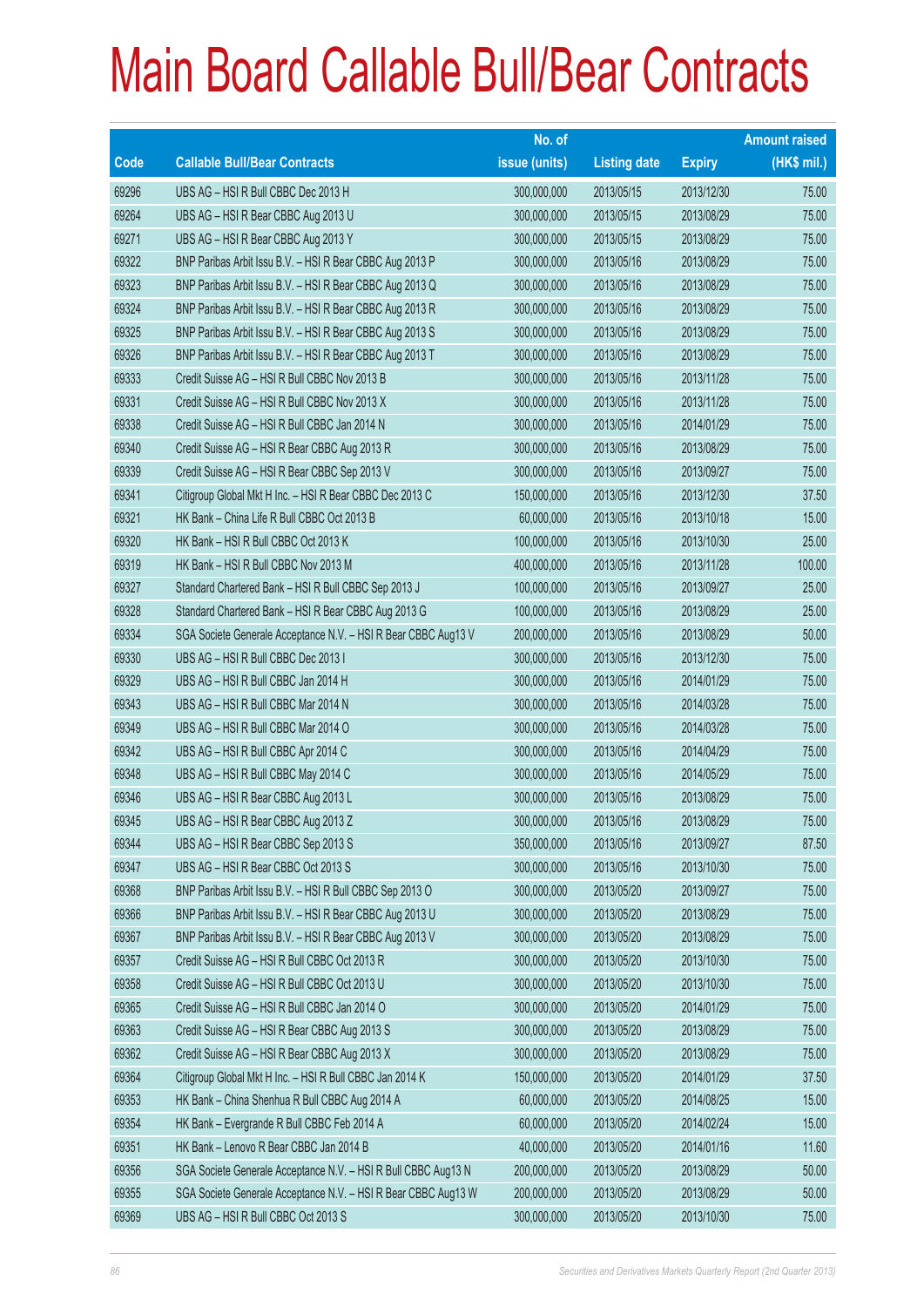# Main Board Callable Bull/Bear Contracts

| Code | Callable Bull/Bear Contracts | No. of issue (units) | Listing date | Expiry | Amount raised (HK$ mil.) |
|---|---|---|---|---|---|
| 69296 | UBS AG – HSI R Bull CBBC Dec 2013 H | 300,000,000 | 2013/05/15 | 2013/12/30 | 75.00 |
| 69264 | UBS AG – HSI R Bear CBBC Aug 2013 U | 300,000,000 | 2013/05/15 | 2013/08/29 | 75.00 |
| 69271 | UBS AG – HSI R Bear CBBC Aug 2013 Y | 300,000,000 | 2013/05/15 | 2013/08/29 | 75.00 |
| 69322 | BNP Paribas Arbit Issu B.V. – HSI R Bear CBBC Aug 2013 P | 300,000,000 | 2013/05/16 | 2013/08/29 | 75.00 |
| 69323 | BNP Paribas Arbit Issu B.V. – HSI R Bear CBBC Aug 2013 Q | 300,000,000 | 2013/05/16 | 2013/08/29 | 75.00 |
| 69324 | BNP Paribas Arbit Issu B.V. – HSI R Bear CBBC Aug 2013 R | 300,000,000 | 2013/05/16 | 2013/08/29 | 75.00 |
| 69325 | BNP Paribas Arbit Issu B.V. – HSI R Bear CBBC Aug 2013 S | 300,000,000 | 2013/05/16 | 2013/08/29 | 75.00 |
| 69326 | BNP Paribas Arbit Issu B.V. – HSI R Bear CBBC Aug 2013 T | 300,000,000 | 2013/05/16 | 2013/08/29 | 75.00 |
| 69333 | Credit Suisse AG – HSI R Bull CBBC Nov 2013 B | 300,000,000 | 2013/05/16 | 2013/11/28 | 75.00 |
| 69331 | Credit Suisse AG – HSI R Bull CBBC Nov 2013 X | 300,000,000 | 2013/05/16 | 2013/11/28 | 75.00 |
| 69338 | Credit Suisse AG – HSI R Bull CBBC Jan 2014 N | 300,000,000 | 2013/05/16 | 2014/01/29 | 75.00 |
| 69340 | Credit Suisse AG – HSI R Bear CBBC Aug 2013 R | 300,000,000 | 2013/05/16 | 2013/08/29 | 75.00 |
| 69339 | Credit Suisse AG – HSI R Bear CBBC Sep 2013 V | 300,000,000 | 2013/05/16 | 2013/09/27 | 75.00 |
| 69341 | Citigroup Global Mkt H Inc. – HSI R Bear CBBC Dec 2013 C | 150,000,000 | 2013/05/16 | 2013/12/30 | 37.50 |
| 69321 | HK Bank – China Life R Bull CBBC Oct 2013 B | 60,000,000 | 2013/05/16 | 2013/10/18 | 15.00 |
| 69320 | HK Bank – HSI R Bull CBBC Oct 2013 K | 100,000,000 | 2013/05/16 | 2013/10/30 | 25.00 |
| 69319 | HK Bank – HSI R Bull CBBC Nov 2013 M | 400,000,000 | 2013/05/16 | 2013/11/28 | 100.00 |
| 69327 | Standard Chartered Bank – HSI R Bull CBBC Sep 2013 J | 100,000,000 | 2013/05/16 | 2013/09/27 | 25.00 |
| 69328 | Standard Chartered Bank – HSI R Bear CBBC Aug 2013 G | 100,000,000 | 2013/05/16 | 2013/08/29 | 25.00 |
| 69334 | SGA Societe Generale Acceptance N.V. – HSI R Bear CBBC Aug13 V | 200,000,000 | 2013/05/16 | 2013/08/29 | 50.00 |
| 69330 | UBS AG – HSI R Bull CBBC Dec 2013 I | 300,000,000 | 2013/05/16 | 2013/12/30 | 75.00 |
| 69329 | UBS AG – HSI R Bull CBBC Jan 2014 H | 300,000,000 | 2013/05/16 | 2014/01/29 | 75.00 |
| 69343 | UBS AG – HSI R Bull CBBC Mar 2014 N | 300,000,000 | 2013/05/16 | 2014/03/28 | 75.00 |
| 69349 | UBS AG – HSI R Bull CBBC Mar 2014 O | 300,000,000 | 2013/05/16 | 2014/03/28 | 75.00 |
| 69342 | UBS AG – HSI R Bull CBBC Apr 2014 C | 300,000,000 | 2013/05/16 | 2014/04/29 | 75.00 |
| 69348 | UBS AG – HSI R Bull CBBC May 2014 C | 300,000,000 | 2013/05/16 | 2014/05/29 | 75.00 |
| 69346 | UBS AG – HSI R Bear CBBC Aug 2013 L | 300,000,000 | 2013/05/16 | 2013/08/29 | 75.00 |
| 69345 | UBS AG – HSI R Bear CBBC Aug 2013 Z | 300,000,000 | 2013/05/16 | 2013/08/29 | 75.00 |
| 69344 | UBS AG – HSI R Bear CBBC Sep 2013 S | 350,000,000 | 2013/05/16 | 2013/09/27 | 87.50 |
| 69347 | UBS AG – HSI R Bear CBBC Oct 2013 S | 300,000,000 | 2013/05/16 | 2013/10/30 | 75.00 |
| 69368 | BNP Paribas Arbit Issu B.V. – HSI R Bull CBBC Sep 2013 O | 300,000,000 | 2013/05/20 | 2013/09/27 | 75.00 |
| 69366 | BNP Paribas Arbit Issu B.V. – HSI R Bear CBBC Aug 2013 U | 300,000,000 | 2013/05/20 | 2013/08/29 | 75.00 |
| 69367 | BNP Paribas Arbit Issu B.V. – HSI R Bear CBBC Aug 2013 V | 300,000,000 | 2013/05/20 | 2013/08/29 | 75.00 |
| 69357 | Credit Suisse AG – HSI R Bull CBBC Oct 2013 R | 300,000,000 | 2013/05/20 | 2013/10/30 | 75.00 |
| 69358 | Credit Suisse AG – HSI R Bull CBBC Oct 2013 U | 300,000,000 | 2013/05/20 | 2013/10/30 | 75.00 |
| 69365 | Credit Suisse AG – HSI R Bull CBBC Jan 2014 O | 300,000,000 | 2013/05/20 | 2014/01/29 | 75.00 |
| 69363 | Credit Suisse AG – HSI R Bear CBBC Aug 2013 S | 300,000,000 | 2013/05/20 | 2013/08/29 | 75.00 |
| 69362 | Credit Suisse AG – HSI R Bear CBBC Aug 2013 X | 300,000,000 | 2013/05/20 | 2013/08/29 | 75.00 |
| 69364 | Citigroup Global Mkt H Inc. – HSI R Bull CBBC Jan 2014 K | 150,000,000 | 2013/05/20 | 2014/01/29 | 37.50 |
| 69353 | HK Bank – China Shenhua R Bull CBBC Aug 2014 A | 60,000,000 | 2013/05/20 | 2014/08/25 | 15.00 |
| 69354 | HK Bank – Evergrande R Bull CBBC Feb 2014 A | 60,000,000 | 2013/05/20 | 2014/02/24 | 15.00 |
| 69351 | HK Bank – Lenovo R Bear CBBC Jan 2014 B | 40,000,000 | 2013/05/20 | 2014/01/16 | 11.60 |
| 69356 | SGA Societe Generale Acceptance N.V. – HSI R Bull CBBC Aug13 N | 200,000,000 | 2013/05/20 | 2013/08/29 | 50.00 |
| 69355 | SGA Societe Generale Acceptance N.V. – HSI R Bear CBBC Aug13 W | 200,000,000 | 2013/05/20 | 2013/08/29 | 50.00 |
| 69369 | UBS AG – HSI R Bull CBBC Oct 2013 S | 300,000,000 | 2013/05/20 | 2013/10/30 | 75.00 |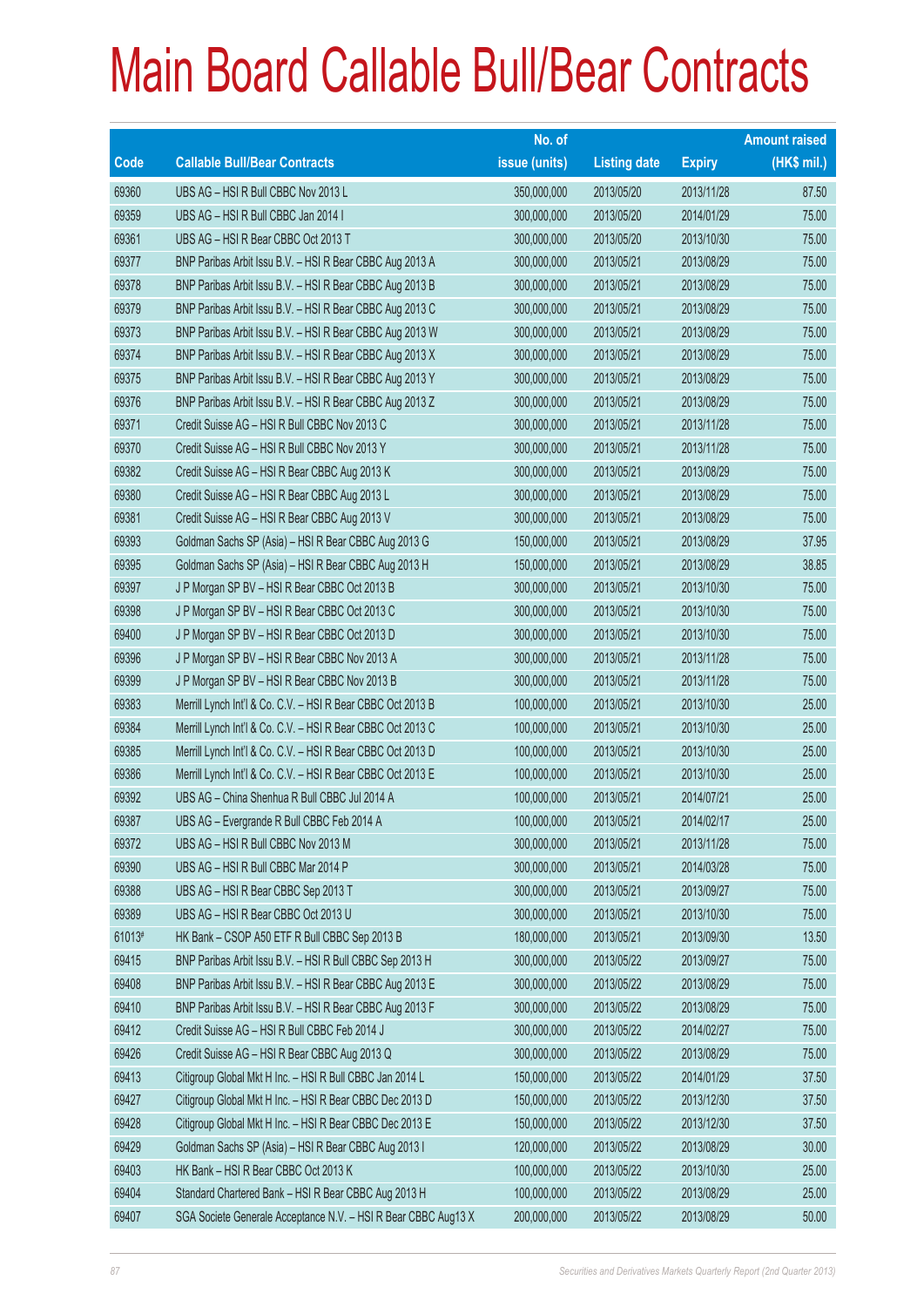# Main Board Callable Bull/Bear Contracts

| Code | Callable Bull/Bear Contracts | No. of issue (units) | Listing date | Expiry | Amount raised (HK$ mil.) |
|---|---|---|---|---|---|
| 69360 | UBS AG – HSI R Bull CBBC Nov 2013 L | 350,000,000 | 2013/05/20 | 2013/11/28 | 87.50 |
| 69359 | UBS AG – HSI R Bull CBBC Jan 2014 I | 300,000,000 | 2013/05/20 | 2014/01/29 | 75.00 |
| 69361 | UBS AG – HSI R Bear CBBC Oct 2013 T | 300,000,000 | 2013/05/20 | 2013/10/30 | 75.00 |
| 69377 | BNP Paribas Arbit Issu B.V. – HSI R Bear CBBC Aug 2013 A | 300,000,000 | 2013/05/21 | 2013/08/29 | 75.00 |
| 69378 | BNP Paribas Arbit Issu B.V. – HSI R Bear CBBC Aug 2013 B | 300,000,000 | 2013/05/21 | 2013/08/29 | 75.00 |
| 69379 | BNP Paribas Arbit Issu B.V. – HSI R Bear CBBC Aug 2013 C | 300,000,000 | 2013/05/21 | 2013/08/29 | 75.00 |
| 69373 | BNP Paribas Arbit Issu B.V. – HSI R Bear CBBC Aug 2013 W | 300,000,000 | 2013/05/21 | 2013/08/29 | 75.00 |
| 69374 | BNP Paribas Arbit Issu B.V. – HSI R Bear CBBC Aug 2013 X | 300,000,000 | 2013/05/21 | 2013/08/29 | 75.00 |
| 69375 | BNP Paribas Arbit Issu B.V. – HSI R Bear CBBC Aug 2013 Y | 300,000,000 | 2013/05/21 | 2013/08/29 | 75.00 |
| 69376 | BNP Paribas Arbit Issu B.V. – HSI R Bear CBBC Aug 2013 Z | 300,000,000 | 2013/05/21 | 2013/08/29 | 75.00 |
| 69371 | Credit Suisse AG – HSI R Bull CBBC Nov 2013 C | 300,000,000 | 2013/05/21 | 2013/11/28 | 75.00 |
| 69370 | Credit Suisse AG – HSI R Bull CBBC Nov 2013 Y | 300,000,000 | 2013/05/21 | 2013/11/28 | 75.00 |
| 69382 | Credit Suisse AG – HSI R Bear CBBC Aug 2013 K | 300,000,000 | 2013/05/21 | 2013/08/29 | 75.00 |
| 69380 | Credit Suisse AG – HSI R Bear CBBC Aug 2013 L | 300,000,000 | 2013/05/21 | 2013/08/29 | 75.00 |
| 69381 | Credit Suisse AG – HSI R Bear CBBC Aug 2013 V | 300,000,000 | 2013/05/21 | 2013/08/29 | 75.00 |
| 69393 | Goldman Sachs SP (Asia) – HSI R Bear CBBC Aug 2013 G | 150,000,000 | 2013/05/21 | 2013/08/29 | 37.95 |
| 69395 | Goldman Sachs SP (Asia) – HSI R Bear CBBC Aug 2013 H | 150,000,000 | 2013/05/21 | 2013/08/29 | 38.85 |
| 69397 | J P Morgan SP BV – HSI R Bear CBBC Oct 2013 B | 300,000,000 | 2013/05/21 | 2013/10/30 | 75.00 |
| 69398 | J P Morgan SP BV – HSI R Bear CBBC Oct 2013 C | 300,000,000 | 2013/05/21 | 2013/10/30 | 75.00 |
| 69400 | J P Morgan SP BV – HSI R Bear CBBC Oct 2013 D | 300,000,000 | 2013/05/21 | 2013/10/30 | 75.00 |
| 69396 | J P Morgan SP BV – HSI R Bear CBBC Nov 2013 A | 300,000,000 | 2013/05/21 | 2013/11/28 | 75.00 |
| 69399 | J P Morgan SP BV – HSI R Bear CBBC Nov 2013 B | 300,000,000 | 2013/05/21 | 2013/11/28 | 75.00 |
| 69383 | Merrill Lynch Int'l & Co. C.V. – HSI R Bear CBBC Oct 2013 B | 100,000,000 | 2013/05/21 | 2013/10/30 | 25.00 |
| 69384 | Merrill Lynch Int'l & Co. C.V. – HSI R Bear CBBC Oct 2013 C | 100,000,000 | 2013/05/21 | 2013/10/30 | 25.00 |
| 69385 | Merrill Lynch Int'l & Co. C.V. – HSI R Bear CBBC Oct 2013 D | 100,000,000 | 2013/05/21 | 2013/10/30 | 25.00 |
| 69386 | Merrill Lynch Int'l & Co. C.V. – HSI R Bear CBBC Oct 2013 E | 100,000,000 | 2013/05/21 | 2013/10/30 | 25.00 |
| 69392 | UBS AG – China Shenhua R Bull CBBC Jul 2014 A | 100,000,000 | 2013/05/21 | 2014/07/21 | 25.00 |
| 69387 | UBS AG – Evergrande R Bull CBBC Feb 2014 A | 100,000,000 | 2013/05/21 | 2014/02/17 | 25.00 |
| 69372 | UBS AG – HSI R Bull CBBC Nov 2013 M | 300,000,000 | 2013/05/21 | 2013/11/28 | 75.00 |
| 69390 | UBS AG – HSI R Bull CBBC Mar 2014 P | 300,000,000 | 2013/05/21 | 2014/03/28 | 75.00 |
| 69388 | UBS AG – HSI R Bear CBBC Sep 2013 T | 300,000,000 | 2013/05/21 | 2013/09/27 | 75.00 |
| 69389 | UBS AG – HSI R Bear CBBC Oct 2013 U | 300,000,000 | 2013/05/21 | 2013/10/30 | 75.00 |
| 61013# | HK Bank – CSOP A50 ETF R Bull CBBC Sep 2013 B | 180,000,000 | 2013/05/21 | 2013/09/30 | 13.50 |
| 69415 | BNP Paribas Arbit Issu B.V. – HSI R Bull CBBC Sep 2013 H | 300,000,000 | 2013/05/22 | 2013/09/27 | 75.00 |
| 69408 | BNP Paribas Arbit Issu B.V. – HSI R Bear CBBC Aug 2013 E | 300,000,000 | 2013/05/22 | 2013/08/29 | 75.00 |
| 69410 | BNP Paribas Arbit Issu B.V. – HSI R Bear CBBC Aug 2013 F | 300,000,000 | 2013/05/22 | 2013/08/29 | 75.00 |
| 69412 | Credit Suisse AG – HSI R Bull CBBC Feb 2014 J | 300,000,000 | 2013/05/22 | 2014/02/27 | 75.00 |
| 69426 | Credit Suisse AG – HSI R Bear CBBC Aug 2013 Q | 300,000,000 | 2013/05/22 | 2013/08/29 | 75.00 |
| 69413 | Citigroup Global Mkt H Inc. – HSI R Bull CBBC Jan 2014 L | 150,000,000 | 2013/05/22 | 2014/01/29 | 37.50 |
| 69427 | Citigroup Global Mkt H Inc. – HSI R Bear CBBC Dec 2013 D | 150,000,000 | 2013/05/22 | 2013/12/30 | 37.50 |
| 69428 | Citigroup Global Mkt H Inc. – HSI R Bear CBBC Dec 2013 E | 150,000,000 | 2013/05/22 | 2013/12/30 | 37.50 |
| 69429 | Goldman Sachs SP (Asia) – HSI R Bear CBBC Aug 2013 I | 120,000,000 | 2013/05/22 | 2013/08/29 | 30.00 |
| 69403 | HK Bank – HSI R Bear CBBC Oct 2013 K | 100,000,000 | 2013/05/22 | 2013/10/30 | 25.00 |
| 69404 | Standard Chartered Bank – HSI R Bear CBBC Aug 2013 H | 100,000,000 | 2013/05/22 | 2013/08/29 | 25.00 |
| 69407 | SGA Societe Generale Acceptance N.V. – HSI R Bear CBBC Aug13 X | 200,000,000 | 2013/05/22 | 2013/08/29 | 50.00 |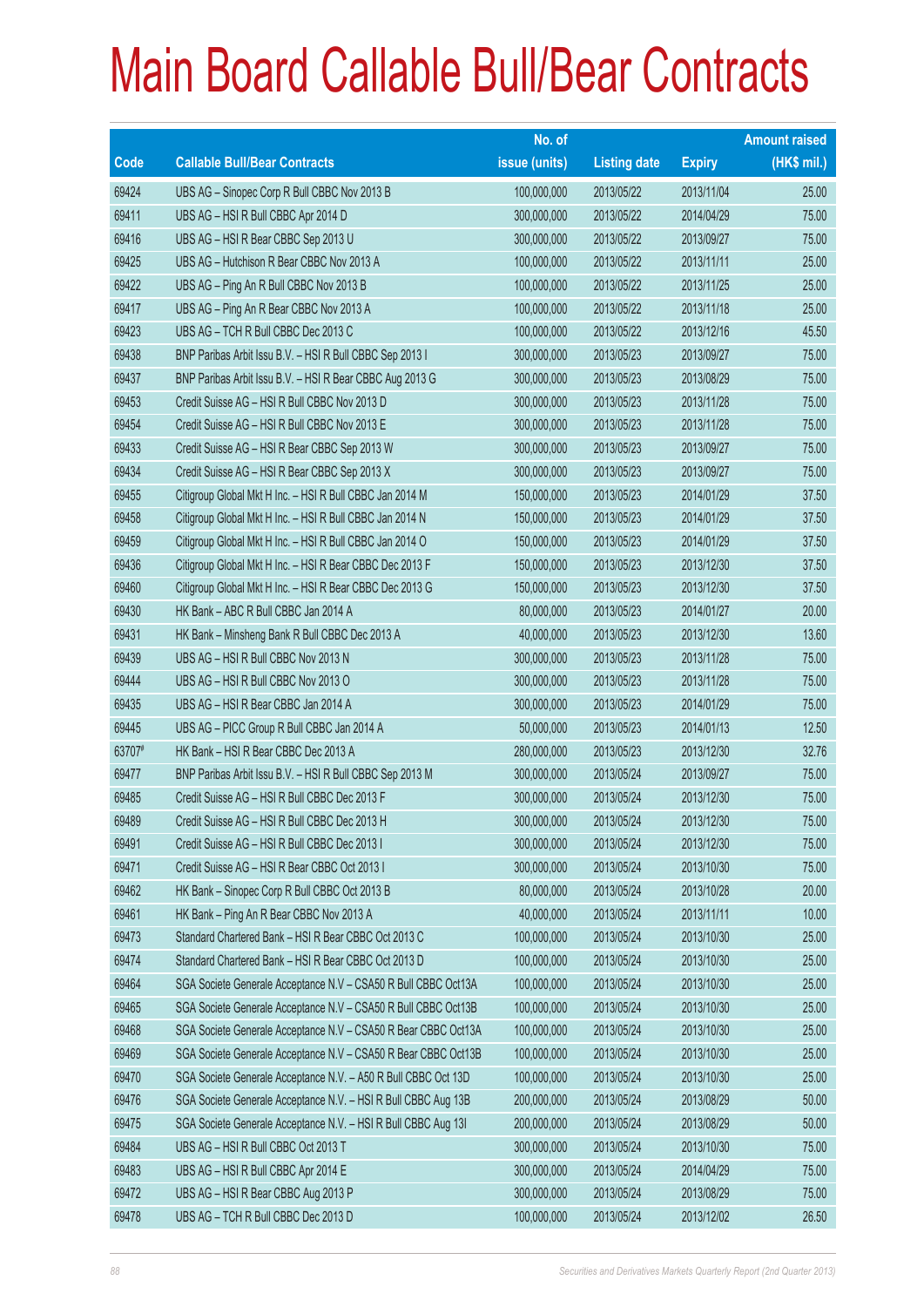# Main Board Callable Bull/Bear Contracts

| Code | Callable Bull/Bear Contracts | No. of issue (units) | Listing date | Expiry | Amount raised (HK$ mil.) |
|---|---|---|---|---|---|
| 69424 | UBS AG – Sinopec Corp R Bull CBBC Nov 2013 B | 100,000,000 | 2013/05/22 | 2013/11/04 | 25.00 |
| 69411 | UBS AG – HSI R Bull CBBC Apr 2014 D | 300,000,000 | 2013/05/22 | 2014/04/29 | 75.00 |
| 69416 | UBS AG – HSI R Bear CBBC Sep 2013 U | 300,000,000 | 2013/05/22 | 2013/09/27 | 75.00 |
| 69425 | UBS AG – Hutchison R Bear CBBC Nov 2013 A | 100,000,000 | 2013/05/22 | 2013/11/11 | 25.00 |
| 69422 | UBS AG – Ping An R Bull CBBC Nov 2013 B | 100,000,000 | 2013/05/22 | 2013/11/25 | 25.00 |
| 69417 | UBS AG – Ping An R Bear CBBC Nov 2013 A | 100,000,000 | 2013/05/22 | 2013/11/18 | 25.00 |
| 69423 | UBS AG – TCH R Bull CBBC Dec 2013 C | 100,000,000 | 2013/05/22 | 2013/12/16 | 45.50 |
| 69438 | BNP Paribas Arbit Issu B.V. – HSI R Bull CBBC Sep 2013 I | 300,000,000 | 2013/05/23 | 2013/09/27 | 75.00 |
| 69437 | BNP Paribas Arbit Issu B.V. – HSI R Bear CBBC Aug 2013 G | 300,000,000 | 2013/05/23 | 2013/08/29 | 75.00 |
| 69453 | Credit Suisse AG – HSI R Bull CBBC Nov 2013 D | 300,000,000 | 2013/05/23 | 2013/11/28 | 75.00 |
| 69454 | Credit Suisse AG – HSI R Bull CBBC Nov 2013 E | 300,000,000 | 2013/05/23 | 2013/11/28 | 75.00 |
| 69433 | Credit Suisse AG – HSI R Bear CBBC Sep 2013 W | 300,000,000 | 2013/05/23 | 2013/09/27 | 75.00 |
| 69434 | Credit Suisse AG – HSI R Bear CBBC Sep 2013 X | 300,000,000 | 2013/05/23 | 2013/09/27 | 75.00 |
| 69455 | Citigroup Global Mkt H Inc. – HSI R Bull CBBC Jan 2014 M | 150,000,000 | 2013/05/23 | 2014/01/29 | 37.50 |
| 69458 | Citigroup Global Mkt H Inc. – HSI R Bull CBBC Jan 2014 N | 150,000,000 | 2013/05/23 | 2014/01/29 | 37.50 |
| 69459 | Citigroup Global Mkt H Inc. – HSI R Bull CBBC Jan 2014 O | 150,000,000 | 2013/05/23 | 2014/01/29 | 37.50 |
| 69436 | Citigroup Global Mkt H Inc. – HSI R Bear CBBC Dec 2013 F | 150,000,000 | 2013/05/23 | 2013/12/30 | 37.50 |
| 69460 | Citigroup Global Mkt H Inc. – HSI R Bear CBBC Dec 2013 G | 150,000,000 | 2013/05/23 | 2013/12/30 | 37.50 |
| 69430 | HK Bank – ABC R Bull CBBC Jan 2014 A | 80,000,000 | 2013/05/23 | 2014/01/27 | 20.00 |
| 69431 | HK Bank – Minsheng Bank R Bull CBBC Dec 2013 A | 40,000,000 | 2013/05/23 | 2013/12/30 | 13.60 |
| 69439 | UBS AG – HSI R Bull CBBC Nov 2013 N | 300,000,000 | 2013/05/23 | 2013/11/28 | 75.00 |
| 69444 | UBS AG – HSI R Bull CBBC Nov 2013 O | 300,000,000 | 2013/05/23 | 2013/11/28 | 75.00 |
| 69435 | UBS AG – HSI R Bear CBBC Jan 2014 A | 300,000,000 | 2013/05/23 | 2014/01/29 | 75.00 |
| 69445 | UBS AG – PICC Group R Bull CBBC Jan 2014 A | 50,000,000 | 2013/05/23 | 2014/01/13 | 12.50 |
| 63707# | HK Bank – HSI R Bear CBBC Dec 2013 A | 280,000,000 | 2013/05/23 | 2013/12/30 | 32.76 |
| 69477 | BNP Paribas Arbit Issu B.V. – HSI R Bull CBBC Sep 2013 M | 300,000,000 | 2013/05/24 | 2013/09/27 | 75.00 |
| 69485 | Credit Suisse AG – HSI R Bull CBBC Dec 2013 F | 300,000,000 | 2013/05/24 | 2013/12/30 | 75.00 |
| 69489 | Credit Suisse AG – HSI R Bull CBBC Dec 2013 H | 300,000,000 | 2013/05/24 | 2013/12/30 | 75.00 |
| 69491 | Credit Suisse AG – HSI R Bull CBBC Dec 2013 I | 300,000,000 | 2013/05/24 | 2013/12/30 | 75.00 |
| 69471 | Credit Suisse AG – HSI R Bear CBBC Oct 2013 I | 300,000,000 | 2013/05/24 | 2013/10/30 | 75.00 |
| 69462 | HK Bank – Sinopec Corp R Bull CBBC Oct 2013 B | 80,000,000 | 2013/05/24 | 2013/10/28 | 20.00 |
| 69461 | HK Bank – Ping An R Bear CBBC Nov 2013 A | 40,000,000 | 2013/05/24 | 2013/11/11 | 10.00 |
| 69473 | Standard Chartered Bank – HSI R Bear CBBC Oct 2013 C | 100,000,000 | 2013/05/24 | 2013/10/30 | 25.00 |
| 69474 | Standard Chartered Bank – HSI R Bear CBBC Oct 2013 D | 100,000,000 | 2013/05/24 | 2013/10/30 | 25.00 |
| 69464 | SGA Societe Generale Acceptance N.V – CSA50 R Bull CBBC Oct13A | 100,000,000 | 2013/05/24 | 2013/10/30 | 25.00 |
| 69465 | SGA Societe Generale Acceptance N.V – CSA50 R Bull CBBC Oct13B | 100,000,000 | 2013/05/24 | 2013/10/30 | 25.00 |
| 69468 | SGA Societe Generale Acceptance N.V – CSA50 R Bear CBBC Oct13A | 100,000,000 | 2013/05/24 | 2013/10/30 | 25.00 |
| 69469 | SGA Societe Generale Acceptance N.V – CSA50 R Bear CBBC Oct13B | 100,000,000 | 2013/05/24 | 2013/10/30 | 25.00 |
| 69470 | SGA Societe Generale Acceptance N.V. – A50 R Bull CBBC Oct 13D | 100,000,000 | 2013/05/24 | 2013/10/30 | 25.00 |
| 69476 | SGA Societe Generale Acceptance N.V. – HSI R Bull CBBC Aug 13B | 200,000,000 | 2013/05/24 | 2013/08/29 | 50.00 |
| 69475 | SGA Societe Generale Acceptance N.V. – HSI R Bull CBBC Aug 13I | 200,000,000 | 2013/05/24 | 2013/08/29 | 50.00 |
| 69484 | UBS AG – HSI R Bull CBBC Oct 2013 T | 300,000,000 | 2013/05/24 | 2013/10/30 | 75.00 |
| 69483 | UBS AG – HSI R Bull CBBC Apr 2014 E | 300,000,000 | 2013/05/24 | 2014/04/29 | 75.00 |
| 69472 | UBS AG – HSI R Bear CBBC Aug 2013 P | 300,000,000 | 2013/05/24 | 2013/08/29 | 75.00 |
| 69478 | UBS AG – TCH R Bull CBBC Dec 2013 D | 100,000,000 | 2013/05/24 | 2013/12/02 | 26.50 |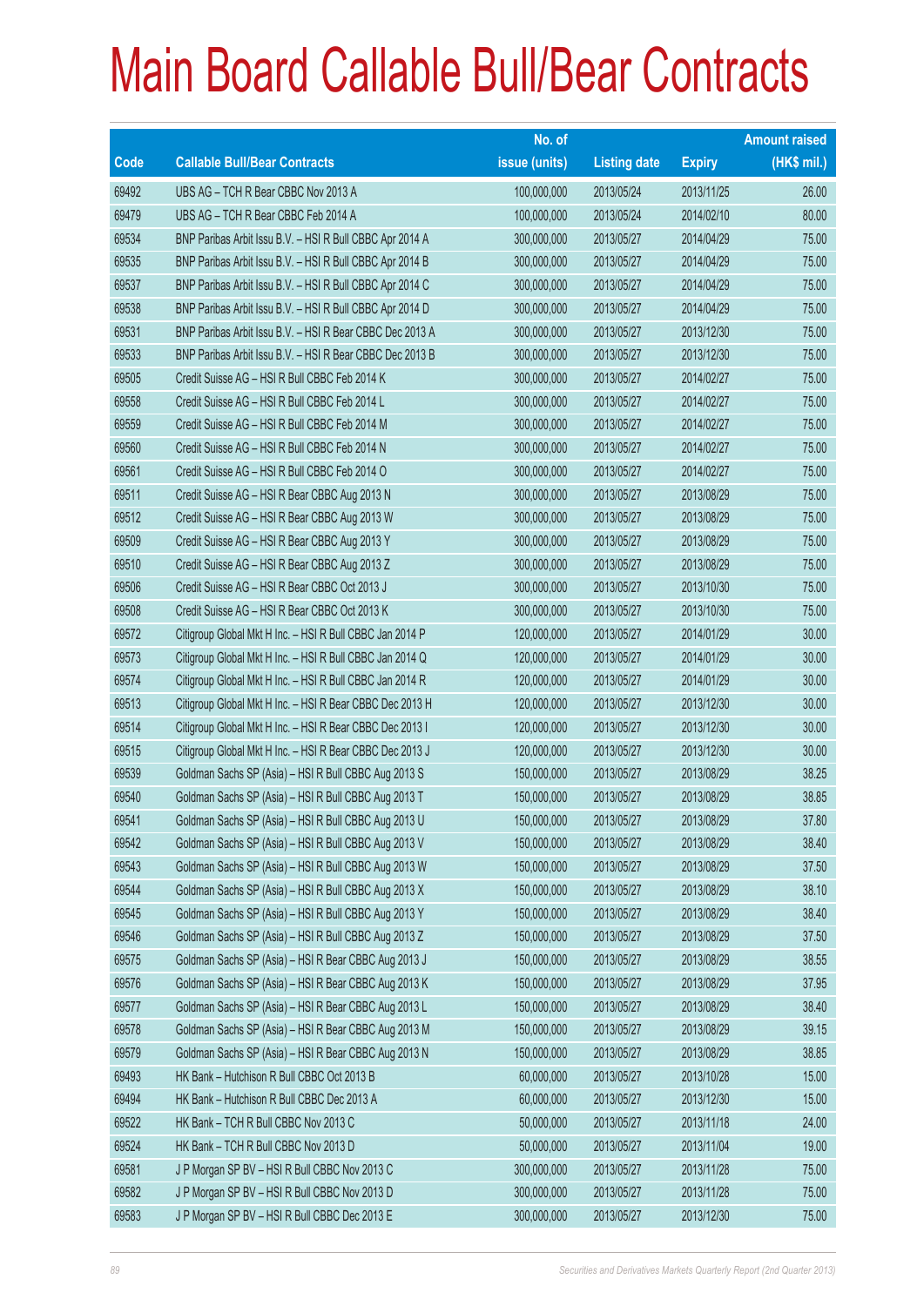# Main Board Callable Bull/Bear Contracts

| Code | Callable Bull/Bear Contracts | No. of issue (units) | Listing date | Expiry | Amount raised (HK$ mil.) |
|---|---|---|---|---|---|
| 69492 | UBS AG – TCH R Bear CBBC Nov 2013 A | 100,000,000 | 2013/05/24 | 2013/11/25 | 26.00 |
| 69479 | UBS AG – TCH R Bear CBBC Feb 2014 A | 100,000,000 | 2013/05/24 | 2014/02/10 | 80.00 |
| 69534 | BNP Paribas Arbit Issu B.V. – HSI R Bull CBBC Apr 2014 A | 300,000,000 | 2013/05/27 | 2014/04/29 | 75.00 |
| 69535 | BNP Paribas Arbit Issu B.V. – HSI R Bull CBBC Apr 2014 B | 300,000,000 | 2013/05/27 | 2014/04/29 | 75.00 |
| 69537 | BNP Paribas Arbit Issu B.V. – HSI R Bull CBBC Apr 2014 C | 300,000,000 | 2013/05/27 | 2014/04/29 | 75.00 |
| 69538 | BNP Paribas Arbit Issu B.V. – HSI R Bull CBBC Apr 2014 D | 300,000,000 | 2013/05/27 | 2014/04/29 | 75.00 |
| 69531 | BNP Paribas Arbit Issu B.V. – HSI R Bear CBBC Dec 2013 A | 300,000,000 | 2013/05/27 | 2013/12/30 | 75.00 |
| 69533 | BNP Paribas Arbit Issu B.V. – HSI R Bear CBBC Dec 2013 B | 300,000,000 | 2013/05/27 | 2013/12/30 | 75.00 |
| 69505 | Credit Suisse AG – HSI R Bull CBBC Feb 2014 K | 300,000,000 | 2013/05/27 | 2014/02/27 | 75.00 |
| 69558 | Credit Suisse AG – HSI R Bull CBBC Feb 2014 L | 300,000,000 | 2013/05/27 | 2014/02/27 | 75.00 |
| 69559 | Credit Suisse AG – HSI R Bull CBBC Feb 2014 M | 300,000,000 | 2013/05/27 | 2014/02/27 | 75.00 |
| 69560 | Credit Suisse AG – HSI R Bull CBBC Feb 2014 N | 300,000,000 | 2013/05/27 | 2014/02/27 | 75.00 |
| 69561 | Credit Suisse AG – HSI R Bull CBBC Feb 2014 O | 300,000,000 | 2013/05/27 | 2014/02/27 | 75.00 |
| 69511 | Credit Suisse AG – HSI R Bear CBBC Aug 2013 N | 300,000,000 | 2013/05/27 | 2013/08/29 | 75.00 |
| 69512 | Credit Suisse AG – HSI R Bear CBBC Aug 2013 W | 300,000,000 | 2013/05/27 | 2013/08/29 | 75.00 |
| 69509 | Credit Suisse AG – HSI R Bear CBBC Aug 2013 Y | 300,000,000 | 2013/05/27 | 2013/08/29 | 75.00 |
| 69510 | Credit Suisse AG – HSI R Bear CBBC Aug 2013 Z | 300,000,000 | 2013/05/27 | 2013/08/29 | 75.00 |
| 69506 | Credit Suisse AG – HSI R Bear CBBC Oct 2013 J | 300,000,000 | 2013/05/27 | 2013/10/30 | 75.00 |
| 69508 | Credit Suisse AG – HSI R Bear CBBC Oct 2013 K | 300,000,000 | 2013/05/27 | 2013/10/30 | 75.00 |
| 69572 | Citigroup Global Mkt H Inc. – HSI R Bull CBBC Jan 2014 P | 120,000,000 | 2013/05/27 | 2014/01/29 | 30.00 |
| 69573 | Citigroup Global Mkt H Inc. – HSI R Bull CBBC Jan 2014 Q | 120,000,000 | 2013/05/27 | 2014/01/29 | 30.00 |
| 69574 | Citigroup Global Mkt H Inc. – HSI R Bull CBBC Jan 2014 R | 120,000,000 | 2013/05/27 | 2014/01/29 | 30.00 |
| 69513 | Citigroup Global Mkt H Inc. – HSI R Bear CBBC Dec 2013 H | 120,000,000 | 2013/05/27 | 2013/12/30 | 30.00 |
| 69514 | Citigroup Global Mkt H Inc. – HSI R Bear CBBC Dec 2013 I | 120,000,000 | 2013/05/27 | 2013/12/30 | 30.00 |
| 69515 | Citigroup Global Mkt H Inc. – HSI R Bear CBBC Dec 2013 J | 120,000,000 | 2013/05/27 | 2013/12/30 | 30.00 |
| 69539 | Goldman Sachs SP (Asia) – HSI R Bull CBBC Aug 2013 S | 150,000,000 | 2013/05/27 | 2013/08/29 | 38.25 |
| 69540 | Goldman Sachs SP (Asia) – HSI R Bull CBBC Aug 2013 T | 150,000,000 | 2013/05/27 | 2013/08/29 | 38.85 |
| 69541 | Goldman Sachs SP (Asia) – HSI R Bull CBBC Aug 2013 U | 150,000,000 | 2013/05/27 | 2013/08/29 | 37.80 |
| 69542 | Goldman Sachs SP (Asia) – HSI R Bull CBBC Aug 2013 V | 150,000,000 | 2013/05/27 | 2013/08/29 | 38.40 |
| 69543 | Goldman Sachs SP (Asia) – HSI R Bull CBBC Aug 2013 W | 150,000,000 | 2013/05/27 | 2013/08/29 | 37.50 |
| 69544 | Goldman Sachs SP (Asia) – HSI R Bull CBBC Aug 2013 X | 150,000,000 | 2013/05/27 | 2013/08/29 | 38.10 |
| 69545 | Goldman Sachs SP (Asia) – HSI R Bull CBBC Aug 2013 Y | 150,000,000 | 2013/05/27 | 2013/08/29 | 38.40 |
| 69546 | Goldman Sachs SP (Asia) – HSI R Bull CBBC Aug 2013 Z | 150,000,000 | 2013/05/27 | 2013/08/29 | 37.50 |
| 69575 | Goldman Sachs SP (Asia) – HSI R Bear CBBC Aug 2013 J | 150,000,000 | 2013/05/27 | 2013/08/29 | 38.55 |
| 69576 | Goldman Sachs SP (Asia) – HSI R Bear CBBC Aug 2013 K | 150,000,000 | 2013/05/27 | 2013/08/29 | 37.95 |
| 69577 | Goldman Sachs SP (Asia) – HSI R Bear CBBC Aug 2013 L | 150,000,000 | 2013/05/27 | 2013/08/29 | 38.40 |
| 69578 | Goldman Sachs SP (Asia) – HSI R Bear CBBC Aug 2013 M | 150,000,000 | 2013/05/27 | 2013/08/29 | 39.15 |
| 69579 | Goldman Sachs SP (Asia) – HSI R Bear CBBC Aug 2013 N | 150,000,000 | 2013/05/27 | 2013/08/29 | 38.85 |
| 69493 | HK Bank – Hutchison R Bull CBBC Oct 2013 B | 60,000,000 | 2013/05/27 | 2013/10/28 | 15.00 |
| 69494 | HK Bank – Hutchison R Bull CBBC Dec 2013 A | 60,000,000 | 2013/05/27 | 2013/12/30 | 15.00 |
| 69522 | HK Bank – TCH R Bull CBBC Nov 2013 C | 50,000,000 | 2013/05/27 | 2013/11/18 | 24.00 |
| 69524 | HK Bank – TCH R Bull CBBC Nov 2013 D | 50,000,000 | 2013/05/27 | 2013/11/04 | 19.00 |
| 69581 | J P Morgan SP BV – HSI R Bull CBBC Nov 2013 C | 300,000,000 | 2013/05/27 | 2013/11/28 | 75.00 |
| 69582 | J P Morgan SP BV – HSI R Bull CBBC Nov 2013 D | 300,000,000 | 2013/05/27 | 2013/11/28 | 75.00 |
| 69583 | J P Morgan SP BV – HSI R Bull CBBC Dec 2013 E | 300,000,000 | 2013/05/27 | 2013/12/30 | 75.00 |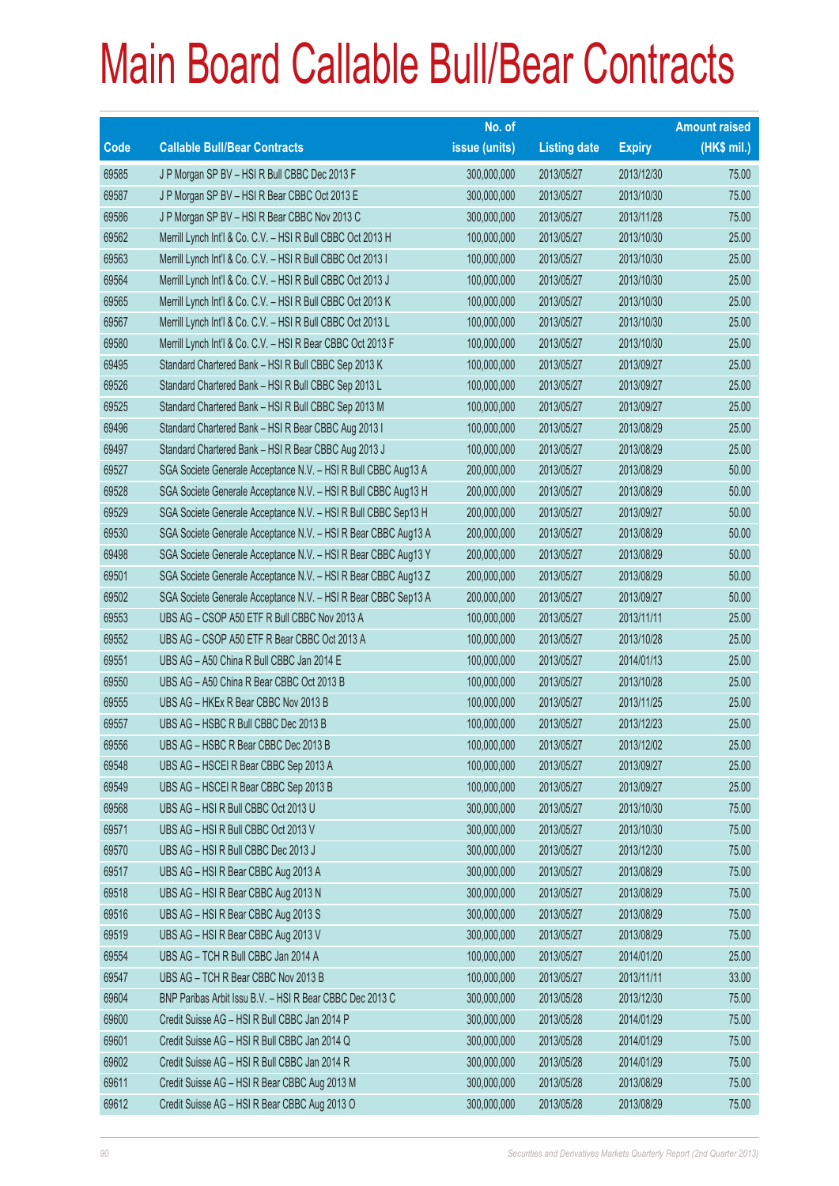# Main Board Callable Bull/Bear Contracts

| Code | Callable Bull/Bear Contracts | No. of issue (units) | Listing date | Expiry | Amount raised (HK$ mil.) |
|---|---|---|---|---|---|
| 69585 | J P Morgan SP BV – HSI R Bull CBBC Dec 2013 F | 300,000,000 | 2013/05/27 | 2013/12/30 | 75.00 |
| 69587 | J P Morgan SP BV – HSI R Bear CBBC Oct 2013 E | 300,000,000 | 2013/05/27 | 2013/10/30 | 75.00 |
| 69586 | J P Morgan SP BV – HSI R Bear CBBC Nov 2013 C | 300,000,000 | 2013/05/27 | 2013/11/28 | 75.00 |
| 69562 | Merrill Lynch Int'l & Co. C.V. – HSI R Bull CBBC Oct 2013 H | 100,000,000 | 2013/05/27 | 2013/10/30 | 25.00 |
| 69563 | Merrill Lynch Int'l & Co. C.V. – HSI R Bull CBBC Oct 2013 I | 100,000,000 | 2013/05/27 | 2013/10/30 | 25.00 |
| 69564 | Merrill Lynch Int'l & Co. C.V. – HSI R Bull CBBC Oct 2013 J | 100,000,000 | 2013/05/27 | 2013/10/30 | 25.00 |
| 69565 | Merrill Lynch Int'l & Co. C.V. – HSI R Bull CBBC Oct 2013 K | 100,000,000 | 2013/05/27 | 2013/10/30 | 25.00 |
| 69567 | Merrill Lynch Int'l & Co. C.V. – HSI R Bull CBBC Oct 2013 L | 100,000,000 | 2013/05/27 | 2013/10/30 | 25.00 |
| 69580 | Merrill Lynch Int'l & Co. C.V. – HSI R Bear CBBC Oct 2013 F | 100,000,000 | 2013/05/27 | 2013/10/30 | 25.00 |
| 69495 | Standard Chartered Bank – HSI R Bull CBBC Sep 2013 K | 100,000,000 | 2013/05/27 | 2013/09/27 | 25.00 |
| 69526 | Standard Chartered Bank – HSI R Bull CBBC Sep 2013 L | 100,000,000 | 2013/05/27 | 2013/09/27 | 25.00 |
| 69525 | Standard Chartered Bank – HSI R Bull CBBC Sep 2013 M | 100,000,000 | 2013/05/27 | 2013/09/27 | 25.00 |
| 69496 | Standard Chartered Bank – HSI R Bear CBBC Aug 2013 I | 100,000,000 | 2013/05/27 | 2013/08/29 | 25.00 |
| 69497 | Standard Chartered Bank – HSI R Bear CBBC Aug 2013 J | 100,000,000 | 2013/05/27 | 2013/08/29 | 25.00 |
| 69527 | SGA Societe Generale Acceptance N.V. – HSI R Bull CBBC Aug13 A | 200,000,000 | 2013/05/27 | 2013/08/29 | 50.00 |
| 69528 | SGA Societe Generale Acceptance N.V. – HSI R Bull CBBC Aug13 H | 200,000,000 | 2013/05/27 | 2013/08/29 | 50.00 |
| 69529 | SGA Societe Generale Acceptance N.V. – HSI R Bull CBBC Sep13 H | 200,000,000 | 2013/05/27 | 2013/09/27 | 50.00 |
| 69530 | SGA Societe Generale Acceptance N.V. – HSI R Bear CBBC Aug13 A | 200,000,000 | 2013/05/27 | 2013/08/29 | 50.00 |
| 69498 | SGA Societe Generale Acceptance N.V. – HSI R Bear CBBC Aug13 Y | 200,000,000 | 2013/05/27 | 2013/08/29 | 50.00 |
| 69501 | SGA Societe Generale Acceptance N.V. – HSI R Bear CBBC Aug13 Z | 200,000,000 | 2013/05/27 | 2013/08/29 | 50.00 |
| 69502 | SGA Societe Generale Acceptance N.V. – HSI R Bear CBBC Sep13 A | 200,000,000 | 2013/05/27 | 2013/09/27 | 50.00 |
| 69553 | UBS AG – CSOP A50 ETF R Bull CBBC Nov 2013 A | 100,000,000 | 2013/05/27 | 2013/11/11 | 25.00 |
| 69552 | UBS AG – CSOP A50 ETF R Bear CBBC Oct 2013 A | 100,000,000 | 2013/05/27 | 2013/10/28 | 25.00 |
| 69551 | UBS AG – A50 China R Bull CBBC Jan 2014 E | 100,000,000 | 2013/05/27 | 2014/01/13 | 25.00 |
| 69550 | UBS AG – A50 China R Bear CBBC Oct 2013 B | 100,000,000 | 2013/05/27 | 2013/10/28 | 25.00 |
| 69555 | UBS AG – HKEx R Bear CBBC Nov 2013 B | 100,000,000 | 2013/05/27 | 2013/11/25 | 25.00 |
| 69557 | UBS AG – HSBC R Bull CBBC Dec 2013 B | 100,000,000 | 2013/05/27 | 2013/12/23 | 25.00 |
| 69556 | UBS AG – HSBC R Bear CBBC Dec 2013 B | 100,000,000 | 2013/05/27 | 2013/12/02 | 25.00 |
| 69548 | UBS AG – HSCEI R Bear CBBC Sep 2013 A | 100,000,000 | 2013/05/27 | 2013/09/27 | 25.00 |
| 69549 | UBS AG – HSCEI R Bear CBBC Sep 2013 B | 100,000,000 | 2013/05/27 | 2013/09/27 | 25.00 |
| 69568 | UBS AG – HSI R Bull CBBC Oct 2013 U | 300,000,000 | 2013/05/27 | 2013/10/30 | 75.00 |
| 69571 | UBS AG – HSI R Bull CBBC Oct 2013 V | 300,000,000 | 2013/05/27 | 2013/10/30 | 75.00 |
| 69570 | UBS AG – HSI R Bull CBBC Dec 2013 J | 300,000,000 | 2013/05/27 | 2013/12/30 | 75.00 |
| 69517 | UBS AG – HSI R Bear CBBC Aug 2013 A | 300,000,000 | 2013/05/27 | 2013/08/29 | 75.00 |
| 69518 | UBS AG – HSI R Bear CBBC Aug 2013 N | 300,000,000 | 2013/05/27 | 2013/08/29 | 75.00 |
| 69516 | UBS AG – HSI R Bear CBBC Aug 2013 S | 300,000,000 | 2013/05/27 | 2013/08/29 | 75.00 |
| 69519 | UBS AG – HSI R Bear CBBC Aug 2013 V | 300,000,000 | 2013/05/27 | 2013/08/29 | 75.00 |
| 69554 | UBS AG – TCH R Bull CBBC Jan 2014 A | 100,000,000 | 2013/05/27 | 2014/01/20 | 25.00 |
| 69547 | UBS AG – TCH R Bear CBBC Nov 2013 B | 100,000,000 | 2013/05/27 | 2013/11/11 | 33.00 |
| 69604 | BNP Paribas Arbit Issu B.V. – HSI R Bear CBBC Dec 2013 C | 300,000,000 | 2013/05/28 | 2013/12/30 | 75.00 |
| 69600 | Credit Suisse AG – HSI R Bull CBBC Jan 2014 P | 300,000,000 | 2013/05/28 | 2014/01/29 | 75.00 |
| 69601 | Credit Suisse AG – HSI R Bull CBBC Jan 2014 Q | 300,000,000 | 2013/05/28 | 2014/01/29 | 75.00 |
| 69602 | Credit Suisse AG – HSI R Bull CBBC Jan 2014 R | 300,000,000 | 2013/05/28 | 2014/01/29 | 75.00 |
| 69611 | Credit Suisse AG – HSI R Bear CBBC Aug 2013 M | 300,000,000 | 2013/05/28 | 2013/08/29 | 75.00 |
| 69612 | Credit Suisse AG – HSI R Bear CBBC Aug 2013 O | 300,000,000 | 2013/05/28 | 2013/08/29 | 75.00 |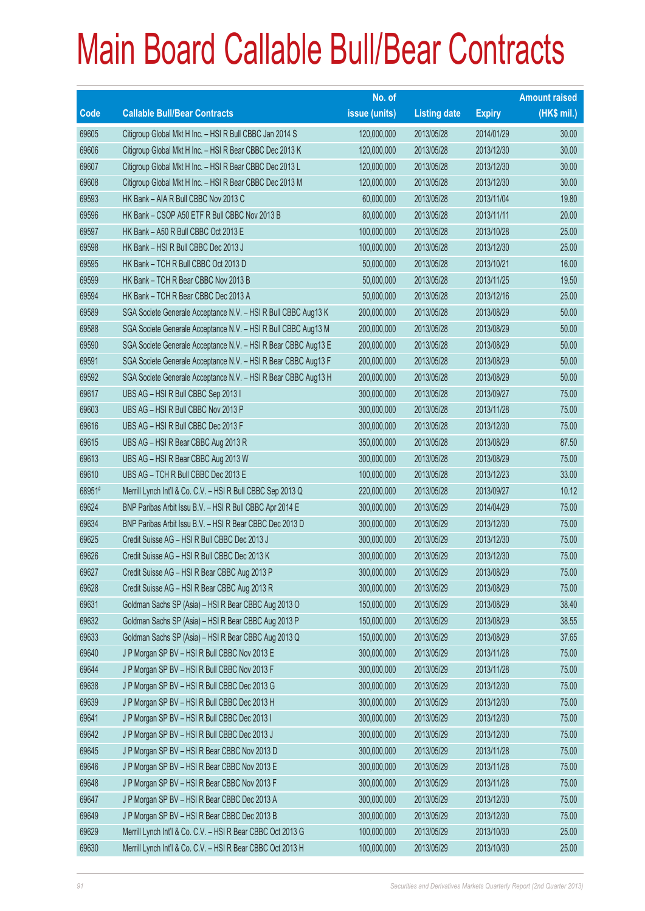# Main Board Callable Bull/Bear Contracts

| Code | Callable Bull/Bear Contracts | No. of issue (units) | Listing date | Expiry | Amount raised (HK$ mil.) |
|---|---|---|---|---|---|
| 69605 | Citigroup Global Mkt H Inc. – HSI R Bull CBBC Jan 2014 S | 120,000,000 | 2013/05/28 | 2014/01/29 | 30.00 |
| 69606 | Citigroup Global Mkt H Inc. – HSI R Bear CBBC Dec 2013 K | 120,000,000 | 2013/05/28 | 2013/12/30 | 30.00 |
| 69607 | Citigroup Global Mkt H Inc. – HSI R Bear CBBC Dec 2013 L | 120,000,000 | 2013/05/28 | 2013/12/30 | 30.00 |
| 69608 | Citigroup Global Mkt H Inc. – HSI R Bear CBBC Dec 2013 M | 120,000,000 | 2013/05/28 | 2013/12/30 | 30.00 |
| 69593 | HK Bank – AIA R Bull CBBC Nov 2013 C | 60,000,000 | 2013/05/28 | 2013/11/04 | 19.80 |
| 69596 | HK Bank – CSOP A50 ETF R Bull CBBC Nov 2013 B | 80,000,000 | 2013/05/28 | 2013/11/11 | 20.00 |
| 69597 | HK Bank – A50 R Bull CBBC Oct 2013 E | 100,000,000 | 2013/05/28 | 2013/10/28 | 25.00 |
| 69598 | HK Bank – HSI R Bull CBBC Dec 2013 J | 100,000,000 | 2013/05/28 | 2013/12/30 | 25.00 |
| 69595 | HK Bank – TCH R Bull CBBC Oct 2013 D | 50,000,000 | 2013/05/28 | 2013/10/21 | 16.00 |
| 69599 | HK Bank – TCH R Bear CBBC Nov 2013 B | 50,000,000 | 2013/05/28 | 2013/11/25 | 19.50 |
| 69594 | HK Bank – TCH R Bear CBBC Dec 2013 A | 50,000,000 | 2013/05/28 | 2013/12/16 | 25.00 |
| 69589 | SGA Societe Generale Acceptance N.V. – HSI R Bull CBBC Aug13 K | 200,000,000 | 2013/05/28 | 2013/08/29 | 50.00 |
| 69588 | SGA Societe Generale Acceptance N.V. – HSI R Bull CBBC Aug13 M | 200,000,000 | 2013/05/28 | 2013/08/29 | 50.00 |
| 69590 | SGA Societe Generale Acceptance N.V. – HSI R Bear CBBC Aug13 E | 200,000,000 | 2013/05/28 | 2013/08/29 | 50.00 |
| 69591 | SGA Societe Generale Acceptance N.V. – HSI R Bear CBBC Aug13 F | 200,000,000 | 2013/05/28 | 2013/08/29 | 50.00 |
| 69592 | SGA Societe Generale Acceptance N.V. – HSI R Bear CBBC Aug13 H | 200,000,000 | 2013/05/28 | 2013/08/29 | 50.00 |
| 69617 | UBS AG – HSI R Bull CBBC Sep 2013 I | 300,000,000 | 2013/05/28 | 2013/09/27 | 75.00 |
| 69603 | UBS AG – HSI R Bull CBBC Nov 2013 P | 300,000,000 | 2013/05/28 | 2013/11/28 | 75.00 |
| 69616 | UBS AG – HSI R Bull CBBC Dec 2013 F | 300,000,000 | 2013/05/28 | 2013/12/30 | 75.00 |
| 69615 | UBS AG – HSI R Bear CBBC Aug 2013 R | 350,000,000 | 2013/05/28 | 2013/08/29 | 87.50 |
| 69613 | UBS AG – HSI R Bear CBBC Aug 2013 W | 300,000,000 | 2013/05/28 | 2013/08/29 | 75.00 |
| 69610 | UBS AG – TCH R Bull CBBC Dec 2013 E | 100,000,000 | 2013/05/28 | 2013/12/23 | 33.00 |
| 68951# | Merrill Lynch Int'l & Co. C.V. – HSI R Bull CBBC Sep 2013 Q | 220,000,000 | 2013/05/28 | 2013/09/27 | 10.12 |
| 69624 | BNP Paribas Arbit Issu B.V. – HSI R Bull CBBC Apr 2014 E | 300,000,000 | 2013/05/29 | 2014/04/29 | 75.00 |
| 69634 | BNP Paribas Arbit Issu B.V. – HSI R Bear CBBC Dec 2013 D | 300,000,000 | 2013/05/29 | 2013/12/30 | 75.00 |
| 69625 | Credit Suisse AG – HSI R Bull CBBC Dec 2013 J | 300,000,000 | 2013/05/29 | 2013/12/30 | 75.00 |
| 69626 | Credit Suisse AG – HSI R Bull CBBC Dec 2013 K | 300,000,000 | 2013/05/29 | 2013/12/30 | 75.00 |
| 69627 | Credit Suisse AG – HSI R Bear CBBC Aug 2013 P | 300,000,000 | 2013/05/29 | 2013/08/29 | 75.00 |
| 69628 | Credit Suisse AG – HSI R Bear CBBC Aug 2013 R | 300,000,000 | 2013/05/29 | 2013/08/29 | 75.00 |
| 69631 | Goldman Sachs SP (Asia) – HSI R Bear CBBC Aug 2013 O | 150,000,000 | 2013/05/29 | 2013/08/29 | 38.40 |
| 69632 | Goldman Sachs SP (Asia) – HSI R Bear CBBC Aug 2013 P | 150,000,000 | 2013/05/29 | 2013/08/29 | 38.55 |
| 69633 | Goldman Sachs SP (Asia) – HSI R Bear CBBC Aug 2013 Q | 150,000,000 | 2013/05/29 | 2013/08/29 | 37.65 |
| 69640 | J P Morgan SP BV – HSI R Bull CBBC Nov 2013 E | 300,000,000 | 2013/05/29 | 2013/11/28 | 75.00 |
| 69644 | J P Morgan SP BV – HSI R Bull CBBC Nov 2013 F | 300,000,000 | 2013/05/29 | 2013/11/28 | 75.00 |
| 69638 | J P Morgan SP BV – HSI R Bull CBBC Dec 2013 G | 300,000,000 | 2013/05/29 | 2013/12/30 | 75.00 |
| 69639 | J P Morgan SP BV – HSI R Bull CBBC Dec 2013 H | 300,000,000 | 2013/05/29 | 2013/12/30 | 75.00 |
| 69641 | J P Morgan SP BV – HSI R Bull CBBC Dec 2013 I | 300,000,000 | 2013/05/29 | 2013/12/30 | 75.00 |
| 69642 | J P Morgan SP BV – HSI R Bull CBBC Dec 2013 J | 300,000,000 | 2013/05/29 | 2013/12/30 | 75.00 |
| 69645 | J P Morgan SP BV – HSI R Bear CBBC Nov 2013 D | 300,000,000 | 2013/05/29 | 2013/11/28 | 75.00 |
| 69646 | J P Morgan SP BV – HSI R Bear CBBC Nov 2013 E | 300,000,000 | 2013/05/29 | 2013/11/28 | 75.00 |
| 69648 | J P Morgan SP BV – HSI R Bear CBBC Nov 2013 F | 300,000,000 | 2013/05/29 | 2013/11/28 | 75.00 |
| 69647 | J P Morgan SP BV – HSI R Bear CBBC Dec 2013 A | 300,000,000 | 2013/05/29 | 2013/12/30 | 75.00 |
| 69649 | J P Morgan SP BV – HSI R Bear CBBC Dec 2013 B | 300,000,000 | 2013/05/29 | 2013/12/30 | 75.00 |
| 69629 | Merrill Lynch Int'l & Co. C.V. – HSI R Bear CBBC Oct 2013 G | 100,000,000 | 2013/05/29 | 2013/10/30 | 25.00 |
| 69630 | Merrill Lynch Int'l & Co. C.V. – HSI R Bear CBBC Oct 2013 H | 100,000,000 | 2013/05/29 | 2013/10/30 | 25.00 |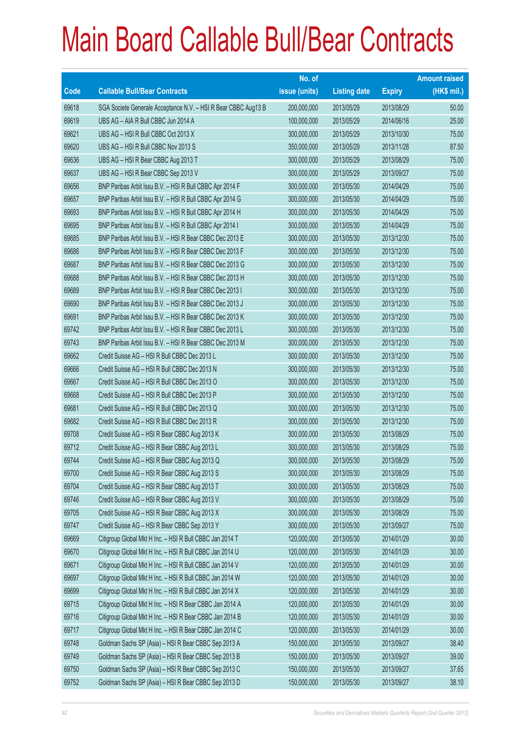# Main Board Callable Bull/Bear Contracts

| Code | Callable Bull/Bear Contracts | No. of issue (units) | Listing date | Expiry | Amount raised (HK$ mil.) |
|---|---|---|---|---|---|
| 69618 | SGA Societe Generale Acceptance N.V. – HSI R Bear CBBC Aug13 B | 200,000,000 | 2013/05/29 | 2013/08/29 | 50.00 |
| 69619 | UBS AG – AIA R Bull CBBC Jun 2014 A | 100,000,000 | 2013/05/29 | 2014/06/16 | 25.00 |
| 69621 | UBS AG – HSI R Bull CBBC Oct 2013 X | 300,000,000 | 2013/05/29 | 2013/10/30 | 75.00 |
| 69620 | UBS AG – HSI R Bull CBBC Nov 2013 S | 350,000,000 | 2013/05/29 | 2013/11/28 | 87.50 |
| 69636 | UBS AG – HSI R Bear CBBC Aug 2013 T | 300,000,000 | 2013/05/29 | 2013/08/29 | 75.00 |
| 69637 | UBS AG – HSI R Bear CBBC Sep 2013 V | 300,000,000 | 2013/05/29 | 2013/09/27 | 75.00 |
| 69656 | BNP Paribas Arbit Issu B.V. – HSI R Bull CBBC Apr 2014 F | 300,000,000 | 2013/05/30 | 2014/04/29 | 75.00 |
| 69657 | BNP Paribas Arbit Issu B.V. – HSI R Bull CBBC Apr 2014 G | 300,000,000 | 2013/05/30 | 2014/04/29 | 75.00 |
| 69693 | BNP Paribas Arbit Issu B.V. – HSI R Bull CBBC Apr 2014 H | 300,000,000 | 2013/05/30 | 2014/04/29 | 75.00 |
| 69695 | BNP Paribas Arbit Issu B.V. – HSI R Bull CBBC Apr 2014 I | 300,000,000 | 2013/05/30 | 2014/04/29 | 75.00 |
| 69685 | BNP Paribas Arbit Issu B.V. – HSI R Bear CBBC Dec 2013 E | 300,000,000 | 2013/05/30 | 2013/12/30 | 75.00 |
| 69686 | BNP Paribas Arbit Issu B.V. – HSI R Bear CBBC Dec 2013 F | 300,000,000 | 2013/05/30 | 2013/12/30 | 75.00 |
| 69687 | BNP Paribas Arbit Issu B.V. – HSI R Bear CBBC Dec 2013 G | 300,000,000 | 2013/05/30 | 2013/12/30 | 75.00 |
| 69688 | BNP Paribas Arbit Issu B.V. – HSI R Bear CBBC Dec 2013 H | 300,000,000 | 2013/05/30 | 2013/12/30 | 75.00 |
| 69689 | BNP Paribas Arbit Issu B.V. – HSI R Bear CBBC Dec 2013 I | 300,000,000 | 2013/05/30 | 2013/12/30 | 75.00 |
| 69690 | BNP Paribas Arbit Issu B.V. – HSI R Bear CBBC Dec 2013 J | 300,000,000 | 2013/05/30 | 2013/12/30 | 75.00 |
| 69691 | BNP Paribas Arbit Issu B.V. – HSI R Bear CBBC Dec 2013 K | 300,000,000 | 2013/05/30 | 2013/12/30 | 75.00 |
| 69742 | BNP Paribas Arbit Issu B.V. – HSI R Bear CBBC Dec 2013 L | 300,000,000 | 2013/05/30 | 2013/12/30 | 75.00 |
| 69743 | BNP Paribas Arbit Issu B.V. – HSI R Bear CBBC Dec 2013 M | 300,000,000 | 2013/05/30 | 2013/12/30 | 75.00 |
| 69662 | Credit Suisse AG – HSI R Bull CBBC Dec 2013 L | 300,000,000 | 2013/05/30 | 2013/12/30 | 75.00 |
| 69666 | Credit Suisse AG – HSI R Bull CBBC Dec 2013 N | 300,000,000 | 2013/05/30 | 2013/12/30 | 75.00 |
| 69667 | Credit Suisse AG – HSI R Bull CBBC Dec 2013 O | 300,000,000 | 2013/05/30 | 2013/12/30 | 75.00 |
| 69668 | Credit Suisse AG – HSI R Bull CBBC Dec 2013 P | 300,000,000 | 2013/05/30 | 2013/12/30 | 75.00 |
| 69681 | Credit Suisse AG – HSI R Bull CBBC Dec 2013 Q | 300,000,000 | 2013/05/30 | 2013/12/30 | 75.00 |
| 69682 | Credit Suisse AG – HSI R Bull CBBC Dec 2013 R | 300,000,000 | 2013/05/30 | 2013/12/30 | 75.00 |
| 69708 | Credit Suisse AG – HSI R Bear CBBC Aug 2013 K | 300,000,000 | 2013/05/30 | 2013/08/29 | 75.00 |
| 69712 | Credit Suisse AG – HSI R Bear CBBC Aug 2013 L | 300,000,000 | 2013/05/30 | 2013/08/29 | 75.00 |
| 69744 | Credit Suisse AG – HSI R Bear CBBC Aug 2013 Q | 300,000,000 | 2013/05/30 | 2013/08/29 | 75.00 |
| 69700 | Credit Suisse AG – HSI R Bear CBBC Aug 2013 S | 300,000,000 | 2013/05/30 | 2013/08/29 | 75.00 |
| 69704 | Credit Suisse AG – HSI R Bear CBBC Aug 2013 T | 300,000,000 | 2013/05/30 | 2013/08/29 | 75.00 |
| 69746 | Credit Suisse AG – HSI R Bear CBBC Aug 2013 V | 300,000,000 | 2013/05/30 | 2013/08/29 | 75.00 |
| 69705 | Credit Suisse AG – HSI R Bear CBBC Aug 2013 X | 300,000,000 | 2013/05/30 | 2013/08/29 | 75.00 |
| 69747 | Credit Suisse AG – HSI R Bear CBBC Sep 2013 Y | 300,000,000 | 2013/05/30 | 2013/09/27 | 75.00 |
| 69669 | Citigroup Global Mkt H Inc. – HSI R Bull CBBC Jan 2014 T | 120,000,000 | 2013/05/30 | 2014/01/29 | 30.00 |
| 69670 | Citigroup Global Mkt H Inc. – HSI R Bull CBBC Jan 2014 U | 120,000,000 | 2013/05/30 | 2014/01/29 | 30.00 |
| 69671 | Citigroup Global Mkt H Inc. – HSI R Bull CBBC Jan 2014 V | 120,000,000 | 2013/05/30 | 2014/01/29 | 30.00 |
| 69697 | Citigroup Global Mkt H Inc. – HSI R Bull CBBC Jan 2014 W | 120,000,000 | 2013/05/30 | 2014/01/29 | 30.00 |
| 69699 | Citigroup Global Mkt H Inc. – HSI R Bull CBBC Jan 2014 X | 120,000,000 | 2013/05/30 | 2014/01/29 | 30.00 |
| 69715 | Citigroup Global Mkt H Inc. – HSI R Bear CBBC Jan 2014 A | 120,000,000 | 2013/05/30 | 2014/01/29 | 30.00 |
| 69716 | Citigroup Global Mkt H Inc. – HSI R Bear CBBC Jan 2014 B | 120,000,000 | 2013/05/30 | 2014/01/29 | 30.00 |
| 69717 | Citigroup Global Mkt H Inc. – HSI R Bear CBBC Jan 2014 C | 120,000,000 | 2013/05/30 | 2014/01/29 | 30.00 |
| 69748 | Goldman Sachs SP (Asia) – HSI R Bear CBBC Sep 2013 A | 150,000,000 | 2013/05/30 | 2013/09/27 | 38.40 |
| 69749 | Goldman Sachs SP (Asia) – HSI R Bear CBBC Sep 2013 B | 150,000,000 | 2013/05/30 | 2013/09/27 | 39.00 |
| 69750 | Goldman Sachs SP (Asia) – HSI R Bear CBBC Sep 2013 C | 150,000,000 | 2013/05/30 | 2013/09/27 | 37.65 |
| 69752 | Goldman Sachs SP (Asia) – HSI R Bear CBBC Sep 2013 D | 150,000,000 | 2013/05/30 | 2013/09/27 | 38.10 |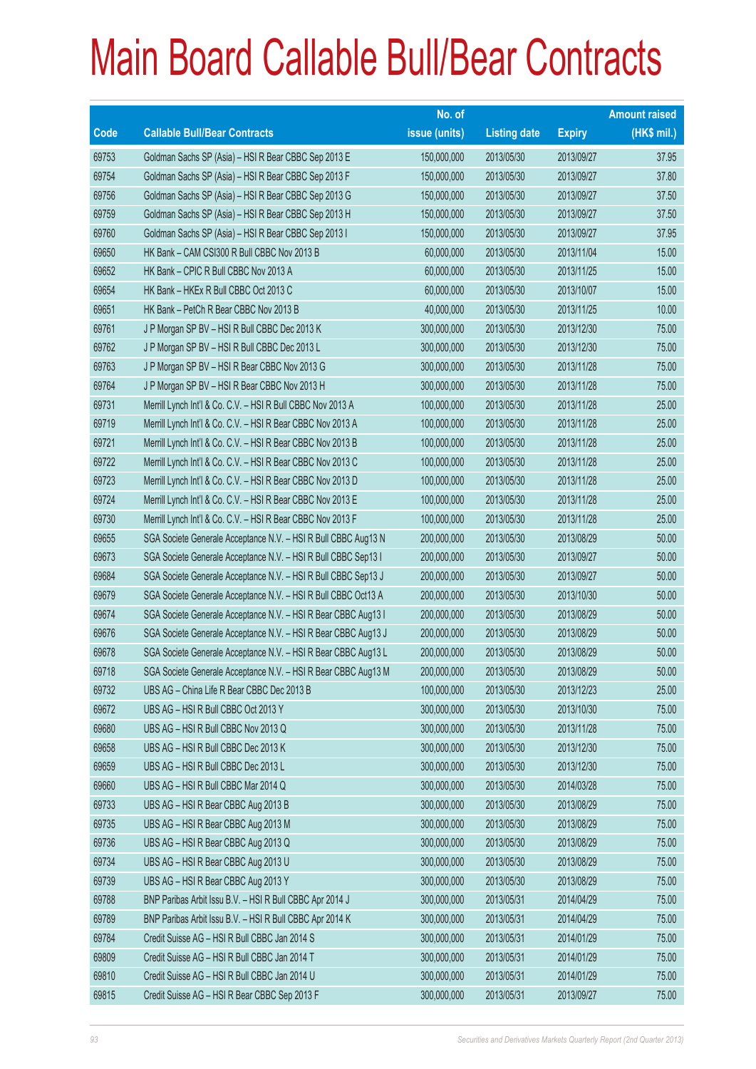# Main Board Callable Bull/Bear Contracts

| Code | Callable Bull/Bear Contracts | No. of issue (units) | Listing date | Expiry | Amount raised (HK$ mil.) |
|---|---|---|---|---|---|
| 69753 | Goldman Sachs SP (Asia) – HSI R Bear CBBC Sep 2013 E | 150,000,000 | 2013/05/30 | 2013/09/27 | 37.95 |
| 69754 | Goldman Sachs SP (Asia) – HSI R Bear CBBC Sep 2013 F | 150,000,000 | 2013/05/30 | 2013/09/27 | 37.80 |
| 69756 | Goldman Sachs SP (Asia) – HSI R Bear CBBC Sep 2013 G | 150,000,000 | 2013/05/30 | 2013/09/27 | 37.50 |
| 69759 | Goldman Sachs SP (Asia) – HSI R Bear CBBC Sep 2013 H | 150,000,000 | 2013/05/30 | 2013/09/27 | 37.50 |
| 69760 | Goldman Sachs SP (Asia) – HSI R Bear CBBC Sep 2013 I | 150,000,000 | 2013/05/30 | 2013/09/27 | 37.95 |
| 69650 | HK Bank – CAM CSI300 R Bull CBBC Nov 2013 B | 60,000,000 | 2013/05/30 | 2013/11/04 | 15.00 |
| 69652 | HK Bank – CPIC R Bull CBBC Nov 2013 A | 60,000,000 | 2013/05/30 | 2013/11/25 | 15.00 |
| 69654 | HK Bank – HKEx R Bull CBBC Oct 2013 C | 60,000,000 | 2013/05/30 | 2013/10/07 | 15.00 |
| 69651 | HK Bank – PetCh R Bear CBBC Nov 2013 B | 40,000,000 | 2013/05/30 | 2013/11/25 | 10.00 |
| 69761 | J P Morgan SP BV – HSI R Bull CBBC Dec 2013 K | 300,000,000 | 2013/05/30 | 2013/12/30 | 75.00 |
| 69762 | J P Morgan SP BV – HSI R Bull CBBC Dec 2013 L | 300,000,000 | 2013/05/30 | 2013/12/30 | 75.00 |
| 69763 | J P Morgan SP BV – HSI R Bear CBBC Nov 2013 G | 300,000,000 | 2013/05/30 | 2013/11/28 | 75.00 |
| 69764 | J P Morgan SP BV – HSI R Bear CBBC Nov 2013 H | 300,000,000 | 2013/05/30 | 2013/11/28 | 75.00 |
| 69731 | Merrill Lynch Int'l & Co. C.V. – HSI R Bull CBBC Nov 2013 A | 100,000,000 | 2013/05/30 | 2013/11/28 | 25.00 |
| 69719 | Merrill Lynch Int'l & Co. C.V. – HSI R Bear CBBC Nov 2013 A | 100,000,000 | 2013/05/30 | 2013/11/28 | 25.00 |
| 69721 | Merrill Lynch Int'l & Co. C.V. – HSI R Bear CBBC Nov 2013 B | 100,000,000 | 2013/05/30 | 2013/11/28 | 25.00 |
| 69722 | Merrill Lynch Int'l & Co. C.V. – HSI R Bear CBBC Nov 2013 C | 100,000,000 | 2013/05/30 | 2013/11/28 | 25.00 |
| 69723 | Merrill Lynch Int'l & Co. C.V. – HSI R Bear CBBC Nov 2013 D | 100,000,000 | 2013/05/30 | 2013/11/28 | 25.00 |
| 69724 | Merrill Lynch Int'l & Co. C.V. – HSI R Bear CBBC Nov 2013 E | 100,000,000 | 2013/05/30 | 2013/11/28 | 25.00 |
| 69730 | Merrill Lynch Int'l & Co. C.V. – HSI R Bear CBBC Nov 2013 F | 100,000,000 | 2013/05/30 | 2013/11/28 | 25.00 |
| 69655 | SGA Societe Generale Acceptance N.V. – HSI R Bull CBBC Aug13 N | 200,000,000 | 2013/05/30 | 2013/08/29 | 50.00 |
| 69673 | SGA Societe Generale Acceptance N.V. – HSI R Bull CBBC Sep13 I | 200,000,000 | 2013/05/30 | 2013/09/27 | 50.00 |
| 69684 | SGA Societe Generale Acceptance N.V. – HSI R Bull CBBC Sep13 J | 200,000,000 | 2013/05/30 | 2013/09/27 | 50.00 |
| 69679 | SGA Societe Generale Acceptance N.V. – HSI R Bull CBBC Oct13 A | 200,000,000 | 2013/05/30 | 2013/10/30 | 50.00 |
| 69674 | SGA Societe Generale Acceptance N.V. – HSI R Bear CBBC Aug13 I | 200,000,000 | 2013/05/30 | 2013/08/29 | 50.00 |
| 69676 | SGA Societe Generale Acceptance N.V. – HSI R Bear CBBC Aug13 J | 200,000,000 | 2013/05/30 | 2013/08/29 | 50.00 |
| 69678 | SGA Societe Generale Acceptance N.V. – HSI R Bear CBBC Aug13 L | 200,000,000 | 2013/05/30 | 2013/08/29 | 50.00 |
| 69718 | SGA Societe Generale Acceptance N.V. – HSI R Bear CBBC Aug13 M | 200,000,000 | 2013/05/30 | 2013/08/29 | 50.00 |
| 69732 | UBS AG – China Life R Bear CBBC Dec 2013 B | 100,000,000 | 2013/05/30 | 2013/12/23 | 25.00 |
| 69672 | UBS AG – HSI R Bull CBBC Oct 2013 Y | 300,000,000 | 2013/05/30 | 2013/10/30 | 75.00 |
| 69680 | UBS AG – HSI R Bull CBBC Nov 2013 Q | 300,000,000 | 2013/05/30 | 2013/11/28 | 75.00 |
| 69658 | UBS AG – HSI R Bull CBBC Dec 2013 K | 300,000,000 | 2013/05/30 | 2013/12/30 | 75.00 |
| 69659 | UBS AG – HSI R Bull CBBC Dec 2013 L | 300,000,000 | 2013/05/30 | 2013/12/30 | 75.00 |
| 69660 | UBS AG – HSI R Bull CBBC Mar 2014 Q | 300,000,000 | 2013/05/30 | 2014/03/28 | 75.00 |
| 69733 | UBS AG – HSI R Bear CBBC Aug 2013 B | 300,000,000 | 2013/05/30 | 2013/08/29 | 75.00 |
| 69735 | UBS AG – HSI R Bear CBBC Aug 2013 M | 300,000,000 | 2013/05/30 | 2013/08/29 | 75.00 |
| 69736 | UBS AG – HSI R Bear CBBC Aug 2013 Q | 300,000,000 | 2013/05/30 | 2013/08/29 | 75.00 |
| 69734 | UBS AG – HSI R Bear CBBC Aug 2013 U | 300,000,000 | 2013/05/30 | 2013/08/29 | 75.00 |
| 69739 | UBS AG – HSI R Bear CBBC Aug 2013 Y | 300,000,000 | 2013/05/30 | 2013/08/29 | 75.00 |
| 69788 | BNP Paribas Arbit Issu B.V. – HSI R Bull CBBC Apr 2014 J | 300,000,000 | 2013/05/31 | 2014/04/29 | 75.00 |
| 69789 | BNP Paribas Arbit Issu B.V. – HSI R Bull CBBC Apr 2014 K | 300,000,000 | 2013/05/31 | 2014/04/29 | 75.00 |
| 69784 | Credit Suisse AG – HSI R Bull CBBC Jan 2014 S | 300,000,000 | 2013/05/31 | 2014/01/29 | 75.00 |
| 69809 | Credit Suisse AG – HSI R Bull CBBC Jan 2014 T | 300,000,000 | 2013/05/31 | 2014/01/29 | 75.00 |
| 69810 | Credit Suisse AG – HSI R Bull CBBC Jan 2014 U | 300,000,000 | 2013/05/31 | 2014/01/29 | 75.00 |
| 69815 | Credit Suisse AG – HSI R Bear CBBC Sep 2013 F | 300,000,000 | 2013/05/31 | 2013/09/27 | 75.00 |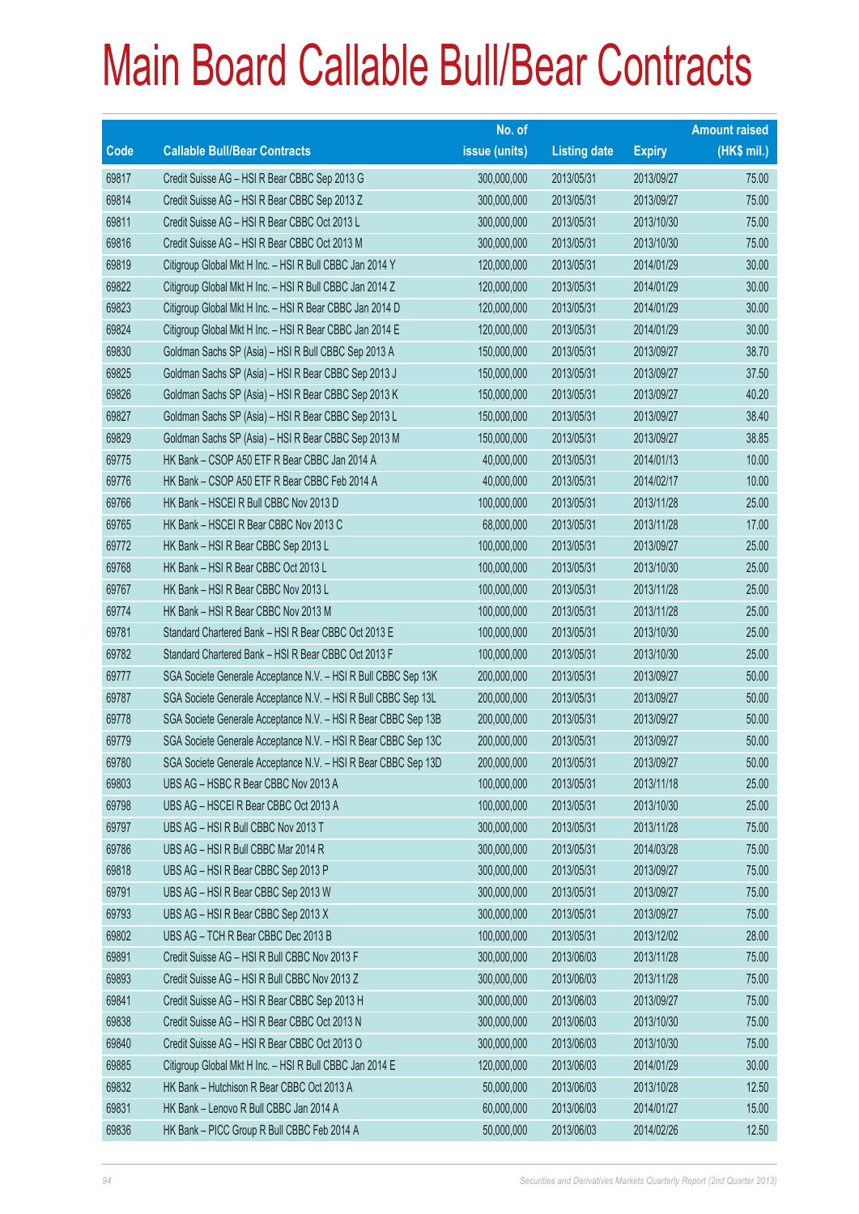# Main Board Callable Bull/Bear Contracts

| Code | Callable Bull/Bear Contracts | No. of issue (units) | Listing date | Expiry | Amount raised (HK$ mil.) |
|---|---|---|---|---|---|
| 69817 | Credit Suisse AG – HSI R Bear CBBC Sep 2013 G | 300,000,000 | 2013/05/31 | 2013/09/27 | 75.00 |
| 69814 | Credit Suisse AG – HSI R Bear CBBC Sep 2013 Z | 300,000,000 | 2013/05/31 | 2013/09/27 | 75.00 |
| 69811 | Credit Suisse AG – HSI R Bear CBBC Oct 2013 L | 300,000,000 | 2013/05/31 | 2013/10/30 | 75.00 |
| 69816 | Credit Suisse AG – HSI R Bear CBBC Oct 2013 M | 300,000,000 | 2013/05/31 | 2013/10/30 | 75.00 |
| 69819 | Citigroup Global Mkt H Inc. – HSI R Bull CBBC Jan 2014 Y | 120,000,000 | 2013/05/31 | 2014/01/29 | 30.00 |
| 69822 | Citigroup Global Mkt H Inc. – HSI R Bull CBBC Jan 2014 Z | 120,000,000 | 2013/05/31 | 2014/01/29 | 30.00 |
| 69823 | Citigroup Global Mkt H Inc. – HSI R Bear CBBC Jan 2014 D | 120,000,000 | 2013/05/31 | 2014/01/29 | 30.00 |
| 69824 | Citigroup Global Mkt H Inc. – HSI R Bear CBBC Jan 2014 E | 120,000,000 | 2013/05/31 | 2014/01/29 | 30.00 |
| 69830 | Goldman Sachs SP (Asia) – HSI R Bull CBBC Sep 2013 A | 150,000,000 | 2013/05/31 | 2013/09/27 | 38.70 |
| 69825 | Goldman Sachs SP (Asia) – HSI R Bear CBBC Sep 2013 J | 150,000,000 | 2013/05/31 | 2013/09/27 | 37.50 |
| 69826 | Goldman Sachs SP (Asia) – HSI R Bear CBBC Sep 2013 K | 150,000,000 | 2013/05/31 | 2013/09/27 | 40.20 |
| 69827 | Goldman Sachs SP (Asia) – HSI R Bear CBBC Sep 2013 L | 150,000,000 | 2013/05/31 | 2013/09/27 | 38.40 |
| 69829 | Goldman Sachs SP (Asia) – HSI R Bear CBBC Sep 2013 M | 150,000,000 | 2013/05/31 | 2013/09/27 | 38.85 |
| 69775 | HK Bank – CSOP A50 ETF R Bear CBBC Jan 2014 A | 40,000,000 | 2013/05/31 | 2014/01/13 | 10.00 |
| 69776 | HK Bank – CSOP A50 ETF R Bear CBBC Feb 2014 A | 40,000,000 | 2013/05/31 | 2014/02/17 | 10.00 |
| 69766 | HK Bank – HSCEI R Bull CBBC Nov 2013 D | 100,000,000 | 2013/05/31 | 2013/11/28 | 25.00 |
| 69765 | HK Bank – HSCEI R Bear CBBC Nov 2013 C | 68,000,000 | 2013/05/31 | 2013/11/28 | 17.00 |
| 69772 | HK Bank – HSI R Bear CBBC Sep 2013 L | 100,000,000 | 2013/05/31 | 2013/09/27 | 25.00 |
| 69768 | HK Bank – HSI R Bear CBBC Oct 2013 L | 100,000,000 | 2013/05/31 | 2013/10/30 | 25.00 |
| 69767 | HK Bank – HSI R Bear CBBC Nov 2013 L | 100,000,000 | 2013/05/31 | 2013/11/28 | 25.00 |
| 69774 | HK Bank – HSI R Bear CBBC Nov 2013 M | 100,000,000 | 2013/05/31 | 2013/11/28 | 25.00 |
| 69781 | Standard Chartered Bank – HSI R Bear CBBC Oct 2013 E | 100,000,000 | 2013/05/31 | 2013/10/30 | 25.00 |
| 69782 | Standard Chartered Bank – HSI R Bear CBBC Oct 2013 F | 100,000,000 | 2013/05/31 | 2013/10/30 | 25.00 |
| 69777 | SGA Societe Generale Acceptance N.V. – HSI R Bull CBBC Sep 13K | 200,000,000 | 2013/05/31 | 2013/09/27 | 50.00 |
| 69787 | SGA Societe Generale Acceptance N.V. – HSI R Bull CBBC Sep 13L | 200,000,000 | 2013/05/31 | 2013/09/27 | 50.00 |
| 69778 | SGA Societe Generale Acceptance N.V. – HSI R Bear CBBC Sep 13B | 200,000,000 | 2013/05/31 | 2013/09/27 | 50.00 |
| 69779 | SGA Societe Generale Acceptance N.V. – HSI R Bear CBBC Sep 13C | 200,000,000 | 2013/05/31 | 2013/09/27 | 50.00 |
| 69780 | SGA Societe Generale Acceptance N.V. – HSI R Bear CBBC Sep 13D | 200,000,000 | 2013/05/31 | 2013/09/27 | 50.00 |
| 69803 | UBS AG – HSBC R Bear CBBC Nov 2013 A | 100,000,000 | 2013/05/31 | 2013/11/18 | 25.00 |
| 69798 | UBS AG – HSCEI R Bear CBBC Oct 2013 A | 100,000,000 | 2013/05/31 | 2013/10/30 | 25.00 |
| 69797 | UBS AG – HSI R Bull CBBC Nov 2013 T | 300,000,000 | 2013/05/31 | 2013/11/28 | 75.00 |
| 69786 | UBS AG – HSI R Bull CBBC Mar 2014 R | 300,000,000 | 2013/05/31 | 2014/03/28 | 75.00 |
| 69818 | UBS AG – HSI R Bear CBBC Sep 2013 P | 300,000,000 | 2013/05/31 | 2013/09/27 | 75.00 |
| 69791 | UBS AG – HSI R Bear CBBC Sep 2013 W | 300,000,000 | 2013/05/31 | 2013/09/27 | 75.00 |
| 69793 | UBS AG – HSI R Bear CBBC Sep 2013 X | 300,000,000 | 2013/05/31 | 2013/09/27 | 75.00 |
| 69802 | UBS AG – TCH R Bear CBBC Dec 2013 B | 100,000,000 | 2013/05/31 | 2013/12/02 | 28.00 |
| 69891 | Credit Suisse AG – HSI R Bull CBBC Nov 2013 F | 300,000,000 | 2013/06/03 | 2013/11/28 | 75.00 |
| 69893 | Credit Suisse AG – HSI R Bull CBBC Nov 2013 Z | 300,000,000 | 2013/06/03 | 2013/11/28 | 75.00 |
| 69841 | Credit Suisse AG – HSI R Bear CBBC Sep 2013 H | 300,000,000 | 2013/06/03 | 2013/09/27 | 75.00 |
| 69838 | Credit Suisse AG – HSI R Bear CBBC Oct 2013 N | 300,000,000 | 2013/06/03 | 2013/10/30 | 75.00 |
| 69840 | Credit Suisse AG – HSI R Bear CBBC Oct 2013 O | 300,000,000 | 2013/06/03 | 2013/10/30 | 75.00 |
| 69885 | Citigroup Global Mkt H Inc. – HSI R Bull CBBC Jan 2014 E | 120,000,000 | 2013/06/03 | 2014/01/29 | 30.00 |
| 69832 | HK Bank – Hutchison R Bear CBBC Oct 2013 A | 50,000,000 | 2013/06/03 | 2013/10/28 | 12.50 |
| 69831 | HK Bank – Lenovo R Bull CBBC Jan 2014 A | 60,000,000 | 2013/06/03 | 2014/01/27 | 15.00 |
| 69836 | HK Bank – PICC Group R Bull CBBC Feb 2014 A | 50,000,000 | 2013/06/03 | 2014/02/26 | 12.50 |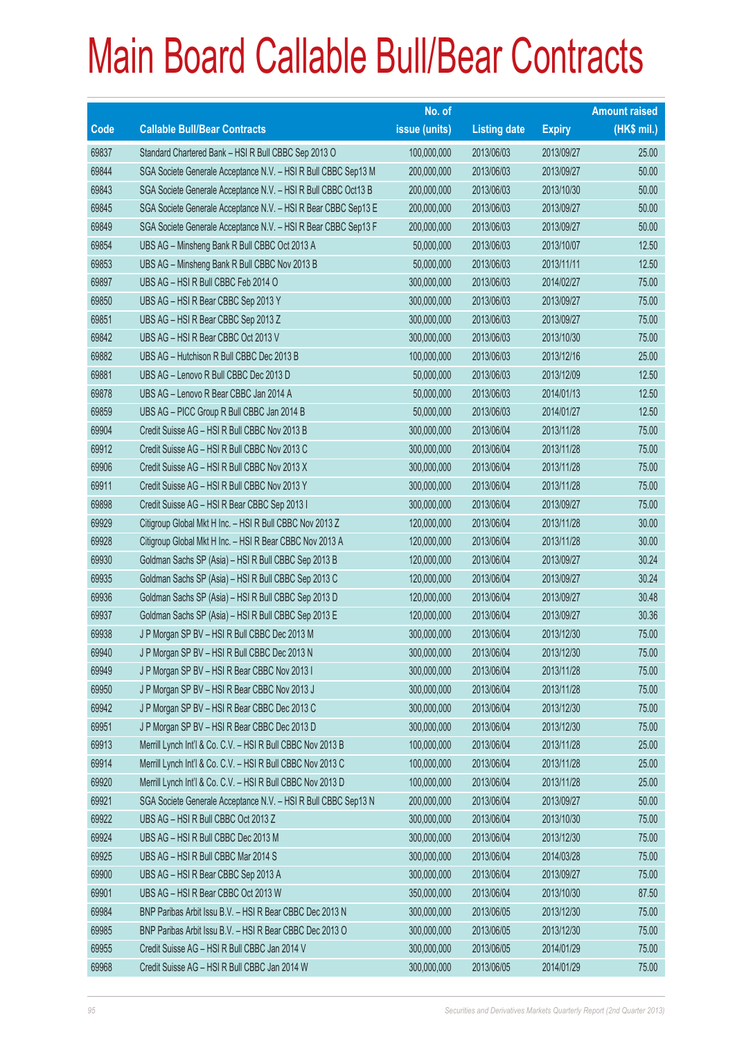# Main Board Callable Bull/Bear Contracts

| Code | Callable Bull/Bear Contracts | No. of issue (units) | Listing date | Expiry | Amount raised (HK$ mil.) |
|---|---|---|---|---|---|
| 69837 | Standard Chartered Bank – HSI R Bull CBBC Sep 2013 O | 100,000,000 | 2013/06/03 | 2013/09/27 | 25.00 |
| 69844 | SGA Societe Generale Acceptance N.V. – HSI R Bull CBBC Sep13 M | 200,000,000 | 2013/06/03 | 2013/09/27 | 50.00 |
| 69843 | SGA Societe Generale Acceptance N.V. – HSI R Bull CBBC Oct13 B | 200,000,000 | 2013/06/03 | 2013/10/30 | 50.00 |
| 69845 | SGA Societe Generale Acceptance N.V. – HSI R Bear CBBC Sep13 E | 200,000,000 | 2013/06/03 | 2013/09/27 | 50.00 |
| 69849 | SGA Societe Generale Acceptance N.V. – HSI R Bear CBBC Sep13 F | 200,000,000 | 2013/06/03 | 2013/09/27 | 50.00 |
| 69854 | UBS AG – Minsheng Bank R Bull CBBC Oct 2013 A | 50,000,000 | 2013/06/03 | 2013/10/07 | 12.50 |
| 69853 | UBS AG – Minsheng Bank R Bull CBBC Nov 2013 B | 50,000,000 | 2013/06/03 | 2013/11/11 | 12.50 |
| 69897 | UBS AG – HSI R Bull CBBC Feb 2014 O | 300,000,000 | 2013/06/03 | 2014/02/27 | 75.00 |
| 69850 | UBS AG – HSI R Bear CBBC Sep 2013 Y | 300,000,000 | 2013/06/03 | 2013/09/27 | 75.00 |
| 69851 | UBS AG – HSI R Bear CBBC Sep 2013 Z | 300,000,000 | 2013/06/03 | 2013/09/27 | 75.00 |
| 69842 | UBS AG – HSI R Bear CBBC Oct 2013 V | 300,000,000 | 2013/06/03 | 2013/10/30 | 75.00 |
| 69882 | UBS AG – Hutchison R Bull CBBC Dec 2013 B | 100,000,000 | 2013/06/03 | 2013/12/16 | 25.00 |
| 69881 | UBS AG – Lenovo R Bull CBBC Dec 2013 D | 50,000,000 | 2013/06/03 | 2013/12/09 | 12.50 |
| 69878 | UBS AG – Lenovo R Bear CBBC Jan 2014 A | 50,000,000 | 2013/06/03 | 2014/01/13 | 12.50 |
| 69859 | UBS AG – PICC Group R Bull CBBC Jan 2014 B | 50,000,000 | 2013/06/03 | 2014/01/27 | 12.50 |
| 69904 | Credit Suisse AG – HSI R Bull CBBC Nov 2013 B | 300,000,000 | 2013/06/04 | 2013/11/28 | 75.00 |
| 69912 | Credit Suisse AG – HSI R Bull CBBC Nov 2013 C | 300,000,000 | 2013/06/04 | 2013/11/28 | 75.00 |
| 69906 | Credit Suisse AG – HSI R Bull CBBC Nov 2013 X | 300,000,000 | 2013/06/04 | 2013/11/28 | 75.00 |
| 69911 | Credit Suisse AG – HSI R Bull CBBC Nov 2013 Y | 300,000,000 | 2013/06/04 | 2013/11/28 | 75.00 |
| 69898 | Credit Suisse AG – HSI R Bear CBBC Sep 2013 I | 300,000,000 | 2013/06/04 | 2013/09/27 | 75.00 |
| 69929 | Citigroup Global Mkt H Inc. – HSI R Bull CBBC Nov 2013 Z | 120,000,000 | 2013/06/04 | 2013/11/28 | 30.00 |
| 69928 | Citigroup Global Mkt H Inc. – HSI R Bear CBBC Nov 2013 A | 120,000,000 | 2013/06/04 | 2013/11/28 | 30.00 |
| 69930 | Goldman Sachs SP (Asia) – HSI R Bull CBBC Sep 2013 B | 120,000,000 | 2013/06/04 | 2013/09/27 | 30.24 |
| 69935 | Goldman Sachs SP (Asia) – HSI R Bull CBBC Sep 2013 C | 120,000,000 | 2013/06/04 | 2013/09/27 | 30.24 |
| 69936 | Goldman Sachs SP (Asia) – HSI R Bull CBBC Sep 2013 D | 120,000,000 | 2013/06/04 | 2013/09/27 | 30.48 |
| 69937 | Goldman Sachs SP (Asia) – HSI R Bull CBBC Sep 2013 E | 120,000,000 | 2013/06/04 | 2013/09/27 | 30.36 |
| 69938 | J P Morgan SP BV – HSI R Bull CBBC Dec 2013 M | 300,000,000 | 2013/06/04 | 2013/12/30 | 75.00 |
| 69940 | J P Morgan SP BV – HSI R Bull CBBC Dec 2013 N | 300,000,000 | 2013/06/04 | 2013/12/30 | 75.00 |
| 69949 | J P Morgan SP BV – HSI R Bear CBBC Nov 2013 I | 300,000,000 | 2013/06/04 | 2013/11/28 | 75.00 |
| 69950 | J P Morgan SP BV – HSI R Bear CBBC Nov 2013 J | 300,000,000 | 2013/06/04 | 2013/11/28 | 75.00 |
| 69942 | J P Morgan SP BV – HSI R Bear CBBC Dec 2013 C | 300,000,000 | 2013/06/04 | 2013/12/30 | 75.00 |
| 69951 | J P Morgan SP BV – HSI R Bear CBBC Dec 2013 D | 300,000,000 | 2013/06/04 | 2013/12/30 | 75.00 |
| 69913 | Merrill Lynch Int'l & Co. C.V. – HSI R Bull CBBC Nov 2013 B | 100,000,000 | 2013/06/04 | 2013/11/28 | 25.00 |
| 69914 | Merrill Lynch Int'l & Co. C.V. – HSI R Bull CBBC Nov 2013 C | 100,000,000 | 2013/06/04 | 2013/11/28 | 25.00 |
| 69920 | Merrill Lynch Int'l & Co. C.V. – HSI R Bull CBBC Nov 2013 D | 100,000,000 | 2013/06/04 | 2013/11/28 | 25.00 |
| 69921 | SGA Societe Generale Acceptance N.V. – HSI R Bull CBBC Sep13 N | 200,000,000 | 2013/06/04 | 2013/09/27 | 50.00 |
| 69922 | UBS AG – HSI R Bull CBBC Oct 2013 Z | 300,000,000 | 2013/06/04 | 2013/10/30 | 75.00 |
| 69924 | UBS AG – HSI R Bull CBBC Dec 2013 M | 300,000,000 | 2013/06/04 | 2013/12/30 | 75.00 |
| 69925 | UBS AG – HSI R Bull CBBC Mar 2014 S | 300,000,000 | 2013/06/04 | 2014/03/28 | 75.00 |
| 69900 | UBS AG – HSI R Bear CBBC Sep 2013 A | 300,000,000 | 2013/06/04 | 2013/09/27 | 75.00 |
| 69901 | UBS AG – HSI R Bear CBBC Oct 2013 W | 350,000,000 | 2013/06/04 | 2013/10/30 | 87.50 |
| 69984 | BNP Paribas Arbit Issu B.V. – HSI R Bear CBBC Dec 2013 N | 300,000,000 | 2013/06/05 | 2013/12/30 | 75.00 |
| 69985 | BNP Paribas Arbit Issu B.V. – HSI R Bear CBBC Dec 2013 O | 300,000,000 | 2013/06/05 | 2013/12/30 | 75.00 |
| 69955 | Credit Suisse AG – HSI R Bull CBBC Jan 2014 V | 300,000,000 | 2013/06/05 | 2014/01/29 | 75.00 |
| 69968 | Credit Suisse AG – HSI R Bull CBBC Jan 2014 W | 300,000,000 | 2013/06/05 | 2014/01/29 | 75.00 |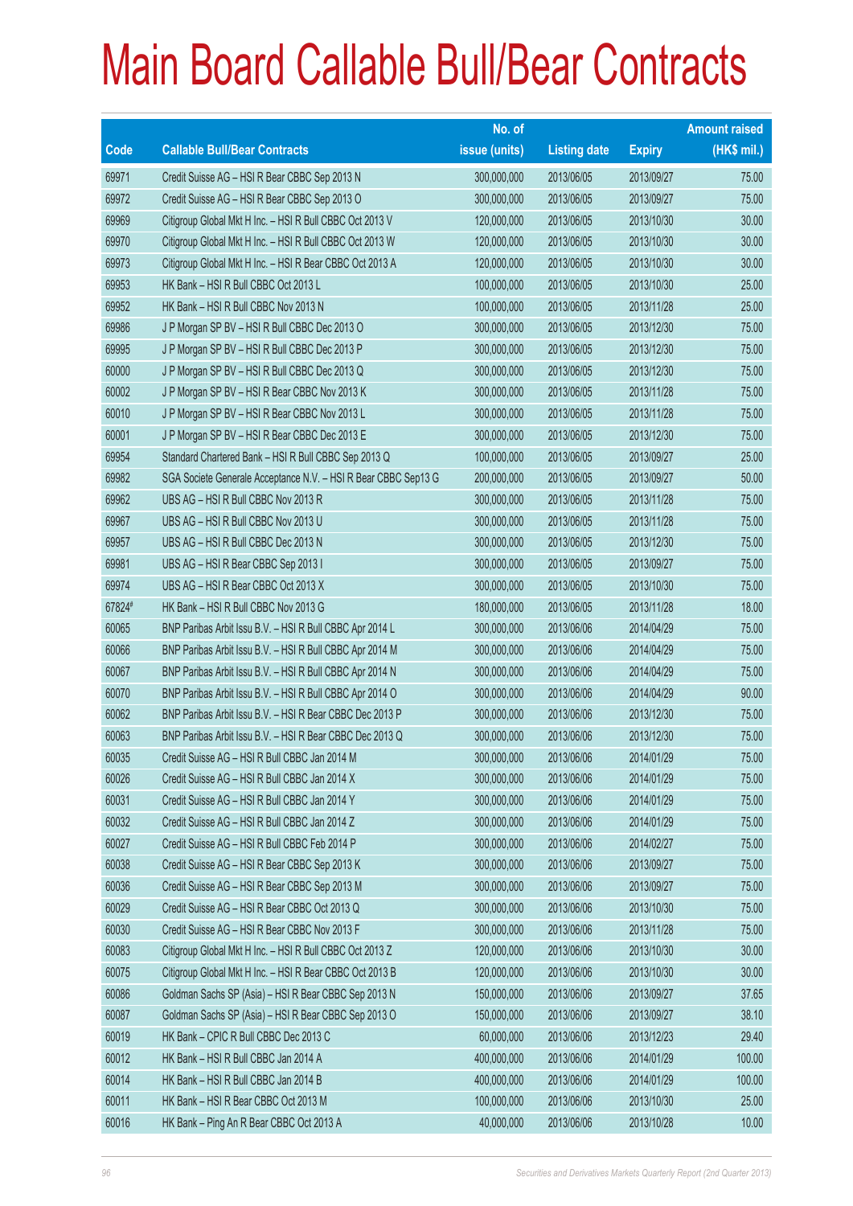# Main Board Callable Bull/Bear Contracts

| Code | Callable Bull/Bear Contracts | No. of issue (units) | Listing date | Expiry | Amount raised (HK$ mil.) |
|---|---|---|---|---|---|
| 69971 | Credit Suisse AG – HSI R Bear CBBC Sep 2013 N | 300,000,000 | 2013/06/05 | 2013/09/27 | 75.00 |
| 69972 | Credit Suisse AG – HSI R Bear CBBC Sep 2013 O | 300,000,000 | 2013/06/05 | 2013/09/27 | 75.00 |
| 69969 | Citigroup Global Mkt H Inc. – HSI R Bull CBBC Oct 2013 V | 120,000,000 | 2013/06/05 | 2013/10/30 | 30.00 |
| 69970 | Citigroup Global Mkt H Inc. – HSI R Bull CBBC Oct 2013 W | 120,000,000 | 2013/06/05 | 2013/10/30 | 30.00 |
| 69973 | Citigroup Global Mkt H Inc. – HSI R Bear CBBC Oct 2013 A | 120,000,000 | 2013/06/05 | 2013/10/30 | 30.00 |
| 69953 | HK Bank – HSI R Bull CBBC Oct 2013 L | 100,000,000 | 2013/06/05 | 2013/10/30 | 25.00 |
| 69952 | HK Bank – HSI R Bull CBBC Nov 2013 N | 100,000,000 | 2013/06/05 | 2013/11/28 | 25.00 |
| 69986 | J P Morgan SP BV – HSI R Bull CBBC Dec 2013 O | 300,000,000 | 2013/06/05 | 2013/12/30 | 75.00 |
| 69995 | J P Morgan SP BV – HSI R Bull CBBC Dec 2013 P | 300,000,000 | 2013/06/05 | 2013/12/30 | 75.00 |
| 60000 | J P Morgan SP BV – HSI R Bull CBBC Dec 2013 Q | 300,000,000 | 2013/06/05 | 2013/12/30 | 75.00 |
| 60002 | J P Morgan SP BV – HSI R Bear CBBC Nov 2013 K | 300,000,000 | 2013/06/05 | 2013/11/28 | 75.00 |
| 60010 | J P Morgan SP BV – HSI R Bear CBBC Nov 2013 L | 300,000,000 | 2013/06/05 | 2013/11/28 | 75.00 |
| 60001 | J P Morgan SP BV – HSI R Bear CBBC Dec 2013 E | 300,000,000 | 2013/06/05 | 2013/12/30 | 75.00 |
| 69954 | Standard Chartered Bank – HSI R Bull CBBC Sep 2013 Q | 100,000,000 | 2013/06/05 | 2013/09/27 | 25.00 |
| 69982 | SGA Societe Generale Acceptance N.V. – HSI R Bear CBBC Sep13 G | 200,000,000 | 2013/06/05 | 2013/09/27 | 50.00 |
| 69962 | UBS AG – HSI R Bull CBBC Nov 2013 R | 300,000,000 | 2013/06/05 | 2013/11/28 | 75.00 |
| 69967 | UBS AG – HSI R Bull CBBC Nov 2013 U | 300,000,000 | 2013/06/05 | 2013/11/28 | 75.00 |
| 69957 | UBS AG – HSI R Bull CBBC Dec 2013 N | 300,000,000 | 2013/06/05 | 2013/12/30 | 75.00 |
| 69981 | UBS AG – HSI R Bear CBBC Sep 2013 I | 300,000,000 | 2013/06/05 | 2013/09/27 | 75.00 |
| 69974 | UBS AG – HSI R Bear CBBC Oct 2013 X | 300,000,000 | 2013/06/05 | 2013/10/30 | 75.00 |
| 67824# | HK Bank – HSI R Bull CBBC Nov 2013 G | 180,000,000 | 2013/06/05 | 2013/11/28 | 18.00 |
| 60065 | BNP Paribas Arbit Issu B.V. – HSI R Bull CBBC Apr 2014 L | 300,000,000 | 2013/06/06 | 2014/04/29 | 75.00 |
| 60066 | BNP Paribas Arbit Issu B.V. – HSI R Bull CBBC Apr 2014 M | 300,000,000 | 2013/06/06 | 2014/04/29 | 75.00 |
| 60067 | BNP Paribas Arbit Issu B.V. – HSI R Bull CBBC Apr 2014 N | 300,000,000 | 2013/06/06 | 2014/04/29 | 75.00 |
| 60070 | BNP Paribas Arbit Issu B.V. – HSI R Bull CBBC Apr 2014 O | 300,000,000 | 2013/06/06 | 2014/04/29 | 90.00 |
| 60062 | BNP Paribas Arbit Issu B.V. – HSI R Bear CBBC Dec 2013 P | 300,000,000 | 2013/06/06 | 2013/12/30 | 75.00 |
| 60063 | BNP Paribas Arbit Issu B.V. – HSI R Bear CBBC Dec 2013 Q | 300,000,000 | 2013/06/06 | 2013/12/30 | 75.00 |
| 60035 | Credit Suisse AG – HSI R Bull CBBC Jan 2014 M | 300,000,000 | 2013/06/06 | 2014/01/29 | 75.00 |
| 60026 | Credit Suisse AG – HSI R Bull CBBC Jan 2014 X | 300,000,000 | 2013/06/06 | 2014/01/29 | 75.00 |
| 60031 | Credit Suisse AG – HSI R Bull CBBC Jan 2014 Y | 300,000,000 | 2013/06/06 | 2014/01/29 | 75.00 |
| 60032 | Credit Suisse AG – HSI R Bull CBBC Jan 2014 Z | 300,000,000 | 2013/06/06 | 2014/01/29 | 75.00 |
| 60027 | Credit Suisse AG – HSI R Bull CBBC Feb 2014 P | 300,000,000 | 2013/06/06 | 2014/02/27 | 75.00 |
| 60038 | Credit Suisse AG – HSI R Bear CBBC Sep 2013 K | 300,000,000 | 2013/06/06 | 2013/09/27 | 75.00 |
| 60036 | Credit Suisse AG – HSI R Bear CBBC Sep 2013 M | 300,000,000 | 2013/06/06 | 2013/09/27 | 75.00 |
| 60029 | Credit Suisse AG – HSI R Bear CBBC Oct 2013 Q | 300,000,000 | 2013/06/06 | 2013/10/30 | 75.00 |
| 60030 | Credit Suisse AG – HSI R Bear CBBC Nov 2013 F | 300,000,000 | 2013/06/06 | 2013/11/28 | 75.00 |
| 60083 | Citigroup Global Mkt H Inc. – HSI R Bull CBBC Oct 2013 Z | 120,000,000 | 2013/06/06 | 2013/10/30 | 30.00 |
| 60075 | Citigroup Global Mkt H Inc. – HSI R Bear CBBC Oct 2013 B | 120,000,000 | 2013/06/06 | 2013/10/30 | 30.00 |
| 60086 | Goldman Sachs SP (Asia) – HSI R Bear CBBC Sep 2013 N | 150,000,000 | 2013/06/06 | 2013/09/27 | 37.65 |
| 60087 | Goldman Sachs SP (Asia) – HSI R Bear CBBC Sep 2013 O | 150,000,000 | 2013/06/06 | 2013/09/27 | 38.10 |
| 60019 | HK Bank – CPIC R Bull CBBC Dec 2013 C | 60,000,000 | 2013/06/06 | 2013/12/23 | 29.40 |
| 60012 | HK Bank – HSI R Bull CBBC Jan 2014 A | 400,000,000 | 2013/06/06 | 2014/01/29 | 100.00 |
| 60014 | HK Bank – HSI R Bull CBBC Jan 2014 B | 400,000,000 | 2013/06/06 | 2014/01/29 | 100.00 |
| 60011 | HK Bank – HSI R Bear CBBC Oct 2013 M | 100,000,000 | 2013/06/06 | 2013/10/30 | 25.00 |
| 60016 | HK Bank – Ping An R Bear CBBC Oct 2013 A | 40,000,000 | 2013/06/06 | 2013/10/28 | 10.00 |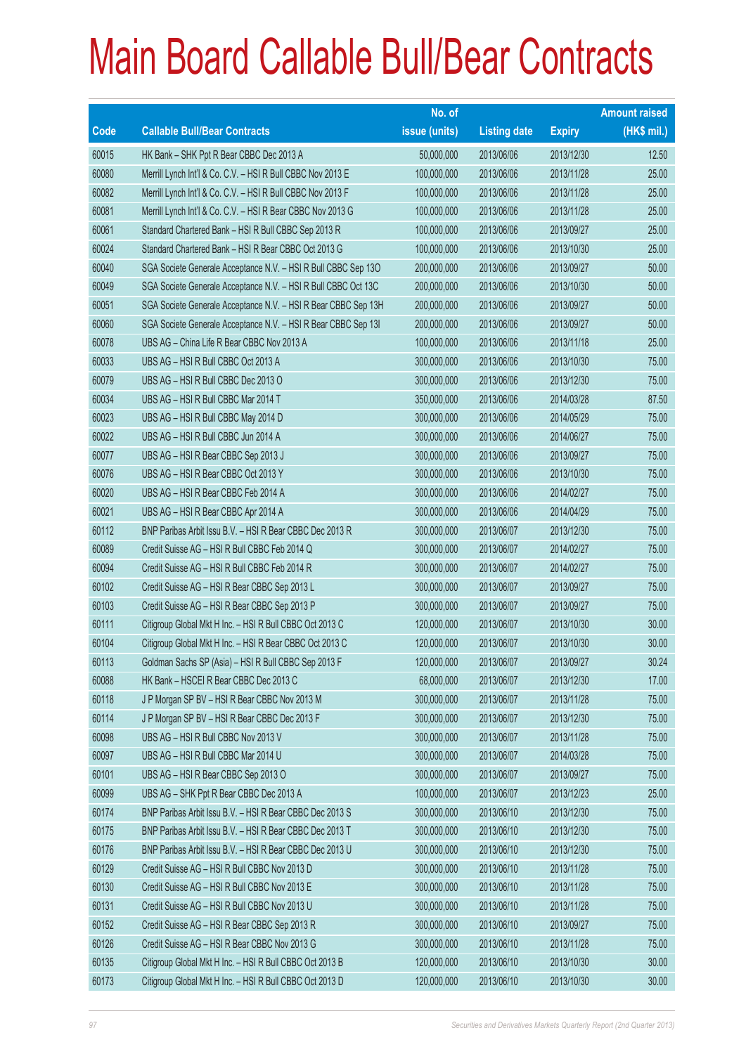# Main Board Callable Bull/Bear Contracts

| Code | Callable Bull/Bear Contracts | No. of issue (units) | Listing date | Expiry | Amount raised (HK$ mil.) |
|---|---|---|---|---|---|
| 60015 | HK Bank – SHK Ppt R Bear CBBC Dec 2013 A | 50,000,000 | 2013/06/06 | 2013/12/30 | 12.50 |
| 60080 | Merrill Lynch Int'l & Co. C.V. – HSI R Bull CBBC Nov 2013 E | 100,000,000 | 2013/06/06 | 2013/11/28 | 25.00 |
| 60082 | Merrill Lynch Int'l & Co. C.V. – HSI R Bull CBBC Nov 2013 F | 100,000,000 | 2013/06/06 | 2013/11/28 | 25.00 |
| 60081 | Merrill Lynch Int'l & Co. C.V. – HSI R Bear CBBC Nov 2013 G | 100,000,000 | 2013/06/06 | 2013/11/28 | 25.00 |
| 60061 | Standard Chartered Bank – HSI R Bull CBBC Sep 2013 R | 100,000,000 | 2013/06/06 | 2013/09/27 | 25.00 |
| 60024 | Standard Chartered Bank – HSI R Bear CBBC Oct 2013 G | 100,000,000 | 2013/06/06 | 2013/10/30 | 25.00 |
| 60040 | SGA Societe Generale Acceptance N.V. – HSI R Bull CBBC Sep 13O | 200,000,000 | 2013/06/06 | 2013/09/27 | 50.00 |
| 60049 | SGA Societe Generale Acceptance N.V. – HSI R Bull CBBC Oct 13C | 200,000,000 | 2013/06/06 | 2013/10/30 | 50.00 |
| 60051 | SGA Societe Generale Acceptance N.V. – HSI R Bear CBBC Sep 13H | 200,000,000 | 2013/06/06 | 2013/09/27 | 50.00 |
| 60060 | SGA Societe Generale Acceptance N.V. – HSI R Bear CBBC Sep 13I | 200,000,000 | 2013/06/06 | 2013/09/27 | 50.00 |
| 60078 | UBS AG – China Life R Bear CBBC Nov 2013 A | 100,000,000 | 2013/06/06 | 2013/11/18 | 25.00 |
| 60033 | UBS AG – HSI R Bull CBBC Oct 2013 A | 300,000,000 | 2013/06/06 | 2013/10/30 | 75.00 |
| 60079 | UBS AG – HSI R Bull CBBC Dec 2013 O | 300,000,000 | 2013/06/06 | 2013/12/30 | 75.00 |
| 60034 | UBS AG – HSI R Bull CBBC Mar 2014 T | 350,000,000 | 2013/06/06 | 2014/03/28 | 87.50 |
| 60023 | UBS AG – HSI R Bull CBBC May 2014 D | 300,000,000 | 2013/06/06 | 2014/05/29 | 75.00 |
| 60022 | UBS AG – HSI R Bull CBBC Jun 2014 A | 300,000,000 | 2013/06/06 | 2014/06/27 | 75.00 |
| 60077 | UBS AG – HSI R Bear CBBC Sep 2013 J | 300,000,000 | 2013/06/06 | 2013/09/27 | 75.00 |
| 60076 | UBS AG – HSI R Bear CBBC Oct 2013 Y | 300,000,000 | 2013/06/06 | 2013/10/30 | 75.00 |
| 60020 | UBS AG – HSI R Bear CBBC Feb 2014 A | 300,000,000 | 2013/06/06 | 2014/02/27 | 75.00 |
| 60021 | UBS AG – HSI R Bear CBBC Apr 2014 A | 300,000,000 | 2013/06/06 | 2014/04/29 | 75.00 |
| 60112 | BNP Paribas Arbit Issu B.V. – HSI R Bear CBBC Dec 2013 R | 300,000,000 | 2013/06/07 | 2013/12/30 | 75.00 |
| 60089 | Credit Suisse AG – HSI R Bull CBBC Feb 2014 Q | 300,000,000 | 2013/06/07 | 2014/02/27 | 75.00 |
| 60094 | Credit Suisse AG – HSI R Bull CBBC Feb 2014 R | 300,000,000 | 2013/06/07 | 2014/02/27 | 75.00 |
| 60102 | Credit Suisse AG – HSI R Bear CBBC Sep 2013 L | 300,000,000 | 2013/06/07 | 2013/09/27 | 75.00 |
| 60103 | Credit Suisse AG – HSI R Bear CBBC Sep 2013 P | 300,000,000 | 2013/06/07 | 2013/09/27 | 75.00 |
| 60111 | Citigroup Global Mkt H Inc. – HSI R Bull CBBC Oct 2013 C | 120,000,000 | 2013/06/07 | 2013/10/30 | 30.00 |
| 60104 | Citigroup Global Mkt H Inc. – HSI R Bear CBBC Oct 2013 C | 120,000,000 | 2013/06/07 | 2013/10/30 | 30.00 |
| 60113 | Goldman Sachs SP (Asia) – HSI R Bull CBBC Sep 2013 F | 120,000,000 | 2013/06/07 | 2013/09/27 | 30.24 |
| 60088 | HK Bank – HSCEI R Bear CBBC Dec 2013 C | 68,000,000 | 2013/06/07 | 2013/12/30 | 17.00 |
| 60118 | J P Morgan SP BV – HSI R Bear CBBC Nov 2013 M | 300,000,000 | 2013/06/07 | 2013/11/28 | 75.00 |
| 60114 | J P Morgan SP BV – HSI R Bear CBBC Dec 2013 F | 300,000,000 | 2013/06/07 | 2013/12/30 | 75.00 |
| 60098 | UBS AG – HSI R Bull CBBC Nov 2013 V | 300,000,000 | 2013/06/07 | 2013/11/28 | 75.00 |
| 60097 | UBS AG – HSI R Bull CBBC Mar 2014 U | 300,000,000 | 2013/06/07 | 2014/03/28 | 75.00 |
| 60101 | UBS AG – HSI R Bear CBBC Sep 2013 O | 300,000,000 | 2013/06/07 | 2013/09/27 | 75.00 |
| 60099 | UBS AG – SHK Ppt R Bear CBBC Dec 2013 A | 100,000,000 | 2013/06/07 | 2013/12/23 | 25.00 |
| 60174 | BNP Paribas Arbit Issu B.V. – HSI R Bear CBBC Dec 2013 S | 300,000,000 | 2013/06/10 | 2013/12/30 | 75.00 |
| 60175 | BNP Paribas Arbit Issu B.V. – HSI R Bear CBBC Dec 2013 T | 300,000,000 | 2013/06/10 | 2013/12/30 | 75.00 |
| 60176 | BNP Paribas Arbit Issu B.V. – HSI R Bear CBBC Dec 2013 U | 300,000,000 | 2013/06/10 | 2013/12/30 | 75.00 |
| 60129 | Credit Suisse AG – HSI R Bull CBBC Nov 2013 D | 300,000,000 | 2013/06/10 | 2013/11/28 | 75.00 |
| 60130 | Credit Suisse AG – HSI R Bull CBBC Nov 2013 E | 300,000,000 | 2013/06/10 | 2013/11/28 | 75.00 |
| 60131 | Credit Suisse AG – HSI R Bull CBBC Nov 2013 U | 300,000,000 | 2013/06/10 | 2013/11/28 | 75.00 |
| 60152 | Credit Suisse AG – HSI R Bear CBBC Sep 2013 R | 300,000,000 | 2013/06/10 | 2013/09/27 | 75.00 |
| 60126 | Credit Suisse AG – HSI R Bear CBBC Nov 2013 G | 300,000,000 | 2013/06/10 | 2013/11/28 | 75.00 |
| 60135 | Citigroup Global Mkt H Inc. – HSI R Bull CBBC Oct 2013 B | 120,000,000 | 2013/06/10 | 2013/10/30 | 30.00 |
| 60173 | Citigroup Global Mkt H Inc. – HSI R Bull CBBC Oct 2013 D | 120,000,000 | 2013/06/10 | 2013/10/30 | 30.00 |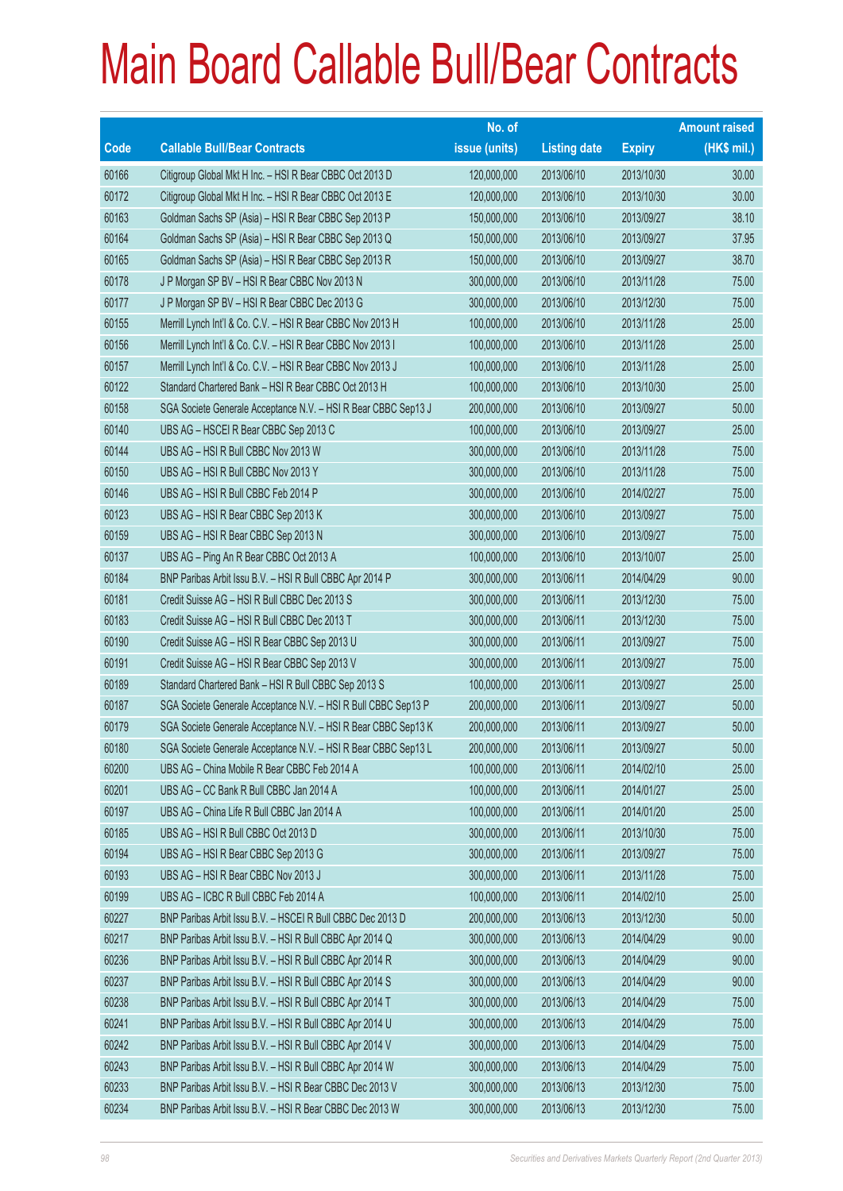# Main Board Callable Bull/Bear Contracts

| Code | Callable Bull/Bear Contracts | No. of issue (units) | Listing date | Expiry | Amount raised (HK$ mil.) |
|---|---|---|---|---|---|
| 60166 | Citigroup Global Mkt H Inc. – HSI R Bear CBBC Oct 2013 D | 120,000,000 | 2013/06/10 | 2013/10/30 | 30.00 |
| 60172 | Citigroup Global Mkt H Inc. – HSI R Bear CBBC Oct 2013 E | 120,000,000 | 2013/06/10 | 2013/10/30 | 30.00 |
| 60163 | Goldman Sachs SP (Asia) – HSI R Bear CBBC Sep 2013 P | 150,000,000 | 2013/06/10 | 2013/09/27 | 38.10 |
| 60164 | Goldman Sachs SP (Asia) – HSI R Bear CBBC Sep 2013 Q | 150,000,000 | 2013/06/10 | 2013/09/27 | 37.95 |
| 60165 | Goldman Sachs SP (Asia) – HSI R Bear CBBC Sep 2013 R | 150,000,000 | 2013/06/10 | 2013/09/27 | 38.70 |
| 60178 | J P Morgan SP BV – HSI R Bear CBBC Nov 2013 N | 300,000,000 | 2013/06/10 | 2013/11/28 | 75.00 |
| 60177 | J P Morgan SP BV – HSI R Bear CBBC Dec 2013 G | 300,000,000 | 2013/06/10 | 2013/12/30 | 75.00 |
| 60155 | Merrill Lynch Int'l & Co. C.V. – HSI R Bear CBBC Nov 2013 H | 100,000,000 | 2013/06/10 | 2013/11/28 | 25.00 |
| 60156 | Merrill Lynch Int'l & Co. C.V. – HSI R Bear CBBC Nov 2013 I | 100,000,000 | 2013/06/10 | 2013/11/28 | 25.00 |
| 60157 | Merrill Lynch Int'l & Co. C.V. – HSI R Bear CBBC Nov 2013 J | 100,000,000 | 2013/06/10 | 2013/11/28 | 25.00 |
| 60122 | Standard Chartered Bank – HSI R Bear CBBC Oct 2013 H | 100,000,000 | 2013/06/10 | 2013/10/30 | 25.00 |
| 60158 | SGA Societe Generale Acceptance N.V. – HSI R Bear CBBC Sep13 J | 200,000,000 | 2013/06/10 | 2013/09/27 | 50.00 |
| 60140 | UBS AG – HSCEI R Bear CBBC Sep 2013 C | 100,000,000 | 2013/06/10 | 2013/09/27 | 25.00 |
| 60144 | UBS AG – HSI R Bull CBBC Nov 2013 W | 300,000,000 | 2013/06/10 | 2013/11/28 | 75.00 |
| 60150 | UBS AG – HSI R Bull CBBC Nov 2013 Y | 300,000,000 | 2013/06/10 | 2013/11/28 | 75.00 |
| 60146 | UBS AG – HSI R Bull CBBC Feb 2014 P | 300,000,000 | 2013/06/10 | 2014/02/27 | 75.00 |
| 60123 | UBS AG – HSI R Bear CBBC Sep 2013 K | 300,000,000 | 2013/06/10 | 2013/09/27 | 75.00 |
| 60159 | UBS AG – HSI R Bear CBBC Sep 2013 N | 300,000,000 | 2013/06/10 | 2013/09/27 | 75.00 |
| 60137 | UBS AG – Ping An R Bear CBBC Oct 2013 A | 100,000,000 | 2013/06/10 | 2013/10/07 | 25.00 |
| 60184 | BNP Paribas Arbit Issu B.V. – HSI R Bull CBBC Apr 2014 P | 300,000,000 | 2013/06/11 | 2014/04/29 | 90.00 |
| 60181 | Credit Suisse AG – HSI R Bull CBBC Dec 2013 S | 300,000,000 | 2013/06/11 | 2013/12/30 | 75.00 |
| 60183 | Credit Suisse AG – HSI R Bull CBBC Dec 2013 T | 300,000,000 | 2013/06/11 | 2013/12/30 | 75.00 |
| 60190 | Credit Suisse AG – HSI R Bear CBBC Sep 2013 U | 300,000,000 | 2013/06/11 | 2013/09/27 | 75.00 |
| 60191 | Credit Suisse AG – HSI R Bear CBBC Sep 2013 V | 300,000,000 | 2013/06/11 | 2013/09/27 | 75.00 |
| 60189 | Standard Chartered Bank – HSI R Bull CBBC Sep 2013 S | 100,000,000 | 2013/06/11 | 2013/09/27 | 25.00 |
| 60187 | SGA Societe Generale Acceptance N.V. – HSI R Bull CBBC Sep13 P | 200,000,000 | 2013/06/11 | 2013/09/27 | 50.00 |
| 60179 | SGA Societe Generale Acceptance N.V. – HSI R Bear CBBC Sep13 K | 200,000,000 | 2013/06/11 | 2013/09/27 | 50.00 |
| 60180 | SGA Societe Generale Acceptance N.V. – HSI R Bear CBBC Sep13 L | 200,000,000 | 2013/06/11 | 2013/09/27 | 50.00 |
| 60200 | UBS AG – China Mobile R Bear CBBC Feb 2014 A | 100,000,000 | 2013/06/11 | 2014/02/10 | 25.00 |
| 60201 | UBS AG – CC Bank R Bull CBBC Jan 2014 A | 100,000,000 | 2013/06/11 | 2014/01/27 | 25.00 |
| 60197 | UBS AG – China Life R Bull CBBC Jan 2014 A | 100,000,000 | 2013/06/11 | 2014/01/20 | 25.00 |
| 60185 | UBS AG – HSI R Bull CBBC Oct 2013 D | 300,000,000 | 2013/06/11 | 2013/10/30 | 75.00 |
| 60194 | UBS AG – HSI R Bear CBBC Sep 2013 G | 300,000,000 | 2013/06/11 | 2013/09/27 | 75.00 |
| 60193 | UBS AG – HSI R Bear CBBC Nov 2013 J | 300,000,000 | 2013/06/11 | 2013/11/28 | 75.00 |
| 60199 | UBS AG – ICBC R Bull CBBC Feb 2014 A | 100,000,000 | 2013/06/11 | 2014/02/10 | 25.00 |
| 60227 | BNP Paribas Arbit Issu B.V. – HSCEI R Bull CBBC Dec 2013 D | 200,000,000 | 2013/06/13 | 2013/12/30 | 50.00 |
| 60217 | BNP Paribas Arbit Issu B.V. – HSI R Bull CBBC Apr 2014 Q | 300,000,000 | 2013/06/13 | 2014/04/29 | 90.00 |
| 60236 | BNP Paribas Arbit Issu B.V. – HSI R Bull CBBC Apr 2014 R | 300,000,000 | 2013/06/13 | 2014/04/29 | 90.00 |
| 60237 | BNP Paribas Arbit Issu B.V. – HSI R Bull CBBC Apr 2014 S | 300,000,000 | 2013/06/13 | 2014/04/29 | 90.00 |
| 60238 | BNP Paribas Arbit Issu B.V. – HSI R Bull CBBC Apr 2014 T | 300,000,000 | 2013/06/13 | 2014/04/29 | 75.00 |
| 60241 | BNP Paribas Arbit Issu B.V. – HSI R Bull CBBC Apr 2014 U | 300,000,000 | 2013/06/13 | 2014/04/29 | 75.00 |
| 60242 | BNP Paribas Arbit Issu B.V. – HSI R Bull CBBC Apr 2014 V | 300,000,000 | 2013/06/13 | 2014/04/29 | 75.00 |
| 60243 | BNP Paribas Arbit Issu B.V. – HSI R Bull CBBC Apr 2014 W | 300,000,000 | 2013/06/13 | 2014/04/29 | 75.00 |
| 60233 | BNP Paribas Arbit Issu B.V. – HSI R Bear CBBC Dec 2013 V | 300,000,000 | 2013/06/13 | 2013/12/30 | 75.00 |
| 60234 | BNP Paribas Arbit Issu B.V. – HSI R Bear CBBC Dec 2013 W | 300,000,000 | 2013/06/13 | 2013/12/30 | 75.00 |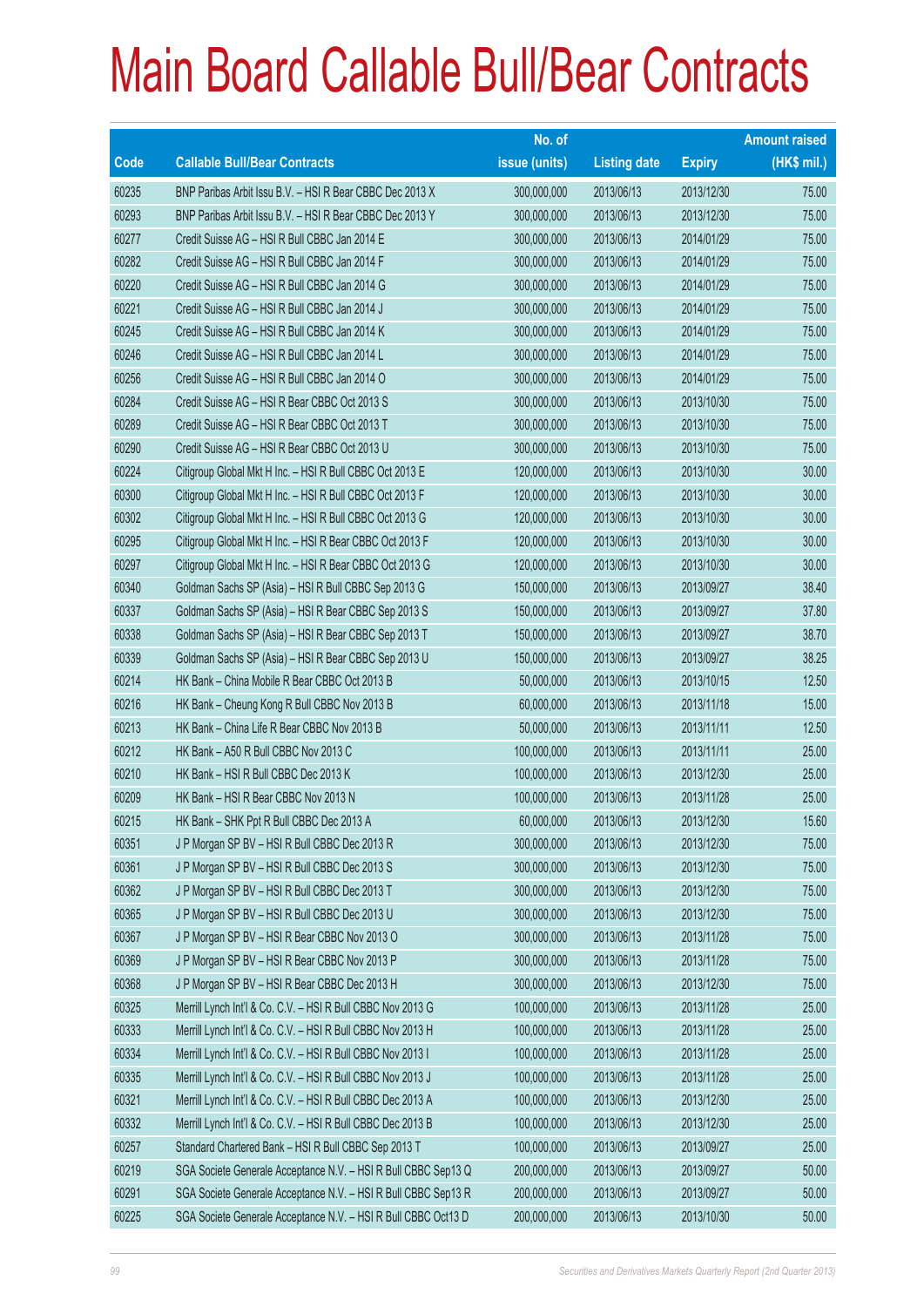# Main Board Callable Bull/Bear Contracts

| Code | Callable Bull/Bear Contracts | No. of issue (units) | Listing date | Expiry | Amount raised (HK$ mil.) |
|---|---|---|---|---|---|
| 60235 | BNP Paribas Arbit Issu B.V. – HSI R Bear CBBC Dec 2013 X | 300,000,000 | 2013/06/13 | 2013/12/30 | 75.00 |
| 60293 | BNP Paribas Arbit Issu B.V. – HSI R Bear CBBC Dec 2013 Y | 300,000,000 | 2013/06/13 | 2013/12/30 | 75.00 |
| 60277 | Credit Suisse AG – HSI R Bull CBBC Jan 2014 E | 300,000,000 | 2013/06/13 | 2014/01/29 | 75.00 |
| 60282 | Credit Suisse AG – HSI R Bull CBBC Jan 2014 F | 300,000,000 | 2013/06/13 | 2014/01/29 | 75.00 |
| 60220 | Credit Suisse AG – HSI R Bull CBBC Jan 2014 G | 300,000,000 | 2013/06/13 | 2014/01/29 | 75.00 |
| 60221 | Credit Suisse AG – HSI R Bull CBBC Jan 2014 J | 300,000,000 | 2013/06/13 | 2014/01/29 | 75.00 |
| 60245 | Credit Suisse AG – HSI R Bull CBBC Jan 2014 K | 300,000,000 | 2013/06/13 | 2014/01/29 | 75.00 |
| 60246 | Credit Suisse AG – HSI R Bull CBBC Jan 2014 L | 300,000,000 | 2013/06/13 | 2014/01/29 | 75.00 |
| 60256 | Credit Suisse AG – HSI R Bull CBBC Jan 2014 O | 300,000,000 | 2013/06/13 | 2014/01/29 | 75.00 |
| 60284 | Credit Suisse AG – HSI R Bear CBBC Oct 2013 S | 300,000,000 | 2013/06/13 | 2013/10/30 | 75.00 |
| 60289 | Credit Suisse AG – HSI R Bear CBBC Oct 2013 T | 300,000,000 | 2013/06/13 | 2013/10/30 | 75.00 |
| 60290 | Credit Suisse AG – HSI R Bear CBBC Oct 2013 U | 300,000,000 | 2013/06/13 | 2013/10/30 | 75.00 |
| 60224 | Citigroup Global Mkt H Inc. – HSI R Bull CBBC Oct 2013 E | 120,000,000 | 2013/06/13 | 2013/10/30 | 30.00 |
| 60300 | Citigroup Global Mkt H Inc. – HSI R Bull CBBC Oct 2013 F | 120,000,000 | 2013/06/13 | 2013/10/30 | 30.00 |
| 60302 | Citigroup Global Mkt H Inc. – HSI R Bull CBBC Oct 2013 G | 120,000,000 | 2013/06/13 | 2013/10/30 | 30.00 |
| 60295 | Citigroup Global Mkt H Inc. – HSI R Bear CBBC Oct 2013 F | 120,000,000 | 2013/06/13 | 2013/10/30 | 30.00 |
| 60297 | Citigroup Global Mkt H Inc. – HSI R Bear CBBC Oct 2013 G | 120,000,000 | 2013/06/13 | 2013/10/30 | 30.00 |
| 60340 | Goldman Sachs SP (Asia) – HSI R Bull CBBC Sep 2013 G | 150,000,000 | 2013/06/13 | 2013/09/27 | 38.40 |
| 60337 | Goldman Sachs SP (Asia) – HSI R Bear CBBC Sep 2013 S | 150,000,000 | 2013/06/13 | 2013/09/27 | 37.80 |
| 60338 | Goldman Sachs SP (Asia) – HSI R Bear CBBC Sep 2013 T | 150,000,000 | 2013/06/13 | 2013/09/27 | 38.70 |
| 60339 | Goldman Sachs SP (Asia) – HSI R Bear CBBC Sep 2013 U | 150,000,000 | 2013/06/13 | 2013/09/27 | 38.25 |
| 60214 | HK Bank – China Mobile R Bear CBBC Oct 2013 B | 50,000,000 | 2013/06/13 | 2013/10/15 | 12.50 |
| 60216 | HK Bank – Cheung Kong R Bull CBBC Nov 2013 B | 60,000,000 | 2013/06/13 | 2013/11/18 | 15.00 |
| 60213 | HK Bank – China Life R Bear CBBC Nov 2013 B | 50,000,000 | 2013/06/13 | 2013/11/11 | 12.50 |
| 60212 | HK Bank – A50 R Bull CBBC Nov 2013 C | 100,000,000 | 2013/06/13 | 2013/11/11 | 25.00 |
| 60210 | HK Bank – HSI R Bull CBBC Dec 2013 K | 100,000,000 | 2013/06/13 | 2013/12/30 | 25.00 |
| 60209 | HK Bank – HSI R Bear CBBC Nov 2013 N | 100,000,000 | 2013/06/13 | 2013/11/28 | 25.00 |
| 60215 | HK Bank – SHK Ppt R Bull CBBC Dec 2013 A | 60,000,000 | 2013/06/13 | 2013/12/30 | 15.60 |
| 60351 | J P Morgan SP BV – HSI R Bull CBBC Dec 2013 R | 300,000,000 | 2013/06/13 | 2013/12/30 | 75.00 |
| 60361 | J P Morgan SP BV – HSI R Bull CBBC Dec 2013 S | 300,000,000 | 2013/06/13 | 2013/12/30 | 75.00 |
| 60362 | J P Morgan SP BV – HSI R Bull CBBC Dec 2013 T | 300,000,000 | 2013/06/13 | 2013/12/30 | 75.00 |
| 60365 | J P Morgan SP BV – HSI R Bull CBBC Dec 2013 U | 300,000,000 | 2013/06/13 | 2013/12/30 | 75.00 |
| 60367 | J P Morgan SP BV – HSI R Bear CBBC Nov 2013 O | 300,000,000 | 2013/06/13 | 2013/11/28 | 75.00 |
| 60369 | J P Morgan SP BV – HSI R Bear CBBC Nov 2013 P | 300,000,000 | 2013/06/13 | 2013/11/28 | 75.00 |
| 60368 | J P Morgan SP BV – HSI R Bear CBBC Dec 2013 H | 300,000,000 | 2013/06/13 | 2013/12/30 | 75.00 |
| 60325 | Merrill Lynch Int'l & Co. C.V. – HSI R Bull CBBC Nov 2013 G | 100,000,000 | 2013/06/13 | 2013/11/28 | 25.00 |
| 60333 | Merrill Lynch Int'l & Co. C.V. – HSI R Bull CBBC Nov 2013 H | 100,000,000 | 2013/06/13 | 2013/11/28 | 25.00 |
| 60334 | Merrill Lynch Int'l & Co. C.V. – HSI R Bull CBBC Nov 2013 I | 100,000,000 | 2013/06/13 | 2013/11/28 | 25.00 |
| 60335 | Merrill Lynch Int'l & Co. C.V. – HSI R Bull CBBC Nov 2013 J | 100,000,000 | 2013/06/13 | 2013/11/28 | 25.00 |
| 60321 | Merrill Lynch Int'l & Co. C.V. – HSI R Bull CBBC Dec 2013 A | 100,000,000 | 2013/06/13 | 2013/12/30 | 25.00 |
| 60332 | Merrill Lynch Int'l & Co. C.V. – HSI R Bull CBBC Dec 2013 B | 100,000,000 | 2013/06/13 | 2013/12/30 | 25.00 |
| 60257 | Standard Chartered Bank – HSI R Bull CBBC Sep 2013 T | 100,000,000 | 2013/06/13 | 2013/09/27 | 25.00 |
| 60219 | SGA Societe Generale Acceptance N.V. – HSI R Bull CBBC Sep13 Q | 200,000,000 | 2013/06/13 | 2013/09/27 | 50.00 |
| 60291 | SGA Societe Generale Acceptance N.V. – HSI R Bull CBBC Sep13 R | 200,000,000 | 2013/06/13 | 2013/09/27 | 50.00 |
| 60225 | SGA Societe Generale Acceptance N.V. – HSI R Bull CBBC Oct13 D | 200,000,000 | 2013/06/13 | 2013/10/30 | 50.00 |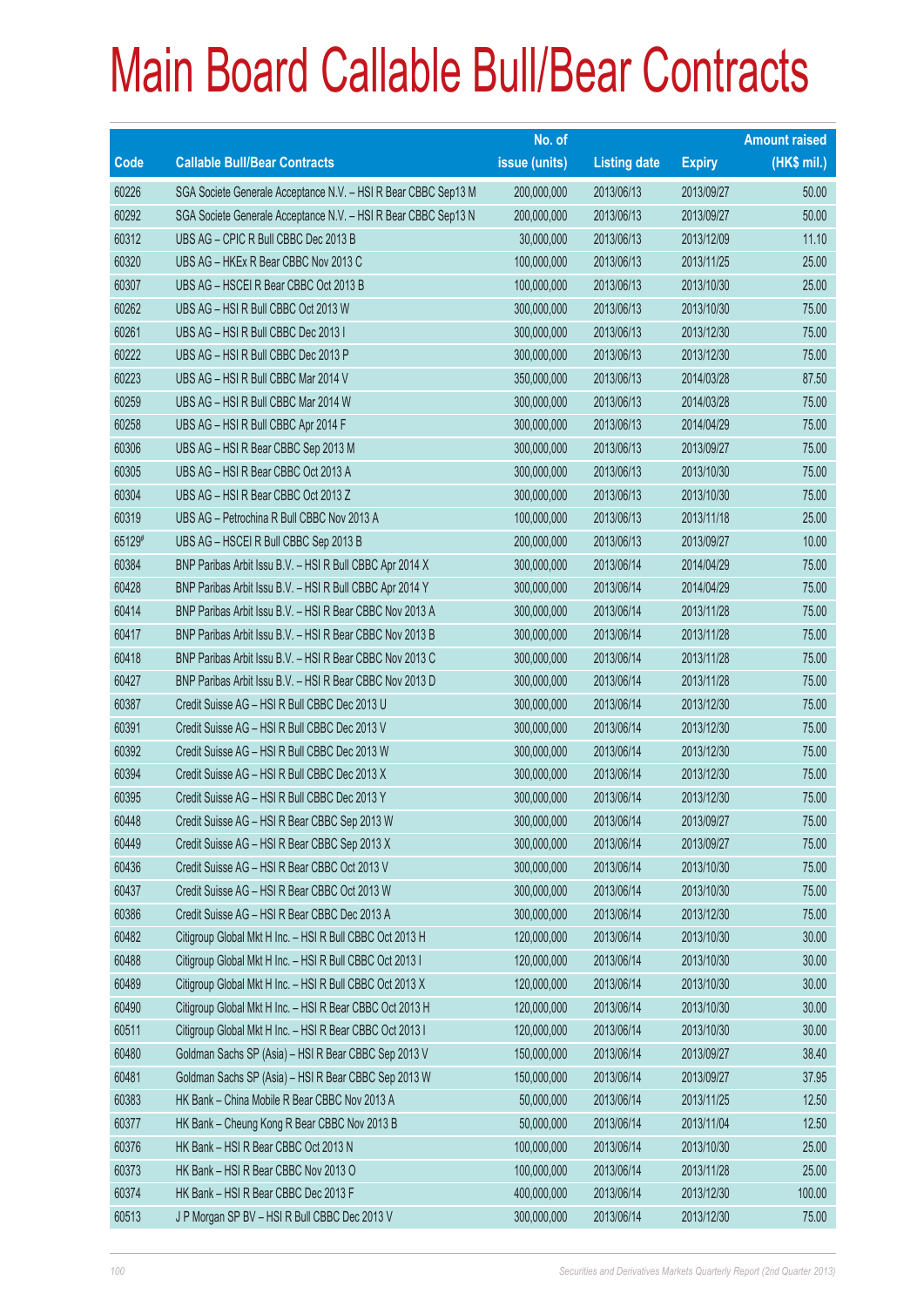# Main Board Callable Bull/Bear Contracts

| Code | Callable Bull/Bear Contracts | No. of issue (units) | Listing date | Expiry | Amount raised (HK$ mil.) |
|---|---|---|---|---|---|
| 60226 | SGA Societe Generale Acceptance N.V. – HSI R Bear CBBC Sep13 M | 200,000,000 | 2013/06/13 | 2013/09/27 | 50.00 |
| 60292 | SGA Societe Generale Acceptance N.V. – HSI R Bear CBBC Sep13 N | 200,000,000 | 2013/06/13 | 2013/09/27 | 50.00 |
| 60312 | UBS AG – CPIC R Bull CBBC Dec 2013 B | 30,000,000 | 2013/06/13 | 2013/12/09 | 11.10 |
| 60320 | UBS AG – HKEx R Bear CBBC Nov 2013 C | 100,000,000 | 2013/06/13 | 2013/11/25 | 25.00 |
| 60307 | UBS AG – HSCEI R Bear CBBC Oct 2013 B | 100,000,000 | 2013/06/13 | 2013/10/30 | 25.00 |
| 60262 | UBS AG – HSI R Bull CBBC Oct 2013 W | 300,000,000 | 2013/06/13 | 2013/10/30 | 75.00 |
| 60261 | UBS AG – HSI R Bull CBBC Dec 2013 I | 300,000,000 | 2013/06/13 | 2013/12/30 | 75.00 |
| 60222 | UBS AG – HSI R Bull CBBC Dec 2013 P | 300,000,000 | 2013/06/13 | 2013/12/30 | 75.00 |
| 60223 | UBS AG – HSI R Bull CBBC Mar 2014 V | 350,000,000 | 2013/06/13 | 2014/03/28 | 87.50 |
| 60259 | UBS AG – HSI R Bull CBBC Mar 2014 W | 300,000,000 | 2013/06/13 | 2014/03/28 | 75.00 |
| 60258 | UBS AG – HSI R Bull CBBC Apr 2014 F | 300,000,000 | 2013/06/13 | 2014/04/29 | 75.00 |
| 60306 | UBS AG – HSI R Bear CBBC Sep 2013 M | 300,000,000 | 2013/06/13 | 2013/09/27 | 75.00 |
| 60305 | UBS AG – HSI R Bear CBBC Oct 2013 A | 300,000,000 | 2013/06/13 | 2013/10/30 | 75.00 |
| 60304 | UBS AG – HSI R Bear CBBC Oct 2013 Z | 300,000,000 | 2013/06/13 | 2013/10/30 | 75.00 |
| 60319 | UBS AG – Petrochina R Bull CBBC Nov 2013 A | 100,000,000 | 2013/06/13 | 2013/11/18 | 25.00 |
| 65129# | UBS AG – HSCEI R Bull CBBC Sep 2013 B | 200,000,000 | 2013/06/13 | 2013/09/27 | 10.00 |
| 60384 | BNP Paribas Arbit Issu B.V. – HSI R Bull CBBC Apr 2014 X | 300,000,000 | 2013/06/14 | 2014/04/29 | 75.00 |
| 60428 | BNP Paribas Arbit Issu B.V. – HSI R Bull CBBC Apr 2014 Y | 300,000,000 | 2013/06/14 | 2014/04/29 | 75.00 |
| 60414 | BNP Paribas Arbit Issu B.V. – HSI R Bear CBBC Nov 2013 A | 300,000,000 | 2013/06/14 | 2013/11/28 | 75.00 |
| 60417 | BNP Paribas Arbit Issu B.V. – HSI R Bear CBBC Nov 2013 B | 300,000,000 | 2013/06/14 | 2013/11/28 | 75.00 |
| 60418 | BNP Paribas Arbit Issu B.V. – HSI R Bear CBBC Nov 2013 C | 300,000,000 | 2013/06/14 | 2013/11/28 | 75.00 |
| 60427 | BNP Paribas Arbit Issu B.V. – HSI R Bear CBBC Nov 2013 D | 300,000,000 | 2013/06/14 | 2013/11/28 | 75.00 |
| 60387 | Credit Suisse AG – HSI R Bull CBBC Dec 2013 U | 300,000,000 | 2013/06/14 | 2013/12/30 | 75.00 |
| 60391 | Credit Suisse AG – HSI R Bull CBBC Dec 2013 V | 300,000,000 | 2013/06/14 | 2013/12/30 | 75.00 |
| 60392 | Credit Suisse AG – HSI R Bull CBBC Dec 2013 W | 300,000,000 | 2013/06/14 | 2013/12/30 | 75.00 |
| 60394 | Credit Suisse AG – HSI R Bull CBBC Dec 2013 X | 300,000,000 | 2013/06/14 | 2013/12/30 | 75.00 |
| 60395 | Credit Suisse AG – HSI R Bull CBBC Dec 2013 Y | 300,000,000 | 2013/06/14 | 2013/12/30 | 75.00 |
| 60448 | Credit Suisse AG – HSI R Bear CBBC Sep 2013 W | 300,000,000 | 2013/06/14 | 2013/09/27 | 75.00 |
| 60449 | Credit Suisse AG – HSI R Bear CBBC Sep 2013 X | 300,000,000 | 2013/06/14 | 2013/09/27 | 75.00 |
| 60436 | Credit Suisse AG – HSI R Bear CBBC Oct 2013 V | 300,000,000 | 2013/06/14 | 2013/10/30 | 75.00 |
| 60437 | Credit Suisse AG – HSI R Bear CBBC Oct 2013 W | 300,000,000 | 2013/06/14 | 2013/10/30 | 75.00 |
| 60386 | Credit Suisse AG – HSI R Bear CBBC Dec 2013 A | 300,000,000 | 2013/06/14 | 2013/12/30 | 75.00 |
| 60482 | Citigroup Global Mkt H Inc. – HSI R Bull CBBC Oct 2013 H | 120,000,000 | 2013/06/14 | 2013/10/30 | 30.00 |
| 60488 | Citigroup Global Mkt H Inc. – HSI R Bull CBBC Oct 2013 I | 120,000,000 | 2013/06/14 | 2013/10/30 | 30.00 |
| 60489 | Citigroup Global Mkt H Inc. – HSI R Bull CBBC Oct 2013 X | 120,000,000 | 2013/06/14 | 2013/10/30 | 30.00 |
| 60490 | Citigroup Global Mkt H Inc. – HSI R Bear CBBC Oct 2013 H | 120,000,000 | 2013/06/14 | 2013/10/30 | 30.00 |
| 60511 | Citigroup Global Mkt H Inc. – HSI R Bear CBBC Oct 2013 I | 120,000,000 | 2013/06/14 | 2013/10/30 | 30.00 |
| 60480 | Goldman Sachs SP (Asia) – HSI R Bear CBBC Sep 2013 V | 150,000,000 | 2013/06/14 | 2013/09/27 | 38.40 |
| 60481 | Goldman Sachs SP (Asia) – HSI R Bear CBBC Sep 2013 W | 150,000,000 | 2013/06/14 | 2013/09/27 | 37.95 |
| 60383 | HK Bank – China Mobile R Bear CBBC Nov 2013 A | 50,000,000 | 2013/06/14 | 2013/11/25 | 12.50 |
| 60377 | HK Bank – Cheung Kong R Bear CBBC Nov 2013 B | 50,000,000 | 2013/06/14 | 2013/11/04 | 12.50 |
| 60376 | HK Bank – HSI R Bear CBBC Oct 2013 N | 100,000,000 | 2013/06/14 | 2013/10/30 | 25.00 |
| 60373 | HK Bank – HSI R Bear CBBC Nov 2013 O | 100,000,000 | 2013/06/14 | 2013/11/28 | 25.00 |
| 60374 | HK Bank – HSI R Bear CBBC Dec 2013 F | 400,000,000 | 2013/06/14 | 2013/12/30 | 100.00 |
| 60513 | J P Morgan SP BV – HSI R Bull CBBC Dec 2013 V | 300,000,000 | 2013/06/14 | 2013/12/30 | 75.00 |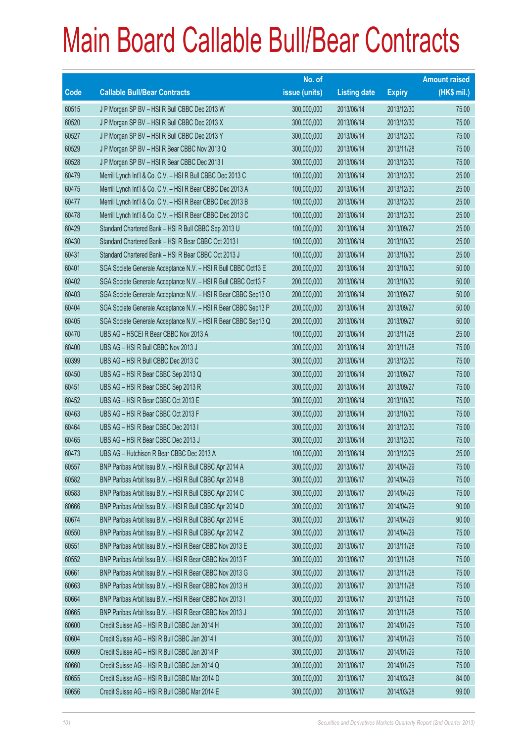# Main Board Callable Bull/Bear Contracts

| Code | Callable Bull/Bear Contracts | No. of issue (units) | Listing date | Expiry | Amount raised (HK$ mil.) |
|---|---|---|---|---|---|
| 60515 | J P Morgan SP BV – HSI R Bull CBBC Dec 2013 W | 300,000,000 | 2013/06/14 | 2013/12/30 | 75.00 |
| 60520 | J P Morgan SP BV – HSI R Bull CBBC Dec 2013 X | 300,000,000 | 2013/06/14 | 2013/12/30 | 75.00 |
| 60527 | J P Morgan SP BV – HSI R Bull CBBC Dec 2013 Y | 300,000,000 | 2013/06/14 | 2013/12/30 | 75.00 |
| 60529 | J P Morgan SP BV – HSI R Bear CBBC Nov 2013 Q | 300,000,000 | 2013/06/14 | 2013/11/28 | 75.00 |
| 60528 | J P Morgan SP BV – HSI R Bear CBBC Dec 2013 I | 300,000,000 | 2013/06/14 | 2013/12/30 | 75.00 |
| 60479 | Merrill Lynch Int'l & Co. C.V. – HSI R Bull CBBC Dec 2013 C | 100,000,000 | 2013/06/14 | 2013/12/30 | 25.00 |
| 60475 | Merrill Lynch Int'l & Co. C.V. – HSI R Bear CBBC Dec 2013 A | 100,000,000 | 2013/06/14 | 2013/12/30 | 25.00 |
| 60477 | Merrill Lynch Int'l & Co. C.V. – HSI R Bear CBBC Dec 2013 B | 100,000,000 | 2013/06/14 | 2013/12/30 | 25.00 |
| 60478 | Merrill Lynch Int'l & Co. C.V. – HSI R Bear CBBC Dec 2013 C | 100,000,000 | 2013/06/14 | 2013/12/30 | 25.00 |
| 60429 | Standard Chartered Bank – HSI R Bull CBBC Sep 2013 U | 100,000,000 | 2013/06/14 | 2013/09/27 | 25.00 |
| 60430 | Standard Chartered Bank – HSI R Bear CBBC Oct 2013 I | 100,000,000 | 2013/06/14 | 2013/10/30 | 25.00 |
| 60431 | Standard Chartered Bank – HSI R Bear CBBC Oct 2013 J | 100,000,000 | 2013/06/14 | 2013/10/30 | 25.00 |
| 60401 | SGA Societe Generale Acceptance N.V. – HSI R Bull CBBC Oct13 E | 200,000,000 | 2013/06/14 | 2013/10/30 | 50.00 |
| 60402 | SGA Societe Generale Acceptance N.V. – HSI R Bull CBBC Oct13 F | 200,000,000 | 2013/06/14 | 2013/10/30 | 50.00 |
| 60403 | SGA Societe Generale Acceptance N.V. – HSI R Bear CBBC Sep13 O | 200,000,000 | 2013/06/14 | 2013/09/27 | 50.00 |
| 60404 | SGA Societe Generale Acceptance N.V. – HSI R Bear CBBC Sep13 P | 200,000,000 | 2013/06/14 | 2013/09/27 | 50.00 |
| 60405 | SGA Societe Generale Acceptance N.V. – HSI R Bear CBBC Sep13 Q | 200,000,000 | 2013/06/14 | 2013/09/27 | 50.00 |
| 60470 | UBS AG – HSCEI R Bear CBBC Nov 2013 A | 100,000,000 | 2013/06/14 | 2013/11/28 | 25.00 |
| 60400 | UBS AG – HSI R Bull CBBC Nov 2013 J | 300,000,000 | 2013/06/14 | 2013/11/28 | 75.00 |
| 60399 | UBS AG – HSI R Bull CBBC Dec 2013 C | 300,000,000 | 2013/06/14 | 2013/12/30 | 75.00 |
| 60450 | UBS AG – HSI R Bear CBBC Sep 2013 Q | 300,000,000 | 2013/06/14 | 2013/09/27 | 75.00 |
| 60451 | UBS AG – HSI R Bear CBBC Sep 2013 R | 300,000,000 | 2013/06/14 | 2013/09/27 | 75.00 |
| 60452 | UBS AG – HSI R Bear CBBC Oct 2013 E | 300,000,000 | 2013/06/14 | 2013/10/30 | 75.00 |
| 60463 | UBS AG – HSI R Bear CBBC Oct 2013 F | 300,000,000 | 2013/06/14 | 2013/10/30 | 75.00 |
| 60464 | UBS AG – HSI R Bear CBBC Dec 2013 I | 300,000,000 | 2013/06/14 | 2013/12/30 | 75.00 |
| 60465 | UBS AG – HSI R Bear CBBC Dec 2013 J | 300,000,000 | 2013/06/14 | 2013/12/30 | 75.00 |
| 60473 | UBS AG – Hutchison R Bear CBBC Dec 2013 A | 100,000,000 | 2013/06/14 | 2013/12/09 | 25.00 |
| 60557 | BNP Paribas Arbit Issu B.V. – HSI R Bull CBBC Apr 2014 A | 300,000,000 | 2013/06/17 | 2014/04/29 | 75.00 |
| 60582 | BNP Paribas Arbit Issu B.V. – HSI R Bull CBBC Apr 2014 B | 300,000,000 | 2013/06/17 | 2014/04/29 | 75.00 |
| 60583 | BNP Paribas Arbit Issu B.V. – HSI R Bull CBBC Apr 2014 C | 300,000,000 | 2013/06/17 | 2014/04/29 | 75.00 |
| 60666 | BNP Paribas Arbit Issu B.V. – HSI R Bull CBBC Apr 2014 D | 300,000,000 | 2013/06/17 | 2014/04/29 | 90.00 |
| 60674 | BNP Paribas Arbit Issu B.V. – HSI R Bull CBBC Apr 2014 E | 300,000,000 | 2013/06/17 | 2014/04/29 | 90.00 |
| 60550 | BNP Paribas Arbit Issu B.V. – HSI R Bull CBBC Apr 2014 Z | 300,000,000 | 2013/06/17 | 2014/04/29 | 75.00 |
| 60551 | BNP Paribas Arbit Issu B.V. – HSI R Bear CBBC Nov 2013 E | 300,000,000 | 2013/06/17 | 2013/11/28 | 75.00 |
| 60552 | BNP Paribas Arbit Issu B.V. – HSI R Bear CBBC Nov 2013 F | 300,000,000 | 2013/06/17 | 2013/11/28 | 75.00 |
| 60661 | BNP Paribas Arbit Issu B.V. – HSI R Bear CBBC Nov 2013 G | 300,000,000 | 2013/06/17 | 2013/11/28 | 75.00 |
| 60663 | BNP Paribas Arbit Issu B.V. – HSI R Bear CBBC Nov 2013 H | 300,000,000 | 2013/06/17 | 2013/11/28 | 75.00 |
| 60664 | BNP Paribas Arbit Issu B.V. – HSI R Bear CBBC Nov 2013 I | 300,000,000 | 2013/06/17 | 2013/11/28 | 75.00 |
| 60665 | BNP Paribas Arbit Issu B.V. – HSI R Bear CBBC Nov 2013 J | 300,000,000 | 2013/06/17 | 2013/11/28 | 75.00 |
| 60600 | Credit Suisse AG – HSI R Bull CBBC Jan 2014 H | 300,000,000 | 2013/06/17 | 2014/01/29 | 75.00 |
| 60604 | Credit Suisse AG – HSI R Bull CBBC Jan 2014 I | 300,000,000 | 2013/06/17 | 2014/01/29 | 75.00 |
| 60609 | Credit Suisse AG – HSI R Bull CBBC Jan 2014 P | 300,000,000 | 2013/06/17 | 2014/01/29 | 75.00 |
| 60660 | Credit Suisse AG – HSI R Bull CBBC Jan 2014 Q | 300,000,000 | 2013/06/17 | 2014/01/29 | 75.00 |
| 60655 | Credit Suisse AG – HSI R Bull CBBC Mar 2014 D | 300,000,000 | 2013/06/17 | 2014/03/28 | 84.00 |
| 60656 | Credit Suisse AG – HSI R Bull CBBC Mar 2014 E | 300,000,000 | 2013/06/17 | 2014/03/28 | 99.00 |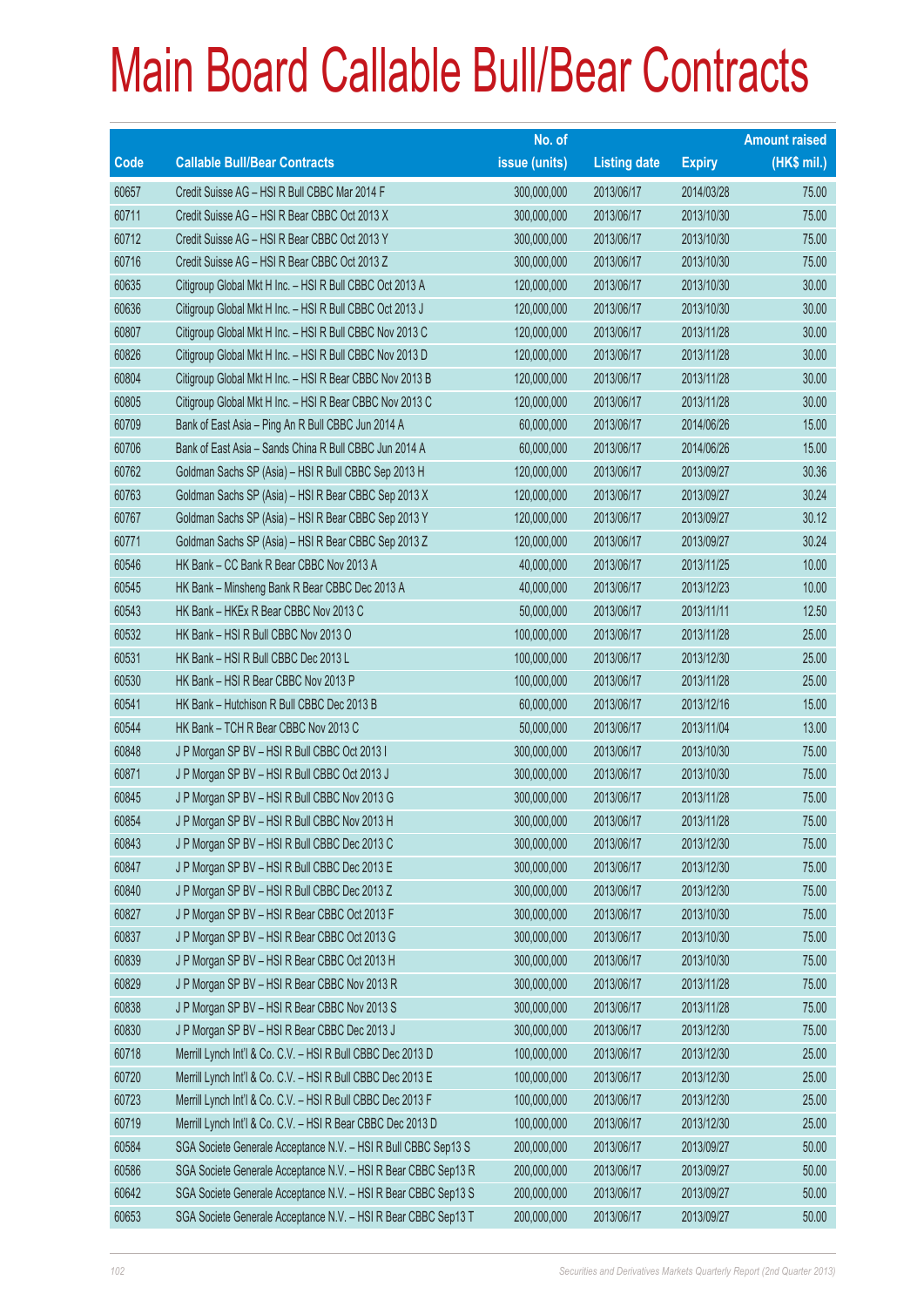# Main Board Callable Bull/Bear Contracts

| Code | Callable Bull/Bear Contracts | No. of issue (units) | Listing date | Expiry | Amount raised (HK$ mil.) |
|---|---|---|---|---|---|
| 60657 | Credit Suisse AG – HSI R Bull CBBC Mar 2014 F | 300,000,000 | 2013/06/17 | 2014/03/28 | 75.00 |
| 60711 | Credit Suisse AG – HSI R Bear CBBC Oct 2013 X | 300,000,000 | 2013/06/17 | 2013/10/30 | 75.00 |
| 60712 | Credit Suisse AG – HSI R Bear CBBC Oct 2013 Y | 300,000,000 | 2013/06/17 | 2013/10/30 | 75.00 |
| 60716 | Credit Suisse AG – HSI R Bear CBBC Oct 2013 Z | 300,000,000 | 2013/06/17 | 2013/10/30 | 75.00 |
| 60635 | Citigroup Global Mkt H Inc. – HSI R Bull CBBC Oct 2013 A | 120,000,000 | 2013/06/17 | 2013/10/30 | 30.00 |
| 60636 | Citigroup Global Mkt H Inc. – HSI R Bull CBBC Oct 2013 J | 120,000,000 | 2013/06/17 | 2013/10/30 | 30.00 |
| 60807 | Citigroup Global Mkt H Inc. – HSI R Bull CBBC Nov 2013 C | 120,000,000 | 2013/06/17 | 2013/11/28 | 30.00 |
| 60826 | Citigroup Global Mkt H Inc. – HSI R Bull CBBC Nov 2013 D | 120,000,000 | 2013/06/17 | 2013/11/28 | 30.00 |
| 60804 | Citigroup Global Mkt H Inc. – HSI R Bear CBBC Nov 2013 B | 120,000,000 | 2013/06/17 | 2013/11/28 | 30.00 |
| 60805 | Citigroup Global Mkt H Inc. – HSI R Bear CBBC Nov 2013 C | 120,000,000 | 2013/06/17 | 2013/11/28 | 30.00 |
| 60709 | Bank of East Asia – Ping An R Bull CBBC Jun 2014 A | 60,000,000 | 2013/06/17 | 2014/06/26 | 15.00 |
| 60706 | Bank of East Asia – Sands China R Bull CBBC Jun 2014 A | 60,000,000 | 2013/06/17 | 2014/06/26 | 15.00 |
| 60762 | Goldman Sachs SP (Asia) – HSI R Bull CBBC Sep 2013 H | 120,000,000 | 2013/06/17 | 2013/09/27 | 30.36 |
| 60763 | Goldman Sachs SP (Asia) – HSI R Bear CBBC Sep 2013 X | 120,000,000 | 2013/06/17 | 2013/09/27 | 30.24 |
| 60767 | Goldman Sachs SP (Asia) – HSI R Bear CBBC Sep 2013 Y | 120,000,000 | 2013/06/17 | 2013/09/27 | 30.12 |
| 60771 | Goldman Sachs SP (Asia) – HSI R Bear CBBC Sep 2013 Z | 120,000,000 | 2013/06/17 | 2013/09/27 | 30.24 |
| 60546 | HK Bank – CC Bank R Bear CBBC Nov 2013 A | 40,000,000 | 2013/06/17 | 2013/11/25 | 10.00 |
| 60545 | HK Bank – Minsheng Bank R Bear CBBC Dec 2013 A | 40,000,000 | 2013/06/17 | 2013/12/23 | 10.00 |
| 60543 | HK Bank – HKEx R Bear CBBC Nov 2013 C | 50,000,000 | 2013/06/17 | 2013/11/11 | 12.50 |
| 60532 | HK Bank – HSI R Bull CBBC Nov 2013 O | 100,000,000 | 2013/06/17 | 2013/11/28 | 25.00 |
| 60531 | HK Bank – HSI R Bull CBBC Dec 2013 L | 100,000,000 | 2013/06/17 | 2013/12/30 | 25.00 |
| 60530 | HK Bank – HSI R Bear CBBC Nov 2013 P | 100,000,000 | 2013/06/17 | 2013/11/28 | 25.00 |
| 60541 | HK Bank – Hutchison R Bull CBBC Dec 2013 B | 60,000,000 | 2013/06/17 | 2013/12/16 | 15.00 |
| 60544 | HK Bank – TCH R Bear CBBC Nov 2013 C | 50,000,000 | 2013/06/17 | 2013/11/04 | 13.00 |
| 60848 | J P Morgan SP BV – HSI R Bull CBBC Oct 2013 I | 300,000,000 | 2013/06/17 | 2013/10/30 | 75.00 |
| 60871 | J P Morgan SP BV – HSI R Bull CBBC Oct 2013 J | 300,000,000 | 2013/06/17 | 2013/10/30 | 75.00 |
| 60845 | J P Morgan SP BV – HSI R Bull CBBC Nov 2013 G | 300,000,000 | 2013/06/17 | 2013/11/28 | 75.00 |
| 60854 | J P Morgan SP BV – HSI R Bull CBBC Nov 2013 H | 300,000,000 | 2013/06/17 | 2013/11/28 | 75.00 |
| 60843 | J P Morgan SP BV – HSI R Bull CBBC Dec 2013 C | 300,000,000 | 2013/06/17 | 2013/12/30 | 75.00 |
| 60847 | J P Morgan SP BV – HSI R Bull CBBC Dec 2013 E | 300,000,000 | 2013/06/17 | 2013/12/30 | 75.00 |
| 60840 | J P Morgan SP BV – HSI R Bull CBBC Dec 2013 Z | 300,000,000 | 2013/06/17 | 2013/12/30 | 75.00 |
| 60827 | J P Morgan SP BV – HSI R Bear CBBC Oct 2013 F | 300,000,000 | 2013/06/17 | 2013/10/30 | 75.00 |
| 60837 | J P Morgan SP BV – HSI R Bear CBBC Oct 2013 G | 300,000,000 | 2013/06/17 | 2013/10/30 | 75.00 |
| 60839 | J P Morgan SP BV – HSI R Bear CBBC Oct 2013 H | 300,000,000 | 2013/06/17 | 2013/10/30 | 75.00 |
| 60829 | J P Morgan SP BV – HSI R Bear CBBC Nov 2013 R | 300,000,000 | 2013/06/17 | 2013/11/28 | 75.00 |
| 60838 | J P Morgan SP BV – HSI R Bear CBBC Nov 2013 S | 300,000,000 | 2013/06/17 | 2013/11/28 | 75.00 |
| 60830 | J P Morgan SP BV – HSI R Bear CBBC Dec 2013 J | 300,000,000 | 2013/06/17 | 2013/12/30 | 75.00 |
| 60718 | Merrill Lynch Int'l & Co. C.V. – HSI R Bull CBBC Dec 2013 D | 100,000,000 | 2013/06/17 | 2013/12/30 | 25.00 |
| 60720 | Merrill Lynch Int'l & Co. C.V. – HSI R Bull CBBC Dec 2013 E | 100,000,000 | 2013/06/17 | 2013/12/30 | 25.00 |
| 60723 | Merrill Lynch Int'l & Co. C.V. – HSI R Bull CBBC Dec 2013 F | 100,000,000 | 2013/06/17 | 2013/12/30 | 25.00 |
| 60719 | Merrill Lynch Int'l & Co. C.V. – HSI R Bear CBBC Dec 2013 D | 100,000,000 | 2013/06/17 | 2013/12/30 | 25.00 |
| 60584 | SGA Societe Generale Acceptance N.V. – HSI R Bull CBBC Sep13 S | 200,000,000 | 2013/06/17 | 2013/09/27 | 50.00 |
| 60586 | SGA Societe Generale Acceptance N.V. – HSI R Bear CBBC Sep13 R | 200,000,000 | 2013/06/17 | 2013/09/27 | 50.00 |
| 60642 | SGA Societe Generale Acceptance N.V. – HSI R Bear CBBC Sep13 S | 200,000,000 | 2013/06/17 | 2013/09/27 | 50.00 |
| 60653 | SGA Societe Generale Acceptance N.V. – HSI R Bear CBBC Sep13 T | 200,000,000 | 2013/06/17 | 2013/09/27 | 50.00 |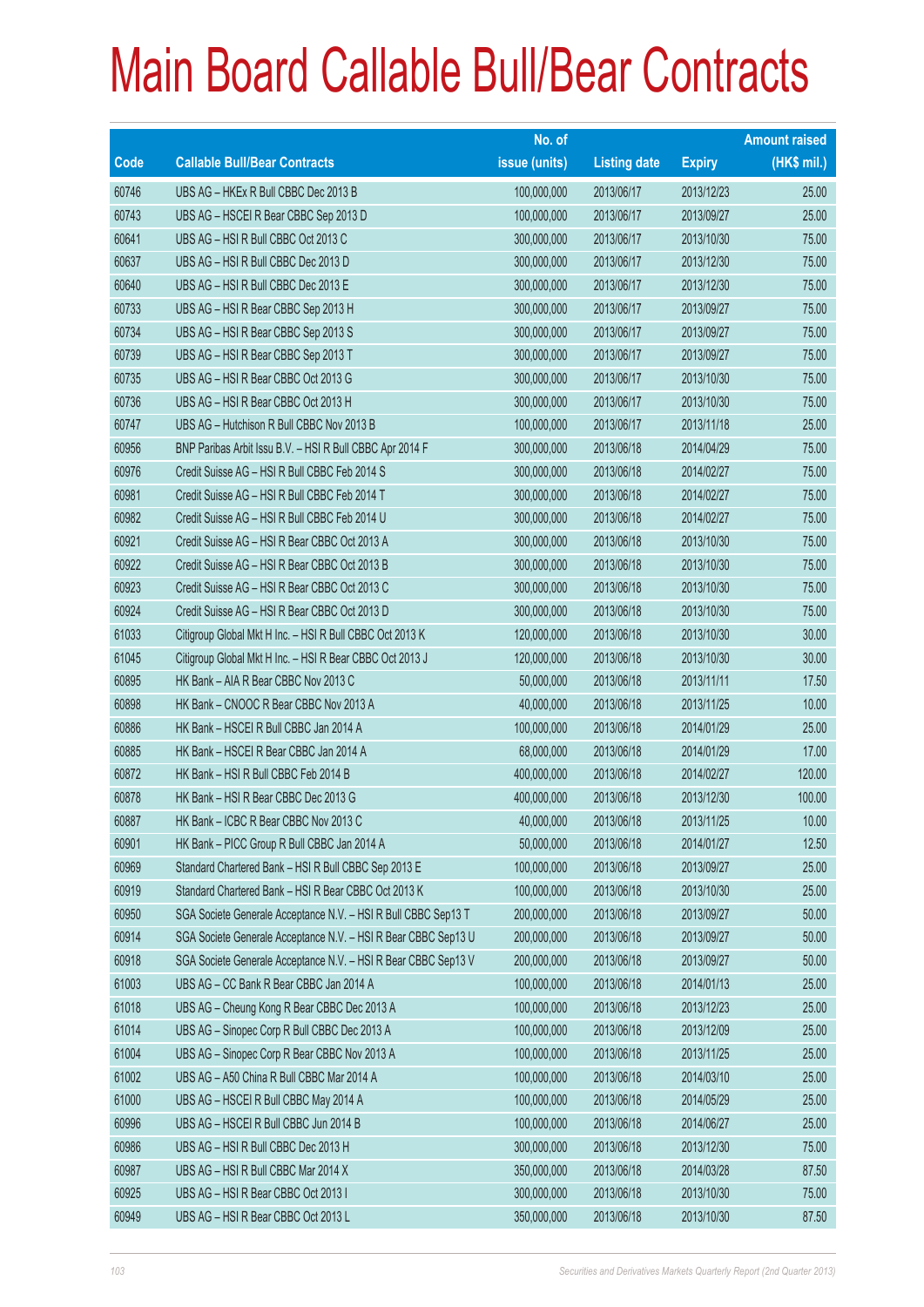# Main Board Callable Bull/Bear Contracts

| Code | Callable Bull/Bear Contracts | No. of issue (units) | Listing date | Expiry | Amount raised (HK$ mil.) |
|---|---|---|---|---|---|
| 60746 | UBS AG – HKEx R Bull CBBC Dec 2013 B | 100,000,000 | 2013/06/17 | 2013/12/23 | 25.00 |
| 60743 | UBS AG – HSCEI R Bear CBBC Sep 2013 D | 100,000,000 | 2013/06/17 | 2013/09/27 | 25.00 |
| 60641 | UBS AG – HSI R Bull CBBC Oct 2013 C | 300,000,000 | 2013/06/17 | 2013/10/30 | 75.00 |
| 60637 | UBS AG – HSI R Bull CBBC Dec 2013 D | 300,000,000 | 2013/06/17 | 2013/12/30 | 75.00 |
| 60640 | UBS AG – HSI R Bull CBBC Dec 2013 E | 300,000,000 | 2013/06/17 | 2013/12/30 | 75.00 |
| 60733 | UBS AG – HSI R Bear CBBC Sep 2013 H | 300,000,000 | 2013/06/17 | 2013/09/27 | 75.00 |
| 60734 | UBS AG – HSI R Bear CBBC Sep 2013 S | 300,000,000 | 2013/06/17 | 2013/09/27 | 75.00 |
| 60739 | UBS AG – HSI R Bear CBBC Sep 2013 T | 300,000,000 | 2013/06/17 | 2013/09/27 | 75.00 |
| 60735 | UBS AG – HSI R Bear CBBC Oct 2013 G | 300,000,000 | 2013/06/17 | 2013/10/30 | 75.00 |
| 60736 | UBS AG – HSI R Bear CBBC Oct 2013 H | 300,000,000 | 2013/06/17 | 2013/10/30 | 75.00 |
| 60747 | UBS AG – Hutchison R Bull CBBC Nov 2013 B | 100,000,000 | 2013/06/17 | 2013/11/18 | 25.00 |
| 60956 | BNP Paribas Arbit Issu B.V. – HSI R Bull CBBC Apr 2014 F | 300,000,000 | 2013/06/18 | 2014/04/29 | 75.00 |
| 60976 | Credit Suisse AG – HSI R Bull CBBC Feb 2014 S | 300,000,000 | 2013/06/18 | 2014/02/27 | 75.00 |
| 60981 | Credit Suisse AG – HSI R Bull CBBC Feb 2014 T | 300,000,000 | 2013/06/18 | 2014/02/27 | 75.00 |
| 60982 | Credit Suisse AG – HSI R Bull CBBC Feb 2014 U | 300,000,000 | 2013/06/18 | 2014/02/27 | 75.00 |
| 60921 | Credit Suisse AG – HSI R Bear CBBC Oct 2013 A | 300,000,000 | 2013/06/18 | 2013/10/30 | 75.00 |
| 60922 | Credit Suisse AG – HSI R Bear CBBC Oct 2013 B | 300,000,000 | 2013/06/18 | 2013/10/30 | 75.00 |
| 60923 | Credit Suisse AG – HSI R Bear CBBC Oct 2013 C | 300,000,000 | 2013/06/18 | 2013/10/30 | 75.00 |
| 60924 | Credit Suisse AG – HSI R Bear CBBC Oct 2013 D | 300,000,000 | 2013/06/18 | 2013/10/30 | 75.00 |
| 61033 | Citigroup Global Mkt H Inc. – HSI R Bull CBBC Oct 2013 K | 120,000,000 | 2013/06/18 | 2013/10/30 | 30.00 |
| 61045 | Citigroup Global Mkt H Inc. – HSI R Bear CBBC Oct 2013 J | 120,000,000 | 2013/06/18 | 2013/10/30 | 30.00 |
| 60895 | HK Bank – AIA R Bear CBBC Nov 2013 C | 50,000,000 | 2013/06/18 | 2013/11/11 | 17.50 |
| 60898 | HK Bank – CNOOC R Bear CBBC Nov 2013 A | 40,000,000 | 2013/06/18 | 2013/11/25 | 10.00 |
| 60886 | HK Bank – HSCEI R Bull CBBC Jan 2014 A | 100,000,000 | 2013/06/18 | 2014/01/29 | 25.00 |
| 60885 | HK Bank – HSCEI R Bear CBBC Jan 2014 A | 68,000,000 | 2013/06/18 | 2014/01/29 | 17.00 |
| 60872 | HK Bank – HSI R Bull CBBC Feb 2014 B | 400,000,000 | 2013/06/18 | 2014/02/27 | 120.00 |
| 60878 | HK Bank – HSI R Bear CBBC Dec 2013 G | 400,000,000 | 2013/06/18 | 2013/12/30 | 100.00 |
| 60887 | HK Bank – ICBC R Bear CBBC Nov 2013 C | 40,000,000 | 2013/06/18 | 2013/11/25 | 10.00 |
| 60901 | HK Bank – PICC Group R Bull CBBC Jan 2014 A | 50,000,000 | 2013/06/18 | 2014/01/27 | 12.50 |
| 60969 | Standard Chartered Bank – HSI R Bull CBBC Sep 2013 E | 100,000,000 | 2013/06/18 | 2013/09/27 | 25.00 |
| 60919 | Standard Chartered Bank – HSI R Bear CBBC Oct 2013 K | 100,000,000 | 2013/06/18 | 2013/10/30 | 25.00 |
| 60950 | SGA Societe Generale Acceptance N.V. – HSI R Bull CBBC Sep13 T | 200,000,000 | 2013/06/18 | 2013/09/27 | 50.00 |
| 60914 | SGA Societe Generale Acceptance N.V. – HSI R Bear CBBC Sep13 U | 200,000,000 | 2013/06/18 | 2013/09/27 | 50.00 |
| 60918 | SGA Societe Generale Acceptance N.V. – HSI R Bear CBBC Sep13 V | 200,000,000 | 2013/06/18 | 2013/09/27 | 50.00 |
| 61003 | UBS AG – CC Bank R Bear CBBC Jan 2014 A | 100,000,000 | 2013/06/18 | 2014/01/13 | 25.00 |
| 61018 | UBS AG – Cheung Kong R Bear CBBC Dec 2013 A | 100,000,000 | 2013/06/18 | 2013/12/23 | 25.00 |
| 61014 | UBS AG – Sinopec Corp R Bull CBBC Dec 2013 A | 100,000,000 | 2013/06/18 | 2013/12/09 | 25.00 |
| 61004 | UBS AG – Sinopec Corp R Bear CBBC Nov 2013 A | 100,000,000 | 2013/06/18 | 2013/11/25 | 25.00 |
| 61002 | UBS AG – A50 China R Bull CBBC Mar 2014 A | 100,000,000 | 2013/06/18 | 2014/03/10 | 25.00 |
| 61000 | UBS AG – HSCEI R Bull CBBC May 2014 A | 100,000,000 | 2013/06/18 | 2014/05/29 | 25.00 |
| 60996 | UBS AG – HSCEI R Bull CBBC Jun 2014 B | 100,000,000 | 2013/06/18 | 2014/06/27 | 25.00 |
| 60986 | UBS AG – HSI R Bull CBBC Dec 2013 H | 300,000,000 | 2013/06/18 | 2013/12/30 | 75.00 |
| 60987 | UBS AG – HSI R Bull CBBC Mar 2014 X | 350,000,000 | 2013/06/18 | 2014/03/28 | 87.50 |
| 60925 | UBS AG – HSI R Bear CBBC Oct 2013 I | 300,000,000 | 2013/06/18 | 2013/10/30 | 75.00 |
| 60949 | UBS AG – HSI R Bear CBBC Oct 2013 L | 350,000,000 | 2013/06/18 | 2013/10/30 | 87.50 |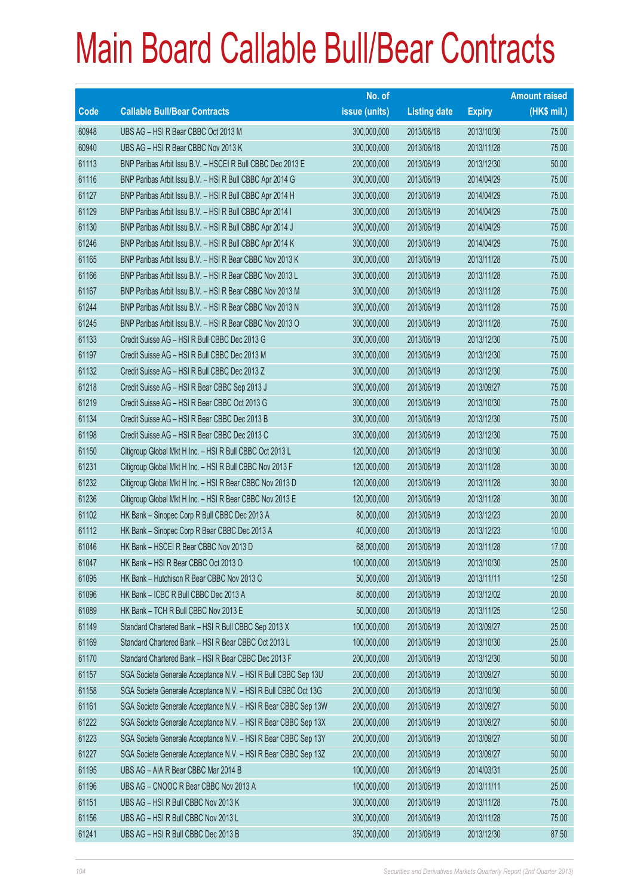# Main Board Callable Bull/Bear Contracts

| Code | Callable Bull/Bear Contracts | No. of issue (units) | Listing date | Expiry | Amount raised (HK$ mil.) |
|---|---|---|---|---|---|
| 60948 | UBS AG – HSI R Bear CBBC Oct 2013 M | 300,000,000 | 2013/06/18 | 2013/10/30 | 75.00 |
| 60940 | UBS AG – HSI R Bear CBBC Nov 2013 K | 300,000,000 | 2013/06/18 | 2013/11/28 | 75.00 |
| 61113 | BNP Paribas Arbit Issu B.V. – HSCEI R Bull CBBC Dec 2013 E | 200,000,000 | 2013/06/19 | 2013/12/30 | 50.00 |
| 61116 | BNP Paribas Arbit Issu B.V. – HSI R Bull CBBC Apr 2014 G | 300,000,000 | 2013/06/19 | 2014/04/29 | 75.00 |
| 61127 | BNP Paribas Arbit Issu B.V. – HSI R Bull CBBC Apr 2014 H | 300,000,000 | 2013/06/19 | 2014/04/29 | 75.00 |
| 61129 | BNP Paribas Arbit Issu B.V. – HSI R Bull CBBC Apr 2014 I | 300,000,000 | 2013/06/19 | 2014/04/29 | 75.00 |
| 61130 | BNP Paribas Arbit Issu B.V. – HSI R Bull CBBC Apr 2014 J | 300,000,000 | 2013/06/19 | 2014/04/29 | 75.00 |
| 61246 | BNP Paribas Arbit Issu B.V. – HSI R Bull CBBC Apr 2014 K | 300,000,000 | 2013/06/19 | 2014/04/29 | 75.00 |
| 61165 | BNP Paribas Arbit Issu B.V. – HSI R Bear CBBC Nov 2013 K | 300,000,000 | 2013/06/19 | 2013/11/28 | 75.00 |
| 61166 | BNP Paribas Arbit Issu B.V. – HSI R Bear CBBC Nov 2013 L | 300,000,000 | 2013/06/19 | 2013/11/28 | 75.00 |
| 61167 | BNP Paribas Arbit Issu B.V. – HSI R Bear CBBC Nov 2013 M | 300,000,000 | 2013/06/19 | 2013/11/28 | 75.00 |
| 61244 | BNP Paribas Arbit Issu B.V. – HSI R Bear CBBC Nov 2013 N | 300,000,000 | 2013/06/19 | 2013/11/28 | 75.00 |
| 61245 | BNP Paribas Arbit Issu B.V. – HSI R Bear CBBC Nov 2013 O | 300,000,000 | 2013/06/19 | 2013/11/28 | 75.00 |
| 61133 | Credit Suisse AG – HSI R Bull CBBC Dec 2013 G | 300,000,000 | 2013/06/19 | 2013/12/30 | 75.00 |
| 61197 | Credit Suisse AG – HSI R Bull CBBC Dec 2013 M | 300,000,000 | 2013/06/19 | 2013/12/30 | 75.00 |
| 61132 | Credit Suisse AG – HSI R Bull CBBC Dec 2013 Z | 300,000,000 | 2013/06/19 | 2013/12/30 | 75.00 |
| 61218 | Credit Suisse AG – HSI R Bear CBBC Sep 2013 J | 300,000,000 | 2013/06/19 | 2013/09/27 | 75.00 |
| 61219 | Credit Suisse AG – HSI R Bear CBBC Oct 2013 G | 300,000,000 | 2013/06/19 | 2013/10/30 | 75.00 |
| 61134 | Credit Suisse AG – HSI R Bear CBBC Dec 2013 B | 300,000,000 | 2013/06/19 | 2013/12/30 | 75.00 |
| 61198 | Credit Suisse AG – HSI R Bear CBBC Dec 2013 C | 300,000,000 | 2013/06/19 | 2013/12/30 | 75.00 |
| 61150 | Citigroup Global Mkt H Inc. – HSI R Bull CBBC Oct 2013 L | 120,000,000 | 2013/06/19 | 2013/10/30 | 30.00 |
| 61231 | Citigroup Global Mkt H Inc. – HSI R Bull CBBC Nov 2013 F | 120,000,000 | 2013/06/19 | 2013/11/28 | 30.00 |
| 61232 | Citigroup Global Mkt H Inc. – HSI R Bear CBBC Nov 2013 D | 120,000,000 | 2013/06/19 | 2013/11/28 | 30.00 |
| 61236 | Citigroup Global Mkt H Inc. – HSI R Bear CBBC Nov 2013 E | 120,000,000 | 2013/06/19 | 2013/11/28 | 30.00 |
| 61102 | HK Bank – Sinopec Corp R Bull CBBC Dec 2013 A | 80,000,000 | 2013/06/19 | 2013/12/23 | 20.00 |
| 61112 | HK Bank – Sinopec Corp R Bear CBBC Dec 2013 A | 40,000,000 | 2013/06/19 | 2013/12/23 | 10.00 |
| 61046 | HK Bank – HSCEI R Bear CBBC Nov 2013 D | 68,000,000 | 2013/06/19 | 2013/11/28 | 17.00 |
| 61047 | HK Bank – HSI R Bear CBBC Oct 2013 O | 100,000,000 | 2013/06/19 | 2013/10/30 | 25.00 |
| 61095 | HK Bank – Hutchison R Bear CBBC Nov 2013 C | 50,000,000 | 2013/06/19 | 2013/11/11 | 12.50 |
| 61096 | HK Bank – ICBC R Bull CBBC Dec 2013 A | 80,000,000 | 2013/06/19 | 2013/12/02 | 20.00 |
| 61089 | HK Bank – TCH R Bull CBBC Nov 2013 E | 50,000,000 | 2013/06/19 | 2013/11/25 | 12.50 |
| 61149 | Standard Chartered Bank – HSI R Bull CBBC Sep 2013 X | 100,000,000 | 2013/06/19 | 2013/09/27 | 25.00 |
| 61169 | Standard Chartered Bank – HSI R Bear CBBC Oct 2013 L | 100,000,000 | 2013/06/19 | 2013/10/30 | 25.00 |
| 61170 | Standard Chartered Bank – HSI R Bear CBBC Dec 2013 F | 200,000,000 | 2013/06/19 | 2013/12/30 | 50.00 |
| 61157 | SGA Societe Generale Acceptance N.V. – HSI R Bull CBBC Sep 13U | 200,000,000 | 2013/06/19 | 2013/09/27 | 50.00 |
| 61158 | SGA Societe Generale Acceptance N.V. – HSI R Bull CBBC Oct 13G | 200,000,000 | 2013/06/19 | 2013/10/30 | 50.00 |
| 61161 | SGA Societe Generale Acceptance N.V. – HSI R Bear CBBC Sep 13W | 200,000,000 | 2013/06/19 | 2013/09/27 | 50.00 |
| 61222 | SGA Societe Generale Acceptance N.V. – HSI R Bear CBBC Sep 13X | 200,000,000 | 2013/06/19 | 2013/09/27 | 50.00 |
| 61223 | SGA Societe Generale Acceptance N.V. – HSI R Bear CBBC Sep 13Y | 200,000,000 | 2013/06/19 | 2013/09/27 | 50.00 |
| 61227 | SGA Societe Generale Acceptance N.V. – HSI R Bear CBBC Sep 13Z | 200,000,000 | 2013/06/19 | 2013/09/27 | 50.00 |
| 61195 | UBS AG – AIA R Bear CBBC Mar 2014 B | 100,000,000 | 2013/06/19 | 2014/03/31 | 25.00 |
| 61196 | UBS AG – CNOOC R Bear CBBC Nov 2013 A | 100,000,000 | 2013/06/19 | 2013/11/11 | 25.00 |
| 61151 | UBS AG – HSI R Bull CBBC Nov 2013 K | 300,000,000 | 2013/06/19 | 2013/11/28 | 75.00 |
| 61156 | UBS AG – HSI R Bull CBBC Nov 2013 L | 300,000,000 | 2013/06/19 | 2013/11/28 | 75.00 |
| 61241 | UBS AG – HSI R Bull CBBC Dec 2013 B | 350,000,000 | 2013/06/19 | 2013/12/30 | 87.50 |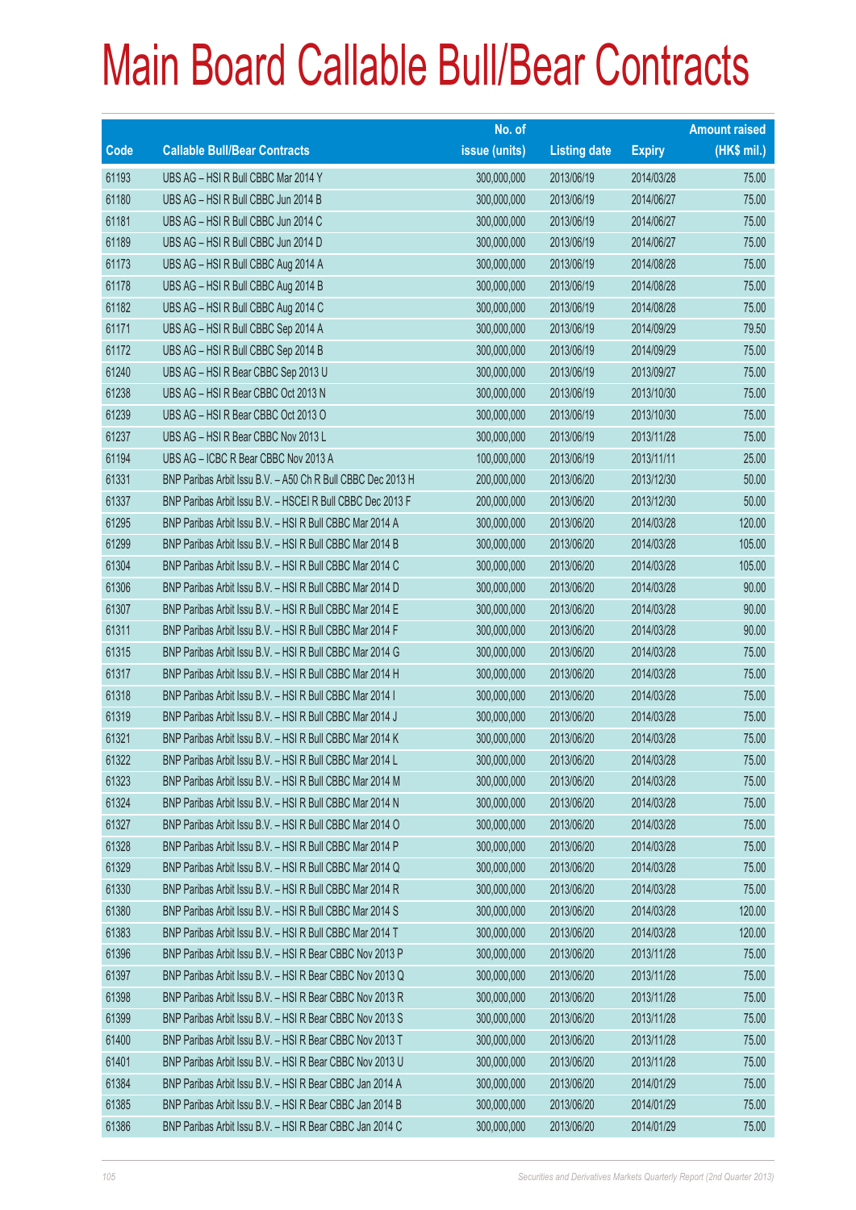# Main Board Callable Bull/Bear Contracts

| Code | Callable Bull/Bear Contracts | No. of issue (units) | Listing date | Expiry | Amount raised (HK$ mil.) |
|---|---|---|---|---|---|
| 61193 | UBS AG – HSI R Bull CBBC Mar 2014 Y | 300,000,000 | 2013/06/19 | 2014/03/28 | 75.00 |
| 61180 | UBS AG – HSI R Bull CBBC Jun 2014 B | 300,000,000 | 2013/06/19 | 2014/06/27 | 75.00 |
| 61181 | UBS AG – HSI R Bull CBBC Jun 2014 C | 300,000,000 | 2013/06/19 | 2014/06/27 | 75.00 |
| 61189 | UBS AG – HSI R Bull CBBC Jun 2014 D | 300,000,000 | 2013/06/19 | 2014/06/27 | 75.00 |
| 61173 | UBS AG – HSI R Bull CBBC Aug 2014 A | 300,000,000 | 2013/06/19 | 2014/08/28 | 75.00 |
| 61178 | UBS AG – HSI R Bull CBBC Aug 2014 B | 300,000,000 | 2013/06/19 | 2014/08/28 | 75.00 |
| 61182 | UBS AG – HSI R Bull CBBC Aug 2014 C | 300,000,000 | 2013/06/19 | 2014/08/28 | 75.00 |
| 61171 | UBS AG – HSI R Bull CBBC Sep 2014 A | 300,000,000 | 2013/06/19 | 2014/09/29 | 79.50 |
| 61172 | UBS AG – HSI R Bull CBBC Sep 2014 B | 300,000,000 | 2013/06/19 | 2014/09/29 | 75.00 |
| 61240 | UBS AG – HSI R Bear CBBC Sep 2013 U | 300,000,000 | 2013/06/19 | 2013/09/27 | 75.00 |
| 61238 | UBS AG – HSI R Bear CBBC Oct 2013 N | 300,000,000 | 2013/06/19 | 2013/10/30 | 75.00 |
| 61239 | UBS AG – HSI R Bear CBBC Oct 2013 O | 300,000,000 | 2013/06/19 | 2013/10/30 | 75.00 |
| 61237 | UBS AG – HSI R Bear CBBC Nov 2013 L | 300,000,000 | 2013/06/19 | 2013/11/28 | 75.00 |
| 61194 | UBS AG – ICBC R Bear CBBC Nov 2013 A | 100,000,000 | 2013/06/19 | 2013/11/11 | 25.00 |
| 61331 | BNP Paribas Arbit Issu B.V. – A50 Ch R Bull CBBC Dec 2013 H | 200,000,000 | 2013/06/20 | 2013/12/30 | 50.00 |
| 61337 | BNP Paribas Arbit Issu B.V. – HSCEI R Bull CBBC Dec 2013 F | 200,000,000 | 2013/06/20 | 2013/12/30 | 50.00 |
| 61295 | BNP Paribas Arbit Issu B.V. – HSI R Bull CBBC Mar 2014 A | 300,000,000 | 2013/06/20 | 2014/03/28 | 120.00 |
| 61299 | BNP Paribas Arbit Issu B.V. – HSI R Bull CBBC Mar 2014 B | 300,000,000 | 2013/06/20 | 2014/03/28 | 105.00 |
| 61304 | BNP Paribas Arbit Issu B.V. – HSI R Bull CBBC Mar 2014 C | 300,000,000 | 2013/06/20 | 2014/03/28 | 105.00 |
| 61306 | BNP Paribas Arbit Issu B.V. – HSI R Bull CBBC Mar 2014 D | 300,000,000 | 2013/06/20 | 2014/03/28 | 90.00 |
| 61307 | BNP Paribas Arbit Issu B.V. – HSI R Bull CBBC Mar 2014 E | 300,000,000 | 2013/06/20 | 2014/03/28 | 90.00 |
| 61311 | BNP Paribas Arbit Issu B.V. – HSI R Bull CBBC Mar 2014 F | 300,000,000 | 2013/06/20 | 2014/03/28 | 90.00 |
| 61315 | BNP Paribas Arbit Issu B.V. – HSI R Bull CBBC Mar 2014 G | 300,000,000 | 2013/06/20 | 2014/03/28 | 75.00 |
| 61317 | BNP Paribas Arbit Issu B.V. – HSI R Bull CBBC Mar 2014 H | 300,000,000 | 2013/06/20 | 2014/03/28 | 75.00 |
| 61318 | BNP Paribas Arbit Issu B.V. – HSI R Bull CBBC Mar 2014 I | 300,000,000 | 2013/06/20 | 2014/03/28 | 75.00 |
| 61319 | BNP Paribas Arbit Issu B.V. – HSI R Bull CBBC Mar 2014 J | 300,000,000 | 2013/06/20 | 2014/03/28 | 75.00 |
| 61321 | BNP Paribas Arbit Issu B.V. – HSI R Bull CBBC Mar 2014 K | 300,000,000 | 2013/06/20 | 2014/03/28 | 75.00 |
| 61322 | BNP Paribas Arbit Issu B.V. – HSI R Bull CBBC Mar 2014 L | 300,000,000 | 2013/06/20 | 2014/03/28 | 75.00 |
| 61323 | BNP Paribas Arbit Issu B.V. – HSI R Bull CBBC Mar 2014 M | 300,000,000 | 2013/06/20 | 2014/03/28 | 75.00 |
| 61324 | BNP Paribas Arbit Issu B.V. – HSI R Bull CBBC Mar 2014 N | 300,000,000 | 2013/06/20 | 2014/03/28 | 75.00 |
| 61327 | BNP Paribas Arbit Issu B.V. – HSI R Bull CBBC Mar 2014 O | 300,000,000 | 2013/06/20 | 2014/03/28 | 75.00 |
| 61328 | BNP Paribas Arbit Issu B.V. – HSI R Bull CBBC Mar 2014 P | 300,000,000 | 2013/06/20 | 2014/03/28 | 75.00 |
| 61329 | BNP Paribas Arbit Issu B.V. – HSI R Bull CBBC Mar 2014 Q | 300,000,000 | 2013/06/20 | 2014/03/28 | 75.00 |
| 61330 | BNP Paribas Arbit Issu B.V. – HSI R Bull CBBC Mar 2014 R | 300,000,000 | 2013/06/20 | 2014/03/28 | 75.00 |
| 61380 | BNP Paribas Arbit Issu B.V. – HSI R Bull CBBC Mar 2014 S | 300,000,000 | 2013/06/20 | 2014/03/28 | 120.00 |
| 61383 | BNP Paribas Arbit Issu B.V. – HSI R Bull CBBC Mar 2014 T | 300,000,000 | 2013/06/20 | 2014/03/28 | 120.00 |
| 61396 | BNP Paribas Arbit Issu B.V. – HSI R Bear CBBC Nov 2013 P | 300,000,000 | 2013/06/20 | 2013/11/28 | 75.00 |
| 61397 | BNP Paribas Arbit Issu B.V. – HSI R Bear CBBC Nov 2013 Q | 300,000,000 | 2013/06/20 | 2013/11/28 | 75.00 |
| 61398 | BNP Paribas Arbit Issu B.V. – HSI R Bear CBBC Nov 2013 R | 300,000,000 | 2013/06/20 | 2013/11/28 | 75.00 |
| 61399 | BNP Paribas Arbit Issu B.V. – HSI R Bear CBBC Nov 2013 S | 300,000,000 | 2013/06/20 | 2013/11/28 | 75.00 |
| 61400 | BNP Paribas Arbit Issu B.V. – HSI R Bear CBBC Nov 2013 T | 300,000,000 | 2013/06/20 | 2013/11/28 | 75.00 |
| 61401 | BNP Paribas Arbit Issu B.V. – HSI R Bear CBBC Nov 2013 U | 300,000,000 | 2013/06/20 | 2013/11/28 | 75.00 |
| 61384 | BNP Paribas Arbit Issu B.V. – HSI R Bear CBBC Jan 2014 A | 300,000,000 | 2013/06/20 | 2014/01/29 | 75.00 |
| 61385 | BNP Paribas Arbit Issu B.V. – HSI R Bear CBBC Jan 2014 B | 300,000,000 | 2013/06/20 | 2014/01/29 | 75.00 |
| 61386 | BNP Paribas Arbit Issu B.V. – HSI R Bear CBBC Jan 2014 C | 300,000,000 | 2013/06/20 | 2014/01/29 | 75.00 |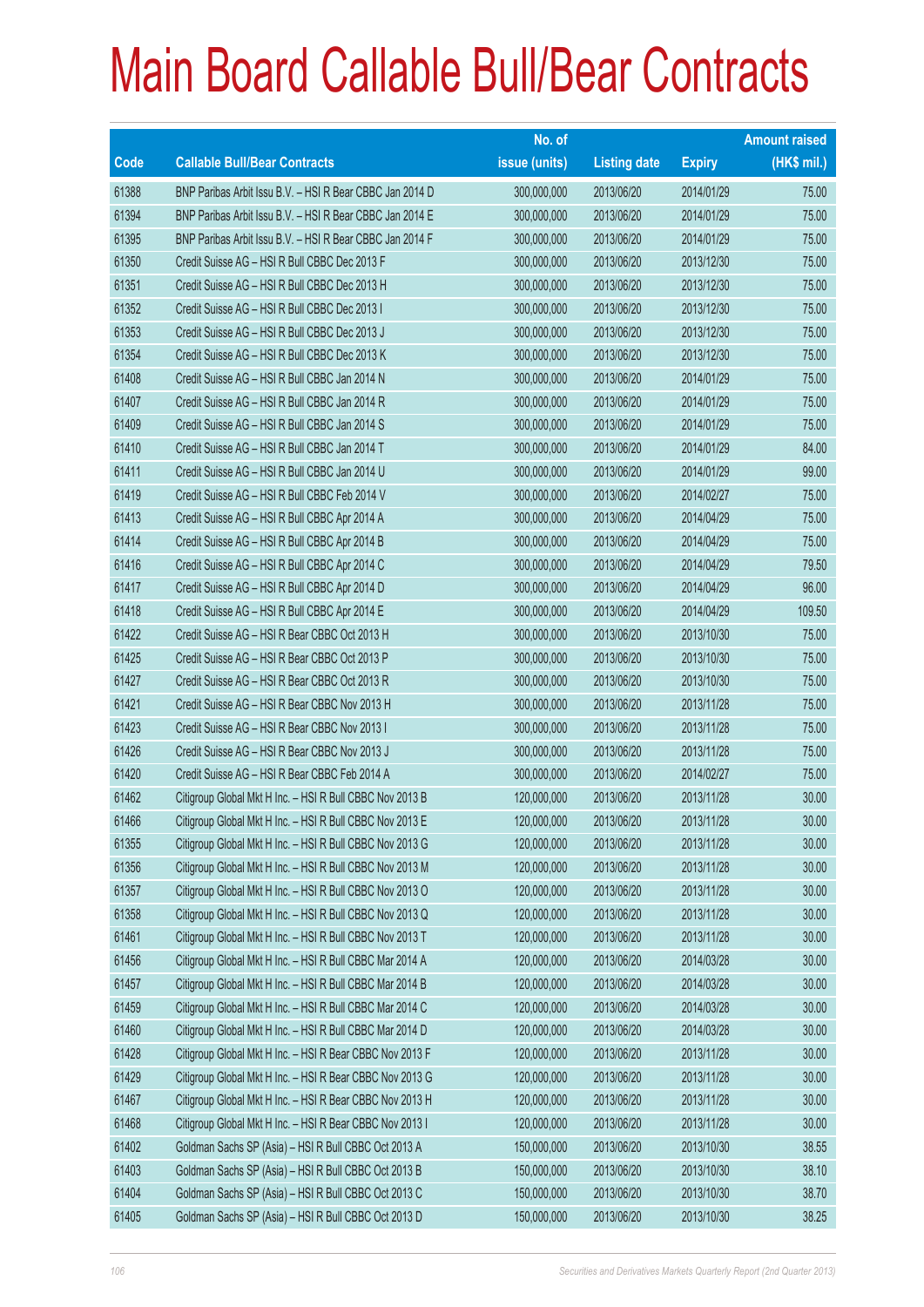# Main Board Callable Bull/Bear Contracts

| Code | Callable Bull/Bear Contracts | No. of issue (units) | Listing date | Expiry | Amount raised (HK$ mil.) |
|---|---|---|---|---|---|
| 61388 | BNP Paribas Arbit Issu B.V. – HSI R Bear CBBC Jan 2014 D | 300,000,000 | 2013/06/20 | 2014/01/29 | 75.00 |
| 61394 | BNP Paribas Arbit Issu B.V. – HSI R Bear CBBC Jan 2014 E | 300,000,000 | 2013/06/20 | 2014/01/29 | 75.00 |
| 61395 | BNP Paribas Arbit Issu B.V. – HSI R Bear CBBC Jan 2014 F | 300,000,000 | 2013/06/20 | 2014/01/29 | 75.00 |
| 61350 | Credit Suisse AG – HSI R Bull CBBC Dec 2013 F | 300,000,000 | 2013/06/20 | 2013/12/30 | 75.00 |
| 61351 | Credit Suisse AG – HSI R Bull CBBC Dec 2013 H | 300,000,000 | 2013/06/20 | 2013/12/30 | 75.00 |
| 61352 | Credit Suisse AG – HSI R Bull CBBC Dec 2013 I | 300,000,000 | 2013/06/20 | 2013/12/30 | 75.00 |
| 61353 | Credit Suisse AG – HSI R Bull CBBC Dec 2013 J | 300,000,000 | 2013/06/20 | 2013/12/30 | 75.00 |
| 61354 | Credit Suisse AG – HSI R Bull CBBC Dec 2013 K | 300,000,000 | 2013/06/20 | 2013/12/30 | 75.00 |
| 61408 | Credit Suisse AG – HSI R Bull CBBC Jan 2014 N | 300,000,000 | 2013/06/20 | 2014/01/29 | 75.00 |
| 61407 | Credit Suisse AG – HSI R Bull CBBC Jan 2014 R | 300,000,000 | 2013/06/20 | 2014/01/29 | 75.00 |
| 61409 | Credit Suisse AG – HSI R Bull CBBC Jan 2014 S | 300,000,000 | 2013/06/20 | 2014/01/29 | 75.00 |
| 61410 | Credit Suisse AG – HSI R Bull CBBC Jan 2014 T | 300,000,000 | 2013/06/20 | 2014/01/29 | 84.00 |
| 61411 | Credit Suisse AG – HSI R Bull CBBC Jan 2014 U | 300,000,000 | 2013/06/20 | 2014/01/29 | 99.00 |
| 61419 | Credit Suisse AG – HSI R Bull CBBC Feb 2014 V | 300,000,000 | 2013/06/20 | 2014/02/27 | 75.00 |
| 61413 | Credit Suisse AG – HSI R Bull CBBC Apr 2014 A | 300,000,000 | 2013/06/20 | 2014/04/29 | 75.00 |
| 61414 | Credit Suisse AG – HSI R Bull CBBC Apr 2014 B | 300,000,000 | 2013/06/20 | 2014/04/29 | 75.00 |
| 61416 | Credit Suisse AG – HSI R Bull CBBC Apr 2014 C | 300,000,000 | 2013/06/20 | 2014/04/29 | 79.50 |
| 61417 | Credit Suisse AG – HSI R Bull CBBC Apr 2014 D | 300,000,000 | 2013/06/20 | 2014/04/29 | 96.00 |
| 61418 | Credit Suisse AG – HSI R Bull CBBC Apr 2014 E | 300,000,000 | 2013/06/20 | 2014/04/29 | 109.50 |
| 61422 | Credit Suisse AG – HSI R Bear CBBC Oct 2013 H | 300,000,000 | 2013/06/20 | 2013/10/30 | 75.00 |
| 61425 | Credit Suisse AG – HSI R Bear CBBC Oct 2013 P | 300,000,000 | 2013/06/20 | 2013/10/30 | 75.00 |
| 61427 | Credit Suisse AG – HSI R Bear CBBC Oct 2013 R | 300,000,000 | 2013/06/20 | 2013/10/30 | 75.00 |
| 61421 | Credit Suisse AG – HSI R Bear CBBC Nov 2013 H | 300,000,000 | 2013/06/20 | 2013/11/28 | 75.00 |
| 61423 | Credit Suisse AG – HSI R Bear CBBC Nov 2013 I | 300,000,000 | 2013/06/20 | 2013/11/28 | 75.00 |
| 61426 | Credit Suisse AG – HSI R Bear CBBC Nov 2013 J | 300,000,000 | 2013/06/20 | 2013/11/28 | 75.00 |
| 61420 | Credit Suisse AG – HSI R Bear CBBC Feb 2014 A | 300,000,000 | 2013/06/20 | 2014/02/27 | 75.00 |
| 61462 | Citigroup Global Mkt H Inc. – HSI R Bull CBBC Nov 2013 B | 120,000,000 | 2013/06/20 | 2013/11/28 | 30.00 |
| 61466 | Citigroup Global Mkt H Inc. – HSI R Bull CBBC Nov 2013 E | 120,000,000 | 2013/06/20 | 2013/11/28 | 30.00 |
| 61355 | Citigroup Global Mkt H Inc. – HSI R Bull CBBC Nov 2013 G | 120,000,000 | 2013/06/20 | 2013/11/28 | 30.00 |
| 61356 | Citigroup Global Mkt H Inc. – HSI R Bull CBBC Nov 2013 M | 120,000,000 | 2013/06/20 | 2013/11/28 | 30.00 |
| 61357 | Citigroup Global Mkt H Inc. – HSI R Bull CBBC Nov 2013 O | 120,000,000 | 2013/06/20 | 2013/11/28 | 30.00 |
| 61358 | Citigroup Global Mkt H Inc. – HSI R Bull CBBC Nov 2013 Q | 120,000,000 | 2013/06/20 | 2013/11/28 | 30.00 |
| 61461 | Citigroup Global Mkt H Inc. – HSI R Bull CBBC Nov 2013 T | 120,000,000 | 2013/06/20 | 2013/11/28 | 30.00 |
| 61456 | Citigroup Global Mkt H Inc. – HSI R Bull CBBC Mar 2014 A | 120,000,000 | 2013/06/20 | 2014/03/28 | 30.00 |
| 61457 | Citigroup Global Mkt H Inc. – HSI R Bull CBBC Mar 2014 B | 120,000,000 | 2013/06/20 | 2014/03/28 | 30.00 |
| 61459 | Citigroup Global Mkt H Inc. – HSI R Bull CBBC Mar 2014 C | 120,000,000 | 2013/06/20 | 2014/03/28 | 30.00 |
| 61460 | Citigroup Global Mkt H Inc. – HSI R Bull CBBC Mar 2014 D | 120,000,000 | 2013/06/20 | 2014/03/28 | 30.00 |
| 61428 | Citigroup Global Mkt H Inc. – HSI R Bear CBBC Nov 2013 F | 120,000,000 | 2013/06/20 | 2013/11/28 | 30.00 |
| 61429 | Citigroup Global Mkt H Inc. – HSI R Bear CBBC Nov 2013 G | 120,000,000 | 2013/06/20 | 2013/11/28 | 30.00 |
| 61467 | Citigroup Global Mkt H Inc. – HSI R Bear CBBC Nov 2013 H | 120,000,000 | 2013/06/20 | 2013/11/28 | 30.00 |
| 61468 | Citigroup Global Mkt H Inc. – HSI R Bear CBBC Nov 2013 I | 120,000,000 | 2013/06/20 | 2013/11/28 | 30.00 |
| 61402 | Goldman Sachs SP (Asia) – HSI R Bull CBBC Oct 2013 A | 150,000,000 | 2013/06/20 | 2013/10/30 | 38.55 |
| 61403 | Goldman Sachs SP (Asia) – HSI R Bull CBBC Oct 2013 B | 150,000,000 | 2013/06/20 | 2013/10/30 | 38.10 |
| 61404 | Goldman Sachs SP (Asia) – HSI R Bull CBBC Oct 2013 C | 150,000,000 | 2013/06/20 | 2013/10/30 | 38.70 |
| 61405 | Goldman Sachs SP (Asia) – HSI R Bull CBBC Oct 2013 D | 150,000,000 | 2013/06/20 | 2013/10/30 | 38.25 |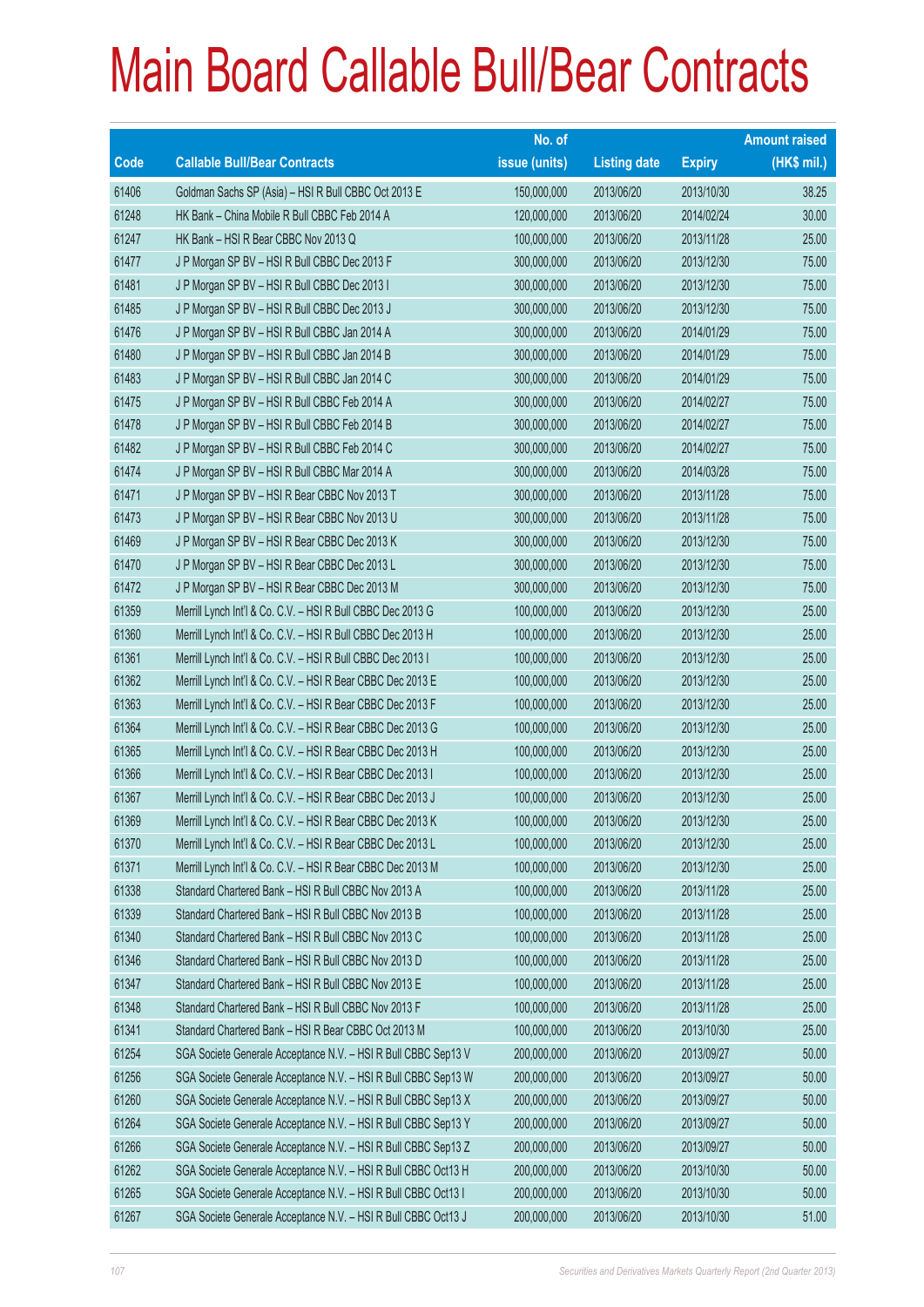# Main Board Callable Bull/Bear Contracts

| Code | Callable Bull/Bear Contracts | No. of issue (units) | Listing date | Expiry | Amount raised (HK$ mil.) |
|---|---|---|---|---|---|
| 61406 | Goldman Sachs SP (Asia) – HSI R Bull CBBC Oct 2013 E | 150,000,000 | 2013/06/20 | 2013/10/30 | 38.25 |
| 61248 | HK Bank – China Mobile R Bull CBBC Feb 2014 A | 120,000,000 | 2013/06/20 | 2014/02/24 | 30.00 |
| 61247 | HK Bank – HSI R Bear CBBC Nov 2013 Q | 100,000,000 | 2013/06/20 | 2013/11/28 | 25.00 |
| 61477 | J P Morgan SP BV – HSI R Bull CBBC Dec 2013 F | 300,000,000 | 2013/06/20 | 2013/12/30 | 75.00 |
| 61481 | J P Morgan SP BV – HSI R Bull CBBC Dec 2013 I | 300,000,000 | 2013/06/20 | 2013/12/30 | 75.00 |
| 61485 | J P Morgan SP BV – HSI R Bull CBBC Dec 2013 J | 300,000,000 | 2013/06/20 | 2013/12/30 | 75.00 |
| 61476 | J P Morgan SP BV – HSI R Bull CBBC Jan 2014 A | 300,000,000 | 2013/06/20 | 2014/01/29 | 75.00 |
| 61480 | J P Morgan SP BV – HSI R Bull CBBC Jan 2014 B | 300,000,000 | 2013/06/20 | 2014/01/29 | 75.00 |
| 61483 | J P Morgan SP BV – HSI R Bull CBBC Jan 2014 C | 300,000,000 | 2013/06/20 | 2014/01/29 | 75.00 |
| 61475 | J P Morgan SP BV – HSI R Bull CBBC Feb 2014 A | 300,000,000 | 2013/06/20 | 2014/02/27 | 75.00 |
| 61478 | J P Morgan SP BV – HSI R Bull CBBC Feb 2014 B | 300,000,000 | 2013/06/20 | 2014/02/27 | 75.00 |
| 61482 | J P Morgan SP BV – HSI R Bull CBBC Feb 2014 C | 300,000,000 | 2013/06/20 | 2014/02/27 | 75.00 |
| 61474 | J P Morgan SP BV – HSI R Bull CBBC Mar 2014 A | 300,000,000 | 2013/06/20 | 2014/03/28 | 75.00 |
| 61471 | J P Morgan SP BV – HSI R Bear CBBC Nov 2013 T | 300,000,000 | 2013/06/20 | 2013/11/28 | 75.00 |
| 61473 | J P Morgan SP BV – HSI R Bear CBBC Nov 2013 U | 300,000,000 | 2013/06/20 | 2013/11/28 | 75.00 |
| 61469 | J P Morgan SP BV – HSI R Bear CBBC Dec 2013 K | 300,000,000 | 2013/06/20 | 2013/12/30 | 75.00 |
| 61470 | J P Morgan SP BV – HSI R Bear CBBC Dec 2013 L | 300,000,000 | 2013/06/20 | 2013/12/30 | 75.00 |
| 61472 | J P Morgan SP BV – HSI R Bear CBBC Dec 2013 M | 300,000,000 | 2013/06/20 | 2013/12/30 | 75.00 |
| 61359 | Merrill Lynch Int'l & Co. C.V. – HSI R Bull CBBC Dec 2013 G | 100,000,000 | 2013/06/20 | 2013/12/30 | 25.00 |
| 61360 | Merrill Lynch Int'l & Co. C.V. – HSI R Bull CBBC Dec 2013 H | 100,000,000 | 2013/06/20 | 2013/12/30 | 25.00 |
| 61361 | Merrill Lynch Int'l & Co. C.V. – HSI R Bull CBBC Dec 2013 I | 100,000,000 | 2013/06/20 | 2013/12/30 | 25.00 |
| 61362 | Merrill Lynch Int'l & Co. C.V. – HSI R Bear CBBC Dec 2013 E | 100,000,000 | 2013/06/20 | 2013/12/30 | 25.00 |
| 61363 | Merrill Lynch Int'l & Co. C.V. – HSI R Bear CBBC Dec 2013 F | 100,000,000 | 2013/06/20 | 2013/12/30 | 25.00 |
| 61364 | Merrill Lynch Int'l & Co. C.V. – HSI R Bear CBBC Dec 2013 G | 100,000,000 | 2013/06/20 | 2013/12/30 | 25.00 |
| 61365 | Merrill Lynch Int'l & Co. C.V. – HSI R Bear CBBC Dec 2013 H | 100,000,000 | 2013/06/20 | 2013/12/30 | 25.00 |
| 61366 | Merrill Lynch Int'l & Co. C.V. – HSI R Bear CBBC Dec 2013 I | 100,000,000 | 2013/06/20 | 2013/12/30 | 25.00 |
| 61367 | Merrill Lynch Int'l & Co. C.V. – HSI R Bear CBBC Dec 2013 J | 100,000,000 | 2013/06/20 | 2013/12/30 | 25.00 |
| 61369 | Merrill Lynch Int'l & Co. C.V. – HSI R Bear CBBC Dec 2013 K | 100,000,000 | 2013/06/20 | 2013/12/30 | 25.00 |
| 61370 | Merrill Lynch Int'l & Co. C.V. – HSI R Bear CBBC Dec 2013 L | 100,000,000 | 2013/06/20 | 2013/12/30 | 25.00 |
| 61371 | Merrill Lynch Int'l & Co. C.V. – HSI R Bear CBBC Dec 2013 M | 100,000,000 | 2013/06/20 | 2013/12/30 | 25.00 |
| 61338 | Standard Chartered Bank – HSI R Bull CBBC Nov 2013 A | 100,000,000 | 2013/06/20 | 2013/11/28 | 25.00 |
| 61339 | Standard Chartered Bank – HSI R Bull CBBC Nov 2013 B | 100,000,000 | 2013/06/20 | 2013/11/28 | 25.00 |
| 61340 | Standard Chartered Bank – HSI R Bull CBBC Nov 2013 C | 100,000,000 | 2013/06/20 | 2013/11/28 | 25.00 |
| 61346 | Standard Chartered Bank – HSI R Bull CBBC Nov 2013 D | 100,000,000 | 2013/06/20 | 2013/11/28 | 25.00 |
| 61347 | Standard Chartered Bank – HSI R Bull CBBC Nov 2013 E | 100,000,000 | 2013/06/20 | 2013/11/28 | 25.00 |
| 61348 | Standard Chartered Bank – HSI R Bull CBBC Nov 2013 F | 100,000,000 | 2013/06/20 | 2013/11/28 | 25.00 |
| 61341 | Standard Chartered Bank – HSI R Bear CBBC Oct 2013 M | 100,000,000 | 2013/06/20 | 2013/10/30 | 25.00 |
| 61254 | SGA Societe Generale Acceptance N.V. – HSI R Bull CBBC Sep13 V | 200,000,000 | 2013/06/20 | 2013/09/27 | 50.00 |
| 61256 | SGA Societe Generale Acceptance N.V. – HSI R Bull CBBC Sep13 W | 200,000,000 | 2013/06/20 | 2013/09/27 | 50.00 |
| 61260 | SGA Societe Generale Acceptance N.V. – HSI R Bull CBBC Sep13 X | 200,000,000 | 2013/06/20 | 2013/09/27 | 50.00 |
| 61264 | SGA Societe Generale Acceptance N.V. – HSI R Bull CBBC Sep13 Y | 200,000,000 | 2013/06/20 | 2013/09/27 | 50.00 |
| 61266 | SGA Societe Generale Acceptance N.V. – HSI R Bull CBBC Sep13 Z | 200,000,000 | 2013/06/20 | 2013/09/27 | 50.00 |
| 61262 | SGA Societe Generale Acceptance N.V. – HSI R Bull CBBC Oct13 H | 200,000,000 | 2013/06/20 | 2013/10/30 | 50.00 |
| 61265 | SGA Societe Generale Acceptance N.V. – HSI R Bull CBBC Oct13 I | 200,000,000 | 2013/06/20 | 2013/10/30 | 50.00 |
| 61267 | SGA Societe Generale Acceptance N.V. – HSI R Bull CBBC Oct13 J | 200,000,000 | 2013/06/20 | 2013/10/30 | 51.00 |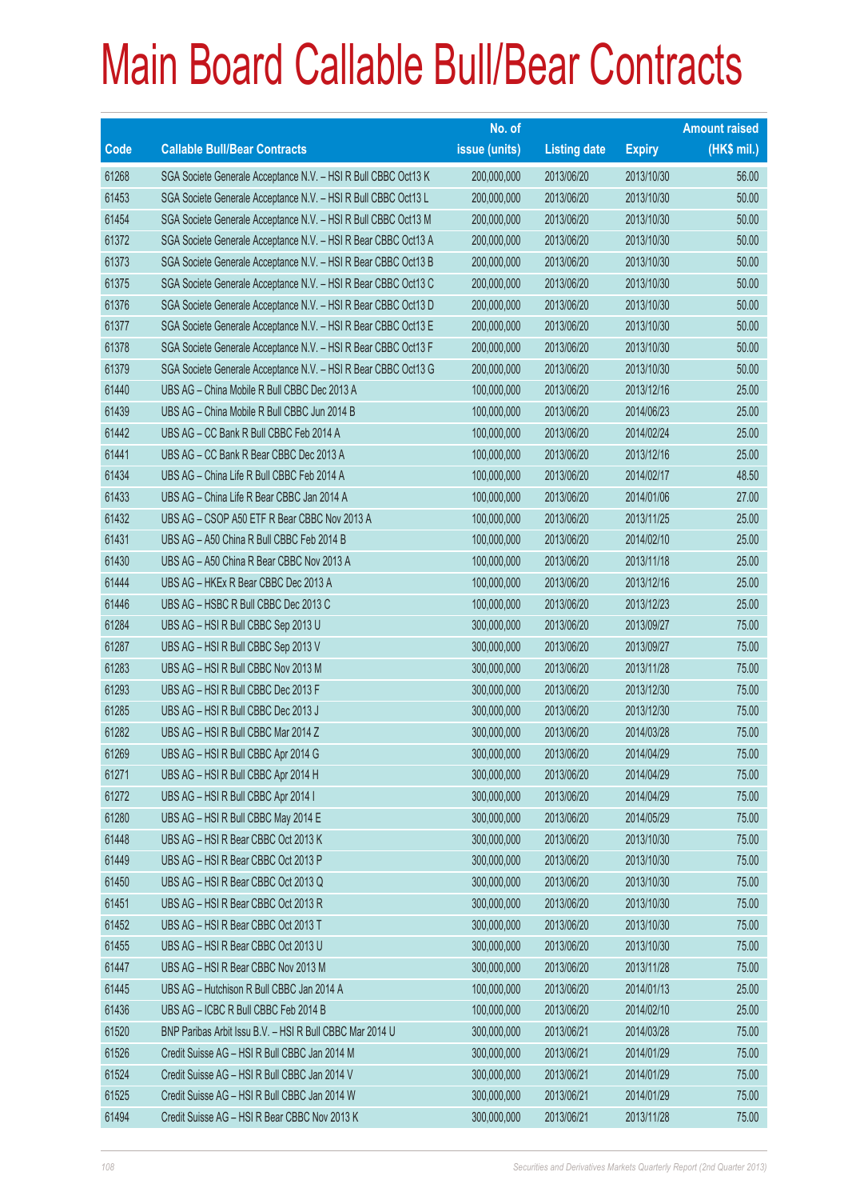# Main Board Callable Bull/Bear Contracts

| Code | Callable Bull/Bear Contracts | No. of issue (units) | Listing date | Expiry | Amount raised (HK$ mil.) |
|---|---|---|---|---|---|
| 61268 | SGA Societe Generale Acceptance N.V. – HSI R Bull CBBC Oct13 K | 200,000,000 | 2013/06/20 | 2013/10/30 | 56.00 |
| 61453 | SGA Societe Generale Acceptance N.V. – HSI R Bull CBBC Oct13 L | 200,000,000 | 2013/06/20 | 2013/10/30 | 50.00 |
| 61454 | SGA Societe Generale Acceptance N.V. – HSI R Bull CBBC Oct13 M | 200,000,000 | 2013/06/20 | 2013/10/30 | 50.00 |
| 61372 | SGA Societe Generale Acceptance N.V. – HSI R Bear CBBC Oct13 A | 200,000,000 | 2013/06/20 | 2013/10/30 | 50.00 |
| 61373 | SGA Societe Generale Acceptance N.V. – HSI R Bear CBBC Oct13 B | 200,000,000 | 2013/06/20 | 2013/10/30 | 50.00 |
| 61375 | SGA Societe Generale Acceptance N.V. – HSI R Bear CBBC Oct13 C | 200,000,000 | 2013/06/20 | 2013/10/30 | 50.00 |
| 61376 | SGA Societe Generale Acceptance N.V. – HSI R Bear CBBC Oct13 D | 200,000,000 | 2013/06/20 | 2013/10/30 | 50.00 |
| 61377 | SGA Societe Generale Acceptance N.V. – HSI R Bear CBBC Oct13 E | 200,000,000 | 2013/06/20 | 2013/10/30 | 50.00 |
| 61378 | SGA Societe Generale Acceptance N.V. – HSI R Bear CBBC Oct13 F | 200,000,000 | 2013/06/20 | 2013/10/30 | 50.00 |
| 61379 | SGA Societe Generale Acceptance N.V. – HSI R Bear CBBC Oct13 G | 200,000,000 | 2013/06/20 | 2013/10/30 | 50.00 |
| 61440 | UBS AG – China Mobile R Bull CBBC Dec 2013 A | 100,000,000 | 2013/06/20 | 2013/12/16 | 25.00 |
| 61439 | UBS AG – China Mobile R Bull CBBC Jun 2014 B | 100,000,000 | 2013/06/20 | 2014/06/23 | 25.00 |
| 61442 | UBS AG – CC Bank R Bull CBBC Feb 2014 A | 100,000,000 | 2013/06/20 | 2014/02/24 | 25.00 |
| 61441 | UBS AG – CC Bank R Bear CBBC Dec 2013 A | 100,000,000 | 2013/06/20 | 2013/12/16 | 25.00 |
| 61434 | UBS AG – China Life R Bull CBBC Feb 2014 A | 100,000,000 | 2013/06/20 | 2014/02/17 | 48.50 |
| 61433 | UBS AG – China Life R Bear CBBC Jan 2014 A | 100,000,000 | 2013/06/20 | 2014/01/06 | 27.00 |
| 61432 | UBS AG – CSOP A50 ETF R Bear CBBC Nov 2013 A | 100,000,000 | 2013/06/20 | 2013/11/25 | 25.00 |
| 61431 | UBS AG – A50 China R Bull CBBC Feb 2014 B | 100,000,000 | 2013/06/20 | 2014/02/10 | 25.00 |
| 61430 | UBS AG – A50 China R Bear CBBC Nov 2013 A | 100,000,000 | 2013/06/20 | 2013/11/18 | 25.00 |
| 61444 | UBS AG – HKEx R Bear CBBC Dec 2013 A | 100,000,000 | 2013/06/20 | 2013/12/16 | 25.00 |
| 61446 | UBS AG – HSBC R Bull CBBC Dec 2013 C | 100,000,000 | 2013/06/20 | 2013/12/23 | 25.00 |
| 61284 | UBS AG – HSI R Bull CBBC Sep 2013 U | 300,000,000 | 2013/06/20 | 2013/09/27 | 75.00 |
| 61287 | UBS AG – HSI R Bull CBBC Sep 2013 V | 300,000,000 | 2013/06/20 | 2013/09/27 | 75.00 |
| 61283 | UBS AG – HSI R Bull CBBC Nov 2013 M | 300,000,000 | 2013/06/20 | 2013/11/28 | 75.00 |
| 61293 | UBS AG – HSI R Bull CBBC Dec 2013 F | 300,000,000 | 2013/06/20 | 2013/12/30 | 75.00 |
| 61285 | UBS AG – HSI R Bull CBBC Dec 2013 J | 300,000,000 | 2013/06/20 | 2013/12/30 | 75.00 |
| 61282 | UBS AG – HSI R Bull CBBC Mar 2014 Z | 300,000,000 | 2013/06/20 | 2014/03/28 | 75.00 |
| 61269 | UBS AG – HSI R Bull CBBC Apr 2014 G | 300,000,000 | 2013/06/20 | 2014/04/29 | 75.00 |
| 61271 | UBS AG – HSI R Bull CBBC Apr 2014 H | 300,000,000 | 2013/06/20 | 2014/04/29 | 75.00 |
| 61272 | UBS AG – HSI R Bull CBBC Apr 2014 I | 300,000,000 | 2013/06/20 | 2014/04/29 | 75.00 |
| 61280 | UBS AG – HSI R Bull CBBC May 2014 E | 300,000,000 | 2013/06/20 | 2014/05/29 | 75.00 |
| 61448 | UBS AG – HSI R Bear CBBC Oct 2013 K | 300,000,000 | 2013/06/20 | 2013/10/30 | 75.00 |
| 61449 | UBS AG – HSI R Bear CBBC Oct 2013 P | 300,000,000 | 2013/06/20 | 2013/10/30 | 75.00 |
| 61450 | UBS AG – HSI R Bear CBBC Oct 2013 Q | 300,000,000 | 2013/06/20 | 2013/10/30 | 75.00 |
| 61451 | UBS AG – HSI R Bear CBBC Oct 2013 R | 300,000,000 | 2013/06/20 | 2013/10/30 | 75.00 |
| 61452 | UBS AG – HSI R Bear CBBC Oct 2013 T | 300,000,000 | 2013/06/20 | 2013/10/30 | 75.00 |
| 61455 | UBS AG – HSI R Bear CBBC Oct 2013 U | 300,000,000 | 2013/06/20 | 2013/10/30 | 75.00 |
| 61447 | UBS AG – HSI R Bear CBBC Nov 2013 M | 300,000,000 | 2013/06/20 | 2013/11/28 | 75.00 |
| 61445 | UBS AG – Hutchison R Bull CBBC Jan 2014 A | 100,000,000 | 2013/06/20 | 2014/01/13 | 25.00 |
| 61436 | UBS AG – ICBC R Bull CBBC Feb 2014 B | 100,000,000 | 2013/06/20 | 2014/02/10 | 25.00 |
| 61520 | BNP Paribas Arbit Issu B.V. – HSI R Bull CBBC Mar 2014 U | 300,000,000 | 2013/06/21 | 2014/03/28 | 75.00 |
| 61526 | Credit Suisse AG – HSI R Bull CBBC Jan 2014 M | 300,000,000 | 2013/06/21 | 2014/01/29 | 75.00 |
| 61524 | Credit Suisse AG – HSI R Bull CBBC Jan 2014 V | 300,000,000 | 2013/06/21 | 2014/01/29 | 75.00 |
| 61525 | Credit Suisse AG – HSI R Bull CBBC Jan 2014 W | 300,000,000 | 2013/06/21 | 2014/01/29 | 75.00 |
| 61494 | Credit Suisse AG – HSI R Bear CBBC Nov 2013 K | 300,000,000 | 2013/06/21 | 2013/11/28 | 75.00 |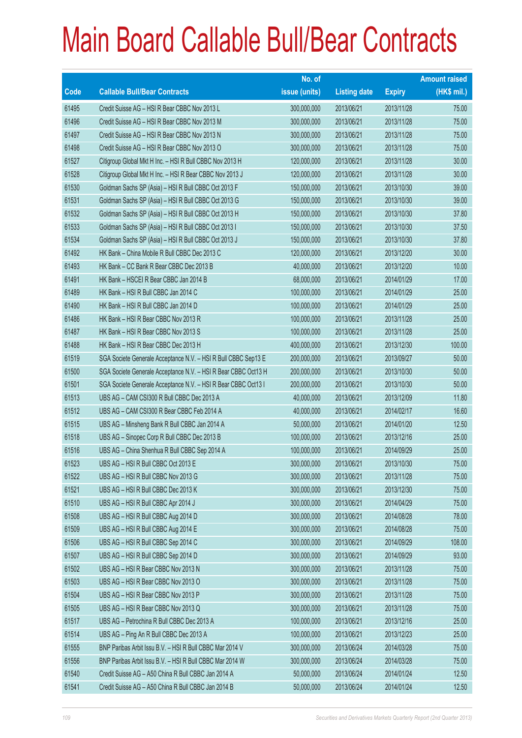# Main Board Callable Bull/Bear Contracts

| Code | Callable Bull/Bear Contracts | No. of issue (units) | Listing date | Expiry | Amount raised (HK$ mil.) |
|---|---|---|---|---|---|
| 61495 | Credit Suisse AG – HSI R Bear CBBC Nov 2013 L | 300,000,000 | 2013/06/21 | 2013/11/28 | 75.00 |
| 61496 | Credit Suisse AG – HSI R Bear CBBC Nov 2013 M | 300,000,000 | 2013/06/21 | 2013/11/28 | 75.00 |
| 61497 | Credit Suisse AG – HSI R Bear CBBC Nov 2013 N | 300,000,000 | 2013/06/21 | 2013/11/28 | 75.00 |
| 61498 | Credit Suisse AG – HSI R Bear CBBC Nov 2013 O | 300,000,000 | 2013/06/21 | 2013/11/28 | 75.00 |
| 61527 | Citigroup Global Mkt H Inc. – HSI R Bull CBBC Nov 2013 H | 120,000,000 | 2013/06/21 | 2013/11/28 | 30.00 |
| 61528 | Citigroup Global Mkt H Inc. – HSI R Bear CBBC Nov 2013 J | 120,000,000 | 2013/06/21 | 2013/11/28 | 30.00 |
| 61530 | Goldman Sachs SP (Asia) – HSI R Bull CBBC Oct 2013 F | 150,000,000 | 2013/06/21 | 2013/10/30 | 39.00 |
| 61531 | Goldman Sachs SP (Asia) – HSI R Bull CBBC Oct 2013 G | 150,000,000 | 2013/06/21 | 2013/10/30 | 39.00 |
| 61532 | Goldman Sachs SP (Asia) – HSI R Bull CBBC Oct 2013 H | 150,000,000 | 2013/06/21 | 2013/10/30 | 37.80 |
| 61533 | Goldman Sachs SP (Asia) – HSI R Bull CBBC Oct 2013 I | 150,000,000 | 2013/06/21 | 2013/10/30 | 37.50 |
| 61534 | Goldman Sachs SP (Asia) – HSI R Bull CBBC Oct 2013 J | 150,000,000 | 2013/06/21 | 2013/10/30 | 37.80 |
| 61492 | HK Bank – China Mobile R Bull CBBC Dec 2013 C | 120,000,000 | 2013/06/21 | 2013/12/20 | 30.00 |
| 61493 | HK Bank – CC Bank R Bear CBBC Dec 2013 B | 40,000,000 | 2013/06/21 | 2013/12/20 | 10.00 |
| 61491 | HK Bank – HSCEI R Bear CBBC Jan 2014 B | 68,000,000 | 2013/06/21 | 2014/01/29 | 17.00 |
| 61489 | HK Bank – HSI R Bull CBBC Jan 2014 C | 100,000,000 | 2013/06/21 | 2014/01/29 | 25.00 |
| 61490 | HK Bank – HSI R Bull CBBC Jan 2014 D | 100,000,000 | 2013/06/21 | 2014/01/29 | 25.00 |
| 61486 | HK Bank – HSI R Bear CBBC Nov 2013 R | 100,000,000 | 2013/06/21 | 2013/11/28 | 25.00 |
| 61487 | HK Bank – HSI R Bear CBBC Nov 2013 S | 100,000,000 | 2013/06/21 | 2013/11/28 | 25.00 |
| 61488 | HK Bank – HSI R Bear CBBC Dec 2013 H | 400,000,000 | 2013/06/21 | 2013/12/30 | 100.00 |
| 61519 | SGA Societe Generale Acceptance N.V. – HSI R Bull CBBC Sep13 E | 200,000,000 | 2013/06/21 | 2013/09/27 | 50.00 |
| 61500 | SGA Societe Generale Acceptance N.V. – HSI R Bear CBBC Oct13 H | 200,000,000 | 2013/06/21 | 2013/10/30 | 50.00 |
| 61501 | SGA Societe Generale Acceptance N.V. – HSI R Bear CBBC Oct13 I | 200,000,000 | 2013/06/21 | 2013/10/30 | 50.00 |
| 61513 | UBS AG – CAM CSI300 R Bull CBBC Dec 2013 A | 40,000,000 | 2013/06/21 | 2013/12/09 | 11.80 |
| 61512 | UBS AG – CAM CSI300 R Bear CBBC Feb 2014 A | 40,000,000 | 2013/06/21 | 2014/02/17 | 16.60 |
| 61515 | UBS AG – Minsheng Bank R Bull CBBC Jan 2014 A | 50,000,000 | 2013/06/21 | 2014/01/20 | 12.50 |
| 61518 | UBS AG – Sinopec Corp R Bull CBBC Dec 2013 B | 100,000,000 | 2013/06/21 | 2013/12/16 | 25.00 |
| 61516 | UBS AG – China Shenhua R Bull CBBC Sep 2014 A | 100,000,000 | 2013/06/21 | 2014/09/29 | 25.00 |
| 61523 | UBS AG – HSI R Bull CBBC Oct 2013 E | 300,000,000 | 2013/06/21 | 2013/10/30 | 75.00 |
| 61522 | UBS AG – HSI R Bull CBBC Nov 2013 G | 300,000,000 | 2013/06/21 | 2013/11/28 | 75.00 |
| 61521 | UBS AG – HSI R Bull CBBC Dec 2013 K | 300,000,000 | 2013/06/21 | 2013/12/30 | 75.00 |
| 61510 | UBS AG – HSI R Bull CBBC Apr 2014 J | 300,000,000 | 2013/06/21 | 2014/04/29 | 75.00 |
| 61508 | UBS AG – HSI R Bull CBBC Aug 2014 D | 300,000,000 | 2013/06/21 | 2014/08/28 | 78.00 |
| 61509 | UBS AG – HSI R Bull CBBC Aug 2014 E | 300,000,000 | 2013/06/21 | 2014/08/28 | 75.00 |
| 61506 | UBS AG – HSI R Bull CBBC Sep 2014 C | 300,000,000 | 2013/06/21 | 2014/09/29 | 108.00 |
| 61507 | UBS AG – HSI R Bull CBBC Sep 2014 D | 300,000,000 | 2013/06/21 | 2014/09/29 | 93.00 |
| 61502 | UBS AG – HSI R Bear CBBC Nov 2013 N | 300,000,000 | 2013/06/21 | 2013/11/28 | 75.00 |
| 61503 | UBS AG – HSI R Bear CBBC Nov 2013 O | 300,000,000 | 2013/06/21 | 2013/11/28 | 75.00 |
| 61504 | UBS AG – HSI R Bear CBBC Nov 2013 P | 300,000,000 | 2013/06/21 | 2013/11/28 | 75.00 |
| 61505 | UBS AG – HSI R Bear CBBC Nov 2013 Q | 300,000,000 | 2013/06/21 | 2013/11/28 | 75.00 |
| 61517 | UBS AG – Petrochina R Bull CBBC Dec 2013 A | 100,000,000 | 2013/06/21 | 2013/12/16 | 25.00 |
| 61514 | UBS AG – Ping An R Bull CBBC Dec 2013 A | 100,000,000 | 2013/06/21 | 2013/12/23 | 25.00 |
| 61555 | BNP Paribas Arbit Issu B.V. – HSI R Bull CBBC Mar 2014 V | 300,000,000 | 2013/06/24 | 2014/03/28 | 75.00 |
| 61556 | BNP Paribas Arbit Issu B.V. – HSI R Bull CBBC Mar 2014 W | 300,000,000 | 2013/06/24 | 2014/03/28 | 75.00 |
| 61540 | Credit Suisse AG – A50 China R Bull CBBC Jan 2014 A | 50,000,000 | 2013/06/24 | 2014/01/24 | 12.50 |
| 61541 | Credit Suisse AG – A50 China R Bull CBBC Jan 2014 B | 50,000,000 | 2013/06/24 | 2014/01/24 | 12.50 |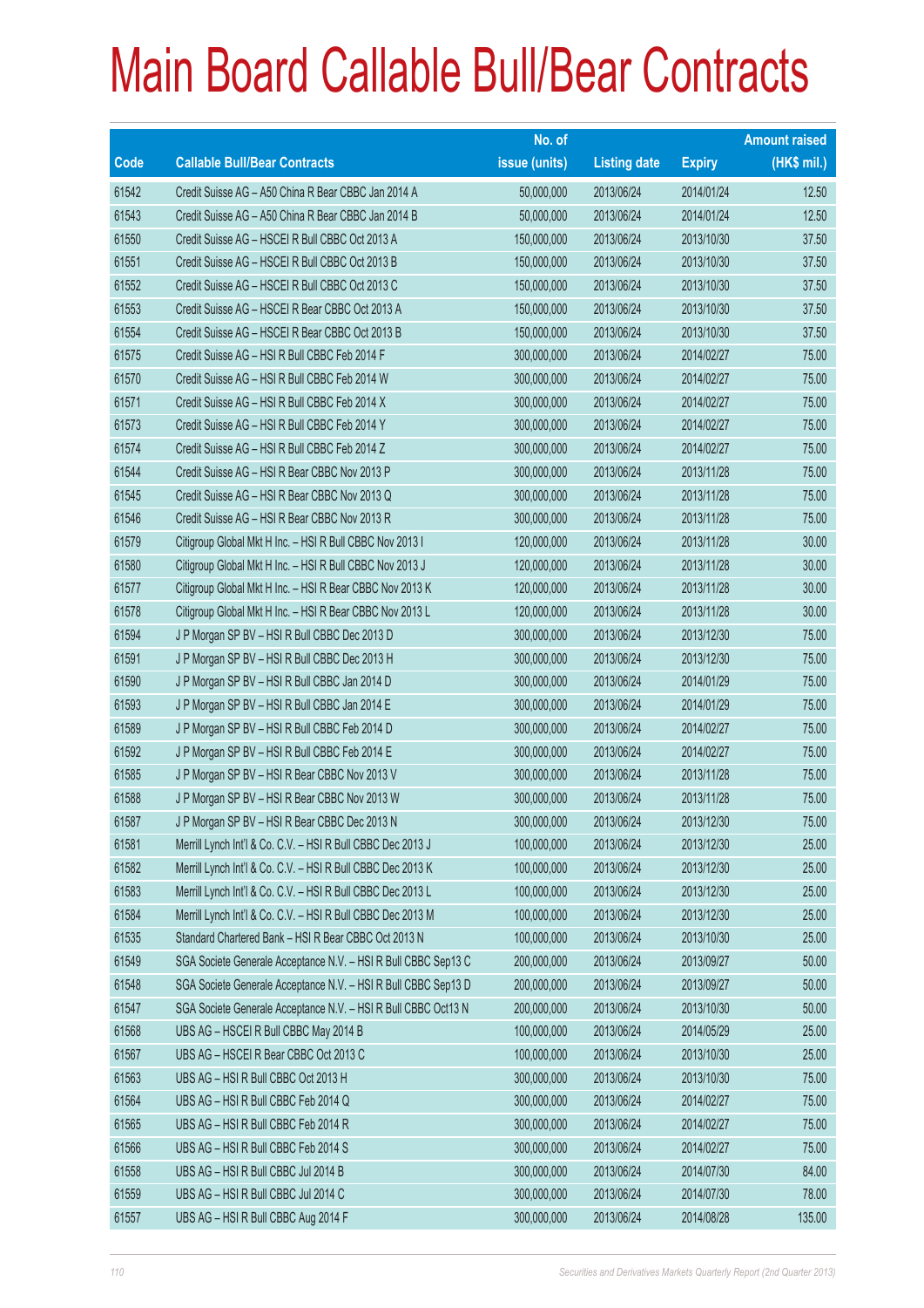# Main Board Callable Bull/Bear Contracts

| Code | Callable Bull/Bear Contracts | No. of issue (units) | Listing date | Expiry | Amount raised (HK$ mil.) |
|---|---|---|---|---|---|
| 61542 | Credit Suisse AG – A50 China R Bear CBBC Jan 2014 A | 50,000,000 | 2013/06/24 | 2014/01/24 | 12.50 |
| 61543 | Credit Suisse AG – A50 China R Bear CBBC Jan 2014 B | 50,000,000 | 2013/06/24 | 2014/01/24 | 12.50 |
| 61550 | Credit Suisse AG – HSCEI R Bull CBBC Oct 2013 A | 150,000,000 | 2013/06/24 | 2013/10/30 | 37.50 |
| 61551 | Credit Suisse AG – HSCEI R Bull CBBC Oct 2013 B | 150,000,000 | 2013/06/24 | 2013/10/30 | 37.50 |
| 61552 | Credit Suisse AG – HSCEI R Bull CBBC Oct 2013 C | 150,000,000 | 2013/06/24 | 2013/10/30 | 37.50 |
| 61553 | Credit Suisse AG – HSCEI R Bear CBBC Oct 2013 A | 150,000,000 | 2013/06/24 | 2013/10/30 | 37.50 |
| 61554 | Credit Suisse AG – HSCEI R Bear CBBC Oct 2013 B | 150,000,000 | 2013/06/24 | 2013/10/30 | 37.50 |
| 61575 | Credit Suisse AG – HSI R Bull CBBC Feb 2014 F | 300,000,000 | 2013/06/24 | 2014/02/27 | 75.00 |
| 61570 | Credit Suisse AG – HSI R Bull CBBC Feb 2014 W | 300,000,000 | 2013/06/24 | 2014/02/27 | 75.00 |
| 61571 | Credit Suisse AG – HSI R Bull CBBC Feb 2014 X | 300,000,000 | 2013/06/24 | 2014/02/27 | 75.00 |
| 61573 | Credit Suisse AG – HSI R Bull CBBC Feb 2014 Y | 300,000,000 | 2013/06/24 | 2014/02/27 | 75.00 |
| 61574 | Credit Suisse AG – HSI R Bull CBBC Feb 2014 Z | 300,000,000 | 2013/06/24 | 2014/02/27 | 75.00 |
| 61544 | Credit Suisse AG – HSI R Bear CBBC Nov 2013 P | 300,000,000 | 2013/06/24 | 2013/11/28 | 75.00 |
| 61545 | Credit Suisse AG – HSI R Bear CBBC Nov 2013 Q | 300,000,000 | 2013/06/24 | 2013/11/28 | 75.00 |
| 61546 | Credit Suisse AG – HSI R Bear CBBC Nov 2013 R | 300,000,000 | 2013/06/24 | 2013/11/28 | 75.00 |
| 61579 | Citigroup Global Mkt H Inc. – HSI R Bull CBBC Nov 2013 I | 120,000,000 | 2013/06/24 | 2013/11/28 | 30.00 |
| 61580 | Citigroup Global Mkt H Inc. – HSI R Bull CBBC Nov 2013 J | 120,000,000 | 2013/06/24 | 2013/11/28 | 30.00 |
| 61577 | Citigroup Global Mkt H Inc. – HSI R Bear CBBC Nov 2013 K | 120,000,000 | 2013/06/24 | 2013/11/28 | 30.00 |
| 61578 | Citigroup Global Mkt H Inc. – HSI R Bear CBBC Nov 2013 L | 120,000,000 | 2013/06/24 | 2013/11/28 | 30.00 |
| 61594 | J P Morgan SP BV – HSI R Bull CBBC Dec 2013 D | 300,000,000 | 2013/06/24 | 2013/12/30 | 75.00 |
| 61591 | J P Morgan SP BV – HSI R Bull CBBC Dec 2013 H | 300,000,000 | 2013/06/24 | 2013/12/30 | 75.00 |
| 61590 | J P Morgan SP BV – HSI R Bull CBBC Jan 2014 D | 300,000,000 | 2013/06/24 | 2014/01/29 | 75.00 |
| 61593 | J P Morgan SP BV – HSI R Bull CBBC Jan 2014 E | 300,000,000 | 2013/06/24 | 2014/01/29 | 75.00 |
| 61589 | J P Morgan SP BV – HSI R Bull CBBC Feb 2014 D | 300,000,000 | 2013/06/24 | 2014/02/27 | 75.00 |
| 61592 | J P Morgan SP BV – HSI R Bull CBBC Feb 2014 E | 300,000,000 | 2013/06/24 | 2014/02/27 | 75.00 |
| 61585 | J P Morgan SP BV – HSI R Bear CBBC Nov 2013 V | 300,000,000 | 2013/06/24 | 2013/11/28 | 75.00 |
| 61588 | J P Morgan SP BV – HSI R Bear CBBC Nov 2013 W | 300,000,000 | 2013/06/24 | 2013/11/28 | 75.00 |
| 61587 | J P Morgan SP BV – HSI R Bear CBBC Dec 2013 N | 300,000,000 | 2013/06/24 | 2013/12/30 | 75.00 |
| 61581 | Merrill Lynch Int'l & Co. C.V. – HSI R Bull CBBC Dec 2013 J | 100,000,000 | 2013/06/24 | 2013/12/30 | 25.00 |
| 61582 | Merrill Lynch Int'l & Co. C.V. – HSI R Bull CBBC Dec 2013 K | 100,000,000 | 2013/06/24 | 2013/12/30 | 25.00 |
| 61583 | Merrill Lynch Int'l & Co. C.V. – HSI R Bull CBBC Dec 2013 L | 100,000,000 | 2013/06/24 | 2013/12/30 | 25.00 |
| 61584 | Merrill Lynch Int'l & Co. C.V. – HSI R Bull CBBC Dec 2013 M | 100,000,000 | 2013/06/24 | 2013/12/30 | 25.00 |
| 61535 | Standard Chartered Bank – HSI R Bear CBBC Oct 2013 N | 100,000,000 | 2013/06/24 | 2013/10/30 | 25.00 |
| 61549 | SGA Societe Generale Acceptance N.V. – HSI R Bull CBBC Sep13 C | 200,000,000 | 2013/06/24 | 2013/09/27 | 50.00 |
| 61548 | SGA Societe Generale Acceptance N.V. – HSI R Bull CBBC Sep13 D | 200,000,000 | 2013/06/24 | 2013/09/27 | 50.00 |
| 61547 | SGA Societe Generale Acceptance N.V. – HSI R Bull CBBC Oct13 N | 200,000,000 | 2013/06/24 | 2013/10/30 | 50.00 |
| 61568 | UBS AG – HSCEI R Bull CBBC May 2014 B | 100,000,000 | 2013/06/24 | 2014/05/29 | 25.00 |
| 61567 | UBS AG – HSCEI R Bear CBBC Oct 2013 C | 100,000,000 | 2013/06/24 | 2013/10/30 | 25.00 |
| 61563 | UBS AG – HSI R Bull CBBC Oct 2013 H | 300,000,000 | 2013/06/24 | 2013/10/30 | 75.00 |
| 61564 | UBS AG – HSI R Bull CBBC Feb 2014 Q | 300,000,000 | 2013/06/24 | 2014/02/27 | 75.00 |
| 61565 | UBS AG – HSI R Bull CBBC Feb 2014 R | 300,000,000 | 2013/06/24 | 2014/02/27 | 75.00 |
| 61566 | UBS AG – HSI R Bull CBBC Feb 2014 S | 300,000,000 | 2013/06/24 | 2014/02/27 | 75.00 |
| 61558 | UBS AG – HSI R Bull CBBC Jul 2014 B | 300,000,000 | 2013/06/24 | 2014/07/30 | 84.00 |
| 61559 | UBS AG – HSI R Bull CBBC Jul 2014 C | 300,000,000 | 2013/06/24 | 2014/07/30 | 78.00 |
| 61557 | UBS AG – HSI R Bull CBBC Aug 2014 F | 300,000,000 | 2013/06/24 | 2014/08/28 | 135.00 |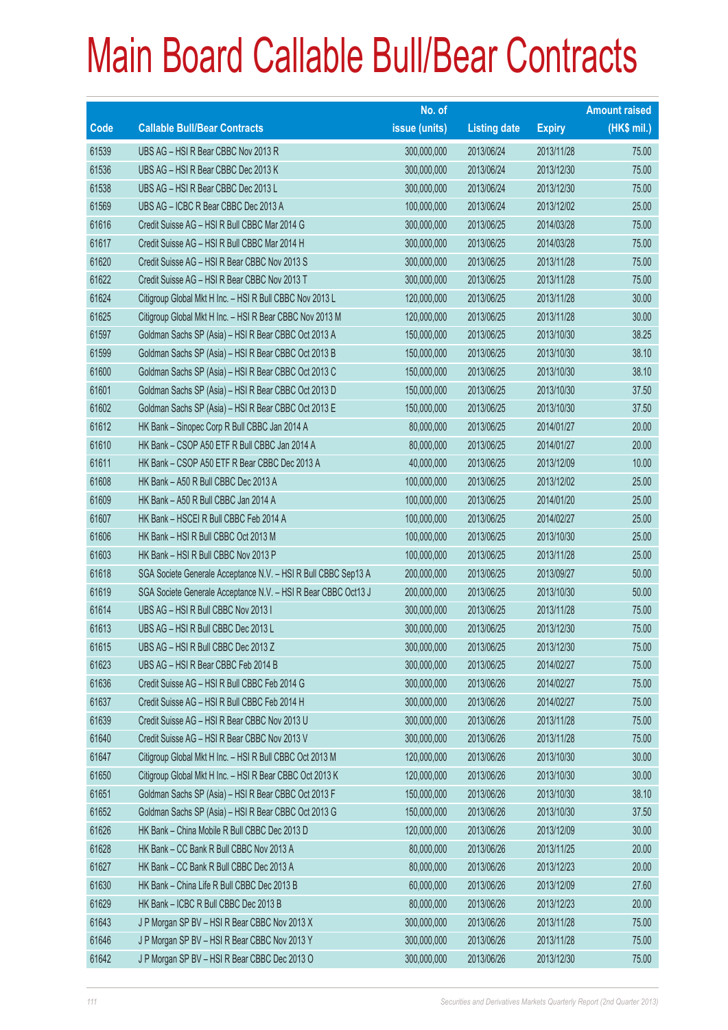# Main Board Callable Bull/Bear Contracts

| Code | Callable Bull/Bear Contracts | No. of issue (units) | Listing date | Expiry | Amount raised (HK$ mil.) |
|---|---|---|---|---|---|
| 61539 | UBS AG – HSI R Bear CBBC Nov 2013 R | 300,000,000 | 2013/06/24 | 2013/11/28 | 75.00 |
| 61536 | UBS AG – HSI R Bear CBBC Dec 2013 K | 300,000,000 | 2013/06/24 | 2013/12/30 | 75.00 |
| 61538 | UBS AG – HSI R Bear CBBC Dec 2013 L | 300,000,000 | 2013/06/24 | 2013/12/30 | 75.00 |
| 61569 | UBS AG – ICBC R Bear CBBC Dec 2013 A | 100,000,000 | 2013/06/24 | 2013/12/02 | 25.00 |
| 61616 | Credit Suisse AG – HSI R Bull CBBC Mar 2014 G | 300,000,000 | 2013/06/25 | 2014/03/28 | 75.00 |
| 61617 | Credit Suisse AG – HSI R Bull CBBC Mar 2014 H | 300,000,000 | 2013/06/25 | 2014/03/28 | 75.00 |
| 61620 | Credit Suisse AG – HSI R Bear CBBC Nov 2013 S | 300,000,000 | 2013/06/25 | 2013/11/28 | 75.00 |
| 61622 | Credit Suisse AG – HSI R Bear CBBC Nov 2013 T | 300,000,000 | 2013/06/25 | 2013/11/28 | 75.00 |
| 61624 | Citigroup Global Mkt H Inc. – HSI R Bull CBBC Nov 2013 L | 120,000,000 | 2013/06/25 | 2013/11/28 | 30.00 |
| 61625 | Citigroup Global Mkt H Inc. – HSI R Bear CBBC Nov 2013 M | 120,000,000 | 2013/06/25 | 2013/11/28 | 30.00 |
| 61597 | Goldman Sachs SP (Asia) – HSI R Bear CBBC Oct 2013 A | 150,000,000 | 2013/06/25 | 2013/10/30 | 38.25 |
| 61599 | Goldman Sachs SP (Asia) – HSI R Bear CBBC Oct 2013 B | 150,000,000 | 2013/06/25 | 2013/10/30 | 38.10 |
| 61600 | Goldman Sachs SP (Asia) – HSI R Bear CBBC Oct 2013 C | 150,000,000 | 2013/06/25 | 2013/10/30 | 38.10 |
| 61601 | Goldman Sachs SP (Asia) – HSI R Bear CBBC Oct 2013 D | 150,000,000 | 2013/06/25 | 2013/10/30 | 37.50 |
| 61602 | Goldman Sachs SP (Asia) – HSI R Bear CBBC Oct 2013 E | 150,000,000 | 2013/06/25 | 2013/10/30 | 37.50 |
| 61612 | HK Bank – Sinopec Corp R Bull CBBC Jan 2014 A | 80,000,000 | 2013/06/25 | 2014/01/27 | 20.00 |
| 61610 | HK Bank – CSOP A50 ETF R Bull CBBC Jan 2014 A | 80,000,000 | 2013/06/25 | 2014/01/27 | 20.00 |
| 61611 | HK Bank – CSOP A50 ETF R Bear CBBC Dec 2013 A | 40,000,000 | 2013/06/25 | 2013/12/09 | 10.00 |
| 61608 | HK Bank – A50 R Bull CBBC Dec 2013 A | 100,000,000 | 2013/06/25 | 2013/12/02 | 25.00 |
| 61609 | HK Bank – A50 R Bull CBBC Jan 2014 A | 100,000,000 | 2013/06/25 | 2014/01/20 | 25.00 |
| 61607 | HK Bank – HSCEI R Bull CBBC Feb 2014 A | 100,000,000 | 2013/06/25 | 2014/02/27 | 25.00 |
| 61606 | HK Bank – HSI R Bull CBBC Oct 2013 M | 100,000,000 | 2013/06/25 | 2013/10/30 | 25.00 |
| 61603 | HK Bank – HSI R Bull CBBC Nov 2013 P | 100,000,000 | 2013/06/25 | 2013/11/28 | 25.00 |
| 61618 | SGA Societe Generale Acceptance N.V. – HSI R Bull CBBC Sep13 A | 200,000,000 | 2013/06/25 | 2013/09/27 | 50.00 |
| 61619 | SGA Societe Generale Acceptance N.V. – HSI R Bear CBBC Oct13 J | 200,000,000 | 2013/06/25 | 2013/10/30 | 50.00 |
| 61614 | UBS AG – HSI R Bull CBBC Nov 2013 I | 300,000,000 | 2013/06/25 | 2013/11/28 | 75.00 |
| 61613 | UBS AG – HSI R Bull CBBC Dec 2013 L | 300,000,000 | 2013/06/25 | 2013/12/30 | 75.00 |
| 61615 | UBS AG – HSI R Bull CBBC Dec 2013 Z | 300,000,000 | 2013/06/25 | 2013/12/30 | 75.00 |
| 61623 | UBS AG – HSI R Bear CBBC Feb 2014 B | 300,000,000 | 2013/06/25 | 2014/02/27 | 75.00 |
| 61636 | Credit Suisse AG – HSI R Bull CBBC Feb 2014 G | 300,000,000 | 2013/06/26 | 2014/02/27 | 75.00 |
| 61637 | Credit Suisse AG – HSI R Bull CBBC Feb 2014 H | 300,000,000 | 2013/06/26 | 2014/02/27 | 75.00 |
| 61639 | Credit Suisse AG – HSI R Bear CBBC Nov 2013 U | 300,000,000 | 2013/06/26 | 2013/11/28 | 75.00 |
| 61640 | Credit Suisse AG – HSI R Bear CBBC Nov 2013 V | 300,000,000 | 2013/06/26 | 2013/11/28 | 75.00 |
| 61647 | Citigroup Global Mkt H Inc. – HSI R Bull CBBC Oct 2013 M | 120,000,000 | 2013/06/26 | 2013/10/30 | 30.00 |
| 61650 | Citigroup Global Mkt H Inc. – HSI R Bear CBBC Oct 2013 K | 120,000,000 | 2013/06/26 | 2013/10/30 | 30.00 |
| 61651 | Goldman Sachs SP (Asia) – HSI R Bear CBBC Oct 2013 F | 150,000,000 | 2013/06/26 | 2013/10/30 | 38.10 |
| 61652 | Goldman Sachs SP (Asia) – HSI R Bear CBBC Oct 2013 G | 150,000,000 | 2013/06/26 | 2013/10/30 | 37.50 |
| 61626 | HK Bank – China Mobile R Bull CBBC Dec 2013 D | 120,000,000 | 2013/06/26 | 2013/12/09 | 30.00 |
| 61628 | HK Bank – CC Bank R Bull CBBC Nov 2013 A | 80,000,000 | 2013/06/26 | 2013/11/25 | 20.00 |
| 61627 | HK Bank – CC Bank R Bull CBBC Dec 2013 A | 80,000,000 | 2013/06/26 | 2013/12/23 | 20.00 |
| 61630 | HK Bank – China Life R Bull CBBC Dec 2013 B | 60,000,000 | 2013/06/26 | 2013/12/09 | 27.60 |
| 61629 | HK Bank – ICBC R Bull CBBC Dec 2013 B | 80,000,000 | 2013/06/26 | 2013/12/23 | 20.00 |
| 61643 | J P Morgan SP BV – HSI R Bear CBBC Nov 2013 X | 300,000,000 | 2013/06/26 | 2013/11/28 | 75.00 |
| 61646 | J P Morgan SP BV – HSI R Bear CBBC Nov 2013 Y | 300,000,000 | 2013/06/26 | 2013/11/28 | 75.00 |
| 61642 | J P Morgan SP BV – HSI R Bear CBBC Dec 2013 O | 300,000,000 | 2013/06/26 | 2013/12/30 | 75.00 |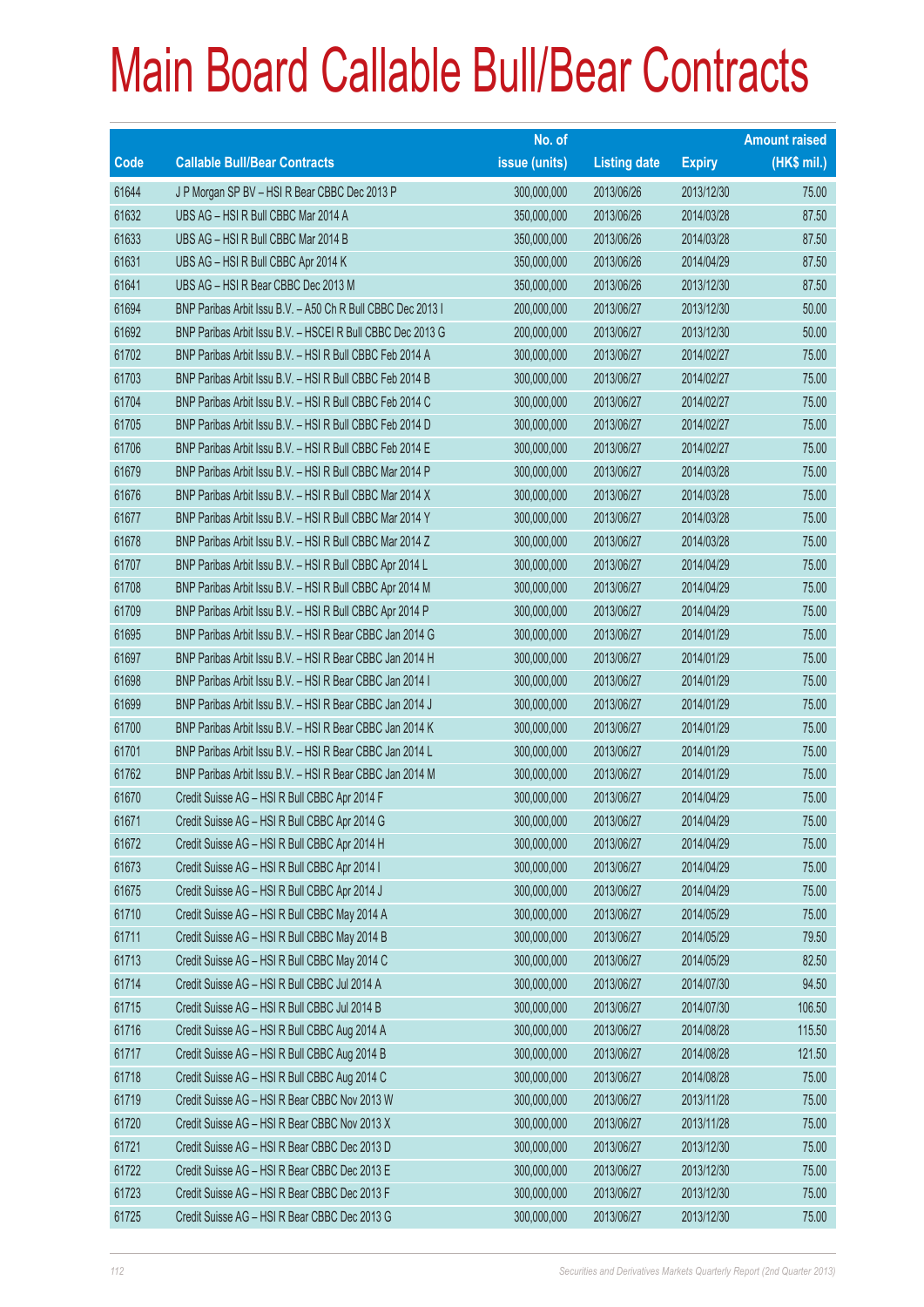# Main Board Callable Bull/Bear Contracts

| Code | Callable Bull/Bear Contracts | No. of issue (units) | Listing date | Expiry | Amount raised (HK$ mil.) |
|---|---|---|---|---|---|
| 61644 | J P Morgan SP BV – HSI R Bear CBBC Dec 2013 P | 300,000,000 | 2013/06/26 | 2013/12/30 | 75.00 |
| 61632 | UBS AG – HSI R Bull CBBC Mar 2014 A | 350,000,000 | 2013/06/26 | 2014/03/28 | 87.50 |
| 61633 | UBS AG – HSI R Bull CBBC Mar 2014 B | 350,000,000 | 2013/06/26 | 2014/03/28 | 87.50 |
| 61631 | UBS AG – HSI R Bull CBBC Apr 2014 K | 350,000,000 | 2013/06/26 | 2014/04/29 | 87.50 |
| 61641 | UBS AG – HSI R Bear CBBC Dec 2013 M | 350,000,000 | 2013/06/26 | 2013/12/30 | 87.50 |
| 61694 | BNP Paribas Arbit Issu B.V. – A50 Ch R Bull CBBC Dec 2013 I | 200,000,000 | 2013/06/27 | 2013/12/30 | 50.00 |
| 61692 | BNP Paribas Arbit Issu B.V. – HSCEI R Bull CBBC Dec 2013 G | 200,000,000 | 2013/06/27 | 2013/12/30 | 50.00 |
| 61702 | BNP Paribas Arbit Issu B.V. – HSI R Bull CBBC Feb 2014 A | 300,000,000 | 2013/06/27 | 2014/02/27 | 75.00 |
| 61703 | BNP Paribas Arbit Issu B.V. – HSI R Bull CBBC Feb 2014 B | 300,000,000 | 2013/06/27 | 2014/02/27 | 75.00 |
| 61704 | BNP Paribas Arbit Issu B.V. – HSI R Bull CBBC Feb 2014 C | 300,000,000 | 2013/06/27 | 2014/02/27 | 75.00 |
| 61705 | BNP Paribas Arbit Issu B.V. – HSI R Bull CBBC Feb 2014 D | 300,000,000 | 2013/06/27 | 2014/02/27 | 75.00 |
| 61706 | BNP Paribas Arbit Issu B.V. – HSI R Bull CBBC Feb 2014 E | 300,000,000 | 2013/06/27 | 2014/02/27 | 75.00 |
| 61679 | BNP Paribas Arbit Issu B.V. – HSI R Bull CBBC Mar 2014 P | 300,000,000 | 2013/06/27 | 2014/03/28 | 75.00 |
| 61676 | BNP Paribas Arbit Issu B.V. – HSI R Bull CBBC Mar 2014 X | 300,000,000 | 2013/06/27 | 2014/03/28 | 75.00 |
| 61677 | BNP Paribas Arbit Issu B.V. – HSI R Bull CBBC Mar 2014 Y | 300,000,000 | 2013/06/27 | 2014/03/28 | 75.00 |
| 61678 | BNP Paribas Arbit Issu B.V. – HSI R Bull CBBC Mar 2014 Z | 300,000,000 | 2013/06/27 | 2014/03/28 | 75.00 |
| 61707 | BNP Paribas Arbit Issu B.V. – HSI R Bull CBBC Apr 2014 L | 300,000,000 | 2013/06/27 | 2014/04/29 | 75.00 |
| 61708 | BNP Paribas Arbit Issu B.V. – HSI R Bull CBBC Apr 2014 M | 300,000,000 | 2013/06/27 | 2014/04/29 | 75.00 |
| 61709 | BNP Paribas Arbit Issu B.V. – HSI R Bull CBBC Apr 2014 P | 300,000,000 | 2013/06/27 | 2014/04/29 | 75.00 |
| 61695 | BNP Paribas Arbit Issu B.V. – HSI R Bear CBBC Jan 2014 G | 300,000,000 | 2013/06/27 | 2014/01/29 | 75.00 |
| 61697 | BNP Paribas Arbit Issu B.V. – HSI R Bear CBBC Jan 2014 H | 300,000,000 | 2013/06/27 | 2014/01/29 | 75.00 |
| 61698 | BNP Paribas Arbit Issu B.V. – HSI R Bear CBBC Jan 2014 I | 300,000,000 | 2013/06/27 | 2014/01/29 | 75.00 |
| 61699 | BNP Paribas Arbit Issu B.V. – HSI R Bear CBBC Jan 2014 J | 300,000,000 | 2013/06/27 | 2014/01/29 | 75.00 |
| 61700 | BNP Paribas Arbit Issu B.V. – HSI R Bear CBBC Jan 2014 K | 300,000,000 | 2013/06/27 | 2014/01/29 | 75.00 |
| 61701 | BNP Paribas Arbit Issu B.V. – HSI R Bear CBBC Jan 2014 L | 300,000,000 | 2013/06/27 | 2014/01/29 | 75.00 |
| 61762 | BNP Paribas Arbit Issu B.V. – HSI R Bear CBBC Jan 2014 M | 300,000,000 | 2013/06/27 | 2014/01/29 | 75.00 |
| 61670 | Credit Suisse AG – HSI R Bull CBBC Apr 2014 F | 300,000,000 | 2013/06/27 | 2014/04/29 | 75.00 |
| 61671 | Credit Suisse AG – HSI R Bull CBBC Apr 2014 G | 300,000,000 | 2013/06/27 | 2014/04/29 | 75.00 |
| 61672 | Credit Suisse AG – HSI R Bull CBBC Apr 2014 H | 300,000,000 | 2013/06/27 | 2014/04/29 | 75.00 |
| 61673 | Credit Suisse AG – HSI R Bull CBBC Apr 2014 I | 300,000,000 | 2013/06/27 | 2014/04/29 | 75.00 |
| 61675 | Credit Suisse AG – HSI R Bull CBBC Apr 2014 J | 300,000,000 | 2013/06/27 | 2014/04/29 | 75.00 |
| 61710 | Credit Suisse AG – HSI R Bull CBBC May 2014 A | 300,000,000 | 2013/06/27 | 2014/05/29 | 75.00 |
| 61711 | Credit Suisse AG – HSI R Bull CBBC May 2014 B | 300,000,000 | 2013/06/27 | 2014/05/29 | 79.50 |
| 61713 | Credit Suisse AG – HSI R Bull CBBC May 2014 C | 300,000,000 | 2013/06/27 | 2014/05/29 | 82.50 |
| 61714 | Credit Suisse AG – HSI R Bull CBBC Jul 2014 A | 300,000,000 | 2013/06/27 | 2014/07/30 | 94.50 |
| 61715 | Credit Suisse AG – HSI R Bull CBBC Jul 2014 B | 300,000,000 | 2013/06/27 | 2014/07/30 | 106.50 |
| 61716 | Credit Suisse AG – HSI R Bull CBBC Aug 2014 A | 300,000,000 | 2013/06/27 | 2014/08/28 | 115.50 |
| 61717 | Credit Suisse AG – HSI R Bull CBBC Aug 2014 B | 300,000,000 | 2013/06/27 | 2014/08/28 | 121.50 |
| 61718 | Credit Suisse AG – HSI R Bull CBBC Aug 2014 C | 300,000,000 | 2013/06/27 | 2014/08/28 | 75.00 |
| 61719 | Credit Suisse AG – HSI R Bear CBBC Nov 2013 W | 300,000,000 | 2013/06/27 | 2013/11/28 | 75.00 |
| 61720 | Credit Suisse AG – HSI R Bear CBBC Nov 2013 X | 300,000,000 | 2013/06/27 | 2013/11/28 | 75.00 |
| 61721 | Credit Suisse AG – HSI R Bear CBBC Dec 2013 D | 300,000,000 | 2013/06/27 | 2013/12/30 | 75.00 |
| 61722 | Credit Suisse AG – HSI R Bear CBBC Dec 2013 E | 300,000,000 | 2013/06/27 | 2013/12/30 | 75.00 |
| 61723 | Credit Suisse AG – HSI R Bear CBBC Dec 2013 F | 300,000,000 | 2013/06/27 | 2013/12/30 | 75.00 |
| 61725 | Credit Suisse AG – HSI R Bear CBBC Dec 2013 G | 300,000,000 | 2013/06/27 | 2013/12/30 | 75.00 |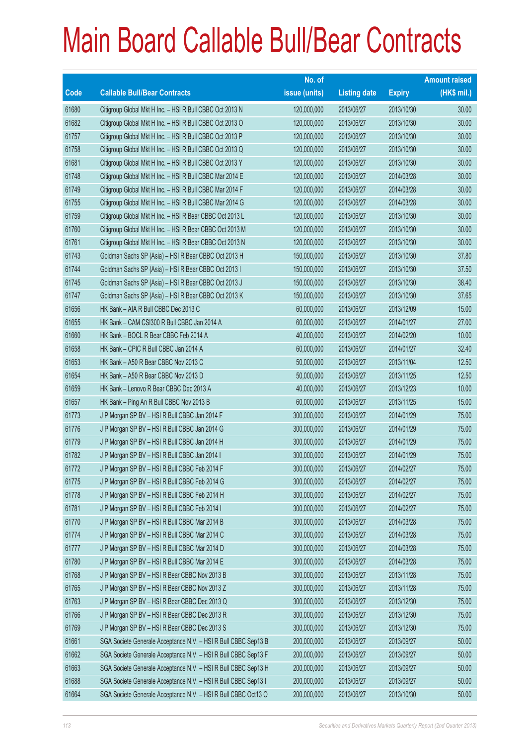# Main Board Callable Bull/Bear Contracts

| Code | Callable Bull/Bear Contracts | No. of issue (units) | Listing date | Expiry | Amount raised (HK$ mil.) |
|---|---|---|---|---|---|
| 61680 | Citigroup Global Mkt H Inc. – HSI R Bull CBBC Oct 2013 N | 120,000,000 | 2013/06/27 | 2013/10/30 | 30.00 |
| 61682 | Citigroup Global Mkt H Inc. – HSI R Bull CBBC Oct 2013 O | 120,000,000 | 2013/06/27 | 2013/10/30 | 30.00 |
| 61757 | Citigroup Global Mkt H Inc. – HSI R Bull CBBC Oct 2013 P | 120,000,000 | 2013/06/27 | 2013/10/30 | 30.00 |
| 61758 | Citigroup Global Mkt H Inc. – HSI R Bull CBBC Oct 2013 Q | 120,000,000 | 2013/06/27 | 2013/10/30 | 30.00 |
| 61681 | Citigroup Global Mkt H Inc. – HSI R Bull CBBC Oct 2013 Y | 120,000,000 | 2013/06/27 | 2013/10/30 | 30.00 |
| 61748 | Citigroup Global Mkt H Inc. – HSI R Bull CBBC Mar 2014 E | 120,000,000 | 2013/06/27 | 2014/03/28 | 30.00 |
| 61749 | Citigroup Global Mkt H Inc. – HSI R Bull CBBC Mar 2014 F | 120,000,000 | 2013/06/27 | 2014/03/28 | 30.00 |
| 61755 | Citigroup Global Mkt H Inc. – HSI R Bull CBBC Mar 2014 G | 120,000,000 | 2013/06/27 | 2014/03/28 | 30.00 |
| 61759 | Citigroup Global Mkt H Inc. – HSI R Bear CBBC Oct 2013 L | 120,000,000 | 2013/06/27 | 2013/10/30 | 30.00 |
| 61760 | Citigroup Global Mkt H Inc. – HSI R Bear CBBC Oct 2013 M | 120,000,000 | 2013/06/27 | 2013/10/30 | 30.00 |
| 61761 | Citigroup Global Mkt H Inc. – HSI R Bear CBBC Oct 2013 N | 120,000,000 | 2013/06/27 | 2013/10/30 | 30.00 |
| 61743 | Goldman Sachs SP (Asia) – HSI R Bear CBBC Oct 2013 H | 150,000,000 | 2013/06/27 | 2013/10/30 | 37.80 |
| 61744 | Goldman Sachs SP (Asia) – HSI R Bear CBBC Oct 2013 I | 150,000,000 | 2013/06/27 | 2013/10/30 | 37.50 |
| 61745 | Goldman Sachs SP (Asia) – HSI R Bear CBBC Oct 2013 J | 150,000,000 | 2013/06/27 | 2013/10/30 | 38.40 |
| 61747 | Goldman Sachs SP (Asia) – HSI R Bear CBBC Oct 2013 K | 150,000,000 | 2013/06/27 | 2013/10/30 | 37.65 |
| 61656 | HK Bank – AIA R Bull CBBC Dec 2013 C | 60,000,000 | 2013/06/27 | 2013/12/09 | 15.00 |
| 61655 | HK Bank – CAM CSI300 R Bull CBBC Jan 2014 A | 60,000,000 | 2013/06/27 | 2014/01/27 | 27.00 |
| 61660 | HK Bank – BOCL R Bear CBBC Feb 2014 A | 40,000,000 | 2013/06/27 | 2014/02/20 | 10.00 |
| 61658 | HK Bank – CPIC R Bull CBBC Jan 2014 A | 60,000,000 | 2013/06/27 | 2014/01/27 | 32.40 |
| 61653 | HK Bank – A50 R Bear CBBC Nov 2013 C | 50,000,000 | 2013/06/27 | 2013/11/04 | 12.50 |
| 61654 | HK Bank – A50 R Bear CBBC Nov 2013 D | 50,000,000 | 2013/06/27 | 2013/11/25 | 12.50 |
| 61659 | HK Bank – Lenovo R Bear CBBC Dec 2013 A | 40,000,000 | 2013/06/27 | 2013/12/23 | 10.00 |
| 61657 | HK Bank – Ping An R Bull CBBC Nov 2013 B | 60,000,000 | 2013/06/27 | 2013/11/25 | 15.00 |
| 61773 | J P Morgan SP BV – HSI R Bull CBBC Jan 2014 F | 300,000,000 | 2013/06/27 | 2014/01/29 | 75.00 |
| 61776 | J P Morgan SP BV – HSI R Bull CBBC Jan 2014 G | 300,000,000 | 2013/06/27 | 2014/01/29 | 75.00 |
| 61779 | J P Morgan SP BV – HSI R Bull CBBC Jan 2014 H | 300,000,000 | 2013/06/27 | 2014/01/29 | 75.00 |
| 61782 | J P Morgan SP BV – HSI R Bull CBBC Jan 2014 I | 300,000,000 | 2013/06/27 | 2014/01/29 | 75.00 |
| 61772 | J P Morgan SP BV – HSI R Bull CBBC Feb 2014 F | 300,000,000 | 2013/06/27 | 2014/02/27 | 75.00 |
| 61775 | J P Morgan SP BV – HSI R Bull CBBC Feb 2014 G | 300,000,000 | 2013/06/27 | 2014/02/27 | 75.00 |
| 61778 | J P Morgan SP BV – HSI R Bull CBBC Feb 2014 H | 300,000,000 | 2013/06/27 | 2014/02/27 | 75.00 |
| 61781 | J P Morgan SP BV – HSI R Bull CBBC Feb 2014 I | 300,000,000 | 2013/06/27 | 2014/02/27 | 75.00 |
| 61770 | J P Morgan SP BV – HSI R Bull CBBC Mar 2014 B | 300,000,000 | 2013/06/27 | 2014/03/28 | 75.00 |
| 61774 | J P Morgan SP BV – HSI R Bull CBBC Mar 2014 C | 300,000,000 | 2013/06/27 | 2014/03/28 | 75.00 |
| 61777 | J P Morgan SP BV – HSI R Bull CBBC Mar 2014 D | 300,000,000 | 2013/06/27 | 2014/03/28 | 75.00 |
| 61780 | J P Morgan SP BV – HSI R Bull CBBC Mar 2014 E | 300,000,000 | 2013/06/27 | 2014/03/28 | 75.00 |
| 61768 | J P Morgan SP BV – HSI R Bear CBBC Nov 2013 B | 300,000,000 | 2013/06/27 | 2013/11/28 | 75.00 |
| 61765 | J P Morgan SP BV – HSI R Bear CBBC Nov 2013 Z | 300,000,000 | 2013/06/27 | 2013/11/28 | 75.00 |
| 61763 | J P Morgan SP BV – HSI R Bear CBBC Dec 2013 Q | 300,000,000 | 2013/06/27 | 2013/12/30 | 75.00 |
| 61766 | J P Morgan SP BV – HSI R Bear CBBC Dec 2013 R | 300,000,000 | 2013/06/27 | 2013/12/30 | 75.00 |
| 61769 | J P Morgan SP BV – HSI R Bear CBBC Dec 2013 S | 300,000,000 | 2013/06/27 | 2013/12/30 | 75.00 |
| 61661 | SGA Societe Generale Acceptance N.V. – HSI R Bull CBBC Sep13 B | 200,000,000 | 2013/06/27 | 2013/09/27 | 50.00 |
| 61662 | SGA Societe Generale Acceptance N.V. – HSI R Bull CBBC Sep13 F | 200,000,000 | 2013/06/27 | 2013/09/27 | 50.00 |
| 61663 | SGA Societe Generale Acceptance N.V. – HSI R Bull CBBC Sep13 H | 200,000,000 | 2013/06/27 | 2013/09/27 | 50.00 |
| 61688 | SGA Societe Generale Acceptance N.V. – HSI R Bull CBBC Sep13 I | 200,000,000 | 2013/06/27 | 2013/09/27 | 50.00 |
| 61664 | SGA Societe Generale Acceptance N.V. – HSI R Bull CBBC Oct13 O | 200,000,000 | 2013/06/27 | 2013/10/30 | 50.00 |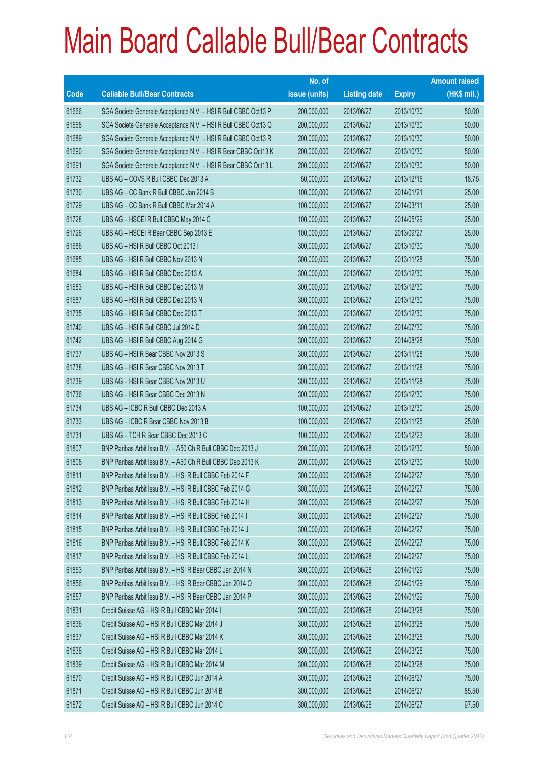# Main Board Callable Bull/Bear Contracts

| Code | Callable Bull/Bear Contracts | No. of issue (units) | Listing date | Expiry | Amount raised (HK$ mil.) |
|---|---|---|---|---|---|
| 61666 | SGA Societe Generale Acceptance N.V. – HSI R Bull CBBC Oct13 P | 200,000,000 | 2013/06/27 | 2013/10/30 | 50.00 |
| 61668 | SGA Societe Generale Acceptance N.V. – HSI R Bull CBBC Oct13 Q | 200,000,000 | 2013/06/27 | 2013/10/30 | 50.00 |
| 61689 | SGA Societe Generale Acceptance N.V. – HSI R Bull CBBC Oct13 R | 200,000,000 | 2013/06/27 | 2013/10/30 | 50.00 |
| 61690 | SGA Societe Generale Acceptance N.V. – HSI R Bear CBBC Oct13 K | 200,000,000 | 2013/06/27 | 2013/10/30 | 50.00 |
| 61691 | SGA Societe Generale Acceptance N.V. – HSI R Bear CBBC Oct13 L | 200,000,000 | 2013/06/27 | 2013/10/30 | 50.00 |
| 61732 | UBS AG – COVS R Bull CBBC Dec 2013 A | 50,000,000 | 2013/06/27 | 2013/12/16 | 18.75 |
| 61730 | UBS AG – CC Bank R Bull CBBC Jan 2014 B | 100,000,000 | 2013/06/27 | 2014/01/21 | 25.00 |
| 61729 | UBS AG – CC Bank R Bull CBBC Mar 2014 A | 100,000,000 | 2013/06/27 | 2014/03/11 | 25.00 |
| 61728 | UBS AG – HSCEI R Bull CBBC May 2014 C | 100,000,000 | 2013/06/27 | 2014/05/29 | 25.00 |
| 61726 | UBS AG – HSCEI R Bear CBBC Sep 2013 E | 100,000,000 | 2013/06/27 | 2013/09/27 | 25.00 |
| 61686 | UBS AG – HSI R Bull CBBC Oct 2013 I | 300,000,000 | 2013/06/27 | 2013/10/30 | 75.00 |
| 61685 | UBS AG – HSI R Bull CBBC Nov 2013 N | 300,000,000 | 2013/06/27 | 2013/11/28 | 75.00 |
| 61684 | UBS AG – HSI R Bull CBBC Dec 2013 A | 300,000,000 | 2013/06/27 | 2013/12/30 | 75.00 |
| 61683 | UBS AG – HSI R Bull CBBC Dec 2013 M | 300,000,000 | 2013/06/27 | 2013/12/30 | 75.00 |
| 61687 | UBS AG – HSI R Bull CBBC Dec 2013 N | 300,000,000 | 2013/06/27 | 2013/12/30 | 75.00 |
| 61735 | UBS AG – HSI R Bull CBBC Dec 2013 T | 300,000,000 | 2013/06/27 | 2013/12/30 | 75.00 |
| 61740 | UBS AG – HSI R Bull CBBC Jul 2014 D | 300,000,000 | 2013/06/27 | 2014/07/30 | 75.00 |
| 61742 | UBS AG – HSI R Bull CBBC Aug 2014 G | 300,000,000 | 2013/06/27 | 2014/08/28 | 75.00 |
| 61737 | UBS AG – HSI R Bear CBBC Nov 2013 S | 300,000,000 | 2013/06/27 | 2013/11/28 | 75.00 |
| 61738 | UBS AG – HSI R Bear CBBC Nov 2013 T | 300,000,000 | 2013/06/27 | 2013/11/28 | 75.00 |
| 61739 | UBS AG – HSI R Bear CBBC Nov 2013 U | 300,000,000 | 2013/06/27 | 2013/11/28 | 75.00 |
| 61736 | UBS AG – HSI R Bear CBBC Dec 2013 N | 300,000,000 | 2013/06/27 | 2013/12/30 | 75.00 |
| 61734 | UBS AG – ICBC R Bull CBBC Dec 2013 A | 100,000,000 | 2013/06/27 | 2013/12/30 | 25.00 |
| 61733 | UBS AG – ICBC R Bear CBBC Nov 2013 B | 100,000,000 | 2013/06/27 | 2013/11/25 | 25.00 |
| 61731 | UBS AG – TCH R Bear CBBC Dec 2013 C | 100,000,000 | 2013/06/27 | 2013/12/23 | 28.00 |
| 61807 | BNP Paribas Arbit Issu B.V. – A50 Ch R Bull CBBC Dec 2013 J | 200,000,000 | 2013/06/28 | 2013/12/30 | 50.00 |
| 61808 | BNP Paribas Arbit Issu B.V. – A50 Ch R Bull CBBC Dec 2013 K | 200,000,000 | 2013/06/28 | 2013/12/30 | 50.00 |
| 61811 | BNP Paribas Arbit Issu B.V. – HSI R Bull CBBC Feb 2014 F | 300,000,000 | 2013/06/28 | 2014/02/27 | 75.00 |
| 61812 | BNP Paribas Arbit Issu B.V. – HSI R Bull CBBC Feb 2014 G | 300,000,000 | 2013/06/28 | 2014/02/27 | 75.00 |
| 61813 | BNP Paribas Arbit Issu B.V. – HSI R Bull CBBC Feb 2014 H | 300,000,000 | 2013/06/28 | 2014/02/27 | 75.00 |
| 61814 | BNP Paribas Arbit Issu B.V. – HSI R Bull CBBC Feb 2014 I | 300,000,000 | 2013/06/28 | 2014/02/27 | 75.00 |
| 61815 | BNP Paribas Arbit Issu B.V. – HSI R Bull CBBC Feb 2014 J | 300,000,000 | 2013/06/28 | 2014/02/27 | 75.00 |
| 61816 | BNP Paribas Arbit Issu B.V. – HSI R Bull CBBC Feb 2014 K | 300,000,000 | 2013/06/28 | 2014/02/27 | 75.00 |
| 61817 | BNP Paribas Arbit Issu B.V. – HSI R Bull CBBC Feb 2014 L | 300,000,000 | 2013/06/28 | 2014/02/27 | 75.00 |
| 61853 | BNP Paribas Arbit Issu B.V. – HSI R Bear CBBC Jan 2014 N | 300,000,000 | 2013/06/28 | 2014/01/29 | 75.00 |
| 61856 | BNP Paribas Arbit Issu B.V. – HSI R Bear CBBC Jan 2014 O | 300,000,000 | 2013/06/28 | 2014/01/29 | 75.00 |
| 61857 | BNP Paribas Arbit Issu B.V. – HSI R Bear CBBC Jan 2014 P | 300,000,000 | 2013/06/28 | 2014/01/29 | 75.00 |
| 61831 | Credit Suisse AG – HSI R Bull CBBC Mar 2014 I | 300,000,000 | 2013/06/28 | 2014/03/28 | 75.00 |
| 61836 | Credit Suisse AG – HSI R Bull CBBC Mar 2014 J | 300,000,000 | 2013/06/28 | 2014/03/28 | 75.00 |
| 61837 | Credit Suisse AG – HSI R Bull CBBC Mar 2014 K | 300,000,000 | 2013/06/28 | 2014/03/28 | 75.00 |
| 61838 | Credit Suisse AG – HSI R Bull CBBC Mar 2014 L | 300,000,000 | 2013/06/28 | 2014/03/28 | 75.00 |
| 61839 | Credit Suisse AG – HSI R Bull CBBC Mar 2014 M | 300,000,000 | 2013/06/28 | 2014/03/28 | 75.00 |
| 61870 | Credit Suisse AG – HSI R Bull CBBC Jun 2014 A | 300,000,000 | 2013/06/28 | 2014/06/27 | 75.00 |
| 61871 | Credit Suisse AG – HSI R Bull CBBC Jun 2014 B | 300,000,000 | 2013/06/28 | 2014/06/27 | 85.50 |
| 61872 | Credit Suisse AG – HSI R Bull CBBC Jun 2014 C | 300,000,000 | 2013/06/28 | 2014/06/27 | 97.50 |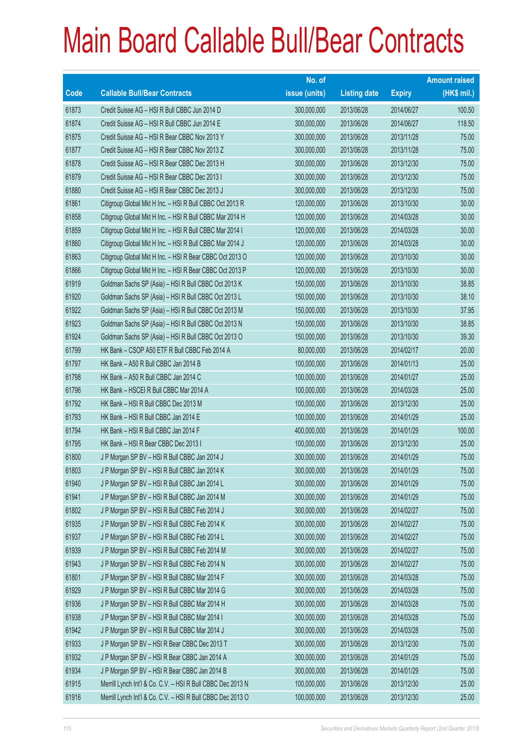# Main Board Callable Bull/Bear Contracts

| Code | Callable Bull/Bear Contracts | No. of issue (units) | Listing date | Expiry | Amount raised (HK$ mil.) |
|---|---|---|---|---|---|
| 61873 | Credit Suisse AG – HSI R Bull CBBC Jun 2014 D | 300,000,000 | 2013/06/28 | 2014/06/27 | 100.50 |
| 61874 | Credit Suisse AG – HSI R Bull CBBC Jun 2014 E | 300,000,000 | 2013/06/28 | 2014/06/27 | 118.50 |
| 61875 | Credit Suisse AG – HSI R Bear CBBC Nov 2013 Y | 300,000,000 | 2013/06/28 | 2013/11/28 | 75.00 |
| 61877 | Credit Suisse AG – HSI R Bear CBBC Nov 2013 Z | 300,000,000 | 2013/06/28 | 2013/11/28 | 75.00 |
| 61878 | Credit Suisse AG – HSI R Bear CBBC Dec 2013 H | 300,000,000 | 2013/06/28 | 2013/12/30 | 75.00 |
| 61879 | Credit Suisse AG – HSI R Bear CBBC Dec 2013 I | 300,000,000 | 2013/06/28 | 2013/12/30 | 75.00 |
| 61880 | Credit Suisse AG – HSI R Bear CBBC Dec 2013 J | 300,000,000 | 2013/06/28 | 2013/12/30 | 75.00 |
| 61861 | Citigroup Global Mkt H Inc. – HSI R Bull CBBC Oct 2013 R | 120,000,000 | 2013/06/28 | 2013/10/30 | 30.00 |
| 61858 | Citigroup Global Mkt H Inc. – HSI R Bull CBBC Mar 2014 H | 120,000,000 | 2013/06/28 | 2014/03/28 | 30.00 |
| 61859 | Citigroup Global Mkt H Inc. – HSI R Bull CBBC Mar 2014 I | 120,000,000 | 2013/06/28 | 2014/03/28 | 30.00 |
| 61860 | Citigroup Global Mkt H Inc. – HSI R Bull CBBC Mar 2014 J | 120,000,000 | 2013/06/28 | 2014/03/28 | 30.00 |
| 61863 | Citigroup Global Mkt H Inc. – HSI R Bear CBBC Oct 2013 O | 120,000,000 | 2013/06/28 | 2013/10/30 | 30.00 |
| 61866 | Citigroup Global Mkt H Inc. – HSI R Bear CBBC Oct 2013 P | 120,000,000 | 2013/06/28 | 2013/10/30 | 30.00 |
| 61919 | Goldman Sachs SP (Asia) – HSI R Bull CBBC Oct 2013 K | 150,000,000 | 2013/06/28 | 2013/10/30 | 38.85 |
| 61920 | Goldman Sachs SP (Asia) – HSI R Bull CBBC Oct 2013 L | 150,000,000 | 2013/06/28 | 2013/10/30 | 38.10 |
| 61922 | Goldman Sachs SP (Asia) – HSI R Bull CBBC Oct 2013 M | 150,000,000 | 2013/06/28 | 2013/10/30 | 37.95 |
| 61923 | Goldman Sachs SP (Asia) – HSI R Bull CBBC Oct 2013 N | 150,000,000 | 2013/06/28 | 2013/10/30 | 38.85 |
| 61924 | Goldman Sachs SP (Asia) – HSI R Bull CBBC Oct 2013 O | 150,000,000 | 2013/06/28 | 2013/10/30 | 39.30 |
| 61799 | HK Bank – CSOP A50 ETF R Bull CBBC Feb 2014 A | 80,000,000 | 2013/06/28 | 2014/02/17 | 20.00 |
| 61797 | HK Bank – A50 R Bull CBBC Jan 2014 B | 100,000,000 | 2013/06/28 | 2014/01/13 | 25.00 |
| 61798 | HK Bank – A50 R Bull CBBC Jan 2014 C | 100,000,000 | 2013/06/28 | 2014/01/27 | 25.00 |
| 61796 | HK Bank – HSCEI R Bull CBBC Mar 2014 A | 100,000,000 | 2013/06/28 | 2014/03/28 | 25.00 |
| 61792 | HK Bank – HSI R Bull CBBC Dec 2013 M | 100,000,000 | 2013/06/28 | 2013/12/30 | 25.00 |
| 61793 | HK Bank – HSI R Bull CBBC Jan 2014 E | 100,000,000 | 2013/06/28 | 2014/01/29 | 25.00 |
| 61794 | HK Bank – HSI R Bull CBBC Jan 2014 F | 400,000,000 | 2013/06/28 | 2014/01/29 | 100.00 |
| 61795 | HK Bank – HSI R Bear CBBC Dec 2013 I | 100,000,000 | 2013/06/28 | 2013/12/30 | 25.00 |
| 61800 | J P Morgan SP BV – HSI R Bull CBBC Jan 2014 J | 300,000,000 | 2013/06/28 | 2014/01/29 | 75.00 |
| 61803 | J P Morgan SP BV – HSI R Bull CBBC Jan 2014 K | 300,000,000 | 2013/06/28 | 2014/01/29 | 75.00 |
| 61940 | J P Morgan SP BV – HSI R Bull CBBC Jan 2014 L | 300,000,000 | 2013/06/28 | 2014/01/29 | 75.00 |
| 61941 | J P Morgan SP BV – HSI R Bull CBBC Jan 2014 M | 300,000,000 | 2013/06/28 | 2014/01/29 | 75.00 |
| 61802 | J P Morgan SP BV – HSI R Bull CBBC Feb 2014 J | 300,000,000 | 2013/06/28 | 2014/02/27 | 75.00 |
| 61935 | J P Morgan SP BV – HSI R Bull CBBC Feb 2014 K | 300,000,000 | 2013/06/28 | 2014/02/27 | 75.00 |
| 61937 | J P Morgan SP BV – HSI R Bull CBBC Feb 2014 L | 300,000,000 | 2013/06/28 | 2014/02/27 | 75.00 |
| 61939 | J P Morgan SP BV – HSI R Bull CBBC Feb 2014 M | 300,000,000 | 2013/06/28 | 2014/02/27 | 75.00 |
| 61943 | J P Morgan SP BV – HSI R Bull CBBC Feb 2014 N | 300,000,000 | 2013/06/28 | 2014/02/27 | 75.00 |
| 61801 | J P Morgan SP BV – HSI R Bull CBBC Mar 2014 F | 300,000,000 | 2013/06/28 | 2014/03/28 | 75.00 |
| 61929 | J P Morgan SP BV – HSI R Bull CBBC Mar 2014 G | 300,000,000 | 2013/06/28 | 2014/03/28 | 75.00 |
| 61936 | J P Morgan SP BV – HSI R Bull CBBC Mar 2014 H | 300,000,000 | 2013/06/28 | 2014/03/28 | 75.00 |
| 61938 | J P Morgan SP BV – HSI R Bull CBBC Mar 2014 I | 300,000,000 | 2013/06/28 | 2014/03/28 | 75.00 |
| 61942 | J P Morgan SP BV – HSI R Bull CBBC Mar 2014 J | 300,000,000 | 2013/06/28 | 2014/03/28 | 75.00 |
| 61933 | J P Morgan SP BV – HSI R Bear CBBC Dec 2013 T | 300,000,000 | 2013/06/28 | 2013/12/30 | 75.00 |
| 61932 | J P Morgan SP BV – HSI R Bear CBBC Jan 2014 A | 300,000,000 | 2013/06/28 | 2014/01/29 | 75.00 |
| 61934 | J P Morgan SP BV – HSI R Bear CBBC Jan 2014 B | 300,000,000 | 2013/06/28 | 2014/01/29 | 75.00 |
| 61915 | Merrill Lynch Int'l & Co. C.V. – HSI R Bull CBBC Dec 2013 N | 100,000,000 | 2013/06/28 | 2013/12/30 | 25.00 |
| 61916 | Merrill Lynch Int'l & Co. C.V. – HSI R Bull CBBC Dec 2013 O | 100,000,000 | 2013/06/28 | 2013/12/30 | 25.00 |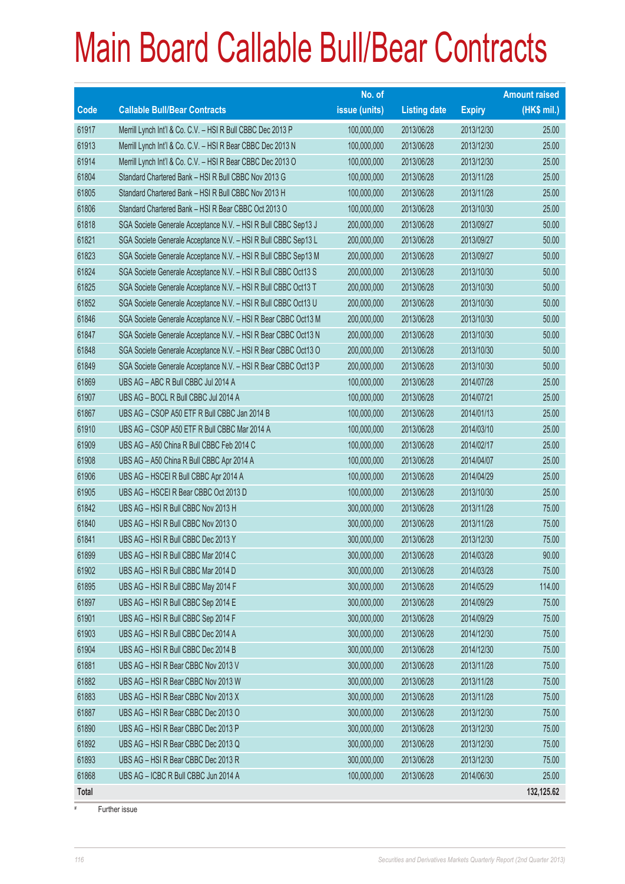# Main Board Callable Bull/Bear Contracts

| Code | Callable Bull/Bear Contracts | No. of issue (units) | Listing date | Expiry | Amount raised (HK$ mil.) |
|---|---|---|---|---|---|
| 61917 | Merrill Lynch Int'l & Co. C.V. – HSI R Bull CBBC Dec 2013 P | 100,000,000 | 2013/06/28 | 2013/12/30 | 25.00 |
| 61913 | Merrill Lynch Int'l & Co. C.V. – HSI R Bear CBBC Dec 2013 N | 100,000,000 | 2013/06/28 | 2013/12/30 | 25.00 |
| 61914 | Merrill Lynch Int'l & Co. C.V. – HSI R Bear CBBC Dec 2013 O | 100,000,000 | 2013/06/28 | 2013/12/30 | 25.00 |
| 61804 | Standard Chartered Bank – HSI R Bull CBBC Nov 2013 G | 100,000,000 | 2013/06/28 | 2013/11/28 | 25.00 |
| 61805 | Standard Chartered Bank – HSI R Bull CBBC Nov 2013 H | 100,000,000 | 2013/06/28 | 2013/11/28 | 25.00 |
| 61806 | Standard Chartered Bank – HSI R Bear CBBC Oct 2013 O | 100,000,000 | 2013/06/28 | 2013/10/30 | 25.00 |
| 61818 | SGA Societe Generale Acceptance N.V. – HSI R Bull CBBC Sep13 J | 200,000,000 | 2013/06/28 | 2013/09/27 | 50.00 |
| 61821 | SGA Societe Generale Acceptance N.V. – HSI R Bull CBBC Sep13 L | 200,000,000 | 2013/06/28 | 2013/09/27 | 50.00 |
| 61823 | SGA Societe Generale Acceptance N.V. – HSI R Bull CBBC Sep13 M | 200,000,000 | 2013/06/28 | 2013/09/27 | 50.00 |
| 61824 | SGA Societe Generale Acceptance N.V. – HSI R Bull CBBC Oct13 S | 200,000,000 | 2013/06/28 | 2013/10/30 | 50.00 |
| 61825 | SGA Societe Generale Acceptance N.V. – HSI R Bull CBBC Oct13 T | 200,000,000 | 2013/06/28 | 2013/10/30 | 50.00 |
| 61852 | SGA Societe Generale Acceptance N.V. – HSI R Bull CBBC Oct13 U | 200,000,000 | 2013/06/28 | 2013/10/30 | 50.00 |
| 61846 | SGA Societe Generale Acceptance N.V. – HSI R Bear CBBC Oct13 M | 200,000,000 | 2013/06/28 | 2013/10/30 | 50.00 |
| 61847 | SGA Societe Generale Acceptance N.V. – HSI R Bear CBBC Oct13 N | 200,000,000 | 2013/06/28 | 2013/10/30 | 50.00 |
| 61848 | SGA Societe Generale Acceptance N.V. – HSI R Bear CBBC Oct13 O | 200,000,000 | 2013/06/28 | 2013/10/30 | 50.00 |
| 61849 | SGA Societe Generale Acceptance N.V. – HSI R Bear CBBC Oct13 P | 200,000,000 | 2013/06/28 | 2013/10/30 | 50.00 |
| 61869 | UBS AG – ABC R Bull CBBC Jul 2014 A | 100,000,000 | 2013/06/28 | 2014/07/28 | 25.00 |
| 61907 | UBS AG – BOCL R Bull CBBC Jul 2014 A | 100,000,000 | 2013/06/28 | 2014/07/21 | 25.00 |
| 61867 | UBS AG – CSOP A50 ETF R Bull CBBC Jan 2014 B | 100,000,000 | 2013/06/28 | 2014/01/13 | 25.00 |
| 61910 | UBS AG – CSOP A50 ETF R Bull CBBC Mar 2014 A | 100,000,000 | 2013/06/28 | 2014/03/10 | 25.00 |
| 61909 | UBS AG – A50 China R Bull CBBC Feb 2014 C | 100,000,000 | 2013/06/28 | 2014/02/17 | 25.00 |
| 61908 | UBS AG – A50 China R Bull CBBC Apr 2014 A | 100,000,000 | 2013/06/28 | 2014/04/07 | 25.00 |
| 61906 | UBS AG – HSCEI R Bull CBBC Apr 2014 A | 100,000,000 | 2013/06/28 | 2014/04/29 | 25.00 |
| 61905 | UBS AG – HSCEI R Bear CBBC Oct 2013 D | 100,000,000 | 2013/06/28 | 2013/10/30 | 25.00 |
| 61842 | UBS AG – HSI R Bull CBBC Nov 2013 H | 300,000,000 | 2013/06/28 | 2013/11/28 | 75.00 |
| 61840 | UBS AG – HSI R Bull CBBC Nov 2013 O | 300,000,000 | 2013/06/28 | 2013/11/28 | 75.00 |
| 61841 | UBS AG – HSI R Bull CBBC Dec 2013 Y | 300,000,000 | 2013/06/28 | 2013/12/30 | 75.00 |
| 61899 | UBS AG – HSI R Bull CBBC Mar 2014 C | 300,000,000 | 2013/06/28 | 2014/03/28 | 90.00 |
| 61902 | UBS AG – HSI R Bull CBBC Mar 2014 D | 300,000,000 | 2013/06/28 | 2014/03/28 | 75.00 |
| 61895 | UBS AG – HSI R Bull CBBC May 2014 F | 300,000,000 | 2013/06/28 | 2014/05/29 | 114.00 |
| 61897 | UBS AG – HSI R Bull CBBC Sep 2014 E | 300,000,000 | 2013/06/28 | 2014/09/29 | 75.00 |
| 61901 | UBS AG – HSI R Bull CBBC Sep 2014 F | 300,000,000 | 2013/06/28 | 2014/09/29 | 75.00 |
| 61903 | UBS AG – HSI R Bull CBBC Dec 2014 A | 300,000,000 | 2013/06/28 | 2014/12/30 | 75.00 |
| 61904 | UBS AG – HSI R Bull CBBC Dec 2014 B | 300,000,000 | 2013/06/28 | 2014/12/30 | 75.00 |
| 61881 | UBS AG – HSI R Bear CBBC Nov 2013 V | 300,000,000 | 2013/06/28 | 2013/11/28 | 75.00 |
| 61882 | UBS AG – HSI R Bear CBBC Nov 2013 W | 300,000,000 | 2013/06/28 | 2013/11/28 | 75.00 |
| 61883 | UBS AG – HSI R Bear CBBC Nov 2013 X | 300,000,000 | 2013/06/28 | 2013/11/28 | 75.00 |
| 61887 | UBS AG – HSI R Bear CBBC Dec 2013 O | 300,000,000 | 2013/06/28 | 2013/12/30 | 75.00 |
| 61890 | UBS AG – HSI R Bear CBBC Dec 2013 P | 300,000,000 | 2013/06/28 | 2013/12/30 | 75.00 |
| 61892 | UBS AG – HSI R Bear CBBC Dec 2013 Q | 300,000,000 | 2013/06/28 | 2013/12/30 | 75.00 |
| 61893 | UBS AG – HSI R Bear CBBC Dec 2013 R | 300,000,000 | 2013/06/28 | 2013/12/30 | 75.00 |
| 61868 | UBS AG – ICBC R Bull CBBC Jun 2014 A | 100,000,000 | 2013/06/28 | 2014/06/30 | 25.00 |
| **Total** | | | | | **132,125.62** |

# Further issue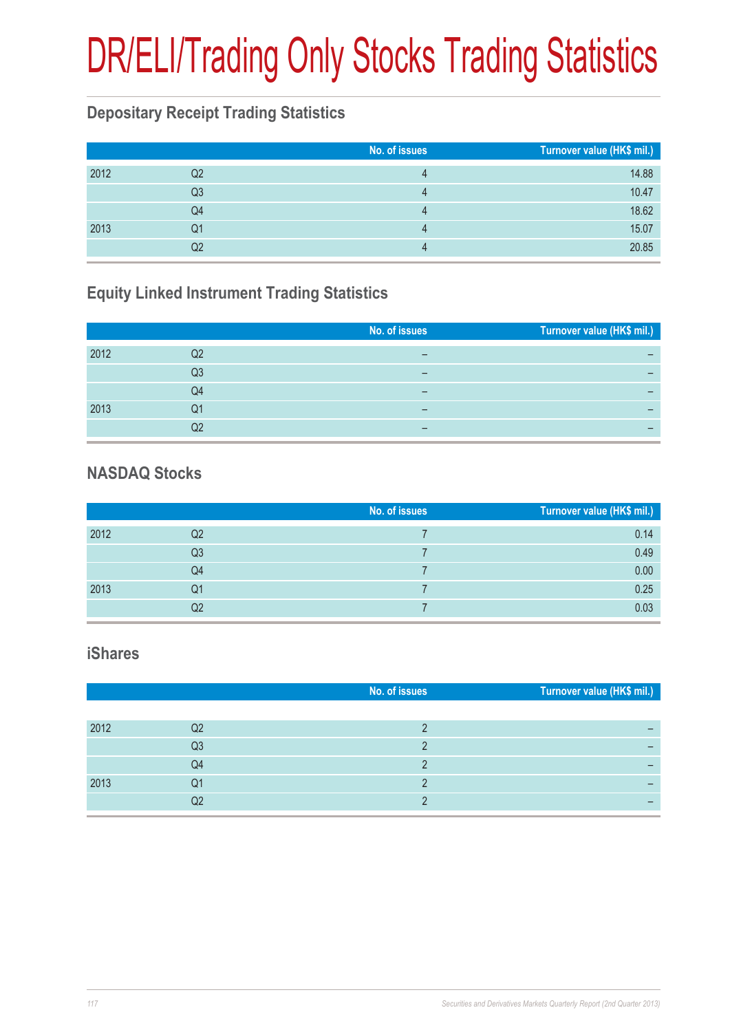# DR/ELI/Trading Only Stocks Trading Statistics

## Depositary Receipt Trading Statistics

| | | No. of issues | Turnover value (HK$ mil.) |
|---|---|---|---|
| 2012 | Q2 | 4 | 14.88 |
| | Q3 | 4 | 10.47 |
| | Q4 | 4 | 18.62 |
| 2013 | Q1 | 4 | 15.07 |
| | Q2 | 4 | 20.85 |

## Equity Linked Instrument Trading Statistics

| | | No. of issues | Turnover value (HK$ mil.) |
|---|---|---|---|
| 2012 | Q2 | – | – |
| | Q3 | – | – |
| | Q4 | – | – |
| 2013 | Q1 | – | – |
| | Q2 | – | – |

## NASDAQ Stocks

| | | No. of issues | Turnover value (HK$ mil.) |
|---|---|---|---|
| 2012 | Q2 | 7 | 0.14 |
| | Q3 | 7 | 0.49 |
| | Q4 | 7 | 0.00 |
| 2013 | Q1 | 7 | 0.25 |
| | Q2 | 7 | 0.03 |

## iShares

| | | No. of issues | Turnover value (HK$ mil.) |
|---|---|---|---|
| 2012 | Q2 | 2 | – |
| | Q3 | 2 | – |
| | Q4 | 2 | – |
| 2013 | Q1 | 2 | – |
| | Q2 | 2 | – |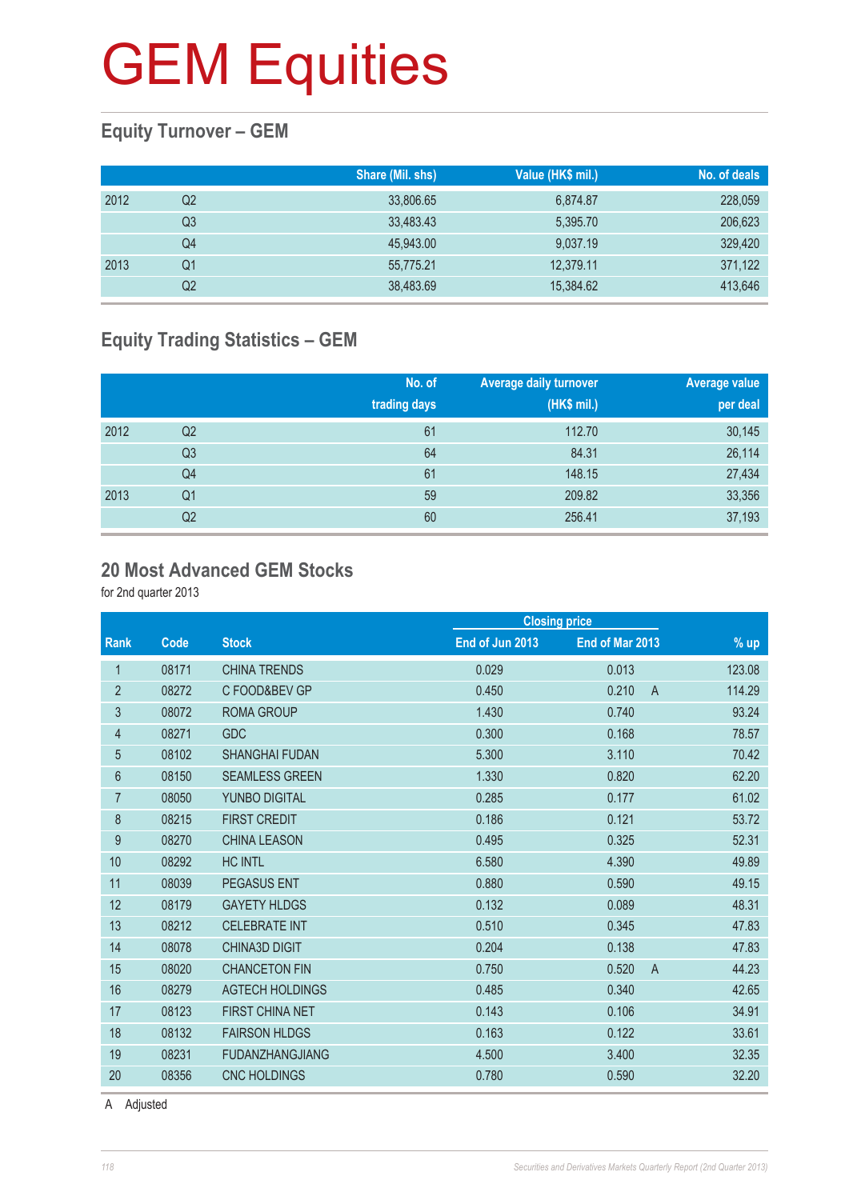# GEM Equities

## Equity Turnover – GEM

| | | Share (Mil. shs) | Value (HK$ mil.) | No. of deals |
|---|---|---|---|---|
| 2012 | Q2 | 33,806.65 | 6,874.87 | 228,059 |
| | Q3 | 33,483.43 | 5,395.70 | 206,623 |
| | Q4 | 45,943.00 | 9,037.19 | 329,420 |
| 2013 | Q1 | 55,775.21 | 12,379.11 | 371,122 |
| | Q2 | 38,483.69 | 15,384.62 | 413,646 |

## Equity Trading Statistics – GEM

| | | No. of trading days | Average daily turnover (HK$ mil.) | Average value per deal |
|---|---|---|---|---|
| 2012 | Q2 | 61 | 112.70 | 30,145 |
| | Q3 | 64 | 84.31 | 26,114 |
| | Q4 | 61 | 148.15 | 27,434 |
| 2013 | Q1 | 59 | 209.82 | 33,356 |
| | Q2 | 60 | 256.41 | 37,193 |

## 20 Most Advanced GEM Stocks

for 2nd quarter 2013

| | | | Closing price | | | |
|---|---|---|---|---|---|---|
| Rank | Code | Stock | End of Jun 2013 | End of Mar 2013 | | % up |
| 1 | 08171 | CHINA TRENDS | 0.029 | 0.013 | | 123.08 |
| 2 | 08272 | C FOOD&BEV GP | 0.450 | 0.210 | A | 114.29 |
| 3 | 08072 | ROMA GROUP | 1.430 | 0.740 | | 93.24 |
| 4 | 08271 | GDC | 0.300 | 0.168 | | 78.57 |
| 5 | 08102 | SHANGHAI FUDAN | 5.300 | 3.110 | | 70.42 |
| 6 | 08150 | SEAMLESS GREEN | 1.330 | 0.820 | | 62.20 |
| 7 | 08050 | YUNBO DIGITAL | 0.285 | 0.177 | | 61.02 |
| 8 | 08215 | FIRST CREDIT | 0.186 | 0.121 | | 53.72 |
| 9 | 08270 | CHINA LEASON | 0.495 | 0.325 | | 52.31 |
| 10 | 08292 | HC INTL | 6.580 | 4.390 | | 49.89 |
| 11 | 08039 | PEGASUS ENT | 0.880 | 0.590 | | 49.15 |
| 12 | 08179 | GAYETY HLDGS | 0.132 | 0.089 | | 48.31 |
| 13 | 08212 | CELEBRATE INT | 0.510 | 0.345 | | 47.83 |
| 14 | 08078 | CHINA3D DIGIT | 0.204 | 0.138 | | 47.83 |
| 15 | 08020 | CHANCETON FIN | 0.750 | 0.520 | A | 44.23 |
| 16 | 08279 | AGTECH HOLDINGS | 0.485 | 0.340 | | 42.65 |
| 17 | 08123 | FIRST CHINA NET | 0.143 | 0.106 | | 34.91 |
| 18 | 08132 | FAIRSON HLDGS | 0.163 | 0.122 | | 33.61 |
| 19 | 08231 | FUDANZHANGJIANG | 4.500 | 3.400 | | 32.35 |
| 20 | 08356 | CNC HOLDINGS | 0.780 | 0.590 | | 32.20 |

A Adjusted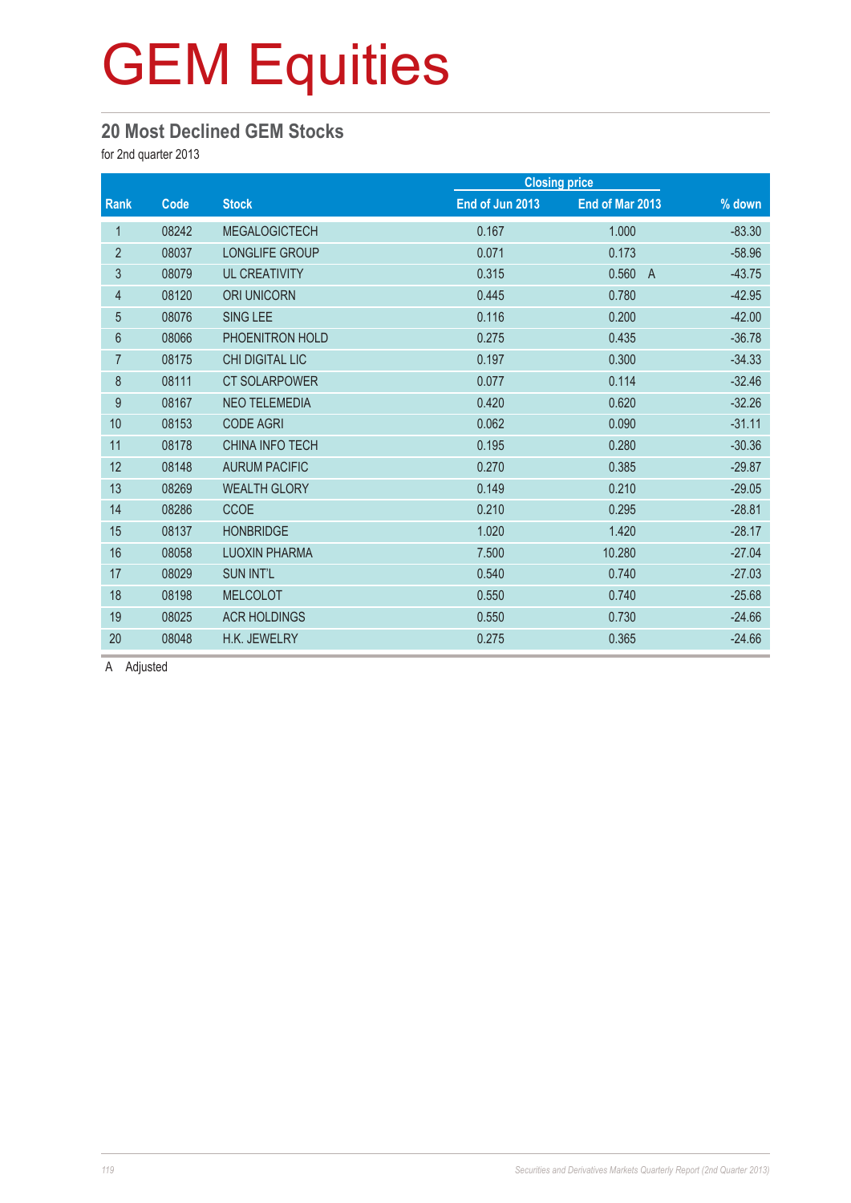# GEM Equities

## 20 Most Declined GEM Stocks

for 2nd quarter 2013

| Rank | Code | Stock | Closing price | | % down |
|---|---|---|---|---|---|
| | | | End of Jun 2013 | End of Mar 2013 | |
| 1 | 08242 | MEGALOGICTECH | 0.167 | 1.000 | -83.30 |
| 2 | 08037 | LONGLIFE GROUP | 0.071 | 0.173 | -58.96 |
| 3 | 08079 | UL CREATIVITY | 0.315 | 0.560 A | -43.75 |
| 4 | 08120 | ORI UNICORN | 0.445 | 0.780 | -42.95 |
| 5 | 08076 | SING LEE | 0.116 | 0.200 | -42.00 |
| 6 | 08066 | PHOENITRON HOLD | 0.275 | 0.435 | -36.78 |
| 7 | 08175 | CHI DIGITAL LIC | 0.197 | 0.300 | -34.33 |
| 8 | 08111 | CT SOLARPOWER | 0.077 | 0.114 | -32.46 |
| 9 | 08167 | NEO TELEMEDIA | 0.420 | 0.620 | -32.26 |
| 10 | 08153 | CODE AGRI | 0.062 | 0.090 | -31.11 |
| 11 | 08178 | CHINA INFO TECH | 0.195 | 0.280 | -30.36 |
| 12 | 08148 | AURUM PACIFIC | 0.270 | 0.385 | -29.87 |
| 13 | 08269 | WEALTH GLORY | 0.149 | 0.210 | -29.05 |
| 14 | 08286 | CCOE | 0.210 | 0.295 | -28.81 |
| 15 | 08137 | HONBRIDGE | 1.020 | 1.420 | -28.17 |
| 16 | 08058 | LUOXIN PHARMA | 7.500 | 10.280 | -27.04 |
| 17 | 08029 | SUN INT'L | 0.540 | 0.740 | -27.03 |
| 18 | 08198 | MELCOLOT | 0.550 | 0.740 | -25.68 |
| 19 | 08025 | ACR HOLDINGS | 0.550 | 0.730 | -24.66 |
| 20 | 08048 | H.K. JEWELRY | 0.275 | 0.365 | -24.66 |

A Adjusted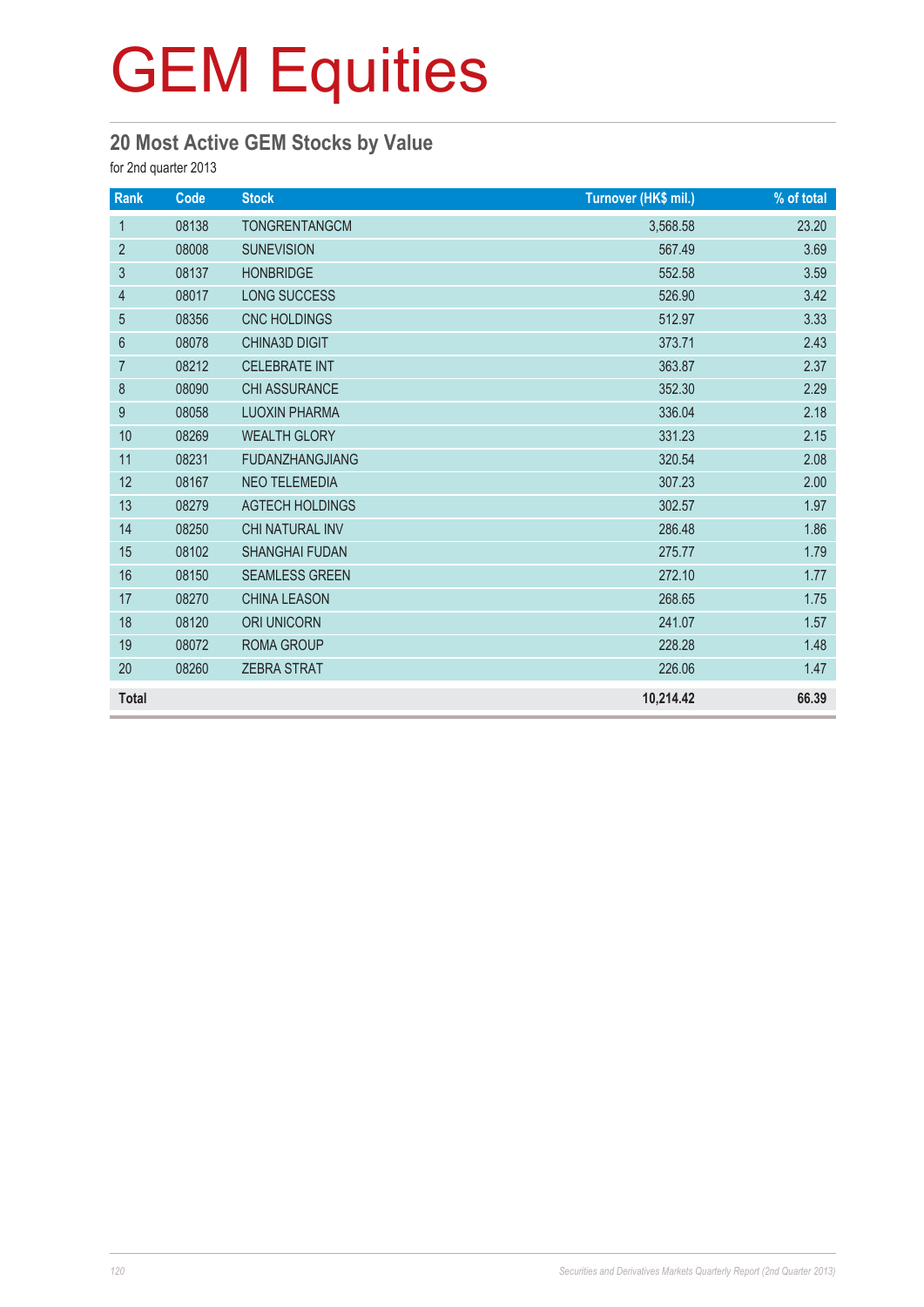# GEM Equities

## 20 Most Active GEM Stocks by Value

for 2nd quarter 2013

| Rank | Code | Stock | Turnover (HK$ mil.) | % of total |
|---|---|---|---|---|
| 1 | 08138 | TONGRENTANGCM | 3,568.58 | 23.20 |
| 2 | 08008 | SUNEVISION | 567.49 | 3.69 |
| 3 | 08137 | HONBRIDGE | 552.58 | 3.59 |
| 4 | 08017 | LONG SUCCESS | 526.90 | 3.42 |
| 5 | 08356 | CNC HOLDINGS | 512.97 | 3.33 |
| 6 | 08078 | CHINA3D DIGIT | 373.71 | 2.43 |
| 7 | 08212 | CELEBRATE INT | 363.87 | 2.37 |
| 8 | 08090 | CHI ASSURANCE | 352.30 | 2.29 |
| 9 | 08058 | LUOXIN PHARMA | 336.04 | 2.18 |
| 10 | 08269 | WEALTH GLORY | 331.23 | 2.15 |
| 11 | 08231 | FUDANZHANGJIANG | 320.54 | 2.08 |
| 12 | 08167 | NEO TELEMEDIA | 307.23 | 2.00 |
| 13 | 08279 | AGTECH HOLDINGS | 302.57 | 1.97 |
| 14 | 08250 | CHI NATURAL INV | 286.48 | 1.86 |
| 15 | 08102 | SHANGHAI FUDAN | 275.77 | 1.79 |
| 16 | 08150 | SEAMLESS GREEN | 272.10 | 1.77 |
| 17 | 08270 | CHINA LEASON | 268.65 | 1.75 |
| 18 | 08120 | ORI UNICORN | 241.07 | 1.57 |
| 19 | 08072 | ROMA GROUP | 228.28 | 1.48 |
| 20 | 08260 | ZEBRA STRAT | 226.06 | 1.47 |
| **Total** | | | **10,214.42** | **66.39** |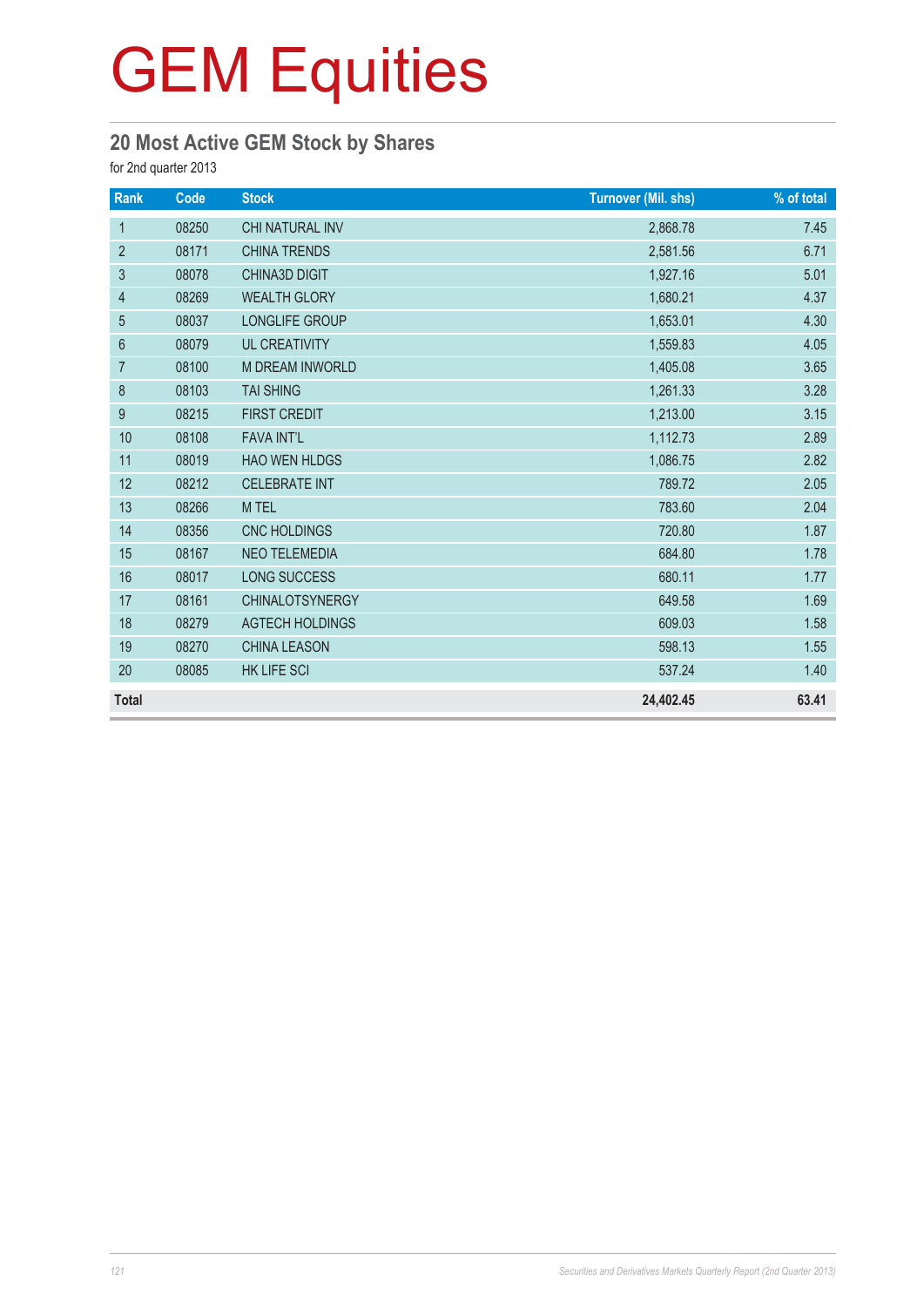# GEM Equities

## 20 Most Active GEM Stock by Shares

for 2nd quarter 2013

| Rank | Code | Stock | Turnover (Mil. shs) | % of total |
|---|---|---|---|---|
| 1 | 08250 | CHI NATURAL INV | 2,868.78 | 7.45 |
| 2 | 08171 | CHINA TRENDS | 2,581.56 | 6.71 |
| 3 | 08078 | CHINA3D DIGIT | 1,927.16 | 5.01 |
| 4 | 08269 | WEALTH GLORY | 1,680.21 | 4.37 |
| 5 | 08037 | LONGLIFE GROUP | 1,653.01 | 4.30 |
| 6 | 08079 | UL CREATIVITY | 1,559.83 | 4.05 |
| 7 | 08100 | M DREAM INWORLD | 1,405.08 | 3.65 |
| 8 | 08103 | TAI SHING | 1,261.33 | 3.28 |
| 9 | 08215 | FIRST CREDIT | 1,213.00 | 3.15 |
| 10 | 08108 | FAVA INT'L | 1,112.73 | 2.89 |
| 11 | 08019 | HAO WEN HLDGS | 1,086.75 | 2.82 |
| 12 | 08212 | CELEBRATE INT | 789.72 | 2.05 |
| 13 | 08266 | M TEL | 783.60 | 2.04 |
| 14 | 08356 | CNC HOLDINGS | 720.80 | 1.87 |
| 15 | 08167 | NEO TELEMEDIA | 684.80 | 1.78 |
| 16 | 08017 | LONG SUCCESS | 680.11 | 1.77 |
| 17 | 08161 | CHINALOTSYNERGY | 649.58 | 1.69 |
| 18 | 08279 | AGTECH HOLDINGS | 609.03 | 1.58 |
| 19 | 08270 | CHINA LEASON | 598.13 | 1.55 |
| 20 | 08085 | HK LIFE SCI | 537.24 | 1.40 |
| **Total** | | | **24,402.45** | **63.41** |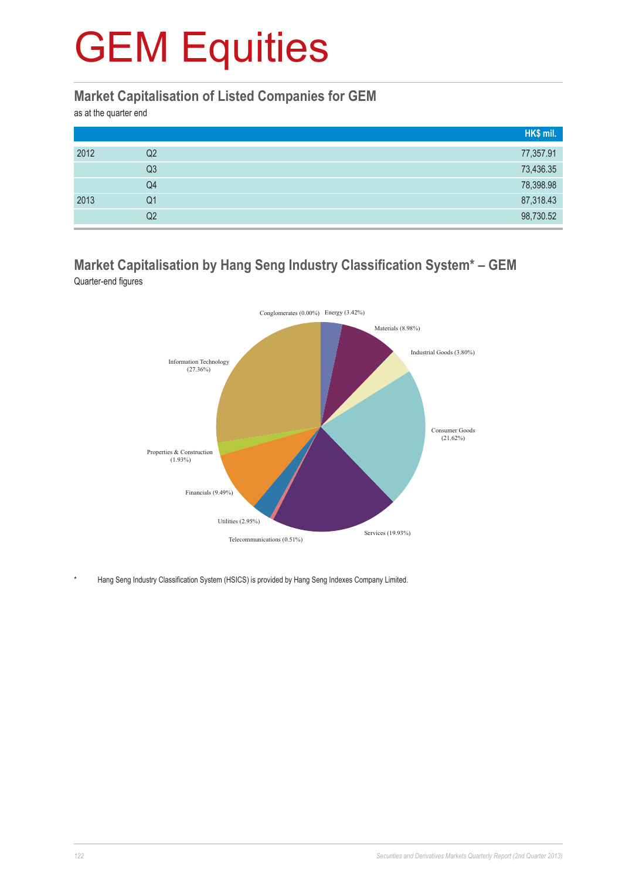# GEM Equities

## Market Capitalisation of Listed Companies for GEM

as at the quarter end

| | | HK$ mil. |
|---|---|---|
| 2012 | Q2 | 77,357.91 |
| | Q3 | 73,436.35 |
| | Q4 | 78,398.98 |
| 2013 | Q1 | 87,318.43 |
| | Q2 | 98,730.52 |

## Market Capitalisation by Hang Seng Industry Classification System* – GEM

Quarter-end figures

Conglomerates (0.00%)
Energy (3.42%)
Materials (8.98%)
Industrial Goods (3.80%)
Consumer Goods (21.62%)
Services (19.93%)
Telecommunications (0.51%)
Utilities (2.95%)
Financials (9.49%)
Properties & Construction (1.93%)
Information Technology (27.36%)

* Hang Seng Industry Classification System (HSICS) is provided by Hang Seng Indexes Company Limited.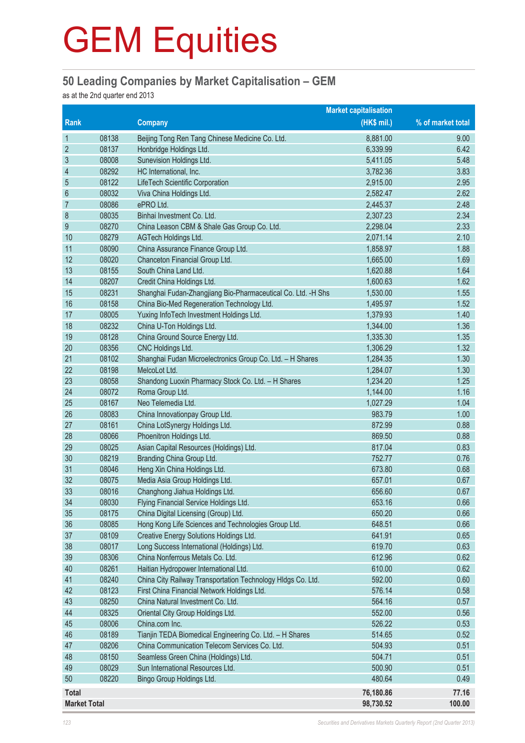# GEM Equities

## 50 Leading Companies by Market Capitalisation – GEM

as at the 2nd quarter end 2013

| Rank | | Company | Market capitalisation (HK$ mil.) | % of market total |
|---|---|---|---|---|
| 1 | 08138 | Beijing Tong Ren Tang Chinese Medicine Co. Ltd. | 8,881.00 | 9.00 |
| 2 | 08137 | Honbridge Holdings Ltd. | 6,339.99 | 6.42 |
| 3 | 08008 | Sunevision Holdings Ltd. | 5,411.05 | 5.48 |
| 4 | 08292 | HC International, Inc. | 3,782.36 | 3.83 |
| 5 | 08122 | LifeTech Scientific Corporation | 2,915.00 | 2.95 |
| 6 | 08032 | Viva China Holdings Ltd. | 2,582.47 | 2.62 |
| 7 | 08086 | ePRO Ltd. | 2,445.37 | 2.48 |
| 8 | 08035 | Binhai Investment Co. Ltd. | 2,307.23 | 2.34 |
| 9 | 08270 | China Leason CBM & Shale Gas Group Co. Ltd. | 2,298.04 | 2.33 |
| 10 | 08279 | AGTech Holdings Ltd. | 2,071.14 | 2.10 |
| 11 | 08090 | China Assurance Finance Group Ltd. | 1,858.97 | 1.88 |
| 12 | 08020 | Chanceton Financial Group Ltd. | 1,665.00 | 1.69 |
| 13 | 08155 | South China Land Ltd. | 1,620.88 | 1.64 |
| 14 | 08207 | Credit China Holdings Ltd. | 1,600.63 | 1.62 |
| 15 | 08231 | Shanghai Fudan-Zhangjiang Bio-Pharmaceutical Co. Ltd. -H Shs | 1,530.00 | 1.55 |
| 16 | 08158 | China Bio-Med Regeneration Technology Ltd. | 1,495.97 | 1.52 |
| 17 | 08005 | Yuxing InfoTech Investment Holdings Ltd. | 1,379.93 | 1.40 |
| 18 | 08232 | China U-Ton Holdings Ltd. | 1,344.00 | 1.36 |
| 19 | 08128 | China Ground Source Energy Ltd. | 1,335.30 | 1.35 |
| 20 | 08356 | CNC Holdings Ltd. | 1,306.29 | 1.32 |
| 21 | 08102 | Shanghai Fudan Microelectronics Group Co. Ltd. – H Shares | 1,284.35 | 1.30 |
| 22 | 08198 | MelcoLot Ltd. | 1,284.07 | 1.30 |
| 23 | 08058 | Shandong Luoxin Pharmacy Stock Co. Ltd. – H Shares | 1,234.20 | 1.25 |
| 24 | 08072 | Roma Group Ltd. | 1,144.00 | 1.16 |
| 25 | 08167 | Neo Telemedia Ltd. | 1,027.29 | 1.04 |
| 26 | 08083 | China Innovationpay Group Ltd. | 983.79 | 1.00 |
| 27 | 08161 | China LotSynergy Holdings Ltd. | 872.99 | 0.88 |
| 28 | 08066 | Phoenitron Holdings Ltd. | 869.50 | 0.88 |
| 29 | 08025 | Asian Capital Resources (Holdings) Ltd. | 817.04 | 0.83 |
| 30 | 08219 | Branding China Group Ltd. | 752.77 | 0.76 |
| 31 | 08046 | Heng Xin China Holdings Ltd. | 673.80 | 0.68 |
| 32 | 08075 | Media Asia Group Holdings Ltd. | 657.01 | 0.67 |
| 33 | 08016 | Changhong Jiahua Holdings Ltd. | 656.60 | 0.67 |
| 34 | 08030 | Flying Financial Service Holdings Ltd. | 653.16 | 0.66 |
| 35 | 08175 | China Digital Licensing (Group) Ltd. | 650.20 | 0.66 |
| 36 | 08085 | Hong Kong Life Sciences and Technologies Group Ltd. | 648.51 | 0.66 |
| 37 | 08109 | Creative Energy Solutions Holdings Ltd. | 641.91 | 0.65 |
| 38 | 08017 | Long Success International (Holdings) Ltd. | 619.70 | 0.63 |
| 39 | 08306 | China Nonferrous Metals Co. Ltd. | 612.96 | 0.62 |
| 40 | 08261 | Haitian Hydropower International Ltd. | 610.00 | 0.62 |
| 41 | 08240 | China City Railway Transportation Technology Hldgs Co. Ltd. | 592.00 | 0.60 |
| 42 | 08123 | First China Financial Network Holdings Ltd. | 576.14 | 0.58 |
| 43 | 08250 | China Natural Investment Co. Ltd. | 564.16 | 0.57 |
| 44 | 08325 | Oriental City Group Holdings Ltd. | 552.00 | 0.56 |
| 45 | 08006 | China.com Inc. | 526.22 | 0.53 |
| 46 | 08189 | Tianjin TEDA Biomedical Engineering Co. Ltd. – H Shares | 514.65 | 0.52 |
| 47 | 08206 | China Communication Telecom Services Co. Ltd. | 504.93 | 0.51 |
| 48 | 08150 | Seamless Green China (Holdings) Ltd. | 504.71 | 0.51 |
| 49 | 08029 | Sun International Resources Ltd. | 500.90 | 0.51 |
| 50 | 08220 | Bingo Group Holdings Ltd. | 480.64 | 0.49 |
| **Total** | | | **76,180.86** | **77.16** |
| **Market Total** | | | **98,730.52** | **100.00** |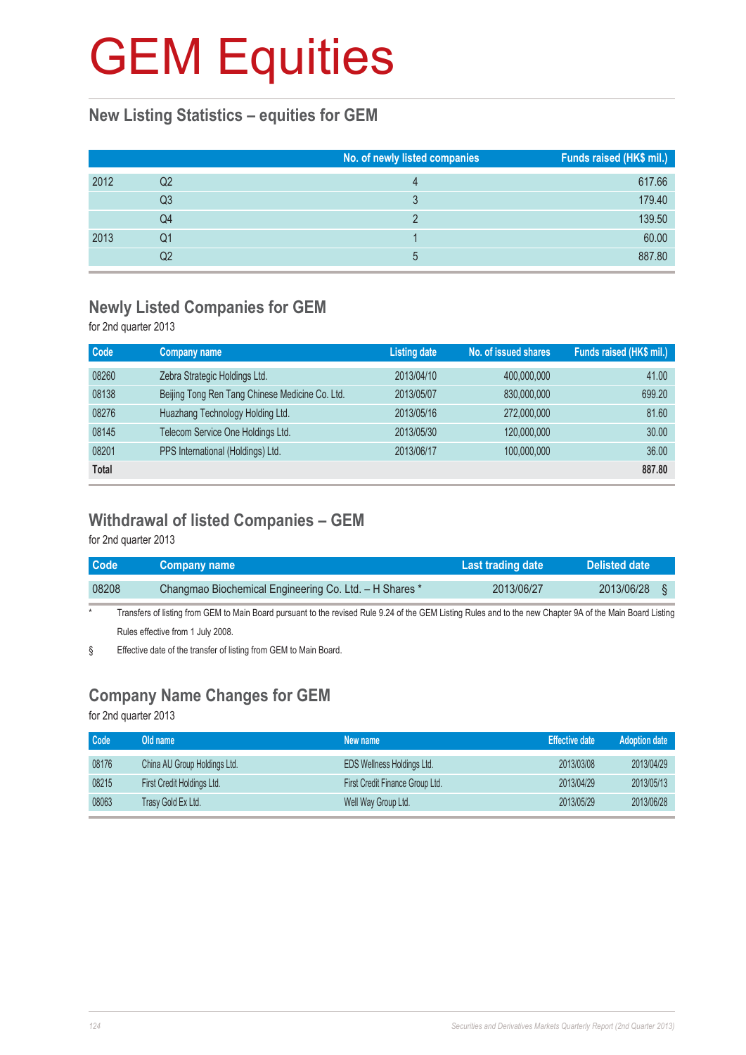# GEM Equities

## New Listing Statistics – equities for GEM

| | | No. of newly listed companies | Funds raised (HK$ mil.) |
|---|---|---|---|
| 2012 | Q2 | 4 | 617.66 |
| | Q3 | 3 | 179.40 |
| | Q4 | 2 | 139.50 |
| 2013 | Q1 | 1 | 60.00 |
| | Q2 | 5 | 887.80 |

## Newly Listed Companies for GEM

for 2nd quarter 2013

| Code | Company name | Listing date | No. of issued shares | Funds raised (HK$ mil.) |
|---|---|---|---|---|
| 08260 | Zebra Strategic Holdings Ltd. | 2013/04/10 | 400,000,000 | 41.00 |
| 08138 | Beijing Tong Ren Tang Chinese Medicine Co. Ltd. | 2013/05/07 | 830,000,000 | 699.20 |
| 08276 | Huazhang Technology Holding Ltd. | 2013/05/16 | 272,000,000 | 81.60 |
| 08145 | Telecom Service One Holdings Ltd. | 2013/05/30 | 120,000,000 | 30.00 |
| 08201 | PPS International (Holdings) Ltd. | 2013/06/17 | 100,000,000 | 36.00 |
| **Total** | | | | **887.80** |

## Withdrawal of listed Companies – GEM

for 2nd quarter 2013

| Code | Company name | Last trading date | Delisted date |
|---|---|---|---|
| 08208 | Changmao Biochemical Engineering Co. Ltd. – H Shares * | 2013/06/27 | 2013/06/28 § |

\* Transfers of listing from GEM to Main Board pursuant to the revised Rule 9.24 of the GEM Listing Rules and to the new Chapter 9A of the Main Board Listing Rules effective from 1 July 2008.

§ Effective date of the transfer of listing from GEM to Main Board.

## Company Name Changes for GEM

for 2nd quarter 2013

| Code | Old name | New name | Effective date | Adoption date |
|---|---|---|---|---|
| 08176 | China AU Group Holdings Ltd. | EDS Wellness Holdings Ltd. | 2013/03/08 | 2013/04/29 |
| 08215 | First Credit Holdings Ltd. | First Credit Finance Group Ltd. | 2013/04/29 | 2013/05/13 |
| 08063 | Trasy Gold Ex Ltd. | Well Way Group Ltd. | 2013/05/29 | 2013/06/28 |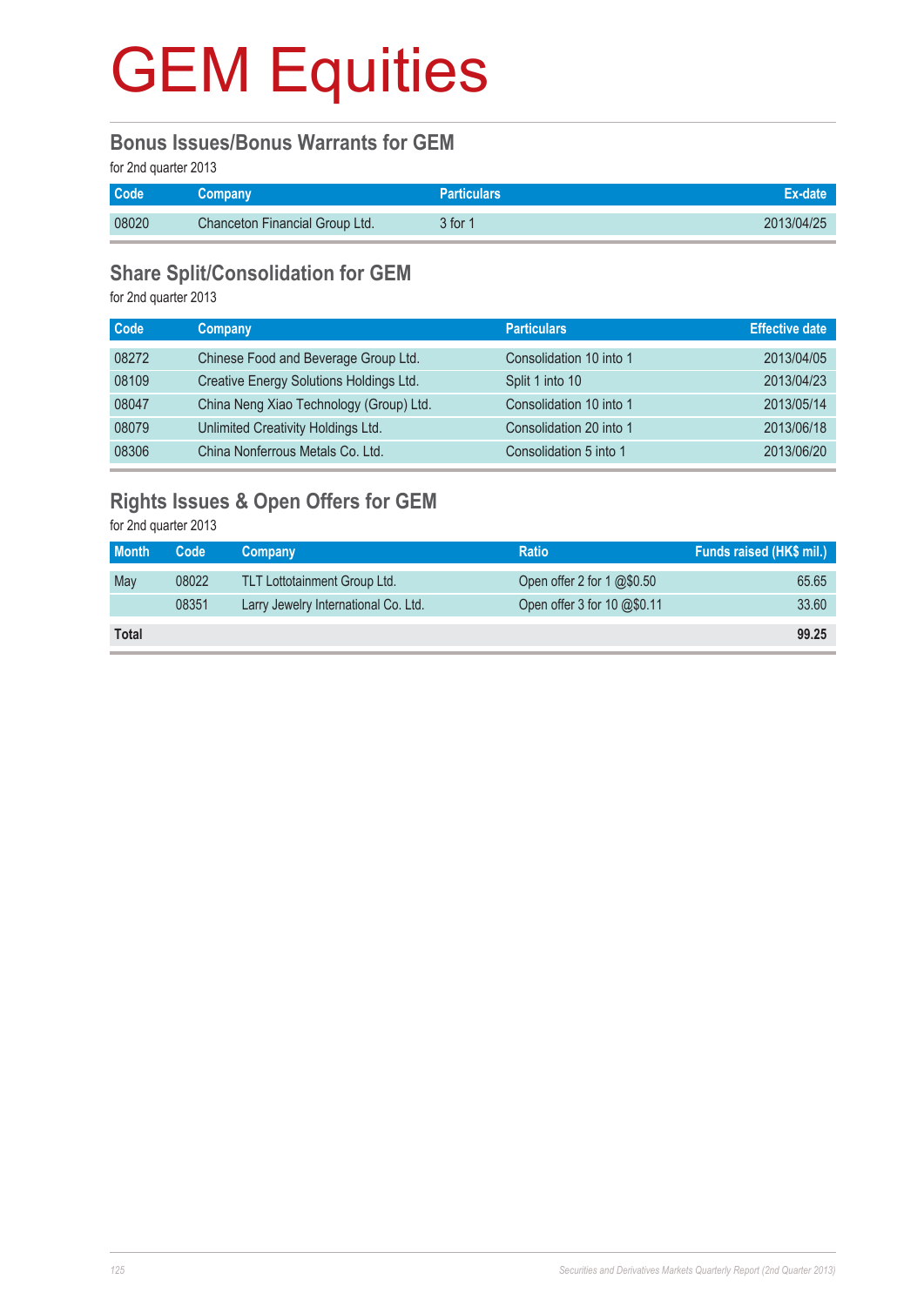# GEM Equities

## Bonus Issues/Bonus Warrants for GEM

for 2nd quarter 2013

| Code | Company | Particulars | Ex-date |
|---|---|---|---|
| 08020 | Chanceton Financial Group Ltd. | 3 for 1 | 2013/04/25 |

## Share Split/Consolidation for GEM

for 2nd quarter 2013

| Code | Company | Particulars | Effective date |
|---|---|---|---|
| 08272 | Chinese Food and Beverage Group Ltd. | Consolidation 10 into 1 | 2013/04/05 |
| 08109 | Creative Energy Solutions Holdings Ltd. | Split 1 into 10 | 2013/04/23 |
| 08047 | China Neng Xiao Technology (Group) Ltd. | Consolidation 10 into 1 | 2013/05/14 |
| 08079 | Unlimited Creativity Holdings Ltd. | Consolidation 20 into 1 | 2013/06/18 |
| 08306 | China Nonferrous Metals Co. Ltd. | Consolidation 5 into 1 | 2013/06/20 |

## Rights Issues & Open Offers for GEM

for 2nd quarter 2013

| Month | Code | Company | Ratio | Funds raised (HK$ mil.) |
|---|---|---|---|---|
| May | 08022 | TLT Lottotainment Group Ltd. | Open offer 2 for 1 @$0.50 | 65.65 |
| | 08351 | Larry Jewelry International Co. Ltd. | Open offer 3 for 10 @$0.11 | 33.60 |
| **Total** | | | | **99.25** |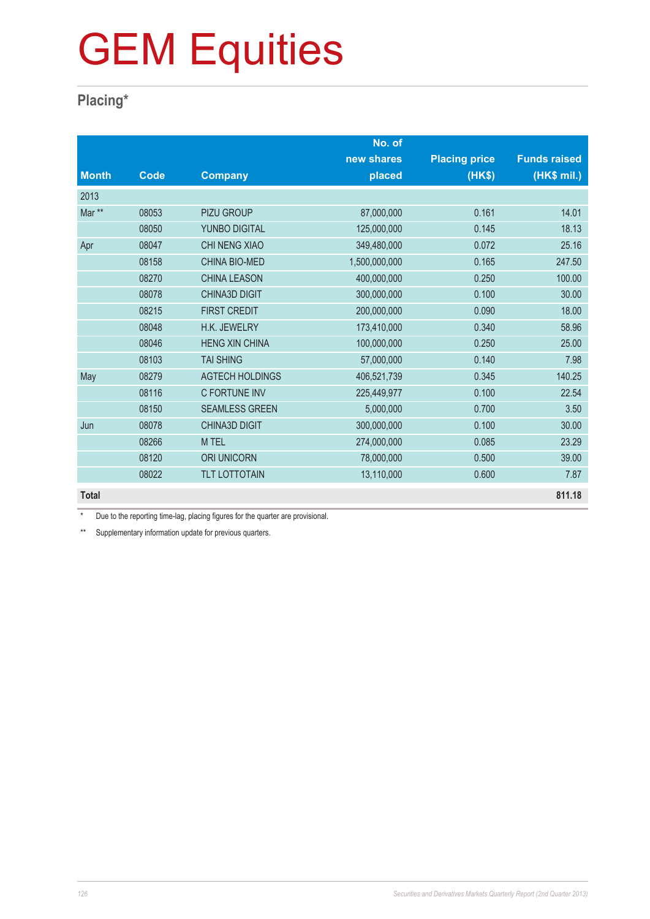# GEM Equities

## Placing*

| Month | Code | Company | No. of new shares placed | Placing price (HK$) | Funds raised (HK$ mil.) |
|---|---|---|---|---|---|
| 2013 | | | | | |
| Mar ** | 08053 | PIZU GROUP | 87,000,000 | 0.161 | 14.01 |
| | 08050 | YUNBO DIGITAL | 125,000,000 | 0.145 | 18.13 |
| Apr | 08047 | CHI NENG XIAO | 349,480,000 | 0.072 | 25.16 |
| | 08158 | CHINA BIO-MED | 1,500,000,000 | 0.165 | 247.50 |
| | 08270 | CHINA LEASON | 400,000,000 | 0.250 | 100.00 |
| | 08078 | CHINA3D DIGIT | 300,000,000 | 0.100 | 30.00 |
| | 08215 | FIRST CREDIT | 200,000,000 | 0.090 | 18.00 |
| | 08048 | H.K. JEWELRY | 173,410,000 | 0.340 | 58.96 |
| | 08046 | HENG XIN CHINA | 100,000,000 | 0.250 | 25.00 |
| | 08103 | TAI SHING | 57,000,000 | 0.140 | 7.98 |
| May | 08279 | AGTECH HOLDINGS | 406,521,739 | 0.345 | 140.25 |
| | 08116 | C FORTUNE INV | 225,449,977 | 0.100 | 22.54 |
| | 08150 | SEAMLESS GREEN | 5,000,000 | 0.700 | 3.50 |
| Jun | 08078 | CHINA3D DIGIT | 300,000,000 | 0.100 | 30.00 |
| | 08266 | M TEL | 274,000,000 | 0.085 | 23.29 |
| | 08120 | ORI UNICORN | 78,000,000 | 0.500 | 39.00 |
| | 08022 | TLT LOTTOTAIN | 13,110,000 | 0.600 | 7.87 |
| **Total** | | | | | **811.18** |

\* Due to the reporting time-lag, placing figures for the quarter are provisional.

\** Supplementary information update for previous quarters.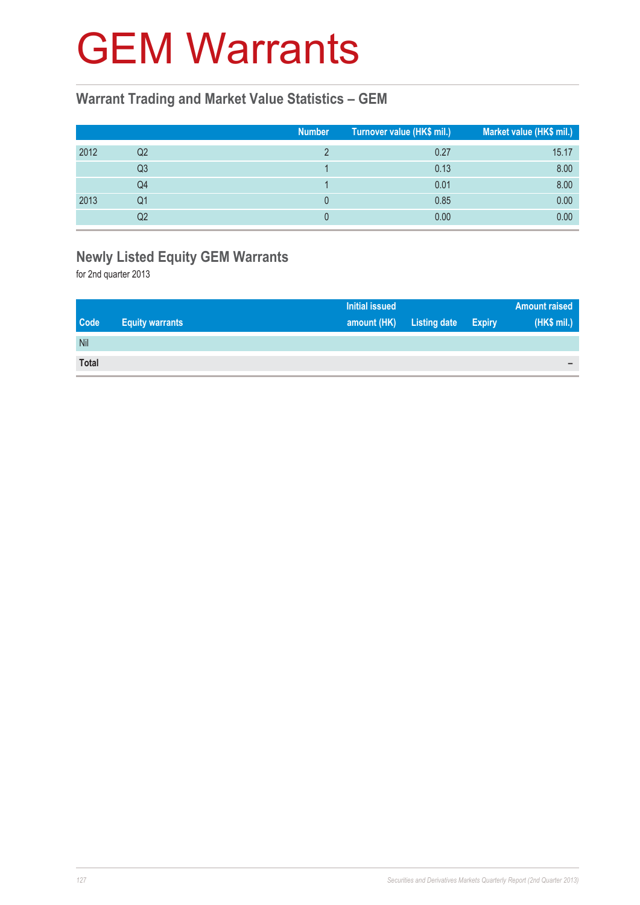# GEM Warrants

## Warrant Trading and Market Value Statistics – GEM

| | | Number | Turnover value (HK$ mil.) | Market value (HK$ mil.) |
|---|---|---|---|---|
| 2012 | Q2 | 2 | 0.27 | 15.17 |
| | Q3 | 1 | 0.13 | 8.00 |
| | Q4 | 1 | 0.01 | 8.00 |
| 2013 | Q1 | 0 | 0.85 | 0.00 |
| | Q2 | 0 | 0.00 | 0.00 |

## Newly Listed Equity GEM Warrants

for 2nd quarter 2013

| Code | Equity warrants | Initial issued amount (HK) | Listing date | Expiry | Amount raised (HK$ mil.) |
|---|---|---|---|---|---|
| Nil | | | | | |
| **Total** | | | | | – |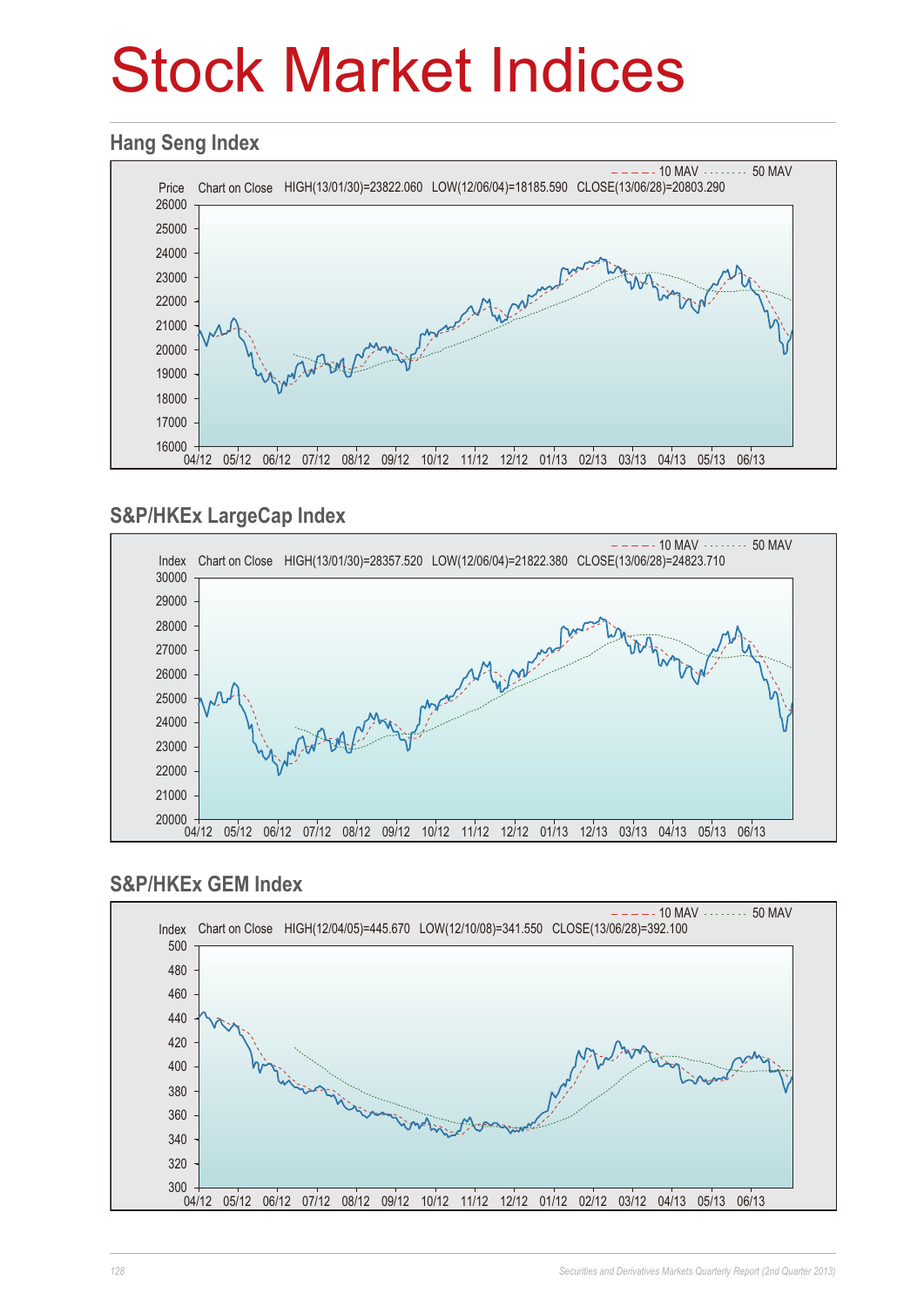# Stock Market Indices

## Hang Seng Index

10 MAV ······· 50 MAV

Price Chart on Close HIGH(13/01/30)=23822.060 LOW(12/06/04)=18185.590 CLOSE(13/06/28)=20803.290

## S&P/HKEx LargeCap Index

10 MAV ······· 50 MAV

Index Chart on Close HIGH(13/01/30)=28357.520 LOW(12/06/04)=21822.380 CLOSE(13/06/28)=24823.710

## S&P/HKEx GEM Index

10 MAV ······· 50 MAV

Index Chart on Close HIGH(12/04/05)=445.670 LOW(12/10/08)=341.550 CLOSE(13/06/28)=392.100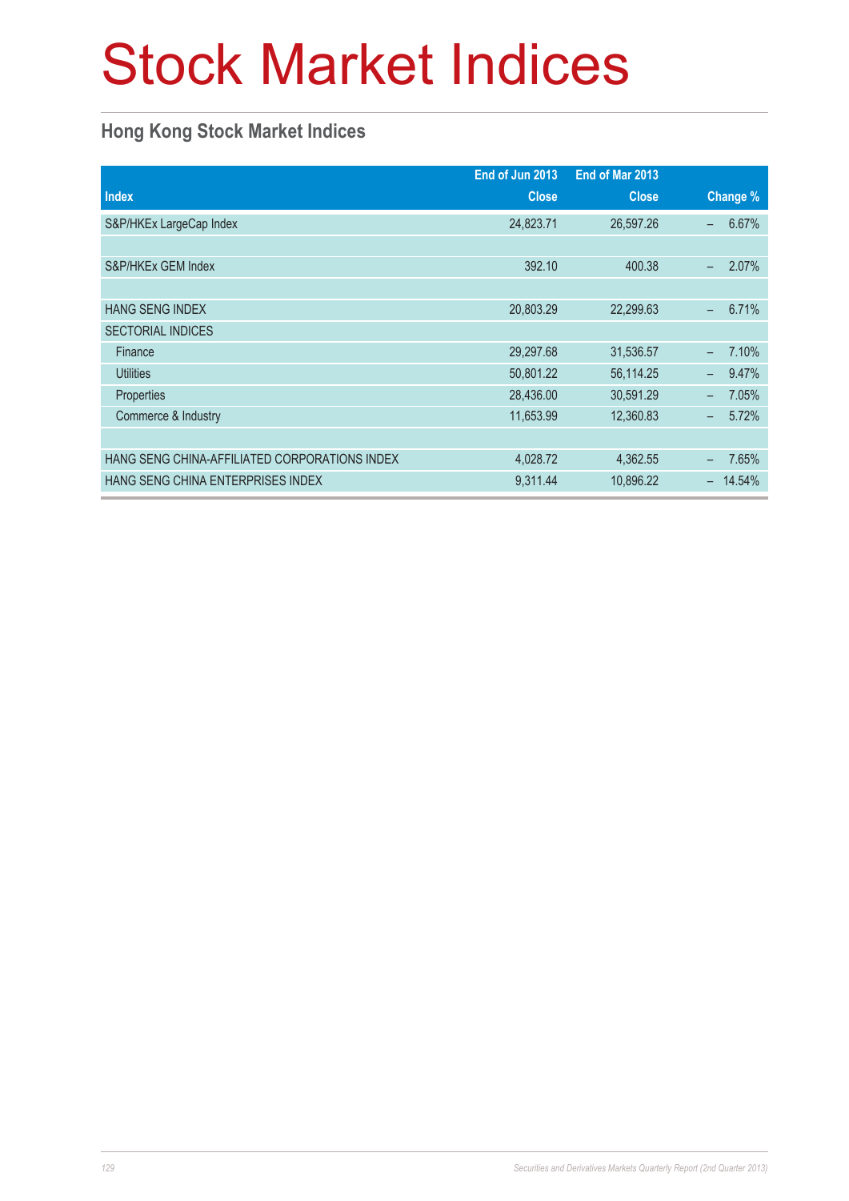# Stock Market Indices

## Hong Kong Stock Market Indices

| Index | End of Jun 2013 Close | End of Mar 2013 Close | Change % |
|---|---:|---:|---:|
| S&P/HKEx LargeCap Index | 24,823.71 | 26,597.26 | – 6.67% |
| | | | |
| S&P/HKEx GEM Index | 392.10 | 400.38 | – 2.07% |
| | | | |
| HANG SENG INDEX | 20,803.29 | 22,299.63 | – 6.71% |
| SECTORIAL INDICES | | | |
| Finance | 29,297.68 | 31,536.57 | – 7.10% |
| Utilities | 50,801.22 | 56,114.25 | – 9.47% |
| Properties | 28,436.00 | 30,591.29 | – 7.05% |
| Commerce & Industry | 11,653.99 | 12,360.83 | – 5.72% |
| | | | |
| HANG SENG CHINA-AFFILIATED CORPORATIONS INDEX | 4,028.72 | 4,362.55 | – 7.65% |
| HANG SENG CHINA ENTERPRISES INDEX | 9,311.44 | 10,896.22 | – 14.54% |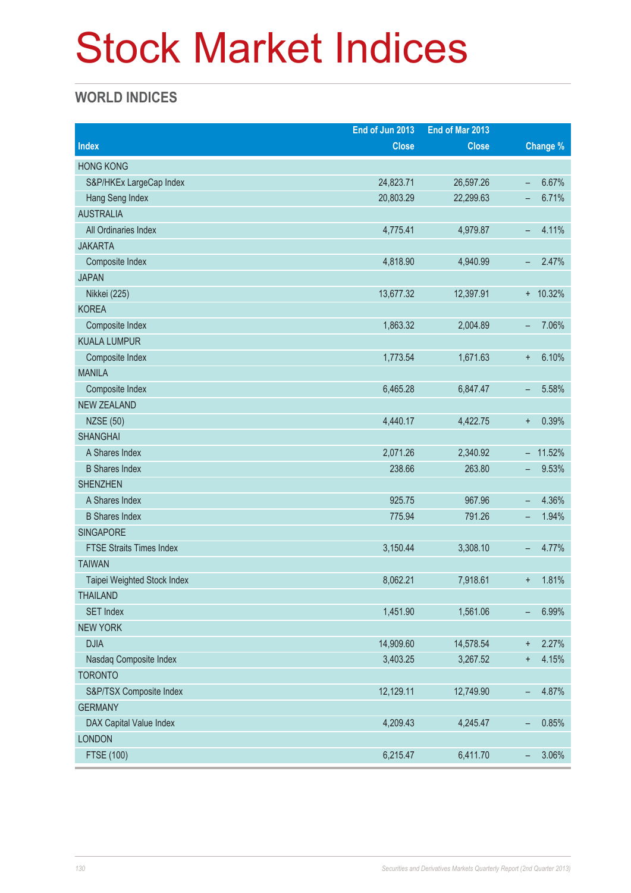# Stock Market Indices

## WORLD INDICES

| Index | End of Jun 2013 Close | End of Mar 2013 Close | Change % |
|---|---|---|---|
| HONG KONG | | | |
| S&P/HKEx LargeCap Index | 24,823.71 | 26,597.26 | – 6.67% |
| Hang Seng Index | 20,803.29 | 22,299.63 | – 6.71% |
| AUSTRALIA | | | |
| All Ordinaries Index | 4,775.41 | 4,979.87 | – 4.11% |
| JAKARTA | | | |
| Composite Index | 4,818.90 | 4,940.99 | – 2.47% |
| JAPAN | | | |
| Nikkei (225) | 13,677.32 | 12,397.91 | + 10.32% |
| KOREA | | | |
| Composite Index | 1,863.32 | 2,004.89 | – 7.06% |
| KUALA LUMPUR | | | |
| Composite Index | 1,773.54 | 1,671.63 | + 6.10% |
| MANILA | | | |
| Composite Index | 6,465.28 | 6,847.47 | – 5.58% |
| NEW ZEALAND | | | |
| NZSE (50) | 4,440.17 | 4,422.75 | + 0.39% |
| SHANGHAI | | | |
| A Shares Index | 2,071.26 | 2,340.92 | – 11.52% |
| B Shares Index | 238.66 | 263.80 | – 9.53% |
| SHENZHEN | | | |
| A Shares Index | 925.75 | 967.96 | – 4.36% |
| B Shares Index | 775.94 | 791.26 | – 1.94% |
| SINGAPORE | | | |
| FTSE Straits Times Index | 3,150.44 | 3,308.10 | – 4.77% |
| TAIWAN | | | |
| Taipei Weighted Stock Index | 8,062.21 | 7,918.61 | + 1.81% |
| THAILAND | | | |
| SET Index | 1,451.90 | 1,561.06 | – 6.99% |
| NEW YORK | | | |
| DJIA | 14,909.60 | 14,578.54 | + 2.27% |
| Nasdaq Composite Index | 3,403.25 | 3,267.52 | + 4.15% |
| TORONTO | | | |
| S&P/TSX Composite Index | 12,129.11 | 12,749.90 | – 4.87% |
| GERMANY | | | |
| DAX Capital Value Index | 4,209.43 | 4,245.47 | – 0.85% |
| LONDON | | | |
| FTSE (100) | 6,215.47 | 6,411.70 | – 3.06% |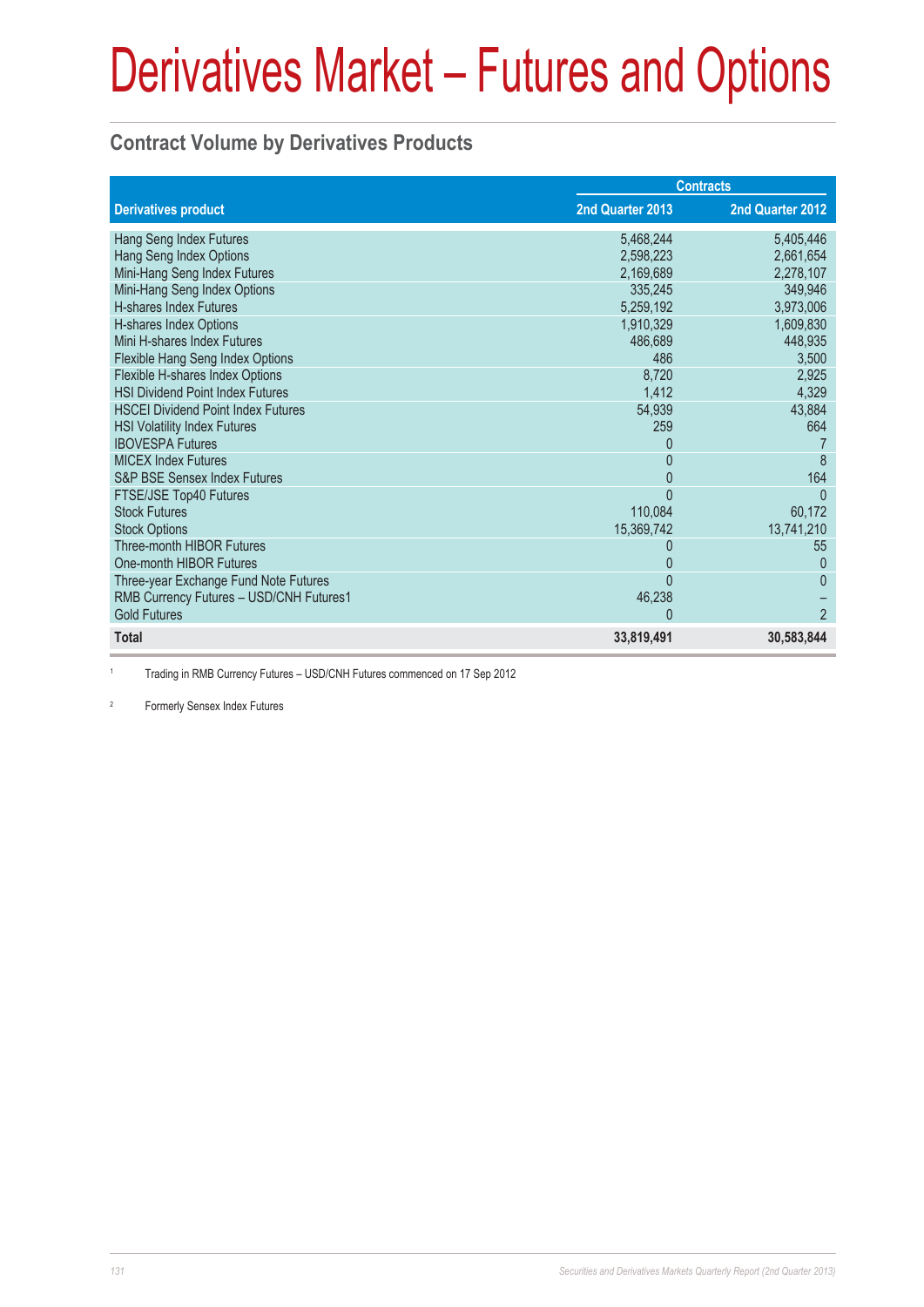# Derivatives Market – Futures and Options

## Contract Volume by Derivatives Products

| Derivatives product | Contracts | |
|---|---|---|
| | 2nd Quarter 2013 | 2nd Quarter 2012 |
| Hang Seng Index Futures | 5,468,244 | 5,405,446 |
| Hang Seng Index Options | 2,598,223 | 2,661,654 |
| Mini-Hang Seng Index Futures | 2,169,689 | 2,278,107 |
| Mini-Hang Seng Index Options | 335,245 | 349,946 |
| H-shares Index Futures | 5,259,192 | 3,973,006 |
| H-shares Index Options | 1,910,329 | 1,609,830 |
| Mini H-shares Index Futures | 486,689 | 448,935 |
| Flexible Hang Seng Index Options | 486 | 3,500 |
| Flexible H-shares Index Options | 8,720 | 2,925 |
| HSI Dividend Point Index Futures | 1,412 | 4,329 |
| HSCEI Dividend Point Index Futures | 54,939 | 43,884 |
| HSI Volatility Index Futures | 259 | 664 |
| IBOVESPA Futures | 0 | 7 |
| MICEX Index Futures | 0 | 8 |
| S&P BSE Sensex Index Futures | 0 | 164 |
| FTSE/JSE Top40 Futures | 0 | 0 |
| Stock Futures | 110,084 | 60,172 |
| Stock Options | 15,369,742 | 13,741,210 |
| Three-month HIBOR Futures | 0 | 55 |
| One-month HIBOR Futures | 0 | 0 |
| Three-year Exchange Fund Note Futures | 0 | 0 |
| RMB Currency Futures – USD/CNH Futures1 | 46,238 | – |
| Gold Futures | 0 | 2 |
| **Total** | **33,819,491** | **30,583,844** |

[1] Trading in RMB Currency Futures – USD/CNH Futures commenced on 17 Sep 2012

[2] Formerly Sensex Index Futures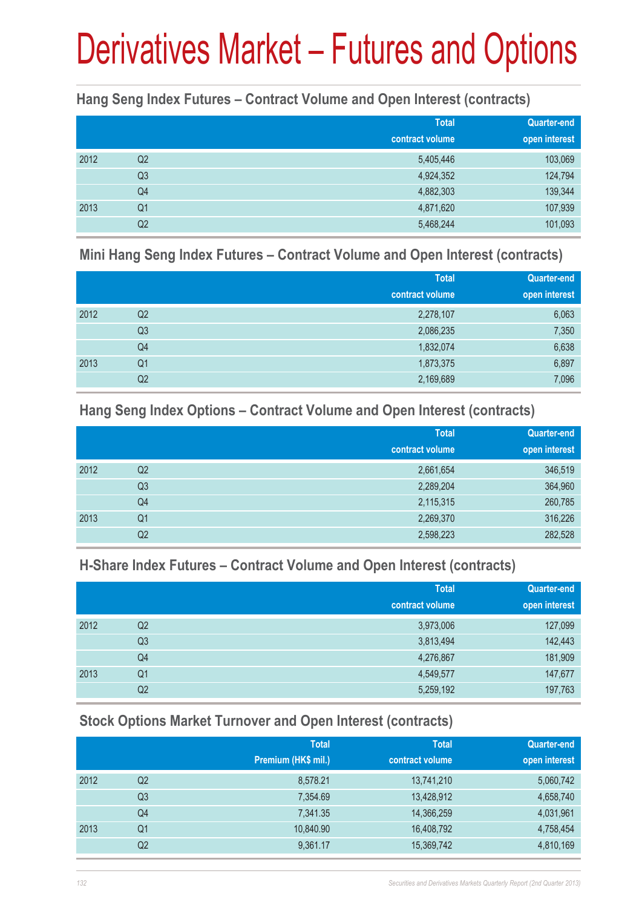# Derivatives Market – Futures and Options

## Hang Seng Index Futures – Contract Volume and Open Interest (contracts)

| | | Total contract volume | Quarter-end open interest |
|---|---|---|---|
| 2012 | Q2 | 5,405,446 | 103,069 |
| | Q3 | 4,924,352 | 124,794 |
| | Q4 | 4,882,303 | 139,344 |
| 2013 | Q1 | 4,871,620 | 107,939 |
| | Q2 | 5,468,244 | 101,093 |

## Mini Hang Seng Index Futures – Contract Volume and Open Interest (contracts)

| | | Total contract volume | Quarter-end open interest |
|---|---|---|---|
| 2012 | Q2 | 2,278,107 | 6,063 |
| | Q3 | 2,086,235 | 7,350 |
| | Q4 | 1,832,074 | 6,638 |
| 2013 | Q1 | 1,873,375 | 6,897 |
| | Q2 | 2,169,689 | 7,096 |

## Hang Seng Index Options – Contract Volume and Open Interest (contracts)

| | | Total contract volume | Quarter-end open interest |
|---|---|---|---|
| 2012 | Q2 | 2,661,654 | 346,519 |
| | Q3 | 2,289,204 | 364,960 |
| | Q4 | 2,115,315 | 260,785 |
| 2013 | Q1 | 2,269,370 | 316,226 |
| | Q2 | 2,598,223 | 282,528 |

## H-Share Index Futures – Contract Volume and Open Interest (contracts)

| | | Total contract volume | Quarter-end open interest |
|---|---|---|---|
| 2012 | Q2 | 3,973,006 | 127,099 |
| | Q3 | 3,813,494 | 142,443 |
| | Q4 | 4,276,867 | 181,909 |
| 2013 | Q1 | 4,549,577 | 147,677 |
| | Q2 | 5,259,192 | 197,763 |

## Stock Options Market Turnover and Open Interest (contracts)

| | | Total Premium (HK$ mil.) | Total contract volume | Quarter-end open interest |
|---|---|---|---|---|
| 2012 | Q2 | 8,578.21 | 13,741,210 | 5,060,742 |
| | Q3 | 7,354.69 | 13,428,912 | 4,658,740 |
| | Q4 | 7,341.35 | 14,366,259 | 4,031,961 |
| 2013 | Q1 | 10,840.90 | 16,408,792 | 4,758,454 |
| | Q2 | 9,361.17 | 15,369,742 | 4,810,169 |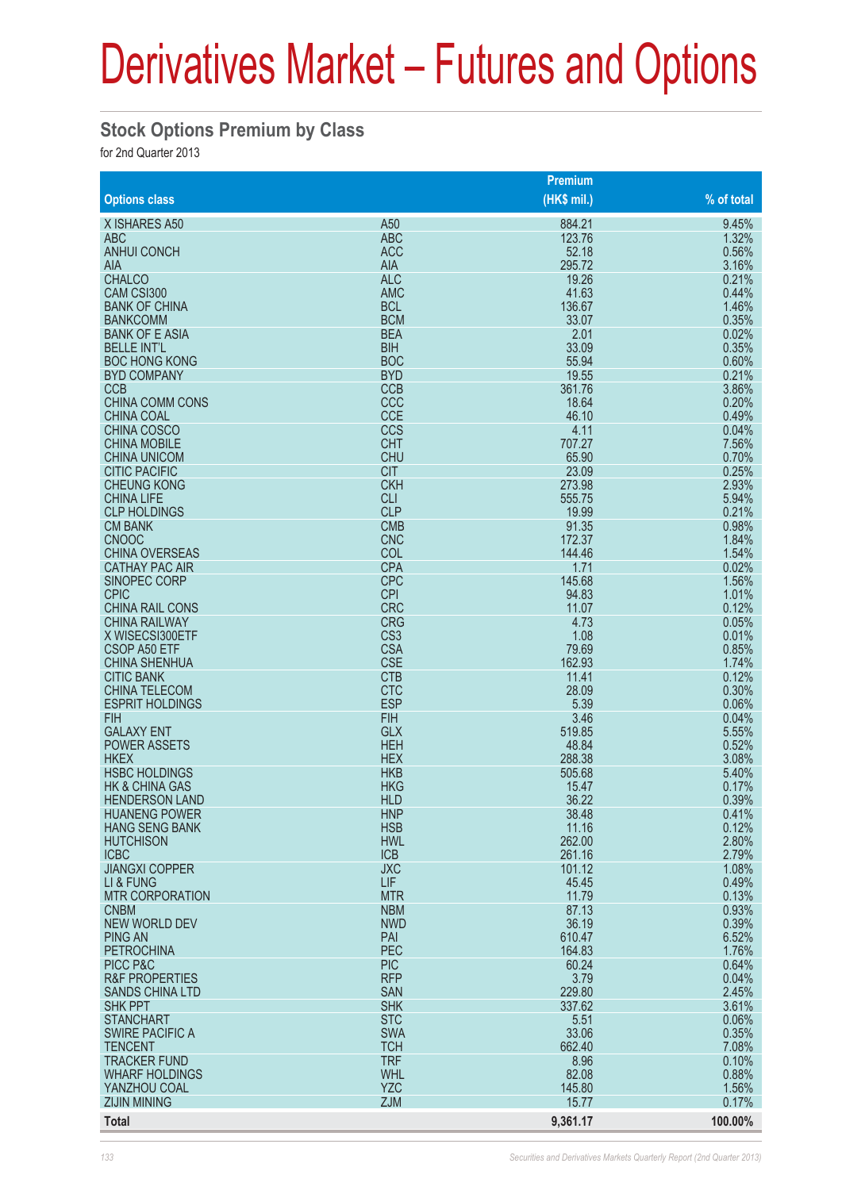# Derivatives Market – Futures and Options

## Stock Options Premium by Class

for 2nd Quarter 2013

| Options class | | Premium (HK$ mil.) | % of total |
|---|---|---|---|
| X ISHARES A50 | A50 | 884.21 | 9.45% |
| ABC | ABC | 123.76 | 1.32% |
| ANHUI CONCH | ACC | 52.18 | 0.56% |
| AIA | AIA | 295.72 | 3.16% |
| CHALCO | ALC | 19.26 | 0.21% |
| CAM CSI300 | AMC | 41.63 | 0.44% |
| BANK OF CHINA | BCL | 136.67 | 1.46% |
| BANKCOMM | BCM | 33.07 | 0.35% |
| BANK OF E ASIA | BEA | 2.01 | 0.02% |
| BELLE INT'L | BIH | 33.09 | 0.35% |
| BOC HONG KONG | BOC | 55.94 | 0.60% |
| BYD COMPANY | BYD | 19.55 | 0.21% |
| CCB | CCB | 361.76 | 3.86% |
| CHINA COMM CONS | CCC | 18.64 | 0.20% |
| CHINA COAL | CCE | 46.10 | 0.49% |
| CHINA COSCO | CCS | 4.11 | 0.04% |
| CHINA MOBILE | CHT | 707.27 | 7.56% |
| CHINA UNICOM | CHU | 65.90 | 0.70% |
| CITIC PACIFIC | CIT | 23.09 | 0.25% |
| CHEUNG KONG | CKH | 273.98 | 2.93% |
| CHINA LIFE | CLI | 555.75 | 5.94% |
| CLP HOLDINGS | CLP | 19.99 | 0.21% |
| CM BANK | CMB | 91.35 | 0.98% |
| CNOOC | CNC | 172.37 | 1.84% |
| CHINA OVERSEAS | COL | 144.46 | 1.54% |
| CATHAY PAC AIR | CPA | 1.71 | 0.02% |
| SINOPEC CORP | CPC | 145.68 | 1.56% |
| CPIC | CPI | 94.83 | 1.01% |
| CHINA RAIL CONS | CRC | 11.07 | 0.12% |
| CHINA RAILWAY | CRG | 4.73 | 0.05% |
| X WISECSI300ETF | CS3 | 1.08 | 0.01% |
| CSOP A50 ETF | CSA | 79.69 | 0.85% |
| CHINA SHENHUA | CSE | 162.93 | 1.74% |
| CITIC BANK | CTB | 11.41 | 0.12% |
| CHINA TELECOM | CTC | 28.09 | 0.30% |
| ESPRIT HOLDINGS | ESP | 5.39 | 0.06% |
| FIH | FIH | 3.46 | 0.04% |
| GALAXY ENT | GLX | 519.85 | 5.55% |
| POWER ASSETS | HEH | 48.84 | 0.52% |
| HKEX | HEX | 288.38 | 3.08% |
| HSBC HOLDINGS | HKB | 505.68 | 5.40% |
| HK & CHINA GAS | HKG | 15.47 | 0.17% |
| HENDERSON LAND | HLD | 36.22 | 0.39% |
| HUANENG POWER | HNP | 38.48 | 0.41% |
| HANG SENG BANK | HSB | 11.16 | 0.12% |
| HUTCHISON | HWL | 262.00 | 2.80% |
| ICBC | ICB | 261.16 | 2.79% |
| JIANGXI COPPER | JXC | 101.12 | 1.08% |
| LI & FUNG | LIF | 45.45 | 0.49% |
| MTR CORPORATION | MTR | 11.79 | 0.13% |
| CNBM | NBM | 87.13 | 0.93% |
| NEW WORLD DEV | NWD | 36.19 | 0.39% |
| PING AN | PAI | 610.47 | 6.52% |
| PETROCHINA | PEC | 164.83 | 1.76% |
| PICC P&C | PIC | 60.24 | 0.64% |
| R&F PROPERTIES | RFP | 3.79 | 0.04% |
| SANDS CHINA LTD | SAN | 229.80 | 2.45% |
| SHK PPT | SHK | 337.62 | 3.61% |
| STANCHART | STC | 5.51 | 0.06% |
| SWIRE PACIFIC A | SWA | 33.06 | 0.35% |
| TENCENT | TCH | 662.40 | 7.08% |
| TRACKER FUND | TRF | 8.96 | 0.10% |
| WHARF HOLDINGS | WHL | 82.08 | 0.88% |
| YANZHOU COAL | YZC | 145.80 | 1.56% |
| ZIJIN MINING | ZJM | 15.77 | 0.17% |
| **Total** | | **9,361.17** | **100.00%** |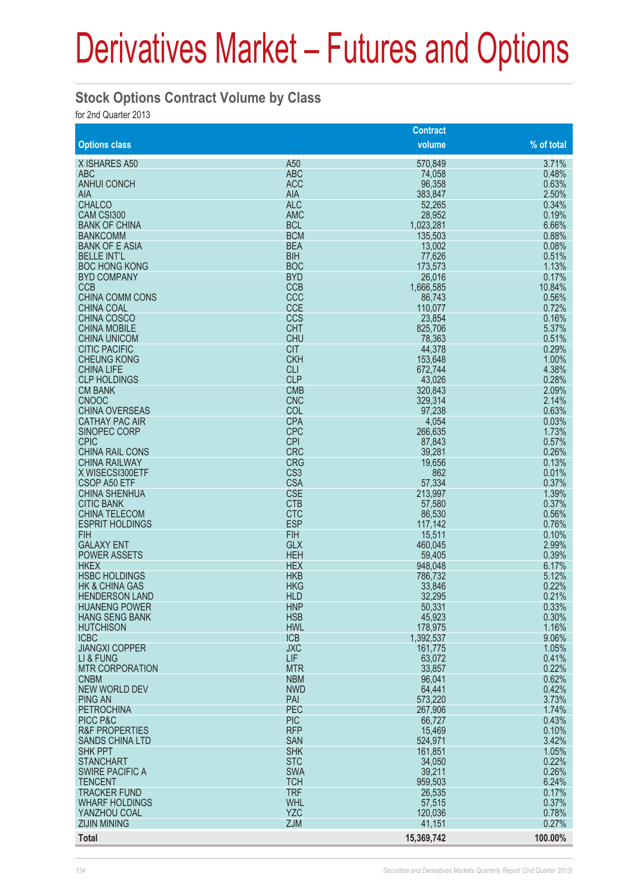# Derivatives Market – Futures and Options

## Stock Options Contract Volume by Class

for 2nd Quarter 2013

| Options class | | Contract volume | % of total |
|---|---|---|---|
| X ISHARES A50 | A50 | 570,849 | 3.71% |
| ABC | ABC | 74,058 | 0.48% |
| ANHUI CONCH | ACC | 96,358 | 0.63% |
| AIA | AIA | 383,847 | 2.50% |
| CHALCO | ALC | 52,265 | 0.34% |
| CAM CSI300 | AMC | 28,952 | 0.19% |
| BANK OF CHINA | BCL | 1,023,281 | 6.66% |
| BANKCOMM | BCM | 135,503 | 0.88% |
| BANK OF E ASIA | BEA | 13,002 | 0.08% |
| BELLE INT'L | BIH | 77,626 | 0.51% |
| BOC HONG KONG | BOC | 173,573 | 1.13% |
| BYD COMPANY | BYD | 26,016 | 0.17% |
| CCB | CCB | 1,666,585 | 10.84% |
| CHINA COMM CONS | CCC | 86,743 | 0.56% |
| CHINA COAL | CCE | 110,077 | 0.72% |
| CHINA COSCO | CCS | 23,854 | 0.16% |
| CHINA MOBILE | CHT | 825,706 | 5.37% |
| CHINA UNICOM | CHU | 78,363 | 0.51% |
| CITIC PACIFIC | CIT | 44,378 | 0.29% |
| CHEUNG KONG | CKH | 153,648 | 1.00% |
| CHINA LIFE | CLI | 672,744 | 4.38% |
| CLP HOLDINGS | CLP | 43,026 | 0.28% |
| CM BANK | CMB | 320,843 | 2.09% |
| CNOOC | CNC | 329,314 | 2.14% |
| CHINA OVERSEAS | COL | 97,238 | 0.63% |
| CATHAY PAC AIR | CPA | 4,054 | 0.03% |
| SINOPEC CORP | CPC | 266,635 | 1.73% |
| CPIC | CPI | 87,843 | 0.57% |
| CHINA RAIL CONS | CRC | 39,281 | 0.26% |
| CHINA RAILWAY | CRG | 19,656 | 0.13% |
| X WISECSI300ETF | CS3 | 862 | 0.01% |
| CSOP A50 ETF | CSA | 57,334 | 0.37% |
| CHINA SHENHUA | CSE | 213,997 | 1.39% |
| CITIC BANK | CTB | 57,580 | 0.37% |
| CHINA TELECOM | CTC | 86,530 | 0.56% |
| ESPRIT HOLDINGS | ESP | 117,142 | 0.76% |
| FIH | FIH | 15,511 | 0.10% |
| GALAXY ENT | GLX | 460,045 | 2.99% |
| POWER ASSETS | HEH | 59,405 | 0.39% |
| HKEX | HEX | 948,048 | 6.17% |
| HSBC HOLDINGS | HKB | 786,732 | 5.12% |
| HK & CHINA GAS | HKG | 33,846 | 0.22% |
| HENDERSON LAND | HLD | 32,295 | 0.21% |
| HUANENG POWER | HNP | 50,331 | 0.33% |
| HANG SENG BANK | HSB | 45,923 | 0.30% |
| HUTCHISON | HWL | 178,975 | 1.16% |
| ICBC | ICB | 1,392,537 | 9.06% |
| JIANGXI COPPER | JXC | 161,775 | 1.05% |
| LI & FUNG | LIF | 63,072 | 0.41% |
| MTR CORPORATION | MTR | 33,857 | 0.22% |
| CNBM | NBM | 96,041 | 0.62% |
| NEW WORLD DEV | NWD | 64,441 | 0.42% |
| PING AN | PAI | 573,220 | 3.73% |
| PETROCHINA | PEC | 267,906 | 1.74% |
| PICC P&C | PIC | 66,727 | 0.43% |
| R&F PROPERTIES | RFP | 15,469 | 0.10% |
| SANDS CHINA LTD | SAN | 524,971 | 3.42% |
| SHK PPT | SHK | 161,851 | 1.05% |
| STANCHART | STC | 34,050 | 0.22% |
| SWIRE PACIFIC A | SWA | 39,211 | 0.26% |
| TENCENT | TCH | 959,503 | 6.24% |
| TRACKER FUND | TRF | 26,535 | 0.17% |
| WHARF HOLDINGS | WHL | 57,515 | 0.37% |
| YANZHOU COAL | YZC | 120,036 | 0.78% |
| ZIJIN MINING | ZJM | 41,151 | 0.27% |
| **Total** | | **15,369,742** | **100.00%** |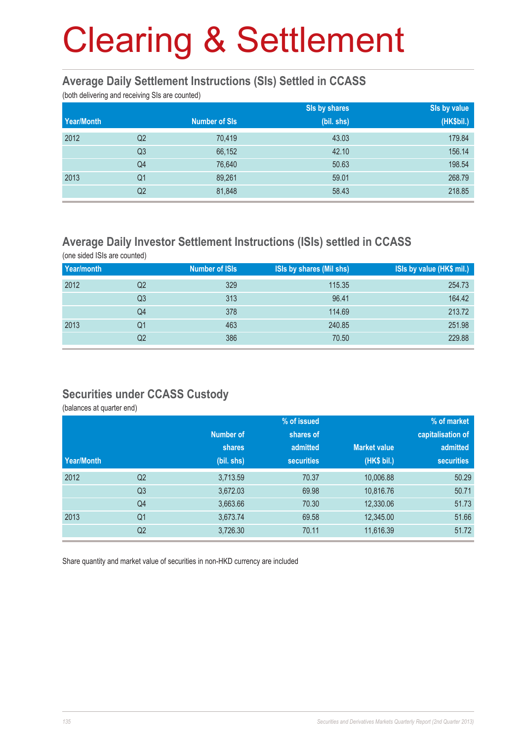# Clearing & Settlement

## Average Daily Settlement Instructions (SIs) Settled in CCASS

(both delivering and receiving SIs are counted)

| Year/Month | | Number of SIs | SIs by shares (bil. shs) | SIs by value (HK$bil.) |
|---|---|---|---|---|
| 2012 | Q2 | 70,419 | 43.03 | 179.84 |
| | Q3 | 66,152 | 42.10 | 156.14 |
| | Q4 | 76,640 | 50.63 | 198.54 |
| 2013 | Q1 | 89,261 | 59.01 | 268.79 |
| | Q2 | 81,848 | 58.43 | 218.85 |

## Average Daily Investor Settlement Instructions (ISIs) settled in CCASS

(one sided ISIs are counted)

| Year/month | | Number of ISIs | ISIs by shares (Mil shs) | ISIs by value (HK$ mil.) |
|---|---|---|---|---|
| 2012 | Q2 | 329 | 115.35 | 254.73 |
| | Q3 | 313 | 96.41 | 164.42 |
| | Q4 | 378 | 114.69 | 213.72 |
| 2013 | Q1 | 463 | 240.85 | 251.98 |
| | Q2 | 386 | 70.50 | 229.88 |

## Securities under CCASS Custody

(balances at quarter end)

| Year/Month | | Number of shares (bil. shs) | % of issued shares of admitted securities | Market value (HK$ bil.) | % of market capitalisation of admitted securities |
|---|---|---|---|---|---|
| 2012 | Q2 | 3,713.59 | 70.37 | 10,006.88 | 50.29 |
| | Q3 | 3,672.03 | 69.98 | 10,816.76 | 50.71 |
| | Q4 | 3,663.66 | 70.30 | 12,330.06 | 51.73 |
| 2013 | Q1 | 3,673.74 | 69.58 | 12,345.00 | 51.66 |
| | Q2 | 3,726.30 | 70.11 | 11,616.39 | 51.72 |

Share quantity and market value of securities in non-HKD currency are included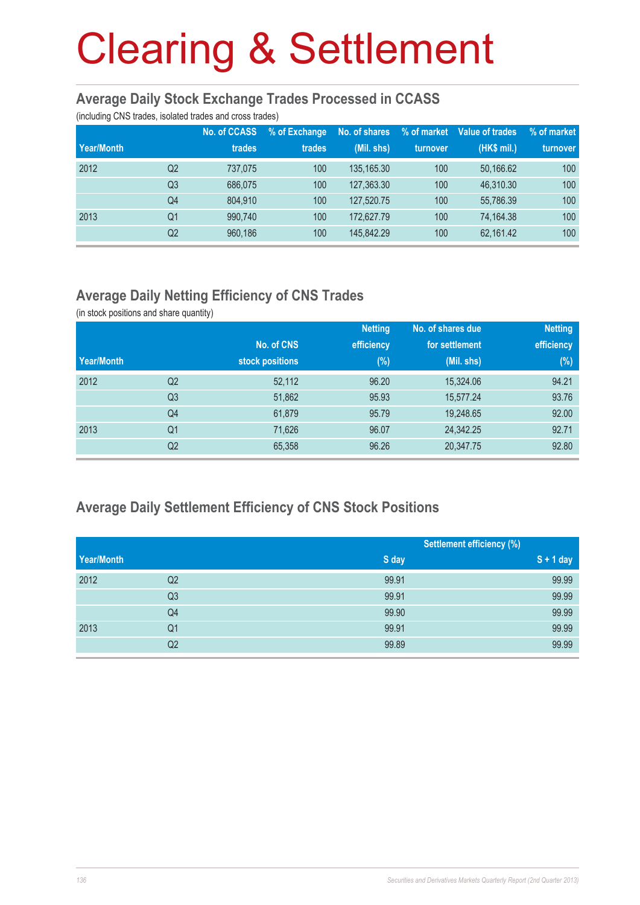# Clearing & Settlement

## Average Daily Stock Exchange Trades Processed in CCASS

(including CNS trades, isolated trades and cross trades)

| Year/Month | | No. of CCASS trades | % of Exchange trades | No. of shares (Mil. shs) | % of market turnover | Value of trades (HK$ mil.) | % of market turnover |
|---|---|---|---|---|---|---|---|
| 2012 | Q2 | 737,075 | 100 | 135,165.30 | 100 | 50,166.62 | 100 |
| | Q3 | 686,075 | 100 | 127,363.30 | 100 | 46,310.30 | 100 |
| | Q4 | 804,910 | 100 | 127,520.75 | 100 | 55,786.39 | 100 |
| 2013 | Q1 | 990,740 | 100 | 172,627.79 | 100 | 74,164.38 | 100 |
| | Q2 | 960,186 | 100 | 145,842.29 | 100 | 62,161.42 | 100 |

## Average Daily Netting Efficiency of CNS Trades

(in stock positions and share quantity)

| Year/Month | | No. of CNS stock positions | Netting efficiency (%) | No. of shares due for settlement (Mil. shs) | Netting efficiency (%) |
|---|---|---|---|---|---|
| 2012 | Q2 | 52,112 | 96.20 | 15,324.06 | 94.21 |
| | Q3 | 51,862 | 95.93 | 15,577.24 | 93.76 |
| | Q4 | 61,879 | 95.79 | 19,248.65 | 92.00 |
| 2013 | Q1 | 71,626 | 96.07 | 24,342.25 | 92.71 |
| | Q2 | 65,358 | 96.26 | 20,347.75 | 92.80 |

## Average Daily Settlement Efficiency of CNS Stock Positions

| | | Settlement efficiency (%) | |
|---|---|---|---|
| Year/Month | | S day | S + 1 day |
| 2012 | Q2 | 99.91 | 99.99 |
| | Q3 | 99.91 | 99.99 |
| | Q4 | 99.90 | 99.99 |
| 2013 | Q1 | 99.91 | 99.99 |
| | Q2 | 99.89 | 99.99 |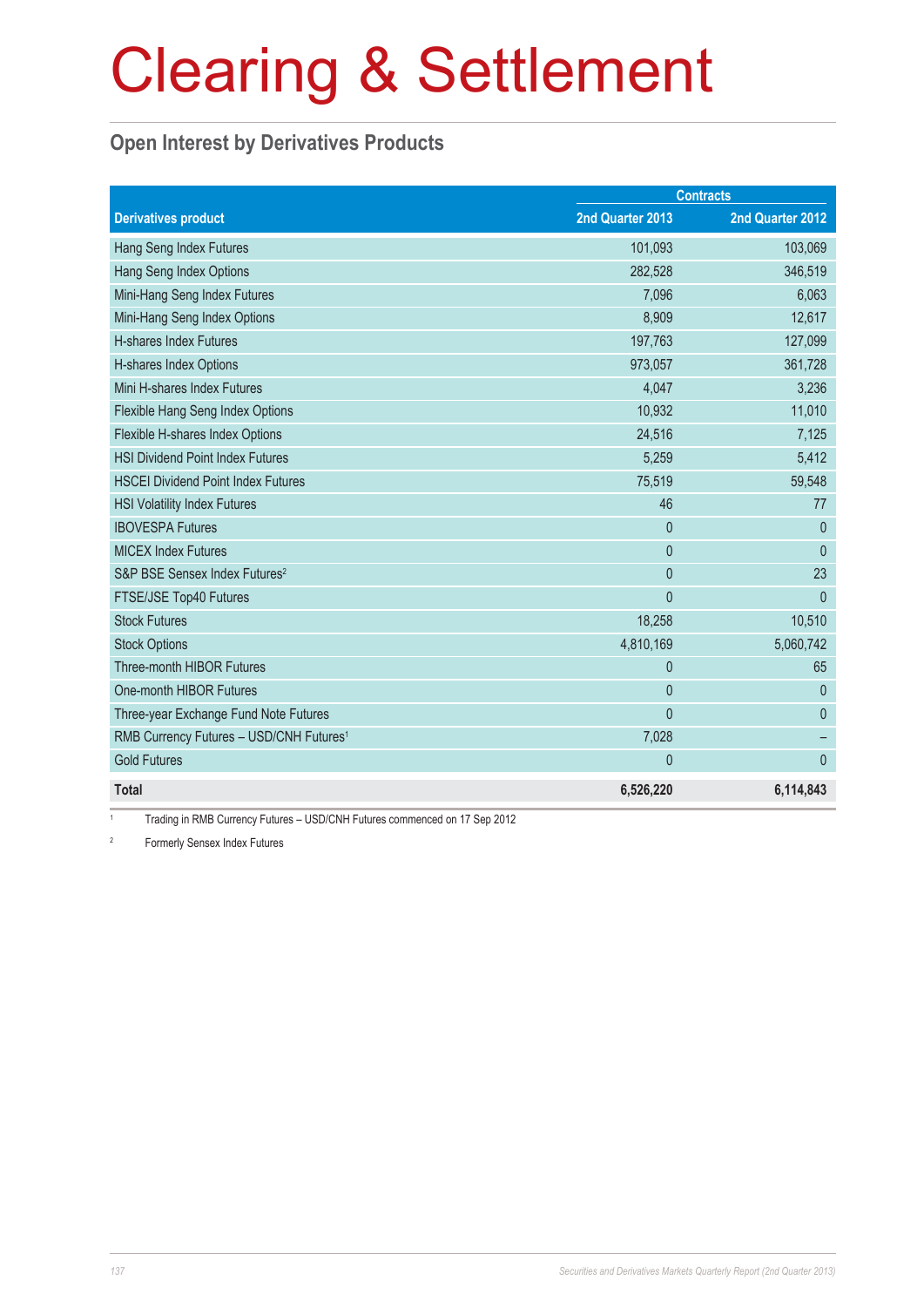# Clearing & Settlement

## Open Interest by Derivatives Products

| Derivatives product | Contracts | |
|---|---|---|
| | 2nd Quarter 2013 | 2nd Quarter 2012 |
| Hang Seng Index Futures | 101,093 | 103,069 |
| Hang Seng Index Options | 282,528 | 346,519 |
| Mini-Hang Seng Index Futures | 7,096 | 6,063 |
| Mini-Hang Seng Index Options | 8,909 | 12,617 |
| H-shares Index Futures | 197,763 | 127,099 |
| H-shares Index Options | 973,057 | 361,728 |
| Mini H-shares Index Futures | 4,047 | 3,236 |
| Flexible Hang Seng Index Options | 10,932 | 11,010 |
| Flexible H-shares Index Options | 24,516 | 7,125 |
| HSI Dividend Point Index Futures | 5,259 | 5,412 |
| HSCEI Dividend Point Index Futures | 75,519 | 59,548 |
| HSI Volatility Index Futures | 46 | 77 |
| IBOVESPA Futures | 0 | 0 |
| MICEX Index Futures | 0 | 0 |
| S&P BSE Sensex Index Futures[2] | 0 | 23 |
| FTSE/JSE Top40 Futures | 0 | 0 |
| Stock Futures | 18,258 | 10,510 |
| Stock Options | 4,810,169 | 5,060,742 |
| Three-month HIBOR Futures | 0 | 65 |
| One-month HIBOR Futures | 0 | 0 |
| Three-year Exchange Fund Note Futures | 0 | 0 |
| RMB Currency Futures – USD/CNH Futures[1] | 7,028 | – |
| Gold Futures | 0 | 0 |
| **Total** | **6,526,220** | **6,114,843** |

[1] Trading in RMB Currency Futures – USD/CNH Futures commenced on 17 Sep 2012

[2] Formerly Sensex Index Futures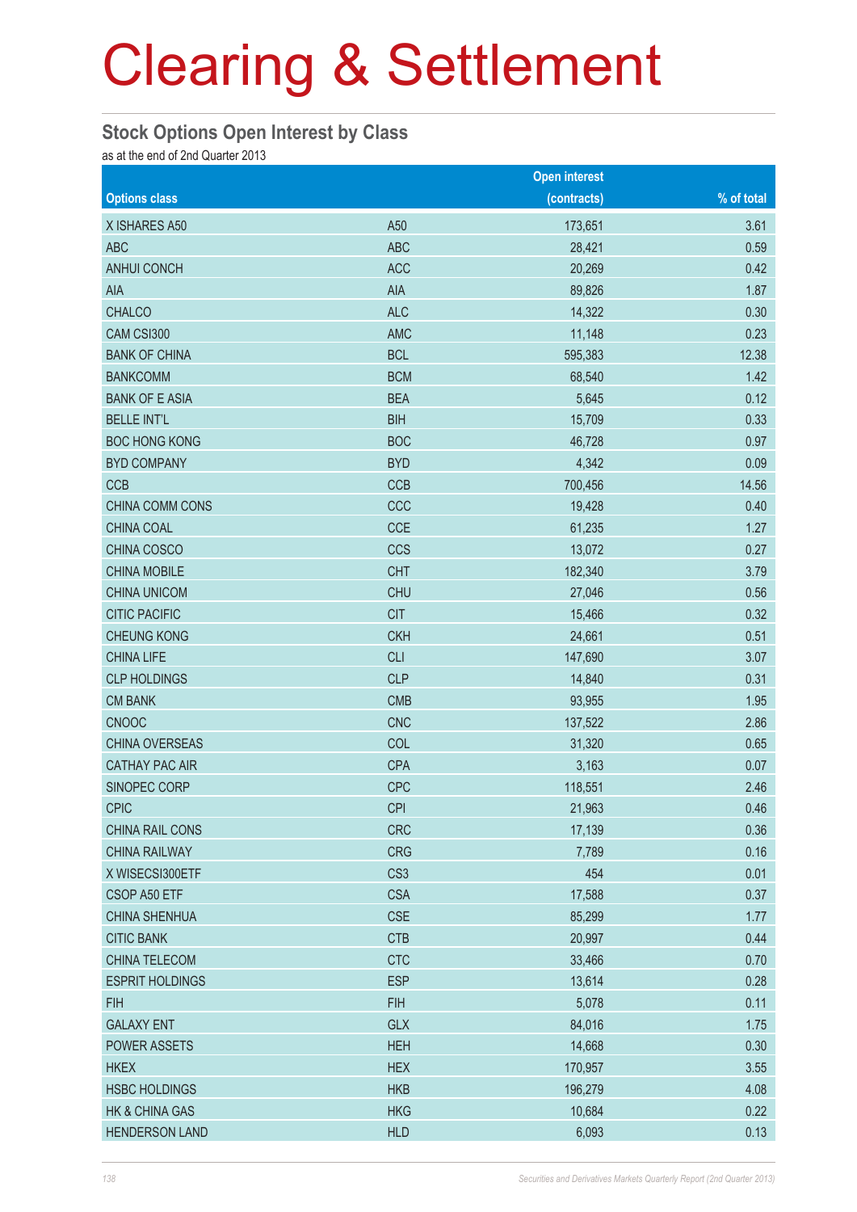# Clearing & Settlement

## Stock Options Open Interest by Class

as at the end of 2nd Quarter 2013

| Options class | | Open interest (contracts) | % of total |
|---|---|---|---|
| X ISHARES A50 | A50 | 173,651 | 3.61 |
| ABC | ABC | 28,421 | 0.59 |
| ANHUI CONCH | ACC | 20,269 | 0.42 |
| AIA | AIA | 89,826 | 1.87 |
| CHALCO | ALC | 14,322 | 0.30 |
| CAM CSI300 | AMC | 11,148 | 0.23 |
| BANK OF CHINA | BCL | 595,383 | 12.38 |
| BANKCOMM | BCM | 68,540 | 1.42 |
| BANK OF E ASIA | BEA | 5,645 | 0.12 |
| BELLE INT'L | BIH | 15,709 | 0.33 |
| BOC HONG KONG | BOC | 46,728 | 0.97 |
| BYD COMPANY | BYD | 4,342 | 0.09 |
| CCB | CCB | 700,456 | 14.56 |
| CHINA COMM CONS | CCC | 19,428 | 0.40 |
| CHINA COAL | CCE | 61,235 | 1.27 |
| CHINA COSCO | CCS | 13,072 | 0.27 |
| CHINA MOBILE | CHT | 182,340 | 3.79 |
| CHINA UNICOM | CHU | 27,046 | 0.56 |
| CITIC PACIFIC | CIT | 15,466 | 0.32 |
| CHEUNG KONG | CKH | 24,661 | 0.51 |
| CHINA LIFE | CLI | 147,690 | 3.07 |
| CLP HOLDINGS | CLP | 14,840 | 0.31 |
| CM BANK | CMB | 93,955 | 1.95 |
| CNOOC | CNC | 137,522 | 2.86 |
| CHINA OVERSEAS | COL | 31,320 | 0.65 |
| CATHAY PAC AIR | CPA | 3,163 | 0.07 |
| SINOPEC CORP | CPC | 118,551 | 2.46 |
| CPIC | CPI | 21,963 | 0.46 |
| CHINA RAIL CONS | CRC | 17,139 | 0.36 |
| CHINA RAILWAY | CRG | 7,789 | 0.16 |
| X WISECSI300ETF | CS3 | 454 | 0.01 |
| CSOP A50 ETF | CSA | 17,588 | 0.37 |
| CHINA SHENHUA | CSE | 85,299 | 1.77 |
| CITIC BANK | CTB | 20,997 | 0.44 |
| CHINA TELECOM | CTC | 33,466 | 0.70 |
| ESPRIT HOLDINGS | ESP | 13,614 | 0.28 |
| FIH | FIH | 5,078 | 0.11 |
| GALAXY ENT | GLX | 84,016 | 1.75 |
| POWER ASSETS | HEH | 14,668 | 0.30 |
| HKEX | HEX | 170,957 | 3.55 |
| HSBC HOLDINGS | HKB | 196,279 | 4.08 |
| HK & CHINA GAS | HKG | 10,684 | 0.22 |
| HENDERSON LAND | HLD | 6,093 | 0.13 |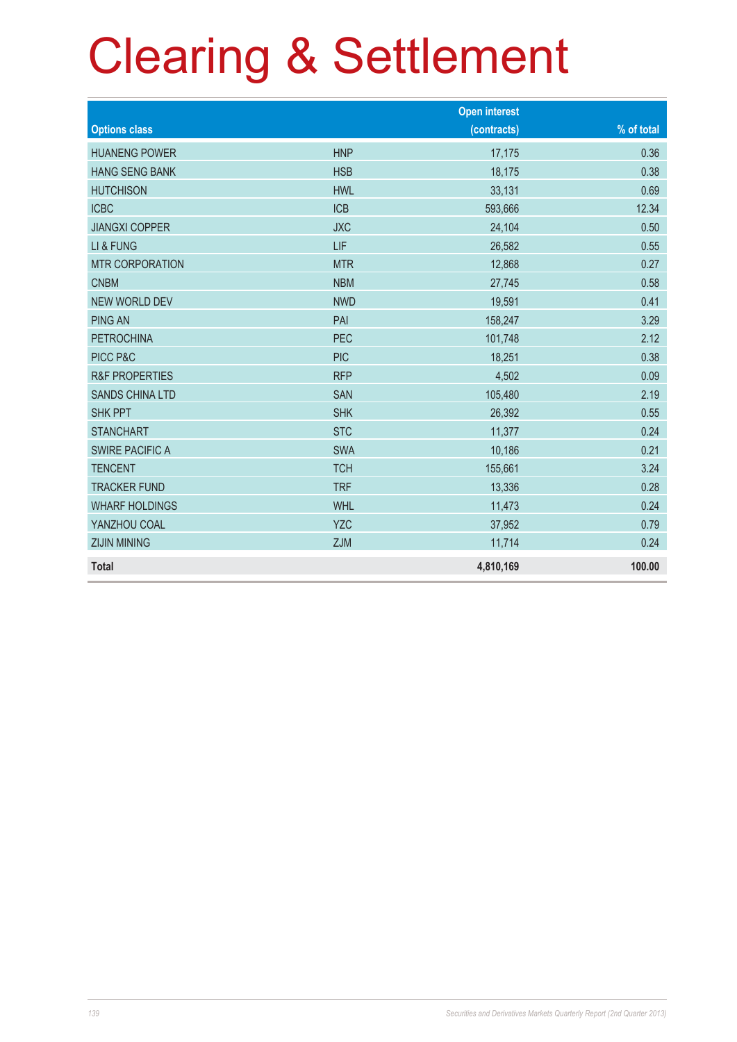# Clearing & Settlement

| Options class | | Open interest (contracts) | % of total |
|---|---|---|---|
| HUANENG POWER | HNP | 17,175 | 0.36 |
| HANG SENG BANK | HSB | 18,175 | 0.38 |
| HUTCHISON | HWL | 33,131 | 0.69 |
| ICBC | ICB | 593,666 | 12.34 |
| JIANGXI COPPER | JXC | 24,104 | 0.50 |
| LI & FUNG | LIF | 26,582 | 0.55 |
| MTR CORPORATION | MTR | 12,868 | 0.27 |
| CNBM | NBM | 27,745 | 0.58 |
| NEW WORLD DEV | NWD | 19,591 | 0.41 |
| PING AN | PAI | 158,247 | 3.29 |
| PETROCHINA | PEC | 101,748 | 2.12 |
| PICC P&C | PIC | 18,251 | 0.38 |
| R&F PROPERTIES | RFP | 4,502 | 0.09 |
| SANDS CHINA LTD | SAN | 105,480 | 2.19 |
| SHK PPT | SHK | 26,392 | 0.55 |
| STANCHART | STC | 11,377 | 0.24 |
| SWIRE PACIFIC A | SWA | 10,186 | 0.21 |
| TENCENT | TCH | 155,661 | 3.24 |
| TRACKER FUND | TRF | 13,336 | 0.28 |
| WHARF HOLDINGS | WHL | 11,473 | 0.24 |
| YANZHOU COAL | YZC | 37,952 | 0.79 |
| ZIJIN MINING | ZJM | 11,714 | 0.24 |
| **Total** | | **4,810,169** | **100.00** |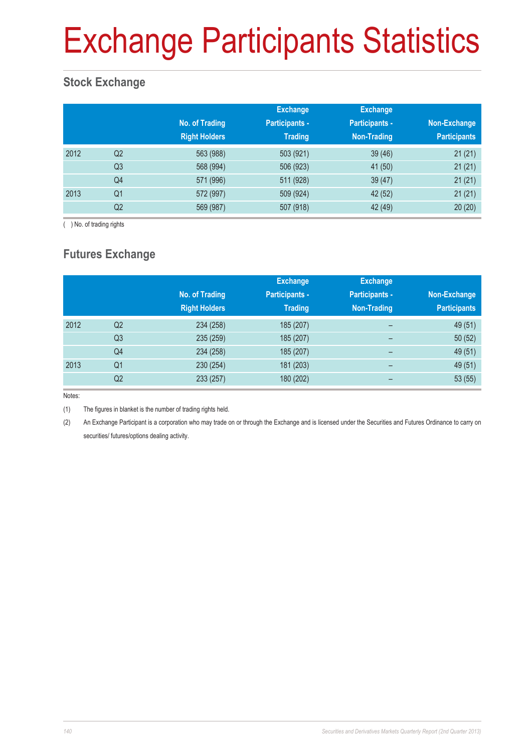# Exchange Participants Statistics

## Stock Exchange

| | | No. of Trading Right Holders | Exchange Participants - Trading | Exchange Participants - Non-Trading | Non-Exchange Participants |
|---|---|---|---|---|---|
| 2012 | Q2 | 563 (988) | 503 (921) | 39 (46) | 21 (21) |
| | Q3 | 568 (994) | 506 (923) | 41 (50) | 21 (21) |
| | Q4 | 571 (996) | 511 (928) | 39 (47) | 21 (21) |
| 2013 | Q1 | 572 (997) | 509 (924) | 42 (52) | 21 (21) |
| | Q2 | 569 (987) | 507 (918) | 42 (49) | 20 (20) |

( ) No. of trading rights

## Futures Exchange

| | | No. of Trading Right Holders | Exchange Participants - Trading | Exchange Participants - Non-Trading | Non-Exchange Participants |
|---|---|---|---|---|---|
| 2012 | Q2 | 234 (258) | 185 (207) | – | 49 (51) |
| | Q3 | 235 (259) | 185 (207) | – | 50 (52) |
| | Q4 | 234 (258) | 185 (207) | – | 49 (51) |
| 2013 | Q1 | 230 (254) | 181 (203) | – | 49 (51) |
| | Q2 | 233 (257) | 180 (202) | – | 53 (55) |

Notes:

(1) The figures in blanket is the number of trading rights held.

(2) An Exchange Participant is a corporation who may trade on or through the Exchange and is licensed under the Securities and Futures Ordinance to carry on securities/ futures/options dealing activity.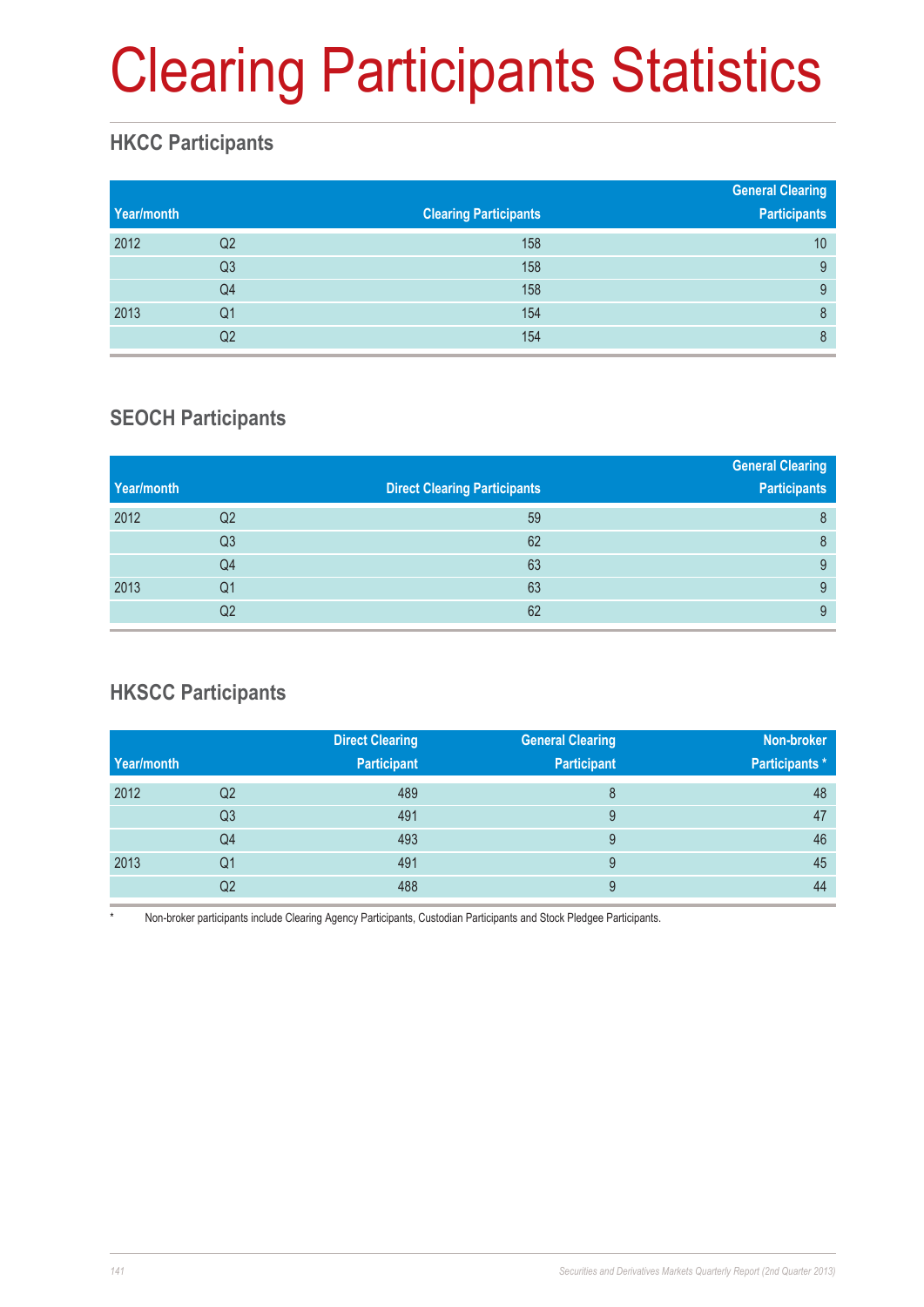# Clearing Participants Statistics

## HKCC Participants

| Year/month | | Clearing Participants | General Clearing Participants |
|---|---|---|---|
| 2012 | Q2 | 158 | 10 |
| | Q3 | 158 | 9 |
| | Q4 | 158 | 9 |
| 2013 | Q1 | 154 | 8 |
| | Q2 | 154 | 8 |

## SEOCH Participants

| Year/month | | Direct Clearing Participants | General Clearing Participants |
|---|---|---|---|
| 2012 | Q2 | 59 | 8 |
| | Q3 | 62 | 8 |
| | Q4 | 63 | 9 |
| 2013 | Q1 | 63 | 9 |
| | Q2 | 62 | 9 |

## HKSCC Participants

| Year/month | | Direct Clearing Participant | General Clearing Participant | Non-broker Participants * |
|---|---|---|---|---|
| 2012 | Q2 | 489 | 8 | 48 |
| | Q3 | 491 | 9 | 47 |
| | Q4 | 493 | 9 | 46 |
| 2013 | Q1 | 491 | 9 | 45 |
| | Q2 | 488 | 9 | 44 |

* Non-broker participants include Clearing Agency Participants, Custodian Participants and Stock Pledgee Participants.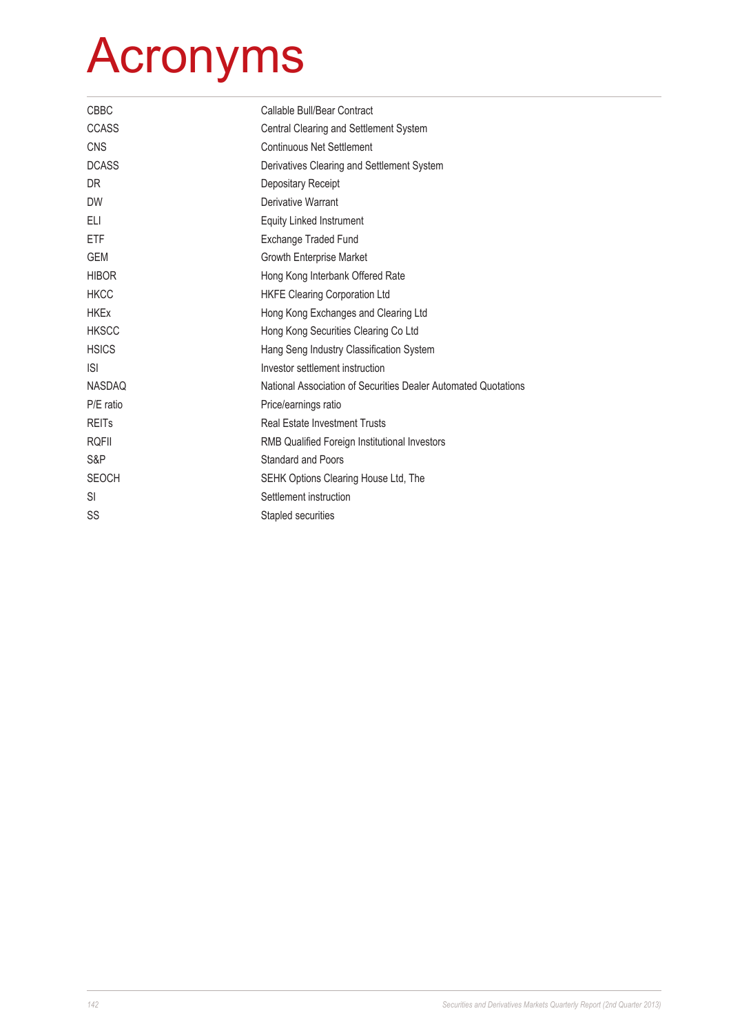# Acronyms

| | |
|---|---|
| CBBC | Callable Bull/Bear Contract |
| CCASS | Central Clearing and Settlement System |
| CNS | Continuous Net Settlement |
| DCASS | Derivatives Clearing and Settlement System |
| DR | Depositary Receipt |
| DW | Derivative Warrant |
| ELI | Equity Linked Instrument |
| ETF | Exchange Traded Fund |
| GEM | Growth Enterprise Market |
| HIBOR | Hong Kong Interbank Offered Rate |
| HKCC | HKFE Clearing Corporation Ltd |
| HKEx | Hong Kong Exchanges and Clearing Ltd |
| HKSCC | Hong Kong Securities Clearing Co Ltd |
| HSICS | Hang Seng Industry Classification System |
| ISI | Investor settlement instruction |
| NASDAQ | National Association of Securities Dealer Automated Quotations |
| P/E ratio | Price/earnings ratio |
| REITs | Real Estate Investment Trusts |
| RQFII | RMB Qualified Foreign Institutional Investors |
| S&P | Standard and Poors |
| SEOCH | SEHK Options Clearing House Ltd, The |
| SI | Settlement instruction |
| SS | Stapled securities |